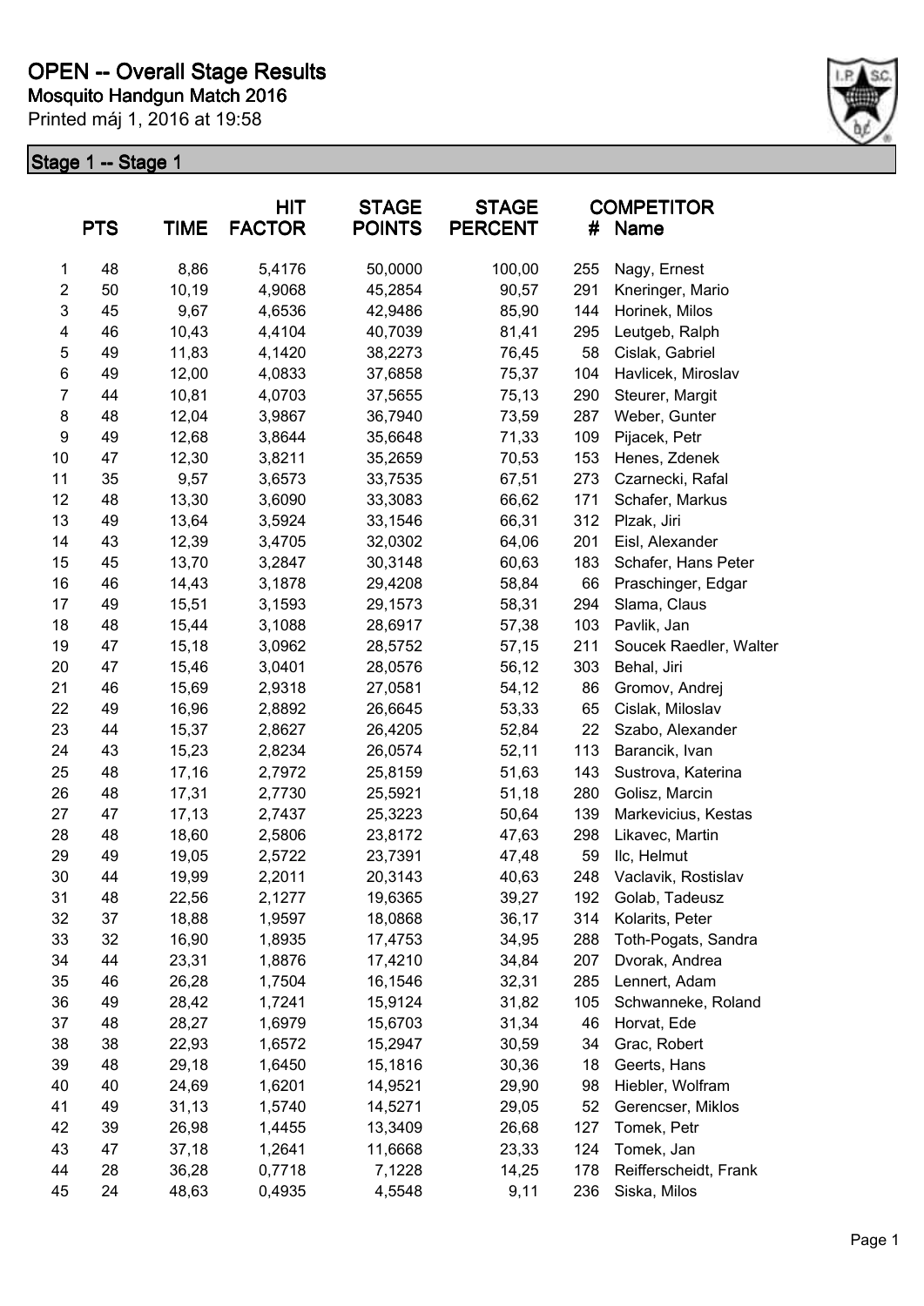# OPEN -- Overall Stage Results

**Mosquito Handgun Match 2016**

Printed máj 1, 2016 at 19:58

## Stage 1 -- Stage 1

| | PTS | TIME | HIT FACTOR | STAGE POINTS | STAGE PERCENT | # | COMPETITOR Name |
|---|---|---|---|---|---|---|---|
| 1 | 48 | 8,86 | 5,4176 | 50,0000 | 100,00 | 255 | Nagy, Ernest |
| 2 | 50 | 10,19 | 4,9068 | 45,2854 | 90,57 | 291 | Kneringer, Mario |
| 3 | 45 | 9,67 | 4,6536 | 42,9486 | 85,90 | 144 | Horinek, Milos |
| 4 | 46 | 10,43 | 4,4104 | 40,7039 | 81,41 | 295 | Leutgeb, Ralph |
| 5 | 49 | 11,83 | 4,1420 | 38,2273 | 76,45 | 58 | Cislak, Gabriel |
| 6 | 49 | 12,00 | 4,0833 | 37,6858 | 75,37 | 104 | Havlicek, Miroslav |
| 7 | 44 | 10,81 | 4,0703 | 37,5655 | 75,13 | 290 | Steurer, Margit |
| 8 | 48 | 12,04 | 3,9867 | 36,7940 | 73,59 | 287 | Weber, Gunter |
| 9 | 49 | 12,68 | 3,8644 | 35,6648 | 71,33 | 109 | Pijacek, Petr |
| 10 | 47 | 12,30 | 3,8211 | 35,2659 | 70,53 | 153 | Henes, Zdenek |
| 11 | 35 | 9,57 | 3,6573 | 33,7535 | 67,51 | 273 | Czarnecki, Rafal |
| 12 | 48 | 13,30 | 3,6090 | 33,3083 | 66,62 | 171 | Schafer, Markus |
| 13 | 49 | 13,64 | 3,5924 | 33,1546 | 66,31 | 312 | Plzak, Jiri |
| 14 | 43 | 12,39 | 3,4705 | 32,0302 | 64,06 | 201 | Eisl, Alexander |
| 15 | 45 | 13,70 | 3,2847 | 30,3148 | 60,63 | 183 | Schafer, Hans Peter |
| 16 | 46 | 14,43 | 3,1878 | 29,4208 | 58,84 | 66 | Praschinger, Edgar |
| 17 | 49 | 15,51 | 3,1593 | 29,1573 | 58,31 | 294 | Slama, Claus |
| 18 | 48 | 15,44 | 3,1088 | 28,6917 | 57,38 | 103 | Pavlik, Jan |
| 19 | 47 | 15,18 | 3,0962 | 28,5752 | 57,15 | 211 | Soucek Raedler, Walter |
| 20 | 47 | 15,46 | 3,0401 | 28,0576 | 56,12 | 303 | Behal, Jiri |
| 21 | 46 | 15,69 | 2,9318 | 27,0581 | 54,12 | 86 | Gromov, Andrej |
| 22 | 49 | 16,96 | 2,8892 | 26,6645 | 53,33 | 65 | Cislak, Miloslav |
| 23 | 44 | 15,37 | 2,8627 | 26,4205 | 52,84 | 22 | Szabo, Alexander |
| 24 | 43 | 15,23 | 2,8234 | 26,0574 | 52,11 | 113 | Barancik, Ivan |
| 25 | 48 | 17,16 | 2,7972 | 25,8159 | 51,63 | 143 | Sustrova, Katerina |
| 26 | 48 | 17,31 | 2,7730 | 25,5921 | 51,18 | 280 | Golisz, Marcin |
| 27 | 47 | 17,13 | 2,7437 | 25,3223 | 50,64 | 139 | Markevicius, Kestas |
| 28 | 48 | 18,60 | 2,5806 | 23,8172 | 47,63 | 298 | Likavec, Martin |
| 29 | 49 | 19,05 | 2,5722 | 23,7391 | 47,48 | 59 | Ilc, Helmut |
| 30 | 44 | 19,99 | 2,2011 | 20,3143 | 40,63 | 248 | Vaclavik, Rostislav |
| 31 | 48 | 22,56 | 2,1277 | 19,6365 | 39,27 | 192 | Golab, Tadeusz |
| 32 | 37 | 18,88 | 1,9597 | 18,0868 | 36,17 | 314 | Kolarits, Peter |
| 33 | 32 | 16,90 | 1,8935 | 17,4753 | 34,95 | 288 | Toth-Pogats, Sandra |
| 34 | 44 | 23,31 | 1,8876 | 17,4210 | 34,84 | 207 | Dvorak, Andrea |
| 35 | 46 | 26,28 | 1,7504 | 16,1546 | 32,31 | 285 | Lennert, Adam |
| 36 | 49 | 28,42 | 1,7241 | 15,9124 | 31,82 | 105 | Schwanneke, Roland |
| 37 | 48 | 28,27 | 1,6979 | 15,6703 | 31,34 | 46 | Horvat, Ede |
| 38 | 38 | 22,93 | 1,6572 | 15,2947 | 30,59 | 34 | Grac, Robert |
| 39 | 48 | 29,18 | 1,6450 | 15,1816 | 30,36 | 18 | Geerts, Hans |
| 40 | 40 | 24,69 | 1,6201 | 14,9521 | 29,90 | 98 | Hiebler, Wolfram |
| 41 | 49 | 31,13 | 1,5740 | 14,5271 | 29,05 | 52 | Gerencser, Miklos |
| 42 | 39 | 26,98 | 1,4455 | 13,3409 | 26,68 | 127 | Tomek, Petr |
| 43 | 47 | 37,18 | 1,2641 | 11,6668 | 23,33 | 124 | Tomek, Jan |
| 44 | 28 | 36,28 | 0,7718 | 7,1228 | 14,25 | 178 | Reifferscheidt, Frank |
| 45 | 24 | 48,63 | 0,4935 | 4,5548 | 9,11 | 236 | Siska, Milos |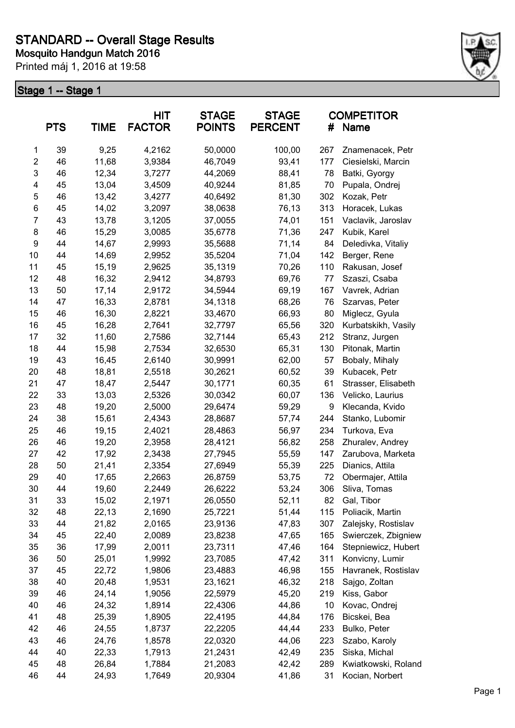# STANDARD -- Overall Stage Results

## Mosquito Handgun Match 2016

Printed máj 1, 2016 at 19:58

### Stage 1 -- Stage 1

| | PTS | TIME | HIT FACTOR | STAGE POINTS | STAGE PERCENT | # | COMPETITOR Name |
|---|---|---|---|---|---|---|---|
| 1 | 39 | 9,25 | 4,2162 | 50,0000 | 100,00 | 267 | Znamenacek, Petr |
| 2 | 46 | 11,68 | 3,9384 | 46,7049 | 93,41 | 177 | Ciesielski, Marcin |
| 3 | 46 | 12,34 | 3,7277 | 44,2069 | 88,41 | 78 | Batki, Gyorgy |
| 4 | 45 | 13,04 | 3,4509 | 40,9244 | 81,85 | 70 | Pupala, Ondrej |
| 5 | 46 | 13,42 | 3,4277 | 40,6492 | 81,30 | 302 | Kozak, Petr |
| 6 | 45 | 14,02 | 3,2097 | 38,0638 | 76,13 | 313 | Horacek, Lukas |
| 7 | 43 | 13,78 | 3,1205 | 37,0055 | 74,01 | 151 | Vaclavik, Jaroslav |
| 8 | 46 | 15,29 | 3,0085 | 35,6778 | 71,36 | 247 | Kubik, Karel |
| 9 | 44 | 14,67 | 2,9993 | 35,5688 | 71,14 | 84 | Deledivka, Vitaliy |
| 10 | 44 | 14,69 | 2,9952 | 35,5204 | 71,04 | 142 | Berger, Rene |
| 11 | 45 | 15,19 | 2,9625 | 35,1319 | 70,26 | 110 | Rakusan, Josef |
| 12 | 48 | 16,32 | 2,9412 | 34,8793 | 69,76 | 77 | Szaszi, Csaba |
| 13 | 50 | 17,14 | 2,9172 | 34,5944 | 69,19 | 167 | Vavrek, Adrian |
| 14 | 47 | 16,33 | 2,8781 | 34,1318 | 68,26 | 76 | Szarvas, Peter |
| 15 | 46 | 16,30 | 2,8221 | 33,4670 | 66,93 | 80 | Miglecz, Gyula |
| 16 | 45 | 16,28 | 2,7641 | 32,7797 | 65,56 | 320 | Kurbatskikh, Vasily |
| 17 | 32 | 11,60 | 2,7586 | 32,7144 | 65,43 | 212 | Stranz, Jurgen |
| 18 | 44 | 15,98 | 2,7534 | 32,6530 | 65,31 | 130 | Pitonak, Martin |
| 19 | 43 | 16,45 | 2,6140 | 30,9991 | 62,00 | 57 | Bobaly, Mihaly |
| 20 | 48 | 18,81 | 2,5518 | 30,2621 | 60,52 | 39 | Kubacek, Petr |
| 21 | 47 | 18,47 | 2,5447 | 30,1771 | 60,35 | 61 | Strasser, Elisabeth |
| 22 | 33 | 13,03 | 2,5326 | 30,0342 | 60,07 | 136 | Velicko, Laurius |
| 23 | 48 | 19,20 | 2,5000 | 29,6474 | 59,29 | 9 | Klecanda, Kvido |
| 24 | 38 | 15,61 | 2,4343 | 28,8687 | 57,74 | 244 | Stanko, Lubomir |
| 25 | 46 | 19,15 | 2,4021 | 28,4863 | 56,97 | 234 | Turkova, Eva |
| 26 | 46 | 19,20 | 2,3958 | 28,4121 | 56,82 | 258 | Zhuralev, Andrey |
| 27 | 42 | 17,92 | 2,3438 | 27,7945 | 55,59 | 147 | Zarubova, Marketa |
| 28 | 50 | 21,41 | 2,3354 | 27,6949 | 55,39 | 225 | Dianics, Attila |
| 29 | 40 | 17,65 | 2,2663 | 26,8759 | 53,75 | 72 | Obermajer, Attila |
| 30 | 44 | 19,60 | 2,2449 | 26,6222 | 53,24 | 306 | Sliva, Tomas |
| 31 | 33 | 15,02 | 2,1971 | 26,0550 | 52,11 | 82 | Gal, Tibor |
| 32 | 48 | 22,13 | 2,1690 | 25,7221 | 51,44 | 115 | Poliacik, Martin |
| 33 | 44 | 21,82 | 2,0165 | 23,9136 | 47,83 | 307 | Zalejsky, Rostislav |
| 34 | 45 | 22,40 | 2,0089 | 23,8238 | 47,65 | 165 | Swierczek, Zbigniew |
| 35 | 36 | 17,99 | 2,0011 | 23,7311 | 47,46 | 164 | Stepniewicz, Hubert |
| 36 | 50 | 25,01 | 1,9992 | 23,7085 | 47,42 | 311 | Konvicny, Lumir |
| 37 | 45 | 22,72 | 1,9806 | 23,4883 | 46,98 | 155 | Havranek, Rostislav |
| 38 | 40 | 20,48 | 1,9531 | 23,1621 | 46,32 | 218 | Sajgo, Zoltan |
| 39 | 46 | 24,14 | 1,9056 | 22,5979 | 45,20 | 219 | Kiss, Gabor |
| 40 | 46 | 24,32 | 1,8914 | 22,4306 | 44,86 | 10 | Kovac, Ondrej |
| 41 | 48 | 25,39 | 1,8905 | 22,4195 | 44,84 | 176 | Bicskei, Bea |
| 42 | 46 | 24,55 | 1,8737 | 22,2205 | 44,44 | 233 | Bulko, Peter |
| 43 | 46 | 24,76 | 1,8578 | 22,0320 | 44,06 | 223 | Szabo, Karoly |
| 44 | 40 | 22,33 | 1,7913 | 21,2431 | 42,49 | 235 | Siska, Michal |
| 45 | 48 | 26,84 | 1,7884 | 21,2083 | 42,42 | 289 | Kwiatkowski, Roland |
| 46 | 44 | 24,93 | 1,7649 | 20,9304 | 41,86 | 31 | Kocian, Norbert |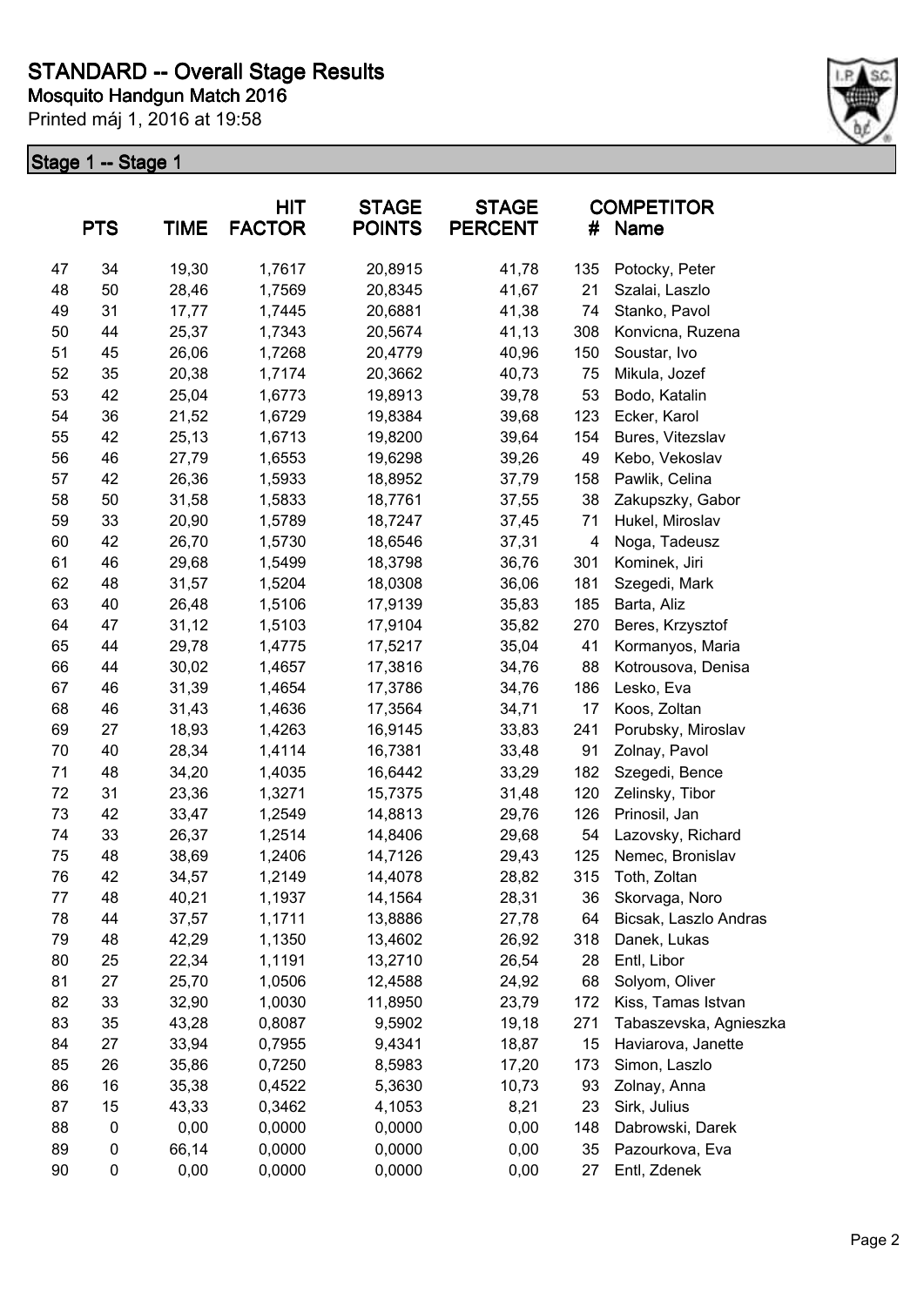# STANDARD -- Overall Stage Results

**Mosquito Handgun Match 2016**

Printed máj 1, 2016 at 19:58

## Stage 1 -- Stage 1

| | PTS | TIME | HIT FACTOR | STAGE POINTS | STAGE PERCENT | # | COMPETITOR Name |
|---|---|---|---|---|---|---|---|
| 47 | 34 | 19,30 | 1,7617 | 20,8915 | 41,78 | 135 | Potocky, Peter |
| 48 | 50 | 28,46 | 1,7569 | 20,8345 | 41,67 | 21 | Szalai, Laszlo |
| 49 | 31 | 17,77 | 1,7445 | 20,6881 | 41,38 | 74 | Stanko, Pavol |
| 50 | 44 | 25,37 | 1,7343 | 20,5674 | 41,13 | 308 | Konvicna, Ruzena |
| 51 | 45 | 26,06 | 1,7268 | 20,4779 | 40,96 | 150 | Soustar, Ivo |
| 52 | 35 | 20,38 | 1,7174 | 20,3662 | 40,73 | 75 | Mikula, Jozef |
| 53 | 42 | 25,04 | 1,6773 | 19,8913 | 39,78 | 53 | Bodo, Katalin |
| 54 | 36 | 21,52 | 1,6729 | 19,8384 | 39,68 | 123 | Ecker, Karol |
| 55 | 42 | 25,13 | 1,6713 | 19,8200 | 39,64 | 154 | Bures, Vitezslav |
| 56 | 46 | 27,79 | 1,6553 | 19,6298 | 39,26 | 49 | Kebo, Vekoslav |
| 57 | 42 | 26,36 | 1,5933 | 18,8952 | 37,79 | 158 | Pawlik, Celina |
| 58 | 50 | 31,58 | 1,5833 | 18,7761 | 37,55 | 38 | Zakupszky, Gabor |
| 59 | 33 | 20,90 | 1,5789 | 18,7247 | 37,45 | 71 | Hukel, Miroslav |
| 60 | 42 | 26,70 | 1,5730 | 18,6546 | 37,31 | 4 | Noga, Tadeusz |
| 61 | 46 | 29,68 | 1,5499 | 18,3798 | 36,76 | 301 | Kominek, Jiri |
| 62 | 48 | 31,57 | 1,5204 | 18,0308 | 36,06 | 181 | Szegedi, Mark |
| 63 | 40 | 26,48 | 1,5106 | 17,9139 | 35,83 | 185 | Barta, Aliz |
| 64 | 47 | 31,12 | 1,5103 | 17,9104 | 35,82 | 270 | Beres, Krzysztof |
| 65 | 44 | 29,78 | 1,4775 | 17,5217 | 35,04 | 41 | Kormanyos, Maria |
| 66 | 44 | 30,02 | 1,4657 | 17,3816 | 34,76 | 88 | Kotrousova, Denisa |
| 67 | 46 | 31,39 | 1,4654 | 17,3786 | 34,76 | 186 | Lesko, Eva |
| 68 | 46 | 31,43 | 1,4636 | 17,3564 | 34,71 | 17 | Koos, Zoltan |
| 69 | 27 | 18,93 | 1,4263 | 16,9145 | 33,83 | 241 | Porubsky, Miroslav |
| 70 | 40 | 28,34 | 1,4114 | 16,7381 | 33,48 | 91 | Zolnay, Pavol |
| 71 | 48 | 34,20 | 1,4035 | 16,6442 | 33,29 | 182 | Szegedi, Bence |
| 72 | 31 | 23,36 | 1,3271 | 15,7375 | 31,48 | 120 | Zelinsky, Tibor |
| 73 | 42 | 33,47 | 1,2549 | 14,8813 | 29,76 | 126 | Prinosil, Jan |
| 74 | 33 | 26,37 | 1,2514 | 14,8406 | 29,68 | 54 | Lazovsky, Richard |
| 75 | 48 | 38,69 | 1,2406 | 14,7126 | 29,43 | 125 | Nemec, Bronislav |
| 76 | 42 | 34,57 | 1,2149 | 14,4078 | 28,82 | 315 | Toth, Zoltan |
| 77 | 48 | 40,21 | 1,1937 | 14,1564 | 28,31 | 36 | Skorvaga, Noro |
| 78 | 44 | 37,57 | 1,1711 | 13,8886 | 27,78 | 64 | Bicsak, Laszlo Andras |
| 79 | 48 | 42,29 | 1,1350 | 13,4602 | 26,92 | 318 | Danek, Lukas |
| 80 | 25 | 22,34 | 1,1191 | 13,2710 | 26,54 | 28 | Entl, Libor |
| 81 | 27 | 25,70 | 1,0506 | 12,4588 | 24,92 | 68 | Solyom, Oliver |
| 82 | 33 | 32,90 | 1,0030 | 11,8950 | 23,79 | 172 | Kiss, Tamas Istvan |
| 83 | 35 | 43,28 | 0,8087 | 9,5902 | 19,18 | 271 | Tabaszevska, Agnieszka |
| 84 | 27 | 33,94 | 0,7955 | 9,4341 | 18,87 | 15 | Haviarova, Janette |
| 85 | 26 | 35,86 | 0,7250 | 8,5983 | 17,20 | 173 | Simon, Laszlo |
| 86 | 16 | 35,38 | 0,4522 | 5,3630 | 10,73 | 93 | Zolnay, Anna |
| 87 | 15 | 43,33 | 0,3462 | 4,1053 | 8,21 | 23 | Sirk, Julius |
| 88 | 0 | 0,00 | 0,0000 | 0,0000 | 0,00 | 148 | Dabrowski, Darek |
| 89 | 0 | 66,14 | 0,0000 | 0,0000 | 0,00 | 35 | Pazourkova, Eva |
| 90 | 0 | 0,00 | 0,0000 | 0,0000 | 0,00 | 27 | Entl, Zdenek |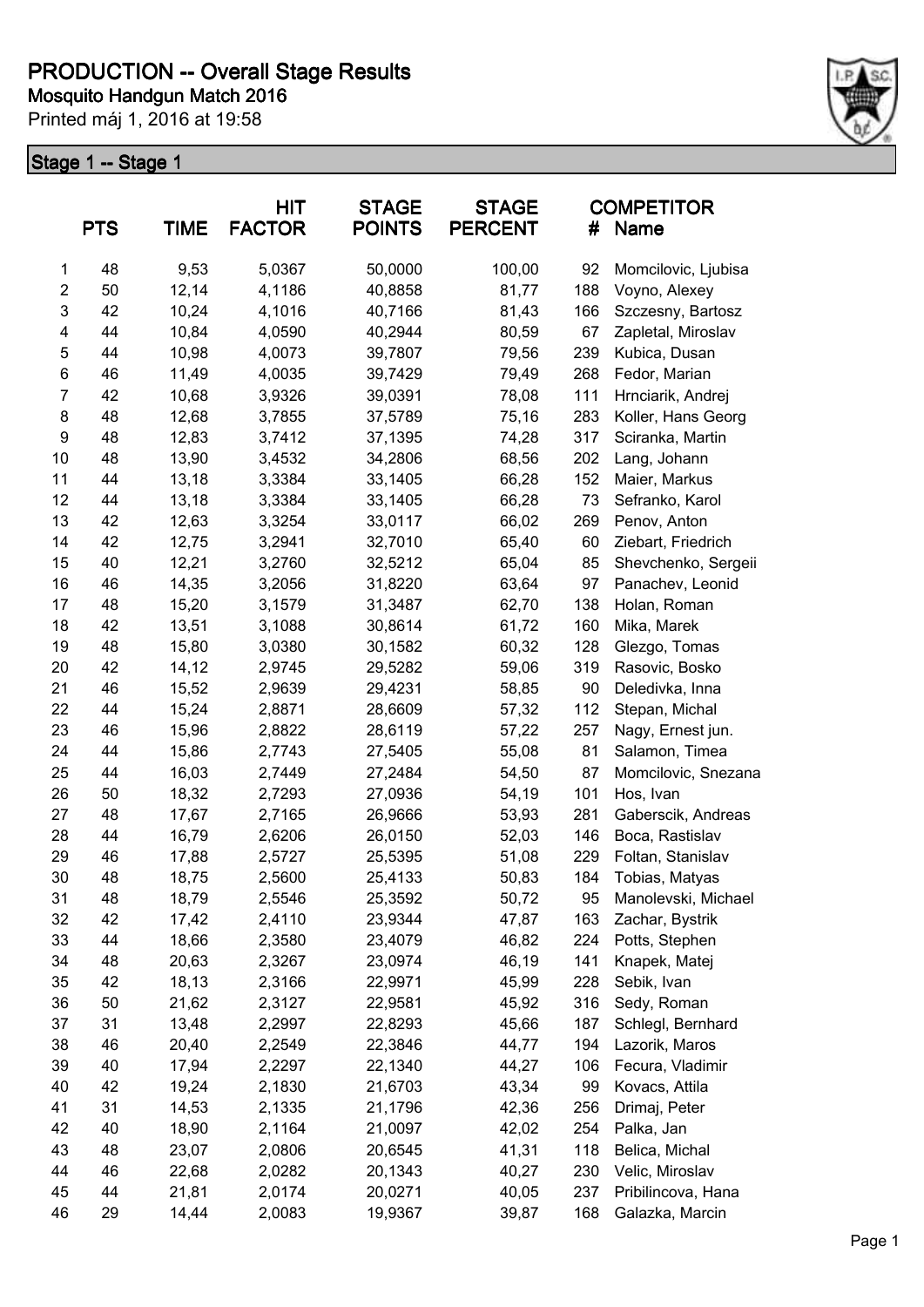# PRODUCTION -- Overall Stage Results

**Mosquito Handgun Match 2016**

Printed máj 1, 2016 at 19:58

## Stage 1 -- Stage 1

| | PTS | TIME | HIT FACTOR | STAGE POINTS | STAGE PERCENT | # | COMPETITOR Name |
|---|---|---|---|---|---|---|---|
| 1 | 48 | 9,53 | 5,0367 | 50,0000 | 100,00 | 92 | Momcilovic, Ljubisa |
| 2 | 50 | 12,14 | 4,1186 | 40,8858 | 81,77 | 188 | Voyno, Alexey |
| 3 | 42 | 10,24 | 4,1016 | 40,7166 | 81,43 | 166 | Szczesny, Bartosz |
| 4 | 44 | 10,84 | 4,0590 | 40,2944 | 80,59 | 67 | Zapletal, Miroslav |
| 5 | 44 | 10,98 | 4,0073 | 39,7807 | 79,56 | 239 | Kubica, Dusan |
| 6 | 46 | 11,49 | 4,0035 | 39,7429 | 79,49 | 268 | Fedor, Marian |
| 7 | 42 | 10,68 | 3,9326 | 39,0391 | 78,08 | 111 | Hrnciarik, Andrej |
| 8 | 48 | 12,68 | 3,7855 | 37,5789 | 75,16 | 283 | Koller, Hans Georg |
| 9 | 48 | 12,83 | 3,7412 | 37,1395 | 74,28 | 317 | Sciranka, Martin |
| 10 | 48 | 13,90 | 3,4532 | 34,2806 | 68,56 | 202 | Lang, Johann |
| 11 | 44 | 13,18 | 3,3384 | 33,1405 | 66,28 | 152 | Maier, Markus |
| 12 | 44 | 13,18 | 3,3384 | 33,1405 | 66,28 | 73 | Sefranko, Karol |
| 13 | 42 | 12,63 | 3,3254 | 33,0117 | 66,02 | 269 | Penov, Anton |
| 14 | 42 | 12,75 | 3,2941 | 32,7010 | 65,40 | 60 | Ziebart, Friedrich |
| 15 | 40 | 12,21 | 3,2760 | 32,5212 | 65,04 | 85 | Shevchenko, Sergeii |
| 16 | 46 | 14,35 | 3,2056 | 31,8220 | 63,64 | 97 | Panachev, Leonid |
| 17 | 48 | 15,20 | 3,1579 | 31,3487 | 62,70 | 138 | Holan, Roman |
| 18 | 42 | 13,51 | 3,1088 | 30,8614 | 61,72 | 160 | Mika, Marek |
| 19 | 48 | 15,80 | 3,0380 | 30,1582 | 60,32 | 128 | Glezgo, Tomas |
| 20 | 42 | 14,12 | 2,9745 | 29,5282 | 59,06 | 319 | Rasovic, Bosko |
| 21 | 46 | 15,52 | 2,9639 | 29,4231 | 58,85 | 90 | Deledivka, Inna |
| 22 | 44 | 15,24 | 2,8871 | 28,6609 | 57,32 | 112 | Stepan, Michal |
| 23 | 46 | 15,96 | 2,8822 | 28,6119 | 57,22 | 257 | Nagy, Ernest jun. |
| 24 | 44 | 15,86 | 2,7743 | 27,5405 | 55,08 | 81 | Salamon, Timea |
| 25 | 44 | 16,03 | 2,7449 | 27,2484 | 54,50 | 87 | Momcilovic, Snezana |
| 26 | 50 | 18,32 | 2,7293 | 27,0936 | 54,19 | 101 | Hos, Ivan |
| 27 | 48 | 17,67 | 2,7165 | 26,9666 | 53,93 | 281 | Gaberscik, Andreas |
| 28 | 44 | 16,79 | 2,6206 | 26,0150 | 52,03 | 146 | Boca, Rastislav |
| 29 | 46 | 17,88 | 2,5727 | 25,5395 | 51,08 | 229 | Foltan, Stanislav |
| 30 | 48 | 18,75 | 2,5600 | 25,4133 | 50,83 | 184 | Tobias, Matyas |
| 31 | 48 | 18,79 | 2,5546 | 25,3592 | 50,72 | 95 | Manolevski, Michael |
| 32 | 42 | 17,42 | 2,4110 | 23,9344 | 47,87 | 163 | Zachar, Bystrik |
| 33 | 44 | 18,66 | 2,3580 | 23,4079 | 46,82 | 224 | Potts, Stephen |
| 34 | 48 | 20,63 | 2,3267 | 23,0974 | 46,19 | 141 | Knapek, Matej |
| 35 | 42 | 18,13 | 2,3166 | 22,9971 | 45,99 | 228 | Sebik, Ivan |
| 36 | 50 | 21,62 | 2,3127 | 22,9581 | 45,92 | 316 | Sedy, Roman |
| 37 | 31 | 13,48 | 2,2997 | 22,8293 | 45,66 | 187 | Schlegl, Bernhard |
| 38 | 46 | 20,40 | 2,2549 | 22,3846 | 44,77 | 194 | Lazorik, Maros |
| 39 | 40 | 17,94 | 2,2297 | 22,1340 | 44,27 | 106 | Fecura, Vladimir |
| 40 | 42 | 19,24 | 2,1830 | 21,6703 | 43,34 | 99 | Kovacs, Attila |
| 41 | 31 | 14,53 | 2,1335 | 21,1796 | 42,36 | 256 | Drimaj, Peter |
| 42 | 40 | 18,90 | 2,1164 | 21,0097 | 42,02 | 254 | Palka, Jan |
| 43 | 48 | 23,07 | 2,0806 | 20,6545 | 41,31 | 118 | Belica, Michal |
| 44 | 46 | 22,68 | 2,0282 | 20,1343 | 40,27 | 230 | Velic, Miroslav |
| 45 | 44 | 21,81 | 2,0174 | 20,0271 | 40,05 | 237 | Pribilincova, Hana |
| 46 | 29 | 14,44 | 2,0083 | 19,9367 | 39,87 | 168 | Galazka, Marcin |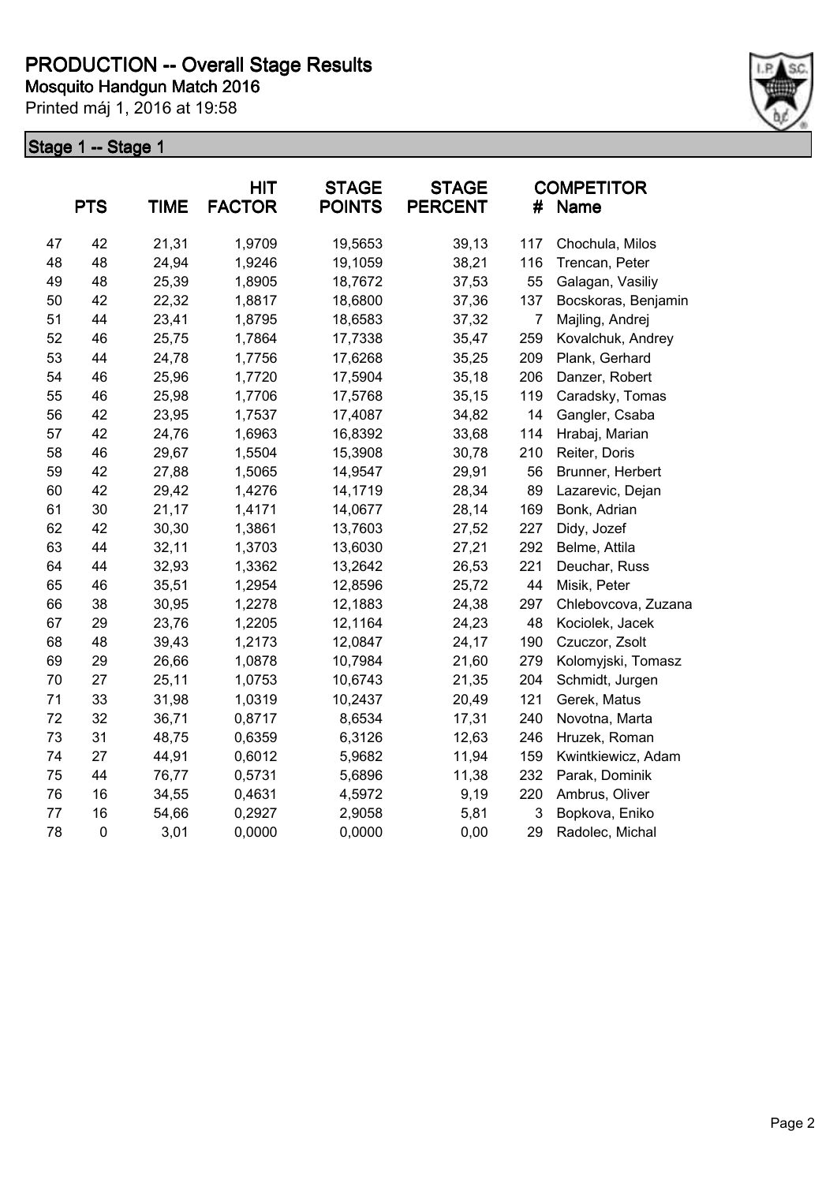# PRODUCTION -- Overall Stage Results

**Mosquito Handgun Match 2016**

Printed máj 1, 2016 at 19:58

## Stage 1 -- Stage 1

| | PTS | TIME | HIT FACTOR | STAGE POINTS | STAGE PERCENT | # | COMPETITOR Name |
|---|---|---|---|---|---|---|---|
| 47 | 42 | 21,31 | 1,9709 | 19,5653 | 39,13 | 117 | Chochula, Milos |
| 48 | 48 | 24,94 | 1,9246 | 19,1059 | 38,21 | 116 | Trencan, Peter |
| 49 | 48 | 25,39 | 1,8905 | 18,7672 | 37,53 | 55 | Galagan, Vasiliy |
| 50 | 42 | 22,32 | 1,8817 | 18,6800 | 37,36 | 137 | Bocskoras, Benjamin |
| 51 | 44 | 23,41 | 1,8795 | 18,6583 | 37,32 | 7 | Majling, Andrej |
| 52 | 46 | 25,75 | 1,7864 | 17,7338 | 35,47 | 259 | Kovalchuk, Andrey |
| 53 | 44 | 24,78 | 1,7756 | 17,6268 | 35,25 | 209 | Plank, Gerhard |
| 54 | 46 | 25,96 | 1,7720 | 17,5904 | 35,18 | 206 | Danzer, Robert |
| 55 | 46 | 25,98 | 1,7706 | 17,5768 | 35,15 | 119 | Caradsky, Tomas |
| 56 | 42 | 23,95 | 1,7537 | 17,4087 | 34,82 | 14 | Gangler, Csaba |
| 57 | 42 | 24,76 | 1,6963 | 16,8392 | 33,68 | 114 | Hrabaj, Marian |
| 58 | 46 | 29,67 | 1,5504 | 15,3908 | 30,78 | 210 | Reiter, Doris |
| 59 | 42 | 27,88 | 1,5065 | 14,9547 | 29,91 | 56 | Brunner, Herbert |
| 60 | 42 | 29,42 | 1,4276 | 14,1719 | 28,34 | 89 | Lazarevic, Dejan |
| 61 | 30 | 21,17 | 1,4171 | 14,0677 | 28,14 | 169 | Bonk, Adrian |
| 62 | 42 | 30,30 | 1,3861 | 13,7603 | 27,52 | 227 | Didy, Jozef |
| 63 | 44 | 32,11 | 1,3703 | 13,6030 | 27,21 | 292 | Belme, Attila |
| 64 | 44 | 32,93 | 1,3362 | 13,2642 | 26,53 | 221 | Deuchar, Russ |
| 65 | 46 | 35,51 | 1,2954 | 12,8596 | 25,72 | 44 | Misik, Peter |
| 66 | 38 | 30,95 | 1,2278 | 12,1883 | 24,38 | 297 | Chlebovcova, Zuzana |
| 67 | 29 | 23,76 | 1,2205 | 12,1164 | 24,23 | 48 | Kociolek, Jacek |
| 68 | 48 | 39,43 | 1,2173 | 12,0847 | 24,17 | 190 | Czuczor, Zsolt |
| 69 | 29 | 26,66 | 1,0878 | 10,7984 | 21,60 | 279 | Kolomyjski, Tomasz |
| 70 | 27 | 25,11 | 1,0753 | 10,6743 | 21,35 | 204 | Schmidt, Jurgen |
| 71 | 33 | 31,98 | 1,0319 | 10,2437 | 20,49 | 121 | Gerek, Matus |
| 72 | 32 | 36,71 | 0,8717 | 8,6534 | 17,31 | 240 | Novotna, Marta |
| 73 | 31 | 48,75 | 0,6359 | 6,3126 | 12,63 | 246 | Hruzek, Roman |
| 74 | 27 | 44,91 | 0,6012 | 5,9682 | 11,94 | 159 | Kwintkiewicz, Adam |
| 75 | 44 | 76,77 | 0,5731 | 5,6896 | 11,38 | 232 | Parak, Dominik |
| 76 | 16 | 34,55 | 0,4631 | 4,5972 | 9,19 | 220 | Ambrus, Oliver |
| 77 | 16 | 54,66 | 0,2927 | 2,9058 | 5,81 | 3 | Bopkova, Eniko |
| 78 | 0 | 3,01 | 0,0000 | 0,0000 | 0,00 | 29 | Radolec, Michal |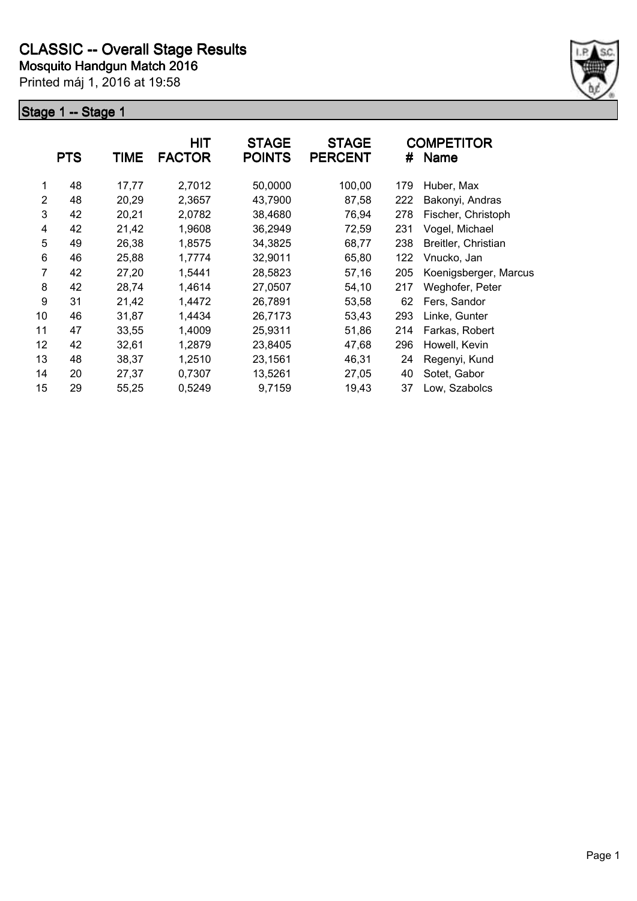# CLASSIC -- Overall Stage Results

**Mosquito Handgun Match 2016**

Printed máj 1, 2016 at 19:58

## Stage 1 -- Stage 1

| | PTS | TIME | HIT FACTOR | STAGE POINTS | STAGE PERCENT | # | COMPETITOR Name |
|---|---|---|---|---|---|---|---|
| 1 | 48 | 17,77 | 2,7012 | 50,0000 | 100,00 | 179 | Huber, Max |
| 2 | 48 | 20,29 | 2,3657 | 43,7900 | 87,58 | 222 | Bakonyi, Andras |
| 3 | 42 | 20,21 | 2,0782 | 38,4680 | 76,94 | 278 | Fischer, Christoph |
| 4 | 42 | 21,42 | 1,9608 | 36,2949 | 72,59 | 231 | Vogel, Michael |
| 5 | 49 | 26,38 | 1,8575 | 34,3825 | 68,77 | 238 | Breitler, Christian |
| 6 | 46 | 25,88 | 1,7774 | 32,9011 | 65,80 | 122 | Vnucko, Jan |
| 7 | 42 | 27,20 | 1,5441 | 28,5823 | 57,16 | 205 | Koenigsberger, Marcus |
| 8 | 42 | 28,74 | 1,4614 | 27,0507 | 54,10 | 217 | Weghofer, Peter |
| 9 | 31 | 21,42 | 1,4472 | 26,7891 | 53,58 | 62 | Fers, Sandor |
| 10 | 46 | 31,87 | 1,4434 | 26,7173 | 53,43 | 293 | Linke, Gunter |
| 11 | 47 | 33,55 | 1,4009 | 25,9311 | 51,86 | 214 | Farkas, Robert |
| 12 | 42 | 32,61 | 1,2879 | 23,8405 | 47,68 | 296 | Howell, Kevin |
| 13 | 48 | 38,37 | 1,2510 | 23,1561 | 46,31 | 24 | Regenyi, Kund |
| 14 | 20 | 27,37 | 0,7307 | 13,5261 | 27,05 | 40 | Sotet, Gabor |
| 15 | 29 | 55,25 | 0,5249 | 9,7159 | 19,43 | 37 | Low, Szabolcs |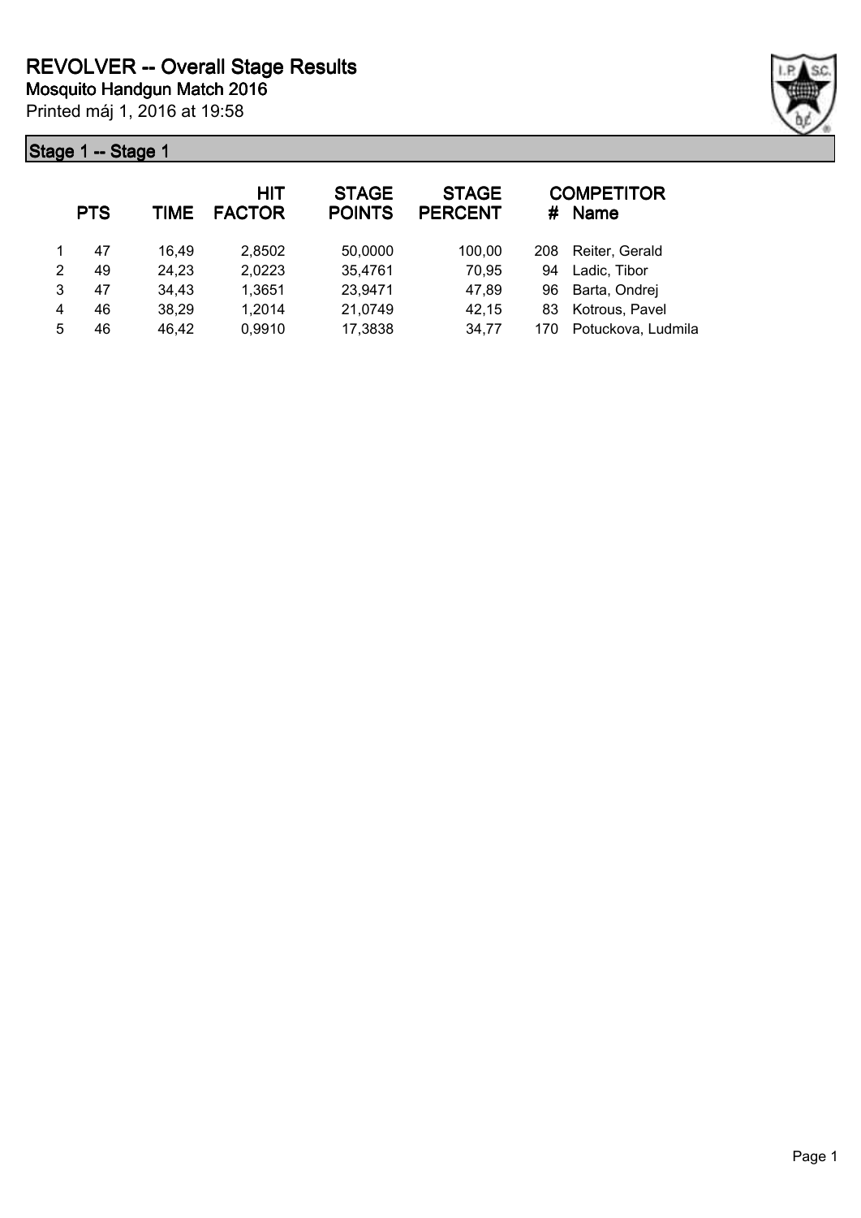# REVOLVER -- Overall Stage Results

## Mosquito Handgun Match 2016

Printed máj 1, 2016 at 19:58

### Stage 1 -- Stage 1

| | PTS | TIME | HIT FACTOR | STAGE POINTS | STAGE PERCENT | # | COMPETITOR Name |
|---|---|---|---|---|---|---|---|
| 1 | 47 | 16,49 | 2,8502 | 50,0000 | 100,00 | 208 | Reiter, Gerald |
| 2 | 49 | 24,23 | 2,0223 | 35,4761 | 70,95 | 94 | Ladic, Tibor |
| 3 | 47 | 34,43 | 1,3651 | 23,9471 | 47,89 | 96 | Barta, Ondrej |
| 4 | 46 | 38,29 | 1,2014 | 21,0749 | 42,15 | 83 | Kotrous, Pavel |
| 5 | 46 | 46,42 | 0,9910 | 17,3838 | 34,77 | 170 | Potuckova, Ludmila |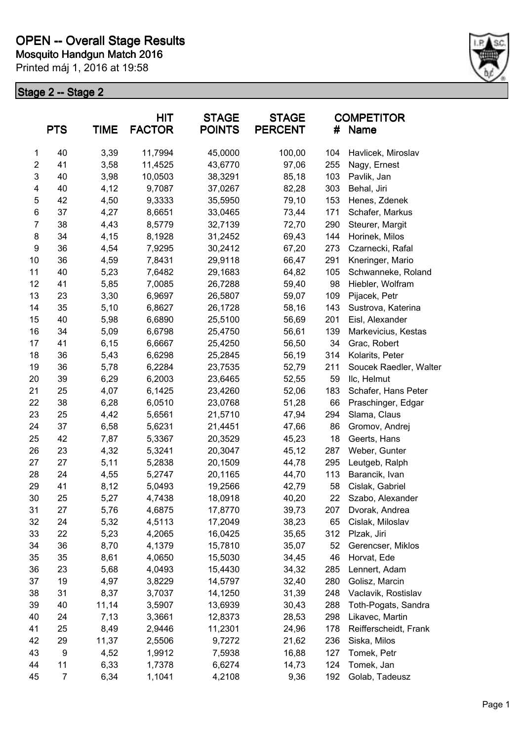# OPEN -- Overall Stage Results

**Mosquito Handgun Match 2016**

Printed máj 1, 2016 at 19:58

## Stage 2 -- Stage 2

| | PTS | TIME | HIT FACTOR | STAGE POINTS | STAGE PERCENT | # | COMPETITOR Name |
|---|---|---|---|---|---|---|---|
| 1 | 40 | 3,39 | 11,7994 | 45,0000 | 100,00 | 104 | Havlicek, Miroslav |
| 2 | 41 | 3,58 | 11,4525 | 43,6770 | 97,06 | 255 | Nagy, Ernest |
| 3 | 40 | 3,98 | 10,0503 | 38,3291 | 85,18 | 103 | Pavlik, Jan |
| 4 | 40 | 4,12 | 9,7087 | 37,0267 | 82,28 | 303 | Behal, Jiri |
| 5 | 42 | 4,50 | 9,3333 | 35,5950 | 79,10 | 153 | Henes, Zdenek |
| 6 | 37 | 4,27 | 8,6651 | 33,0465 | 73,44 | 171 | Schafer, Markus |
| 7 | 38 | 4,43 | 8,5779 | 32,7139 | 72,70 | 290 | Steurer, Margit |
| 8 | 34 | 4,15 | 8,1928 | 31,2452 | 69,43 | 144 | Horinek, Milos |
| 9 | 36 | 4,54 | 7,9295 | 30,2412 | 67,20 | 273 | Czarnecki, Rafal |
| 10 | 36 | 4,59 | 7,8431 | 29,9118 | 66,47 | 291 | Kneringer, Mario |
| 11 | 40 | 5,23 | 7,6482 | 29,1683 | 64,82 | 105 | Schwanneke, Roland |
| 12 | 41 | 5,85 | 7,0085 | 26,7288 | 59,40 | 98 | Hiebler, Wolfram |
| 13 | 23 | 3,30 | 6,9697 | 26,5807 | 59,07 | 109 | Pijacek, Petr |
| 14 | 35 | 5,10 | 6,8627 | 26,1728 | 58,16 | 143 | Sustrova, Katerina |
| 15 | 40 | 5,98 | 6,6890 | 25,5100 | 56,69 | 201 | Eisl, Alexander |
| 16 | 34 | 5,09 | 6,6798 | 25,4750 | 56,61 | 139 | Markevicius, Kestas |
| 17 | 41 | 6,15 | 6,6667 | 25,4250 | 56,50 | 34 | Grac, Robert |
| 18 | 36 | 5,43 | 6,6298 | 25,2845 | 56,19 | 314 | Kolarits, Peter |
| 19 | 36 | 5,78 | 6,2284 | 23,7535 | 52,79 | 211 | Soucek Raedler, Walter |
| 20 | 39 | 6,29 | 6,2003 | 23,6465 | 52,55 | 59 | Ilc, Helmut |
| 21 | 25 | 4,07 | 6,1425 | 23,4260 | 52,06 | 183 | Schafer, Hans Peter |
| 22 | 38 | 6,28 | 6,0510 | 23,0768 | 51,28 | 66 | Praschinger, Edgar |
| 23 | 25 | 4,42 | 5,6561 | 21,5710 | 47,94 | 294 | Slama, Claus |
| 24 | 37 | 6,58 | 5,6231 | 21,4451 | 47,66 | 86 | Gromov, Andrej |
| 25 | 42 | 7,87 | 5,3367 | 20,3529 | 45,23 | 18 | Geerts, Hans |
| 26 | 23 | 4,32 | 5,3241 | 20,3047 | 45,12 | 287 | Weber, Gunter |
| 27 | 27 | 5,11 | 5,2838 | 20,1509 | 44,78 | 295 | Leutgeb, Ralph |
| 28 | 24 | 4,55 | 5,2747 | 20,1165 | 44,70 | 113 | Barancik, Ivan |
| 29 | 41 | 8,12 | 5,0493 | 19,2566 | 42,79 | 58 | Cislak, Gabriel |
| 30 | 25 | 5,27 | 4,7438 | 18,0918 | 40,20 | 22 | Szabo, Alexander |
| 31 | 27 | 5,76 | 4,6875 | 17,8770 | 39,73 | 207 | Dvorak, Andrea |
| 32 | 24 | 5,32 | 4,5113 | 17,2049 | 38,23 | 65 | Cislak, Miloslav |
| 33 | 22 | 5,23 | 4,2065 | 16,0425 | 35,65 | 312 | Plzak, Jiri |
| 34 | 36 | 8,70 | 4,1379 | 15,7810 | 35,07 | 52 | Gerencser, Miklos |
| 35 | 35 | 8,61 | 4,0650 | 15,5030 | 34,45 | 46 | Horvat, Ede |
| 36 | 23 | 5,68 | 4,0493 | 15,4430 | 34,32 | 285 | Lennert, Adam |
| 37 | 19 | 4,97 | 3,8229 | 14,5797 | 32,40 | 280 | Golisz, Marcin |
| 38 | 31 | 8,37 | 3,7037 | 14,1250 | 31,39 | 248 | Vaclavik, Rostislav |
| 39 | 40 | 11,14 | 3,5907 | 13,6939 | 30,43 | 288 | Toth-Pogats, Sandra |
| 40 | 24 | 7,13 | 3,3661 | 12,8373 | 28,53 | 298 | Likavec, Martin |
| 41 | 25 | 8,49 | 2,9446 | 11,2301 | 24,96 | 178 | Reifferscheidt, Frank |
| 42 | 29 | 11,37 | 2,5506 | 9,7272 | 21,62 | 236 | Siska, Milos |
| 43 | 9 | 4,52 | 1,9912 | 7,5938 | 16,88 | 127 | Tomek, Petr |
| 44 | 11 | 6,33 | 1,7378 | 6,6274 | 14,73 | 124 | Tomek, Jan |
| 45 | 7 | 6,34 | 1,1041 | 4,2108 | 9,36 | 192 | Golab, Tadeusz |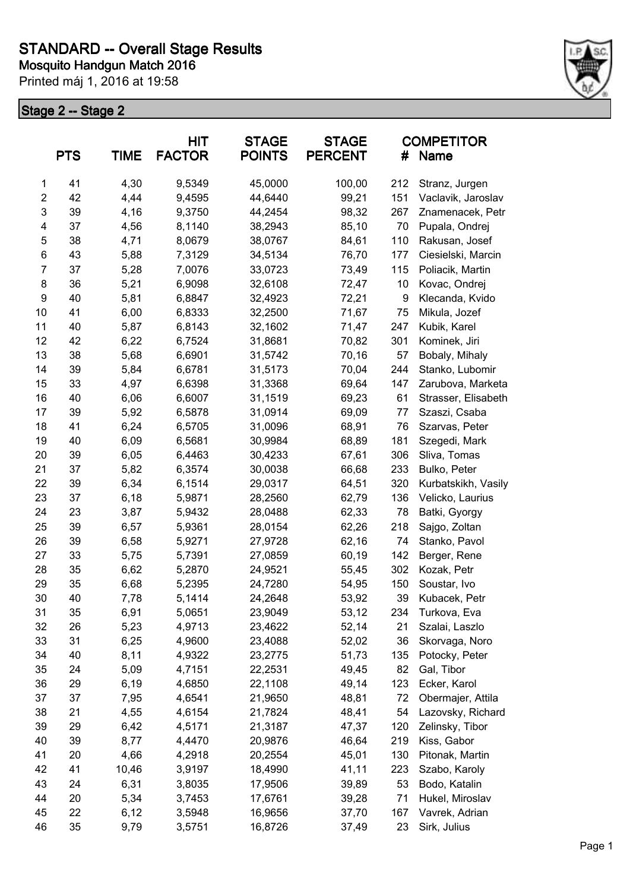# STANDARD -- Overall Stage Results

**Mosquito Handgun Match 2016**

Printed máj 1, 2016 at 19:58

## Stage 2 -- Stage 2

| | PTS | TIME | HIT FACTOR | STAGE POINTS | STAGE PERCENT | # | COMPETITOR Name |
|---|---|---|---|---|---|---|---|
| 1 | 41 | 4,30 | 9,5349 | 45,0000 | 100,00 | 212 | Stranz, Jurgen |
| 2 | 42 | 4,44 | 9,4595 | 44,6440 | 99,21 | 151 | Vaclavik, Jaroslav |
| 3 | 39 | 4,16 | 9,3750 | 44,2454 | 98,32 | 267 | Znamenacek, Petr |
| 4 | 37 | 4,56 | 8,1140 | 38,2943 | 85,10 | 70 | Pupala, Ondrej |
| 5 | 38 | 4,71 | 8,0679 | 38,0767 | 84,61 | 110 | Rakusan, Josef |
| 6 | 43 | 5,88 | 7,3129 | 34,5134 | 76,70 | 177 | Ciesielski, Marcin |
| 7 | 37 | 5,28 | 7,0076 | 33,0723 | 73,49 | 115 | Poliacik, Martin |
| 8 | 36 | 5,21 | 6,9098 | 32,6108 | 72,47 | 10 | Kovac, Ondrej |
| 9 | 40 | 5,81 | 6,8847 | 32,4923 | 72,21 | 9 | Klecanda, Kvido |
| 10 | 41 | 6,00 | 6,8333 | 32,2500 | 71,67 | 75 | Mikula, Jozef |
| 11 | 40 | 5,87 | 6,8143 | 32,1602 | 71,47 | 247 | Kubik, Karel |
| 12 | 42 | 6,22 | 6,7524 | 31,8681 | 70,82 | 301 | Kominek, Jiri |
| 13 | 38 | 5,68 | 6,6901 | 31,5742 | 70,16 | 57 | Bobaly, Mihaly |
| 14 | 39 | 5,84 | 6,6781 | 31,5173 | 70,04 | 244 | Stanko, Lubomir |
| 15 | 33 | 4,97 | 6,6398 | 31,3368 | 69,64 | 147 | Zarubova, Marketa |
| 16 | 40 | 6,06 | 6,6007 | 31,1519 | 69,23 | 61 | Strasser, Elisabeth |
| 17 | 39 | 5,92 | 6,5878 | 31,0914 | 69,09 | 77 | Szaszi, Csaba |
| 18 | 41 | 6,24 | 6,5705 | 31,0096 | 68,91 | 76 | Szarvas, Peter |
| 19 | 40 | 6,09 | 6,5681 | 30,9984 | 68,89 | 181 | Szegedi, Mark |
| 20 | 39 | 6,05 | 6,4463 | 30,4233 | 67,61 | 306 | Sliva, Tomas |
| 21 | 37 | 5,82 | 6,3574 | 30,0038 | 66,68 | 233 | Bulko, Peter |
| 22 | 39 | 6,34 | 6,1514 | 29,0317 | 64,51 | 320 | Kurbatskikh, Vasily |
| 23 | 37 | 6,18 | 5,9871 | 28,2560 | 62,79 | 136 | Velicko, Laurius |
| 24 | 23 | 3,87 | 5,9432 | 28,0488 | 62,33 | 78 | Batki, Gyorgy |
| 25 | 39 | 6,57 | 5,9361 | 28,0154 | 62,26 | 218 | Sajgo, Zoltan |
| 26 | 39 | 6,58 | 5,9271 | 27,9728 | 62,16 | 74 | Stanko, Pavol |
| 27 | 33 | 5,75 | 5,7391 | 27,0859 | 60,19 | 142 | Berger, Rene |
| 28 | 35 | 6,62 | 5,2870 | 24,9521 | 55,45 | 302 | Kozak, Petr |
| 29 | 35 | 6,68 | 5,2395 | 24,7280 | 54,95 | 150 | Soustar, Ivo |
| 30 | 40 | 7,78 | 5,1414 | 24,2648 | 53,92 | 39 | Kubacek, Petr |
| 31 | 35 | 6,91 | 5,0651 | 23,9049 | 53,12 | 234 | Turkova, Eva |
| 32 | 26 | 5,23 | 4,9713 | 23,4622 | 52,14 | 21 | Szalai, Laszlo |
| 33 | 31 | 6,25 | 4,9600 | 23,4088 | 52,02 | 36 | Skorvaga, Noro |
| 34 | 40 | 8,11 | 4,9322 | 23,2775 | 51,73 | 135 | Potocky, Peter |
| 35 | 24 | 5,09 | 4,7151 | 22,2531 | 49,45 | 82 | Gal, Tibor |
| 36 | 29 | 6,19 | 4,6850 | 22,1108 | 49,14 | 123 | Ecker, Karol |
| 37 | 37 | 7,95 | 4,6541 | 21,9650 | 48,81 | 72 | Obermajer, Attila |
| 38 | 21 | 4,55 | 4,6154 | 21,7824 | 48,41 | 54 | Lazovsky, Richard |
| 39 | 29 | 6,42 | 4,5171 | 21,3187 | 47,37 | 120 | Zelinsky, Tibor |
| 40 | 39 | 8,77 | 4,4470 | 20,9876 | 46,64 | 219 | Kiss, Gabor |
| 41 | 20 | 4,66 | 4,2918 | 20,2554 | 45,01 | 130 | Pitonak, Martin |
| 42 | 41 | 10,46 | 3,9197 | 18,4990 | 41,11 | 223 | Szabo, Karoly |
| 43 | 24 | 6,31 | 3,8035 | 17,9506 | 39,89 | 53 | Bodo, Katalin |
| 44 | 20 | 5,34 | 3,7453 | 17,6761 | 39,28 | 71 | Hukel, Miroslav |
| 45 | 22 | 6,12 | 3,5948 | 16,9656 | 37,70 | 167 | Vavrek, Adrian |
| 46 | 35 | 9,79 | 3,5751 | 16,8726 | 37,49 | 23 | Sirk, Julius |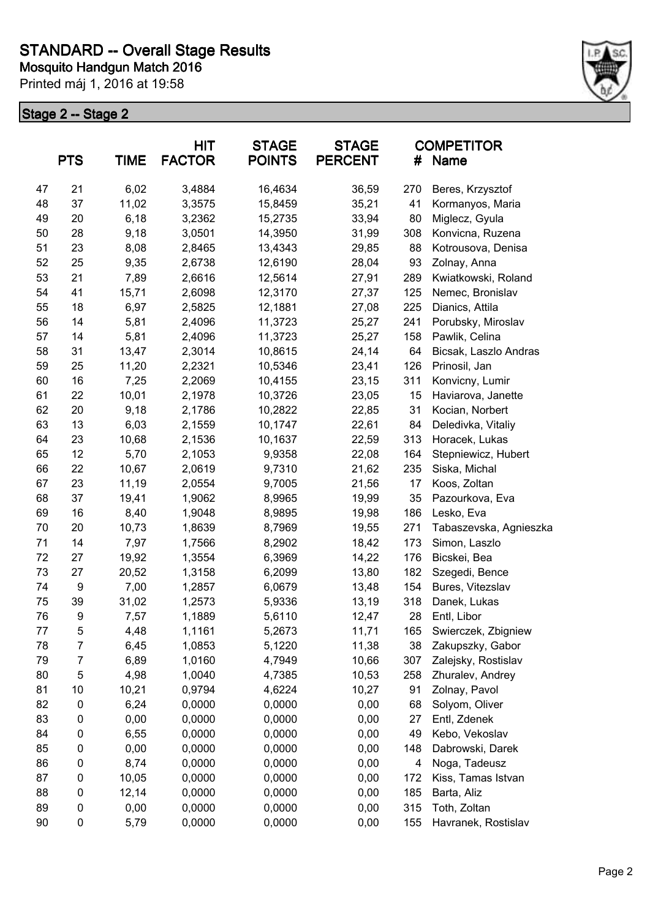# STANDARD -- Overall Stage Results

**Mosquito Handgun Match 2016**

Printed máj 1, 2016 at 19:58

## Stage 2 -- Stage 2

| | PTS | TIME | HIT FACTOR | STAGE POINTS | STAGE PERCENT | # | COMPETITOR Name |
|---|---|---|---|---|---|---|---|
| 47 | 21 | 6,02 | 3,4884 | 16,4634 | 36,59 | 270 | Beres, Krzysztof |
| 48 | 37 | 11,02 | 3,3575 | 15,8459 | 35,21 | 41 | Kormanyos, Maria |
| 49 | 20 | 6,18 | 3,2362 | 15,2735 | 33,94 | 80 | Miglecz, Gyula |
| 50 | 28 | 9,18 | 3,0501 | 14,3950 | 31,99 | 308 | Konvicna, Ruzena |
| 51 | 23 | 8,08 | 2,8465 | 13,4343 | 29,85 | 88 | Kotrousova, Denisa |
| 52 | 25 | 9,35 | 2,6738 | 12,6190 | 28,04 | 93 | Zolnay, Anna |
| 53 | 21 | 7,89 | 2,6616 | 12,5614 | 27,91 | 289 | Kwiatkowski, Roland |
| 54 | 41 | 15,71 | 2,6098 | 12,3170 | 27,37 | 125 | Nemec, Bronislav |
| 55 | 18 | 6,97 | 2,5825 | 12,1881 | 27,08 | 225 | Dianics, Attila |
| 56 | 14 | 5,81 | 2,4096 | 11,3723 | 25,27 | 241 | Porubsky, Miroslav |
| 57 | 14 | 5,81 | 2,4096 | 11,3723 | 25,27 | 158 | Pawlik, Celina |
| 58 | 31 | 13,47 | 2,3014 | 10,8615 | 24,14 | 64 | Bicsak, Laszlo Andras |
| 59 | 25 | 11,20 | 2,2321 | 10,5346 | 23,41 | 126 | Prinosil, Jan |
| 60 | 16 | 7,25 | 2,2069 | 10,4155 | 23,15 | 311 | Konvicny, Lumir |
| 61 | 22 | 10,01 | 2,1978 | 10,3726 | 23,05 | 15 | Haviarova, Janette |
| 62 | 20 | 9,18 | 2,1786 | 10,2822 | 22,85 | 31 | Kocian, Norbert |
| 63 | 13 | 6,03 | 2,1559 | 10,1747 | 22,61 | 84 | Deledivka, Vitaliy |
| 64 | 23 | 10,68 | 2,1536 | 10,1637 | 22,59 | 313 | Horacek, Lukas |
| 65 | 12 | 5,70 | 2,1053 | 9,9358 | 22,08 | 164 | Stepniewicz, Hubert |
| 66 | 22 | 10,67 | 2,0619 | 9,7310 | 21,62 | 235 | Siska, Michal |
| 67 | 23 | 11,19 | 2,0554 | 9,7005 | 21,56 | 17 | Koos, Zoltan |
| 68 | 37 | 19,41 | 1,9062 | 8,9965 | 19,99 | 35 | Pazourkova, Eva |
| 69 | 16 | 8,40 | 1,9048 | 8,9895 | 19,98 | 186 | Lesko, Eva |
| 70 | 20 | 10,73 | 1,8639 | 8,7969 | 19,55 | 271 | Tabaszevska, Agnieszka |
| 71 | 14 | 7,97 | 1,7566 | 8,2902 | 18,42 | 173 | Simon, Laszlo |
| 72 | 27 | 19,92 | 1,3554 | 6,3969 | 14,22 | 176 | Bicskei, Bea |
| 73 | 27 | 20,52 | 1,3158 | 6,2099 | 13,80 | 182 | Szegedi, Bence |
| 74 | 9 | 7,00 | 1,2857 | 6,0679 | 13,48 | 154 | Bures, Vitezslav |
| 75 | 39 | 31,02 | 1,2573 | 5,9336 | 13,19 | 318 | Danek, Lukas |
| 76 | 9 | 7,57 | 1,1889 | 5,6110 | 12,47 | 28 | Entl, Libor |
| 77 | 5 | 4,48 | 1,1161 | 5,2673 | 11,71 | 165 | Swierczek, Zbigniew |
| 78 | 7 | 6,45 | 1,0853 | 5,1220 | 11,38 | 38 | Zakupszky, Gabor |
| 79 | 7 | 6,89 | 1,0160 | 4,7949 | 10,66 | 307 | Zalejsky, Rostislav |
| 80 | 5 | 4,98 | 1,0040 | 4,7385 | 10,53 | 258 | Zhuralev, Andrey |
| 81 | 10 | 10,21 | 0,9794 | 4,6224 | 10,27 | 91 | Zolnay, Pavol |
| 82 | 0 | 6,24 | 0,0000 | 0,0000 | 0,00 | 68 | Solyom, Oliver |
| 83 | 0 | 0,00 | 0,0000 | 0,0000 | 0,00 | 27 | Entl, Zdenek |
| 84 | 0 | 6,55 | 0,0000 | 0,0000 | 0,00 | 49 | Kebo, Vekoslav |
| 85 | 0 | 0,00 | 0,0000 | 0,0000 | 0,00 | 148 | Dabrowski, Darek |
| 86 | 0 | 8,74 | 0,0000 | 0,0000 | 0,00 | 4 | Noga, Tadeusz |
| 87 | 0 | 10,05 | 0,0000 | 0,0000 | 0,00 | 172 | Kiss, Tamas Istvan |
| 88 | 0 | 12,14 | 0,0000 | 0,0000 | 0,00 | 185 | Barta, Aliz |
| 89 | 0 | 0,00 | 0,0000 | 0,0000 | 0,00 | 315 | Toth, Zoltan |
| 90 | 0 | 5,79 | 0,0000 | 0,0000 | 0,00 | 155 | Havranek, Rostislav |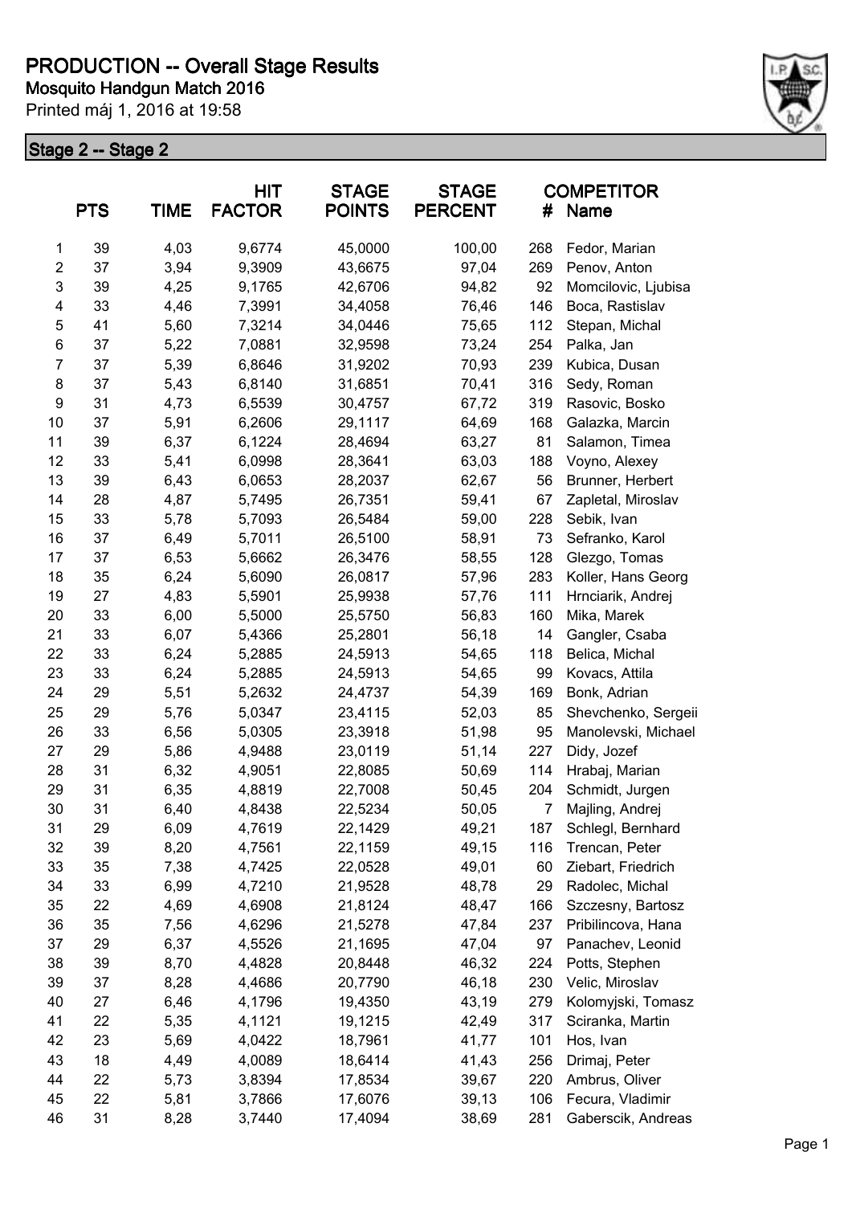# PRODUCTION -- Overall Stage Results

## Mosquito Handgun Match 2016

Printed máj 1, 2016 at 19:58

### Stage 2 -- Stage 2

| | PTS | TIME | HIT FACTOR | STAGE POINTS | STAGE PERCENT | # | COMPETITOR Name |
|---|---|---|---|---|---|---|---|
| 1 | 39 | 4,03 | 9,6774 | 45,0000 | 100,00 | 268 | Fedor, Marian |
| 2 | 37 | 3,94 | 9,3909 | 43,6675 | 97,04 | 269 | Penov, Anton |
| 3 | 39 | 4,25 | 9,1765 | 42,6706 | 94,82 | 92 | Momcilovic, Ljubisa |
| 4 | 33 | 4,46 | 7,3991 | 34,4058 | 76,46 | 146 | Boca, Rastislav |
| 5 | 41 | 5,60 | 7,3214 | 34,0446 | 75,65 | 112 | Stepan, Michal |
| 6 | 37 | 5,22 | 7,0881 | 32,9598 | 73,24 | 254 | Palka, Jan |
| 7 | 37 | 5,39 | 6,8646 | 31,9202 | 70,93 | 239 | Kubica, Dusan |
| 8 | 37 | 5,43 | 6,8140 | 31,6851 | 70,41 | 316 | Sedy, Roman |
| 9 | 31 | 4,73 | 6,5539 | 30,4757 | 67,72 | 319 | Rasovic, Bosko |
| 10 | 37 | 5,91 | 6,2606 | 29,1117 | 64,69 | 168 | Galazka, Marcin |
| 11 | 39 | 6,37 | 6,1224 | 28,4694 | 63,27 | 81 | Salamon, Timea |
| 12 | 33 | 5,41 | 6,0998 | 28,3641 | 63,03 | 188 | Voyno, Alexey |
| 13 | 39 | 6,43 | 6,0653 | 28,2037 | 62,67 | 56 | Brunner, Herbert |
| 14 | 28 | 4,87 | 5,7495 | 26,7351 | 59,41 | 67 | Zapletal, Miroslav |
| 15 | 33 | 5,78 | 5,7093 | 26,5484 | 59,00 | 228 | Sebik, Ivan |
| 16 | 37 | 6,49 | 5,7011 | 26,5100 | 58,91 | 73 | Sefranko, Karol |
| 17 | 37 | 6,53 | 5,6662 | 26,3476 | 58,55 | 128 | Glezgo, Tomas |
| 18 | 35 | 6,24 | 5,6090 | 26,0817 | 57,96 | 283 | Koller, Hans Georg |
| 19 | 27 | 4,83 | 5,5901 | 25,9938 | 57,76 | 111 | Hrnciarik, Andrej |
| 20 | 33 | 6,00 | 5,5000 | 25,5750 | 56,83 | 160 | Mika, Marek |
| 21 | 33 | 6,07 | 5,4366 | 25,2801 | 56,18 | 14 | Gangler, Csaba |
| 22 | 33 | 6,24 | 5,2885 | 24,5913 | 54,65 | 118 | Belica, Michal |
| 23 | 33 | 6,24 | 5,2885 | 24,5913 | 54,65 | 99 | Kovacs, Attila |
| 24 | 29 | 5,51 | 5,2632 | 24,4737 | 54,39 | 169 | Bonk, Adrian |
| 25 | 29 | 5,76 | 5,0347 | 23,4115 | 52,03 | 85 | Shevchenko, Sergeii |
| 26 | 33 | 6,56 | 5,0305 | 23,3918 | 51,98 | 95 | Manolevski, Michael |
| 27 | 29 | 5,86 | 4,9488 | 23,0119 | 51,14 | 227 | Didy, Jozef |
| 28 | 31 | 6,32 | 4,9051 | 22,8085 | 50,69 | 114 | Hrabaj, Marian |
| 29 | 31 | 6,35 | 4,8819 | 22,7008 | 50,45 | 204 | Schmidt, Jurgen |
| 30 | 31 | 6,40 | 4,8438 | 22,5234 | 50,05 | 7 | Majling, Andrej |
| 31 | 29 | 6,09 | 4,7619 | 22,1429 | 49,21 | 187 | Schlegl, Bernhard |
| 32 | 39 | 8,20 | 4,7561 | 22,1159 | 49,15 | 116 | Trencan, Peter |
| 33 | 35 | 7,38 | 4,7425 | 22,0528 | 49,01 | 60 | Ziebart, Friedrich |
| 34 | 33 | 6,99 | 4,7210 | 21,9528 | 48,78 | 29 | Radolec, Michal |
| 35 | 22 | 4,69 | 4,6908 | 21,8124 | 48,47 | 166 | Szczesny, Bartosz |
| 36 | 35 | 7,56 | 4,6296 | 21,5278 | 47,84 | 237 | Pribilincova, Hana |
| 37 | 29 | 6,37 | 4,5526 | 21,1695 | 47,04 | 97 | Panachev, Leonid |
| 38 | 39 | 8,70 | 4,4828 | 20,8448 | 46,32 | 224 | Potts, Stephen |
| 39 | 37 | 8,28 | 4,4686 | 20,7790 | 46,18 | 230 | Velic, Miroslav |
| 40 | 27 | 6,46 | 4,1796 | 19,4350 | 43,19 | 279 | Kolomyjski, Tomasz |
| 41 | 22 | 5,35 | 4,1121 | 19,1215 | 42,49 | 317 | Sciranka, Martin |
| 42 | 23 | 5,69 | 4,0422 | 18,7961 | 41,77 | 101 | Hos, Ivan |
| 43 | 18 | 4,49 | 4,0089 | 18,6414 | 41,43 | 256 | Drimaj, Peter |
| 44 | 22 | 5,73 | 3,8394 | 17,8534 | 39,67 | 220 | Ambrus, Oliver |
| 45 | 22 | 5,81 | 3,7866 | 17,6076 | 39,13 | 106 | Fecura, Vladimir |
| 46 | 31 | 8,28 | 3,7440 | 17,4094 | 38,69 | 281 | Gaberscik, Andreas |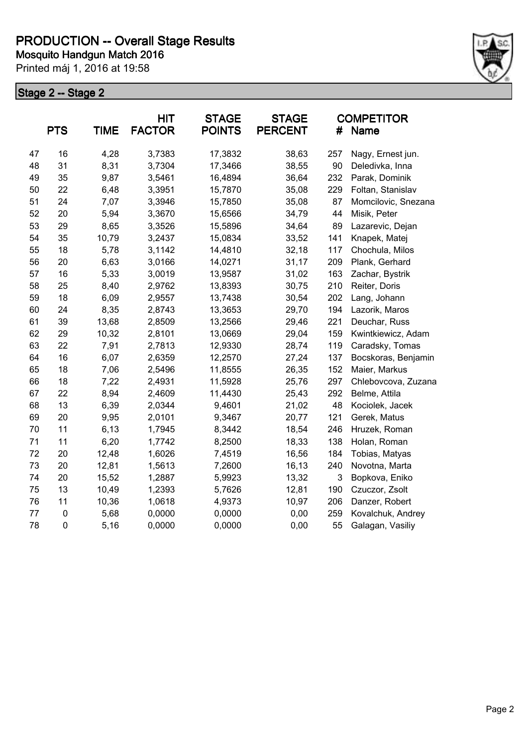# PRODUCTION -- Overall Stage Results

**Mosquito Handgun Match 2016**

Printed máj 1, 2016 at 19:58

## Stage 2 -- Stage 2

| | PTS | TIME | HIT FACTOR | STAGE POINTS | STAGE PERCENT | # | COMPETITOR Name |
|---|---|---|---|---|---|---|---|
| 47 | 16 | 4,28 | 3,7383 | 17,3832 | 38,63 | 257 | Nagy, Ernest jun. |
| 48 | 31 | 8,31 | 3,7304 | 17,3466 | 38,55 | 90 | Deledivka, Inna |
| 49 | 35 | 9,87 | 3,5461 | 16,4894 | 36,64 | 232 | Parak, Dominik |
| 50 | 22 | 6,48 | 3,3951 | 15,7870 | 35,08 | 229 | Foltan, Stanislav |
| 51 | 24 | 7,07 | 3,3946 | 15,7850 | 35,08 | 87 | Momcilovic, Snezana |
| 52 | 20 | 5,94 | 3,3670 | 15,6566 | 34,79 | 44 | Misik, Peter |
| 53 | 29 | 8,65 | 3,3526 | 15,5896 | 34,64 | 89 | Lazarevic, Dejan |
| 54 | 35 | 10,79 | 3,2437 | 15,0834 | 33,52 | 141 | Knapek, Matej |
| 55 | 18 | 5,78 | 3,1142 | 14,4810 | 32,18 | 117 | Chochula, Milos |
| 56 | 20 | 6,63 | 3,0166 | 14,0271 | 31,17 | 209 | Plank, Gerhard |
| 57 | 16 | 5,33 | 3,0019 | 13,9587 | 31,02 | 163 | Zachar, Bystrik |
| 58 | 25 | 8,40 | 2,9762 | 13,8393 | 30,75 | 210 | Reiter, Doris |
| 59 | 18 | 6,09 | 2,9557 | 13,7438 | 30,54 | 202 | Lang, Johann |
| 60 | 24 | 8,35 | 2,8743 | 13,3653 | 29,70 | 194 | Lazorik, Maros |
| 61 | 39 | 13,68 | 2,8509 | 13,2566 | 29,46 | 221 | Deuchar, Russ |
| 62 | 29 | 10,32 | 2,8101 | 13,0669 | 29,04 | 159 | Kwintkiewicz, Adam |
| 63 | 22 | 7,91 | 2,7813 | 12,9330 | 28,74 | 119 | Caradsky, Tomas |
| 64 | 16 | 6,07 | 2,6359 | 12,2570 | 27,24 | 137 | Bocskoras, Benjamin |
| 65 | 18 | 7,06 | 2,5496 | 11,8555 | 26,35 | 152 | Maier, Markus |
| 66 | 18 | 7,22 | 2,4931 | 11,5928 | 25,76 | 297 | Chlebovcova, Zuzana |
| 67 | 22 | 8,94 | 2,4609 | 11,4430 | 25,43 | 292 | Belme, Attila |
| 68 | 13 | 6,39 | 2,0344 | 9,4601 | 21,02 | 48 | Kociolek, Jacek |
| 69 | 20 | 9,95 | 2,0101 | 9,3467 | 20,77 | 121 | Gerek, Matus |
| 70 | 11 | 6,13 | 1,7945 | 8,3442 | 18,54 | 246 | Hruzek, Roman |
| 71 | 11 | 6,20 | 1,7742 | 8,2500 | 18,33 | 138 | Holan, Roman |
| 72 | 20 | 12,48 | 1,6026 | 7,4519 | 16,56 | 184 | Tobias, Matyas |
| 73 | 20 | 12,81 | 1,5613 | 7,2600 | 16,13 | 240 | Novotna, Marta |
| 74 | 20 | 15,52 | 1,2887 | 5,9923 | 13,32 | 3 | Bopkova, Eniko |
| 75 | 13 | 10,49 | 1,2393 | 5,7626 | 12,81 | 190 | Czuczor, Zsolt |
| 76 | 11 | 10,36 | 1,0618 | 4,9373 | 10,97 | 206 | Danzer, Robert |
| 77 | 0 | 5,68 | 0,0000 | 0,0000 | 0,00 | 259 | Kovalchuk, Andrey |
| 78 | 0 | 5,16 | 0,0000 | 0,0000 | 0,00 | 55 | Galagan, Vasiliy |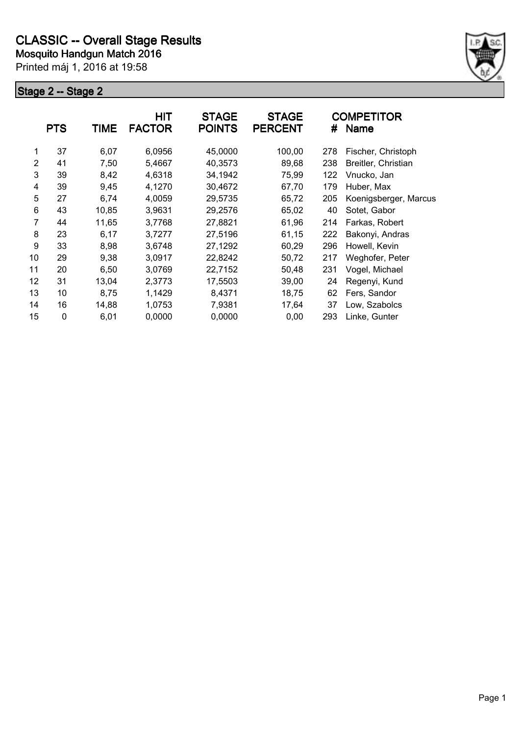# CLASSIC -- Overall Stage Results

**Mosquito Handgun Match 2016**

Printed máj 1, 2016 at 19:58

## Stage 2 -- Stage 2

| | PTS | TIME | HIT FACTOR | STAGE POINTS | STAGE PERCENT | # | COMPETITOR Name |
|---|---|---|---|---|---|---|---|
| 1 | 37 | 6,07 | 6,0956 | 45,0000 | 100,00 | 278 | Fischer, Christoph |
| 2 | 41 | 7,50 | 5,4667 | 40,3573 | 89,68 | 238 | Breitler, Christian |
| 3 | 39 | 8,42 | 4,6318 | 34,1942 | 75,99 | 122 | Vnucko, Jan |
| 4 | 39 | 9,45 | 4,1270 | 30,4672 | 67,70 | 179 | Huber, Max |
| 5 | 27 | 6,74 | 4,0059 | 29,5735 | 65,72 | 205 | Koenigsberger, Marcus |
| 6 | 43 | 10,85 | 3,9631 | 29,2576 | 65,02 | 40 | Sotet, Gabor |
| 7 | 44 | 11,65 | 3,7768 | 27,8821 | 61,96 | 214 | Farkas, Robert |
| 8 | 23 | 6,17 | 3,7277 | 27,5196 | 61,15 | 222 | Bakonyi, Andras |
| 9 | 33 | 8,98 | 3,6748 | 27,1292 | 60,29 | 296 | Howell, Kevin |
| 10 | 29 | 9,38 | 3,0917 | 22,8242 | 50,72 | 217 | Weghofer, Peter |
| 11 | 20 | 6,50 | 3,0769 | 22,7152 | 50,48 | 231 | Vogel, Michael |
| 12 | 31 | 13,04 | 2,3773 | 17,5503 | 39,00 | 24 | Regenyi, Kund |
| 13 | 10 | 8,75 | 1,1429 | 8,4371 | 18,75 | 62 | Fers, Sandor |
| 14 | 16 | 14,88 | 1,0753 | 7,9381 | 17,64 | 37 | Low, Szabolcs |
| 15 | 0 | 6,01 | 0,0000 | 0,0000 | 0,00 | 293 | Linke, Gunter |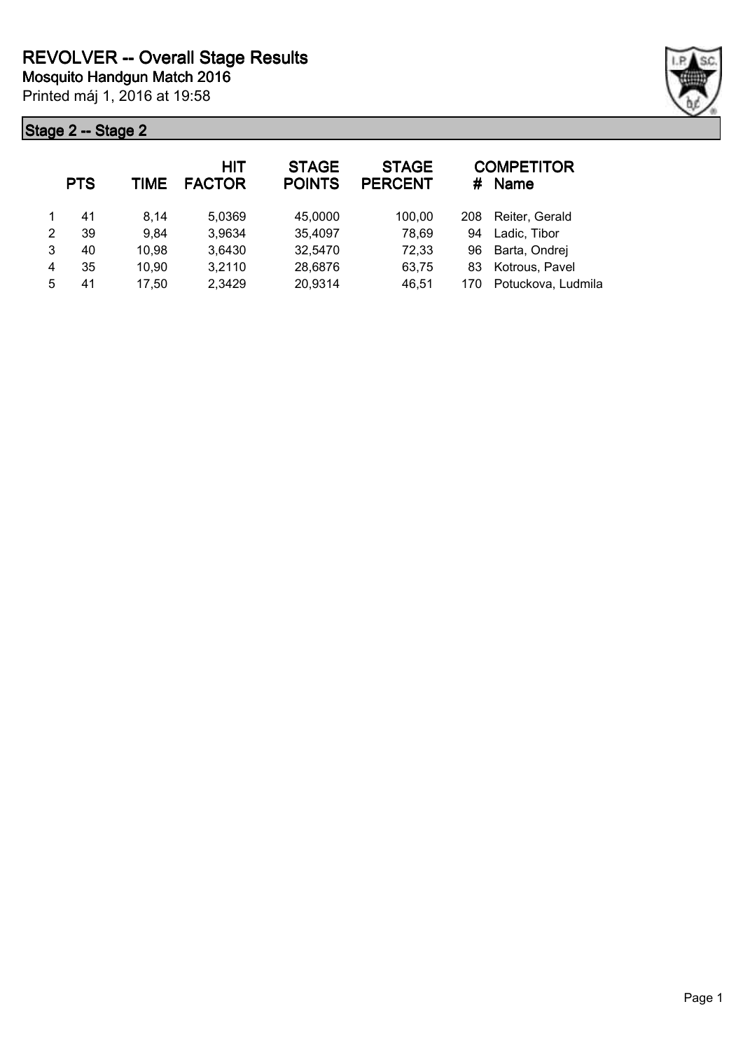# REVOLVER -- Overall Stage Results

**Mosquito Handgun Match 2016**

Printed máj 1, 2016 at 19:58

## Stage 2 -- Stage 2

| | PTS | TIME | HIT FACTOR | STAGE POINTS | STAGE PERCENT | # | COMPETITOR Name |
|---|---|---|---|---|---|---|---|
| 1 | 41 | 8,14 | 5,0369 | 45,0000 | 100,00 | 208 | Reiter, Gerald |
| 2 | 39 | 9,84 | 3,9634 | 35,4097 | 78,69 | 94 | Ladic, Tibor |
| 3 | 40 | 10,98 | 3,6430 | 32,5470 | 72,33 | 96 | Barta, Ondrej |
| 4 | 35 | 10,90 | 3,2110 | 28,6876 | 63,75 | 83 | Kotrous, Pavel |
| 5 | 41 | 17,50 | 2,3429 | 20,9314 | 46,51 | 170 | Potuckova, Ludmila |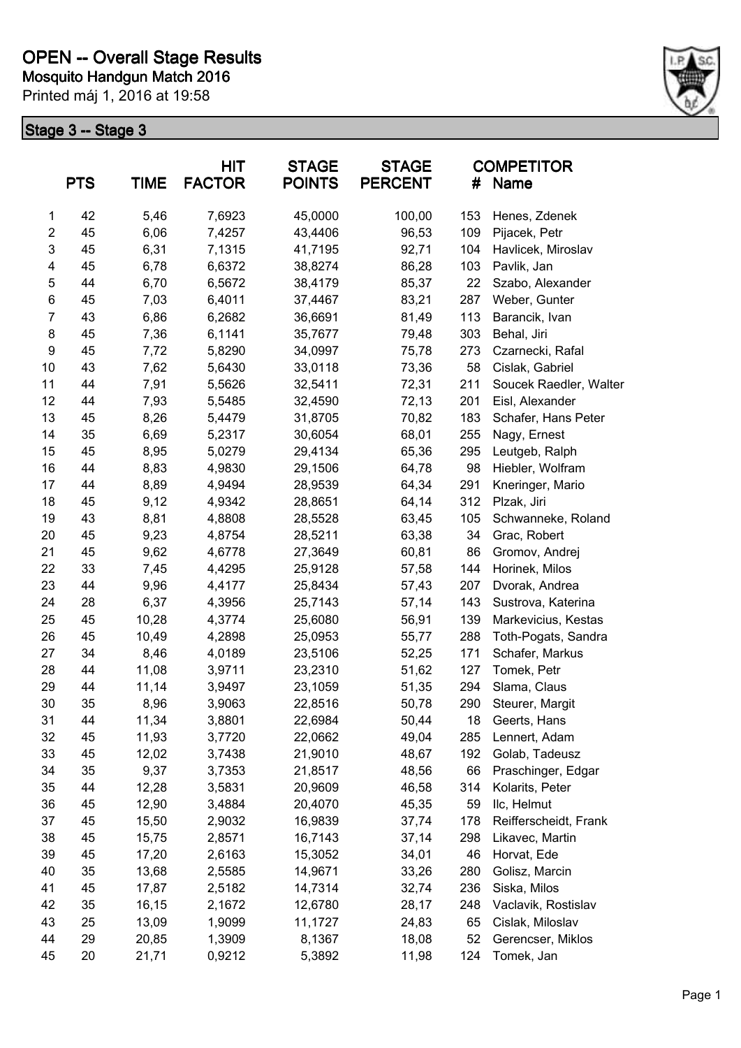# OPEN -- Overall Stage Results

**Mosquito Handgun Match 2016**

Printed máj 1, 2016 at 19:58

## Stage 3 -- Stage 3

|  | PTS | TIME | HIT FACTOR | STAGE POINTS | STAGE PERCENT | # | COMPETITOR Name |
|---|---|---|---|---|---|---|---|
| 1 | 42 | 5,46 | 7,6923 | 45,0000 | 100,00 | 153 | Henes, Zdenek |
| 2 | 45 | 6,06 | 7,4257 | 43,4406 | 96,53 | 109 | Pijacek, Petr |
| 3 | 45 | 6,31 | 7,1315 | 41,7195 | 92,71 | 104 | Havlicek, Miroslav |
| 4 | 45 | 6,78 | 6,6372 | 38,8274 | 86,28 | 103 | Pavlik, Jan |
| 5 | 44 | 6,70 | 6,5672 | 38,4179 | 85,37 | 22 | Szabo, Alexander |
| 6 | 45 | 7,03 | 6,4011 | 37,4467 | 83,21 | 287 | Weber, Gunter |
| 7 | 43 | 6,86 | 6,2682 | 36,6691 | 81,49 | 113 | Barancik, Ivan |
| 8 | 45 | 7,36 | 6,1141 | 35,7677 | 79,48 | 303 | Behal, Jiri |
| 9 | 45 | 7,72 | 5,8290 | 34,0997 | 75,78 | 273 | Czarnecki, Rafal |
| 10 | 43 | 7,62 | 5,6430 | 33,0118 | 73,36 | 58 | Cislak, Gabriel |
| 11 | 44 | 7,91 | 5,5626 | 32,5411 | 72,31 | 211 | Soucek Raedler, Walter |
| 12 | 44 | 7,93 | 5,5485 | 32,4590 | 72,13 | 201 | Eisl, Alexander |
| 13 | 45 | 8,26 | 5,4479 | 31,8705 | 70,82 | 183 | Schafer, Hans Peter |
| 14 | 35 | 6,69 | 5,2317 | 30,6054 | 68,01 | 255 | Nagy, Ernest |
| 15 | 45 | 8,95 | 5,0279 | 29,4134 | 65,36 | 295 | Leutgeb, Ralph |
| 16 | 44 | 8,83 | 4,9830 | 29,1506 | 64,78 | 98 | Hiebler, Wolfram |
| 17 | 44 | 8,89 | 4,9494 | 28,9539 | 64,34 | 291 | Kneringer, Mario |
| 18 | 45 | 9,12 | 4,9342 | 28,8651 | 64,14 | 312 | Plzak, Jiri |
| 19 | 43 | 8,81 | 4,8808 | 28,5528 | 63,45 | 105 | Schwanneke, Roland |
| 20 | 45 | 9,23 | 4,8754 | 28,5211 | 63,38 | 34 | Grac, Robert |
| 21 | 45 | 9,62 | 4,6778 | 27,3649 | 60,81 | 86 | Gromov, Andrej |
| 22 | 33 | 7,45 | 4,4295 | 25,9128 | 57,58 | 144 | Horinek, Milos |
| 23 | 44 | 9,96 | 4,4177 | 25,8434 | 57,43 | 207 | Dvorak, Andrea |
| 24 | 28 | 6,37 | 4,3956 | 25,7143 | 57,14 | 143 | Sustrova, Katerina |
| 25 | 45 | 10,28 | 4,3774 | 25,6080 | 56,91 | 139 | Markevicius, Kestas |
| 26 | 45 | 10,49 | 4,2898 | 25,0953 | 55,77 | 288 | Toth-Pogats, Sandra |
| 27 | 34 | 8,46 | 4,0189 | 23,5106 | 52,25 | 171 | Schafer, Markus |
| 28 | 44 | 11,08 | 3,9711 | 23,2310 | 51,62 | 127 | Tomek, Petr |
| 29 | 44 | 11,14 | 3,9497 | 23,1059 | 51,35 | 294 | Slama, Claus |
| 30 | 35 | 8,96 | 3,9063 | 22,8516 | 50,78 | 290 | Steurer, Margit |
| 31 | 44 | 11,34 | 3,8801 | 22,6984 | 50,44 | 18 | Geerts, Hans |
| 32 | 45 | 11,93 | 3,7720 | 22,0662 | 49,04 | 285 | Lennert, Adam |
| 33 | 45 | 12,02 | 3,7438 | 21,9010 | 48,67 | 192 | Golab, Tadeusz |
| 34 | 35 | 9,37 | 3,7353 | 21,8517 | 48,56 | 66 | Praschinger, Edgar |
| 35 | 44 | 12,28 | 3,5831 | 20,9609 | 46,58 | 314 | Kolarits, Peter |
| 36 | 45 | 12,90 | 3,4884 | 20,4070 | 45,35 | 59 | Ilc, Helmut |
| 37 | 45 | 15,50 | 2,9032 | 16,9839 | 37,74 | 178 | Reifferscheidt, Frank |
| 38 | 45 | 15,75 | 2,8571 | 16,7143 | 37,14 | 298 | Likavec, Martin |
| 39 | 45 | 17,20 | 2,6163 | 15,3052 | 34,01 | 46 | Horvat, Ede |
| 40 | 35 | 13,68 | 2,5585 | 14,9671 | 33,26 | 280 | Golisz, Marcin |
| 41 | 45 | 17,87 | 2,5182 | 14,7314 | 32,74 | 236 | Siska, Milos |
| 42 | 35 | 16,15 | 2,1672 | 12,6780 | 28,17 | 248 | Vaclavik, Rostislav |
| 43 | 25 | 13,09 | 1,9099 | 11,1727 | 24,83 | 65 | Cislak, Miloslav |
| 44 | 29 | 20,85 | 1,3909 | 8,1367 | 18,08 | 52 | Gerencser, Miklos |
| 45 | 20 | 21,71 | 0,9212 | 5,3892 | 11,98 | 124 | Tomek, Jan |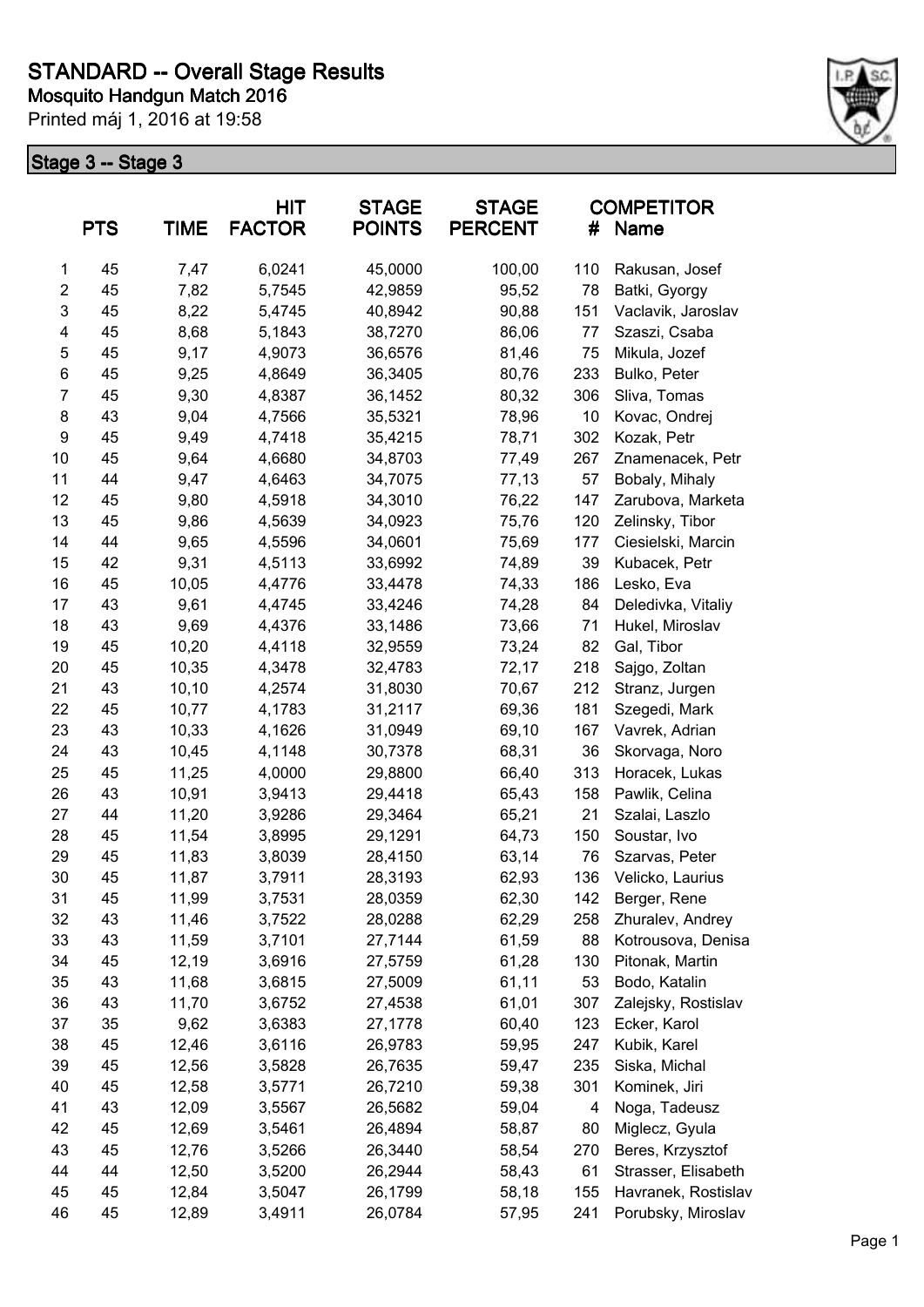# STANDARD -- Overall Stage Results

**Mosquito Handgun Match 2016**

Printed máj 1, 2016 at 19:58

## Stage 3 -- Stage 3

| | PTS | TIME | HIT FACTOR | STAGE POINTS | STAGE PERCENT | # | COMPETITOR Name |
|---|---|---|---|---|---|---|---|
| 1 | 45 | 7,47 | 6,0241 | 45,0000 | 100,00 | 110 | Rakusan, Josef |
| 2 | 45 | 7,82 | 5,7545 | 42,9859 | 95,52 | 78 | Batki, Gyorgy |
| 3 | 45 | 8,22 | 5,4745 | 40,8942 | 90,88 | 151 | Vaclavik, Jaroslav |
| 4 | 45 | 8,68 | 5,1843 | 38,7270 | 86,06 | 77 | Szaszi, Csaba |
| 5 | 45 | 9,17 | 4,9073 | 36,6576 | 81,46 | 75 | Mikula, Jozef |
| 6 | 45 | 9,25 | 4,8649 | 36,3405 | 80,76 | 233 | Bulko, Peter |
| 7 | 45 | 9,30 | 4,8387 | 36,1452 | 80,32 | 306 | Sliva, Tomas |
| 8 | 43 | 9,04 | 4,7566 | 35,5321 | 78,96 | 10 | Kovac, Ondrej |
| 9 | 45 | 9,49 | 4,7418 | 35,4215 | 78,71 | 302 | Kozak, Petr |
| 10 | 45 | 9,64 | 4,6680 | 34,8703 | 77,49 | 267 | Znamenacek, Petr |
| 11 | 44 | 9,47 | 4,6463 | 34,7075 | 77,13 | 57 | Bobaly, Mihaly |
| 12 | 45 | 9,80 | 4,5918 | 34,3010 | 76,22 | 147 | Zarubova, Marketa |
| 13 | 45 | 9,86 | 4,5639 | 34,0923 | 75,76 | 120 | Zelinsky, Tibor |
| 14 | 44 | 9,65 | 4,5596 | 34,0601 | 75,69 | 177 | Ciesielski, Marcin |
| 15 | 42 | 9,31 | 4,5113 | 33,6992 | 74,89 | 39 | Kubacek, Petr |
| 16 | 45 | 10,05 | 4,4776 | 33,4478 | 74,33 | 186 | Lesko, Eva |
| 17 | 43 | 9,61 | 4,4745 | 33,4246 | 74,28 | 84 | Deledivka, Vitaliy |
| 18 | 43 | 9,69 | 4,4376 | 33,1486 | 73,66 | 71 | Hukel, Miroslav |
| 19 | 45 | 10,20 | 4,4118 | 32,9559 | 73,24 | 82 | Gal, Tibor |
| 20 | 45 | 10,35 | 4,3478 | 32,4783 | 72,17 | 218 | Sajgo, Zoltan |
| 21 | 43 | 10,10 | 4,2574 | 31,8030 | 70,67 | 212 | Stranz, Jurgen |
| 22 | 45 | 10,77 | 4,1783 | 31,2117 | 69,36 | 181 | Szegedi, Mark |
| 23 | 43 | 10,33 | 4,1626 | 31,0949 | 69,10 | 167 | Vavrek, Adrian |
| 24 | 43 | 10,45 | 4,1148 | 30,7378 | 68,31 | 36 | Skorvaga, Noro |
| 25 | 45 | 11,25 | 4,0000 | 29,8800 | 66,40 | 313 | Horacek, Lukas |
| 26 | 43 | 10,91 | 3,9413 | 29,4418 | 65,43 | 158 | Pawlik, Celina |
| 27 | 44 | 11,20 | 3,9286 | 29,3464 | 65,21 | 21 | Szalai, Laszlo |
| 28 | 45 | 11,54 | 3,8995 | 29,1291 | 64,73 | 150 | Soustar, Ivo |
| 29 | 45 | 11,83 | 3,8039 | 28,4150 | 63,14 | 76 | Szarvas, Peter |
| 30 | 45 | 11,87 | 3,7911 | 28,3193 | 62,93 | 136 | Velicko, Laurius |
| 31 | 45 | 11,99 | 3,7531 | 28,0359 | 62,30 | 142 | Berger, Rene |
| 32 | 43 | 11,46 | 3,7522 | 28,0288 | 62,29 | 258 | Zhuralev, Andrey |
| 33 | 43 | 11,59 | 3,7101 | 27,7144 | 61,59 | 88 | Kotrousova, Denisa |
| 34 | 45 | 12,19 | 3,6916 | 27,5759 | 61,28 | 130 | Pitonak, Martin |
| 35 | 43 | 11,68 | 3,6815 | 27,5009 | 61,11 | 53 | Bodo, Katalin |
| 36 | 43 | 11,70 | 3,6752 | 27,4538 | 61,01 | 307 | Zalejsky, Rostislav |
| 37 | 35 | 9,62 | 3,6383 | 27,1778 | 60,40 | 123 | Ecker, Karol |
| 38 | 45 | 12,46 | 3,6116 | 26,9783 | 59,95 | 247 | Kubik, Karel |
| 39 | 45 | 12,56 | 3,5828 | 26,7635 | 59,47 | 235 | Siska, Michal |
| 40 | 45 | 12,58 | 3,5771 | 26,7210 | 59,38 | 301 | Kominek, Jiri |
| 41 | 43 | 12,09 | 3,5567 | 26,5682 | 59,04 | 4 | Noga, Tadeusz |
| 42 | 45 | 12,69 | 3,5461 | 26,4894 | 58,87 | 80 | Miglecz, Gyula |
| 43 | 45 | 12,76 | 3,5266 | 26,3440 | 58,54 | 270 | Beres, Krzysztof |
| 44 | 44 | 12,50 | 3,5200 | 26,2944 | 58,43 | 61 | Strasser, Elisabeth |
| 45 | 45 | 12,84 | 3,5047 | 26,1799 | 58,18 | 155 | Havranek, Rostislav |
| 46 | 45 | 12,89 | 3,4911 | 26,0784 | 57,95 | 241 | Porubsky, Miroslav |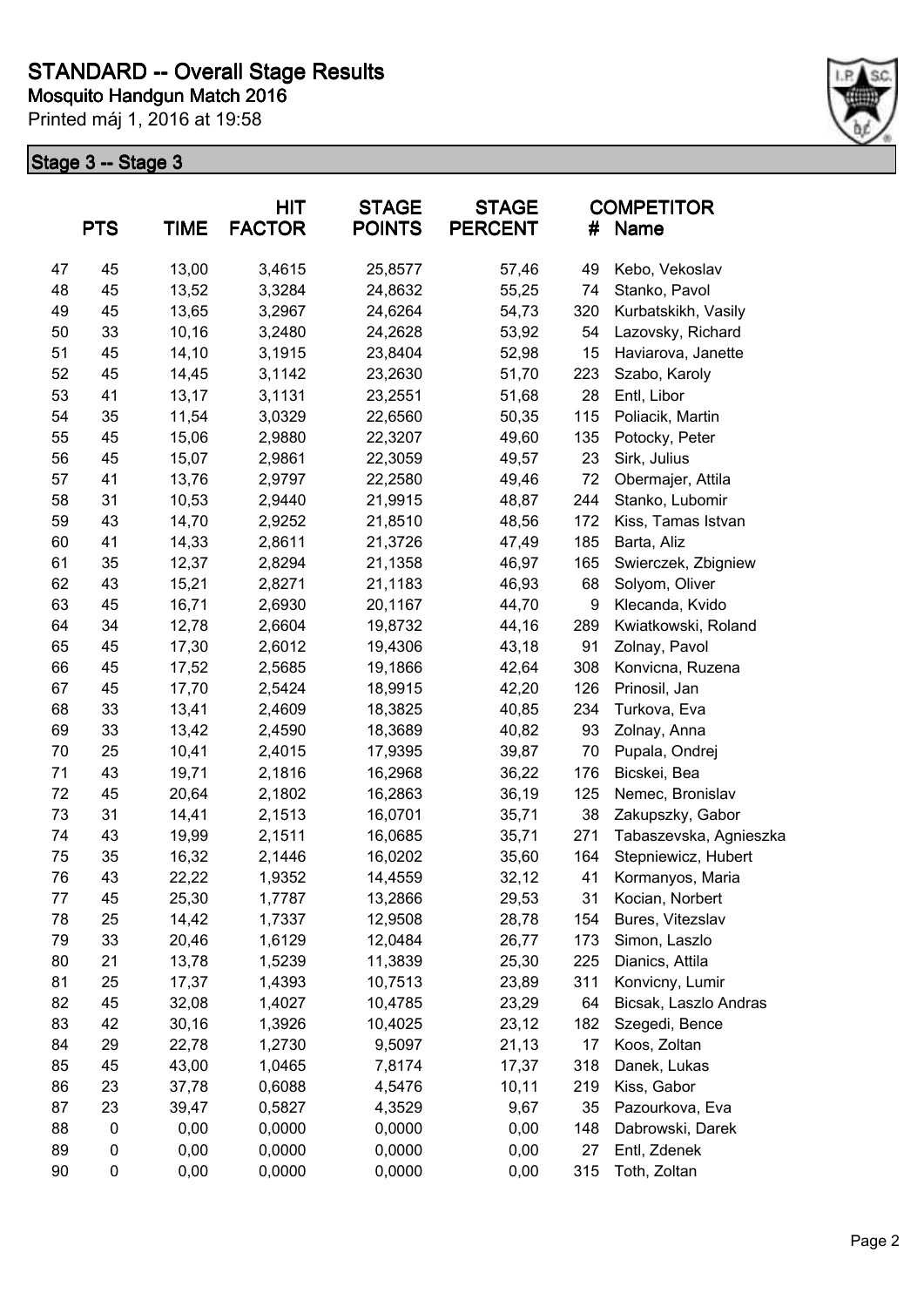# STANDARD -- Overall Stage Results

**Mosquito Handgun Match 2016**

Printed máj 1, 2016 at 19:58

## Stage 3 -- Stage 3

| | PTS | TIME | HIT FACTOR | STAGE POINTS | STAGE PERCENT | # | COMPETITOR Name |
|---|---|---|---|---|---|---|---|
| 47 | 45 | 13,00 | 3,4615 | 25,8577 | 57,46 | 49 | Kebo, Vekoslav |
| 48 | 45 | 13,52 | 3,3284 | 24,8632 | 55,25 | 74 | Stanko, Pavol |
| 49 | 45 | 13,65 | 3,2967 | 24,6264 | 54,73 | 320 | Kurbatskikh, Vasily |
| 50 | 33 | 10,16 | 3,2480 | 24,2628 | 53,92 | 54 | Lazovsky, Richard |
| 51 | 45 | 14,10 | 3,1915 | 23,8404 | 52,98 | 15 | Haviarova, Janette |
| 52 | 45 | 14,45 | 3,1142 | 23,2630 | 51,70 | 223 | Szabo, Karoly |
| 53 | 41 | 13,17 | 3,1131 | 23,2551 | 51,68 | 28 | Entl, Libor |
| 54 | 35 | 11,54 | 3,0329 | 22,6560 | 50,35 | 115 | Poliacik, Martin |
| 55 | 45 | 15,06 | 2,9880 | 22,3207 | 49,60 | 135 | Potocky, Peter |
| 56 | 45 | 15,07 | 2,9861 | 22,3059 | 49,57 | 23 | Sirk, Julius |
| 57 | 41 | 13,76 | 2,9797 | 22,2580 | 49,46 | 72 | Obermajer, Attila |
| 58 | 31 | 10,53 | 2,9440 | 21,9915 | 48,87 | 244 | Stanko, Lubomir |
| 59 | 43 | 14,70 | 2,9252 | 21,8510 | 48,56 | 172 | Kiss, Tamas Istvan |
| 60 | 41 | 14,33 | 2,8611 | 21,3726 | 47,49 | 185 | Barta, Aliz |
| 61 | 35 | 12,37 | 2,8294 | 21,1358 | 46,97 | 165 | Swierczek, Zbigniew |
| 62 | 43 | 15,21 | 2,8271 | 21,1183 | 46,93 | 68 | Solyom, Oliver |
| 63 | 45 | 16,71 | 2,6930 | 20,1167 | 44,70 | 9 | Klecanda, Kvido |
| 64 | 34 | 12,78 | 2,6604 | 19,8732 | 44,16 | 289 | Kwiatkowski, Roland |
| 65 | 45 | 17,30 | 2,6012 | 19,4306 | 43,18 | 91 | Zolnay, Pavol |
| 66 | 45 | 17,52 | 2,5685 | 19,1866 | 42,64 | 308 | Konvicna, Ruzena |
| 67 | 45 | 17,70 | 2,5424 | 18,9915 | 42,20 | 126 | Prinosil, Jan |
| 68 | 33 | 13,41 | 2,4609 | 18,3825 | 40,85 | 234 | Turkova, Eva |
| 69 | 33 | 13,42 | 2,4590 | 18,3689 | 40,82 | 93 | Zolnay, Anna |
| 70 | 25 | 10,41 | 2,4015 | 17,9395 | 39,87 | 70 | Pupala, Ondrej |
| 71 | 43 | 19,71 | 2,1816 | 16,2968 | 36,22 | 176 | Bicskei, Bea |
| 72 | 45 | 20,64 | 2,1802 | 16,2863 | 36,19 | 125 | Nemec, Bronislav |
| 73 | 31 | 14,41 | 2,1513 | 16,0701 | 35,71 | 38 | Zakupszky, Gabor |
| 74 | 43 | 19,99 | 2,1511 | 16,0685 | 35,71 | 271 | Tabaszevska, Agnieszka |
| 75 | 35 | 16,32 | 2,1446 | 16,0202 | 35,60 | 164 | Stepniewicz, Hubert |
| 76 | 43 | 22,22 | 1,9352 | 14,4559 | 32,12 | 41 | Kormanyos, Maria |
| 77 | 45 | 25,30 | 1,7787 | 13,2866 | 29,53 | 31 | Kocian, Norbert |
| 78 | 25 | 14,42 | 1,7337 | 12,9508 | 28,78 | 154 | Bures, Vitezslav |
| 79 | 33 | 20,46 | 1,6129 | 12,0484 | 26,77 | 173 | Simon, Laszlo |
| 80 | 21 | 13,78 | 1,5239 | 11,3839 | 25,30 | 225 | Dianics, Attila |
| 81 | 25 | 17,37 | 1,4393 | 10,7513 | 23,89 | 311 | Konvicny, Lumir |
| 82 | 45 | 32,08 | 1,4027 | 10,4785 | 23,29 | 64 | Bicsak, Laszlo Andras |
| 83 | 42 | 30,16 | 1,3926 | 10,4025 | 23,12 | 182 | Szegedi, Bence |
| 84 | 29 | 22,78 | 1,2730 | 9,5097 | 21,13 | 17 | Koos, Zoltan |
| 85 | 45 | 43,00 | 1,0465 | 7,8174 | 17,37 | 318 | Danek, Lukas |
| 86 | 23 | 37,78 | 0,6088 | 4,5476 | 10,11 | 219 | Kiss, Gabor |
| 87 | 23 | 39,47 | 0,5827 | 4,3529 | 9,67 | 35 | Pazourkova, Eva |
| 88 | 0 | 0,00 | 0,0000 | 0,0000 | 0,00 | 148 | Dabrowski, Darek |
| 89 | 0 | 0,00 | 0,0000 | 0,0000 | 0,00 | 27 | Entl, Zdenek |
| 90 | 0 | 0,00 | 0,0000 | 0,0000 | 0,00 | 315 | Toth, Zoltan |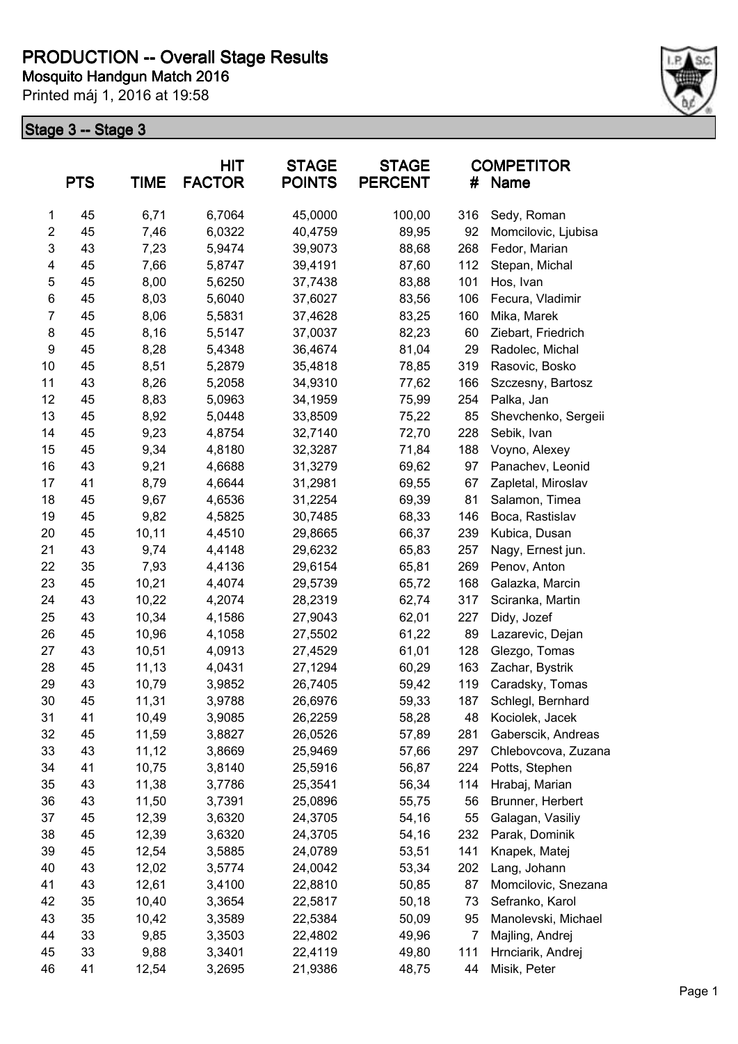# PRODUCTION -- Overall Stage Results

**Mosquito Handgun Match 2016**

Printed máj 1, 2016 at 19:58

## Stage 3 -- Stage 3

| | PTS | TIME | HIT FACTOR | STAGE POINTS | STAGE PERCENT | # | COMPETITOR Name |
|---|---|---|---|---|---|---|---|
| 1 | 45 | 6,71 | 6,7064 | 45,0000 | 100,00 | 316 | Sedy, Roman |
| 2 | 45 | 7,46 | 6,0322 | 40,4759 | 89,95 | 92 | Momcilovic, Ljubisa |
| 3 | 43 | 7,23 | 5,9474 | 39,9073 | 88,68 | 268 | Fedor, Marian |
| 4 | 45 | 7,66 | 5,8747 | 39,4191 | 87,60 | 112 | Stepan, Michal |
| 5 | 45 | 8,00 | 5,6250 | 37,7438 | 83,88 | 101 | Hos, Ivan |
| 6 | 45 | 8,03 | 5,6040 | 37,6027 | 83,56 | 106 | Fecura, Vladimir |
| 7 | 45 | 8,06 | 5,5831 | 37,4628 | 83,25 | 160 | Mika, Marek |
| 8 | 45 | 8,16 | 5,5147 | 37,0037 | 82,23 | 60 | Ziebart, Friedrich |
| 9 | 45 | 8,28 | 5,4348 | 36,4674 | 81,04 | 29 | Radolec, Michal |
| 10 | 45 | 8,51 | 5,2879 | 35,4818 | 78,85 | 319 | Rasovic, Bosko |
| 11 | 43 | 8,26 | 5,2058 | 34,9310 | 77,62 | 166 | Szczesny, Bartosz |
| 12 | 45 | 8,83 | 5,0963 | 34,1959 | 75,99 | 254 | Palka, Jan |
| 13 | 45 | 8,92 | 5,0448 | 33,8509 | 75,22 | 85 | Shevchenko, Sergeii |
| 14 | 45 | 9,23 | 4,8754 | 32,7140 | 72,70 | 228 | Sebik, Ivan |
| 15 | 45 | 9,34 | 4,8180 | 32,3287 | 71,84 | 188 | Voyno, Alexey |
| 16 | 43 | 9,21 | 4,6688 | 31,3279 | 69,62 | 97 | Panachev, Leonid |
| 17 | 41 | 8,79 | 4,6644 | 31,2981 | 69,55 | 67 | Zapletal, Miroslav |
| 18 | 45 | 9,67 | 4,6536 | 31,2254 | 69,39 | 81 | Salamon, Timea |
| 19 | 45 | 9,82 | 4,5825 | 30,7485 | 68,33 | 146 | Boca, Rastislav |
| 20 | 45 | 10,11 | 4,4510 | 29,8665 | 66,37 | 239 | Kubica, Dusan |
| 21 | 43 | 9,74 | 4,4148 | 29,6232 | 65,83 | 257 | Nagy, Ernest jun. |
| 22 | 35 | 7,93 | 4,4136 | 29,6154 | 65,81 | 269 | Penov, Anton |
| 23 | 45 | 10,21 | 4,4074 | 29,5739 | 65,72 | 168 | Galazka, Marcin |
| 24 | 43 | 10,22 | 4,2074 | 28,2319 | 62,74 | 317 | Sciranka, Martin |
| 25 | 43 | 10,34 | 4,1586 | 27,9043 | 62,01 | 227 | Didy, Jozef |
| 26 | 45 | 10,96 | 4,1058 | 27,5502 | 61,22 | 89 | Lazarevic, Dejan |
| 27 | 43 | 10,51 | 4,0913 | 27,4529 | 61,01 | 128 | Glezgo, Tomas |
| 28 | 45 | 11,13 | 4,0431 | 27,1294 | 60,29 | 163 | Zachar, Bystrik |
| 29 | 43 | 10,79 | 3,9852 | 26,7405 | 59,42 | 119 | Caradsky, Tomas |
| 30 | 45 | 11,31 | 3,9788 | 26,6976 | 59,33 | 187 | Schlegl, Bernhard |
| 31 | 41 | 10,49 | 3,9085 | 26,2259 | 58,28 | 48 | Kociolek, Jacek |
| 32 | 45 | 11,59 | 3,8827 | 26,0526 | 57,89 | 281 | Gaberscik, Andreas |
| 33 | 43 | 11,12 | 3,8669 | 25,9469 | 57,66 | 297 | Chlebovcova, Zuzana |
| 34 | 41 | 10,75 | 3,8140 | 25,5916 | 56,87 | 224 | Potts, Stephen |
| 35 | 43 | 11,38 | 3,7786 | 25,3541 | 56,34 | 114 | Hrabaj, Marian |
| 36 | 43 | 11,50 | 3,7391 | 25,0896 | 55,75 | 56 | Brunner, Herbert |
| 37 | 45 | 12,39 | 3,6320 | 24,3705 | 54,16 | 55 | Galagan, Vasiliy |
| 38 | 45 | 12,39 | 3,6320 | 24,3705 | 54,16 | 232 | Parak, Dominik |
| 39 | 45 | 12,54 | 3,5885 | 24,0789 | 53,51 | 141 | Knapek, Matej |
| 40 | 43 | 12,02 | 3,5774 | 24,0042 | 53,34 | 202 | Lang, Johann |
| 41 | 43 | 12,61 | 3,4100 | 22,8810 | 50,85 | 87 | Momcilovic, Snezana |
| 42 | 35 | 10,40 | 3,3654 | 22,5817 | 50,18 | 73 | Sefranko, Karol |
| 43 | 35 | 10,42 | 3,3589 | 22,5384 | 50,09 | 95 | Manolevski, Michael |
| 44 | 33 | 9,85 | 3,3503 | 22,4802 | 49,96 | 7 | Majling, Andrej |
| 45 | 33 | 9,88 | 3,3401 | 22,4119 | 49,80 | 111 | Hrnciarik, Andrej |
| 46 | 41 | 12,54 | 3,2695 | 21,9386 | 48,75 | 44 | Misik, Peter |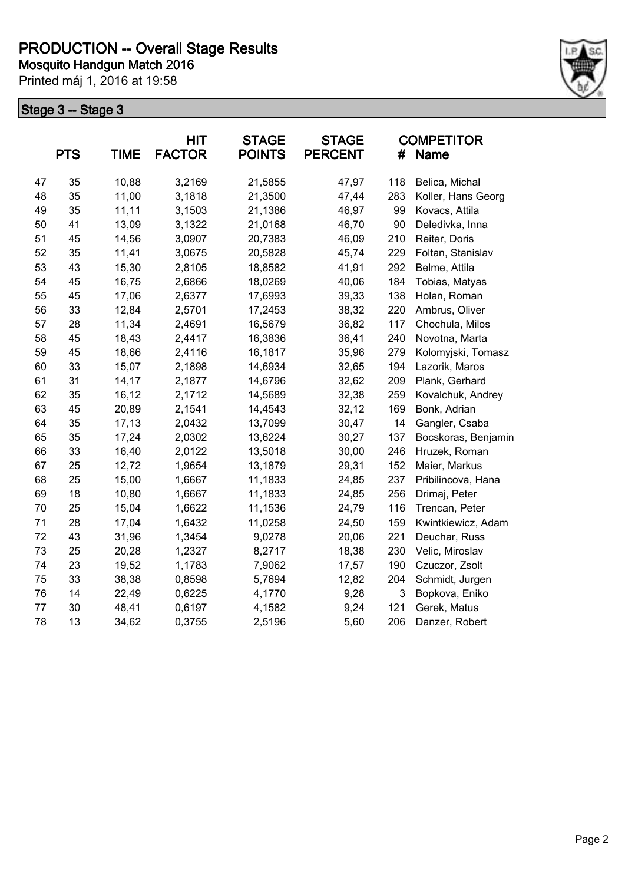# PRODUCTION -- Overall Stage Results

**Mosquito Handgun Match 2016**

Printed máj 1, 2016 at 19:58

## Stage 3 -- Stage 3

| | PTS | TIME | HIT FACTOR | STAGE POINTS | STAGE PERCENT | # | COMPETITOR Name |
|---|---|---|---|---|---|---|---|
| 47 | 35 | 10,88 | 3,2169 | 21,5855 | 47,97 | 118 | Belica, Michal |
| 48 | 35 | 11,00 | 3,1818 | 21,3500 | 47,44 | 283 | Koller, Hans Georg |
| 49 | 35 | 11,11 | 3,1503 | 21,1386 | 46,97 | 99 | Kovacs, Attila |
| 50 | 41 | 13,09 | 3,1322 | 21,0168 | 46,70 | 90 | Deledivka, Inna |
| 51 | 45 | 14,56 | 3,0907 | 20,7383 | 46,09 | 210 | Reiter, Doris |
| 52 | 35 | 11,41 | 3,0675 | 20,5828 | 45,74 | 229 | Foltan, Stanislav |
| 53 | 43 | 15,30 | 2,8105 | 18,8582 | 41,91 | 292 | Belme, Attila |
| 54 | 45 | 16,75 | 2,6866 | 18,0269 | 40,06 | 184 | Tobias, Matyas |
| 55 | 45 | 17,06 | 2,6377 | 17,6993 | 39,33 | 138 | Holan, Roman |
| 56 | 33 | 12,84 | 2,5701 | 17,2453 | 38,32 | 220 | Ambrus, Oliver |
| 57 | 28 | 11,34 | 2,4691 | 16,5679 | 36,82 | 117 | Chochula, Milos |
| 58 | 45 | 18,43 | 2,4417 | 16,3836 | 36,41 | 240 | Novotna, Marta |
| 59 | 45 | 18,66 | 2,4116 | 16,1817 | 35,96 | 279 | Kolomyjski, Tomasz |
| 60 | 33 | 15,07 | 2,1898 | 14,6934 | 32,65 | 194 | Lazorik, Maros |
| 61 | 31 | 14,17 | 2,1877 | 14,6796 | 32,62 | 209 | Plank, Gerhard |
| 62 | 35 | 16,12 | 2,1712 | 14,5689 | 32,38 | 259 | Kovalchuk, Andrey |
| 63 | 45 | 20,89 | 2,1541 | 14,4543 | 32,12 | 169 | Bonk, Adrian |
| 64 | 35 | 17,13 | 2,0432 | 13,7099 | 30,47 | 14 | Gangler, Csaba |
| 65 | 35 | 17,24 | 2,0302 | 13,6224 | 30,27 | 137 | Bocskoras, Benjamin |
| 66 | 33 | 16,40 | 2,0122 | 13,5018 | 30,00 | 246 | Hruzek, Roman |
| 67 | 25 | 12,72 | 1,9654 | 13,1879 | 29,31 | 152 | Maier, Markus |
| 68 | 25 | 15,00 | 1,6667 | 11,1833 | 24,85 | 237 | Pribilincova, Hana |
| 69 | 18 | 10,80 | 1,6667 | 11,1833 | 24,85 | 256 | Drimaj, Peter |
| 70 | 25 | 15,04 | 1,6622 | 11,1536 | 24,79 | 116 | Trencan, Peter |
| 71 | 28 | 17,04 | 1,6432 | 11,0258 | 24,50 | 159 | Kwintkiewicz, Adam |
| 72 | 43 | 31,96 | 1,3454 | 9,0278 | 20,06 | 221 | Deuchar, Russ |
| 73 | 25 | 20,28 | 1,2327 | 8,2717 | 18,38 | 230 | Velic, Miroslav |
| 74 | 23 | 19,52 | 1,1783 | 7,9062 | 17,57 | 190 | Czuczor, Zsolt |
| 75 | 33 | 38,38 | 0,8598 | 5,7694 | 12,82 | 204 | Schmidt, Jurgen |
| 76 | 14 | 22,49 | 0,6225 | 4,1770 | 9,28 | 3 | Bopkova, Eniko |
| 77 | 30 | 48,41 | 0,6197 | 4,1582 | 9,24 | 121 | Gerek, Matus |
| 78 | 13 | 34,62 | 0,3755 | 2,5196 | 5,60 | 206 | Danzer, Robert |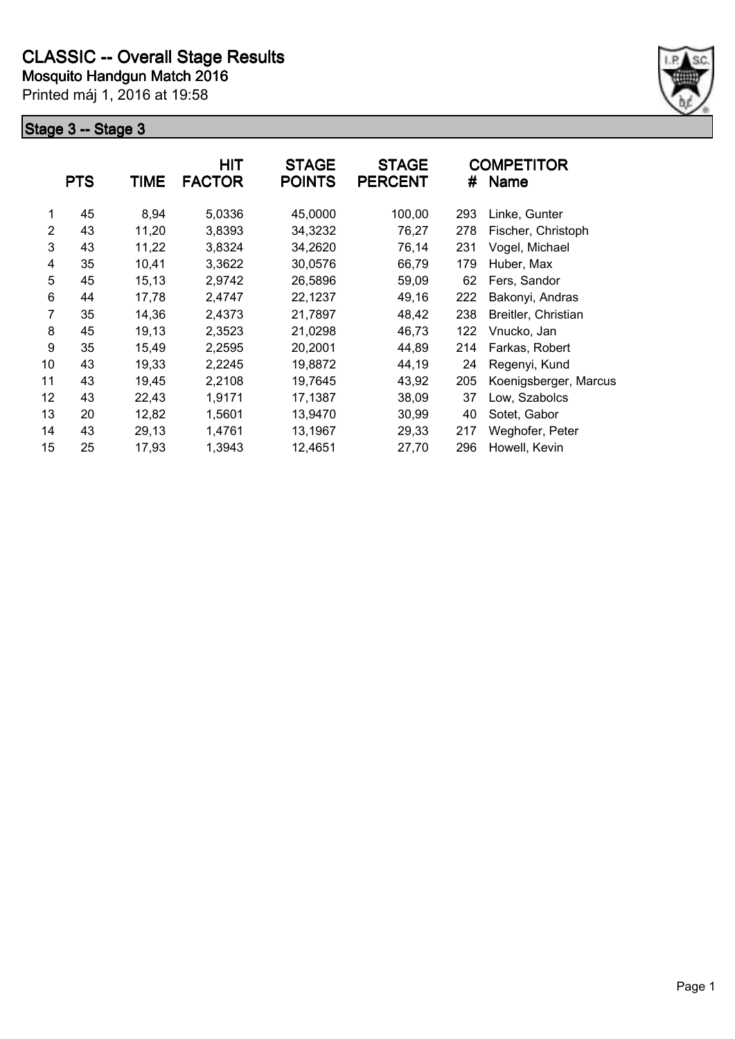# CLASSIC -- Overall Stage Results

**Mosquito Handgun Match 2016**

Printed máj 1, 2016 at 19:58

## Stage 3 -- Stage 3

| | PTS | TIME | HIT FACTOR | STAGE POINTS | STAGE PERCENT | # | COMPETITOR Name |
|---|---|---|---|---|---|---|---|
| 1 | 45 | 8,94 | 5,0336 | 45,0000 | 100,00 | 293 | Linke, Gunter |
| 2 | 43 | 11,20 | 3,8393 | 34,3232 | 76,27 | 278 | Fischer, Christoph |
| 3 | 43 | 11,22 | 3,8324 | 34,2620 | 76,14 | 231 | Vogel, Michael |
| 4 | 35 | 10,41 | 3,3622 | 30,0576 | 66,79 | 179 | Huber, Max |
| 5 | 45 | 15,13 | 2,9742 | 26,5896 | 59,09 | 62 | Fers, Sandor |
| 6 | 44 | 17,78 | 2,4747 | 22,1237 | 49,16 | 222 | Bakonyi, Andras |
| 7 | 35 | 14,36 | 2,4373 | 21,7897 | 48,42 | 238 | Breitler, Christian |
| 8 | 45 | 19,13 | 2,3523 | 21,0298 | 46,73 | 122 | Vnucko, Jan |
| 9 | 35 | 15,49 | 2,2595 | 20,2001 | 44,89 | 214 | Farkas, Robert |
| 10 | 43 | 19,33 | 2,2245 | 19,8872 | 44,19 | 24 | Regenyi, Kund |
| 11 | 43 | 19,45 | 2,2108 | 19,7645 | 43,92 | 205 | Koenigsberger, Marcus |
| 12 | 43 | 22,43 | 1,9171 | 17,1387 | 38,09 | 37 | Low, Szabolcs |
| 13 | 20 | 12,82 | 1,5601 | 13,9470 | 30,99 | 40 | Sotet, Gabor |
| 14 | 43 | 29,13 | 1,4761 | 13,1967 | 29,33 | 217 | Weghofer, Peter |
| 15 | 25 | 17,93 | 1,3943 | 12,4651 | 27,70 | 296 | Howell, Kevin |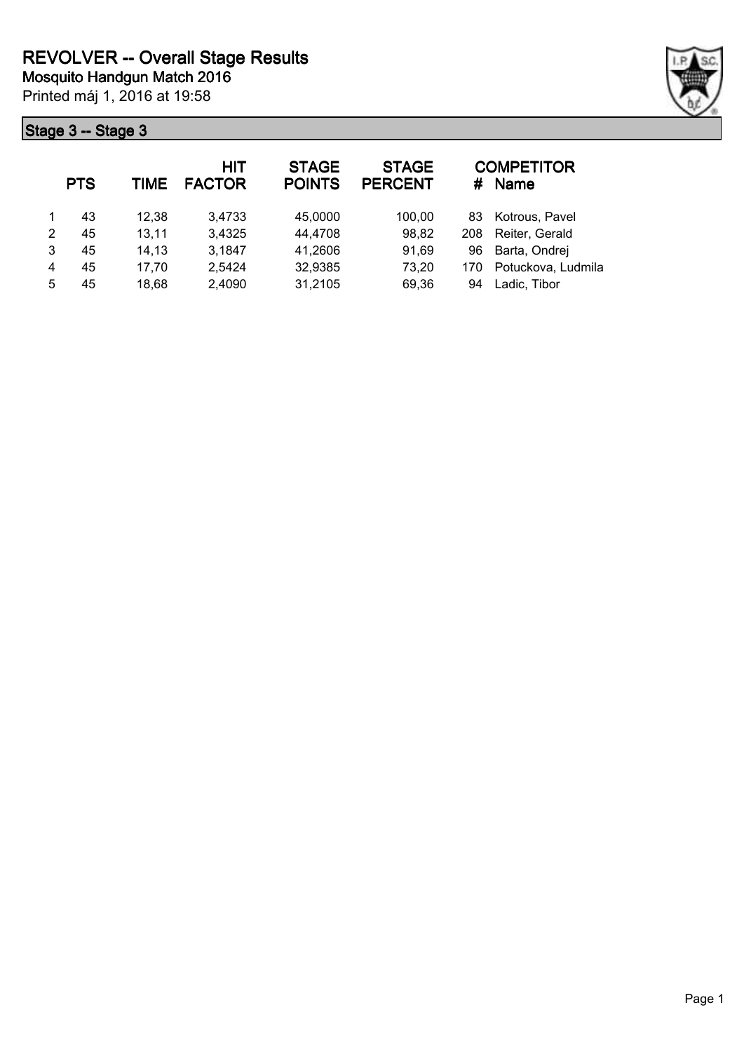# REVOLVER -- Overall Stage Results

**Mosquito Handgun Match 2016**

Printed máj 1, 2016 at 19:58

## Stage 3 -- Stage 3

| | PTS | TIME | HIT FACTOR | STAGE POINTS | STAGE PERCENT | # | COMPETITOR Name |
|---|---|---|---|---|---|---|---|
| 1 | 43 | 12,38 | 3,4733 | 45,0000 | 100,00 | 83 | Kotrous, Pavel |
| 2 | 45 | 13,11 | 3,4325 | 44,4708 | 98,82 | 208 | Reiter, Gerald |
| 3 | 45 | 14,13 | 3,1847 | 41,2606 | 91,69 | 96 | Barta, Ondrej |
| 4 | 45 | 17,70 | 2,5424 | 32,9385 | 73,20 | 170 | Potuckova, Ludmila |
| 5 | 45 | 18,68 | 2,4090 | 31,2105 | 69,36 | 94 | Ladic, Tibor |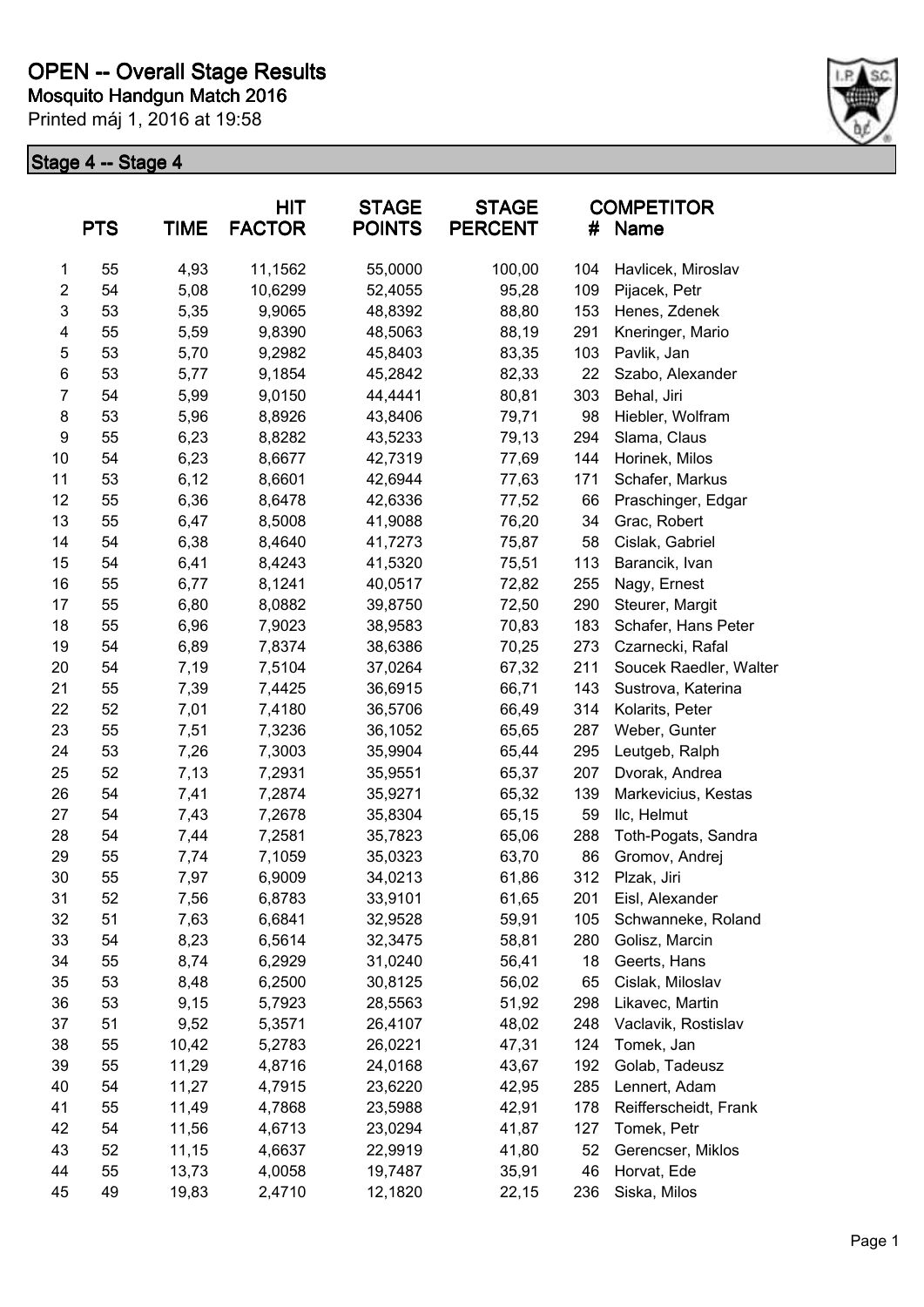# OPEN -- Overall Stage Results

**Mosquito Handgun Match 2016**

Printed máj 1, 2016 at 19:58

## Stage 4 -- Stage 4

| | PTS | TIME | HIT FACTOR | STAGE POINTS | STAGE PERCENT | # | COMPETITOR Name |
|---|---|---|---|---|---|---|---|
| 1 | 55 | 4,93 | 11,1562 | 55,0000 | 100,00 | 104 | Havlicek, Miroslav |
| 2 | 54 | 5,08 | 10,6299 | 52,4055 | 95,28 | 109 | Pijacek, Petr |
| 3 | 53 | 5,35 | 9,9065 | 48,8392 | 88,80 | 153 | Henes, Zdenek |
| 4 | 55 | 5,59 | 9,8390 | 48,5063 | 88,19 | 291 | Kneringer, Mario |
| 5 | 53 | 5,70 | 9,2982 | 45,8403 | 83,35 | 103 | Pavlik, Jan |
| 6 | 53 | 5,77 | 9,1854 | 45,2842 | 82,33 | 22 | Szabo, Alexander |
| 7 | 54 | 5,99 | 9,0150 | 44,4441 | 80,81 | 303 | Behal, Jiri |
| 8 | 53 | 5,96 | 8,8926 | 43,8406 | 79,71 | 98 | Hiebler, Wolfram |
| 9 | 55 | 6,23 | 8,8282 | 43,5233 | 79,13 | 294 | Slama, Claus |
| 10 | 54 | 6,23 | 8,6677 | 42,7319 | 77,69 | 144 | Horinek, Milos |
| 11 | 53 | 6,12 | 8,6601 | 42,6944 | 77,63 | 171 | Schafer, Markus |
| 12 | 55 | 6,36 | 8,6478 | 42,6336 | 77,52 | 66 | Praschinger, Edgar |
| 13 | 55 | 6,47 | 8,5008 | 41,9088 | 76,20 | 34 | Grac, Robert |
| 14 | 54 | 6,38 | 8,4640 | 41,7273 | 75,87 | 58 | Cislak, Gabriel |
| 15 | 54 | 6,41 | 8,4243 | 41,5320 | 75,51 | 113 | Barancik, Ivan |
| 16 | 55 | 6,77 | 8,1241 | 40,0517 | 72,82 | 255 | Nagy, Ernest |
| 17 | 55 | 6,80 | 8,0882 | 39,8750 | 72,50 | 290 | Steurer, Margit |
| 18 | 55 | 6,96 | 7,9023 | 38,9583 | 70,83 | 183 | Schafer, Hans Peter |
| 19 | 54 | 6,89 | 7,8374 | 38,6386 | 70,25 | 273 | Czarnecki, Rafal |
| 20 | 54 | 7,19 | 7,5104 | 37,0264 | 67,32 | 211 | Soucek Raedler, Walter |
| 21 | 55 | 7,39 | 7,4425 | 36,6915 | 66,71 | 143 | Sustrova, Katerina |
| 22 | 52 | 7,01 | 7,4180 | 36,5706 | 66,49 | 314 | Kolarits, Peter |
| 23 | 55 | 7,51 | 7,3236 | 36,1052 | 65,65 | 287 | Weber, Gunter |
| 24 | 53 | 7,26 | 7,3003 | 35,9904 | 65,44 | 295 | Leutgeb, Ralph |
| 25 | 52 | 7,13 | 7,2931 | 35,9551 | 65,37 | 207 | Dvorak, Andrea |
| 26 | 54 | 7,41 | 7,2874 | 35,9271 | 65,32 | 139 | Markevicius, Kestas |
| 27 | 54 | 7,43 | 7,2678 | 35,8304 | 65,15 | 59 | Ilc, Helmut |
| 28 | 54 | 7,44 | 7,2581 | 35,7823 | 65,06 | 288 | Toth-Pogats, Sandra |
| 29 | 55 | 7,74 | 7,1059 | 35,0323 | 63,70 | 86 | Gromov, Andrej |
| 30 | 55 | 7,97 | 6,9009 | 34,0213 | 61,86 | 312 | Plzak, Jiri |
| 31 | 52 | 7,56 | 6,8783 | 33,9101 | 61,65 | 201 | Eisl, Alexander |
| 32 | 51 | 7,63 | 6,6841 | 32,9528 | 59,91 | 105 | Schwanneke, Roland |
| 33 | 54 | 8,23 | 6,5614 | 32,3475 | 58,81 | 280 | Golisz, Marcin |
| 34 | 55 | 8,74 | 6,2929 | 31,0240 | 56,41 | 18 | Geerts, Hans |
| 35 | 53 | 8,48 | 6,2500 | 30,8125 | 56,02 | 65 | Cislak, Miloslav |
| 36 | 53 | 9,15 | 5,7923 | 28,5563 | 51,92 | 298 | Likavec, Martin |
| 37 | 51 | 9,52 | 5,3571 | 26,4107 | 48,02 | 248 | Vaclavik, Rostislav |
| 38 | 55 | 10,42 | 5,2783 | 26,0221 | 47,31 | 124 | Tomek, Jan |
| 39 | 55 | 11,29 | 4,8716 | 24,0168 | 43,67 | 192 | Golab, Tadeusz |
| 40 | 54 | 11,27 | 4,7915 | 23,6220 | 42,95 | 285 | Lennert, Adam |
| 41 | 55 | 11,49 | 4,7868 | 23,5988 | 42,91 | 178 | Reifferscheidt, Frank |
| 42 | 54 | 11,56 | 4,6713 | 23,0294 | 41,87 | 127 | Tomek, Petr |
| 43 | 52 | 11,15 | 4,6637 | 22,9919 | 41,80 | 52 | Gerencser, Miklos |
| 44 | 55 | 13,73 | 4,0058 | 19,7487 | 35,91 | 46 | Horvat, Ede |
| 45 | 49 | 19,83 | 2,4710 | 12,1820 | 22,15 | 236 | Siska, Milos |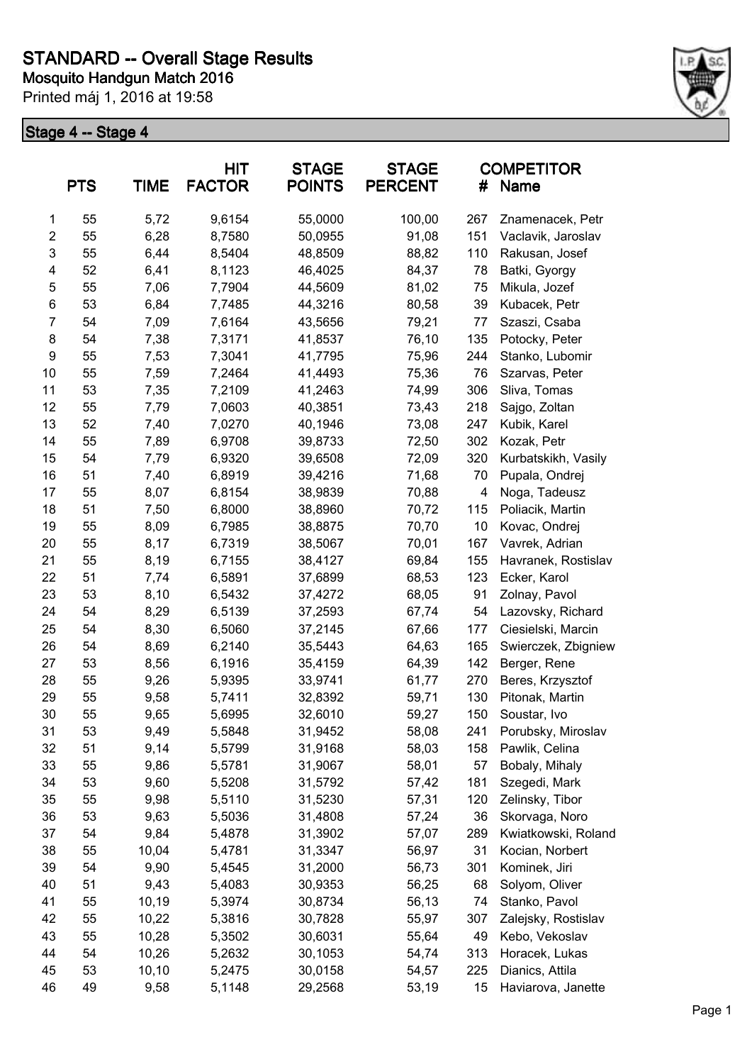# STANDARD -- Overall Stage Results

**Mosquito Handgun Match 2016**

Printed máj 1, 2016 at 19:58

## Stage 4 -- Stage 4

| | PTS | TIME | HIT FACTOR | STAGE POINTS | STAGE PERCENT | # | COMPETITOR Name |
|---|---|---|---|---|---|---|---|
| 1 | 55 | 5,72 | 9,6154 | 55,0000 | 100,00 | 267 | Znamenacek, Petr |
| 2 | 55 | 6,28 | 8,7580 | 50,0955 | 91,08 | 151 | Vaclavik, Jaroslav |
| 3 | 55 | 6,44 | 8,5404 | 48,8509 | 88,82 | 110 | Rakusan, Josef |
| 4 | 52 | 6,41 | 8,1123 | 46,4025 | 84,37 | 78 | Batki, Gyorgy |
| 5 | 55 | 7,06 | 7,7904 | 44,5609 | 81,02 | 75 | Mikula, Jozef |
| 6 | 53 | 6,84 | 7,7485 | 44,3216 | 80,58 | 39 | Kubacek, Petr |
| 7 | 54 | 7,09 | 7,6164 | 43,5656 | 79,21 | 77 | Szaszi, Csaba |
| 8 | 54 | 7,38 | 7,3171 | 41,8537 | 76,10 | 135 | Potocky, Peter |
| 9 | 55 | 7,53 | 7,3041 | 41,7795 | 75,96 | 244 | Stanko, Lubomir |
| 10 | 55 | 7,59 | 7,2464 | 41,4493 | 75,36 | 76 | Szarvas, Peter |
| 11 | 53 | 7,35 | 7,2109 | 41,2463 | 74,99 | 306 | Sliva, Tomas |
| 12 | 55 | 7,79 | 7,0603 | 40,3851 | 73,43 | 218 | Sajgo, Zoltan |
| 13 | 52 | 7,40 | 7,0270 | 40,1946 | 73,08 | 247 | Kubik, Karel |
| 14 | 55 | 7,89 | 6,9708 | 39,8733 | 72,50 | 302 | Kozak, Petr |
| 15 | 54 | 7,79 | 6,9320 | 39,6508 | 72,09 | 320 | Kurbatskikh, Vasily |
| 16 | 51 | 7,40 | 6,8919 | 39,4216 | 71,68 | 70 | Pupala, Ondrej |
| 17 | 55 | 8,07 | 6,8154 | 38,9839 | 70,88 | 4 | Noga, Tadeusz |
| 18 | 51 | 7,50 | 6,8000 | 38,8960 | 70,72 | 115 | Poliacik, Martin |
| 19 | 55 | 8,09 | 6,7985 | 38,8875 | 70,70 | 10 | Kovac, Ondrej |
| 20 | 55 | 8,17 | 6,7319 | 38,5067 | 70,01 | 167 | Vavrek, Adrian |
| 21 | 55 | 8,19 | 6,7155 | 38,4127 | 69,84 | 155 | Havranek, Rostislav |
| 22 | 51 | 7,74 | 6,5891 | 37,6899 | 68,53 | 123 | Ecker, Karol |
| 23 | 53 | 8,10 | 6,5432 | 37,4272 | 68,05 | 91 | Zolnay, Pavol |
| 24 | 54 | 8,29 | 6,5139 | 37,2593 | 67,74 | 54 | Lazovsky, Richard |
| 25 | 54 | 8,30 | 6,5060 | 37,2145 | 67,66 | 177 | Ciesielski, Marcin |
| 26 | 54 | 8,69 | 6,2140 | 35,5443 | 64,63 | 165 | Swierczek, Zbigniew |
| 27 | 53 | 8,56 | 6,1916 | 35,4159 | 64,39 | 142 | Berger, Rene |
| 28 | 55 | 9,26 | 5,9395 | 33,9741 | 61,77 | 270 | Beres, Krzysztof |
| 29 | 55 | 9,58 | 5,7411 | 32,8392 | 59,71 | 130 | Pitonak, Martin |
| 30 | 55 | 9,65 | 5,6995 | 32,6010 | 59,27 | 150 | Soustar, Ivo |
| 31 | 53 | 9,49 | 5,5848 | 31,9452 | 58,08 | 241 | Porubsky, Miroslav |
| 32 | 51 | 9,14 | 5,5799 | 31,9168 | 58,03 | 158 | Pawlik, Celina |
| 33 | 55 | 9,86 | 5,5781 | 31,9067 | 58,01 | 57 | Bobaly, Mihaly |
| 34 | 53 | 9,60 | 5,5208 | 31,5792 | 57,42 | 181 | Szegedi, Mark |
| 35 | 55 | 9,98 | 5,5110 | 31,5230 | 57,31 | 120 | Zelinsky, Tibor |
| 36 | 53 | 9,63 | 5,5036 | 31,4808 | 57,24 | 36 | Skorvaga, Noro |
| 37 | 54 | 9,84 | 5,4878 | 31,3902 | 57,07 | 289 | Kwiatkowski, Roland |
| 38 | 55 | 10,04 | 5,4781 | 31,3347 | 56,97 | 31 | Kocian, Norbert |
| 39 | 54 | 9,90 | 5,4545 | 31,2000 | 56,73 | 301 | Kominek, Jiri |
| 40 | 51 | 9,43 | 5,4083 | 30,9353 | 56,25 | 68 | Solyom, Oliver |
| 41 | 55 | 10,19 | 5,3974 | 30,8734 | 56,13 | 74 | Stanko, Pavol |
| 42 | 55 | 10,22 | 5,3816 | 30,7828 | 55,97 | 307 | Zalejsky, Rostislav |
| 43 | 55 | 10,28 | 5,3502 | 30,6031 | 55,64 | 49 | Kebo, Vekoslav |
| 44 | 54 | 10,26 | 5,2632 | 30,1053 | 54,74 | 313 | Horacek, Lukas |
| 45 | 53 | 10,10 | 5,2475 | 30,0158 | 54,57 | 225 | Dianics, Attila |
| 46 | 49 | 9,58 | 5,1148 | 29,2568 | 53,19 | 15 | Haviarova, Janette |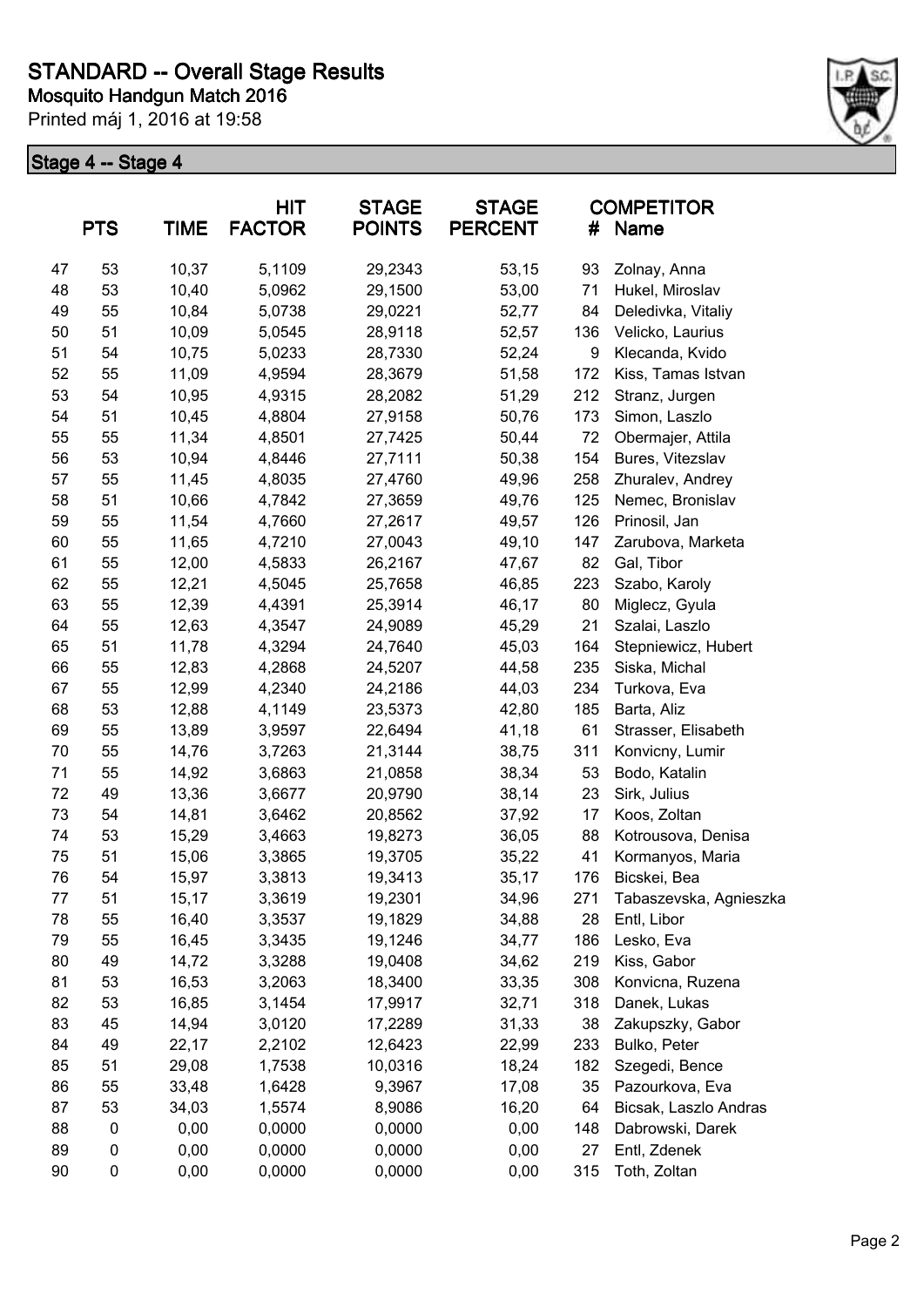# STANDARD -- Overall Stage Results

**Mosquito Handgun Match 2016**

Printed máj 1, 2016 at 19:58

## Stage 4 -- Stage 4

| | PTS | TIME | HIT FACTOR | STAGE POINTS | STAGE PERCENT | # | COMPETITOR Name |
|---|---|---|---|---|---|---|---|
| 47 | 53 | 10,37 | 5,1109 | 29,2343 | 53,15 | 93 | Zolnay, Anna |
| 48 | 53 | 10,40 | 5,0962 | 29,1500 | 53,00 | 71 | Hukel, Miroslav |
| 49 | 55 | 10,84 | 5,0738 | 29,0221 | 52,77 | 84 | Deledivka, Vitaliy |
| 50 | 51 | 10,09 | 5,0545 | 28,9118 | 52,57 | 136 | Velicko, Laurius |
| 51 | 54 | 10,75 | 5,0233 | 28,7330 | 52,24 | 9 | Klecanda, Kvido |
| 52 | 55 | 11,09 | 4,9594 | 28,3679 | 51,58 | 172 | Kiss, Tamas Istvan |
| 53 | 54 | 10,95 | 4,9315 | 28,2082 | 51,29 | 212 | Stranz, Jurgen |
| 54 | 51 | 10,45 | 4,8804 | 27,9158 | 50,76 | 173 | Simon, Laszlo |
| 55 | 55 | 11,34 | 4,8501 | 27,7425 | 50,44 | 72 | Obermajer, Attila |
| 56 | 53 | 10,94 | 4,8446 | 27,7111 | 50,38 | 154 | Bures, Vitezslav |
| 57 | 55 | 11,45 | 4,8035 | 27,4760 | 49,96 | 258 | Zhuralev, Andrey |
| 58 | 51 | 10,66 | 4,7842 | 27,3659 | 49,76 | 125 | Nemec, Bronislav |
| 59 | 55 | 11,54 | 4,7660 | 27,2617 | 49,57 | 126 | Prinosil, Jan |
| 60 | 55 | 11,65 | 4,7210 | 27,0043 | 49,10 | 147 | Zarubova, Marketa |
| 61 | 55 | 12,00 | 4,5833 | 26,2167 | 47,67 | 82 | Gal, Tibor |
| 62 | 55 | 12,21 | 4,5045 | 25,7658 | 46,85 | 223 | Szabo, Karoly |
| 63 | 55 | 12,39 | 4,4391 | 25,3914 | 46,17 | 80 | Miglecz, Gyula |
| 64 | 55 | 12,63 | 4,3547 | 24,9089 | 45,29 | 21 | Szalai, Laszlo |
| 65 | 51 | 11,78 | 4,3294 | 24,7640 | 45,03 | 164 | Stepniewicz, Hubert |
| 66 | 55 | 12,83 | 4,2868 | 24,5207 | 44,58 | 235 | Siska, Michal |
| 67 | 55 | 12,99 | 4,2340 | 24,2186 | 44,03 | 234 | Turkova, Eva |
| 68 | 53 | 12,88 | 4,1149 | 23,5373 | 42,80 | 185 | Barta, Aliz |
| 69 | 55 | 13,89 | 3,9597 | 22,6494 | 41,18 | 61 | Strasser, Elisabeth |
| 70 | 55 | 14,76 | 3,7263 | 21,3144 | 38,75 | 311 | Konvicny, Lumir |
| 71 | 55 | 14,92 | 3,6863 | 21,0858 | 38,34 | 53 | Bodo, Katalin |
| 72 | 49 | 13,36 | 3,6677 | 20,9790 | 38,14 | 23 | Sirk, Julius |
| 73 | 54 | 14,81 | 3,6462 | 20,8562 | 37,92 | 17 | Koos, Zoltan |
| 74 | 53 | 15,29 | 3,4663 | 19,8273 | 36,05 | 88 | Kotrousova, Denisa |
| 75 | 51 | 15,06 | 3,3865 | 19,3705 | 35,22 | 41 | Kormanyos, Maria |
| 76 | 54 | 15,97 | 3,3813 | 19,3413 | 35,17 | 176 | Bicskei, Bea |
| 77 | 51 | 15,17 | 3,3619 | 19,2301 | 34,96 | 271 | Tabaszevska, Agnieszka |
| 78 | 55 | 16,40 | 3,3537 | 19,1829 | 34,88 | 28 | Entl, Libor |
| 79 | 55 | 16,45 | 3,3435 | 19,1246 | 34,77 | 186 | Lesko, Eva |
| 80 | 49 | 14,72 | 3,3288 | 19,0408 | 34,62 | 219 | Kiss, Gabor |
| 81 | 53 | 16,53 | 3,2063 | 18,3400 | 33,35 | 308 | Konvicna, Ruzena |
| 82 | 53 | 16,85 | 3,1454 | 17,9917 | 32,71 | 318 | Danek, Lukas |
| 83 | 45 | 14,94 | 3,0120 | 17,2289 | 31,33 | 38 | Zakupszky, Gabor |
| 84 | 49 | 22,17 | 2,2102 | 12,6423 | 22,99 | 233 | Bulko, Peter |
| 85 | 51 | 29,08 | 1,7538 | 10,0316 | 18,24 | 182 | Szegedi, Bence |
| 86 | 55 | 33,48 | 1,6428 | 9,3967 | 17,08 | 35 | Pazourkova, Eva |
| 87 | 53 | 34,03 | 1,5574 | 8,9086 | 16,20 | 64 | Bicsak, Laszlo Andras |
| 88 | 0 | 0,00 | 0,0000 | 0,0000 | 0,00 | 148 | Dabrowski, Darek |
| 89 | 0 | 0,00 | 0,0000 | 0,0000 | 0,00 | 27 | Entl, Zdenek |
| 90 | 0 | 0,00 | 0,0000 | 0,0000 | 0,00 | 315 | Toth, Zoltan |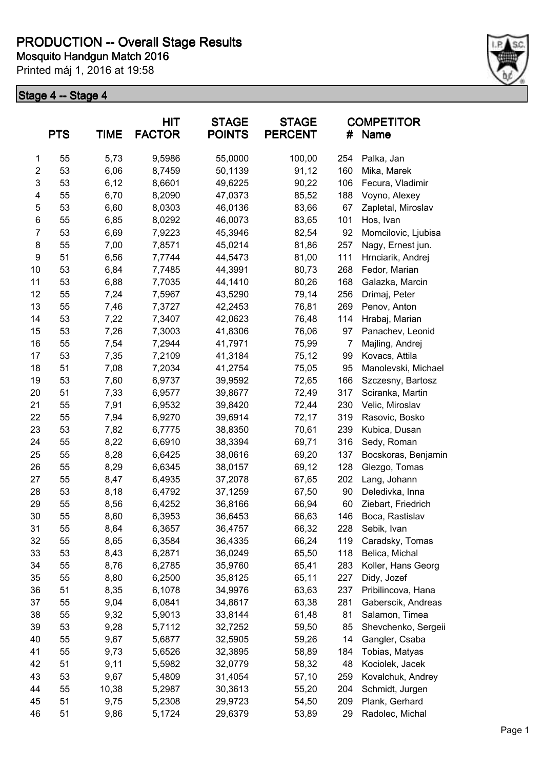# PRODUCTION -- Overall Stage Results

**Mosquito Handgun Match 2016**

Printed máj 1, 2016 at 19:58

**Stage 4 -- Stage 4**

| | PTS | TIME | HIT FACTOR | STAGE POINTS | STAGE PERCENT | # | COMPETITOR Name |
|---|---|---|---|---|---|---|---|
| 1 | 55 | 5,73 | 9,5986 | 55,0000 | 100,00 | 254 | Palka, Jan |
| 2 | 53 | 6,06 | 8,7459 | 50,1139 | 91,12 | 160 | Mika, Marek |
| 3 | 53 | 6,12 | 8,6601 | 49,6225 | 90,22 | 106 | Fecura, Vladimir |
| 4 | 55 | 6,70 | 8,2090 | 47,0373 | 85,52 | 188 | Voyno, Alexey |
| 5 | 53 | 6,60 | 8,0303 | 46,0136 | 83,66 | 67 | Zapletal, Miroslav |
| 6 | 55 | 6,85 | 8,0292 | 46,0073 | 83,65 | 101 | Hos, Ivan |
| 7 | 53 | 6,69 | 7,9223 | 45,3946 | 82,54 | 92 | Momcilovic, Ljubisa |
| 8 | 55 | 7,00 | 7,8571 | 45,0214 | 81,86 | 257 | Nagy, Ernest jun. |
| 9 | 51 | 6,56 | 7,7744 | 44,5473 | 81,00 | 111 | Hrnciarik, Andrej |
| 10 | 53 | 6,84 | 7,7485 | 44,3991 | 80,73 | 268 | Fedor, Marian |
| 11 | 53 | 6,88 | 7,7035 | 44,1410 | 80,26 | 168 | Galazka, Marcin |
| 12 | 55 | 7,24 | 7,5967 | 43,5290 | 79,14 | 256 | Drimaj, Peter |
| 13 | 55 | 7,46 | 7,3727 | 42,2453 | 76,81 | 269 | Penov, Anton |
| 14 | 53 | 7,22 | 7,3407 | 42,0623 | 76,48 | 114 | Hrabaj, Marian |
| 15 | 53 | 7,26 | 7,3003 | 41,8306 | 76,06 | 97 | Panachev, Leonid |
| 16 | 55 | 7,54 | 7,2944 | 41,7971 | 75,99 | 7 | Majling, Andrej |
| 17 | 53 | 7,35 | 7,2109 | 41,3184 | 75,12 | 99 | Kovacs, Attila |
| 18 | 51 | 7,08 | 7,2034 | 41,2754 | 75,05 | 95 | Manolevski, Michael |
| 19 | 53 | 7,60 | 6,9737 | 39,9592 | 72,65 | 166 | Szczesny, Bartosz |
| 20 | 51 | 7,33 | 6,9577 | 39,8677 | 72,49 | 317 | Sciranka, Martin |
| 21 | 55 | 7,91 | 6,9532 | 39,8420 | 72,44 | 230 | Velic, Miroslav |
| 22 | 55 | 7,94 | 6,9270 | 39,6914 | 72,17 | 319 | Rasovic, Bosko |
| 23 | 53 | 7,82 | 6,7775 | 38,8350 | 70,61 | 239 | Kubica, Dusan |
| 24 | 55 | 8,22 | 6,6910 | 38,3394 | 69,71 | 316 | Sedy, Roman |
| 25 | 55 | 8,28 | 6,6425 | 38,0616 | 69,20 | 137 | Bocskoras, Benjamin |
| 26 | 55 | 8,29 | 6,6345 | 38,0157 | 69,12 | 128 | Glezgo, Tomas |
| 27 | 55 | 8,47 | 6,4935 | 37,2078 | 67,65 | 202 | Lang, Johann |
| 28 | 53 | 8,18 | 6,4792 | 37,1259 | 67,50 | 90 | Deledivka, Inna |
| 29 | 55 | 8,56 | 6,4252 | 36,8166 | 66,94 | 60 | Ziebart, Friedrich |
| 30 | 55 | 8,60 | 6,3953 | 36,6453 | 66,63 | 146 | Boca, Rastislav |
| 31 | 55 | 8,64 | 6,3657 | 36,4757 | 66,32 | 228 | Sebik, Ivan |
| 32 | 55 | 8,65 | 6,3584 | 36,4335 | 66,24 | 119 | Caradsky, Tomas |
| 33 | 53 | 8,43 | 6,2871 | 36,0249 | 65,50 | 118 | Belica, Michal |
| 34 | 55 | 8,76 | 6,2785 | 35,9760 | 65,41 | 283 | Koller, Hans Georg |
| 35 | 55 | 8,80 | 6,2500 | 35,8125 | 65,11 | 227 | Didy, Jozef |
| 36 | 51 | 8,35 | 6,1078 | 34,9976 | 63,63 | 237 | Pribilincova, Hana |
| 37 | 55 | 9,04 | 6,0841 | 34,8617 | 63,38 | 281 | Gaberscik, Andreas |
| 38 | 55 | 9,32 | 5,9013 | 33,8144 | 61,48 | 81 | Salamon, Timea |
| 39 | 53 | 9,28 | 5,7112 | 32,7252 | 59,50 | 85 | Shevchenko, Sergeii |
| 40 | 55 | 9,67 | 5,6877 | 32,5905 | 59,26 | 14 | Gangler, Csaba |
| 41 | 55 | 9,73 | 5,6526 | 32,3895 | 58,89 | 184 | Tobias, Matyas |
| 42 | 51 | 9,11 | 5,5982 | 32,0779 | 58,32 | 48 | Kociolek, Jacek |
| 43 | 53 | 9,67 | 5,4809 | 31,4054 | 57,10 | 259 | Kovalchuk, Andrey |
| 44 | 55 | 10,38 | 5,2987 | 30,3613 | 55,20 | 204 | Schmidt, Jurgen |
| 45 | 51 | 9,75 | 5,2308 | 29,9723 | 54,50 | 209 | Plank, Gerhard |
| 46 | 51 | 9,86 | 5,1724 | 29,6379 | 53,89 | 29 | Radolec, Michal |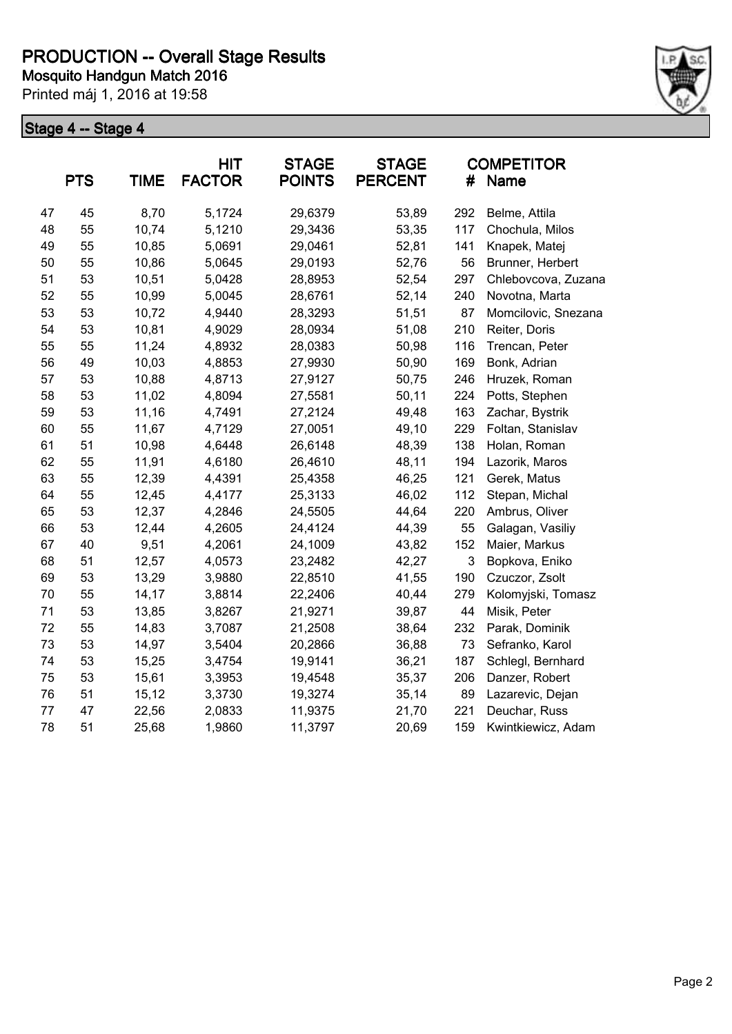# PRODUCTION -- Overall Stage Results

**Mosquito Handgun Match 2016**

Printed máj 1, 2016 at 19:58

## Stage 4 -- Stage 4

| | PTS | TIME | HIT FACTOR | STAGE POINTS | STAGE PERCENT | # | COMPETITOR Name |
|---|---|---|---|---|---|---|---|
| 47 | 45 | 8,70 | 5,1724 | 29,6379 | 53,89 | 292 | Belme, Attila |
| 48 | 55 | 10,74 | 5,1210 | 29,3436 | 53,35 | 117 | Chochula, Milos |
| 49 | 55 | 10,85 | 5,0691 | 29,0461 | 52,81 | 141 | Knapek, Matej |
| 50 | 55 | 10,86 | 5,0645 | 29,0193 | 52,76 | 56 | Brunner, Herbert |
| 51 | 53 | 10,51 | 5,0428 | 28,8953 | 52,54 | 297 | Chlebovcova, Zuzana |
| 52 | 55 | 10,99 | 5,0045 | 28,6761 | 52,14 | 240 | Novotna, Marta |
| 53 | 53 | 10,72 | 4,9440 | 28,3293 | 51,51 | 87 | Momcilovic, Snezana |
| 54 | 53 | 10,81 | 4,9029 | 28,0934 | 51,08 | 210 | Reiter, Doris |
| 55 | 55 | 11,24 | 4,8932 | 28,0383 | 50,98 | 116 | Trencan, Peter |
| 56 | 49 | 10,03 | 4,8853 | 27,9930 | 50,90 | 169 | Bonk, Adrian |
| 57 | 53 | 10,88 | 4,8713 | 27,9127 | 50,75 | 246 | Hruzek, Roman |
| 58 | 53 | 11,02 | 4,8094 | 27,5581 | 50,11 | 224 | Potts, Stephen |
| 59 | 53 | 11,16 | 4,7491 | 27,2124 | 49,48 | 163 | Zachar, Bystrik |
| 60 | 55 | 11,67 | 4,7129 | 27,0051 | 49,10 | 229 | Foltan, Stanislav |
| 61 | 51 | 10,98 | 4,6448 | 26,6148 | 48,39 | 138 | Holan, Roman |
| 62 | 55 | 11,91 | 4,6180 | 26,4610 | 48,11 | 194 | Lazorik, Maros |
| 63 | 55 | 12,39 | 4,4391 | 25,4358 | 46,25 | 121 | Gerek, Matus |
| 64 | 55 | 12,45 | 4,4177 | 25,3133 | 46,02 | 112 | Stepan, Michal |
| 65 | 53 | 12,37 | 4,2846 | 24,5505 | 44,64 | 220 | Ambrus, Oliver |
| 66 | 53 | 12,44 | 4,2605 | 24,4124 | 44,39 | 55 | Galagan, Vasiliy |
| 67 | 40 | 9,51 | 4,2061 | 24,1009 | 43,82 | 152 | Maier, Markus |
| 68 | 51 | 12,57 | 4,0573 | 23,2482 | 42,27 | 3 | Bopkova, Eniko |
| 69 | 53 | 13,29 | 3,9880 | 22,8510 | 41,55 | 190 | Czuczor, Zsolt |
| 70 | 55 | 14,17 | 3,8814 | 22,2406 | 40,44 | 279 | Kolomyjski, Tomasz |
| 71 | 53 | 13,85 | 3,8267 | 21,9271 | 39,87 | 44 | Misik, Peter |
| 72 | 55 | 14,83 | 3,7087 | 21,2508 | 38,64 | 232 | Parak, Dominik |
| 73 | 53 | 14,97 | 3,5404 | 20,2866 | 36,88 | 73 | Sefranko, Karol |
| 74 | 53 | 15,25 | 3,4754 | 19,9141 | 36,21 | 187 | Schlegl, Bernhard |
| 75 | 53 | 15,61 | 3,3953 | 19,4548 | 35,37 | 206 | Danzer, Robert |
| 76 | 51 | 15,12 | 3,3730 | 19,3274 | 35,14 | 89 | Lazarevic, Dejan |
| 77 | 47 | 22,56 | 2,0833 | 11,9375 | 21,70 | 221 | Deuchar, Russ |
| 78 | 51 | 25,68 | 1,9860 | 11,3797 | 20,69 | 159 | Kwintkiewicz, Adam |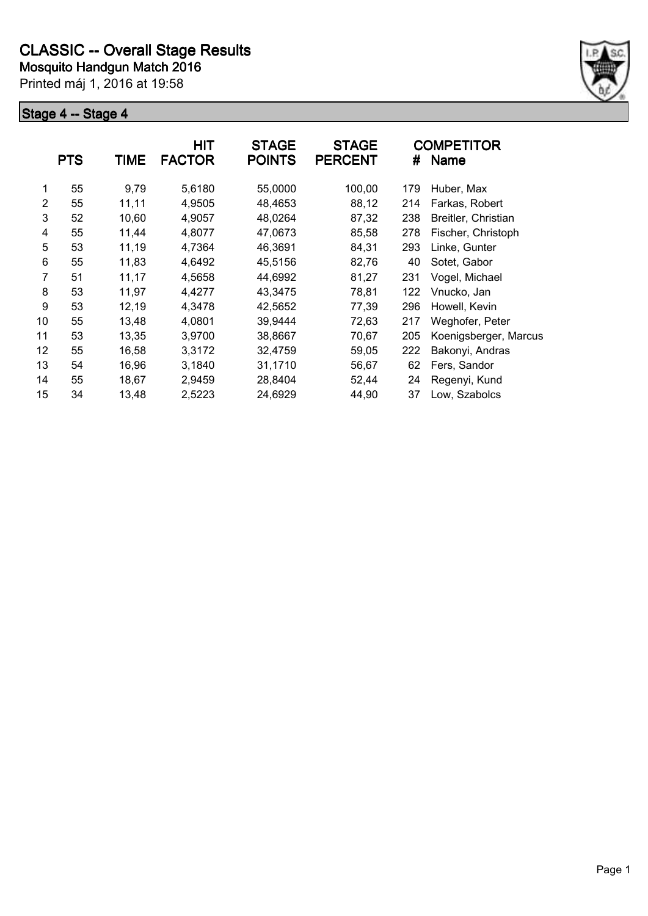# CLASSIC -- Overall Stage Results

**Mosquito Handgun Match 2016**

Printed máj 1, 2016 at 19:58

## Stage 4 -- Stage 4

| | PTS | TIME | HIT FACTOR | STAGE POINTS | STAGE PERCENT | # | COMPETITOR Name |
|---|---|---|---|---|---|---|---|
| 1 | 55 | 9,79 | 5,6180 | 55,0000 | 100,00 | 179 | Huber, Max |
| 2 | 55 | 11,11 | 4,9505 | 48,4653 | 88,12 | 214 | Farkas, Robert |
| 3 | 52 | 10,60 | 4,9057 | 48,0264 | 87,32 | 238 | Breitler, Christian |
| 4 | 55 | 11,44 | 4,8077 | 47,0673 | 85,58 | 278 | Fischer, Christoph |
| 5 | 53 | 11,19 | 4,7364 | 46,3691 | 84,31 | 293 | Linke, Gunter |
| 6 | 55 | 11,83 | 4,6492 | 45,5156 | 82,76 | 40 | Sotet, Gabor |
| 7 | 51 | 11,17 | 4,5658 | 44,6992 | 81,27 | 231 | Vogel, Michael |
| 8 | 53 | 11,97 | 4,4277 | 43,3475 | 78,81 | 122 | Vnucko, Jan |
| 9 | 53 | 12,19 | 4,3478 | 42,5652 | 77,39 | 296 | Howell, Kevin |
| 10 | 55 | 13,48 | 4,0801 | 39,9444 | 72,63 | 217 | Weghofer, Peter |
| 11 | 53 | 13,35 | 3,9700 | 38,8667 | 70,67 | 205 | Koenigsberger, Marcus |
| 12 | 55 | 16,58 | 3,3172 | 32,4759 | 59,05 | 222 | Bakonyi, Andras |
| 13 | 54 | 16,96 | 3,1840 | 31,1710 | 56,67 | 62 | Fers, Sandor |
| 14 | 55 | 18,67 | 2,9459 | 28,8404 | 52,44 | 24 | Regenyi, Kund |
| 15 | 34 | 13,48 | 2,5223 | 24,6929 | 44,90 | 37 | Low, Szabolcs |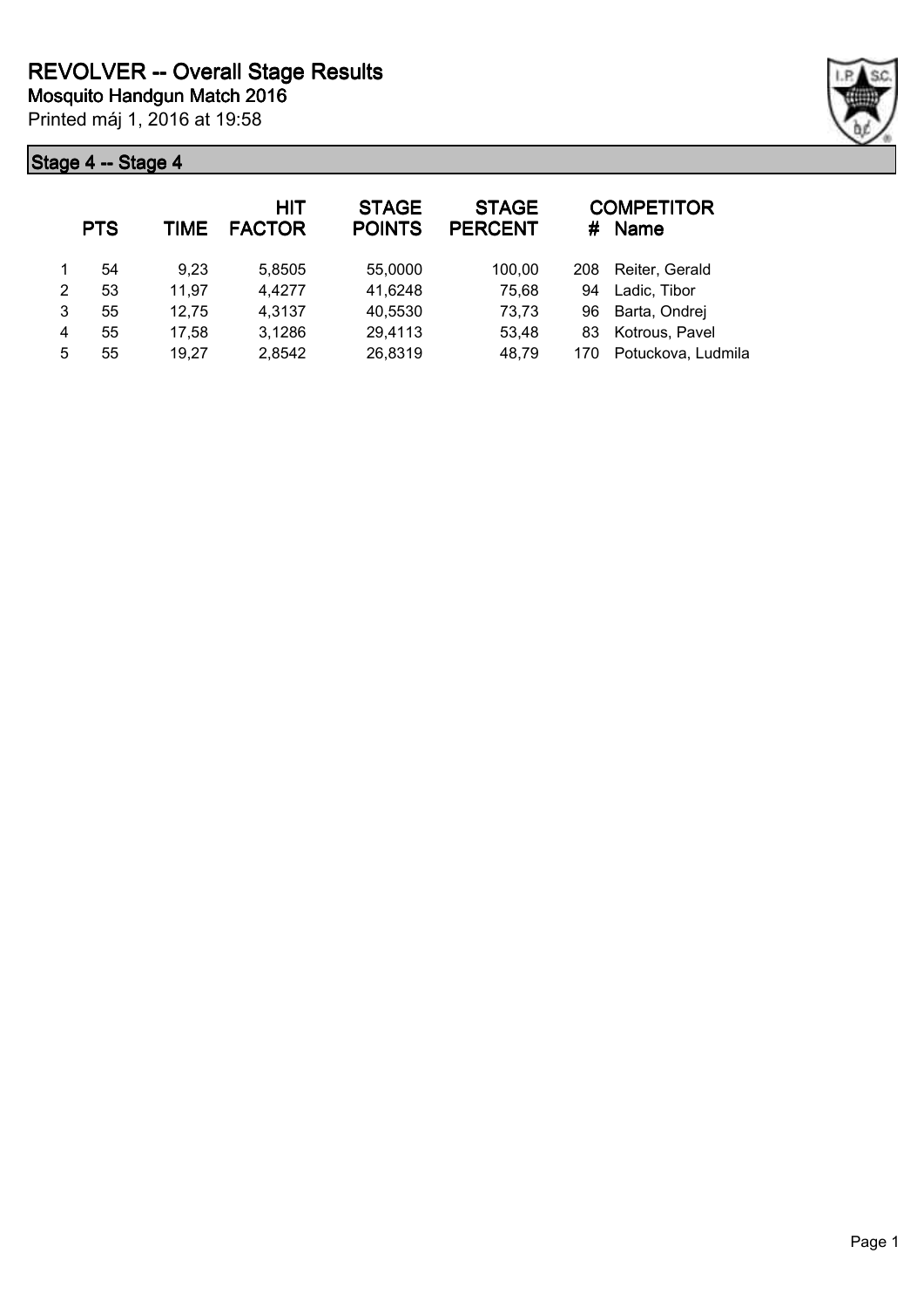# REVOLVER -- Overall Stage Results

**Mosquito Handgun Match 2016**

Printed máj 1, 2016 at 19:58

## Stage 4 -- Stage 4

| | PTS | TIME | HIT FACTOR | STAGE POINTS | STAGE PERCENT | # | COMPETITOR Name |
|---|---|---|---|---|---|---|---|
| 1 | 54 | 9,23 | 5,8505 | 55,0000 | 100,00 | 208 | Reiter, Gerald |
| 2 | 53 | 11,97 | 4,4277 | 41,6248 | 75,68 | 94 | Ladic, Tibor |
| 3 | 55 | 12,75 | 4,3137 | 40,5530 | 73,73 | 96 | Barta, Ondrej |
| 4 | 55 | 17,58 | 3,1286 | 29,4113 | 53,48 | 83 | Kotrous, Pavel |
| 5 | 55 | 19,27 | 2,8542 | 26,8319 | 48,79 | 170 | Potuckova, Ludmila |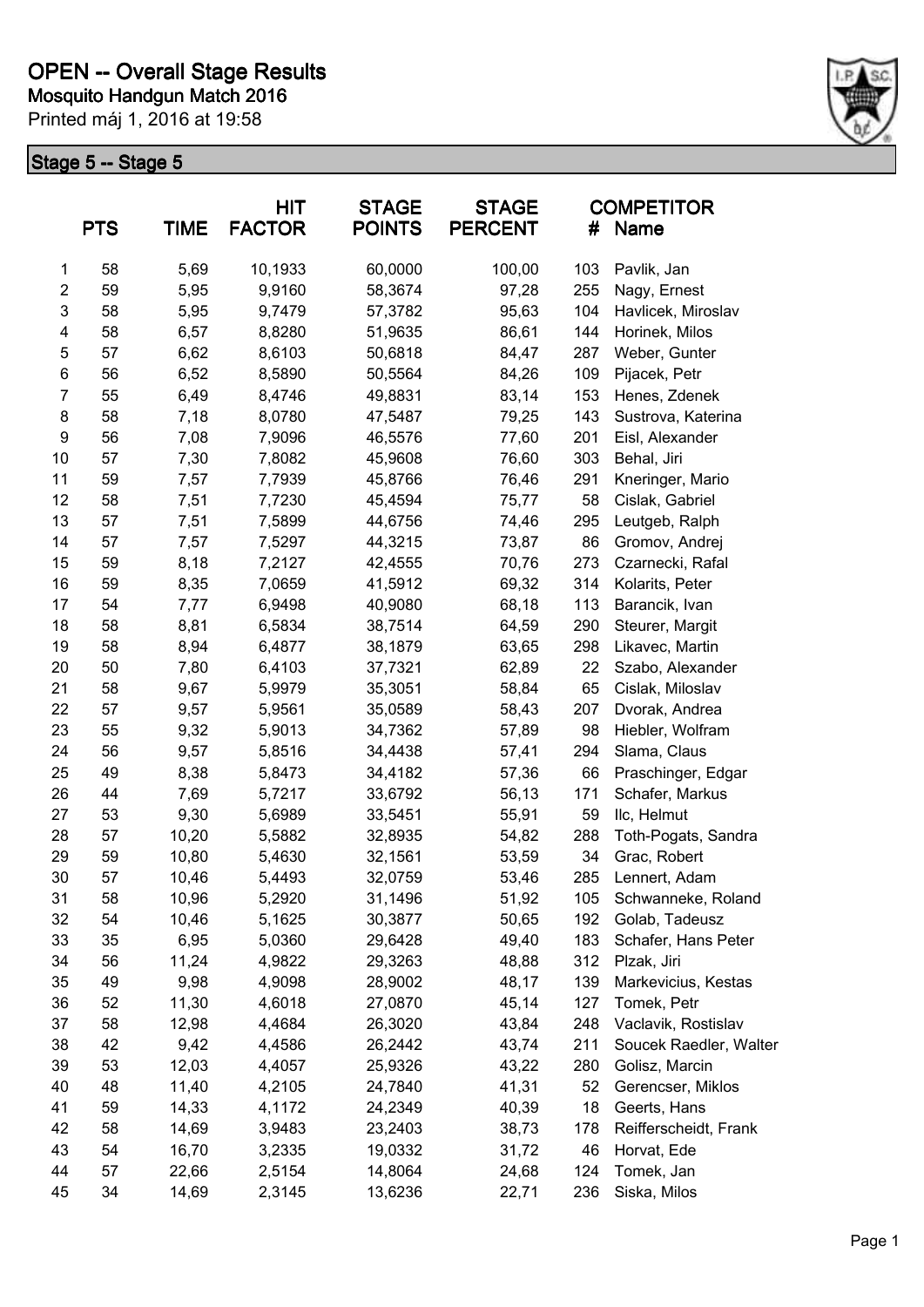# OPEN -- Overall Stage Results

**Mosquito Handgun Match 2016**

Printed máj 1, 2016 at 19:58

## Stage 5 -- Stage 5

| | PTS | TIME | HIT FACTOR | STAGE POINTS | STAGE PERCENT | # | COMPETITOR Name |
|---|---|---|---|---|---|---|---|
| 1 | 58 | 5,69 | 10,1933 | 60,0000 | 100,00 | 103 | Pavlik, Jan |
| 2 | 59 | 5,95 | 9,9160 | 58,3674 | 97,28 | 255 | Nagy, Ernest |
| 3 | 58 | 5,95 | 9,7479 | 57,3782 | 95,63 | 104 | Havlicek, Miroslav |
| 4 | 58 | 6,57 | 8,8280 | 51,9635 | 86,61 | 144 | Horinek, Milos |
| 5 | 57 | 6,62 | 8,6103 | 50,6818 | 84,47 | 287 | Weber, Gunter |
| 6 | 56 | 6,52 | 8,5890 | 50,5564 | 84,26 | 109 | Pijacek, Petr |
| 7 | 55 | 6,49 | 8,4746 | 49,8831 | 83,14 | 153 | Henes, Zdenek |
| 8 | 58 | 7,18 | 8,0780 | 47,5487 | 79,25 | 143 | Sustrova, Katerina |
| 9 | 56 | 7,08 | 7,9096 | 46,5576 | 77,60 | 201 | Eisl, Alexander |
| 10 | 57 | 7,30 | 7,8082 | 45,9608 | 76,60 | 303 | Behal, Jiri |
| 11 | 59 | 7,57 | 7,7939 | 45,8766 | 76,46 | 291 | Kneringer, Mario |
| 12 | 58 | 7,51 | 7,7230 | 45,4594 | 75,77 | 58 | Cislak, Gabriel |
| 13 | 57 | 7,51 | 7,5899 | 44,6756 | 74,46 | 295 | Leutgeb, Ralph |
| 14 | 57 | 7,57 | 7,5297 | 44,3215 | 73,87 | 86 | Gromov, Andrej |
| 15 | 59 | 8,18 | 7,2127 | 42,4555 | 70,76 | 273 | Czarnecki, Rafal |
| 16 | 59 | 8,35 | 7,0659 | 41,5912 | 69,32 | 314 | Kolarits, Peter |
| 17 | 54 | 7,77 | 6,9498 | 40,9080 | 68,18 | 113 | Barancik, Ivan |
| 18 | 58 | 8,81 | 6,5834 | 38,7514 | 64,59 | 290 | Steurer, Margit |
| 19 | 58 | 8,94 | 6,4877 | 38,1879 | 63,65 | 298 | Likavec, Martin |
| 20 | 50 | 7,80 | 6,4103 | 37,7321 | 62,89 | 22 | Szabo, Alexander |
| 21 | 58 | 9,67 | 5,9979 | 35,3051 | 58,84 | 65 | Cislak, Miloslav |
| 22 | 57 | 9,57 | 5,9561 | 35,0589 | 58,43 | 207 | Dvorak, Andrea |
| 23 | 55 | 9,32 | 5,9013 | 34,7362 | 57,89 | 98 | Hiebler, Wolfram |
| 24 | 56 | 9,57 | 5,8516 | 34,4438 | 57,41 | 294 | Slama, Claus |
| 25 | 49 | 8,38 | 5,8473 | 34,4182 | 57,36 | 66 | Praschinger, Edgar |
| 26 | 44 | 7,69 | 5,7217 | 33,6792 | 56,13 | 171 | Schafer, Markus |
| 27 | 53 | 9,30 | 5,6989 | 33,5451 | 55,91 | 59 | Ilc, Helmut |
| 28 | 57 | 10,20 | 5,5882 | 32,8935 | 54,82 | 288 | Toth-Pogats, Sandra |
| 29 | 59 | 10,80 | 5,4630 | 32,1561 | 53,59 | 34 | Grac, Robert |
| 30 | 57 | 10,46 | 5,4493 | 32,0759 | 53,46 | 285 | Lennert, Adam |
| 31 | 58 | 10,96 | 5,2920 | 31,1496 | 51,92 | 105 | Schwanneke, Roland |
| 32 | 54 | 10,46 | 5,1625 | 30,3877 | 50,65 | 192 | Golab, Tadeusz |
| 33 | 35 | 6,95 | 5,0360 | 29,6428 | 49,40 | 183 | Schafer, Hans Peter |
| 34 | 56 | 11,24 | 4,9822 | 29,3263 | 48,88 | 312 | Plzak, Jiri |
| 35 | 49 | 9,98 | 4,9098 | 28,9002 | 48,17 | 139 | Markevicius, Kestas |
| 36 | 52 | 11,30 | 4,6018 | 27,0870 | 45,14 | 127 | Tomek, Petr |
| 37 | 58 | 12,98 | 4,4684 | 26,3020 | 43,84 | 248 | Vaclavik, Rostislav |
| 38 | 42 | 9,42 | 4,4586 | 26,2442 | 43,74 | 211 | Soucek Raedler, Walter |
| 39 | 53 | 12,03 | 4,4057 | 25,9326 | 43,22 | 280 | Golisz, Marcin |
| 40 | 48 | 11,40 | 4,2105 | 24,7840 | 41,31 | 52 | Gerencser, Miklos |
| 41 | 59 | 14,33 | 4,1172 | 24,2349 | 40,39 | 18 | Geerts, Hans |
| 42 | 58 | 14,69 | 3,9483 | 23,2403 | 38,73 | 178 | Reifferscheidt, Frank |
| 43 | 54 | 16,70 | 3,2335 | 19,0332 | 31,72 | 46 | Horvat, Ede |
| 44 | 57 | 22,66 | 2,5154 | 14,8064 | 24,68 | 124 | Tomek, Jan |
| 45 | 34 | 14,69 | 2,3145 | 13,6236 | 22,71 | 236 | Siska, Milos |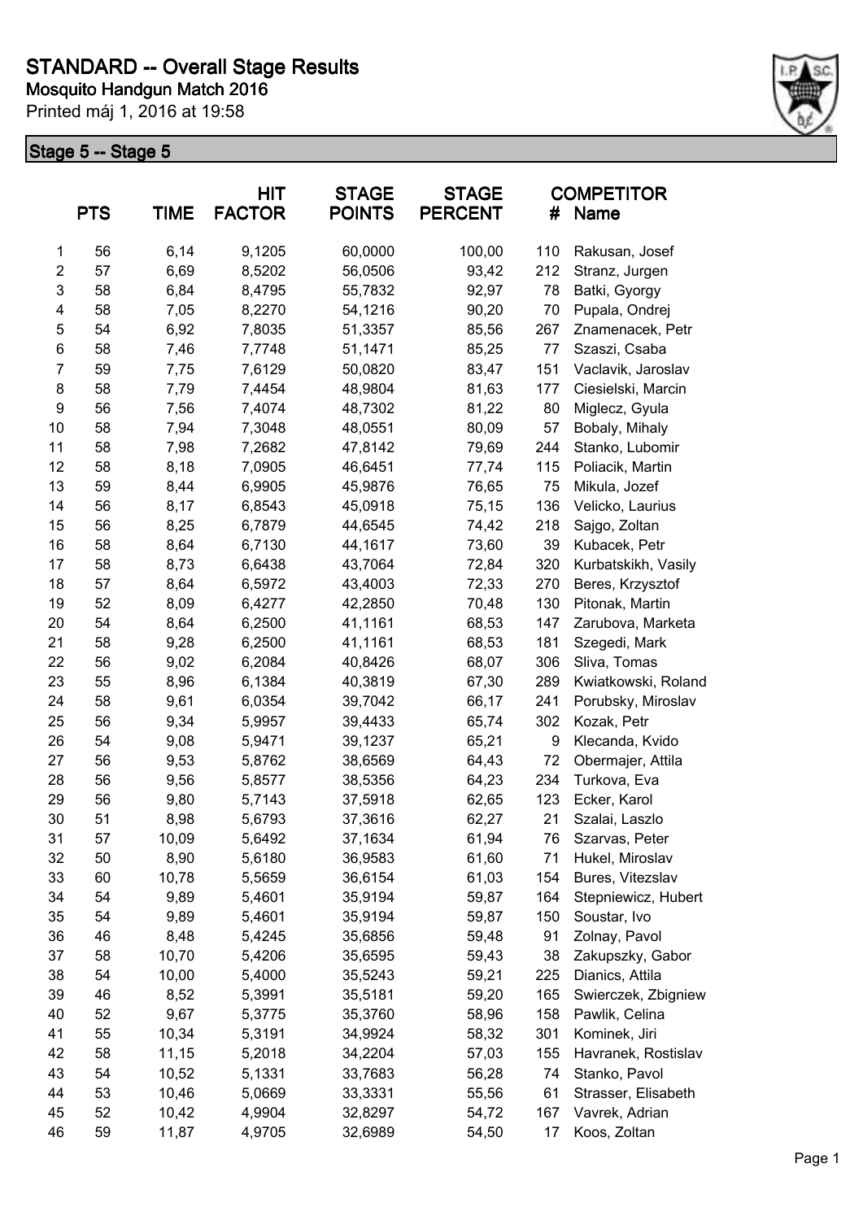# STANDARD -- Overall Stage Results

**Mosquito Handgun Match 2016**

Printed máj 1, 2016 at 19:58

## Stage 5 -- Stage 5

| | PTS | TIME | HIT FACTOR | STAGE POINTS | STAGE PERCENT | COMPETITOR # | Name |
|---|---|---|---|---|---|---|---|
| 1 | 56 | 6,14 | 9,1205 | 60,0000 | 100,00 | 110 | Rakusan, Josef |
| 2 | 57 | 6,69 | 8,5202 | 56,0506 | 93,42 | 212 | Stranz, Jurgen |
| 3 | 58 | 6,84 | 8,4795 | 55,7832 | 92,97 | 78 | Batki, Gyorgy |
| 4 | 58 | 7,05 | 8,2270 | 54,1216 | 90,20 | 70 | Pupala, Ondrej |
| 5 | 54 | 6,92 | 7,8035 | 51,3357 | 85,56 | 267 | Znamenacek, Petr |
| 6 | 58 | 7,46 | 7,7748 | 51,1471 | 85,25 | 77 | Szaszi, Csaba |
| 7 | 59 | 7,75 | 7,6129 | 50,0820 | 83,47 | 151 | Vaclavik, Jaroslav |
| 8 | 58 | 7,79 | 7,4454 | 48,9804 | 81,63 | 177 | Ciesielski, Marcin |
| 9 | 56 | 7,56 | 7,4074 | 48,7302 | 81,22 | 80 | Miglecz, Gyula |
| 10 | 58 | 7,94 | 7,3048 | 48,0551 | 80,09 | 57 | Bobaly, Mihaly |
| 11 | 58 | 7,98 | 7,2682 | 47,8142 | 79,69 | 244 | Stanko, Lubomir |
| 12 | 58 | 8,18 | 7,0905 | 46,6451 | 77,74 | 115 | Poliacik, Martin |
| 13 | 59 | 8,44 | 6,9905 | 45,9876 | 76,65 | 75 | Mikula, Jozef |
| 14 | 56 | 8,17 | 6,8543 | 45,0918 | 75,15 | 136 | Velicko, Laurius |
| 15 | 56 | 8,25 | 6,7879 | 44,6545 | 74,42 | 218 | Sajgo, Zoltan |
| 16 | 58 | 8,64 | 6,7130 | 44,1617 | 73,60 | 39 | Kubacek, Petr |
| 17 | 58 | 8,73 | 6,6438 | 43,7064 | 72,84 | 320 | Kurbatskikh, Vasily |
| 18 | 57 | 8,64 | 6,5972 | 43,4003 | 72,33 | 270 | Beres, Krzysztof |
| 19 | 52 | 8,09 | 6,4277 | 42,2850 | 70,48 | 130 | Pitonak, Martin |
| 20 | 54 | 8,64 | 6,2500 | 41,1161 | 68,53 | 147 | Zarubova, Marketa |
| 21 | 58 | 9,28 | 6,2500 | 41,1161 | 68,53 | 181 | Szegedi, Mark |
| 22 | 56 | 9,02 | 6,2084 | 40,8426 | 68,07 | 306 | Sliva, Tomas |
| 23 | 55 | 8,96 | 6,1384 | 40,3819 | 67,30 | 289 | Kwiatkowski, Roland |
| 24 | 58 | 9,61 | 6,0354 | 39,7042 | 66,17 | 241 | Porubsky, Miroslav |
| 25 | 56 | 9,34 | 5,9957 | 39,4433 | 65,74 | 302 | Kozak, Petr |
| 26 | 54 | 9,08 | 5,9471 | 39,1237 | 65,21 | 9 | Klecanda, Kvido |
| 27 | 56 | 9,53 | 5,8762 | 38,6569 | 64,43 | 72 | Obermajer, Attila |
| 28 | 56 | 9,56 | 5,8577 | 38,5356 | 64,23 | 234 | Turkova, Eva |
| 29 | 56 | 9,80 | 5,7143 | 37,5918 | 62,65 | 123 | Ecker, Karol |
| 30 | 51 | 8,98 | 5,6793 | 37,3616 | 62,27 | 21 | Szalai, Laszlo |
| 31 | 57 | 10,09 | 5,6492 | 37,1634 | 61,94 | 76 | Szarvas, Peter |
| 32 | 50 | 8,90 | 5,6180 | 36,9583 | 61,60 | 71 | Hukel, Miroslav |
| 33 | 60 | 10,78 | 5,5659 | 36,6154 | 61,03 | 154 | Bures, Vitezslav |
| 34 | 54 | 9,89 | 5,4601 | 35,9194 | 59,87 | 164 | Stepniewicz, Hubert |
| 35 | 54 | 9,89 | 5,4601 | 35,9194 | 59,87 | 150 | Soustar, Ivo |
| 36 | 46 | 8,48 | 5,4245 | 35,6856 | 59,48 | 91 | Zolnay, Pavol |
| 37 | 58 | 10,70 | 5,4206 | 35,6595 | 59,43 | 38 | Zakupszky, Gabor |
| 38 | 54 | 10,00 | 5,4000 | 35,5243 | 59,21 | 225 | Dianics, Attila |
| 39 | 46 | 8,52 | 5,3991 | 35,5181 | 59,20 | 165 | Swierczek, Zbigniew |
| 40 | 52 | 9,67 | 5,3775 | 35,3760 | 58,96 | 158 | Pawlik, Celina |
| 41 | 55 | 10,34 | 5,3191 | 34,9924 | 58,32 | 301 | Kominek, Jiri |
| 42 | 58 | 11,15 | 5,2018 | 34,2204 | 57,03 | 155 | Havranek, Rostislav |
| 43 | 54 | 10,52 | 5,1331 | 33,7683 | 56,28 | 74 | Stanko, Pavol |
| 44 | 53 | 10,46 | 5,0669 | 33,3331 | 55,56 | 61 | Strasser, Elisabeth |
| 45 | 52 | 10,42 | 4,9904 | 32,8297 | 54,72 | 167 | Vavrek, Adrian |
| 46 | 59 | 11,87 | 4,9705 | 32,6989 | 54,50 | 17 | Koos, Zoltan |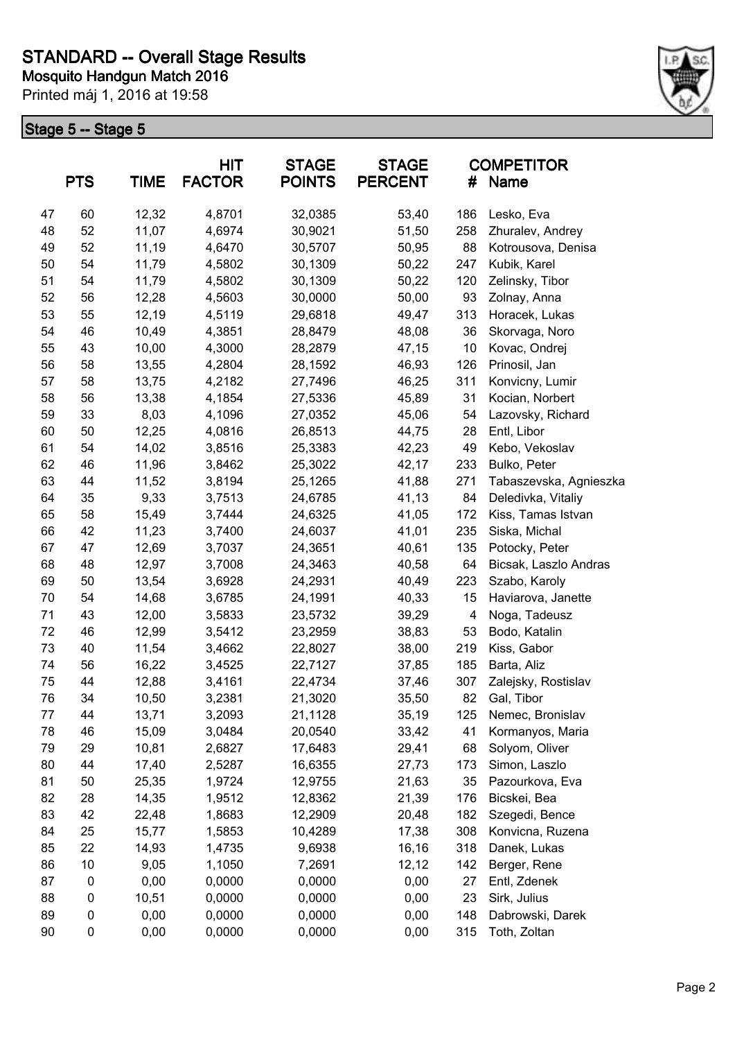# STANDARD -- Overall Stage Results

**Mosquito Handgun Match 2016**

Printed máj 1, 2016 at 19:58

## Stage 5 -- Stage 5

| | PTS | TIME | HIT FACTOR | STAGE POINTS | STAGE PERCENT | # | COMPETITOR Name |
|---|---|---|---|---|---|---|---|
| 47 | 60 | 12,32 | 4,8701 | 32,0385 | 53,40 | 186 | Lesko, Eva |
| 48 | 52 | 11,07 | 4,6974 | 30,9021 | 51,50 | 258 | Zhuralev, Andrey |
| 49 | 52 | 11,19 | 4,6470 | 30,5707 | 50,95 | 88 | Kotrousova, Denisa |
| 50 | 54 | 11,79 | 4,5802 | 30,1309 | 50,22 | 247 | Kubik, Karel |
| 51 | 54 | 11,79 | 4,5802 | 30,1309 | 50,22 | 120 | Zelinsky, Tibor |
| 52 | 56 | 12,28 | 4,5603 | 30,0000 | 50,00 | 93 | Zolnay, Anna |
| 53 | 55 | 12,19 | 4,5119 | 29,6818 | 49,47 | 313 | Horacek, Lukas |
| 54 | 46 | 10,49 | 4,3851 | 28,8479 | 48,08 | 36 | Skorvaga, Noro |
| 55 | 43 | 10,00 | 4,3000 | 28,2879 | 47,15 | 10 | Kovac, Ondrej |
| 56 | 58 | 13,55 | 4,2804 | 28,1592 | 46,93 | 126 | Prinosil, Jan |
| 57 | 58 | 13,75 | 4,2182 | 27,7496 | 46,25 | 311 | Konvicny, Lumir |
| 58 | 56 | 13,38 | 4,1854 | 27,5336 | 45,89 | 31 | Kocian, Norbert |
| 59 | 33 | 8,03 | 4,1096 | 27,0352 | 45,06 | 54 | Lazovsky, Richard |
| 60 | 50 | 12,25 | 4,0816 | 26,8513 | 44,75 | 28 | Entl, Libor |
| 61 | 54 | 14,02 | 3,8516 | 25,3383 | 42,23 | 49 | Kebo, Vekoslav |
| 62 | 46 | 11,96 | 3,8462 | 25,3022 | 42,17 | 233 | Bulko, Peter |
| 63 | 44 | 11,52 | 3,8194 | 25,1265 | 41,88 | 271 | Tabaszevska, Agnieszka |
| 64 | 35 | 9,33 | 3,7513 | 24,6785 | 41,13 | 84 | Deledivka, Vitaliy |
| 65 | 58 | 15,49 | 3,7444 | 24,6325 | 41,05 | 172 | Kiss, Tamas Istvan |
| 66 | 42 | 11,23 | 3,7400 | 24,6037 | 41,01 | 235 | Siska, Michal |
| 67 | 47 | 12,69 | 3,7037 | 24,3651 | 40,61 | 135 | Potocky, Peter |
| 68 | 48 | 12,97 | 3,7008 | 24,3463 | 40,58 | 64 | Bicsak, Laszlo Andras |
| 69 | 50 | 13,54 | 3,6928 | 24,2931 | 40,49 | 223 | Szabo, Karoly |
| 70 | 54 | 14,68 | 3,6785 | 24,1991 | 40,33 | 15 | Haviarova, Janette |
| 71 | 43 | 12,00 | 3,5833 | 23,5732 | 39,29 | 4 | Noga, Tadeusz |
| 72 | 46 | 12,99 | 3,5412 | 23,2959 | 38,83 | 53 | Bodo, Katalin |
| 73 | 40 | 11,54 | 3,4662 | 22,8027 | 38,00 | 219 | Kiss, Gabor |
| 74 | 56 | 16,22 | 3,4525 | 22,7127 | 37,85 | 185 | Barta, Aliz |
| 75 | 44 | 12,88 | 3,4161 | 22,4734 | 37,46 | 307 | Zalejsky, Rostislav |
| 76 | 34 | 10,50 | 3,2381 | 21,3020 | 35,50 | 82 | Gal, Tibor |
| 77 | 44 | 13,71 | 3,2093 | 21,1128 | 35,19 | 125 | Nemec, Bronislav |
| 78 | 46 | 15,09 | 3,0484 | 20,0540 | 33,42 | 41 | Kormanyos, Maria |
| 79 | 29 | 10,81 | 2,6827 | 17,6483 | 29,41 | 68 | Solyom, Oliver |
| 80 | 44 | 17,40 | 2,5287 | 16,6355 | 27,73 | 173 | Simon, Laszlo |
| 81 | 50 | 25,35 | 1,9724 | 12,9755 | 21,63 | 35 | Pazourkova, Eva |
| 82 | 28 | 14,35 | 1,9512 | 12,8362 | 21,39 | 176 | Bicskei, Bea |
| 83 | 42 | 22,48 | 1,8683 | 12,2909 | 20,48 | 182 | Szegedi, Bence |
| 84 | 25 | 15,77 | 1,5853 | 10,4289 | 17,38 | 308 | Konvicna, Ruzena |
| 85 | 22 | 14,93 | 1,4735 | 9,6938 | 16,16 | 318 | Danek, Lukas |
| 86 | 10 | 9,05 | 1,1050 | 7,2691 | 12,12 | 142 | Berger, Rene |
| 87 | 0 | 0,00 | 0,0000 | 0,0000 | 0,00 | 27 | Entl, Zdenek |
| 88 | 0 | 10,51 | 0,0000 | 0,0000 | 0,00 | 23 | Sirk, Julius |
| 89 | 0 | 0,00 | 0,0000 | 0,0000 | 0,00 | 148 | Dabrowski, Darek |
| 90 | 0 | 0,00 | 0,0000 | 0,0000 | 0,00 | 315 | Toth, Zoltan |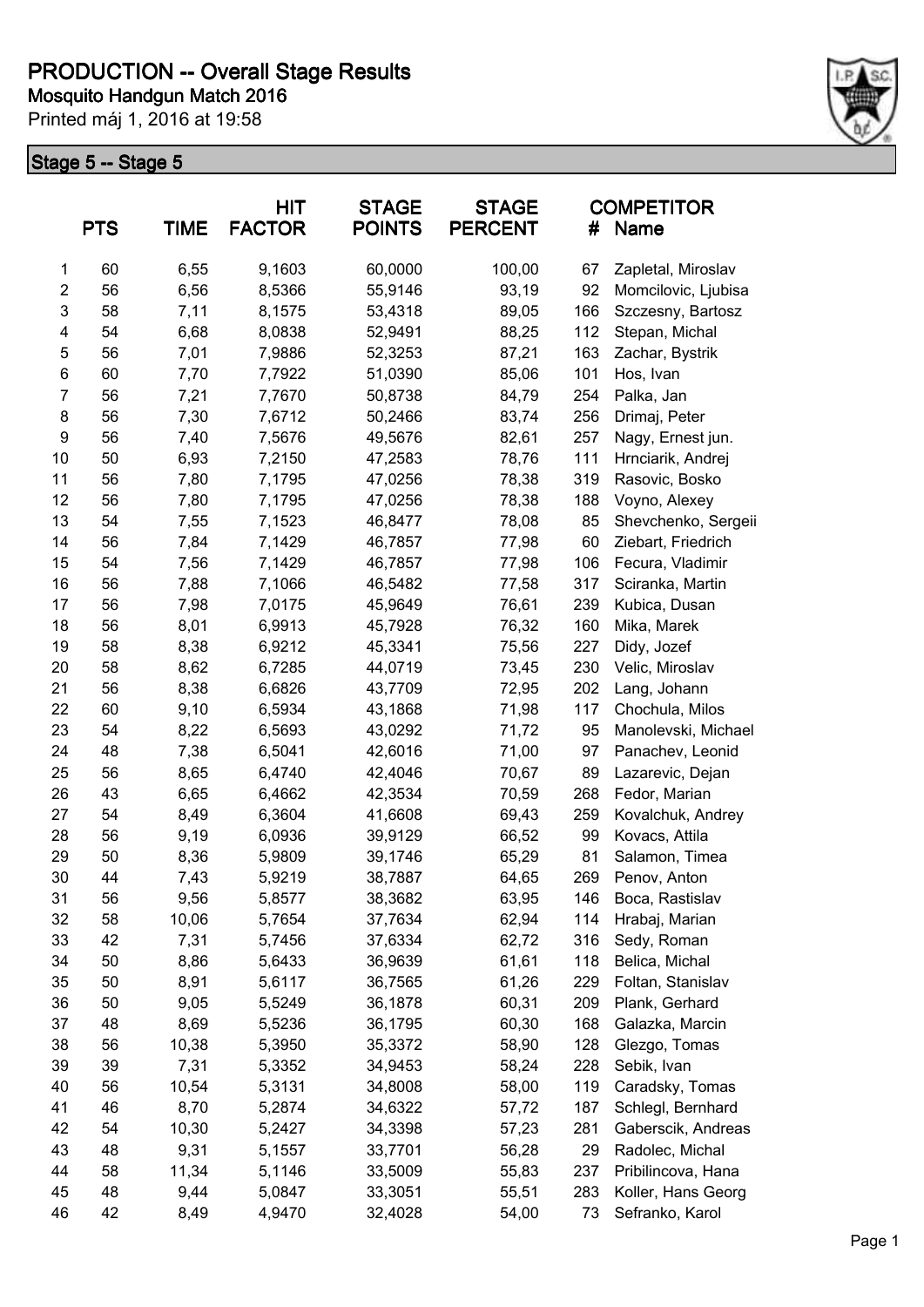# PRODUCTION -- Overall Stage Results

## Mosquito Handgun Match 2016

Printed máj 1, 2016 at 19:58

### Stage 5 -- Stage 5

| | PTS | TIME | HIT FACTOR | STAGE POINTS | STAGE PERCENT | # | COMPETITOR Name |
|---|---|---|---|---|---|---|---|
| 1 | 60 | 6,55 | 9,1603 | 60,0000 | 100,00 | 67 | Zapletal, Miroslav |
| 2 | 56 | 6,56 | 8,5366 | 55,9146 | 93,19 | 92 | Momcilovic, Ljubisa |
| 3 | 58 | 7,11 | 8,1575 | 53,4318 | 89,05 | 166 | Szczesny, Bartosz |
| 4 | 54 | 6,68 | 8,0838 | 52,9491 | 88,25 | 112 | Stepan, Michal |
| 5 | 56 | 7,01 | 7,9886 | 52,3253 | 87,21 | 163 | Zachar, Bystrik |
| 6 | 60 | 7,70 | 7,7922 | 51,0390 | 85,06 | 101 | Hos, Ivan |
| 7 | 56 | 7,21 | 7,7670 | 50,8738 | 84,79 | 254 | Palka, Jan |
| 8 | 56 | 7,30 | 7,6712 | 50,2466 | 83,74 | 256 | Drimaj, Peter |
| 9 | 56 | 7,40 | 7,5676 | 49,5676 | 82,61 | 257 | Nagy, Ernest jun. |
| 10 | 50 | 6,93 | 7,2150 | 47,2583 | 78,76 | 111 | Hrnciarik, Andrej |
| 11 | 56 | 7,80 | 7,1795 | 47,0256 | 78,38 | 319 | Rasovic, Bosko |
| 12 | 56 | 7,80 | 7,1795 | 47,0256 | 78,38 | 188 | Voyno, Alexey |
| 13 | 54 | 7,55 | 7,1523 | 46,8477 | 78,08 | 85 | Shevchenko, Sergeii |
| 14 | 56 | 7,84 | 7,1429 | 46,7857 | 77,98 | 60 | Ziebart, Friedrich |
| 15 | 54 | 7,56 | 7,1429 | 46,7857 | 77,98 | 106 | Fecura, Vladimir |
| 16 | 56 | 7,88 | 7,1066 | 46,5482 | 77,58 | 317 | Sciranka, Martin |
| 17 | 56 | 7,98 | 7,0175 | 45,9649 | 76,61 | 239 | Kubica, Dusan |
| 18 | 56 | 8,01 | 6,9913 | 45,7928 | 76,32 | 160 | Mika, Marek |
| 19 | 58 | 8,38 | 6,9212 | 45,3341 | 75,56 | 227 | Didy, Jozef |
| 20 | 58 | 8,62 | 6,7285 | 44,0719 | 73,45 | 230 | Velic, Miroslav |
| 21 | 56 | 8,38 | 6,6826 | 43,7709 | 72,95 | 202 | Lang, Johann |
| 22 | 60 | 9,10 | 6,5934 | 43,1868 | 71,98 | 117 | Chochula, Milos |
| 23 | 54 | 8,22 | 6,5693 | 43,0292 | 71,72 | 95 | Manolevski, Michael |
| 24 | 48 | 7,38 | 6,5041 | 42,6016 | 71,00 | 97 | Panachev, Leonid |
| 25 | 56 | 8,65 | 6,4740 | 42,4046 | 70,67 | 89 | Lazarevic, Dejan |
| 26 | 43 | 6,65 | 6,4662 | 42,3534 | 70,59 | 268 | Fedor, Marian |
| 27 | 54 | 8,49 | 6,3604 | 41,6608 | 69,43 | 259 | Kovalchuk, Andrey |
| 28 | 56 | 9,19 | 6,0936 | 39,9129 | 66,52 | 99 | Kovacs, Attila |
| 29 | 50 | 8,36 | 5,9809 | 39,1746 | 65,29 | 81 | Salamon, Timea |
| 30 | 44 | 7,43 | 5,9219 | 38,7887 | 64,65 | 269 | Penov, Anton |
| 31 | 56 | 9,56 | 5,8577 | 38,3682 | 63,95 | 146 | Boca, Rastislav |
| 32 | 58 | 10,06 | 5,7654 | 37,7634 | 62,94 | 114 | Hrabaj, Marian |
| 33 | 42 | 7,31 | 5,7456 | 37,6334 | 62,72 | 316 | Sedy, Roman |
| 34 | 50 | 8,86 | 5,6433 | 36,9639 | 61,61 | 118 | Belica, Michal |
| 35 | 50 | 8,91 | 5,6117 | 36,7565 | 61,26 | 229 | Foltan, Stanislav |
| 36 | 50 | 9,05 | 5,5249 | 36,1878 | 60,31 | 209 | Plank, Gerhard |
| 37 | 48 | 8,69 | 5,5236 | 36,1795 | 60,30 | 168 | Galazka, Marcin |
| 38 | 56 | 10,38 | 5,3950 | 35,3372 | 58,90 | 128 | Glezgo, Tomas |
| 39 | 39 | 7,31 | 5,3352 | 34,9453 | 58,24 | 228 | Sebik, Ivan |
| 40 | 56 | 10,54 | 5,3131 | 34,8008 | 58,00 | 119 | Caradsky, Tomas |
| 41 | 46 | 8,70 | 5,2874 | 34,6322 | 57,72 | 187 | Schlegl, Bernhard |
| 42 | 54 | 10,30 | 5,2427 | 34,3398 | 57,23 | 281 | Gaberscik, Andreas |
| 43 | 48 | 9,31 | 5,1557 | 33,7701 | 56,28 | 29 | Radolec, Michal |
| 44 | 58 | 11,34 | 5,1146 | 33,5009 | 55,83 | 237 | Pribilincova, Hana |
| 45 | 48 | 9,44 | 5,0847 | 33,3051 | 55,51 | 283 | Koller, Hans Georg |
| 46 | 42 | 8,49 | 4,9470 | 32,4028 | 54,00 | 73 | Sefranko, Karol |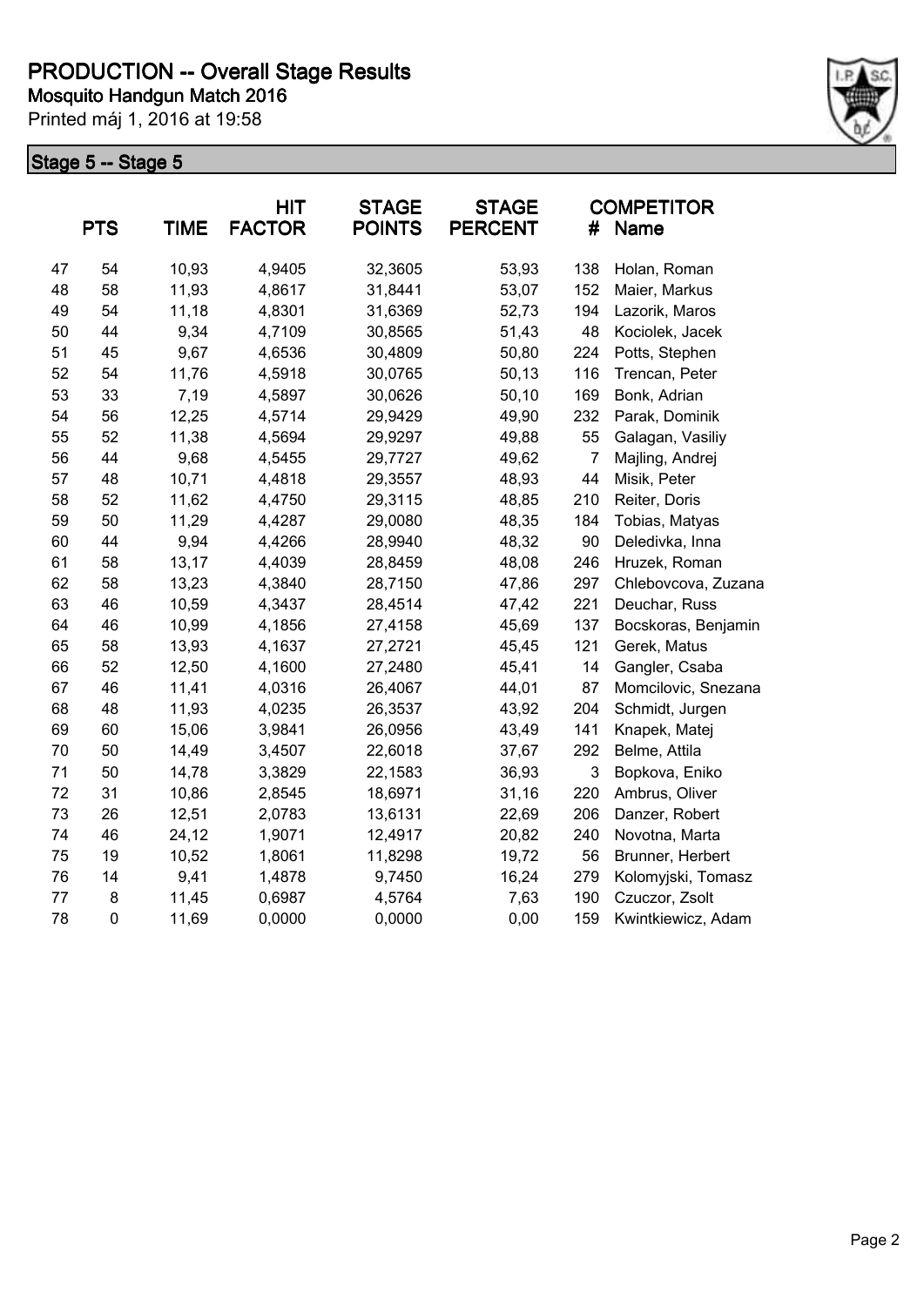# PRODUCTION -- Overall Stage Results

**Mosquito Handgun Match 2016**

Printed máj 1, 2016 at 19:58

## Stage 5 -- Stage 5

| | PTS | TIME | HIT FACTOR | STAGE POINTS | STAGE PERCENT | # | COMPETITOR Name |
|---|---|---|---|---|---|---|---|
| 47 | 54 | 10,93 | 4,9405 | 32,3605 | 53,93 | 138 | Holan, Roman |
| 48 | 58 | 11,93 | 4,8617 | 31,8441 | 53,07 | 152 | Maier, Markus |
| 49 | 54 | 11,18 | 4,8301 | 31,6369 | 52,73 | 194 | Lazorik, Maros |
| 50 | 44 | 9,34 | 4,7109 | 30,8565 | 51,43 | 48 | Kociolek, Jacek |
| 51 | 45 | 9,67 | 4,6536 | 30,4809 | 50,80 | 224 | Potts, Stephen |
| 52 | 54 | 11,76 | 4,5918 | 30,0765 | 50,13 | 116 | Trencan, Peter |
| 53 | 33 | 7,19 | 4,5897 | 30,0626 | 50,10 | 169 | Bonk, Adrian |
| 54 | 56 | 12,25 | 4,5714 | 29,9429 | 49,90 | 232 | Parak, Dominik |
| 55 | 52 | 11,38 | 4,5694 | 29,9297 | 49,88 | 55 | Galagan, Vasiliy |
| 56 | 44 | 9,68 | 4,5455 | 29,7727 | 49,62 | 7 | Majling, Andrej |
| 57 | 48 | 10,71 | 4,4818 | 29,3557 | 48,93 | 44 | Misik, Peter |
| 58 | 52 | 11,62 | 4,4750 | 29,3115 | 48,85 | 210 | Reiter, Doris |
| 59 | 50 | 11,29 | 4,4287 | 29,0080 | 48,35 | 184 | Tobias, Matyas |
| 60 | 44 | 9,94 | 4,4266 | 28,9940 | 48,32 | 90 | Deledivka, Inna |
| 61 | 58 | 13,17 | 4,4039 | 28,8459 | 48,08 | 246 | Hruzek, Roman |
| 62 | 58 | 13,23 | 4,3840 | 28,7150 | 47,86 | 297 | Chlebovcova, Zuzana |
| 63 | 46 | 10,59 | 4,3437 | 28,4514 | 47,42 | 221 | Deuchar, Russ |
| 64 | 46 | 10,99 | 4,1856 | 27,4158 | 45,69 | 137 | Bocskoras, Benjamin |
| 65 | 58 | 13,93 | 4,1637 | 27,2721 | 45,45 | 121 | Gerek, Matus |
| 66 | 52 | 12,50 | 4,1600 | 27,2480 | 45,41 | 14 | Gangler, Csaba |
| 67 | 46 | 11,41 | 4,0316 | 26,4067 | 44,01 | 87 | Momcilovic, Snezana |
| 68 | 48 | 11,93 | 4,0235 | 26,3537 | 43,92 | 204 | Schmidt, Jurgen |
| 69 | 60 | 15,06 | 3,9841 | 26,0956 | 43,49 | 141 | Knapek, Matej |
| 70 | 50 | 14,49 | 3,4507 | 22,6018 | 37,67 | 292 | Belme, Attila |
| 71 | 50 | 14,78 | 3,3829 | 22,1583 | 36,93 | 3 | Bopkova, Eniko |
| 72 | 31 | 10,86 | 2,8545 | 18,6971 | 31,16 | 220 | Ambrus, Oliver |
| 73 | 26 | 12,51 | 2,0783 | 13,6131 | 22,69 | 206 | Danzer, Robert |
| 74 | 46 | 24,12 | 1,9071 | 12,4917 | 20,82 | 240 | Novotna, Marta |
| 75 | 19 | 10,52 | 1,8061 | 11,8298 | 19,72 | 56 | Brunner, Herbert |
| 76 | 14 | 9,41 | 1,4878 | 9,7450 | 16,24 | 279 | Kolomyjski, Tomasz |
| 77 | 8 | 11,45 | 0,6987 | 4,5764 | 7,63 | 190 | Czuczor, Zsolt |
| 78 | 0 | 11,69 | 0,0000 | 0,0000 | 0,00 | 159 | Kwintkiewicz, Adam |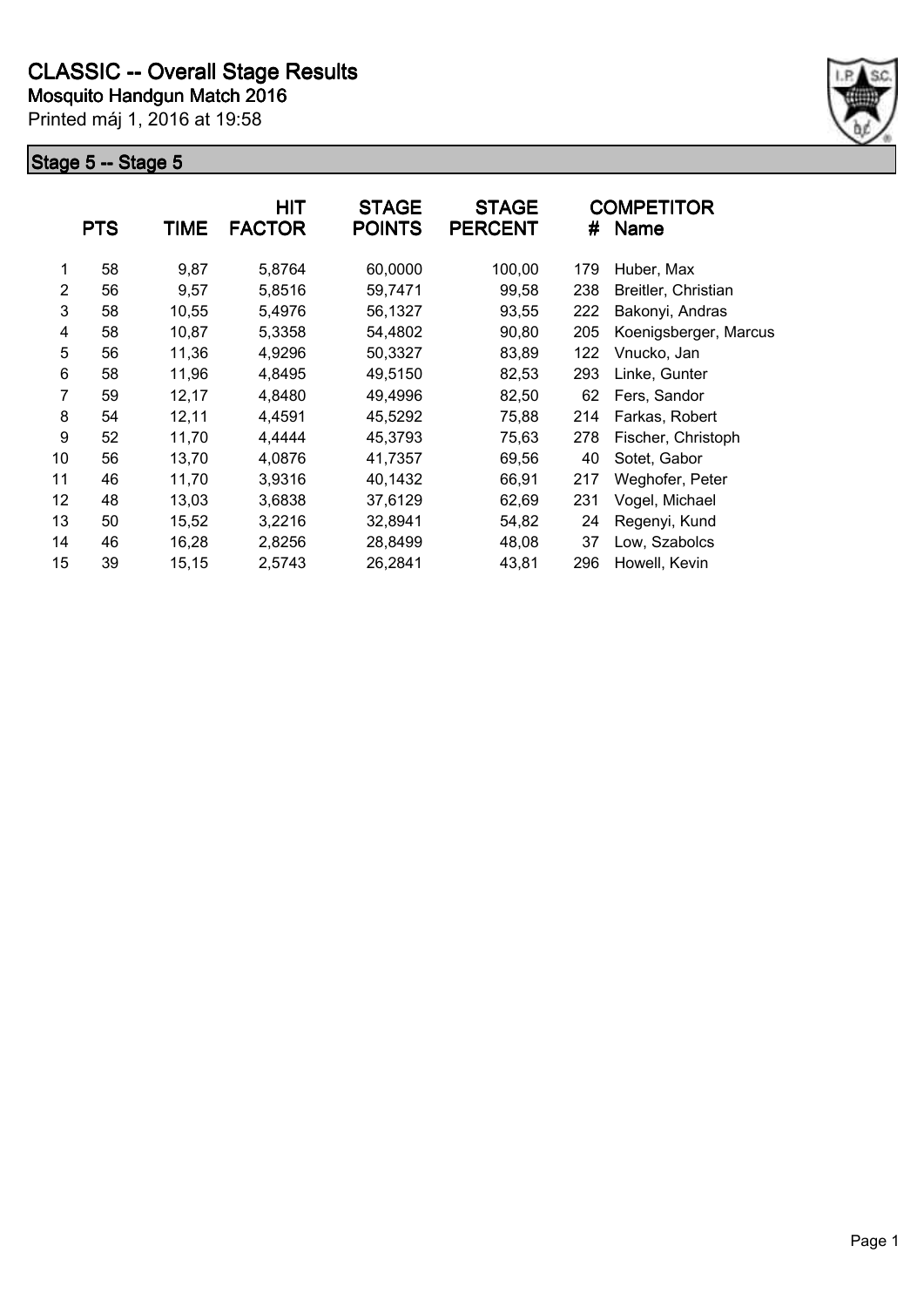# CLASSIC -- Overall Stage Results

**Mosquito Handgun Match 2016**

Printed máj 1, 2016 at 19:58

## Stage 5 -- Stage 5

| | PTS | TIME | HIT FACTOR | STAGE POINTS | STAGE PERCENT | # | COMPETITOR Name |
|---|---|---|---|---|---|---|---|
| 1 | 58 | 9,87 | 5,8764 | 60,0000 | 100,00 | 179 | Huber, Max |
| 2 | 56 | 9,57 | 5,8516 | 59,7471 | 99,58 | 238 | Breitler, Christian |
| 3 | 58 | 10,55 | 5,4976 | 56,1327 | 93,55 | 222 | Bakonyi, Andras |
| 4 | 58 | 10,87 | 5,3358 | 54,4802 | 90,80 | 205 | Koenigsberger, Marcus |
| 5 | 56 | 11,36 | 4,9296 | 50,3327 | 83,89 | 122 | Vnucko, Jan |
| 6 | 58 | 11,96 | 4,8495 | 49,5150 | 82,53 | 293 | Linke, Gunter |
| 7 | 59 | 12,17 | 4,8480 | 49,4996 | 82,50 | 62 | Fers, Sandor |
| 8 | 54 | 12,11 | 4,4591 | 45,5292 | 75,88 | 214 | Farkas, Robert |
| 9 | 52 | 11,70 | 4,4444 | 45,3793 | 75,63 | 278 | Fischer, Christoph |
| 10 | 56 | 13,70 | 4,0876 | 41,7357 | 69,56 | 40 | Sotet, Gabor |
| 11 | 46 | 11,70 | 3,9316 | 40,1432 | 66,91 | 217 | Weghofer, Peter |
| 12 | 48 | 13,03 | 3,6838 | 37,6129 | 62,69 | 231 | Vogel, Michael |
| 13 | 50 | 15,52 | 3,2216 | 32,8941 | 54,82 | 24 | Regenyi, Kund |
| 14 | 46 | 16,28 | 2,8256 | 28,8499 | 48,08 | 37 | Low, Szabolcs |
| 15 | 39 | 15,15 | 2,5743 | 26,2841 | 43,81 | 296 | Howell, Kevin |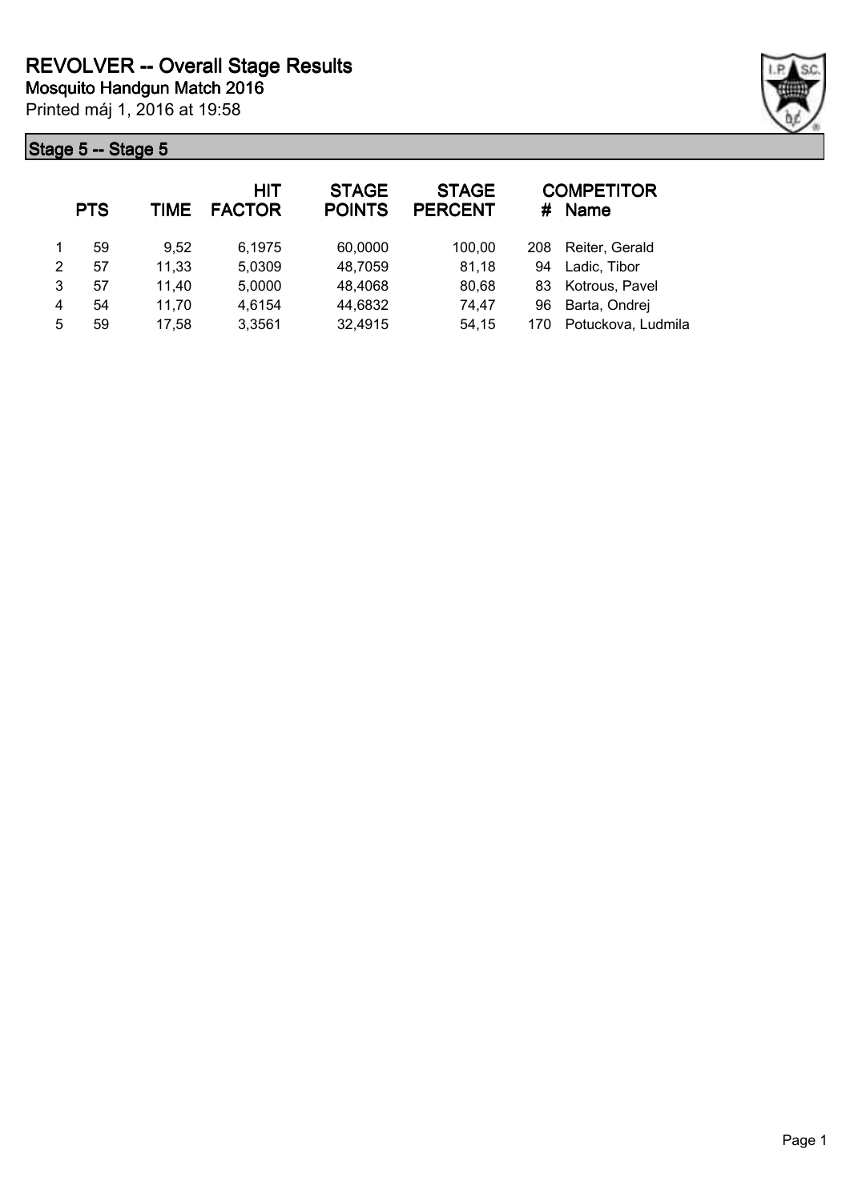# REVOLVER -- Overall Stage Results

**Mosquito Handgun Match 2016**

Printed máj 1, 2016 at 19:58

## Stage 5 -- Stage 5

| | PTS | TIME | HIT FACTOR | STAGE POINTS | STAGE PERCENT | # | COMPETITOR Name |
|---|---|---|---|---|---|---|---|
| 1 | 59 | 9,52 | 6,1975 | 60,0000 | 100,00 | 208 | Reiter, Gerald |
| 2 | 57 | 11,33 | 5,0309 | 48,7059 | 81,18 | 94 | Ladic, Tibor |
| 3 | 57 | 11,40 | 5,0000 | 48,4068 | 80,68 | 83 | Kotrous, Pavel |
| 4 | 54 | 11,70 | 4,6154 | 44,6832 | 74,47 | 96 | Barta, Ondrej |
| 5 | 59 | 17,58 | 3,3561 | 32,4915 | 54,15 | 170 | Potuckova, Ludmila |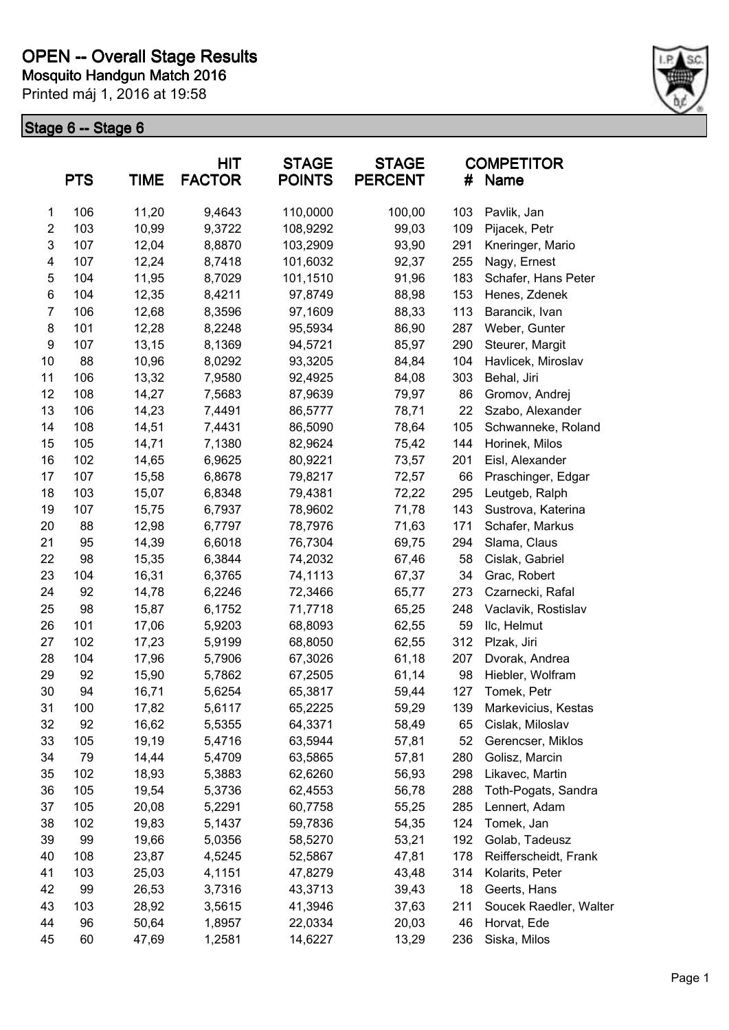# OPEN -- Overall Stage Results

**Mosquito Handgun Match 2016**

Printed máj 1, 2016 at 19:58

## Stage 6 -- Stage 6

| | PTS | TIME | HIT FACTOR | STAGE POINTS | STAGE PERCENT | # | COMPETITOR Name |
|---|---|---|---|---|---|---|---|
| 1 | 106 | 11,20 | 9,4643 | 110,0000 | 100,00 | 103 | Pavlik, Jan |
| 2 | 103 | 10,99 | 9,3722 | 108,9292 | 99,03 | 109 | Pijacek, Petr |
| 3 | 107 | 12,04 | 8,8870 | 103,2909 | 93,90 | 291 | Kneringer, Mario |
| 4 | 107 | 12,24 | 8,7418 | 101,6032 | 92,37 | 255 | Nagy, Ernest |
| 5 | 104 | 11,95 | 8,7029 | 101,1510 | 91,96 | 183 | Schafer, Hans Peter |
| 6 | 104 | 12,35 | 8,4211 | 97,8749 | 88,98 | 153 | Henes, Zdenek |
| 7 | 106 | 12,68 | 8,3596 | 97,1609 | 88,33 | 113 | Barancik, Ivan |
| 8 | 101 | 12,28 | 8,2248 | 95,5934 | 86,90 | 287 | Weber, Gunter |
| 9 | 107 | 13,15 | 8,1369 | 94,5721 | 85,97 | 290 | Steurer, Margit |
| 10 | 88 | 10,96 | 8,0292 | 93,3205 | 84,84 | 104 | Havlicek, Miroslav |
| 11 | 106 | 13,32 | 7,9580 | 92,4925 | 84,08 | 303 | Behal, Jiri |
| 12 | 108 | 14,27 | 7,5683 | 87,9639 | 79,97 | 86 | Gromov, Andrej |
| 13 | 106 | 14,23 | 7,4491 | 86,5777 | 78,71 | 22 | Szabo, Alexander |
| 14 | 108 | 14,51 | 7,4431 | 86,5090 | 78,64 | 105 | Schwanneke, Roland |
| 15 | 105 | 14,71 | 7,1380 | 82,9624 | 75,42 | 144 | Horinek, Milos |
| 16 | 102 | 14,65 | 6,9625 | 80,9221 | 73,57 | 201 | Eisl, Alexander |
| 17 | 107 | 15,58 | 6,8678 | 79,8217 | 72,57 | 66 | Praschinger, Edgar |
| 18 | 103 | 15,07 | 6,8348 | 79,4381 | 72,22 | 295 | Leutgeb, Ralph |
| 19 | 107 | 15,75 | 6,7937 | 78,9602 | 71,78 | 143 | Sustrova, Katerina |
| 20 | 88 | 12,98 | 6,7797 | 78,7976 | 71,63 | 171 | Schafer, Markus |
| 21 | 95 | 14,39 | 6,6018 | 76,7304 | 69,75 | 294 | Slama, Claus |
| 22 | 98 | 15,35 | 6,3844 | 74,2032 | 67,46 | 58 | Cislak, Gabriel |
| 23 | 104 | 16,31 | 6,3765 | 74,1113 | 67,37 | 34 | Grac, Robert |
| 24 | 92 | 14,78 | 6,2246 | 72,3466 | 65,77 | 273 | Czarnecki, Rafal |
| 25 | 98 | 15,87 | 6,1752 | 71,7718 | 65,25 | 248 | Vaclavik, Rostislav |
| 26 | 101 | 17,06 | 5,9203 | 68,8093 | 62,55 | 59 | Ilc, Helmut |
| 27 | 102 | 17,23 | 5,9199 | 68,8050 | 62,55 | 312 | Plzak, Jiri |
| 28 | 104 | 17,96 | 5,7906 | 67,3026 | 61,18 | 207 | Dvorak, Andrea |
| 29 | 92 | 15,90 | 5,7862 | 67,2505 | 61,14 | 98 | Hiebler, Wolfram |
| 30 | 94 | 16,71 | 5,6254 | 65,3817 | 59,44 | 127 | Tomek, Petr |
| 31 | 100 | 17,82 | 5,6117 | 65,2225 | 59,29 | 139 | Markevicius, Kestas |
| 32 | 92 | 16,62 | 5,5355 | 64,3371 | 58,49 | 65 | Cislak, Miloslav |
| 33 | 105 | 19,19 | 5,4716 | 63,5944 | 57,81 | 52 | Gerencser, Miklos |
| 34 | 79 | 14,44 | 5,4709 | 63,5865 | 57,81 | 280 | Golisz, Marcin |
| 35 | 102 | 18,93 | 5,3883 | 62,6260 | 56,93 | 298 | Likavec, Martin |
| 36 | 105 | 19,54 | 5,3736 | 62,4553 | 56,78 | 288 | Toth-Pogats, Sandra |
| 37 | 105 | 20,08 | 5,2291 | 60,7758 | 55,25 | 285 | Lennert, Adam |
| 38 | 102 | 19,83 | 5,1437 | 59,7836 | 54,35 | 124 | Tomek, Jan |
| 39 | 99 | 19,66 | 5,0356 | 58,5270 | 53,21 | 192 | Golab, Tadeusz |
| 40 | 108 | 23,87 | 4,5245 | 52,5867 | 47,81 | 178 | Reifferscheidt, Frank |
| 41 | 103 | 25,03 | 4,1151 | 47,8279 | 43,48 | 314 | Kolarits, Peter |
| 42 | 99 | 26,53 | 3,7316 | 43,3713 | 39,43 | 18 | Geerts, Hans |
| 43 | 103 | 28,92 | 3,5615 | 41,3946 | 37,63 | 211 | Soucek Raedler, Walter |
| 44 | 96 | 50,64 | 1,8957 | 22,0334 | 20,03 | 46 | Horvat, Ede |
| 45 | 60 | 47,69 | 1,2581 | 14,6227 | 13,29 | 236 | Siska, Milos |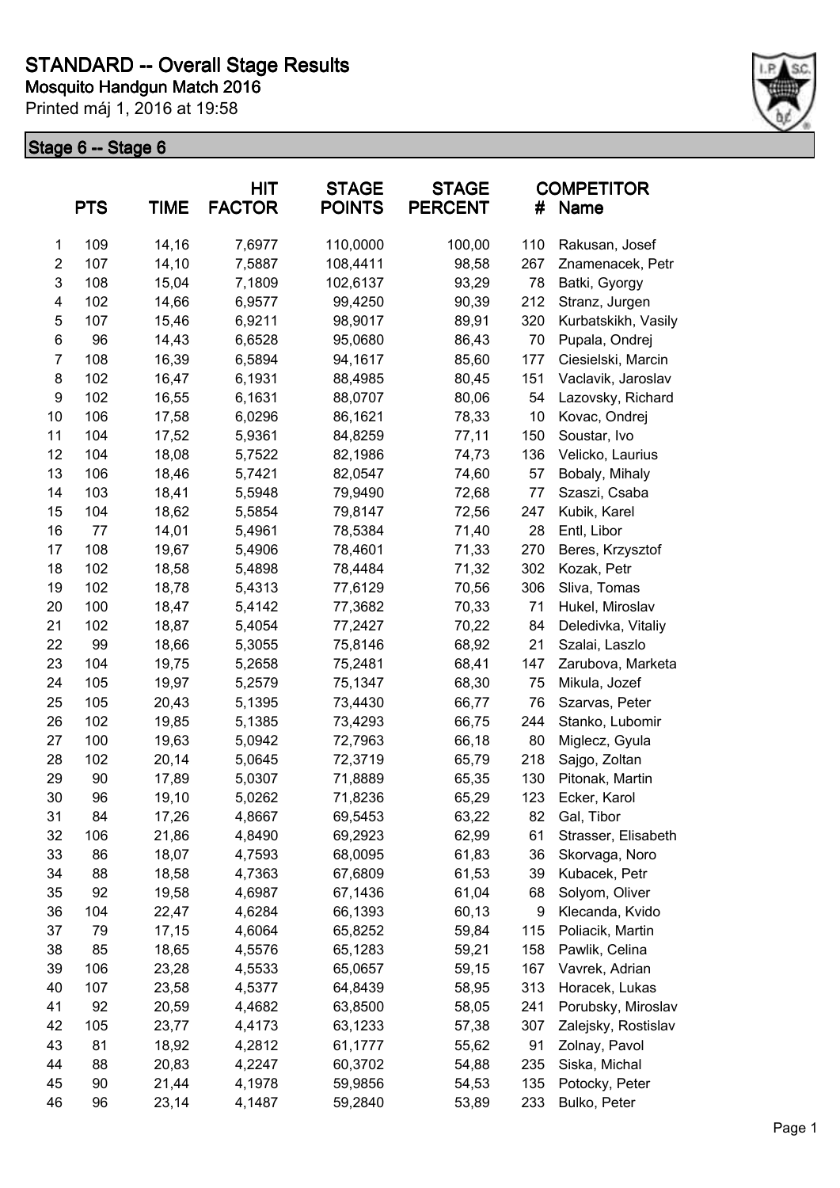# STANDARD -- Overall Stage Results

**Mosquito Handgun Match 2016**

Printed máj 1, 2016 at 19:58

## Stage 6 -- Stage 6

| | PTS | TIME | HIT FACTOR | STAGE POINTS | STAGE PERCENT | # | COMPETITOR Name |
|---|---|---|---|---|---|---|---|
| 1 | 109 | 14,16 | 7,6977 | 110,0000 | 100,00 | 110 | Rakusan, Josef |
| 2 | 107 | 14,10 | 7,5887 | 108,4411 | 98,58 | 267 | Znamenacek, Petr |
| 3 | 108 | 15,04 | 7,1809 | 102,6137 | 93,29 | 78 | Batki, Gyorgy |
| 4 | 102 | 14,66 | 6,9577 | 99,4250 | 90,39 | 212 | Stranz, Jurgen |
| 5 | 107 | 15,46 | 6,9211 | 98,9017 | 89,91 | 320 | Kurbatskikh, Vasily |
| 6 | 96 | 14,43 | 6,6528 | 95,0680 | 86,43 | 70 | Pupala, Ondrej |
| 7 | 108 | 16,39 | 6,5894 | 94,1617 | 85,60 | 177 | Ciesielski, Marcin |
| 8 | 102 | 16,47 | 6,1931 | 88,4985 | 80,45 | 151 | Vaclavik, Jaroslav |
| 9 | 102 | 16,55 | 6,1631 | 88,0707 | 80,06 | 54 | Lazovsky, Richard |
| 10 | 106 | 17,58 | 6,0296 | 86,1621 | 78,33 | 10 | Kovac, Ondrej |
| 11 | 104 | 17,52 | 5,9361 | 84,8259 | 77,11 | 150 | Soustar, Ivo |
| 12 | 104 | 18,08 | 5,7522 | 82,1986 | 74,73 | 136 | Velicko, Laurius |
| 13 | 106 | 18,46 | 5,7421 | 82,0547 | 74,60 | 57 | Bobaly, Mihaly |
| 14 | 103 | 18,41 | 5,5948 | 79,9490 | 72,68 | 77 | Szaszi, Csaba |
| 15 | 104 | 18,62 | 5,5854 | 79,8147 | 72,56 | 247 | Kubik, Karel |
| 16 | 77 | 14,01 | 5,4961 | 78,5384 | 71,40 | 28 | Entl, Libor |
| 17 | 108 | 19,67 | 5,4906 | 78,4601 | 71,33 | 270 | Beres, Krzysztof |
| 18 | 102 | 18,58 | 5,4898 | 78,4484 | 71,32 | 302 | Kozak, Petr |
| 19 | 102 | 18,78 | 5,4313 | 77,6129 | 70,56 | 306 | Sliva, Tomas |
| 20 | 100 | 18,47 | 5,4142 | 77,3682 | 70,33 | 71 | Hukel, Miroslav |
| 21 | 102 | 18,87 | 5,4054 | 77,2427 | 70,22 | 84 | Deledivka, Vitaliy |
| 22 | 99 | 18,66 | 5,3055 | 75,8146 | 68,92 | 21 | Szalai, Laszlo |
| 23 | 104 | 19,75 | 5,2658 | 75,2481 | 68,41 | 147 | Zarubova, Marketa |
| 24 | 105 | 19,97 | 5,2579 | 75,1347 | 68,30 | 75 | Mikula, Jozef |
| 25 | 105 | 20,43 | 5,1395 | 73,4430 | 66,77 | 76 | Szarvas, Peter |
| 26 | 102 | 19,85 | 5,1385 | 73,4293 | 66,75 | 244 | Stanko, Lubomir |
| 27 | 100 | 19,63 | 5,0942 | 72,7963 | 66,18 | 80 | Miglecz, Gyula |
| 28 | 102 | 20,14 | 5,0645 | 72,3719 | 65,79 | 218 | Sajgo, Zoltan |
| 29 | 90 | 17,89 | 5,0307 | 71,8889 | 65,35 | 130 | Pitonak, Martin |
| 30 | 96 | 19,10 | 5,0262 | 71,8236 | 65,29 | 123 | Ecker, Karol |
| 31 | 84 | 17,26 | 4,8667 | 69,5453 | 63,22 | 82 | Gal, Tibor |
| 32 | 106 | 21,86 | 4,8490 | 69,2923 | 62,99 | 61 | Strasser, Elisabeth |
| 33 | 86 | 18,07 | 4,7593 | 68,0095 | 61,83 | 36 | Skorvaga, Noro |
| 34 | 88 | 18,58 | 4,7363 | 67,6809 | 61,53 | 39 | Kubacek, Petr |
| 35 | 92 | 19,58 | 4,6987 | 67,1436 | 61,04 | 68 | Solyom, Oliver |
| 36 | 104 | 22,47 | 4,6284 | 66,1393 | 60,13 | 9 | Klecanda, Kvido |
| 37 | 79 | 17,15 | 4,6064 | 65,8252 | 59,84 | 115 | Poliacik, Martin |
| 38 | 85 | 18,65 | 4,5576 | 65,1283 | 59,21 | 158 | Pawlik, Celina |
| 39 | 106 | 23,28 | 4,5533 | 65,0657 | 59,15 | 167 | Vavrek, Adrian |
| 40 | 107 | 23,58 | 4,5377 | 64,8439 | 58,95 | 313 | Horacek, Lukas |
| 41 | 92 | 20,59 | 4,4682 | 63,8500 | 58,05 | 241 | Porubsky, Miroslav |
| 42 | 105 | 23,77 | 4,4173 | 63,1233 | 57,38 | 307 | Zalejsky, Rostislav |
| 43 | 81 | 18,92 | 4,2812 | 61,1777 | 55,62 | 91 | Zolnay, Pavol |
| 44 | 88 | 20,83 | 4,2247 | 60,3702 | 54,88 | 235 | Siska, Michal |
| 45 | 90 | 21,44 | 4,1978 | 59,9856 | 54,53 | 135 | Potocky, Peter |
| 46 | 96 | 23,14 | 4,1487 | 59,2840 | 53,89 | 233 | Bulko, Peter |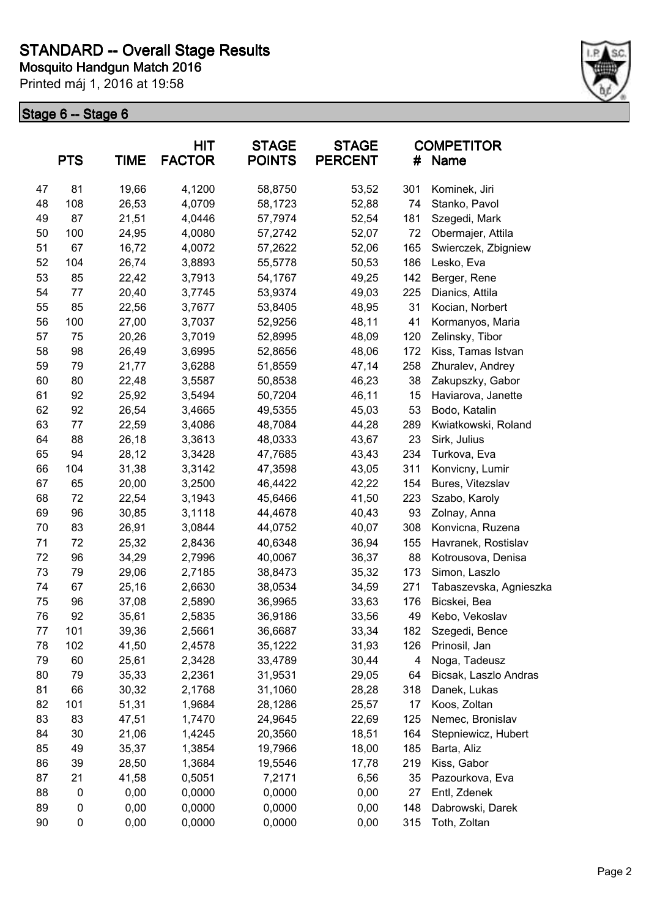# STANDARD -- Overall Stage Results

## Mosquito Handgun Match 2016

Printed máj 1, 2016 at 19:58

### Stage 6 -- Stage 6

| | PTS | TIME | HIT FACTOR | STAGE POINTS | STAGE PERCENT | # | COMPETITOR Name |
|---|---|---|---|---|---|---|---|
| 47 | 81 | 19,66 | 4,1200 | 58,8750 | 53,52 | 301 | Kominek, Jiri |
| 48 | 108 | 26,53 | 4,0709 | 58,1723 | 52,88 | 74 | Stanko, Pavol |
| 49 | 87 | 21,51 | 4,0446 | 57,7974 | 52,54 | 181 | Szegedi, Mark |
| 50 | 100 | 24,95 | 4,0080 | 57,2742 | 52,07 | 72 | Obermajer, Attila |
| 51 | 67 | 16,72 | 4,0072 | 57,2622 | 52,06 | 165 | Swierczek, Zbigniew |
| 52 | 104 | 26,74 | 3,8893 | 55,5778 | 50,53 | 186 | Lesko, Eva |
| 53 | 85 | 22,42 | 3,7913 | 54,1767 | 49,25 | 142 | Berger, Rene |
| 54 | 77 | 20,40 | 3,7745 | 53,9374 | 49,03 | 225 | Dianics, Attila |
| 55 | 85 | 22,56 | 3,7677 | 53,8405 | 48,95 | 31 | Kocian, Norbert |
| 56 | 100 | 27,00 | 3,7037 | 52,9256 | 48,11 | 41 | Kormanyos, Maria |
| 57 | 75 | 20,26 | 3,7019 | 52,8995 | 48,09 | 120 | Zelinsky, Tibor |
| 58 | 98 | 26,49 | 3,6995 | 52,8656 | 48,06 | 172 | Kiss, Tamas Istvan |
| 59 | 79 | 21,77 | 3,6288 | 51,8559 | 47,14 | 258 | Zhuralev, Andrey |
| 60 | 80 | 22,48 | 3,5587 | 50,8538 | 46,23 | 38 | Zakupszky, Gabor |
| 61 | 92 | 25,92 | 3,5494 | 50,7204 | 46,11 | 15 | Haviarova, Janette |
| 62 | 92 | 26,54 | 3,4665 | 49,5355 | 45,03 | 53 | Bodo, Katalin |
| 63 | 77 | 22,59 | 3,4086 | 48,7084 | 44,28 | 289 | Kwiatkowski, Roland |
| 64 | 88 | 26,18 | 3,3613 | 48,0333 | 43,67 | 23 | Sirk, Julius |
| 65 | 94 | 28,12 | 3,3428 | 47,7685 | 43,43 | 234 | Turkova, Eva |
| 66 | 104 | 31,38 | 3,3142 | 47,3598 | 43,05 | 311 | Konvicny, Lumir |
| 67 | 65 | 20,00 | 3,2500 | 46,4422 | 42,22 | 154 | Bures, Vitezslav |
| 68 | 72 | 22,54 | 3,1943 | 45,6466 | 41,50 | 223 | Szabo, Karoly |
| 69 | 96 | 30,85 | 3,1118 | 44,4678 | 40,43 | 93 | Zolnay, Anna |
| 70 | 83 | 26,91 | 3,0844 | 44,0752 | 40,07 | 308 | Konvicna, Ruzena |
| 71 | 72 | 25,32 | 2,8436 | 40,6348 | 36,94 | 155 | Havranek, Rostislav |
| 72 | 96 | 34,29 | 2,7996 | 40,0067 | 36,37 | 88 | Kotrousova, Denisa |
| 73 | 79 | 29,06 | 2,7185 | 38,8473 | 35,32 | 173 | Simon, Laszlo |
| 74 | 67 | 25,16 | 2,6630 | 38,0534 | 34,59 | 271 | Tabaszevska, Agnieszka |
| 75 | 96 | 37,08 | 2,5890 | 36,9965 | 33,63 | 176 | Bicskei, Bea |
| 76 | 92 | 35,61 | 2,5835 | 36,9186 | 33,56 | 49 | Kebo, Vekoslav |
| 77 | 101 | 39,36 | 2,5661 | 36,6687 | 33,34 | 182 | Szegedi, Bence |
| 78 | 102 | 41,50 | 2,4578 | 35,1222 | 31,93 | 126 | Prinosil, Jan |
| 79 | 60 | 25,61 | 2,3428 | 33,4789 | 30,44 | 4 | Noga, Tadeusz |
| 80 | 79 | 35,33 | 2,2361 | 31,9531 | 29,05 | 64 | Bicsak, Laszlo Andras |
| 81 | 66 | 30,32 | 2,1768 | 31,1060 | 28,28 | 318 | Danek, Lukas |
| 82 | 101 | 51,31 | 1,9684 | 28,1286 | 25,57 | 17 | Koos, Zoltan |
| 83 | 83 | 47,51 | 1,7470 | 24,9645 | 22,69 | 125 | Nemec, Bronislav |
| 84 | 30 | 21,06 | 1,4245 | 20,3560 | 18,51 | 164 | Stepniewicz, Hubert |
| 85 | 49 | 35,37 | 1,3854 | 19,7966 | 18,00 | 185 | Barta, Aliz |
| 86 | 39 | 28,50 | 1,3684 | 19,5546 | 17,78 | 219 | Kiss, Gabor |
| 87 | 21 | 41,58 | 0,5051 | 7,2171 | 6,56 | 35 | Pazourkova, Eva |
| 88 | 0 | 0,00 | 0,0000 | 0,0000 | 0,00 | 27 | Entl, Zdenek |
| 89 | 0 | 0,00 | 0,0000 | 0,0000 | 0,00 | 148 | Dabrowski, Darek |
| 90 | 0 | 0,00 | 0,0000 | 0,0000 | 0,00 | 315 | Toth, Zoltan |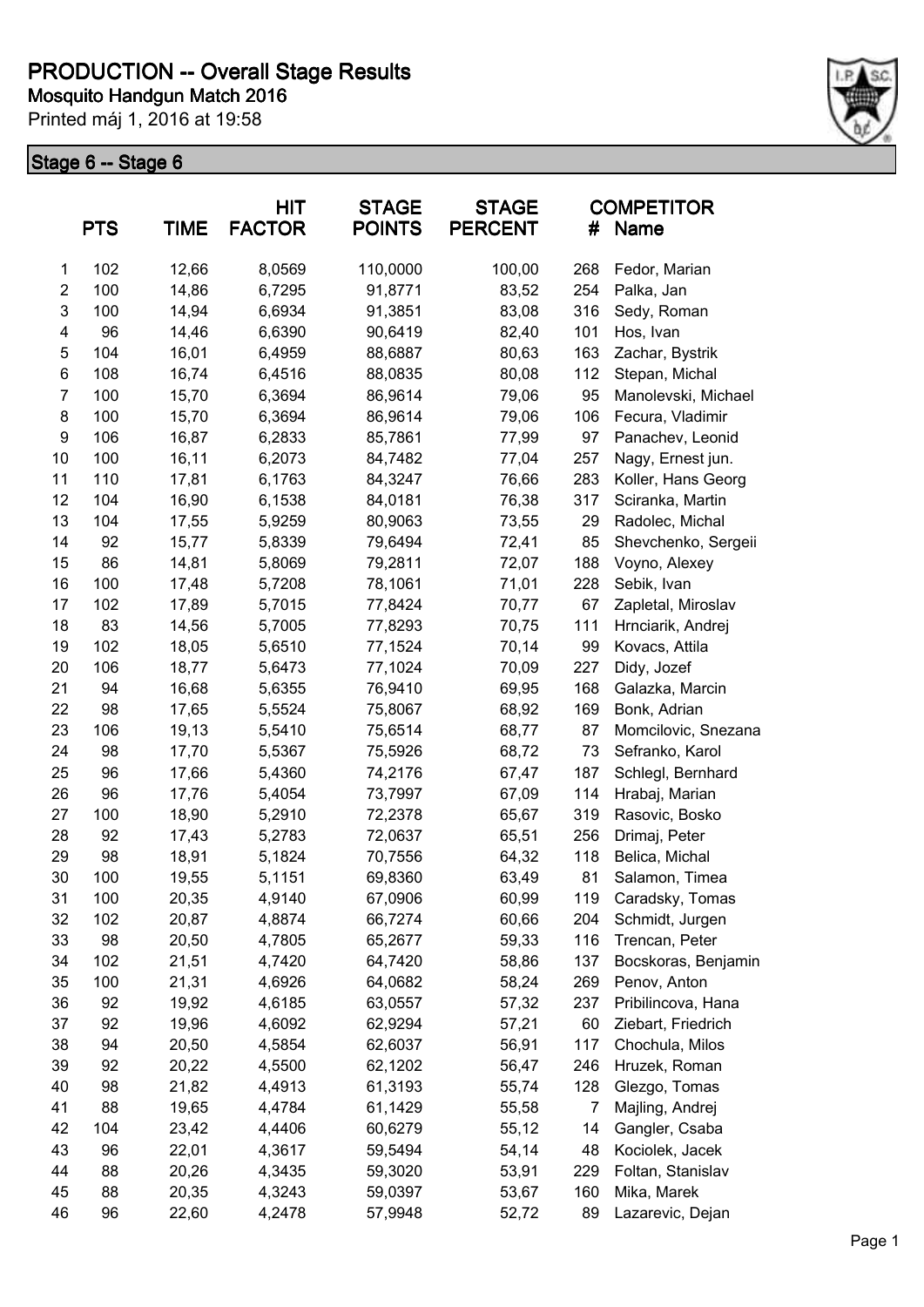# PRODUCTION -- Overall Stage Results

**Mosquito Handgun Match 2016**

Printed máj 1, 2016 at 19:58

## Stage 6 -- Stage 6

| | PTS | TIME | HIT FACTOR | STAGE POINTS | STAGE PERCENT | # | COMPETITOR Name |
|---|---|---|---|---|---|---|---|
| 1 | 102 | 12,66 | 8,0569 | 110,0000 | 100,00 | 268 | Fedor, Marian |
| 2 | 100 | 14,86 | 6,7295 | 91,8771 | 83,52 | 254 | Palka, Jan |
| 3 | 100 | 14,94 | 6,6934 | 91,3851 | 83,08 | 316 | Sedy, Roman |
| 4 | 96 | 14,46 | 6,6390 | 90,6419 | 82,40 | 101 | Hos, Ivan |
| 5 | 104 | 16,01 | 6,4959 | 88,6887 | 80,63 | 163 | Zachar, Bystrik |
| 6 | 108 | 16,74 | 6,4516 | 88,0835 | 80,08 | 112 | Stepan, Michal |
| 7 | 100 | 15,70 | 6,3694 | 86,9614 | 79,06 | 95 | Manolevski, Michael |
| 8 | 100 | 15,70 | 6,3694 | 86,9614 | 79,06 | 106 | Fecura, Vladimir |
| 9 | 106 | 16,87 | 6,2833 | 85,7861 | 77,99 | 97 | Panachev, Leonid |
| 10 | 100 | 16,11 | 6,2073 | 84,7482 | 77,04 | 257 | Nagy, Ernest jun. |
| 11 | 110 | 17,81 | 6,1763 | 84,3247 | 76,66 | 283 | Koller, Hans Georg |
| 12 | 104 | 16,90 | 6,1538 | 84,0181 | 76,38 | 317 | Sciranka, Martin |
| 13 | 104 | 17,55 | 5,9259 | 80,9063 | 73,55 | 29 | Radolec, Michal |
| 14 | 92 | 15,77 | 5,8339 | 79,6494 | 72,41 | 85 | Shevchenko, Sergeii |
| 15 | 86 | 14,81 | 5,8069 | 79,2811 | 72,07 | 188 | Voyno, Alexey |
| 16 | 100 | 17,48 | 5,7208 | 78,1061 | 71,01 | 228 | Sebik, Ivan |
| 17 | 102 | 17,89 | 5,7015 | 77,8424 | 70,77 | 67 | Zapletal, Miroslav |
| 18 | 83 | 14,56 | 5,7005 | 77,8293 | 70,75 | 111 | Hrnciarik, Andrej |
| 19 | 102 | 18,05 | 5,6510 | 77,1524 | 70,14 | 99 | Kovacs, Attila |
| 20 | 106 | 18,77 | 5,6473 | 77,1024 | 70,09 | 227 | Didy, Jozef |
| 21 | 94 | 16,68 | 5,6355 | 76,9410 | 69,95 | 168 | Galazka, Marcin |
| 22 | 98 | 17,65 | 5,5524 | 75,8067 | 68,92 | 169 | Bonk, Adrian |
| 23 | 106 | 19,13 | 5,5410 | 75,6514 | 68,77 | 87 | Momcilovic, Snezana |
| 24 | 98 | 17,70 | 5,5367 | 75,5926 | 68,72 | 73 | Sefranko, Karol |
| 25 | 96 | 17,66 | 5,4360 | 74,2176 | 67,47 | 187 | Schlegl, Bernhard |
| 26 | 96 | 17,76 | 5,4054 | 73,7997 | 67,09 | 114 | Hrabaj, Marian |
| 27 | 100 | 18,90 | 5,2910 | 72,2378 | 65,67 | 319 | Rasovic, Bosko |
| 28 | 92 | 17,43 | 5,2783 | 72,0637 | 65,51 | 256 | Drimaj, Peter |
| 29 | 98 | 18,91 | 5,1824 | 70,7556 | 64,32 | 118 | Belica, Michal |
| 30 | 100 | 19,55 | 5,1151 | 69,8360 | 63,49 | 81 | Salamon, Timea |
| 31 | 100 | 20,35 | 4,9140 | 67,0906 | 60,99 | 119 | Caradsky, Tomas |
| 32 | 102 | 20,87 | 4,8874 | 66,7274 | 60,66 | 204 | Schmidt, Jurgen |
| 33 | 98 | 20,50 | 4,7805 | 65,2677 | 59,33 | 116 | Trencan, Peter |
| 34 | 102 | 21,51 | 4,7420 | 64,7420 | 58,86 | 137 | Bocskoras, Benjamin |
| 35 | 100 | 21,31 | 4,6926 | 64,0682 | 58,24 | 269 | Penov, Anton |
| 36 | 92 | 19,92 | 4,6185 | 63,0557 | 57,32 | 237 | Pribilincova, Hana |
| 37 | 92 | 19,96 | 4,6092 | 62,9294 | 57,21 | 60 | Ziebart, Friedrich |
| 38 | 94 | 20,50 | 4,5854 | 62,6037 | 56,91 | 117 | Chochula, Milos |
| 39 | 92 | 20,22 | 4,5500 | 62,1202 | 56,47 | 246 | Hruzek, Roman |
| 40 | 98 | 21,82 | 4,4913 | 61,3193 | 55,74 | 128 | Glezgo, Tomas |
| 41 | 88 | 19,65 | 4,4784 | 61,1429 | 55,58 | 7 | Majling, Andrej |
| 42 | 104 | 23,42 | 4,4406 | 60,6279 | 55,12 | 14 | Gangler, Csaba |
| 43 | 96 | 22,01 | 4,3617 | 59,5494 | 54,14 | 48 | Kociolek, Jacek |
| 44 | 88 | 20,26 | 4,3435 | 59,3020 | 53,91 | 229 | Foltan, Stanislav |
| 45 | 88 | 20,35 | 4,3243 | 59,0397 | 53,67 | 160 | Mika, Marek |
| 46 | 96 | 22,60 | 4,2478 | 57,9948 | 52,72 | 89 | Lazarevic, Dejan |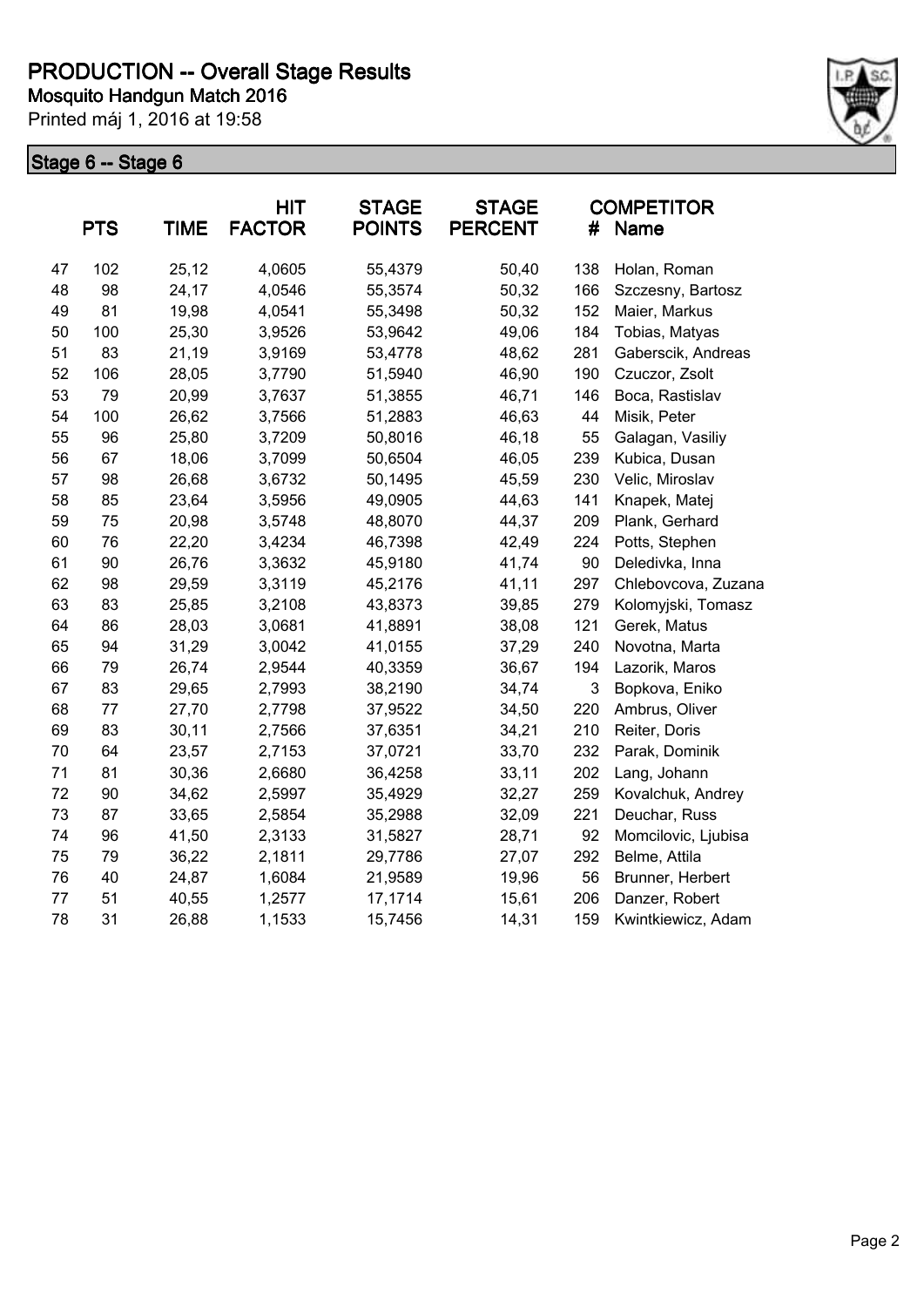# PRODUCTION -- Overall Stage Results

**Mosquito Handgun Match 2016**

Printed máj 1, 2016 at 19:58

## Stage 6 -- Stage 6

| | PTS | TIME | HIT FACTOR | STAGE POINTS | STAGE PERCENT | # | COMPETITOR Name |
|---|---|---|---|---|---|---|---|
| 47 | 102 | 25,12 | 4,0605 | 55,4379 | 50,40 | 138 | Holan, Roman |
| 48 | 98 | 24,17 | 4,0546 | 55,3574 | 50,32 | 166 | Szczesny, Bartosz |
| 49 | 81 | 19,98 | 4,0541 | 55,3498 | 50,32 | 152 | Maier, Markus |
| 50 | 100 | 25,30 | 3,9526 | 53,9642 | 49,06 | 184 | Tobias, Matyas |
| 51 | 83 | 21,19 | 3,9169 | 53,4778 | 48,62 | 281 | Gaberscik, Andreas |
| 52 | 106 | 28,05 | 3,7790 | 51,5940 | 46,90 | 190 | Czuczor, Zsolt |
| 53 | 79 | 20,99 | 3,7637 | 51,3855 | 46,71 | 146 | Boca, Rastislav |
| 54 | 100 | 26,62 | 3,7566 | 51,2883 | 46,63 | 44 | Misik, Peter |
| 55 | 96 | 25,80 | 3,7209 | 50,8016 | 46,18 | 55 | Galagan, Vasiliy |
| 56 | 67 | 18,06 | 3,7099 | 50,6504 | 46,05 | 239 | Kubica, Dusan |
| 57 | 98 | 26,68 | 3,6732 | 50,1495 | 45,59 | 230 | Velic, Miroslav |
| 58 | 85 | 23,64 | 3,5956 | 49,0905 | 44,63 | 141 | Knapek, Matej |
| 59 | 75 | 20,98 | 3,5748 | 48,8070 | 44,37 | 209 | Plank, Gerhard |
| 60 | 76 | 22,20 | 3,4234 | 46,7398 | 42,49 | 224 | Potts, Stephen |
| 61 | 90 | 26,76 | 3,3632 | 45,9180 | 41,74 | 90 | Deledivka, Inna |
| 62 | 98 | 29,59 | 3,3119 | 45,2176 | 41,11 | 297 | Chlebovcova, Zuzana |
| 63 | 83 | 25,85 | 3,2108 | 43,8373 | 39,85 | 279 | Kolomyjski, Tomasz |
| 64 | 86 | 28,03 | 3,0681 | 41,8891 | 38,08 | 121 | Gerek, Matus |
| 65 | 94 | 31,29 | 3,0042 | 41,0155 | 37,29 | 240 | Novotna, Marta |
| 66 | 79 | 26,74 | 2,9544 | 40,3359 | 36,67 | 194 | Lazorik, Maros |
| 67 | 83 | 29,65 | 2,7993 | 38,2190 | 34,74 | 3 | Bopkova, Eniko |
| 68 | 77 | 27,70 | 2,7798 | 37,9522 | 34,50 | 220 | Ambrus, Oliver |
| 69 | 83 | 30,11 | 2,7566 | 37,6351 | 34,21 | 210 | Reiter, Doris |
| 70 | 64 | 23,57 | 2,7153 | 37,0721 | 33,70 | 232 | Parak, Dominik |
| 71 | 81 | 30,36 | 2,6680 | 36,4258 | 33,11 | 202 | Lang, Johann |
| 72 | 90 | 34,62 | 2,5997 | 35,4929 | 32,27 | 259 | Kovalchuk, Andrey |
| 73 | 87 | 33,65 | 2,5854 | 35,2988 | 32,09 | 221 | Deuchar, Russ |
| 74 | 96 | 41,50 | 2,3133 | 31,5827 | 28,71 | 92 | Momcilovic, Ljubisa |
| 75 | 79 | 36,22 | 2,1811 | 29,7786 | 27,07 | 292 | Belme, Attila |
| 76 | 40 | 24,87 | 1,6084 | 21,9589 | 19,96 | 56 | Brunner, Herbert |
| 77 | 51 | 40,55 | 1,2577 | 17,1714 | 15,61 | 206 | Danzer, Robert |
| 78 | 31 | 26,88 | 1,1533 | 15,7456 | 14,31 | 159 | Kwintkiewicz, Adam |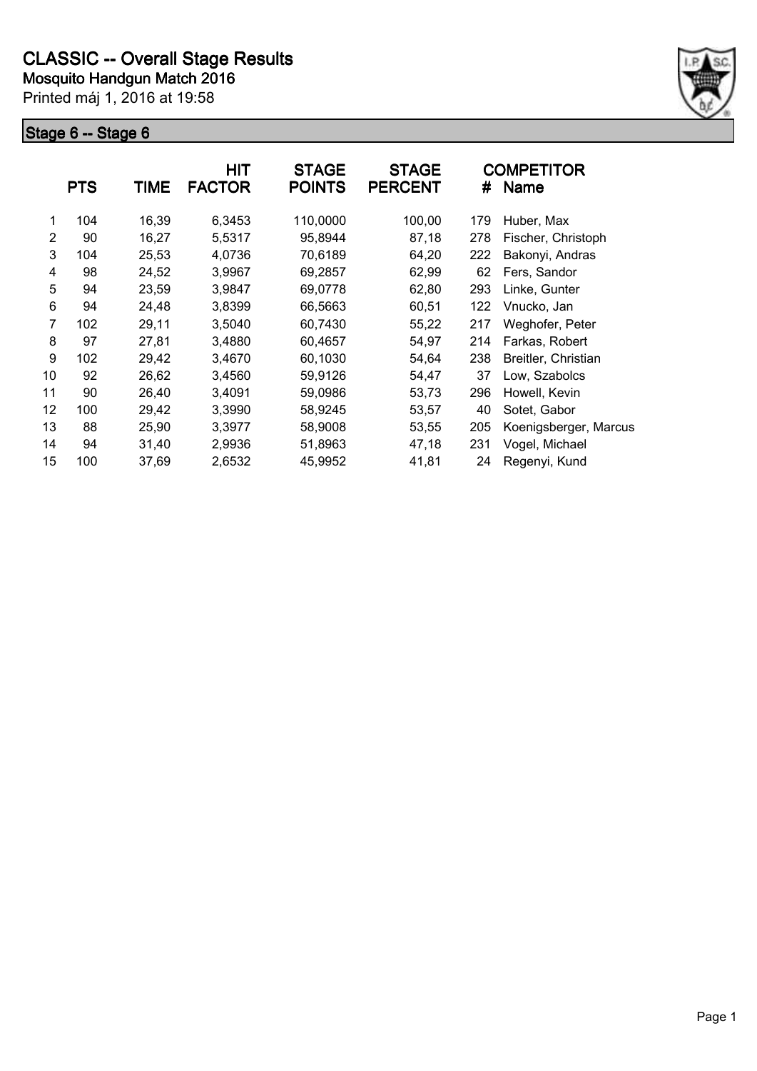# CLASSIC -- Overall Stage Results

**Mosquito Handgun Match 2016**

Printed máj 1, 2016 at 19:58

## Stage 6 -- Stage 6

|  | PTS | TIME | HIT FACTOR | STAGE POINTS | STAGE PERCENT | # | COMPETITOR Name |
|---|---|---|---|---|---|---|---|
| 1 | 104 | 16,39 | 6,3453 | 110,0000 | 100,00 | 179 | Huber, Max |
| 2 | 90 | 16,27 | 5,5317 | 95,8944 | 87,18 | 278 | Fischer, Christoph |
| 3 | 104 | 25,53 | 4,0736 | 70,6189 | 64,20 | 222 | Bakonyi, Andras |
| 4 | 98 | 24,52 | 3,9967 | 69,2857 | 62,99 | 62 | Fers, Sandor |
| 5 | 94 | 23,59 | 3,9847 | 69,0778 | 62,80 | 293 | Linke, Gunter |
| 6 | 94 | 24,48 | 3,8399 | 66,5663 | 60,51 | 122 | Vnucko, Jan |
| 7 | 102 | 29,11 | 3,5040 | 60,7430 | 55,22 | 217 | Weghofer, Peter |
| 8 | 97 | 27,81 | 3,4880 | 60,4657 | 54,97 | 214 | Farkas, Robert |
| 9 | 102 | 29,42 | 3,4670 | 60,1030 | 54,64 | 238 | Breitler, Christian |
| 10 | 92 | 26,62 | 3,4560 | 59,9126 | 54,47 | 37 | Low, Szabolcs |
| 11 | 90 | 26,40 | 3,4091 | 59,0986 | 53,73 | 296 | Howell, Kevin |
| 12 | 100 | 29,42 | 3,3990 | 58,9245 | 53,57 | 40 | Sotet, Gabor |
| 13 | 88 | 25,90 | 3,3977 | 58,9008 | 53,55 | 205 | Koenigsberger, Marcus |
| 14 | 94 | 31,40 | 2,9936 | 51,8963 | 47,18 | 231 | Vogel, Michael |
| 15 | 100 | 37,69 | 2,6532 | 45,9952 | 41,81 | 24 | Regenyi, Kund |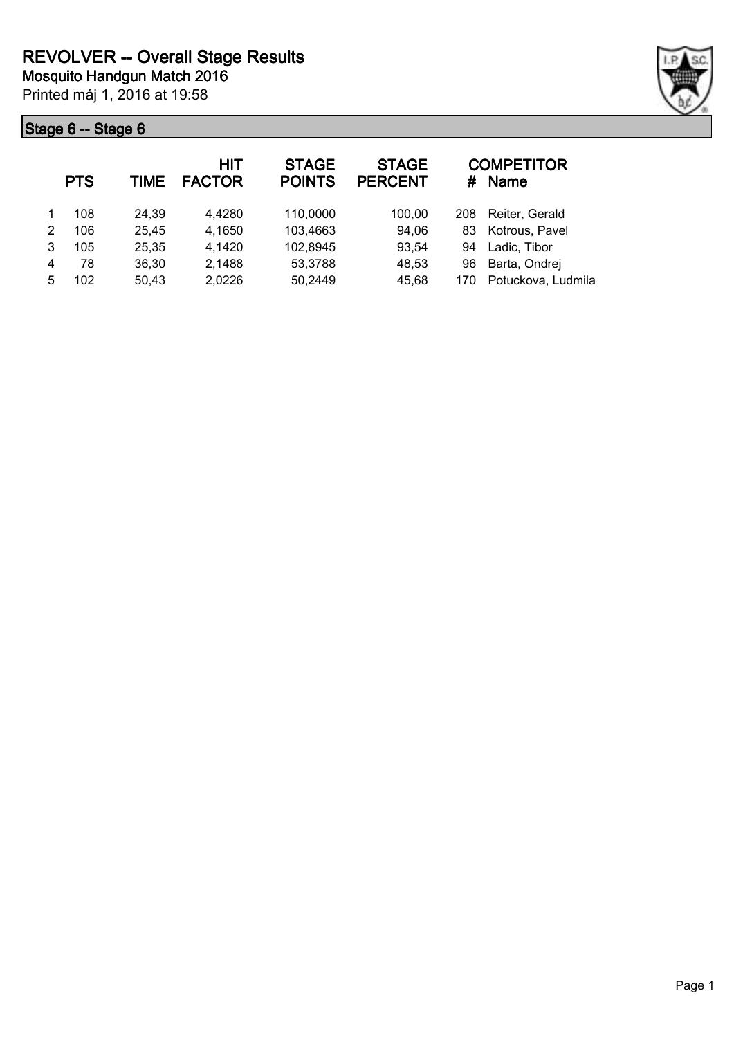# REVOLVER -- Overall Stage Results

**Mosquito Handgun Match 2016**

Printed máj 1, 2016 at 19:58

## Stage 6 -- Stage 6

| | PTS | TIME | HIT FACTOR | STAGE POINTS | STAGE PERCENT | # | COMPETITOR Name |
|---|---|---|---|---|---|---|---|
| 1 | 108 | 24,39 | 4,4280 | 110,0000 | 100,00 | 208 | Reiter, Gerald |
| 2 | 106 | 25,45 | 4,1650 | 103,4663 | 94,06 | 83 | Kotrous, Pavel |
| 3 | 105 | 25,35 | 4,1420 | 102,8945 | 93,54 | 94 | Ladic, Tibor |
| 4 | 78 | 36,30 | 2,1488 | 53,3788 | 48,53 | 96 | Barta, Ondrej |
| 5 | 102 | 50,43 | 2,0226 | 50,2449 | 45,68 | 170 | Potuckova, Ludmila |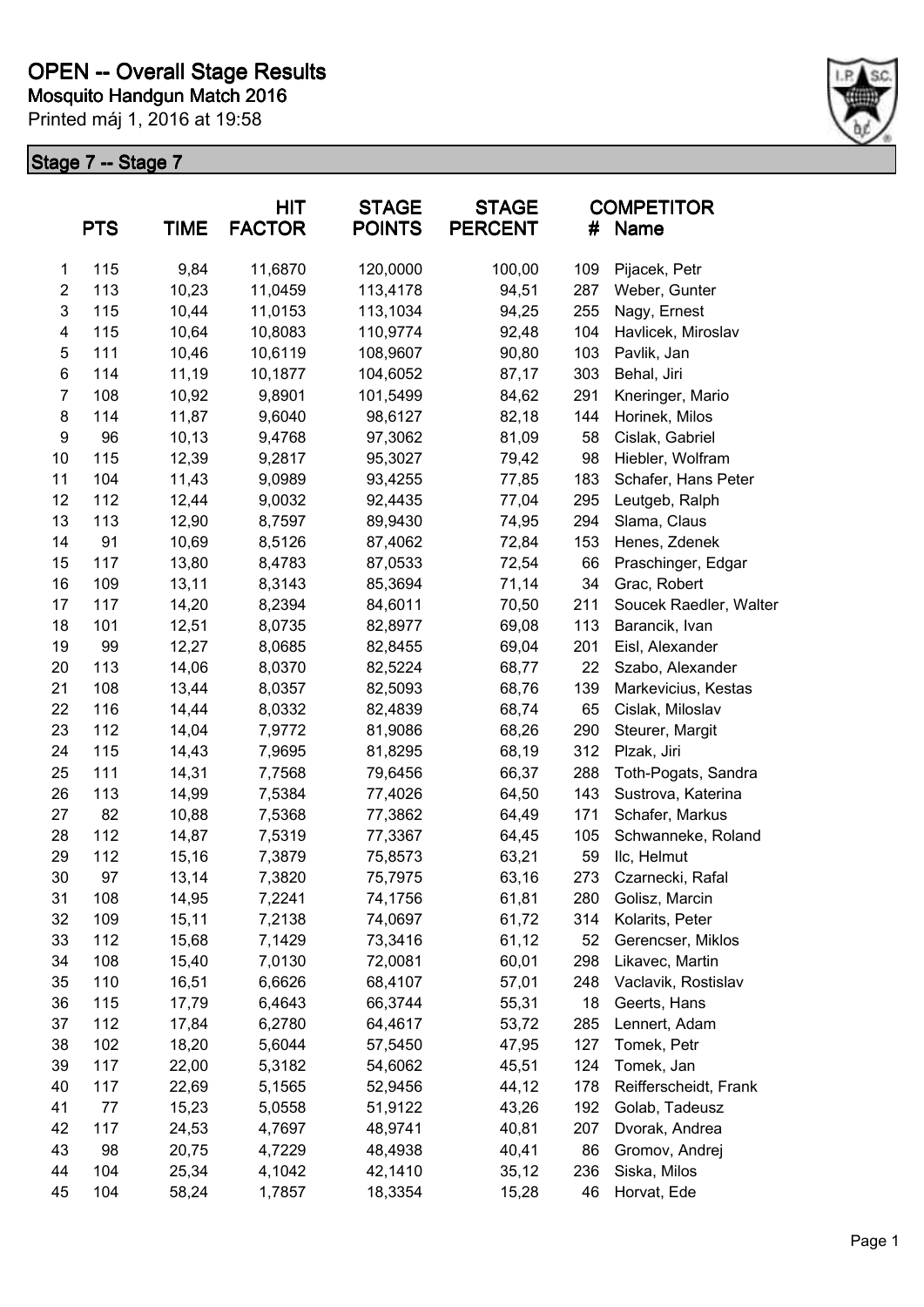# OPEN -- Overall Stage Results

**Mosquito Handgun Match 2016**

Printed máj 1, 2016 at 19:58

## Stage 7 -- Stage 7

| | PTS | TIME | HIT FACTOR | STAGE POINTS | STAGE PERCENT | # | COMPETITOR Name |
|---|---|---|---|---|---|---|---|
| 1 | 115 | 9,84 | 11,6870 | 120,0000 | 100,00 | 109 | Pijacek, Petr |
| 2 | 113 | 10,23 | 11,0459 | 113,4178 | 94,51 | 287 | Weber, Gunter |
| 3 | 115 | 10,44 | 11,0153 | 113,1034 | 94,25 | 255 | Nagy, Ernest |
| 4 | 115 | 10,64 | 10,8083 | 110,9774 | 92,48 | 104 | Havlicek, Miroslav |
| 5 | 111 | 10,46 | 10,6119 | 108,9607 | 90,80 | 103 | Pavlik, Jan |
| 6 | 114 | 11,19 | 10,1877 | 104,6052 | 87,17 | 303 | Behal, Jiri |
| 7 | 108 | 10,92 | 9,8901 | 101,5499 | 84,62 | 291 | Kneringer, Mario |
| 8 | 114 | 11,87 | 9,6040 | 98,6127 | 82,18 | 144 | Horinek, Milos |
| 9 | 96 | 10,13 | 9,4768 | 97,3062 | 81,09 | 58 | Cislak, Gabriel |
| 10 | 115 | 12,39 | 9,2817 | 95,3027 | 79,42 | 98 | Hiebler, Wolfram |
| 11 | 104 | 11,43 | 9,0989 | 93,4255 | 77,85 | 183 | Schafer, Hans Peter |
| 12 | 112 | 12,44 | 9,0032 | 92,4435 | 77,04 | 295 | Leutgeb, Ralph |
| 13 | 113 | 12,90 | 8,7597 | 89,9430 | 74,95 | 294 | Slama, Claus |
| 14 | 91 | 10,69 | 8,5126 | 87,4062 | 72,84 | 153 | Henes, Zdenek |
| 15 | 117 | 13,80 | 8,4783 | 87,0533 | 72,54 | 66 | Praschinger, Edgar |
| 16 | 109 | 13,11 | 8,3143 | 85,3694 | 71,14 | 34 | Grac, Robert |
| 17 | 117 | 14,20 | 8,2394 | 84,6011 | 70,50 | 211 | Soucek Raedler, Walter |
| 18 | 101 | 12,51 | 8,0735 | 82,8977 | 69,08 | 113 | Barancik, Ivan |
| 19 | 99 | 12,27 | 8,0685 | 82,8455 | 69,04 | 201 | Eisl, Alexander |
| 20 | 113 | 14,06 | 8,0370 | 82,5224 | 68,77 | 22 | Szabo, Alexander |
| 21 | 108 | 13,44 | 8,0357 | 82,5093 | 68,76 | 139 | Markevicius, Kestas |
| 22 | 116 | 14,44 | 8,0332 | 82,4839 | 68,74 | 65 | Cislak, Miloslav |
| 23 | 112 | 14,04 | 7,9772 | 81,9086 | 68,26 | 290 | Steurer, Margit |
| 24 | 115 | 14,43 | 7,9695 | 81,8295 | 68,19 | 312 | Plzak, Jiri |
| 25 | 111 | 14,31 | 7,7568 | 79,6456 | 66,37 | 288 | Toth-Pogats, Sandra |
| 26 | 113 | 14,99 | 7,5384 | 77,4026 | 64,50 | 143 | Sustrova, Katerina |
| 27 | 82 | 10,88 | 7,5368 | 77,3862 | 64,49 | 171 | Schafer, Markus |
| 28 | 112 | 14,87 | 7,5319 | 77,3367 | 64,45 | 105 | Schwanneke, Roland |
| 29 | 112 | 15,16 | 7,3879 | 75,8573 | 63,21 | 59 | Ilc, Helmut |
| 30 | 97 | 13,14 | 7,3820 | 75,7975 | 63,16 | 273 | Czarnecki, Rafal |
| 31 | 108 | 14,95 | 7,2241 | 74,1756 | 61,81 | 280 | Golisz, Marcin |
| 32 | 109 | 15,11 | 7,2138 | 74,0697 | 61,72 | 314 | Kolarits, Peter |
| 33 | 112 | 15,68 | 7,1429 | 73,3416 | 61,12 | 52 | Gerencser, Miklos |
| 34 | 108 | 15,40 | 7,0130 | 72,0081 | 60,01 | 298 | Likavec, Martin |
| 35 | 110 | 16,51 | 6,6626 | 68,4107 | 57,01 | 248 | Vaclavik, Rostislav |
| 36 | 115 | 17,79 | 6,4643 | 66,3744 | 55,31 | 18 | Geerts, Hans |
| 37 | 112 | 17,84 | 6,2780 | 64,4617 | 53,72 | 285 | Lennert, Adam |
| 38 | 102 | 18,20 | 5,6044 | 57,5450 | 47,95 | 127 | Tomek, Petr |
| 39 | 117 | 22,00 | 5,3182 | 54,6062 | 45,51 | 124 | Tomek, Jan |
| 40 | 117 | 22,69 | 5,1565 | 52,9456 | 44,12 | 178 | Reifferscheidt, Frank |
| 41 | 77 | 15,23 | 5,0558 | 51,9122 | 43,26 | 192 | Golab, Tadeusz |
| 42 | 117 | 24,53 | 4,7697 | 48,9741 | 40,81 | 207 | Dvorak, Andrea |
| 43 | 98 | 20,75 | 4,7229 | 48,4938 | 40,41 | 86 | Gromov, Andrej |
| 44 | 104 | 25,34 | 4,1042 | 42,1410 | 35,12 | 236 | Siska, Milos |
| 45 | 104 | 58,24 | 1,7857 | 18,3354 | 15,28 | 46 | Horvat, Ede |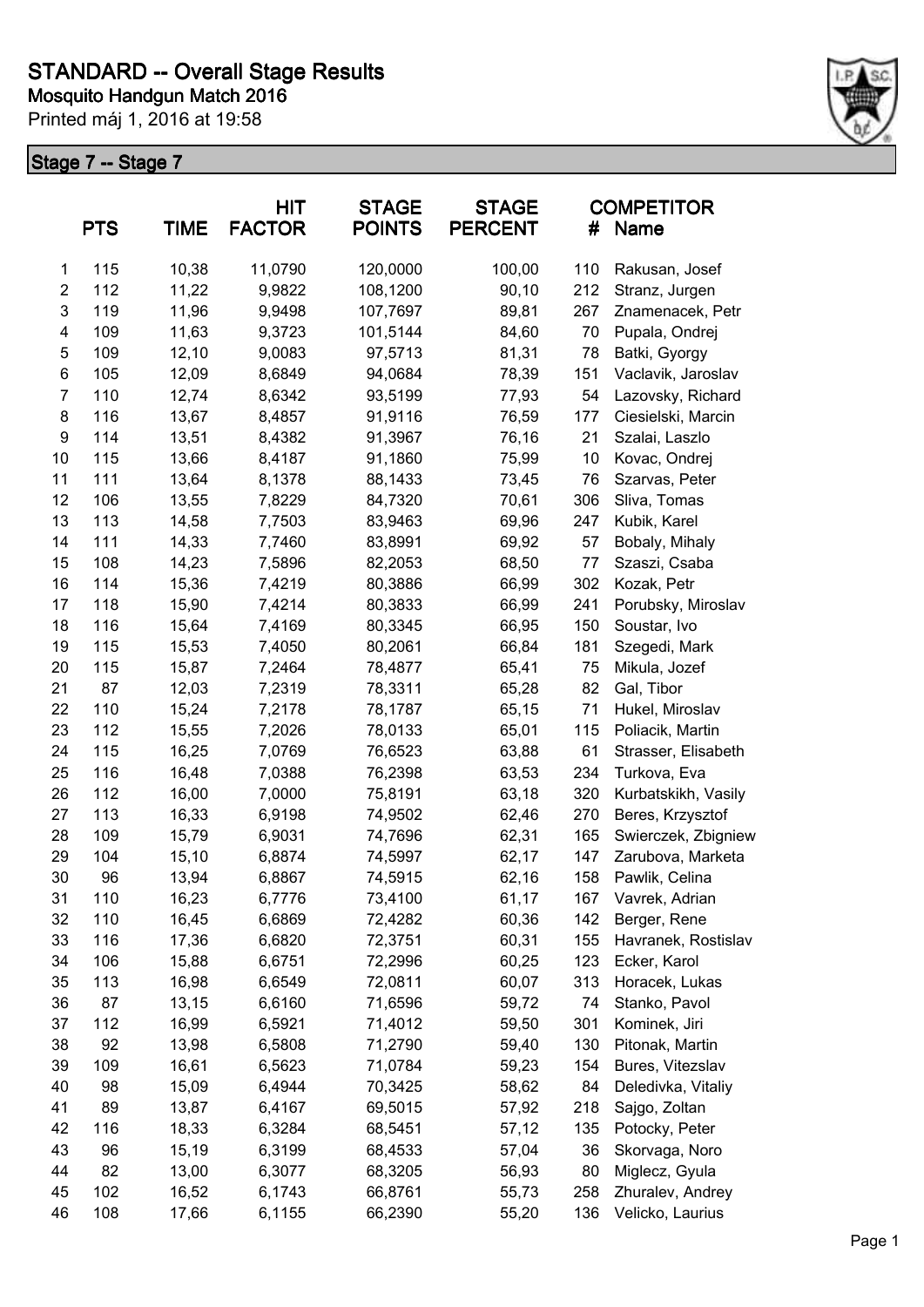# STANDARD -- Overall Stage Results

**Mosquito Handgun Match 2016**

Printed máj 1, 2016 at 19:58

## Stage 7 -- Stage 7

| | PTS | TIME | HIT FACTOR | STAGE POINTS | STAGE PERCENT | # | COMPETITOR Name |
|---|---|---|---|---|---|---|---|
| 1 | 115 | 10,38 | 11,0790 | 120,0000 | 100,00 | 110 | Rakusan, Josef |
| 2 | 112 | 11,22 | 9,9822 | 108,1200 | 90,10 | 212 | Stranz, Jurgen |
| 3 | 119 | 11,96 | 9,9498 | 107,7697 | 89,81 | 267 | Znamenacek, Petr |
| 4 | 109 | 11,63 | 9,3723 | 101,5144 | 84,60 | 70 | Pupala, Ondrej |
| 5 | 109 | 12,10 | 9,0083 | 97,5713 | 81,31 | 78 | Batki, Gyorgy |
| 6 | 105 | 12,09 | 8,6849 | 94,0684 | 78,39 | 151 | Vaclavik, Jaroslav |
| 7 | 110 | 12,74 | 8,6342 | 93,5199 | 77,93 | 54 | Lazovsky, Richard |
| 8 | 116 | 13,67 | 8,4857 | 91,9116 | 76,59 | 177 | Ciesielski, Marcin |
| 9 | 114 | 13,51 | 8,4382 | 91,3967 | 76,16 | 21 | Szalai, Laszlo |
| 10 | 115 | 13,66 | 8,4187 | 91,1860 | 75,99 | 10 | Kovac, Ondrej |
| 11 | 111 | 13,64 | 8,1378 | 88,1433 | 73,45 | 76 | Szarvas, Peter |
| 12 | 106 | 13,55 | 7,8229 | 84,7320 | 70,61 | 306 | Sliva, Tomas |
| 13 | 113 | 14,58 | 7,7503 | 83,9463 | 69,96 | 247 | Kubik, Karel |
| 14 | 111 | 14,33 | 7,7460 | 83,8991 | 69,92 | 57 | Bobaly, Mihaly |
| 15 | 108 | 14,23 | 7,5896 | 82,2053 | 68,50 | 77 | Szaszi, Csaba |
| 16 | 114 | 15,36 | 7,4219 | 80,3886 | 66,99 | 302 | Kozak, Petr |
| 17 | 118 | 15,90 | 7,4214 | 80,3833 | 66,99 | 241 | Porubsky, Miroslav |
| 18 | 116 | 15,64 | 7,4169 | 80,3345 | 66,95 | 150 | Soustar, Ivo |
| 19 | 115 | 15,53 | 7,4050 | 80,2061 | 66,84 | 181 | Szegedi, Mark |
| 20 | 115 | 15,87 | 7,2464 | 78,4877 | 65,41 | 75 | Mikula, Jozef |
| 21 | 87 | 12,03 | 7,2319 | 78,3311 | 65,28 | 82 | Gal, Tibor |
| 22 | 110 | 15,24 | 7,2178 | 78,1787 | 65,15 | 71 | Hukel, Miroslav |
| 23 | 112 | 15,55 | 7,2026 | 78,0133 | 65,01 | 115 | Poliacik, Martin |
| 24 | 115 | 16,25 | 7,0769 | 76,6523 | 63,88 | 61 | Strasser, Elisabeth |
| 25 | 116 | 16,48 | 7,0388 | 76,2398 | 63,53 | 234 | Turkova, Eva |
| 26 | 112 | 16,00 | 7,0000 | 75,8191 | 63,18 | 320 | Kurbatskikh, Vasily |
| 27 | 113 | 16,33 | 6,9198 | 74,9502 | 62,46 | 270 | Beres, Krzysztof |
| 28 | 109 | 15,79 | 6,9031 | 74,7696 | 62,31 | 165 | Swierczek, Zbigniew |
| 29 | 104 | 15,10 | 6,8874 | 74,5997 | 62,17 | 147 | Zarubova, Marketa |
| 30 | 96 | 13,94 | 6,8867 | 74,5915 | 62,16 | 158 | Pawlik, Celina |
| 31 | 110 | 16,23 | 6,7776 | 73,4100 | 61,17 | 167 | Vavrek, Adrian |
| 32 | 110 | 16,45 | 6,6869 | 72,4282 | 60,36 | 142 | Berger, Rene |
| 33 | 116 | 17,36 | 6,6820 | 72,3751 | 60,31 | 155 | Havranek, Rostislav |
| 34 | 106 | 15,88 | 6,6751 | 72,2996 | 60,25 | 123 | Ecker, Karol |
| 35 | 113 | 16,98 | 6,6549 | 72,0811 | 60,07 | 313 | Horacek, Lukas |
| 36 | 87 | 13,15 | 6,6160 | 71,6596 | 59,72 | 74 | Stanko, Pavol |
| 37 | 112 | 16,99 | 6,5921 | 71,4012 | 59,50 | 301 | Kominek, Jiri |
| 38 | 92 | 13,98 | 6,5808 | 71,2790 | 59,40 | 130 | Pitonak, Martin |
| 39 | 109 | 16,61 | 6,5623 | 71,0784 | 59,23 | 154 | Bures, Vitezslav |
| 40 | 98 | 15,09 | 6,4944 | 70,3425 | 58,62 | 84 | Deledivka, Vitaliy |
| 41 | 89 | 13,87 | 6,4167 | 69,5015 | 57,92 | 218 | Sajgo, Zoltan |
| 42 | 116 | 18,33 | 6,3284 | 68,5451 | 57,12 | 135 | Potocky, Peter |
| 43 | 96 | 15,19 | 6,3199 | 68,4533 | 57,04 | 36 | Skorvaga, Noro |
| 44 | 82 | 13,00 | 6,3077 | 68,3205 | 56,93 | 80 | Miglecz, Gyula |
| 45 | 102 | 16,52 | 6,1743 | 66,8761 | 55,73 | 258 | Zhuralev, Andrey |
| 46 | 108 | 17,66 | 6,1155 | 66,2390 | 55,20 | 136 | Velicko, Laurius |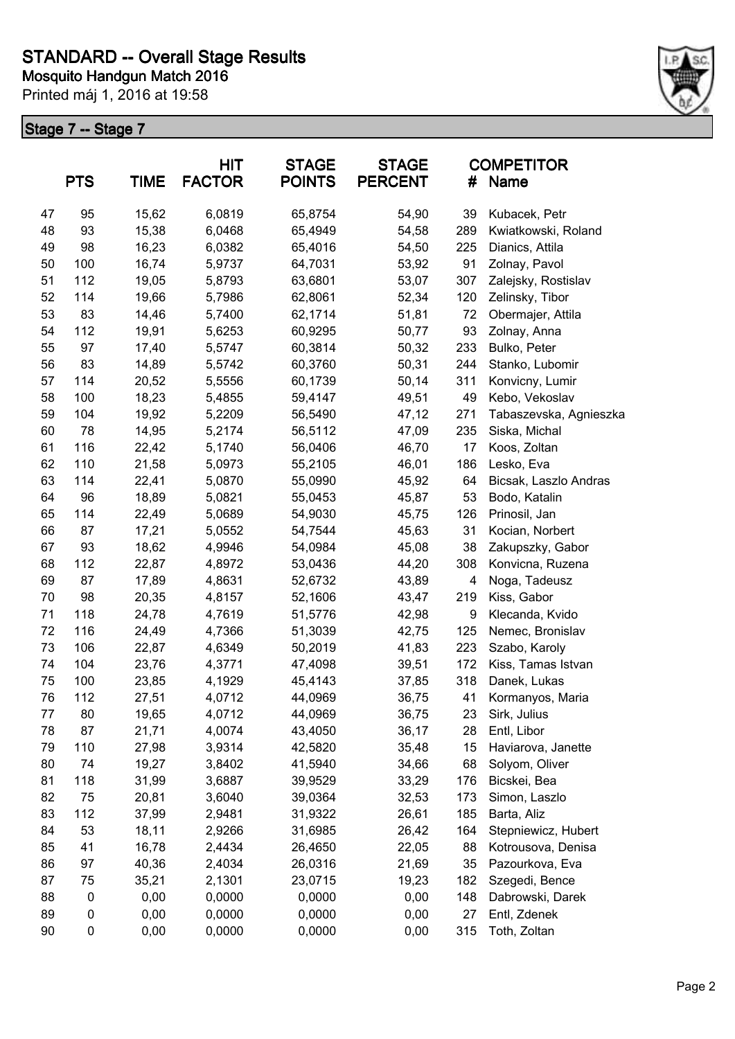# STANDARD -- Overall Stage Results

**Mosquito Handgun Match 2016**

Printed máj 1, 2016 at 19:58

## Stage 7 -- Stage 7

| | PTS | TIME | HIT FACTOR | STAGE POINTS | STAGE PERCENT | # | COMPETITOR Name |
|---|---|---|---|---|---|---|---|
| 47 | 95 | 15,62 | 6,0819 | 65,8754 | 54,90 | 39 | Kubacek, Petr |
| 48 | 93 | 15,38 | 6,0468 | 65,4949 | 54,58 | 289 | Kwiatkowski, Roland |
| 49 | 98 | 16,23 | 6,0382 | 65,4016 | 54,50 | 225 | Dianics, Attila |
| 50 | 100 | 16,74 | 5,9737 | 64,7031 | 53,92 | 91 | Zolnay, Pavol |
| 51 | 112 | 19,05 | 5,8793 | 63,6801 | 53,07 | 307 | Zalejsky, Rostislav |
| 52 | 114 | 19,66 | 5,7986 | 62,8061 | 52,34 | 120 | Zelinsky, Tibor |
| 53 | 83 | 14,46 | 5,7400 | 62,1714 | 51,81 | 72 | Obermajer, Attila |
| 54 | 112 | 19,91 | 5,6253 | 60,9295 | 50,77 | 93 | Zolnay, Anna |
| 55 | 97 | 17,40 | 5,5747 | 60,3814 | 50,32 | 233 | Bulko, Peter |
| 56 | 83 | 14,89 | 5,5742 | 60,3760 | 50,31 | 244 | Stanko, Lubomir |
| 57 | 114 | 20,52 | 5,5556 | 60,1739 | 50,14 | 311 | Konvicny, Lumir |
| 58 | 100 | 18,23 | 5,4855 | 59,4147 | 49,51 | 49 | Kebo, Vekoslav |
| 59 | 104 | 19,92 | 5,2209 | 56,5490 | 47,12 | 271 | Tabaszevska, Agnieszka |
| 60 | 78 | 14,95 | 5,2174 | 56,5112 | 47,09 | 235 | Siska, Michal |
| 61 | 116 | 22,42 | 5,1740 | 56,0406 | 46,70 | 17 | Koos, Zoltan |
| 62 | 110 | 21,58 | 5,0973 | 55,2105 | 46,01 | 186 | Lesko, Eva |
| 63 | 114 | 22,41 | 5,0870 | 55,0990 | 45,92 | 64 | Bicsak, Laszlo Andras |
| 64 | 96 | 18,89 | 5,0821 | 55,0453 | 45,87 | 53 | Bodo, Katalin |
| 65 | 114 | 22,49 | 5,0689 | 54,9030 | 45,75 | 126 | Prinosil, Jan |
| 66 | 87 | 17,21 | 5,0552 | 54,7544 | 45,63 | 31 | Kocian, Norbert |
| 67 | 93 | 18,62 | 4,9946 | 54,0984 | 45,08 | 38 | Zakupszky, Gabor |
| 68 | 112 | 22,87 | 4,8972 | 53,0436 | 44,20 | 308 | Konvicna, Ruzena |
| 69 | 87 | 17,89 | 4,8631 | 52,6732 | 43,89 | 4 | Noga, Tadeusz |
| 70 | 98 | 20,35 | 4,8157 | 52,1606 | 43,47 | 219 | Kiss, Gabor |
| 71 | 118 | 24,78 | 4,7619 | 51,5776 | 42,98 | 9 | Klecanda, Kvido |
| 72 | 116 | 24,49 | 4,7366 | 51,3039 | 42,75 | 125 | Nemec, Bronislav |
| 73 | 106 | 22,87 | 4,6349 | 50,2019 | 41,83 | 223 | Szabo, Karoly |
| 74 | 104 | 23,76 | 4,3771 | 47,4098 | 39,51 | 172 | Kiss, Tamas Istvan |
| 75 | 100 | 23,85 | 4,1929 | 45,4143 | 37,85 | 318 | Danek, Lukas |
| 76 | 112 | 27,51 | 4,0712 | 44,0969 | 36,75 | 41 | Kormanyos, Maria |
| 77 | 80 | 19,65 | 4,0712 | 44,0969 | 36,75 | 23 | Sirk, Julius |
| 78 | 87 | 21,71 | 4,0074 | 43,4050 | 36,17 | 28 | Entl, Libor |
| 79 | 110 | 27,98 | 3,9314 | 42,5820 | 35,48 | 15 | Haviarova, Janette |
| 80 | 74 | 19,27 | 3,8402 | 41,5940 | 34,66 | 68 | Solyom, Oliver |
| 81 | 118 | 31,99 | 3,6887 | 39,9529 | 33,29 | 176 | Bicskei, Bea |
| 82 | 75 | 20,81 | 3,6040 | 39,0364 | 32,53 | 173 | Simon, Laszlo |
| 83 | 112 | 37,99 | 2,9481 | 31,9322 | 26,61 | 185 | Barta, Aliz |
| 84 | 53 | 18,11 | 2,9266 | 31,6985 | 26,42 | 164 | Stepniewicz, Hubert |
| 85 | 41 | 16,78 | 2,4434 | 26,4650 | 22,05 | 88 | Kotrousova, Denisa |
| 86 | 97 | 40,36 | 2,4034 | 26,0316 | 21,69 | 35 | Pazourkova, Eva |
| 87 | 75 | 35,21 | 2,1301 | 23,0715 | 19,23 | 182 | Szegedi, Bence |
| 88 | 0 | 0,00 | 0,0000 | 0,0000 | 0,00 | 148 | Dabrowski, Darek |
| 89 | 0 | 0,00 | 0,0000 | 0,0000 | 0,00 | 27 | Entl, Zdenek |
| 90 | 0 | 0,00 | 0,0000 | 0,0000 | 0,00 | 315 | Toth, Zoltan |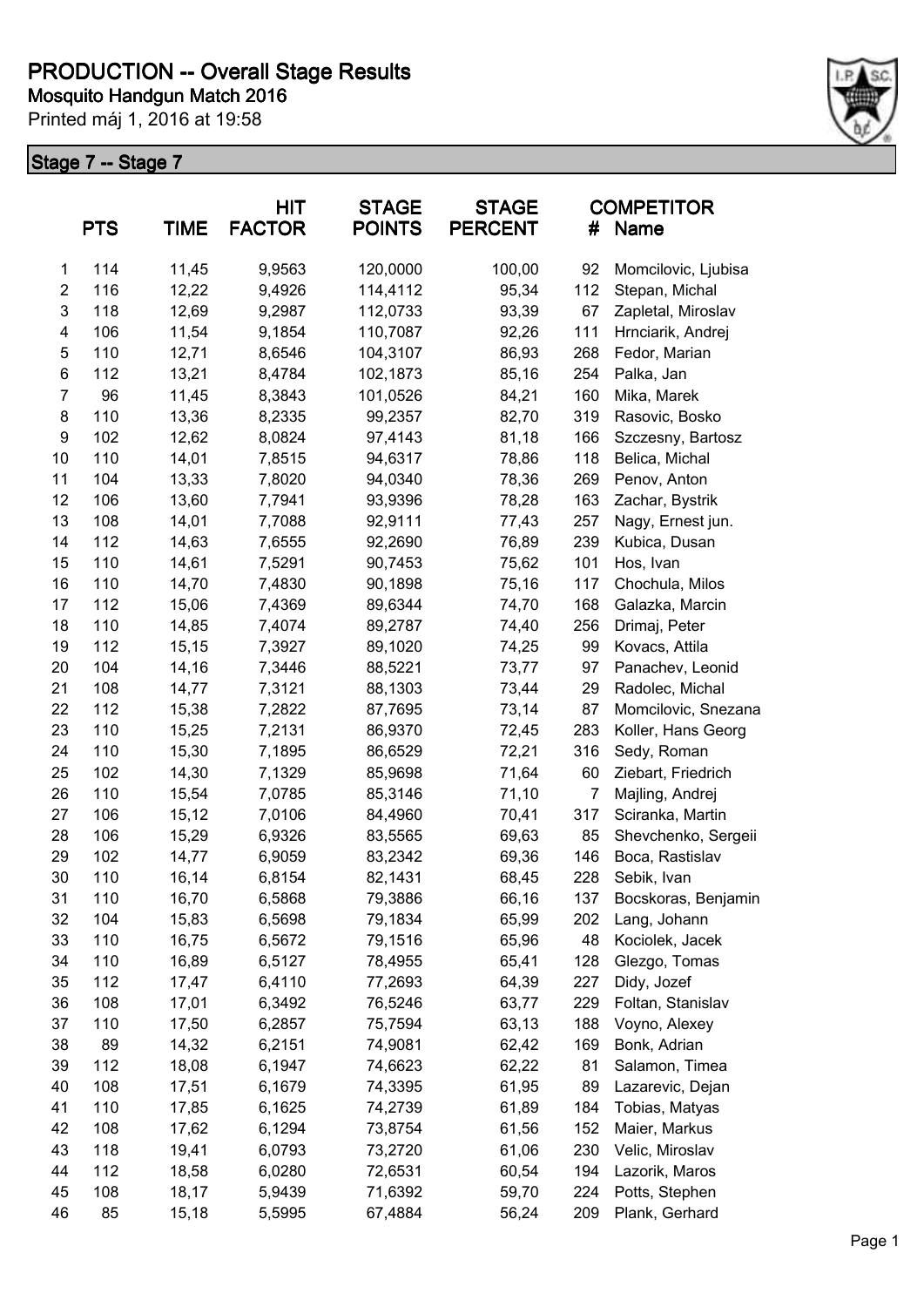# PRODUCTION -- Overall Stage Results

**Mosquito Handgun Match 2016**

Printed máj 1, 2016 at 19:58

## Stage 7 -- Stage 7

| | PTS | TIME | HIT FACTOR | STAGE POINTS | STAGE PERCENT | # | COMPETITOR Name |
|---|---|---|---|---|---|---|---|
| 1 | 114 | 11,45 | 9,9563 | 120,0000 | 100,00 | 92 | Momcilovic, Ljubisa |
| 2 | 116 | 12,22 | 9,4926 | 114,4112 | 95,34 | 112 | Stepan, Michal |
| 3 | 118 | 12,69 | 9,2987 | 112,0733 | 93,39 | 67 | Zapletal, Miroslav |
| 4 | 106 | 11,54 | 9,1854 | 110,7087 | 92,26 | 111 | Hrnciarik, Andrej |
| 5 | 110 | 12,71 | 8,6546 | 104,3107 | 86,93 | 268 | Fedor, Marian |
| 6 | 112 | 13,21 | 8,4784 | 102,1873 | 85,16 | 254 | Palka, Jan |
| 7 | 96 | 11,45 | 8,3843 | 101,0526 | 84,21 | 160 | Mika, Marek |
| 8 | 110 | 13,36 | 8,2335 | 99,2357 | 82,70 | 319 | Rasovic, Bosko |
| 9 | 102 | 12,62 | 8,0824 | 97,4143 | 81,18 | 166 | Szczesny, Bartosz |
| 10 | 110 | 14,01 | 7,8515 | 94,6317 | 78,86 | 118 | Belica, Michal |
| 11 | 104 | 13,33 | 7,8020 | 94,0340 | 78,36 | 269 | Penov, Anton |
| 12 | 106 | 13,60 | 7,7941 | 93,9396 | 78,28 | 163 | Zachar, Bystrik |
| 13 | 108 | 14,01 | 7,7088 | 92,9111 | 77,43 | 257 | Nagy, Ernest jun. |
| 14 | 112 | 14,63 | 7,6555 | 92,2690 | 76,89 | 239 | Kubica, Dusan |
| 15 | 110 | 14,61 | 7,5291 | 90,7453 | 75,62 | 101 | Hos, Ivan |
| 16 | 110 | 14,70 | 7,4830 | 90,1898 | 75,16 | 117 | Chochula, Milos |
| 17 | 112 | 15,06 | 7,4369 | 89,6344 | 74,70 | 168 | Galazka, Marcin |
| 18 | 110 | 14,85 | 7,4074 | 89,2787 | 74,40 | 256 | Drimaj, Peter |
| 19 | 112 | 15,15 | 7,3927 | 89,1020 | 74,25 | 99 | Kovacs, Attila |
| 20 | 104 | 14,16 | 7,3446 | 88,5221 | 73,77 | 97 | Panachev, Leonid |
| 21 | 108 | 14,77 | 7,3121 | 88,1303 | 73,44 | 29 | Radolec, Michal |
| 22 | 112 | 15,38 | 7,2822 | 87,7695 | 73,14 | 87 | Momcilovic, Snezana |
| 23 | 110 | 15,25 | 7,2131 | 86,9370 | 72,45 | 283 | Koller, Hans Georg |
| 24 | 110 | 15,30 | 7,1895 | 86,6529 | 72,21 | 316 | Sedy, Roman |
| 25 | 102 | 14,30 | 7,1329 | 85,9698 | 71,64 | 60 | Ziebart, Friedrich |
| 26 | 110 | 15,54 | 7,0785 | 85,3146 | 71,10 | 7 | Majling, Andrej |
| 27 | 106 | 15,12 | 7,0106 | 84,4960 | 70,41 | 317 | Sciranka, Martin |
| 28 | 106 | 15,29 | 6,9326 | 83,5565 | 69,63 | 85 | Shevchenko, Sergeii |
| 29 | 102 | 14,77 | 6,9059 | 83,2342 | 69,36 | 146 | Boca, Rastislav |
| 30 | 110 | 16,14 | 6,8154 | 82,1431 | 68,45 | 228 | Sebik, Ivan |
| 31 | 110 | 16,70 | 6,5868 | 79,3886 | 66,16 | 137 | Bocskoras, Benjamin |
| 32 | 104 | 15,83 | 6,5698 | 79,1834 | 65,99 | 202 | Lang, Johann |
| 33 | 110 | 16,75 | 6,5672 | 79,1516 | 65,96 | 48 | Kociolek, Jacek |
| 34 | 110 | 16,89 | 6,5127 | 78,4955 | 65,41 | 128 | Glezgo, Tomas |
| 35 | 112 | 17,47 | 6,4110 | 77,2693 | 64,39 | 227 | Didy, Jozef |
| 36 | 108 | 17,01 | 6,3492 | 76,5246 | 63,77 | 229 | Foltan, Stanislav |
| 37 | 110 | 17,50 | 6,2857 | 75,7594 | 63,13 | 188 | Voyno, Alexey |
| 38 | 89 | 14,32 | 6,2151 | 74,9081 | 62,42 | 169 | Bonk, Adrian |
| 39 | 112 | 18,08 | 6,1947 | 74,6623 | 62,22 | 81 | Salamon, Timea |
| 40 | 108 | 17,51 | 6,1679 | 74,3395 | 61,95 | 89 | Lazarevic, Dejan |
| 41 | 110 | 17,85 | 6,1625 | 74,2739 | 61,89 | 184 | Tobias, Matyas |
| 42 | 108 | 17,62 | 6,1294 | 73,8754 | 61,56 | 152 | Maier, Markus |
| 43 | 118 | 19,41 | 6,0793 | 73,2720 | 61,06 | 230 | Velic, Miroslav |
| 44 | 112 | 18,58 | 6,0280 | 72,6531 | 60,54 | 194 | Lazorik, Maros |
| 45 | 108 | 18,17 | 5,9439 | 71,6392 | 59,70 | 224 | Potts, Stephen |
| 46 | 85 | 15,18 | 5,5995 | 67,4884 | 56,24 | 209 | Plank, Gerhard |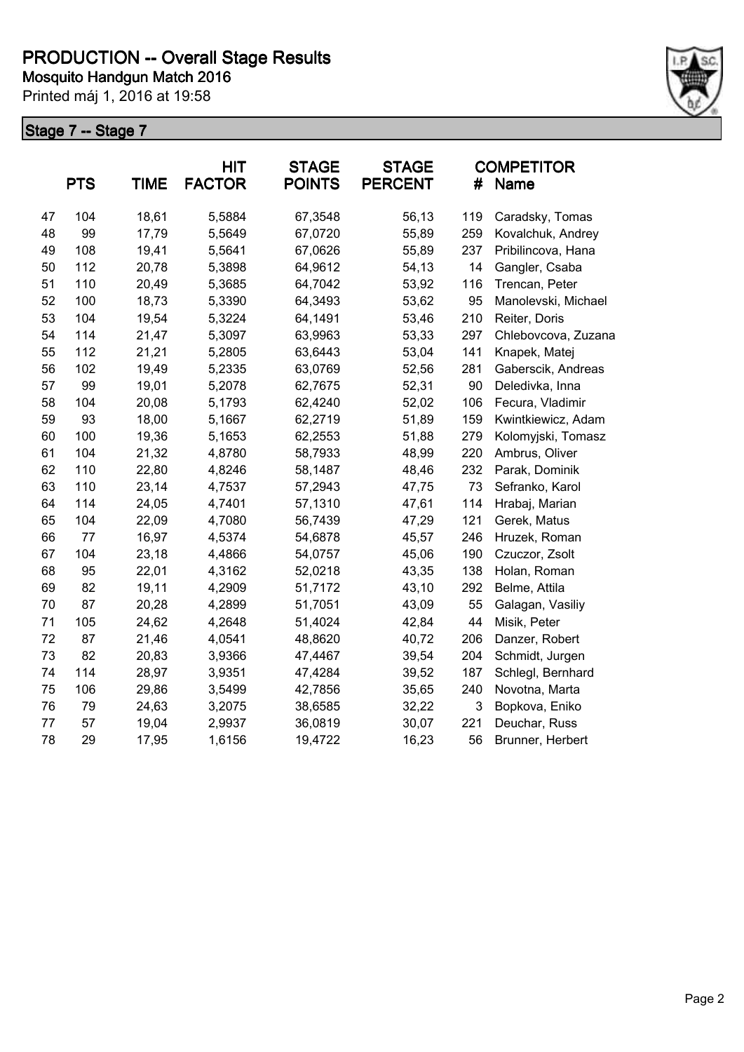# PRODUCTION -- Overall Stage Results

**Mosquito Handgun Match 2016**

Printed máj 1, 2016 at 19:58

## Stage 7 -- Stage 7

| | PTS | TIME | HIT FACTOR | STAGE POINTS | STAGE PERCENT | # | COMPETITOR Name |
|---|---|---|---|---|---|---|---|
| 47 | 104 | 18,61 | 5,5884 | 67,3548 | 56,13 | 119 | Caradsky, Tomas |
| 48 | 99 | 17,79 | 5,5649 | 67,0720 | 55,89 | 259 | Kovalchuk, Andrey |
| 49 | 108 | 19,41 | 5,5641 | 67,0626 | 55,89 | 237 | Pribilincova, Hana |
| 50 | 112 | 20,78 | 5,3898 | 64,9612 | 54,13 | 14 | Gangler, Csaba |
| 51 | 110 | 20,49 | 5,3685 | 64,7042 | 53,92 | 116 | Trencan, Peter |
| 52 | 100 | 18,73 | 5,3390 | 64,3493 | 53,62 | 95 | Manolevski, Michael |
| 53 | 104 | 19,54 | 5,3224 | 64,1491 | 53,46 | 210 | Reiter, Doris |
| 54 | 114 | 21,47 | 5,3097 | 63,9963 | 53,33 | 297 | Chlebovcova, Zuzana |
| 55 | 112 | 21,21 | 5,2805 | 63,6443 | 53,04 | 141 | Knapek, Matej |
| 56 | 102 | 19,49 | 5,2335 | 63,0769 | 52,56 | 281 | Gaberscik, Andreas |
| 57 | 99 | 19,01 | 5,2078 | 62,7675 | 52,31 | 90 | Deledivka, Inna |
| 58 | 104 | 20,08 | 5,1793 | 62,4240 | 52,02 | 106 | Fecura, Vladimir |
| 59 | 93 | 18,00 | 5,1667 | 62,2719 | 51,89 | 159 | Kwintkiewicz, Adam |
| 60 | 100 | 19,36 | 5,1653 | 62,2553 | 51,88 | 279 | Kolomyjski, Tomasz |
| 61 | 104 | 21,32 | 4,8780 | 58,7933 | 48,99 | 220 | Ambrus, Oliver |
| 62 | 110 | 22,80 | 4,8246 | 58,1487 | 48,46 | 232 | Parak, Dominik |
| 63 | 110 | 23,14 | 4,7537 | 57,2943 | 47,75 | 73 | Sefranko, Karol |
| 64 | 114 | 24,05 | 4,7401 | 57,1310 | 47,61 | 114 | Hrabaj, Marian |
| 65 | 104 | 22,09 | 4,7080 | 56,7439 | 47,29 | 121 | Gerek, Matus |
| 66 | 77 | 16,97 | 4,5374 | 54,6878 | 45,57 | 246 | Hruzek, Roman |
| 67 | 104 | 23,18 | 4,4866 | 54,0757 | 45,06 | 190 | Czuczor, Zsolt |
| 68 | 95 | 22,01 | 4,3162 | 52,0218 | 43,35 | 138 | Holan, Roman |
| 69 | 82 | 19,11 | 4,2909 | 51,7172 | 43,10 | 292 | Belme, Attila |
| 70 | 87 | 20,28 | 4,2899 | 51,7051 | 43,09 | 55 | Galagan, Vasiliy |
| 71 | 105 | 24,62 | 4,2648 | 51,4024 | 42,84 | 44 | Misik, Peter |
| 72 | 87 | 21,46 | 4,0541 | 48,8620 | 40,72 | 206 | Danzer, Robert |
| 73 | 82 | 20,83 | 3,9366 | 47,4467 | 39,54 | 204 | Schmidt, Jurgen |
| 74 | 114 | 28,97 | 3,9351 | 47,4284 | 39,52 | 187 | Schlegl, Bernhard |
| 75 | 106 | 29,86 | 3,5499 | 42,7856 | 35,65 | 240 | Novotna, Marta |
| 76 | 79 | 24,63 | 3,2075 | 38,6585 | 32,22 | 3 | Bopkova, Eniko |
| 77 | 57 | 19,04 | 2,9937 | 36,0819 | 30,07 | 221 | Deuchar, Russ |
| 78 | 29 | 17,95 | 1,6156 | 19,4722 | 16,23 | 56 | Brunner, Herbert |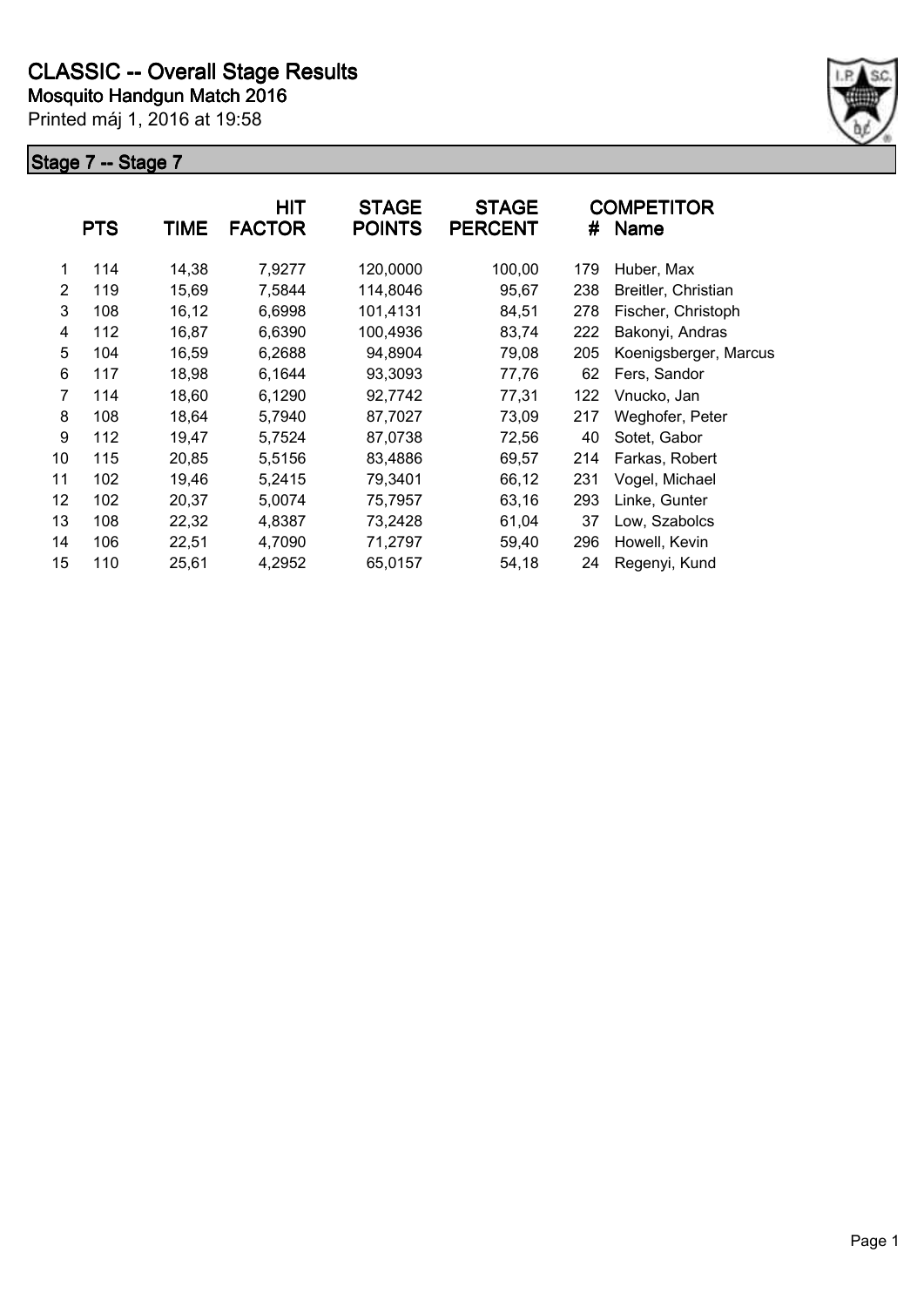# CLASSIC -- Overall Stage Results

**Mosquito Handgun Match 2016**

Printed máj 1, 2016 at 19:58

## Stage 7 -- Stage 7

| | PTS | TIME | HIT FACTOR | STAGE POINTS | STAGE PERCENT | # | COMPETITOR Name |
|---|---|---|---|---|---|---|---|
| 1 | 114 | 14,38 | 7,9277 | 120,0000 | 100,00 | 179 | Huber, Max |
| 2 | 119 | 15,69 | 7,5844 | 114,8046 | 95,67 | 238 | Breitler, Christian |
| 3 | 108 | 16,12 | 6,6998 | 101,4131 | 84,51 | 278 | Fischer, Christoph |
| 4 | 112 | 16,87 | 6,6390 | 100,4936 | 83,74 | 222 | Bakonyi, Andras |
| 5 | 104 | 16,59 | 6,2688 | 94,8904 | 79,08 | 205 | Koenigsberger, Marcus |
| 6 | 117 | 18,98 | 6,1644 | 93,3093 | 77,76 | 62 | Fers, Sandor |
| 7 | 114 | 18,60 | 6,1290 | 92,7742 | 77,31 | 122 | Vnucko, Jan |
| 8 | 108 | 18,64 | 5,7940 | 87,7027 | 73,09 | 217 | Weghofer, Peter |
| 9 | 112 | 19,47 | 5,7524 | 87,0738 | 72,56 | 40 | Sotet, Gabor |
| 10 | 115 | 20,85 | 5,5156 | 83,4886 | 69,57 | 214 | Farkas, Robert |
| 11 | 102 | 19,46 | 5,2415 | 79,3401 | 66,12 | 231 | Vogel, Michael |
| 12 | 102 | 20,37 | 5,0074 | 75,7957 | 63,16 | 293 | Linke, Gunter |
| 13 | 108 | 22,32 | 4,8387 | 73,2428 | 61,04 | 37 | Low, Szabolcs |
| 14 | 106 | 22,51 | 4,7090 | 71,2797 | 59,40 | 296 | Howell, Kevin |
| 15 | 110 | 25,61 | 4,2952 | 65,0157 | 54,18 | 24 | Regenyi, Kund |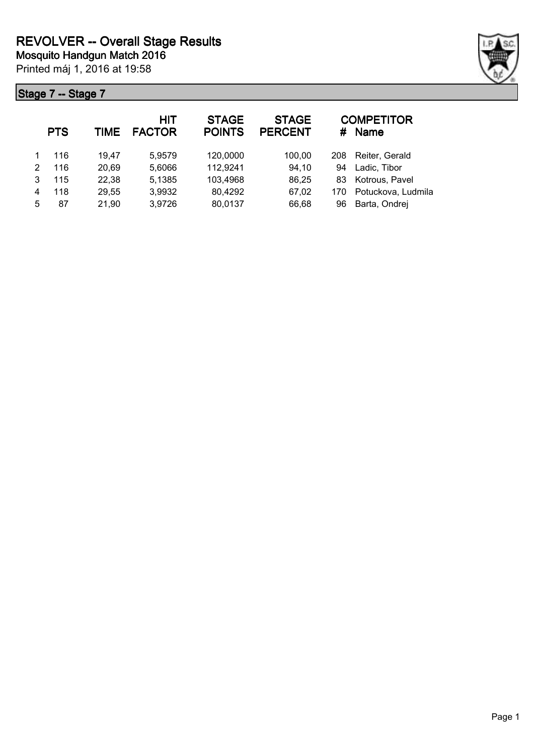# REVOLVER -- Overall Stage Results

**Mosquito Handgun Match 2016**

Printed máj 1, 2016 at 19:58

## Stage 7 -- Stage 7

| | PTS | TIME | HIT FACTOR | STAGE POINTS | STAGE PERCENT | # | COMPETITOR Name |
|---|---|---|---|---|---|---|---|
| 1 | 116 | 19,47 | 5,9579 | 120,0000 | 100,00 | 208 | Reiter, Gerald |
| 2 | 116 | 20,69 | 5,6066 | 112,9241 | 94,10 | 94 | Ladic, Tibor |
| 3 | 115 | 22,38 | 5,1385 | 103,4968 | 86,25 | 83 | Kotrous, Pavel |
| 4 | 118 | 29,55 | 3,9932 | 80,4292 | 67,02 | 170 | Potuckova, Ludmila |
| 5 | 87 | 21,90 | 3,9726 | 80,0137 | 66,68 | 96 | Barta, Ondrej |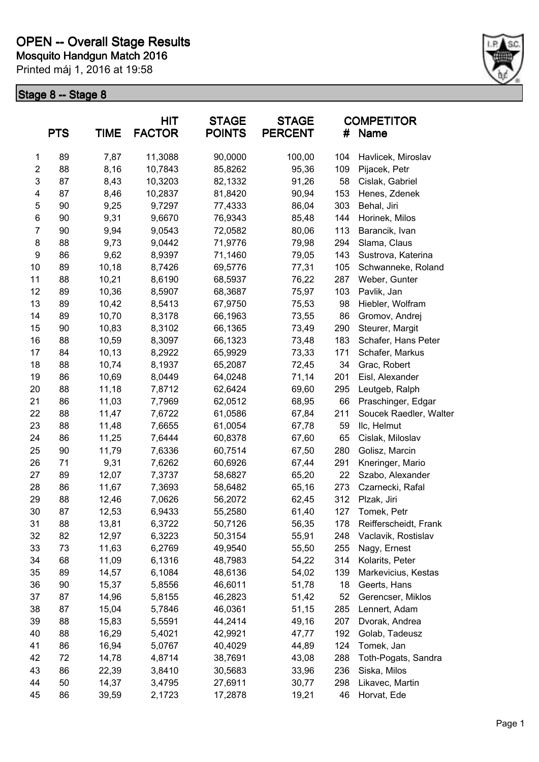# OPEN -- Overall Stage Results

**Mosquito Handgun Match 2016**

Printed máj 1, 2016 at 19:58

## Stage 8 -- Stage 8

| | PTS | TIME | HIT FACTOR | STAGE POINTS | STAGE PERCENT | # | COMPETITOR Name |
|---|---|---|---|---|---|---|---|
| 1 | 89 | 7,87 | 11,3088 | 90,0000 | 100,00 | 104 | Havlicek, Miroslav |
| 2 | 88 | 8,16 | 10,7843 | 85,8262 | 95,36 | 109 | Pijacek, Petr |
| 3 | 87 | 8,43 | 10,3203 | 82,1332 | 91,26 | 58 | Cislak, Gabriel |
| 4 | 87 | 8,46 | 10,2837 | 81,8420 | 90,94 | 153 | Henes, Zdenek |
| 5 | 90 | 9,25 | 9,7297 | 77,4333 | 86,04 | 303 | Behal, Jiri |
| 6 | 90 | 9,31 | 9,6670 | 76,9343 | 85,48 | 144 | Horinek, Milos |
| 7 | 90 | 9,94 | 9,0543 | 72,0582 | 80,06 | 113 | Barancik, Ivan |
| 8 | 88 | 9,73 | 9,0442 | 71,9776 | 79,98 | 294 | Slama, Claus |
| 9 | 86 | 9,62 | 8,9397 | 71,1460 | 79,05 | 143 | Sustrova, Katerina |
| 10 | 89 | 10,18 | 8,7426 | 69,5776 | 77,31 | 105 | Schwanneke, Roland |
| 11 | 88 | 10,21 | 8,6190 | 68,5937 | 76,22 | 287 | Weber, Gunter |
| 12 | 89 | 10,36 | 8,5907 | 68,3687 | 75,97 | 103 | Pavlik, Jan |
| 13 | 89 | 10,42 | 8,5413 | 67,9750 | 75,53 | 98 | Hiebler, Wolfram |
| 14 | 89 | 10,70 | 8,3178 | 66,1963 | 73,55 | 86 | Gromov, Andrej |
| 15 | 90 | 10,83 | 8,3102 | 66,1365 | 73,49 | 290 | Steurer, Margit |
| 16 | 88 | 10,59 | 8,3097 | 66,1323 | 73,48 | 183 | Schafer, Hans Peter |
| 17 | 84 | 10,13 | 8,2922 | 65,9929 | 73,33 | 171 | Schafer, Markus |
| 18 | 88 | 10,74 | 8,1937 | 65,2087 | 72,45 | 34 | Grac, Robert |
| 19 | 86 | 10,69 | 8,0449 | 64,0248 | 71,14 | 201 | Eisl, Alexander |
| 20 | 88 | 11,18 | 7,8712 | 62,6424 | 69,60 | 295 | Leutgeb, Ralph |
| 21 | 86 | 11,03 | 7,7969 | 62,0512 | 68,95 | 66 | Praschinger, Edgar |
| 22 | 88 | 11,47 | 7,6722 | 61,0586 | 67,84 | 211 | Soucek Raedler, Walter |
| 23 | 88 | 11,48 | 7,6655 | 61,0054 | 67,78 | 59 | Ilc, Helmut |
| 24 | 86 | 11,25 | 7,6444 | 60,8378 | 67,60 | 65 | Cislak, Miloslav |
| 25 | 90 | 11,79 | 7,6336 | 60,7514 | 67,50 | 280 | Golisz, Marcin |
| 26 | 71 | 9,31 | 7,6262 | 60,6926 | 67,44 | 291 | Kneringer, Mario |
| 27 | 89 | 12,07 | 7,3737 | 58,6827 | 65,20 | 22 | Szabo, Alexander |
| 28 | 86 | 11,67 | 7,3693 | 58,6482 | 65,16 | 273 | Czarnecki, Rafal |
| 29 | 88 | 12,46 | 7,0626 | 56,2072 | 62,45 | 312 | Plzak, Jiri |
| 30 | 87 | 12,53 | 6,9433 | 55,2580 | 61,40 | 127 | Tomek, Petr |
| 31 | 88 | 13,81 | 6,3722 | 50,7126 | 56,35 | 178 | Reifferscheidt, Frank |
| 32 | 82 | 12,97 | 6,3223 | 50,3154 | 55,91 | 248 | Vaclavik, Rostislav |
| 33 | 73 | 11,63 | 6,2769 | 49,9540 | 55,50 | 255 | Nagy, Ernest |
| 34 | 68 | 11,09 | 6,1316 | 48,7983 | 54,22 | 314 | Kolarits, Peter |
| 35 | 89 | 14,57 | 6,1084 | 48,6136 | 54,02 | 139 | Markevicius, Kestas |
| 36 | 90 | 15,37 | 5,8556 | 46,6011 | 51,78 | 18 | Geerts, Hans |
| 37 | 87 | 14,96 | 5,8155 | 46,2823 | 51,42 | 52 | Gerencser, Miklos |
| 38 | 87 | 15,04 | 5,7846 | 46,0361 | 51,15 | 285 | Lennert, Adam |
| 39 | 88 | 15,83 | 5,5591 | 44,2414 | 49,16 | 207 | Dvorak, Andrea |
| 40 | 88 | 16,29 | 5,4021 | 42,9921 | 47,77 | 192 | Golab, Tadeusz |
| 41 | 86 | 16,94 | 5,0767 | 40,4029 | 44,89 | 124 | Tomek, Jan |
| 42 | 72 | 14,78 | 4,8714 | 38,7691 | 43,08 | 288 | Toth-Pogats, Sandra |
| 43 | 86 | 22,39 | 3,8410 | 30,5683 | 33,96 | 236 | Siska, Milos |
| 44 | 50 | 14,37 | 3,4795 | 27,6911 | 30,77 | 298 | Likavec, Martin |
| 45 | 86 | 39,59 | 2,1723 | 17,2878 | 19,21 | 46 | Horvat, Ede |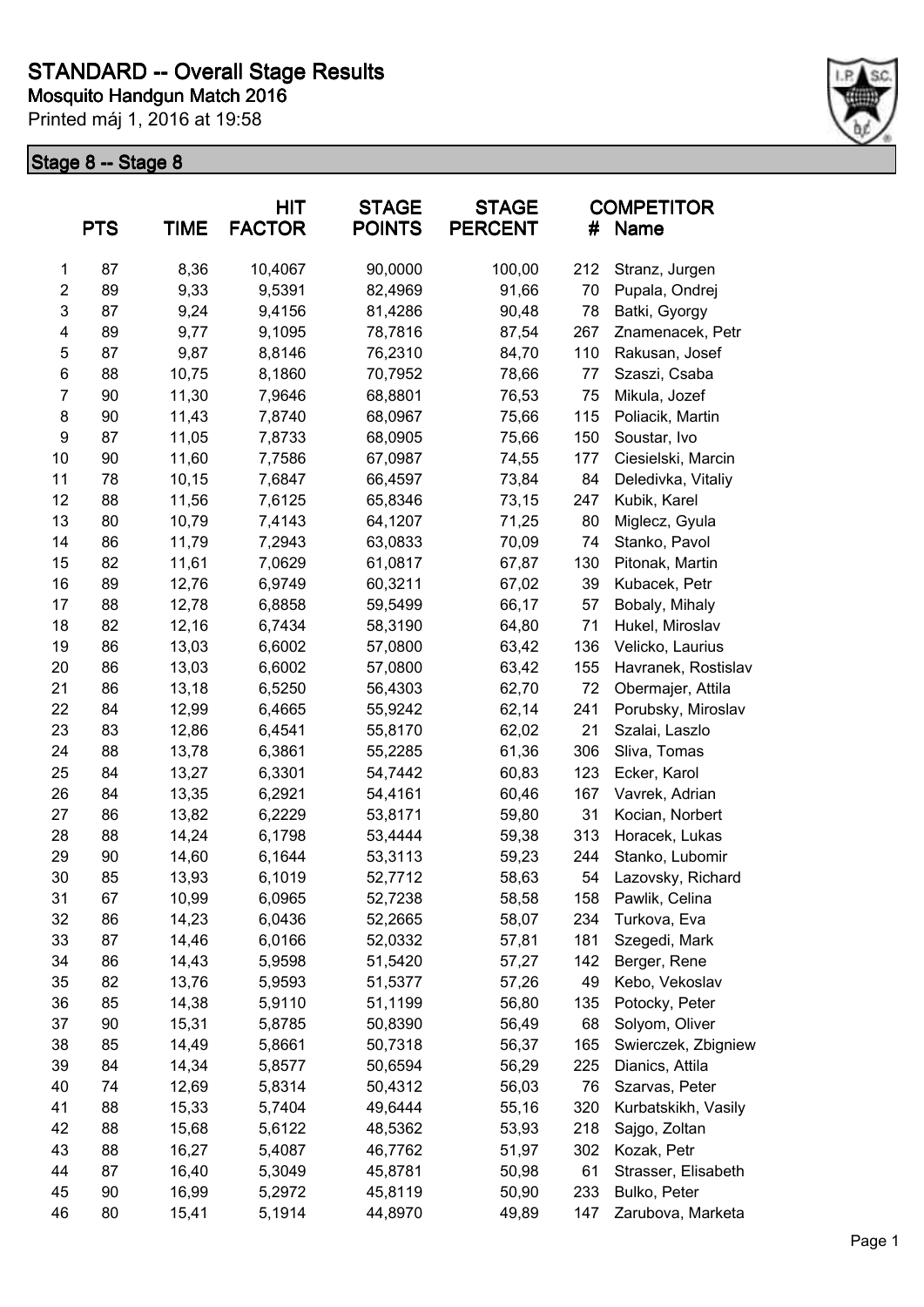# STANDARD -- Overall Stage Results

**Mosquito Handgun Match 2016**

Printed máj 1, 2016 at 19:58

## Stage 8 -- Stage 8

| | PTS | TIME | HIT FACTOR | STAGE POINTS | STAGE PERCENT | # | COMPETITOR Name |
|---|---|---|---|---|---|---|---|
| 1 | 87 | 8,36 | 10,4067 | 90,0000 | 100,00 | 212 | Stranz, Jurgen |
| 2 | 89 | 9,33 | 9,5391 | 82,4969 | 91,66 | 70 | Pupala, Ondrej |
| 3 | 87 | 9,24 | 9,4156 | 81,4286 | 90,48 | 78 | Batki, Gyorgy |
| 4 | 89 | 9,77 | 9,1095 | 78,7816 | 87,54 | 267 | Znamenacek, Petr |
| 5 | 87 | 9,87 | 8,8146 | 76,2310 | 84,70 | 110 | Rakusan, Josef |
| 6 | 88 | 10,75 | 8,1860 | 70,7952 | 78,66 | 77 | Szaszi, Csaba |
| 7 | 90 | 11,30 | 7,9646 | 68,8801 | 76,53 | 75 | Mikula, Jozef |
| 8 | 90 | 11,43 | 7,8740 | 68,0967 | 75,66 | 115 | Poliacik, Martin |
| 9 | 87 | 11,05 | 7,8733 | 68,0905 | 75,66 | 150 | Soustar, Ivo |
| 10 | 90 | 11,60 | 7,7586 | 67,0987 | 74,55 | 177 | Ciesielski, Marcin |
| 11 | 78 | 10,15 | 7,6847 | 66,4597 | 73,84 | 84 | Deledivka, Vitaliy |
| 12 | 88 | 11,56 | 7,6125 | 65,8346 | 73,15 | 247 | Kubik, Karel |
| 13 | 80 | 10,79 | 7,4143 | 64,1207 | 71,25 | 80 | Miglecz, Gyula |
| 14 | 86 | 11,79 | 7,2943 | 63,0833 | 70,09 | 74 | Stanko, Pavol |
| 15 | 82 | 11,61 | 7,0629 | 61,0817 | 67,87 | 130 | Pitonak, Martin |
| 16 | 89 | 12,76 | 6,9749 | 60,3211 | 67,02 | 39 | Kubacek, Petr |
| 17 | 88 | 12,78 | 6,8858 | 59,5499 | 66,17 | 57 | Bobaly, Mihaly |
| 18 | 82 | 12,16 | 6,7434 | 58,3190 | 64,80 | 71 | Hukel, Miroslav |
| 19 | 86 | 13,03 | 6,6002 | 57,0800 | 63,42 | 136 | Velicko, Laurius |
| 20 | 86 | 13,03 | 6,6002 | 57,0800 | 63,42 | 155 | Havranek, Rostislav |
| 21 | 86 | 13,18 | 6,5250 | 56,4303 | 62,70 | 72 | Obermajer, Attila |
| 22 | 84 | 12,99 | 6,4665 | 55,9242 | 62,14 | 241 | Porubsky, Miroslav |
| 23 | 83 | 12,86 | 6,4541 | 55,8170 | 62,02 | 21 | Szalai, Laszlo |
| 24 | 88 | 13,78 | 6,3861 | 55,2285 | 61,36 | 306 | Sliva, Tomas |
| 25 | 84 | 13,27 | 6,3301 | 54,7442 | 60,83 | 123 | Ecker, Karol |
| 26 | 84 | 13,35 | 6,2921 | 54,4161 | 60,46 | 167 | Vavrek, Adrian |
| 27 | 86 | 13,82 | 6,2229 | 53,8171 | 59,80 | 31 | Kocian, Norbert |
| 28 | 88 | 14,24 | 6,1798 | 53,4444 | 59,38 | 313 | Horacek, Lukas |
| 29 | 90 | 14,60 | 6,1644 | 53,3113 | 59,23 | 244 | Stanko, Lubomir |
| 30 | 85 | 13,93 | 6,1019 | 52,7712 | 58,63 | 54 | Lazovsky, Richard |
| 31 | 67 | 10,99 | 6,0965 | 52,7238 | 58,58 | 158 | Pawlik, Celina |
| 32 | 86 | 14,23 | 6,0436 | 52,2665 | 58,07 | 234 | Turkova, Eva |
| 33 | 87 | 14,46 | 6,0166 | 52,0332 | 57,81 | 181 | Szegedi, Mark |
| 34 | 86 | 14,43 | 5,9598 | 51,5420 | 57,27 | 142 | Berger, Rene |
| 35 | 82 | 13,76 | 5,9593 | 51,5377 | 57,26 | 49 | Kebo, Vekoslav |
| 36 | 85 | 14,38 | 5,9110 | 51,1199 | 56,80 | 135 | Potocky, Peter |
| 37 | 90 | 15,31 | 5,8785 | 50,8390 | 56,49 | 68 | Solyom, Oliver |
| 38 | 85 | 14,49 | 5,8661 | 50,7318 | 56,37 | 165 | Swierczek, Zbigniew |
| 39 | 84 | 14,34 | 5,8577 | 50,6594 | 56,29 | 225 | Dianics, Attila |
| 40 | 74 | 12,69 | 5,8314 | 50,4312 | 56,03 | 76 | Szarvas, Peter |
| 41 | 88 | 15,33 | 5,7404 | 49,6444 | 55,16 | 320 | Kurbatskikh, Vasily |
| 42 | 88 | 15,68 | 5,6122 | 48,5362 | 53,93 | 218 | Sajgo, Zoltan |
| 43 | 88 | 16,27 | 5,4087 | 46,7762 | 51,97 | 302 | Kozak, Petr |
| 44 | 87 | 16,40 | 5,3049 | 45,8781 | 50,98 | 61 | Strasser, Elisabeth |
| 45 | 90 | 16,99 | 5,2972 | 45,8119 | 50,90 | 233 | Bulko, Peter |
| 46 | 80 | 15,41 | 5,1914 | 44,8970 | 49,89 | 147 | Zarubova, Marketa |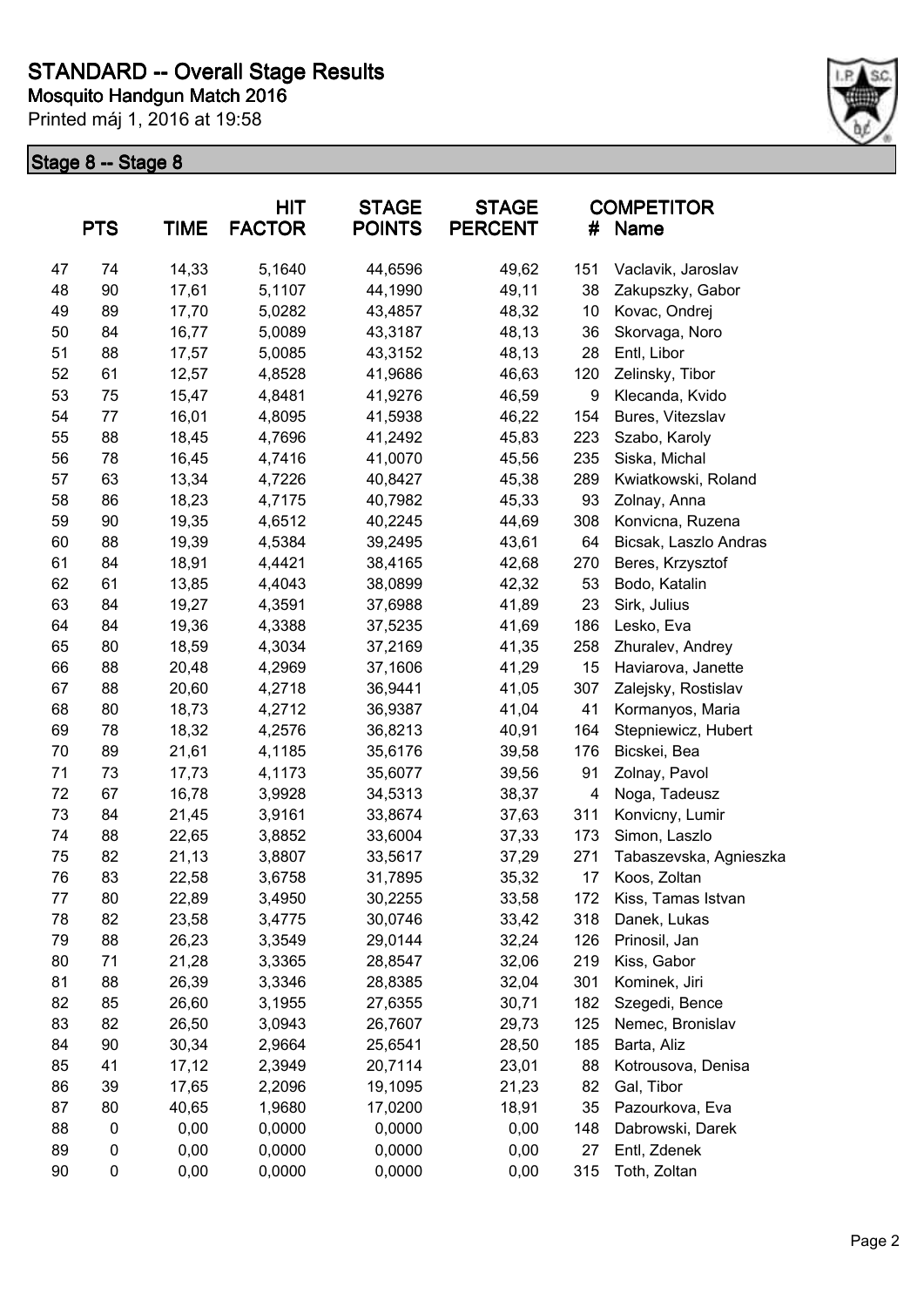# STANDARD -- Overall Stage Results

**Mosquito Handgun Match 2016**

Printed máj 1, 2016 at 19:58

## Stage 8 -- Stage 8

| | PTS | TIME | HIT FACTOR | STAGE POINTS | STAGE PERCENT | # | COMPETITOR Name |
|---|---|---|---|---|---|---|---|
| 47 | 74 | 14,33 | 5,1640 | 44,6596 | 49,62 | 151 | Vaclavik, Jaroslav |
| 48 | 90 | 17,61 | 5,1107 | 44,1990 | 49,11 | 38 | Zakupszky, Gabor |
| 49 | 89 | 17,70 | 5,0282 | 43,4857 | 48,32 | 10 | Kovac, Ondrej |
| 50 | 84 | 16,77 | 5,0089 | 43,3187 | 48,13 | 36 | Skorvaga, Noro |
| 51 | 88 | 17,57 | 5,0085 | 43,3152 | 48,13 | 28 | Entl, Libor |
| 52 | 61 | 12,57 | 4,8528 | 41,9686 | 46,63 | 120 | Zelinsky, Tibor |
| 53 | 75 | 15,47 | 4,8481 | 41,9276 | 46,59 | 9 | Klecanda, Kvido |
| 54 | 77 | 16,01 | 4,8095 | 41,5938 | 46,22 | 154 | Bures, Vitezslav |
| 55 | 88 | 18,45 | 4,7696 | 41,2492 | 45,83 | 223 | Szabo, Karoly |
| 56 | 78 | 16,45 | 4,7416 | 41,0070 | 45,56 | 235 | Siska, Michal |
| 57 | 63 | 13,34 | 4,7226 | 40,8427 | 45,38 | 289 | Kwiatkowski, Roland |
| 58 | 86 | 18,23 | 4,7175 | 40,7982 | 45,33 | 93 | Zolnay, Anna |
| 59 | 90 | 19,35 | 4,6512 | 40,2245 | 44,69 | 308 | Konvicna, Ruzena |
| 60 | 88 | 19,39 | 4,5384 | 39,2495 | 43,61 | 64 | Bicsak, Laszlo Andras |
| 61 | 84 | 18,91 | 4,4421 | 38,4165 | 42,68 | 270 | Beres, Krzysztof |
| 62 | 61 | 13,85 | 4,4043 | 38,0899 | 42,32 | 53 | Bodo, Katalin |
| 63 | 84 | 19,27 | 4,3591 | 37,6988 | 41,89 | 23 | Sirk, Julius |
| 64 | 84 | 19,36 | 4,3388 | 37,5235 | 41,69 | 186 | Lesko, Eva |
| 65 | 80 | 18,59 | 4,3034 | 37,2169 | 41,35 | 258 | Zhuralev, Andrey |
| 66 | 88 | 20,48 | 4,2969 | 37,1606 | 41,29 | 15 | Haviarova, Janette |
| 67 | 88 | 20,60 | 4,2718 | 36,9441 | 41,05 | 307 | Zalejsky, Rostislav |
| 68 | 80 | 18,73 | 4,2712 | 36,9387 | 41,04 | 41 | Kormanyos, Maria |
| 69 | 78 | 18,32 | 4,2576 | 36,8213 | 40,91 | 164 | Stepniewicz, Hubert |
| 70 | 89 | 21,61 | 4,1185 | 35,6176 | 39,58 | 176 | Bicskei, Bea |
| 71 | 73 | 17,73 | 4,1173 | 35,6077 | 39,56 | 91 | Zolnay, Pavol |
| 72 | 67 | 16,78 | 3,9928 | 34,5313 | 38,37 | 4 | Noga, Tadeusz |
| 73 | 84 | 21,45 | 3,9161 | 33,8674 | 37,63 | 311 | Konvicny, Lumir |
| 74 | 88 | 22,65 | 3,8852 | 33,6004 | 37,33 | 173 | Simon, Laszlo |
| 75 | 82 | 21,13 | 3,8807 | 33,5617 | 37,29 | 271 | Tabaszevska, Agnieszka |
| 76 | 83 | 22,58 | 3,6758 | 31,7895 | 35,32 | 17 | Koos, Zoltan |
| 77 | 80 | 22,89 | 3,4950 | 30,2255 | 33,58 | 172 | Kiss, Tamas Istvan |
| 78 | 82 | 23,58 | 3,4775 | 30,0746 | 33,42 | 318 | Danek, Lukas |
| 79 | 88 | 26,23 | 3,3549 | 29,0144 | 32,24 | 126 | Prinosil, Jan |
| 80 | 71 | 21,28 | 3,3365 | 28,8547 | 32,06 | 219 | Kiss, Gabor |
| 81 | 88 | 26,39 | 3,3346 | 28,8385 | 32,04 | 301 | Kominek, Jiri |
| 82 | 85 | 26,60 | 3,1955 | 27,6355 | 30,71 | 182 | Szegedi, Bence |
| 83 | 82 | 26,50 | 3,0943 | 26,7607 | 29,73 | 125 | Nemec, Bronislav |
| 84 | 90 | 30,34 | 2,9664 | 25,6541 | 28,50 | 185 | Barta, Aliz |
| 85 | 41 | 17,12 | 2,3949 | 20,7114 | 23,01 | 88 | Kotrousova, Denisa |
| 86 | 39 | 17,65 | 2,2096 | 19,1095 | 21,23 | 82 | Gal, Tibor |
| 87 | 80 | 40,65 | 1,9680 | 17,0200 | 18,91 | 35 | Pazourkova, Eva |
| 88 | 0 | 0,00 | 0,0000 | 0,0000 | 0,00 | 148 | Dabrowski, Darek |
| 89 | 0 | 0,00 | 0,0000 | 0,0000 | 0,00 | 27 | Entl, Zdenek |
| 90 | 0 | 0,00 | 0,0000 | 0,0000 | 0,00 | 315 | Toth, Zoltan |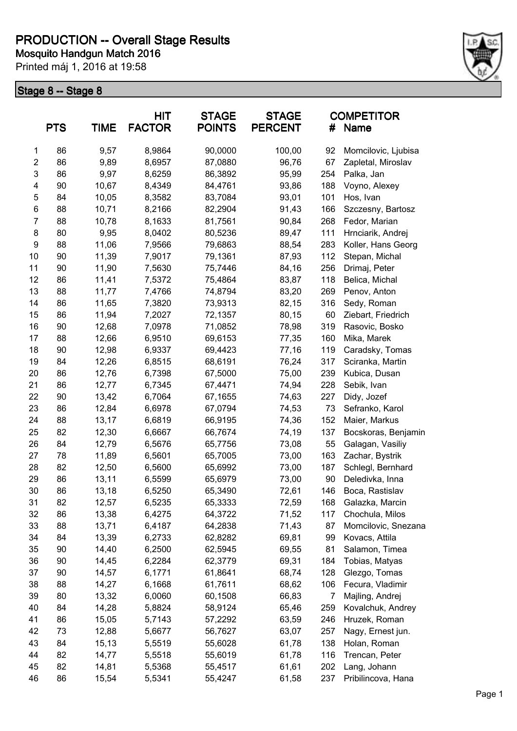# PRODUCTION -- Overall Stage Results

**Mosquito Handgun Match 2016**

Printed máj 1, 2016 at 19:58

## Stage 8 -- Stage 8

| | PTS | TIME | HIT FACTOR | STAGE POINTS | STAGE PERCENT | # | COMPETITOR Name |
|---|---|---|---|---|---|---|---|
| 1 | 86 | 9,57 | 8,9864 | 90,0000 | 100,00 | 92 | Momcilovic, Ljubisa |
| 2 | 86 | 9,89 | 8,6957 | 87,0880 | 96,76 | 67 | Zapletal, Miroslav |
| 3 | 86 | 9,97 | 8,6259 | 86,3892 | 95,99 | 254 | Palka, Jan |
| 4 | 90 | 10,67 | 8,4349 | 84,4761 | 93,86 | 188 | Voyno, Alexey |
| 5 | 84 | 10,05 | 8,3582 | 83,7084 | 93,01 | 101 | Hos, Ivan |
| 6 | 88 | 10,71 | 8,2166 | 82,2904 | 91,43 | 166 | Szczesny, Bartosz |
| 7 | 88 | 10,78 | 8,1633 | 81,7561 | 90,84 | 268 | Fedor, Marian |
| 8 | 80 | 9,95 | 8,0402 | 80,5236 | 89,47 | 111 | Hrnciarik, Andrej |
| 9 | 88 | 11,06 | 7,9566 | 79,6863 | 88,54 | 283 | Koller, Hans Georg |
| 10 | 90 | 11,39 | 7,9017 | 79,1361 | 87,93 | 112 | Stepan, Michal |
| 11 | 90 | 11,90 | 7,5630 | 75,7446 | 84,16 | 256 | Drimaj, Peter |
| 12 | 86 | 11,41 | 7,5372 | 75,4864 | 83,87 | 118 | Belica, Michal |
| 13 | 88 | 11,77 | 7,4766 | 74,8794 | 83,20 | 269 | Penov, Anton |
| 14 | 86 | 11,65 | 7,3820 | 73,9313 | 82,15 | 316 | Sedy, Roman |
| 15 | 86 | 11,94 | 7,2027 | 72,1357 | 80,15 | 60 | Ziebart, Friedrich |
| 16 | 90 | 12,68 | 7,0978 | 71,0852 | 78,98 | 319 | Rasovic, Bosko |
| 17 | 88 | 12,66 | 6,9510 | 69,6153 | 77,35 | 160 | Mika, Marek |
| 18 | 90 | 12,98 | 6,9337 | 69,4423 | 77,16 | 119 | Caradsky, Tomas |
| 19 | 84 | 12,26 | 6,8515 | 68,6191 | 76,24 | 317 | Sciranka, Martin |
| 20 | 86 | 12,76 | 6,7398 | 67,5000 | 75,00 | 239 | Kubica, Dusan |
| 21 | 86 | 12,77 | 6,7345 | 67,4471 | 74,94 | 228 | Sebik, Ivan |
| 22 | 90 | 13,42 | 6,7064 | 67,1655 | 74,63 | 227 | Didy, Jozef |
| 23 | 86 | 12,84 | 6,6978 | 67,0794 | 74,53 | 73 | Sefranko, Karol |
| 24 | 88 | 13,17 | 6,6819 | 66,9195 | 74,36 | 152 | Maier, Markus |
| 25 | 82 | 12,30 | 6,6667 | 66,7674 | 74,19 | 137 | Bocskoras, Benjamin |
| 26 | 84 | 12,79 | 6,5676 | 65,7756 | 73,08 | 55 | Galagan, Vasiliy |
| 27 | 78 | 11,89 | 6,5601 | 65,7005 | 73,00 | 163 | Zachar, Bystrik |
| 28 | 82 | 12,50 | 6,5600 | 65,6992 | 73,00 | 187 | Schlegl, Bernhard |
| 29 | 86 | 13,11 | 6,5599 | 65,6979 | 73,00 | 90 | Deledivka, Inna |
| 30 | 86 | 13,18 | 6,5250 | 65,3490 | 72,61 | 146 | Boca, Rastislav |
| 31 | 82 | 12,57 | 6,5235 | 65,3333 | 72,59 | 168 | Galazka, Marcin |
| 32 | 86 | 13,38 | 6,4275 | 64,3722 | 71,52 | 117 | Chochula, Milos |
| 33 | 88 | 13,71 | 6,4187 | 64,2838 | 71,43 | 87 | Momcilovic, Snezana |
| 34 | 84 | 13,39 | 6,2733 | 62,8282 | 69,81 | 99 | Kovacs, Attila |
| 35 | 90 | 14,40 | 6,2500 | 62,5945 | 69,55 | 81 | Salamon, Timea |
| 36 | 90 | 14,45 | 6,2284 | 62,3779 | 69,31 | 184 | Tobias, Matyas |
| 37 | 90 | 14,57 | 6,1771 | 61,8641 | 68,74 | 128 | Glezgo, Tomas |
| 38 | 88 | 14,27 | 6,1668 | 61,7611 | 68,62 | 106 | Fecura, Vladimir |
| 39 | 80 | 13,32 | 6,0060 | 60,1508 | 66,83 | 7 | Majling, Andrej |
| 40 | 84 | 14,28 | 5,8824 | 58,9124 | 65,46 | 259 | Kovalchuk, Andrey |
| 41 | 86 | 15,05 | 5,7143 | 57,2292 | 63,59 | 246 | Hruzek, Roman |
| 42 | 73 | 12,88 | 5,6677 | 56,7627 | 63,07 | 257 | Nagy, Ernest jun. |
| 43 | 84 | 15,13 | 5,5519 | 55,6028 | 61,78 | 138 | Holan, Roman |
| 44 | 82 | 14,77 | 5,5518 | 55,6019 | 61,78 | 116 | Trencan, Peter |
| 45 | 82 | 14,81 | 5,5368 | 55,4517 | 61,61 | 202 | Lang, Johann |
| 46 | 86 | 15,54 | 5,5341 | 55,4247 | 61,58 | 237 | Pribilincova, Hana |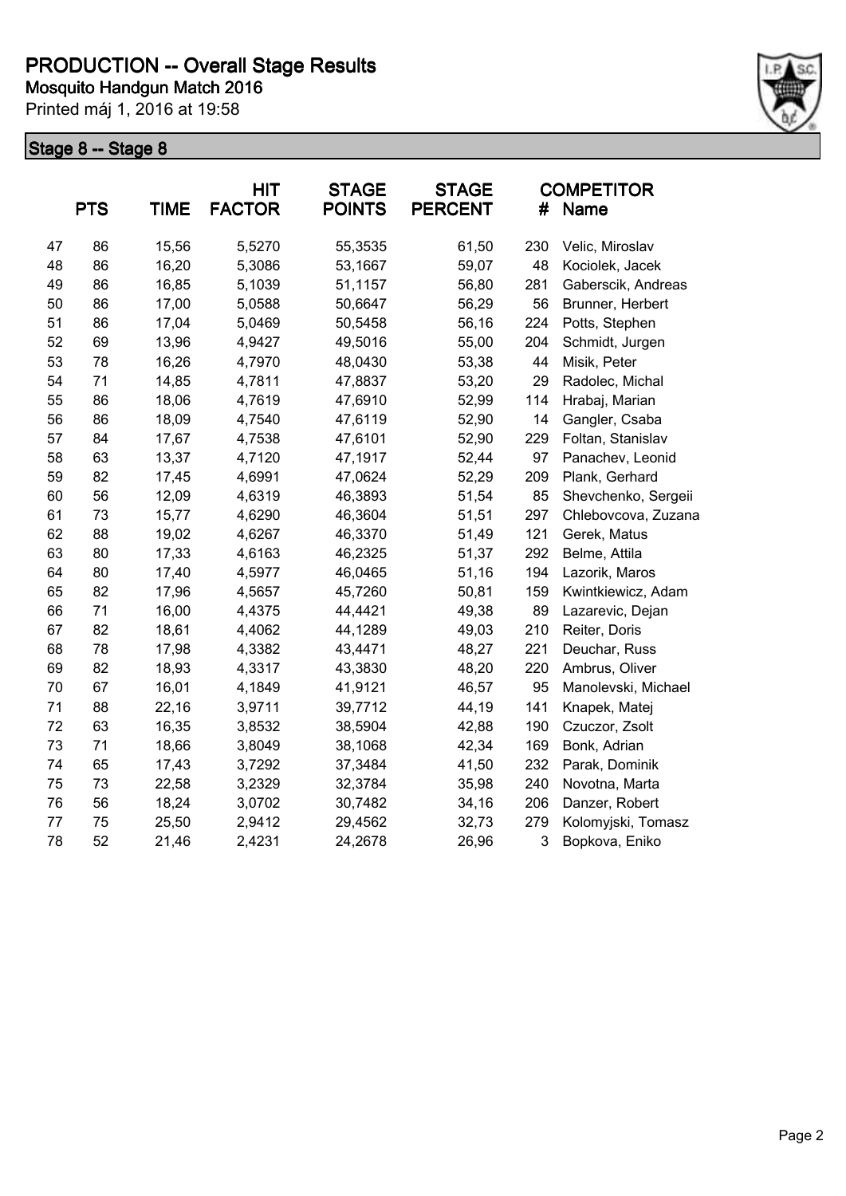# PRODUCTION -- Overall Stage Results

**Mosquito Handgun Match 2016**

Printed máj 1, 2016 at 19:58

## Stage 8 -- Stage 8

| | PTS | TIME | HIT FACTOR | STAGE POINTS | STAGE PERCENT | # | COMPETITOR Name |
|---|---|---|---|---|---|---|---|
| 47 | 86 | 15,56 | 5,5270 | 55,3535 | 61,50 | 230 | Velic, Miroslav |
| 48 | 86 | 16,20 | 5,3086 | 53,1667 | 59,07 | 48 | Kociolek, Jacek |
| 49 | 86 | 16,85 | 5,1039 | 51,1157 | 56,80 | 281 | Gaberscik, Andreas |
| 50 | 86 | 17,00 | 5,0588 | 50,6647 | 56,29 | 56 | Brunner, Herbert |
| 51 | 86 | 17,04 | 5,0469 | 50,5458 | 56,16 | 224 | Potts, Stephen |
| 52 | 69 | 13,96 | 4,9427 | 49,5016 | 55,00 | 204 | Schmidt, Jurgen |
| 53 | 78 | 16,26 | 4,7970 | 48,0430 | 53,38 | 44 | Misik, Peter |
| 54 | 71 | 14,85 | 4,7811 | 47,8837 | 53,20 | 29 | Radolec, Michal |
| 55 | 86 | 18,06 | 4,7619 | 47,6910 | 52,99 | 114 | Hrabaj, Marian |
| 56 | 86 | 18,09 | 4,7540 | 47,6119 | 52,90 | 14 | Gangler, Csaba |
| 57 | 84 | 17,67 | 4,7538 | 47,6101 | 52,90 | 229 | Foltan, Stanislav |
| 58 | 63 | 13,37 | 4,7120 | 47,1917 | 52,44 | 97 | Panachev, Leonid |
| 59 | 82 | 17,45 | 4,6991 | 47,0624 | 52,29 | 209 | Plank, Gerhard |
| 60 | 56 | 12,09 | 4,6319 | 46,3893 | 51,54 | 85 | Shevchenko, Sergeii |
| 61 | 73 | 15,77 | 4,6290 | 46,3604 | 51,51 | 297 | Chlebovcova, Zuzana |
| 62 | 88 | 19,02 | 4,6267 | 46,3370 | 51,49 | 121 | Gerek, Matus |
| 63 | 80 | 17,33 | 4,6163 | 46,2325 | 51,37 | 292 | Belme, Attila |
| 64 | 80 | 17,40 | 4,5977 | 46,0465 | 51,16 | 194 | Lazorik, Maros |
| 65 | 82 | 17,96 | 4,5657 | 45,7260 | 50,81 | 159 | Kwintkiewicz, Adam |
| 66 | 71 | 16,00 | 4,4375 | 44,4421 | 49,38 | 89 | Lazarevic, Dejan |
| 67 | 82 | 18,61 | 4,4062 | 44,1289 | 49,03 | 210 | Reiter, Doris |
| 68 | 78 | 17,98 | 4,3382 | 43,4471 | 48,27 | 221 | Deuchar, Russ |
| 69 | 82 | 18,93 | 4,3317 | 43,3830 | 48,20 | 220 | Ambrus, Oliver |
| 70 | 67 | 16,01 | 4,1849 | 41,9121 | 46,57 | 95 | Manolevski, Michael |
| 71 | 88 | 22,16 | 3,9711 | 39,7712 | 44,19 | 141 | Knapek, Matej |
| 72 | 63 | 16,35 | 3,8532 | 38,5904 | 42,88 | 190 | Czuczor, Zsolt |
| 73 | 71 | 18,66 | 3,8049 | 38,1068 | 42,34 | 169 | Bonk, Adrian |
| 74 | 65 | 17,43 | 3,7292 | 37,3484 | 41,50 | 232 | Parak, Dominik |
| 75 | 73 | 22,58 | 3,2329 | 32,3784 | 35,98 | 240 | Novotna, Marta |
| 76 | 56 | 18,24 | 3,0702 | 30,7482 | 34,16 | 206 | Danzer, Robert |
| 77 | 75 | 25,50 | 2,9412 | 29,4562 | 32,73 | 279 | Kolomyjski, Tomasz |
| 78 | 52 | 21,46 | 2,4231 | 24,2678 | 26,96 | 3 | Bopkova, Eniko |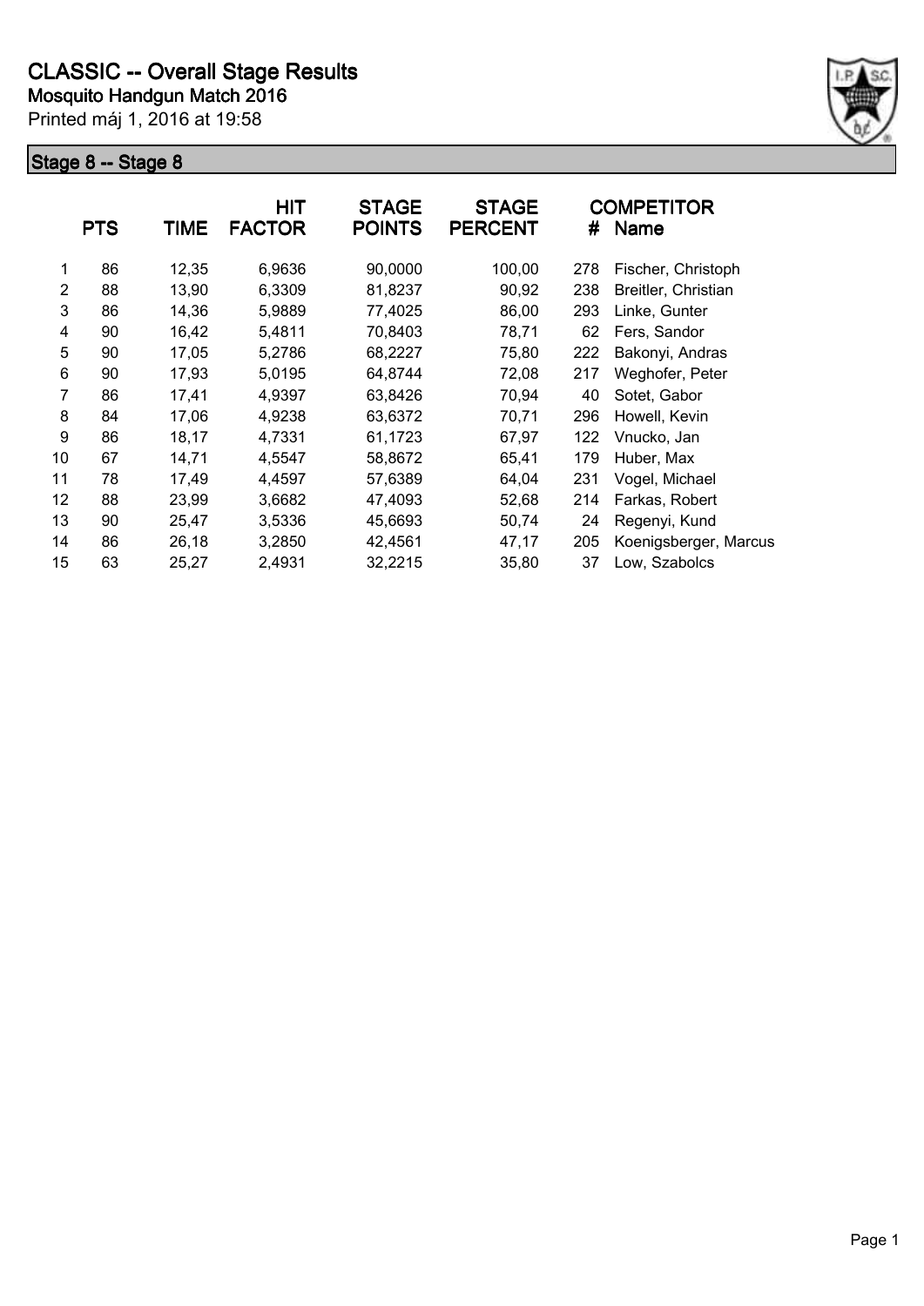# CLASSIC -- Overall Stage Results

**Mosquito Handgun Match 2016**

Printed máj 1, 2016 at 19:58

## Stage 8 -- Stage 8

| | PTS | TIME | HIT FACTOR | STAGE POINTS | STAGE PERCENT | # | COMPETITOR Name |
|---|---|---|---|---|---|---|---|
| 1 | 86 | 12,35 | 6,9636 | 90,0000 | 100,00 | 278 | Fischer, Christoph |
| 2 | 88 | 13,90 | 6,3309 | 81,8237 | 90,92 | 238 | Breitler, Christian |
| 3 | 86 | 14,36 | 5,9889 | 77,4025 | 86,00 | 293 | Linke, Gunter |
| 4 | 90 | 16,42 | 5,4811 | 70,8403 | 78,71 | 62 | Fers, Sandor |
| 5 | 90 | 17,05 | 5,2786 | 68,2227 | 75,80 | 222 | Bakonyi, Andras |
| 6 | 90 | 17,93 | 5,0195 | 64,8744 | 72,08 | 217 | Weghofer, Peter |
| 7 | 86 | 17,41 | 4,9397 | 63,8426 | 70,94 | 40 | Sotet, Gabor |
| 8 | 84 | 17,06 | 4,9238 | 63,6372 | 70,71 | 296 | Howell, Kevin |
| 9 | 86 | 18,17 | 4,7331 | 61,1723 | 67,97 | 122 | Vnucko, Jan |
| 10 | 67 | 14,71 | 4,5547 | 58,8672 | 65,41 | 179 | Huber, Max |
| 11 | 78 | 17,49 | 4,4597 | 57,6389 | 64,04 | 231 | Vogel, Michael |
| 12 | 88 | 23,99 | 3,6682 | 47,4093 | 52,68 | 214 | Farkas, Robert |
| 13 | 90 | 25,47 | 3,5336 | 45,6693 | 50,74 | 24 | Regenyi, Kund |
| 14 | 86 | 26,18 | 3,2850 | 42,4561 | 47,17 | 205 | Koenigsberger, Marcus |
| 15 | 63 | 25,27 | 2,4931 | 32,2215 | 35,80 | 37 | Low, Szabolcs |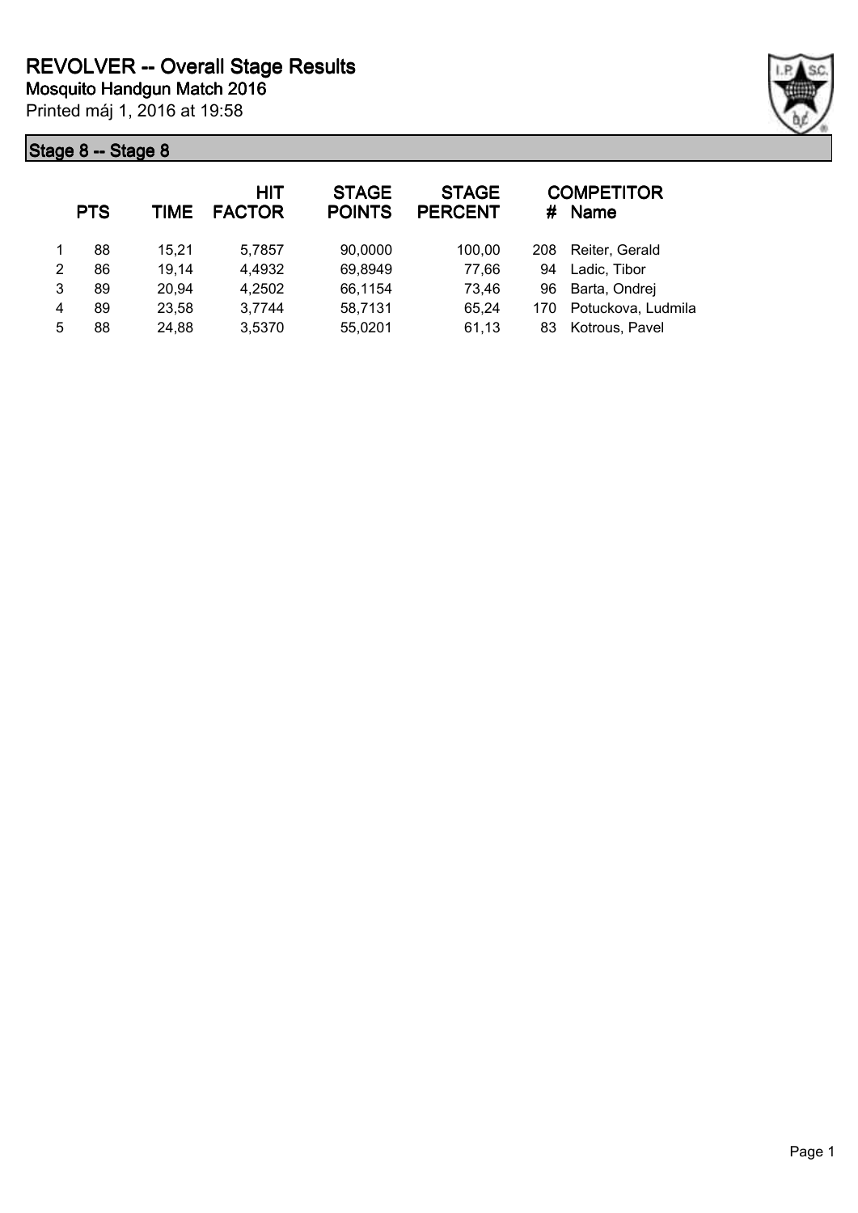# REVOLVER -- Overall Stage Results

**Mosquito Handgun Match 2016**

Printed máj 1, 2016 at 19:58

## Stage 8 -- Stage 8

| | PTS | TIME | HIT FACTOR | STAGE POINTS | STAGE PERCENT | # | COMPETITOR Name |
|---|---|---|---|---|---|---|---|
| 1 | 88 | 15,21 | 5,7857 | 90,0000 | 100,00 | 208 | Reiter, Gerald |
| 2 | 86 | 19,14 | 4,4932 | 69,8949 | 77,66 | 94 | Ladic, Tibor |
| 3 | 89 | 20,94 | 4,2502 | 66,1154 | 73,46 | 96 | Barta, Ondrej |
| 4 | 89 | 23,58 | 3,7744 | 58,7131 | 65,24 | 170 | Potuckova, Ludmila |
| 5 | 88 | 24,88 | 3,5370 | 55,0201 | 61,13 | 83 | Kotrous, Pavel |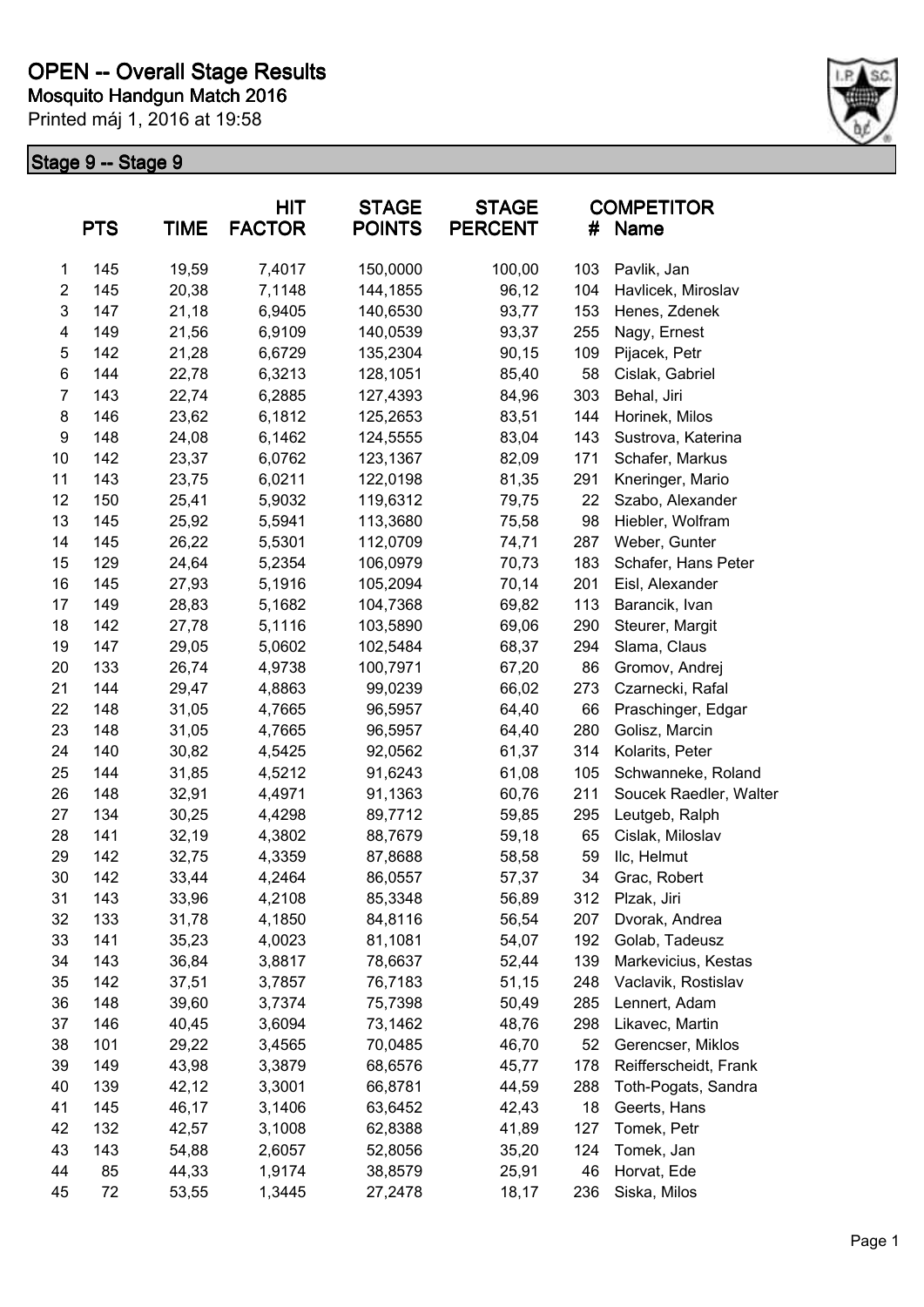# OPEN -- Overall Stage Results

**Mosquito Handgun Match 2016**

Printed máj 1, 2016 at 19:58

## Stage 9 -- Stage 9

| | PTS | TIME | HIT FACTOR | STAGE POINTS | STAGE PERCENT | # | COMPETITOR Name |
|---|---|---|---|---|---|---|---|
| 1 | 145 | 19,59 | 7,4017 | 150,0000 | 100,00 | 103 | Pavlik, Jan |
| 2 | 145 | 20,38 | 7,1148 | 144,1855 | 96,12 | 104 | Havlicek, Miroslav |
| 3 | 147 | 21,18 | 6,9405 | 140,6530 | 93,77 | 153 | Henes, Zdenek |
| 4 | 149 | 21,56 | 6,9109 | 140,0539 | 93,37 | 255 | Nagy, Ernest |
| 5 | 142 | 21,28 | 6,6729 | 135,2304 | 90,15 | 109 | Pijacek, Petr |
| 6 | 144 | 22,78 | 6,3213 | 128,1051 | 85,40 | 58 | Cislak, Gabriel |
| 7 | 143 | 22,74 | 6,2885 | 127,4393 | 84,96 | 303 | Behal, Jiri |
| 8 | 146 | 23,62 | 6,1812 | 125,2653 | 83,51 | 144 | Horinek, Milos |
| 9 | 148 | 24,08 | 6,1462 | 124,5555 | 83,04 | 143 | Sustrova, Katerina |
| 10 | 142 | 23,37 | 6,0762 | 123,1367 | 82,09 | 171 | Schafer, Markus |
| 11 | 143 | 23,75 | 6,0211 | 122,0198 | 81,35 | 291 | Kneringer, Mario |
| 12 | 150 | 25,41 | 5,9032 | 119,6312 | 79,75 | 22 | Szabo, Alexander |
| 13 | 145 | 25,92 | 5,5941 | 113,3680 | 75,58 | 98 | Hiebler, Wolfram |
| 14 | 145 | 26,22 | 5,5301 | 112,0709 | 74,71 | 287 | Weber, Gunter |
| 15 | 129 | 24,64 | 5,2354 | 106,0979 | 70,73 | 183 | Schafer, Hans Peter |
| 16 | 145 | 27,93 | 5,1916 | 105,2094 | 70,14 | 201 | Eisl, Alexander |
| 17 | 149 | 28,83 | 5,1682 | 104,7368 | 69,82 | 113 | Barancik, Ivan |
| 18 | 142 | 27,78 | 5,1116 | 103,5890 | 69,06 | 290 | Steurer, Margit |
| 19 | 147 | 29,05 | 5,0602 | 102,5484 | 68,37 | 294 | Slama, Claus |
| 20 | 133 | 26,74 | 4,9738 | 100,7971 | 67,20 | 86 | Gromov, Andrej |
| 21 | 144 | 29,47 | 4,8863 | 99,0239 | 66,02 | 273 | Czarnecki, Rafal |
| 22 | 148 | 31,05 | 4,7665 | 96,5957 | 64,40 | 66 | Praschinger, Edgar |
| 23 | 148 | 31,05 | 4,7665 | 96,5957 | 64,40 | 280 | Golisz, Marcin |
| 24 | 140 | 30,82 | 4,5425 | 92,0562 | 61,37 | 314 | Kolarits, Peter |
| 25 | 144 | 31,85 | 4,5212 | 91,6243 | 61,08 | 105 | Schwanneke, Roland |
| 26 | 148 | 32,91 | 4,4971 | 91,1363 | 60,76 | 211 | Soucek Raedler, Walter |
| 27 | 134 | 30,25 | 4,4298 | 89,7712 | 59,85 | 295 | Leutgeb, Ralph |
| 28 | 141 | 32,19 | 4,3802 | 88,7679 | 59,18 | 65 | Cislak, Miloslav |
| 29 | 142 | 32,75 | 4,3359 | 87,8688 | 58,58 | 59 | Ilc, Helmut |
| 30 | 142 | 33,44 | 4,2464 | 86,0557 | 57,37 | 34 | Grac, Robert |
| 31 | 143 | 33,96 | 4,2108 | 85,3348 | 56,89 | 312 | Plzak, Jiri |
| 32 | 133 | 31,78 | 4,1850 | 84,8116 | 56,54 | 207 | Dvorak, Andrea |
| 33 | 141 | 35,23 | 4,0023 | 81,1081 | 54,07 | 192 | Golab, Tadeusz |
| 34 | 143 | 36,84 | 3,8817 | 78,6637 | 52,44 | 139 | Markevicius, Kestas |
| 35 | 142 | 37,51 | 3,7857 | 76,7183 | 51,15 | 248 | Vaclavik, Rostislav |
| 36 | 148 | 39,60 | 3,7374 | 75,7398 | 50,49 | 285 | Lennert, Adam |
| 37 | 146 | 40,45 | 3,6094 | 73,1462 | 48,76 | 298 | Likavec, Martin |
| 38 | 101 | 29,22 | 3,4565 | 70,0485 | 46,70 | 52 | Gerencser, Miklos |
| 39 | 149 | 43,98 | 3,3879 | 68,6576 | 45,77 | 178 | Reifferscheidt, Frank |
| 40 | 139 | 42,12 | 3,3001 | 66,8781 | 44,59 | 288 | Toth-Pogats, Sandra |
| 41 | 145 | 46,17 | 3,1406 | 63,6452 | 42,43 | 18 | Geerts, Hans |
| 42 | 132 | 42,57 | 3,1008 | 62,8388 | 41,89 | 127 | Tomek, Petr |
| 43 | 143 | 54,88 | 2,6057 | 52,8056 | 35,20 | 124 | Tomek, Jan |
| 44 | 85 | 44,33 | 1,9174 | 38,8579 | 25,91 | 46 | Horvat, Ede |
| 45 | 72 | 53,55 | 1,3445 | 27,2478 | 18,17 | 236 | Siska, Milos |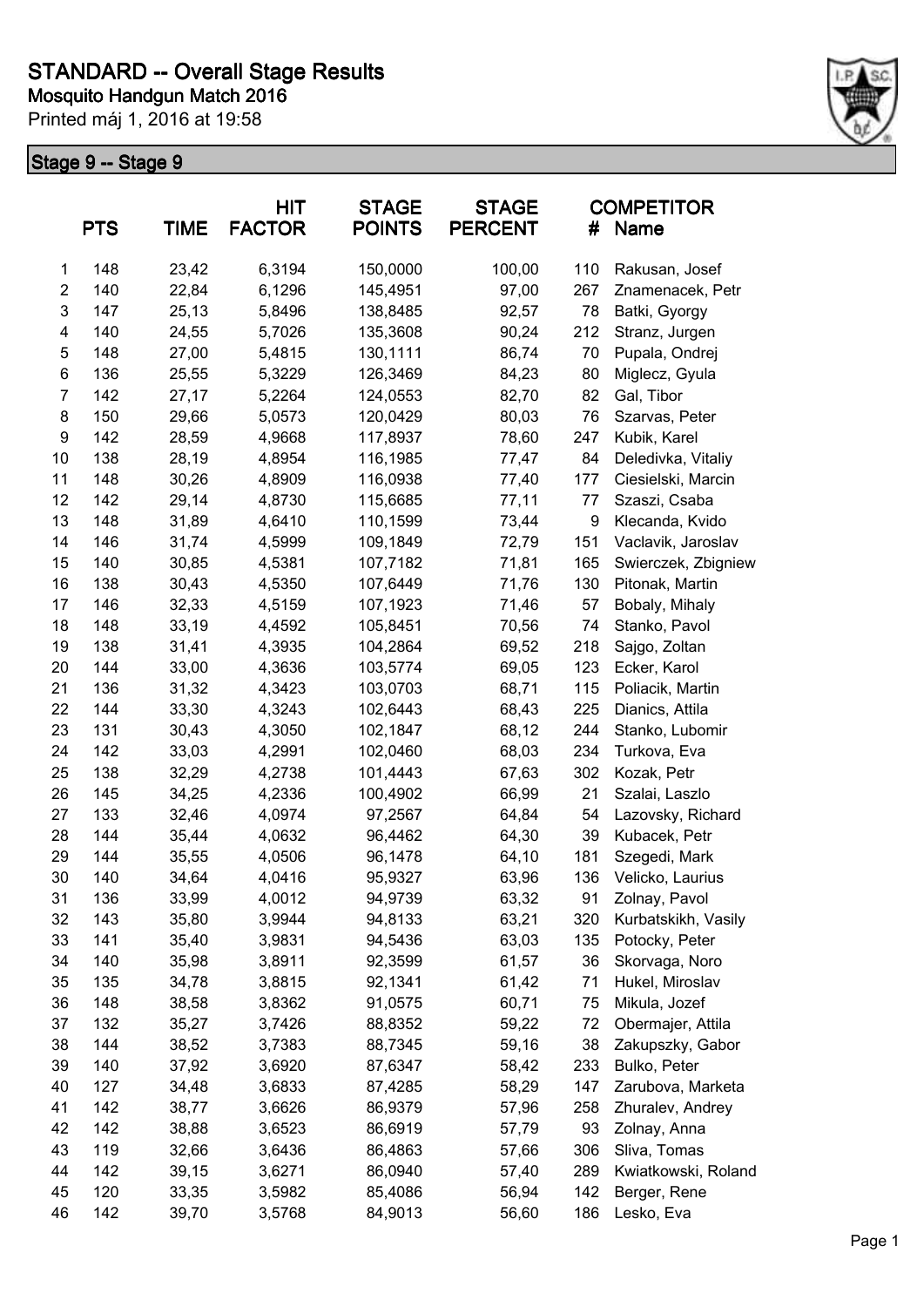# STANDARD -- Overall Stage Results

**Mosquito Handgun Match 2016**

Printed máj 1, 2016 at 19:58

## Stage 9 -- Stage 9

| | PTS | TIME | HIT FACTOR | STAGE POINTS | STAGE PERCENT | # | COMPETITOR Name |
|---|---|---|---|---|---|---|---|
| 1 | 148 | 23,42 | 6,3194 | 150,0000 | 100,00 | 110 | Rakusan, Josef |
| 2 | 140 | 22,84 | 6,1296 | 145,4951 | 97,00 | 267 | Znamenacek, Petr |
| 3 | 147 | 25,13 | 5,8496 | 138,8485 | 92,57 | 78 | Batki, Gyorgy |
| 4 | 140 | 24,55 | 5,7026 | 135,3608 | 90,24 | 212 | Stranz, Jurgen |
| 5 | 148 | 27,00 | 5,4815 | 130,1111 | 86,74 | 70 | Pupala, Ondrej |
| 6 | 136 | 25,55 | 5,3229 | 126,3469 | 84,23 | 80 | Miglecz, Gyula |
| 7 | 142 | 27,17 | 5,2264 | 124,0553 | 82,70 | 82 | Gal, Tibor |
| 8 | 150 | 29,66 | 5,0573 | 120,0429 | 80,03 | 76 | Szarvas, Peter |
| 9 | 142 | 28,59 | 4,9668 | 117,8937 | 78,60 | 247 | Kubik, Karel |
| 10 | 138 | 28,19 | 4,8954 | 116,1985 | 77,47 | 84 | Deledivka, Vitaliy |
| 11 | 148 | 30,26 | 4,8909 | 116,0938 | 77,40 | 177 | Ciesielski, Marcin |
| 12 | 142 | 29,14 | 4,8730 | 115,6685 | 77,11 | 77 | Szaszi, Csaba |
| 13 | 148 | 31,89 | 4,6410 | 110,1599 | 73,44 | 9 | Klecanda, Kvido |
| 14 | 146 | 31,74 | 4,5999 | 109,1849 | 72,79 | 151 | Vaclavik, Jaroslav |
| 15 | 140 | 30,85 | 4,5381 | 107,7182 | 71,81 | 165 | Swierczek, Zbigniew |
| 16 | 138 | 30,43 | 4,5350 | 107,6449 | 71,76 | 130 | Pitonak, Martin |
| 17 | 146 | 32,33 | 4,5159 | 107,1923 | 71,46 | 57 | Bobaly, Mihaly |
| 18 | 148 | 33,19 | 4,4592 | 105,8451 | 70,56 | 74 | Stanko, Pavol |
| 19 | 138 | 31,41 | 4,3935 | 104,2864 | 69,52 | 218 | Sajgo, Zoltan |
| 20 | 144 | 33,00 | 4,3636 | 103,5774 | 69,05 | 123 | Ecker, Karol |
| 21 | 136 | 31,32 | 4,3423 | 103,0703 | 68,71 | 115 | Poliacik, Martin |
| 22 | 144 | 33,30 | 4,3243 | 102,6443 | 68,43 | 225 | Dianics, Attila |
| 23 | 131 | 30,43 | 4,3050 | 102,1847 | 68,12 | 244 | Stanko, Lubomir |
| 24 | 142 | 33,03 | 4,2991 | 102,0460 | 68,03 | 234 | Turkova, Eva |
| 25 | 138 | 32,29 | 4,2738 | 101,4443 | 67,63 | 302 | Kozak, Petr |
| 26 | 145 | 34,25 | 4,2336 | 100,4902 | 66,99 | 21 | Szalai, Laszlo |
| 27 | 133 | 32,46 | 4,0974 | 97,2567 | 64,84 | 54 | Lazovsky, Richard |
| 28 | 144 | 35,44 | 4,0632 | 96,4462 | 64,30 | 39 | Kubacek, Petr |
| 29 | 144 | 35,55 | 4,0506 | 96,1478 | 64,10 | 181 | Szegedi, Mark |
| 30 | 140 | 34,64 | 4,0416 | 95,9327 | 63,96 | 136 | Velicko, Laurius |
| 31 | 136 | 33,99 | 4,0012 | 94,9739 | 63,32 | 91 | Zolnay, Pavol |
| 32 | 143 | 35,80 | 3,9944 | 94,8133 | 63,21 | 320 | Kurbatskikh, Vasily |
| 33 | 141 | 35,40 | 3,9831 | 94,5436 | 63,03 | 135 | Potocky, Peter |
| 34 | 140 | 35,98 | 3,8911 | 92,3599 | 61,57 | 36 | Skorvaga, Noro |
| 35 | 135 | 34,78 | 3,8815 | 92,1341 | 61,42 | 71 | Hukel, Miroslav |
| 36 | 148 | 38,58 | 3,8362 | 91,0575 | 60,71 | 75 | Mikula, Jozef |
| 37 | 132 | 35,27 | 3,7426 | 88,8352 | 59,22 | 72 | Obermajer, Attila |
| 38 | 144 | 38,52 | 3,7383 | 88,7345 | 59,16 | 38 | Zakupszky, Gabor |
| 39 | 140 | 37,92 | 3,6920 | 87,6347 | 58,42 | 233 | Bulko, Peter |
| 40 | 127 | 34,48 | 3,6833 | 87,4285 | 58,29 | 147 | Zarubova, Marketa |
| 41 | 142 | 38,77 | 3,6626 | 86,9379 | 57,96 | 258 | Zhuralev, Andrey |
| 42 | 142 | 38,88 | 3,6523 | 86,6919 | 57,79 | 93 | Zolnay, Anna |
| 43 | 119 | 32,66 | 3,6436 | 86,4863 | 57,66 | 306 | Sliva, Tomas |
| 44 | 142 | 39,15 | 3,6271 | 86,0940 | 57,40 | 289 | Kwiatkowski, Roland |
| 45 | 120 | 33,35 | 3,5982 | 85,4086 | 56,94 | 142 | Berger, Rene |
| 46 | 142 | 39,70 | 3,5768 | 84,9013 | 56,60 | 186 | Lesko, Eva |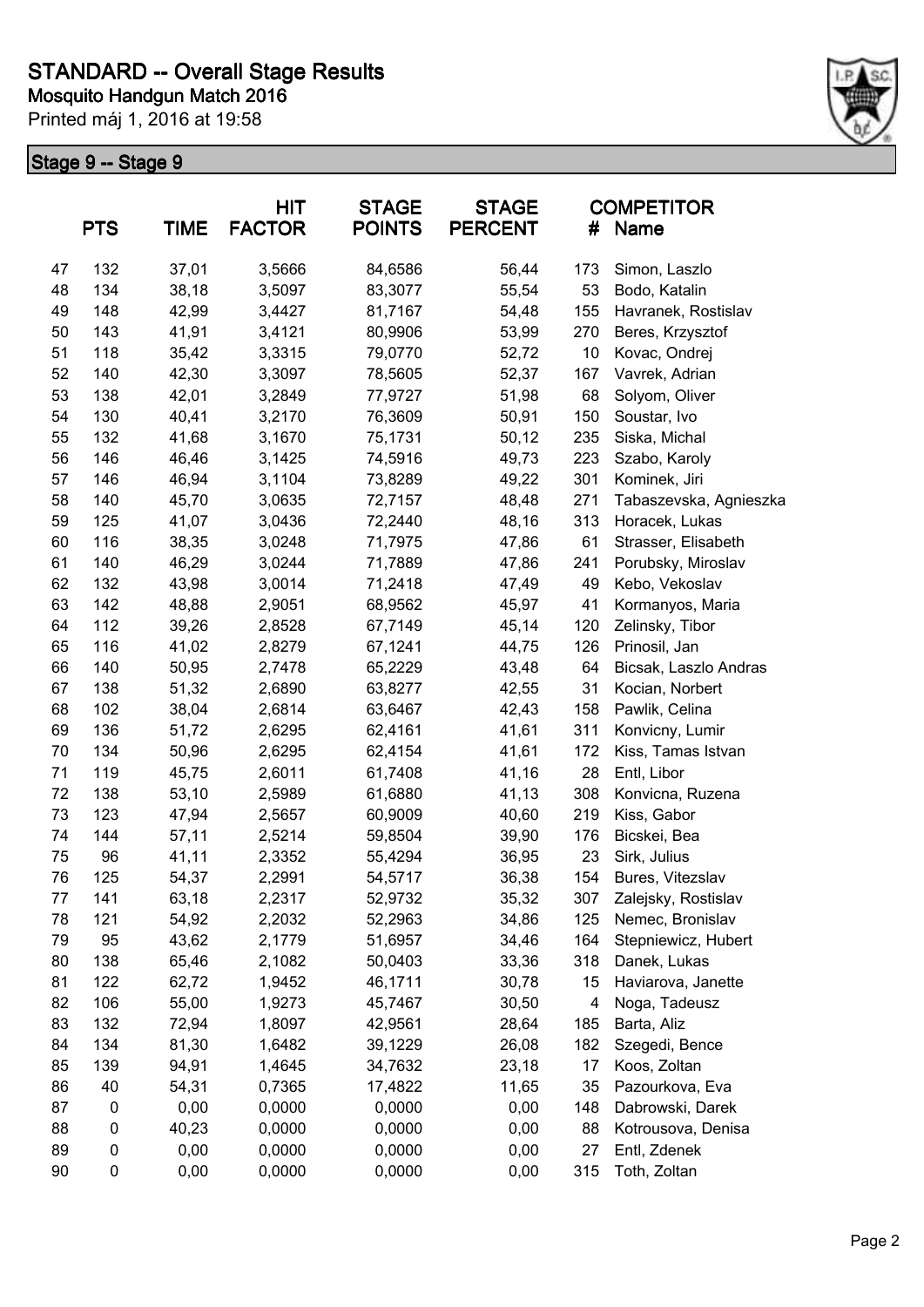# STANDARD -- Overall Stage Results

**Mosquito Handgun Match 2016**

Printed máj 1, 2016 at 19:58

## Stage 9 -- Stage 9

| | PTS | TIME | HIT FACTOR | STAGE POINTS | STAGE PERCENT | # | COMPETITOR Name |
|---|---|---|---|---|---|---|---|
| 47 | 132 | 37,01 | 3,5666 | 84,6586 | 56,44 | 173 | Simon, Laszlo |
| 48 | 134 | 38,18 | 3,5097 | 83,3077 | 55,54 | 53 | Bodo, Katalin |
| 49 | 148 | 42,99 | 3,4427 | 81,7167 | 54,48 | 155 | Havranek, Rostislav |
| 50 | 143 | 41,91 | 3,4121 | 80,9906 | 53,99 | 270 | Beres, Krzysztof |
| 51 | 118 | 35,42 | 3,3315 | 79,0770 | 52,72 | 10 | Kovac, Ondrej |
| 52 | 140 | 42,30 | 3,3097 | 78,5605 | 52,37 | 167 | Vavrek, Adrian |
| 53 | 138 | 42,01 | 3,2849 | 77,9727 | 51,98 | 68 | Solyom, Oliver |
| 54 | 130 | 40,41 | 3,2170 | 76,3609 | 50,91 | 150 | Soustar, Ivo |
| 55 | 132 | 41,68 | 3,1670 | 75,1731 | 50,12 | 235 | Siska, Michal |
| 56 | 146 | 46,46 | 3,1425 | 74,5916 | 49,73 | 223 | Szabo, Karoly |
| 57 | 146 | 46,94 | 3,1104 | 73,8289 | 49,22 | 301 | Kominek, Jiri |
| 58 | 140 | 45,70 | 3,0635 | 72,7157 | 48,48 | 271 | Tabaszevska, Agnieszka |
| 59 | 125 | 41,07 | 3,0436 | 72,2440 | 48,16 | 313 | Horacek, Lukas |
| 60 | 116 | 38,35 | 3,0248 | 71,7975 | 47,86 | 61 | Strasser, Elisabeth |
| 61 | 140 | 46,29 | 3,0244 | 71,7889 | 47,86 | 241 | Porubsky, Miroslav |
| 62 | 132 | 43,98 | 3,0014 | 71,2418 | 47,49 | 49 | Kebo, Vekoslav |
| 63 | 142 | 48,88 | 2,9051 | 68,9562 | 45,97 | 41 | Kormanyos, Maria |
| 64 | 112 | 39,26 | 2,8528 | 67,7149 | 45,14 | 120 | Zelinsky, Tibor |
| 65 | 116 | 41,02 | 2,8279 | 67,1241 | 44,75 | 126 | Prinosil, Jan |
| 66 | 140 | 50,95 | 2,7478 | 65,2229 | 43,48 | 64 | Bicsak, Laszlo Andras |
| 67 | 138 | 51,32 | 2,6890 | 63,8277 | 42,55 | 31 | Kocian, Norbert |
| 68 | 102 | 38,04 | 2,6814 | 63,6467 | 42,43 | 158 | Pawlik, Celina |
| 69 | 136 | 51,72 | 2,6295 | 62,4161 | 41,61 | 311 | Konvicny, Lumir |
| 70 | 134 | 50,96 | 2,6295 | 62,4154 | 41,61 | 172 | Kiss, Tamas Istvan |
| 71 | 119 | 45,75 | 2,6011 | 61,7408 | 41,16 | 28 | Entl, Libor |
| 72 | 138 | 53,10 | 2,5989 | 61,6880 | 41,13 | 308 | Konvicna, Ruzena |
| 73 | 123 | 47,94 | 2,5657 | 60,9009 | 40,60 | 219 | Kiss, Gabor |
| 74 | 144 | 57,11 | 2,5214 | 59,8504 | 39,90 | 176 | Bicskei, Bea |
| 75 | 96 | 41,11 | 2,3352 | 55,4294 | 36,95 | 23 | Sirk, Julius |
| 76 | 125 | 54,37 | 2,2991 | 54,5717 | 36,38 | 154 | Bures, Vitezslav |
| 77 | 141 | 63,18 | 2,2317 | 52,9732 | 35,32 | 307 | Zalejsky, Rostislav |
| 78 | 121 | 54,92 | 2,2032 | 52,2963 | 34,86 | 125 | Nemec, Bronislav |
| 79 | 95 | 43,62 | 2,1779 | 51,6957 | 34,46 | 164 | Stepniewicz, Hubert |
| 80 | 138 | 65,46 | 2,1082 | 50,0403 | 33,36 | 318 | Danek, Lukas |
| 81 | 122 | 62,72 | 1,9452 | 46,1711 | 30,78 | 15 | Haviarova, Janette |
| 82 | 106 | 55,00 | 1,9273 | 45,7467 | 30,50 | 4 | Noga, Tadeusz |
| 83 | 132 | 72,94 | 1,8097 | 42,9561 | 28,64 | 185 | Barta, Aliz |
| 84 | 134 | 81,30 | 1,6482 | 39,1229 | 26,08 | 182 | Szegedi, Bence |
| 85 | 139 | 94,91 | 1,4645 | 34,7632 | 23,18 | 17 | Koos, Zoltan |
| 86 | 40 | 54,31 | 0,7365 | 17,4822 | 11,65 | 35 | Pazourkova, Eva |
| 87 | 0 | 0,00 | 0,0000 | 0,0000 | 0,00 | 148 | Dabrowski, Darek |
| 88 | 0 | 40,23 | 0,0000 | 0,0000 | 0,00 | 88 | Kotrousova, Denisa |
| 89 | 0 | 0,00 | 0,0000 | 0,0000 | 0,00 | 27 | Entl, Zdenek |
| 90 | 0 | 0,00 | 0,0000 | 0,0000 | 0,00 | 315 | Toth, Zoltan |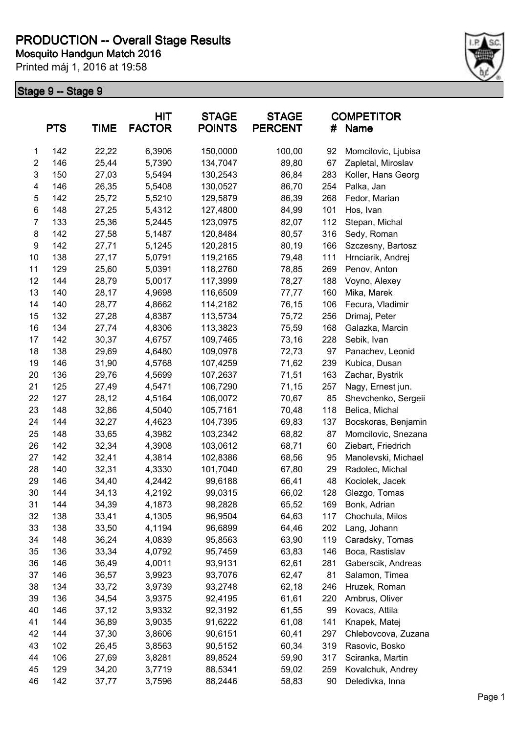# PRODUCTION -- Overall Stage Results

**Mosquito Handgun Match 2016**

Printed máj 1, 2016 at 19:58

## Stage 9 -- Stage 9

| | PTS | TIME | HIT FACTOR | STAGE POINTS | STAGE PERCENT | # | COMPETITOR Name |
|---|---|---|---|---|---|---|---|
| 1 | 142 | 22,22 | 6,3906 | 150,0000 | 100,00 | 92 | Momcilovic, Ljubisa |
| 2 | 146 | 25,44 | 5,7390 | 134,7047 | 89,80 | 67 | Zapletal, Miroslav |
| 3 | 150 | 27,03 | 5,5494 | 130,2543 | 86,84 | 283 | Koller, Hans Georg |
| 4 | 146 | 26,35 | 5,5408 | 130,0527 | 86,70 | 254 | Palka, Jan |
| 5 | 142 | 25,72 | 5,5210 | 129,5879 | 86,39 | 268 | Fedor, Marian |
| 6 | 148 | 27,25 | 5,4312 | 127,4800 | 84,99 | 101 | Hos, Ivan |
| 7 | 133 | 25,36 | 5,2445 | 123,0975 | 82,07 | 112 | Stepan, Michal |
| 8 | 142 | 27,58 | 5,1487 | 120,8484 | 80,57 | 316 | Sedy, Roman |
| 9 | 142 | 27,71 | 5,1245 | 120,2815 | 80,19 | 166 | Szczesny, Bartosz |
| 10 | 138 | 27,17 | 5,0791 | 119,2165 | 79,48 | 111 | Hrnciarik, Andrej |
| 11 | 129 | 25,60 | 5,0391 | 118,2760 | 78,85 | 269 | Penov, Anton |
| 12 | 144 | 28,79 | 5,0017 | 117,3999 | 78,27 | 188 | Voyno, Alexey |
| 13 | 140 | 28,17 | 4,9698 | 116,6509 | 77,77 | 160 | Mika, Marek |
| 14 | 140 | 28,77 | 4,8662 | 114,2182 | 76,15 | 106 | Fecura, Vladimir |
| 15 | 132 | 27,28 | 4,8387 | 113,5734 | 75,72 | 256 | Drimaj, Peter |
| 16 | 134 | 27,74 | 4,8306 | 113,3823 | 75,59 | 168 | Galazka, Marcin |
| 17 | 142 | 30,37 | 4,6757 | 109,7465 | 73,16 | 228 | Sebik, Ivan |
| 18 | 138 | 29,69 | 4,6480 | 109,0978 | 72,73 | 97 | Panachev, Leonid |
| 19 | 146 | 31,90 | 4,5768 | 107,4259 | 71,62 | 239 | Kubica, Dusan |
| 20 | 136 | 29,76 | 4,5699 | 107,2637 | 71,51 | 163 | Zachar, Bystrik |
| 21 | 125 | 27,49 | 4,5471 | 106,7290 | 71,15 | 257 | Nagy, Ernest jun. |
| 22 | 127 | 28,12 | 4,5164 | 106,0072 | 70,67 | 85 | Shevchenko, Sergeii |
| 23 | 148 | 32,86 | 4,5040 | 105,7161 | 70,48 | 118 | Belica, Michal |
| 24 | 144 | 32,27 | 4,4623 | 104,7395 | 69,83 | 137 | Bocskoras, Benjamin |
| 25 | 148 | 33,65 | 4,3982 | 103,2342 | 68,82 | 87 | Momcilovic, Snezana |
| 26 | 142 | 32,34 | 4,3908 | 103,0612 | 68,71 | 60 | Ziebart, Friedrich |
| 27 | 142 | 32,41 | 4,3814 | 102,8386 | 68,56 | 95 | Manolevski, Michael |
| 28 | 140 | 32,31 | 4,3330 | 101,7040 | 67,80 | 29 | Radolec, Michal |
| 29 | 146 | 34,40 | 4,2442 | 99,6188 | 66,41 | 48 | Kociolek, Jacek |
| 30 | 144 | 34,13 | 4,2192 | 99,0315 | 66,02 | 128 | Glezgo, Tomas |
| 31 | 144 | 34,39 | 4,1873 | 98,2828 | 65,52 | 169 | Bonk, Adrian |
| 32 | 138 | 33,41 | 4,1305 | 96,9504 | 64,63 | 117 | Chochula, Milos |
| 33 | 138 | 33,50 | 4,1194 | 96,6899 | 64,46 | 202 | Lang, Johann |
| 34 | 148 | 36,24 | 4,0839 | 95,8563 | 63,90 | 119 | Caradsky, Tomas |
| 35 | 136 | 33,34 | 4,0792 | 95,7459 | 63,83 | 146 | Boca, Rastislav |
| 36 | 146 | 36,49 | 4,0011 | 93,9131 | 62,61 | 281 | Gaberscik, Andreas |
| 37 | 146 | 36,57 | 3,9923 | 93,7076 | 62,47 | 81 | Salamon, Timea |
| 38 | 134 | 33,72 | 3,9739 | 93,2748 | 62,18 | 246 | Hruzek, Roman |
| 39 | 136 | 34,54 | 3,9375 | 92,4195 | 61,61 | 220 | Ambrus, Oliver |
| 40 | 146 | 37,12 | 3,9332 | 92,3192 | 61,55 | 99 | Kovacs, Attila |
| 41 | 144 | 36,89 | 3,9035 | 91,6222 | 61,08 | 141 | Knapek, Matej |
| 42 | 144 | 37,30 | 3,8606 | 90,6151 | 60,41 | 297 | Chlebovcova, Zuzana |
| 43 | 102 | 26,45 | 3,8563 | 90,5152 | 60,34 | 319 | Rasovic, Bosko |
| 44 | 106 | 27,69 | 3,8281 | 89,8524 | 59,90 | 317 | Sciranka, Martin |
| 45 | 129 | 34,20 | 3,7719 | 88,5341 | 59,02 | 259 | Kovalchuk, Andrey |
| 46 | 142 | 37,77 | 3,7596 | 88,2446 | 58,83 | 90 | Deledivka, Inna |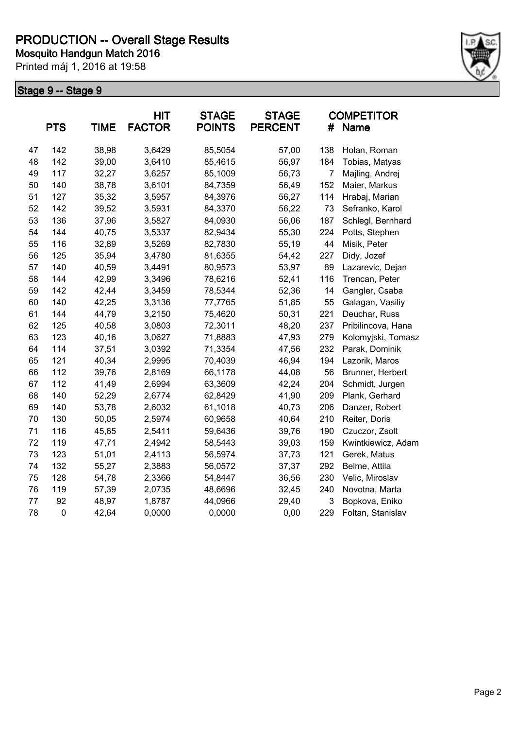# PRODUCTION -- Overall Stage Results

**Mosquito Handgun Match 2016**

Printed máj 1, 2016 at 19:58

## Stage 9 -- Stage 9

| | PTS | TIME | HIT FACTOR | STAGE POINTS | STAGE PERCENT | # | COMPETITOR Name |
|---|---|---|---|---|---|---|---|
| 47 | 142 | 38,98 | 3,6429 | 85,5054 | 57,00 | 138 | Holan, Roman |
| 48 | 142 | 39,00 | 3,6410 | 85,4615 | 56,97 | 184 | Tobias, Matyas |
| 49 | 117 | 32,27 | 3,6257 | 85,1009 | 56,73 | 7 | Majling, Andrej |
| 50 | 140 | 38,78 | 3,6101 | 84,7359 | 56,49 | 152 | Maier, Markus |
| 51 | 127 | 35,32 | 3,5957 | 84,3976 | 56,27 | 114 | Hrabaj, Marian |
| 52 | 142 | 39,52 | 3,5931 | 84,3370 | 56,22 | 73 | Sefranko, Karol |
| 53 | 136 | 37,96 | 3,5827 | 84,0930 | 56,06 | 187 | Schlegl, Bernhard |
| 54 | 144 | 40,75 | 3,5337 | 82,9434 | 55,30 | 224 | Potts, Stephen |
| 55 | 116 | 32,89 | 3,5269 | 82,7830 | 55,19 | 44 | Misik, Peter |
| 56 | 125 | 35,94 | 3,4780 | 81,6355 | 54,42 | 227 | Didy, Jozef |
| 57 | 140 | 40,59 | 3,4491 | 80,9573 | 53,97 | 89 | Lazarevic, Dejan |
| 58 | 144 | 42,99 | 3,3496 | 78,6216 | 52,41 | 116 | Trencan, Peter |
| 59 | 142 | 42,44 | 3,3459 | 78,5344 | 52,36 | 14 | Gangler, Csaba |
| 60 | 140 | 42,25 | 3,3136 | 77,7765 | 51,85 | 55 | Galagan, Vasiliy |
| 61 | 144 | 44,79 | 3,2150 | 75,4620 | 50,31 | 221 | Deuchar, Russ |
| 62 | 125 | 40,58 | 3,0803 | 72,3011 | 48,20 | 237 | Pribilincova, Hana |
| 63 | 123 | 40,16 | 3,0627 | 71,8883 | 47,93 | 279 | Kolomyjski, Tomasz |
| 64 | 114 | 37,51 | 3,0392 | 71,3354 | 47,56 | 232 | Parak, Dominik |
| 65 | 121 | 40,34 | 2,9995 | 70,4039 | 46,94 | 194 | Lazorik, Maros |
| 66 | 112 | 39,76 | 2,8169 | 66,1178 | 44,08 | 56 | Brunner, Herbert |
| 67 | 112 | 41,49 | 2,6994 | 63,3609 | 42,24 | 204 | Schmidt, Jurgen |
| 68 | 140 | 52,29 | 2,6774 | 62,8429 | 41,90 | 209 | Plank, Gerhard |
| 69 | 140 | 53,78 | 2,6032 | 61,1018 | 40,73 | 206 | Danzer, Robert |
| 70 | 130 | 50,05 | 2,5974 | 60,9658 | 40,64 | 210 | Reiter, Doris |
| 71 | 116 | 45,65 | 2,5411 | 59,6436 | 39,76 | 190 | Czuczor, Zsolt |
| 72 | 119 | 47,71 | 2,4942 | 58,5443 | 39,03 | 159 | Kwintkiewicz, Adam |
| 73 | 123 | 51,01 | 2,4113 | 56,5974 | 37,73 | 121 | Gerek, Matus |
| 74 | 132 | 55,27 | 2,3883 | 56,0572 | 37,37 | 292 | Belme, Attila |
| 75 | 128 | 54,78 | 2,3366 | 54,8447 | 36,56 | 230 | Velic, Miroslav |
| 76 | 119 | 57,39 | 2,0735 | 48,6696 | 32,45 | 240 | Novotna, Marta |
| 77 | 92 | 48,97 | 1,8787 | 44,0966 | 29,40 | 3 | Bopkova, Eniko |
| 78 | 0 | 42,64 | 0,0000 | 0,0000 | 0,00 | 229 | Foltan, Stanislav |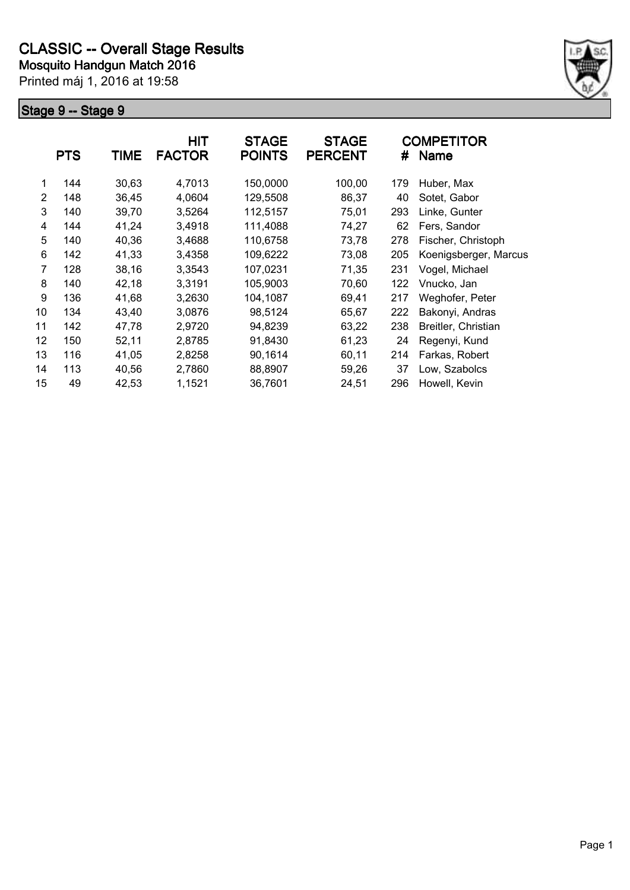# CLASSIC -- Overall Stage Results

**Mosquito Handgun Match 2016**

Printed máj 1, 2016 at 19:58

## Stage 9 -- Stage 9

| | PTS | TIME | HIT FACTOR | STAGE POINTS | STAGE PERCENT | # | COMPETITOR Name |
|---|---|---|---|---|---|---|---|
| 1 | 144 | 30,63 | 4,7013 | 150,0000 | 100,00 | 179 | Huber, Max |
| 2 | 148 | 36,45 | 4,0604 | 129,5508 | 86,37 | 40 | Sotet, Gabor |
| 3 | 140 | 39,70 | 3,5264 | 112,5157 | 75,01 | 293 | Linke, Gunter |
| 4 | 144 | 41,24 | 3,4918 | 111,4088 | 74,27 | 62 | Fers, Sandor |
| 5 | 140 | 40,36 | 3,4688 | 110,6758 | 73,78 | 278 | Fischer, Christoph |
| 6 | 142 | 41,33 | 3,4358 | 109,6222 | 73,08 | 205 | Koenigsberger, Marcus |
| 7 | 128 | 38,16 | 3,3543 | 107,0231 | 71,35 | 231 | Vogel, Michael |
| 8 | 140 | 42,18 | 3,3191 | 105,9003 | 70,60 | 122 | Vnucko, Jan |
| 9 | 136 | 41,68 | 3,2630 | 104,1087 | 69,41 | 217 | Weghofer, Peter |
| 10 | 134 | 43,40 | 3,0876 | 98,5124 | 65,67 | 222 | Bakonyi, Andras |
| 11 | 142 | 47,78 | 2,9720 | 94,8239 | 63,22 | 238 | Breitler, Christian |
| 12 | 150 | 52,11 | 2,8785 | 91,8430 | 61,23 | 24 | Regenyi, Kund |
| 13 | 116 | 41,05 | 2,8258 | 90,1614 | 60,11 | 214 | Farkas, Robert |
| 14 | 113 | 40,56 | 2,7860 | 88,8907 | 59,26 | 37 | Low, Szabolcs |
| 15 | 49 | 42,53 | 1,1521 | 36,7601 | 24,51 | 296 | Howell, Kevin |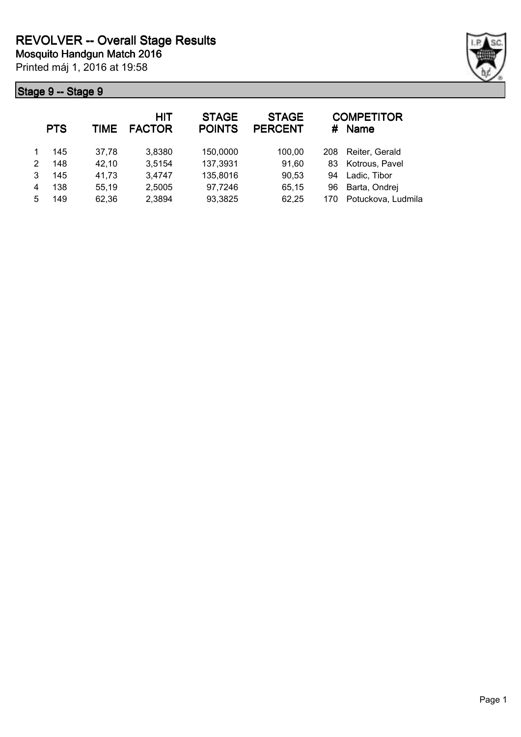# REVOLVER -- Overall Stage Results

## Mosquito Handgun Match 2016

Printed máj 1, 2016 at 19:58

### Stage 9 -- Stage 9

|  | PTS | TIME | HIT FACTOR | STAGE POINTS | STAGE PERCENT | # | COMPETITOR Name |
|---|---|---|---|---|---|---|---|
| 1 | 145 | 37,78 | 3,8380 | 150,0000 | 100,00 | 208 | Reiter, Gerald |
| 2 | 148 | 42,10 | 3,5154 | 137,3931 | 91,60 | 83 | Kotrous, Pavel |
| 3 | 145 | 41,73 | 3,4747 | 135,8016 | 90,53 | 94 | Ladic, Tibor |
| 4 | 138 | 55,19 | 2,5005 | 97,7246 | 65,15 | 96 | Barta, Ondrej |
| 5 | 149 | 62,36 | 2,3894 | 93,3825 | 62,25 | 170 | Potuckova, Ludmila |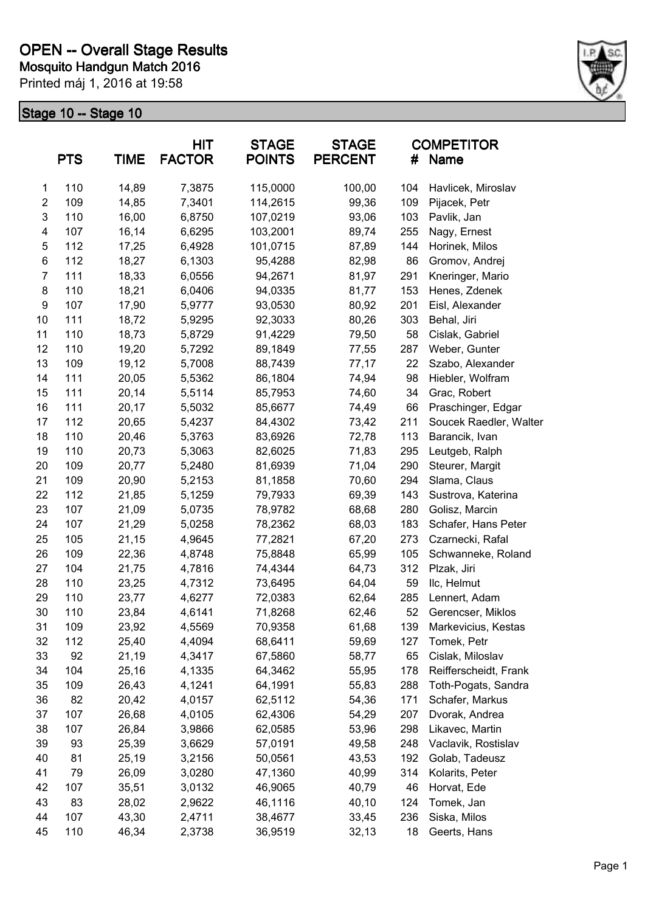# OPEN -- Overall Stage Results

## Mosquito Handgun Match 2016

Printed máj 1, 2016 at 19:58

### Stage 10 -- Stage 10

| | PTS | TIME | HIT FACTOR | STAGE POINTS | STAGE PERCENT | # | COMPETITOR Name |
|---|---|---|---|---|---|---|---|
| 1 | 110 | 14,89 | 7,3875 | 115,0000 | 100,00 | 104 | Havlicek, Miroslav |
| 2 | 109 | 14,85 | 7,3401 | 114,2615 | 99,36 | 109 | Pijacek, Petr |
| 3 | 110 | 16,00 | 6,8750 | 107,0219 | 93,06 | 103 | Pavlik, Jan |
| 4 | 107 | 16,14 | 6,6295 | 103,2001 | 89,74 | 255 | Nagy, Ernest |
| 5 | 112 | 17,25 | 6,4928 | 101,0715 | 87,89 | 144 | Horinek, Milos |
| 6 | 112 | 18,27 | 6,1303 | 95,4288 | 82,98 | 86 | Gromov, Andrej |
| 7 | 111 | 18,33 | 6,0556 | 94,2671 | 81,97 | 291 | Kneringer, Mario |
| 8 | 110 | 18,21 | 6,0406 | 94,0335 | 81,77 | 153 | Henes, Zdenek |
| 9 | 107 | 17,90 | 5,9777 | 93,0530 | 80,92 | 201 | Eisl, Alexander |
| 10 | 111 | 18,72 | 5,9295 | 92,3033 | 80,26 | 303 | Behal, Jiri |
| 11 | 110 | 18,73 | 5,8729 | 91,4229 | 79,50 | 58 | Cislak, Gabriel |
| 12 | 110 | 19,20 | 5,7292 | 89,1849 | 77,55 | 287 | Weber, Gunter |
| 13 | 109 | 19,12 | 5,7008 | 88,7439 | 77,17 | 22 | Szabo, Alexander |
| 14 | 111 | 20,05 | 5,5362 | 86,1804 | 74,94 | 98 | Hiebler, Wolfram |
| 15 | 111 | 20,14 | 5,5114 | 85,7953 | 74,60 | 34 | Grac, Robert |
| 16 | 111 | 20,17 | 5,5032 | 85,6677 | 74,49 | 66 | Praschinger, Edgar |
| 17 | 112 | 20,65 | 5,4237 | 84,4302 | 73,42 | 211 | Soucek Raedler, Walter |
| 18 | 110 | 20,46 | 5,3763 | 83,6926 | 72,78 | 113 | Barancik, Ivan |
| 19 | 110 | 20,73 | 5,3063 | 82,6025 | 71,83 | 295 | Leutgeb, Ralph |
| 20 | 109 | 20,77 | 5,2480 | 81,6939 | 71,04 | 290 | Steurer, Margit |
| 21 | 109 | 20,90 | 5,2153 | 81,1858 | 70,60 | 294 | Slama, Claus |
| 22 | 112 | 21,85 | 5,1259 | 79,7933 | 69,39 | 143 | Sustrova, Katerina |
| 23 | 107 | 21,09 | 5,0735 | 78,9782 | 68,68 | 280 | Golisz, Marcin |
| 24 | 107 | 21,29 | 5,0258 | 78,2362 | 68,03 | 183 | Schafer, Hans Peter |
| 25 | 105 | 21,15 | 4,9645 | 77,2821 | 67,20 | 273 | Czarnecki, Rafal |
| 26 | 109 | 22,36 | 4,8748 | 75,8848 | 65,99 | 105 | Schwanneke, Roland |
| 27 | 104 | 21,75 | 4,7816 | 74,4344 | 64,73 | 312 | Plzak, Jiri |
| 28 | 110 | 23,25 | 4,7312 | 73,6495 | 64,04 | 59 | Ilc, Helmut |
| 29 | 110 | 23,77 | 4,6277 | 72,0383 | 62,64 | 285 | Lennert, Adam |
| 30 | 110 | 23,84 | 4,6141 | 71,8268 | 62,46 | 52 | Gerencser, Miklos |
| 31 | 109 | 23,92 | 4,5569 | 70,9358 | 61,68 | 139 | Markevicius, Kestas |
| 32 | 112 | 25,40 | 4,4094 | 68,6411 | 59,69 | 127 | Tomek, Petr |
| 33 | 92 | 21,19 | 4,3417 | 67,5860 | 58,77 | 65 | Cislak, Miloslav |
| 34 | 104 | 25,16 | 4,1335 | 64,3462 | 55,95 | 178 | Reifferscheidt, Frank |
| 35 | 109 | 26,43 | 4,1241 | 64,1991 | 55,83 | 288 | Toth-Pogats, Sandra |
| 36 | 82 | 20,42 | 4,0157 | 62,5112 | 54,36 | 171 | Schafer, Markus |
| 37 | 107 | 26,68 | 4,0105 | 62,4306 | 54,29 | 207 | Dvorak, Andrea |
| 38 | 107 | 26,84 | 3,9866 | 62,0585 | 53,96 | 298 | Likavec, Martin |
| 39 | 93 | 25,39 | 3,6629 | 57,0191 | 49,58 | 248 | Vaclavik, Rostislav |
| 40 | 81 | 25,19 | 3,2156 | 50,0561 | 43,53 | 192 | Golab, Tadeusz |
| 41 | 79 | 26,09 | 3,0280 | 47,1360 | 40,99 | 314 | Kolarits, Peter |
| 42 | 107 | 35,51 | 3,0132 | 46,9065 | 40,79 | 46 | Horvat, Ede |
| 43 | 83 | 28,02 | 2,9622 | 46,1116 | 40,10 | 124 | Tomek, Jan |
| 44 | 107 | 43,30 | 2,4711 | 38,4677 | 33,45 | 236 | Siska, Milos |
| 45 | 110 | 46,34 | 2,3738 | 36,9519 | 32,13 | 18 | Geerts, Hans |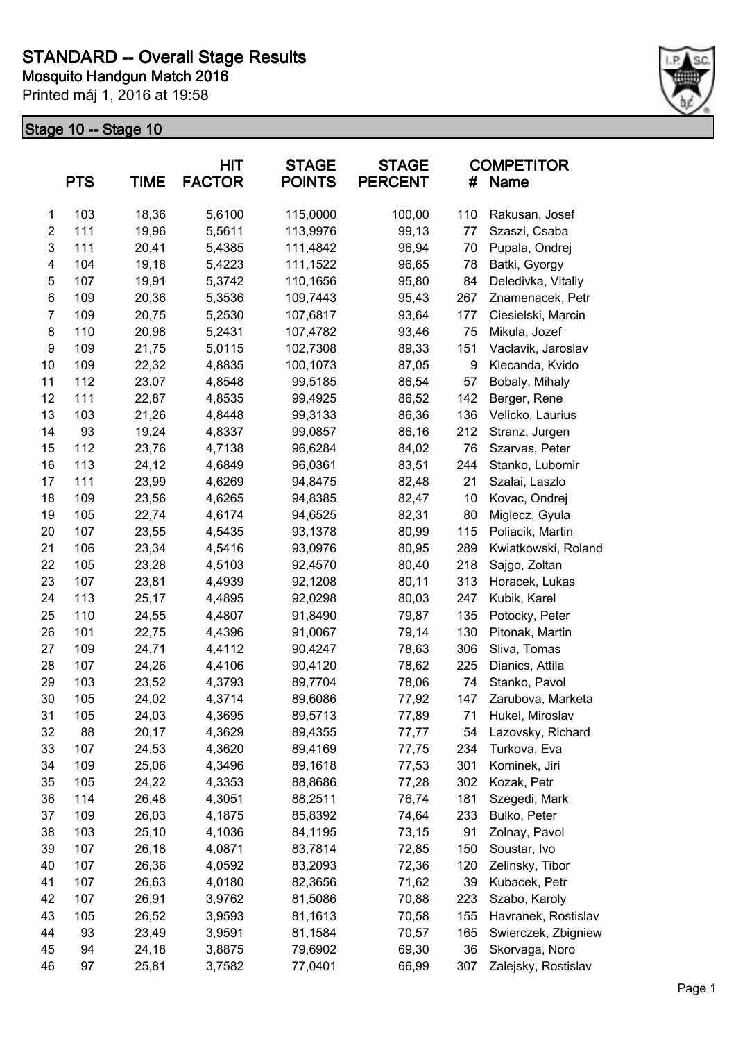# STANDARD -- Overall Stage Results

**Mosquito Handgun Match 2016**

Printed máj 1, 2016 at 19:58

## Stage 10 -- Stage 10

| | PTS | TIME | HIT FACTOR | STAGE POINTS | STAGE PERCENT | # | COMPETITOR Name |
|---|---|---|---|---|---|---|---|
| 1 | 103 | 18,36 | 5,6100 | 115,0000 | 100,00 | 110 | Rakusan, Josef |
| 2 | 111 | 19,96 | 5,5611 | 113,9976 | 99,13 | 77 | Szaszi, Csaba |
| 3 | 111 | 20,41 | 5,4385 | 111,4842 | 96,94 | 70 | Pupala, Ondrej |
| 4 | 104 | 19,18 | 5,4223 | 111,1522 | 96,65 | 78 | Batki, Gyorgy |
| 5 | 107 | 19,91 | 5,3742 | 110,1656 | 95,80 | 84 | Deledivka, Vitaliy |
| 6 | 109 | 20,36 | 5,3536 | 109,7443 | 95,43 | 267 | Znamenacek, Petr |
| 7 | 109 | 20,75 | 5,2530 | 107,6817 | 93,64 | 177 | Ciesielski, Marcin |
| 8 | 110 | 20,98 | 5,2431 | 107,4782 | 93,46 | 75 | Mikula, Jozef |
| 9 | 109 | 21,75 | 5,0115 | 102,7308 | 89,33 | 151 | Vaclavik, Jaroslav |
| 10 | 109 | 22,32 | 4,8835 | 100,1073 | 87,05 | 9 | Klecanda, Kvido |
| 11 | 112 | 23,07 | 4,8548 | 99,5185 | 86,54 | 57 | Bobaly, Mihaly |
| 12 | 111 | 22,87 | 4,8535 | 99,4925 | 86,52 | 142 | Berger, Rene |
| 13 | 103 | 21,26 | 4,8448 | 99,3133 | 86,36 | 136 | Velicko, Laurius |
| 14 | 93 | 19,24 | 4,8337 | 99,0857 | 86,16 | 212 | Stranz, Jurgen |
| 15 | 112 | 23,76 | 4,7138 | 96,6284 | 84,02 | 76 | Szarvas, Peter |
| 16 | 113 | 24,12 | 4,6849 | 96,0361 | 83,51 | 244 | Stanko, Lubomir |
| 17 | 111 | 23,99 | 4,6269 | 94,8475 | 82,48 | 21 | Szalai, Laszlo |
| 18 | 109 | 23,56 | 4,6265 | 94,8385 | 82,47 | 10 | Kovac, Ondrej |
| 19 | 105 | 22,74 | 4,6174 | 94,6525 | 82,31 | 80 | Miglecz, Gyula |
| 20 | 107 | 23,55 | 4,5435 | 93,1378 | 80,99 | 115 | Poliacik, Martin |
| 21 | 106 | 23,34 | 4,5416 | 93,0976 | 80,95 | 289 | Kwiatkowski, Roland |
| 22 | 105 | 23,28 | 4,5103 | 92,4570 | 80,40 | 218 | Sajgo, Zoltan |
| 23 | 107 | 23,81 | 4,4939 | 92,1208 | 80,11 | 313 | Horacek, Lukas |
| 24 | 113 | 25,17 | 4,4895 | 92,0298 | 80,03 | 247 | Kubik, Karel |
| 25 | 110 | 24,55 | 4,4807 | 91,8490 | 79,87 | 135 | Potocky, Peter |
| 26 | 101 | 22,75 | 4,4396 | 91,0067 | 79,14 | 130 | Pitonak, Martin |
| 27 | 109 | 24,71 | 4,4112 | 90,4247 | 78,63 | 306 | Sliva, Tomas |
| 28 | 107 | 24,26 | 4,4106 | 90,4120 | 78,62 | 225 | Dianics, Attila |
| 29 | 103 | 23,52 | 4,3793 | 89,7704 | 78,06 | 74 | Stanko, Pavol |
| 30 | 105 | 24,02 | 4,3714 | 89,6086 | 77,92 | 147 | Zarubova, Marketa |
| 31 | 105 | 24,03 | 4,3695 | 89,5713 | 77,89 | 71 | Hukel, Miroslav |
| 32 | 88 | 20,17 | 4,3629 | 89,4355 | 77,77 | 54 | Lazovsky, Richard |
| 33 | 107 | 24,53 | 4,3620 | 89,4169 | 77,75 | 234 | Turkova, Eva |
| 34 | 109 | 25,06 | 4,3496 | 89,1618 | 77,53 | 301 | Kominek, Jiri |
| 35 | 105 | 24,22 | 4,3353 | 88,8686 | 77,28 | 302 | Kozak, Petr |
| 36 | 114 | 26,48 | 4,3051 | 88,2511 | 76,74 | 181 | Szegedi, Mark |
| 37 | 109 | 26,03 | 4,1875 | 85,8392 | 74,64 | 233 | Bulko, Peter |
| 38 | 103 | 25,10 | 4,1036 | 84,1195 | 73,15 | 91 | Zolnay, Pavol |
| 39 | 107 | 26,18 | 4,0871 | 83,7814 | 72,85 | 150 | Soustar, Ivo |
| 40 | 107 | 26,36 | 4,0592 | 83,2093 | 72,36 | 120 | Zelinsky, Tibor |
| 41 | 107 | 26,63 | 4,0180 | 82,3656 | 71,62 | 39 | Kubacek, Petr |
| 42 | 107 | 26,91 | 3,9762 | 81,5086 | 70,88 | 223 | Szabo, Karoly |
| 43 | 105 | 26,52 | 3,9593 | 81,1613 | 70,58 | 155 | Havranek, Rostislav |
| 44 | 93 | 23,49 | 3,9591 | 81,1584 | 70,57 | 165 | Swierczek, Zbigniew |
| 45 | 94 | 24,18 | 3,8875 | 79,6902 | 69,30 | 36 | Skorvaga, Noro |
| 46 | 97 | 25,81 | 3,7582 | 77,0401 | 66,99 | 307 | Zalejsky, Rostislav |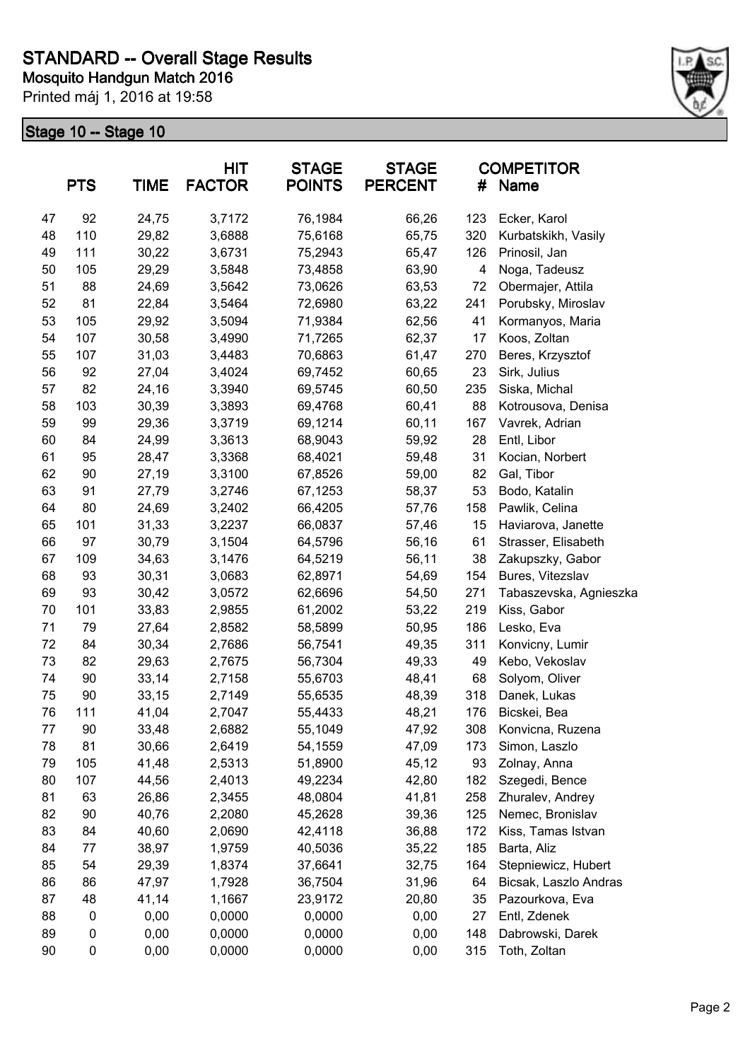# STANDARD -- Overall Stage Results

**Mosquito Handgun Match 2016**

Printed máj 1, 2016 at 19:58

## Stage 10 -- Stage 10

| | PTS | TIME | HIT FACTOR | STAGE POINTS | STAGE PERCENT | # | COMPETITOR Name |
|---|---|---|---|---|---|---|---|
| 47 | 92 | 24,75 | 3,7172 | 76,1984 | 66,26 | 123 | Ecker, Karol |
| 48 | 110 | 29,82 | 3,6888 | 75,6168 | 65,75 | 320 | Kurbatskikh, Vasily |
| 49 | 111 | 30,22 | 3,6731 | 75,2943 | 65,47 | 126 | Prinosil, Jan |
| 50 | 105 | 29,29 | 3,5848 | 73,4858 | 63,90 | 4 | Noga, Tadeusz |
| 51 | 88 | 24,69 | 3,5642 | 73,0626 | 63,53 | 72 | Obermajer, Attila |
| 52 | 81 | 22,84 | 3,5464 | 72,6980 | 63,22 | 241 | Porubsky, Miroslav |
| 53 | 105 | 29,92 | 3,5094 | 71,9384 | 62,56 | 41 | Kormanyos, Maria |
| 54 | 107 | 30,58 | 3,4990 | 71,7265 | 62,37 | 17 | Koos, Zoltan |
| 55 | 107 | 31,03 | 3,4483 | 70,6863 | 61,47 | 270 | Beres, Krzysztof |
| 56 | 92 | 27,04 | 3,4024 | 69,7452 | 60,65 | 23 | Sirk, Julius |
| 57 | 82 | 24,16 | 3,3940 | 69,5745 | 60,50 | 235 | Siska, Michal |
| 58 | 103 | 30,39 | 3,3893 | 69,4768 | 60,41 | 88 | Kotrousova, Denisa |
| 59 | 99 | 29,36 | 3,3719 | 69,1214 | 60,11 | 167 | Vavrek, Adrian |
| 60 | 84 | 24,99 | 3,3613 | 68,9043 | 59,92 | 28 | Entl, Libor |
| 61 | 95 | 28,47 | 3,3368 | 68,4021 | 59,48 | 31 | Kocian, Norbert |
| 62 | 90 | 27,19 | 3,3100 | 67,8526 | 59,00 | 82 | Gal, Tibor |
| 63 | 91 | 27,79 | 3,2746 | 67,1253 | 58,37 | 53 | Bodo, Katalin |
| 64 | 80 | 24,69 | 3,2402 | 66,4205 | 57,76 | 158 | Pawlik, Celina |
| 65 | 101 | 31,33 | 3,2237 | 66,0837 | 57,46 | 15 | Haviarova, Janette |
| 66 | 97 | 30,79 | 3,1504 | 64,5796 | 56,16 | 61 | Strasser, Elisabeth |
| 67 | 109 | 34,63 | 3,1476 | 64,5219 | 56,11 | 38 | Zakupszky, Gabor |
| 68 | 93 | 30,31 | 3,0683 | 62,8971 | 54,69 | 154 | Bures, Vitezslav |
| 69 | 93 | 30,42 | 3,0572 | 62,6696 | 54,50 | 271 | Tabaszevska, Agnieszka |
| 70 | 101 | 33,83 | 2,9855 | 61,2002 | 53,22 | 219 | Kiss, Gabor |
| 71 | 79 | 27,64 | 2,8582 | 58,5899 | 50,95 | 186 | Lesko, Eva |
| 72 | 84 | 30,34 | 2,7686 | 56,7541 | 49,35 | 311 | Konvicny, Lumir |
| 73 | 82 | 29,63 | 2,7675 | 56,7304 | 49,33 | 49 | Kebo, Vekoslav |
| 74 | 90 | 33,14 | 2,7158 | 55,6703 | 48,41 | 68 | Solyom, Oliver |
| 75 | 90 | 33,15 | 2,7149 | 55,6535 | 48,39 | 318 | Danek, Lukas |
| 76 | 111 | 41,04 | 2,7047 | 55,4433 | 48,21 | 176 | Bicskei, Bea |
| 77 | 90 | 33,48 | 2,6882 | 55,1049 | 47,92 | 308 | Konvicna, Ruzena |
| 78 | 81 | 30,66 | 2,6419 | 54,1559 | 47,09 | 173 | Simon, Laszlo |
| 79 | 105 | 41,48 | 2,5313 | 51,8900 | 45,12 | 93 | Zolnay, Anna |
| 80 | 107 | 44,56 | 2,4013 | 49,2234 | 42,80 | 182 | Szegedi, Bence |
| 81 | 63 | 26,86 | 2,3455 | 48,0804 | 41,81 | 258 | Zhuralev, Andrey |
| 82 | 90 | 40,76 | 2,2080 | 45,2628 | 39,36 | 125 | Nemec, Bronislav |
| 83 | 84 | 40,60 | 2,0690 | 42,4118 | 36,88 | 172 | Kiss, Tamas Istvan |
| 84 | 77 | 38,97 | 1,9759 | 40,5036 | 35,22 | 185 | Barta, Aliz |
| 85 | 54 | 29,39 | 1,8374 | 37,6641 | 32,75 | 164 | Stepniewicz, Hubert |
| 86 | 86 | 47,97 | 1,7928 | 36,7504 | 31,96 | 64 | Bicsak, Laszlo Andras |
| 87 | 48 | 41,14 | 1,1667 | 23,9172 | 20,80 | 35 | Pazourkova, Eva |
| 88 | 0 | 0,00 | 0,0000 | 0,0000 | 0,00 | 27 | Entl, Zdenek |
| 89 | 0 | 0,00 | 0,0000 | 0,0000 | 0,00 | 148 | Dabrowski, Darek |
| 90 | 0 | 0,00 | 0,0000 | 0,0000 | 0,00 | 315 | Toth, Zoltan |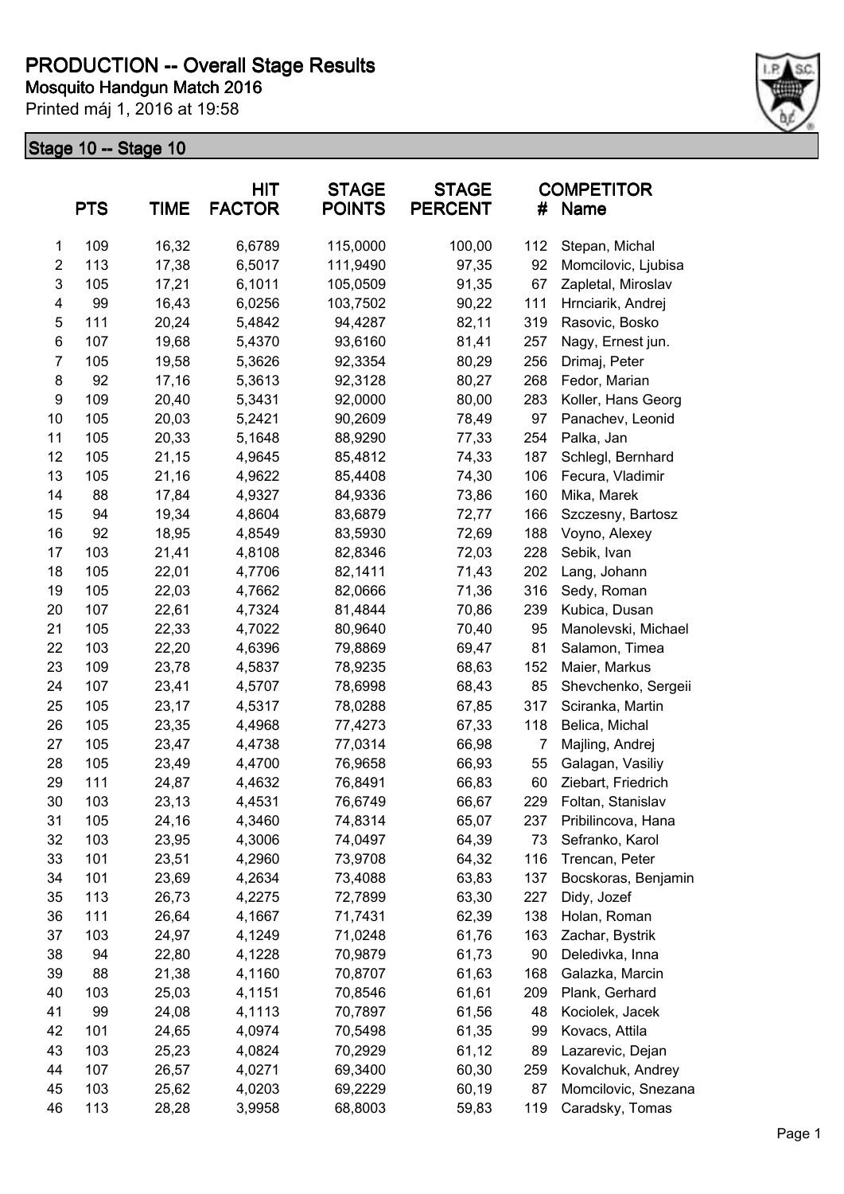# PRODUCTION -- Overall Stage Results

**Mosquito Handgun Match 2016**

Printed máj 1, 2016 at 19:58

## Stage 10 -- Stage 10

| | PTS | TIME | HIT FACTOR | STAGE POINTS | STAGE PERCENT | # | COMPETITOR Name |
|---|---|---|---|---|---|---|---|
| 1 | 109 | 16,32 | 6,6789 | 115,0000 | 100,00 | 112 | Stepan, Michal |
| 2 | 113 | 17,38 | 6,5017 | 111,9490 | 97,35 | 92 | Momcilovic, Ljubisa |
| 3 | 105 | 17,21 | 6,1011 | 105,0509 | 91,35 | 67 | Zapletal, Miroslav |
| 4 | 99 | 16,43 | 6,0256 | 103,7502 | 90,22 | 111 | Hrnciarik, Andrej |
| 5 | 111 | 20,24 | 5,4842 | 94,4287 | 82,11 | 319 | Rasovic, Bosko |
| 6 | 107 | 19,68 | 5,4370 | 93,6160 | 81,41 | 257 | Nagy, Ernest jun. |
| 7 | 105 | 19,58 | 5,3626 | 92,3354 | 80,29 | 256 | Drimaj, Peter |
| 8 | 92 | 17,16 | 5,3613 | 92,3128 | 80,27 | 268 | Fedor, Marian |
| 9 | 109 | 20,40 | 5,3431 | 92,0000 | 80,00 | 283 | Koller, Hans Georg |
| 10 | 105 | 20,03 | 5,2421 | 90,2609 | 78,49 | 97 | Panachev, Leonid |
| 11 | 105 | 20,33 | 5,1648 | 88,9290 | 77,33 | 254 | Palka, Jan |
| 12 | 105 | 21,15 | 4,9645 | 85,4812 | 74,33 | 187 | Schlegl, Bernhard |
| 13 | 105 | 21,16 | 4,9622 | 85,4408 | 74,30 | 106 | Fecura, Vladimir |
| 14 | 88 | 17,84 | 4,9327 | 84,9336 | 73,86 | 160 | Mika, Marek |
| 15 | 94 | 19,34 | 4,8604 | 83,6879 | 72,77 | 166 | Szczesny, Bartosz |
| 16 | 92 | 18,95 | 4,8549 | 83,5930 | 72,69 | 188 | Voyno, Alexey |
| 17 | 103 | 21,41 | 4,8108 | 82,8346 | 72,03 | 228 | Sebik, Ivan |
| 18 | 105 | 22,01 | 4,7706 | 82,1411 | 71,43 | 202 | Lang, Johann |
| 19 | 105 | 22,03 | 4,7662 | 82,0666 | 71,36 | 316 | Sedy, Roman |
| 20 | 107 | 22,61 | 4,7324 | 81,4844 | 70,86 | 239 | Kubica, Dusan |
| 21 | 105 | 22,33 | 4,7022 | 80,9640 | 70,40 | 95 | Manolevski, Michael |
| 22 | 103 | 22,20 | 4,6396 | 79,8869 | 69,47 | 81 | Salamon, Timea |
| 23 | 109 | 23,78 | 4,5837 | 78,9235 | 68,63 | 152 | Maier, Markus |
| 24 | 107 | 23,41 | 4,5707 | 78,6998 | 68,43 | 85 | Shevchenko, Sergeii |
| 25 | 105 | 23,17 | 4,5317 | 78,0288 | 67,85 | 317 | Sciranka, Martin |
| 26 | 105 | 23,35 | 4,4968 | 77,4273 | 67,33 | 118 | Belica, Michal |
| 27 | 105 | 23,47 | 4,4738 | 77,0314 | 66,98 | 7 | Majling, Andrej |
| 28 | 105 | 23,49 | 4,4700 | 76,9658 | 66,93 | 55 | Galagan, Vasiliy |
| 29 | 111 | 24,87 | 4,4632 | 76,8491 | 66,83 | 60 | Ziebart, Friedrich |
| 30 | 103 | 23,13 | 4,4531 | 76,6749 | 66,67 | 229 | Foltan, Stanislav |
| 31 | 105 | 24,16 | 4,3460 | 74,8314 | 65,07 | 237 | Pribilincova, Hana |
| 32 | 103 | 23,95 | 4,3006 | 74,0497 | 64,39 | 73 | Sefranko, Karol |
| 33 | 101 | 23,51 | 4,2960 | 73,9708 | 64,32 | 116 | Trencan, Peter |
| 34 | 101 | 23,69 | 4,2634 | 73,4088 | 63,83 | 137 | Bocskoras, Benjamin |
| 35 | 113 | 26,73 | 4,2275 | 72,7899 | 63,30 | 227 | Didy, Jozef |
| 36 | 111 | 26,64 | 4,1667 | 71,7431 | 62,39 | 138 | Holan, Roman |
| 37 | 103 | 24,97 | 4,1249 | 71,0248 | 61,76 | 163 | Zachar, Bystrik |
| 38 | 94 | 22,80 | 4,1228 | 70,9879 | 61,73 | 90 | Deledivka, Inna |
| 39 | 88 | 21,38 | 4,1160 | 70,8707 | 61,63 | 168 | Galazka, Marcin |
| 40 | 103 | 25,03 | 4,1151 | 70,8546 | 61,61 | 209 | Plank, Gerhard |
| 41 | 99 | 24,08 | 4,1113 | 70,7897 | 61,56 | 48 | Kociolek, Jacek |
| 42 | 101 | 24,65 | 4,0974 | 70,5498 | 61,35 | 99 | Kovacs, Attila |
| 43 | 103 | 25,23 | 4,0824 | 70,2929 | 61,12 | 89 | Lazarevic, Dejan |
| 44 | 107 | 26,57 | 4,0271 | 69,3400 | 60,30 | 259 | Kovalchuk, Andrey |
| 45 | 103 | 25,62 | 4,0203 | 69,2229 | 60,19 | 87 | Momcilovic, Snezana |
| 46 | 113 | 28,28 | 3,9958 | 68,8003 | 59,83 | 119 | Caradsky, Tomas |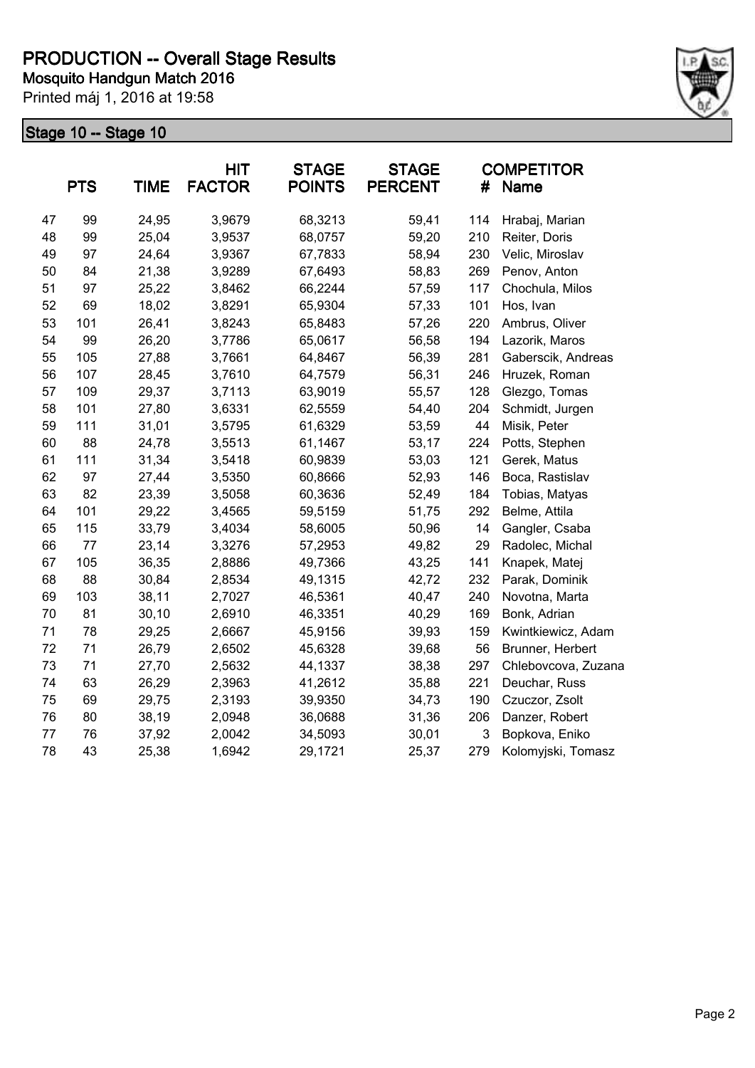# PRODUCTION -- Overall Stage Results

**Mosquito Handgun Match 2016**

Printed máj 1, 2016 at 19:58

## Stage 10 -- Stage 10

| | PTS | TIME | HIT FACTOR | STAGE POINTS | STAGE PERCENT | # | COMPETITOR Name |
|---|---|---|---|---|---|---|---|
| 47 | 99 | 24,95 | 3,9679 | 68,3213 | 59,41 | 114 | Hrabaj, Marian |
| 48 | 99 | 25,04 | 3,9537 | 68,0757 | 59,20 | 210 | Reiter, Doris |
| 49 | 97 | 24,64 | 3,9367 | 67,7833 | 58,94 | 230 | Velic, Miroslav |
| 50 | 84 | 21,38 | 3,9289 | 67,6493 | 58,83 | 269 | Penov, Anton |
| 51 | 97 | 25,22 | 3,8462 | 66,2244 | 57,59 | 117 | Chochula, Milos |
| 52 | 69 | 18,02 | 3,8291 | 65,9304 | 57,33 | 101 | Hos, Ivan |
| 53 | 101 | 26,41 | 3,8243 | 65,8483 | 57,26 | 220 | Ambrus, Oliver |
| 54 | 99 | 26,20 | 3,7786 | 65,0617 | 56,58 | 194 | Lazorik, Maros |
| 55 | 105 | 27,88 | 3,7661 | 64,8467 | 56,39 | 281 | Gaberscik, Andreas |
| 56 | 107 | 28,45 | 3,7610 | 64,7579 | 56,31 | 246 | Hruzek, Roman |
| 57 | 109 | 29,37 | 3,7113 | 63,9019 | 55,57 | 128 | Glezgo, Tomas |
| 58 | 101 | 27,80 | 3,6331 | 62,5559 | 54,40 | 204 | Schmidt, Jurgen |
| 59 | 111 | 31,01 | 3,5795 | 61,6329 | 53,59 | 44 | Misik, Peter |
| 60 | 88 | 24,78 | 3,5513 | 61,1467 | 53,17 | 224 | Potts, Stephen |
| 61 | 111 | 31,34 | 3,5418 | 60,9839 | 53,03 | 121 | Gerek, Matus |
| 62 | 97 | 27,44 | 3,5350 | 60,8666 | 52,93 | 146 | Boca, Rastislav |
| 63 | 82 | 23,39 | 3,5058 | 60,3636 | 52,49 | 184 | Tobias, Matyas |
| 64 | 101 | 29,22 | 3,4565 | 59,5159 | 51,75 | 292 | Belme, Attila |
| 65 | 115 | 33,79 | 3,4034 | 58,6005 | 50,96 | 14 | Gangler, Csaba |
| 66 | 77 | 23,14 | 3,3276 | 57,2953 | 49,82 | 29 | Radolec, Michal |
| 67 | 105 | 36,35 | 2,8886 | 49,7366 | 43,25 | 141 | Knapek, Matej |
| 68 | 88 | 30,84 | 2,8534 | 49,1315 | 42,72 | 232 | Parak, Dominik |
| 69 | 103 | 38,11 | 2,7027 | 46,5361 | 40,47 | 240 | Novotna, Marta |
| 70 | 81 | 30,10 | 2,6910 | 46,3351 | 40,29 | 169 | Bonk, Adrian |
| 71 | 78 | 29,25 | 2,6667 | 45,9156 | 39,93 | 159 | Kwintkiewicz, Adam |
| 72 | 71 | 26,79 | 2,6502 | 45,6328 | 39,68 | 56 | Brunner, Herbert |
| 73 | 71 | 27,70 | 2,5632 | 44,1337 | 38,38 | 297 | Chlebovcova, Zuzana |
| 74 | 63 | 26,29 | 2,3963 | 41,2612 | 35,88 | 221 | Deuchar, Russ |
| 75 | 69 | 29,75 | 2,3193 | 39,9350 | 34,73 | 190 | Czuczor, Zsolt |
| 76 | 80 | 38,19 | 2,0948 | 36,0688 | 31,36 | 206 | Danzer, Robert |
| 77 | 76 | 37,92 | 2,0042 | 34,5093 | 30,01 | 3 | Bopkova, Eniko |
| 78 | 43 | 25,38 | 1,6942 | 29,1721 | 25,37 | 279 | Kolomyjski, Tomasz |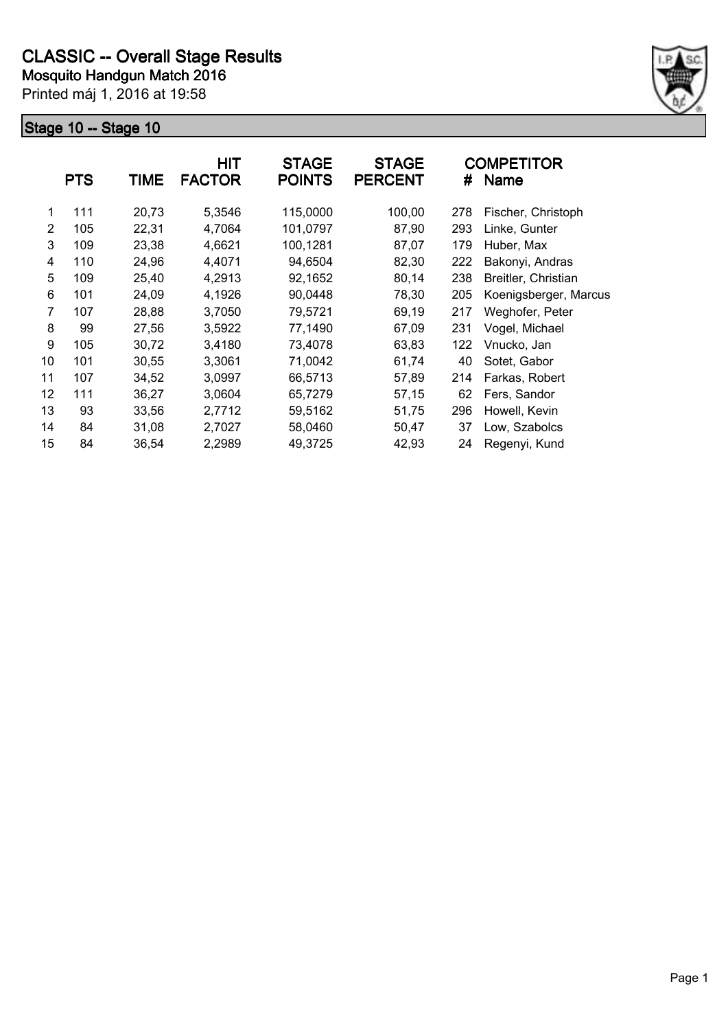# CLASSIC -- Overall Stage Results

## Mosquito Handgun Match 2016

Printed máj 1, 2016 at 19:58

### Stage 10 -- Stage 10

| | PTS | TIME | HIT FACTOR | STAGE POINTS | STAGE PERCENT | # | COMPETITOR Name |
|---|---|---|---|---|---|---|---|
| 1 | 111 | 20,73 | 5,3546 | 115,0000 | 100,00 | 278 | Fischer, Christoph |
| 2 | 105 | 22,31 | 4,7064 | 101,0797 | 87,90 | 293 | Linke, Gunter |
| 3 | 109 | 23,38 | 4,6621 | 100,1281 | 87,07 | 179 | Huber, Max |
| 4 | 110 | 24,96 | 4,4071 | 94,6504 | 82,30 | 222 | Bakonyi, Andras |
| 5 | 109 | 25,40 | 4,2913 | 92,1652 | 80,14 | 238 | Breitler, Christian |
| 6 | 101 | 24,09 | 4,1926 | 90,0448 | 78,30 | 205 | Koenigsberger, Marcus |
| 7 | 107 | 28,88 | 3,7050 | 79,5721 | 69,19 | 217 | Weghofer, Peter |
| 8 | 99 | 27,56 | 3,5922 | 77,1490 | 67,09 | 231 | Vogel, Michael |
| 9 | 105 | 30,72 | 3,4180 | 73,4078 | 63,83 | 122 | Vnucko, Jan |
| 10 | 101 | 30,55 | 3,3061 | 71,0042 | 61,74 | 40 | Sotet, Gabor |
| 11 | 107 | 34,52 | 3,0997 | 66,5713 | 57,89 | 214 | Farkas, Robert |
| 12 | 111 | 36,27 | 3,0604 | 65,7279 | 57,15 | 62 | Fers, Sandor |
| 13 | 93 | 33,56 | 2,7712 | 59,5162 | 51,75 | 296 | Howell, Kevin |
| 14 | 84 | 31,08 | 2,7027 | 58,0460 | 50,47 | 37 | Low, Szabolcs |
| 15 | 84 | 36,54 | 2,2989 | 49,3725 | 42,93 | 24 | Regenyi, Kund |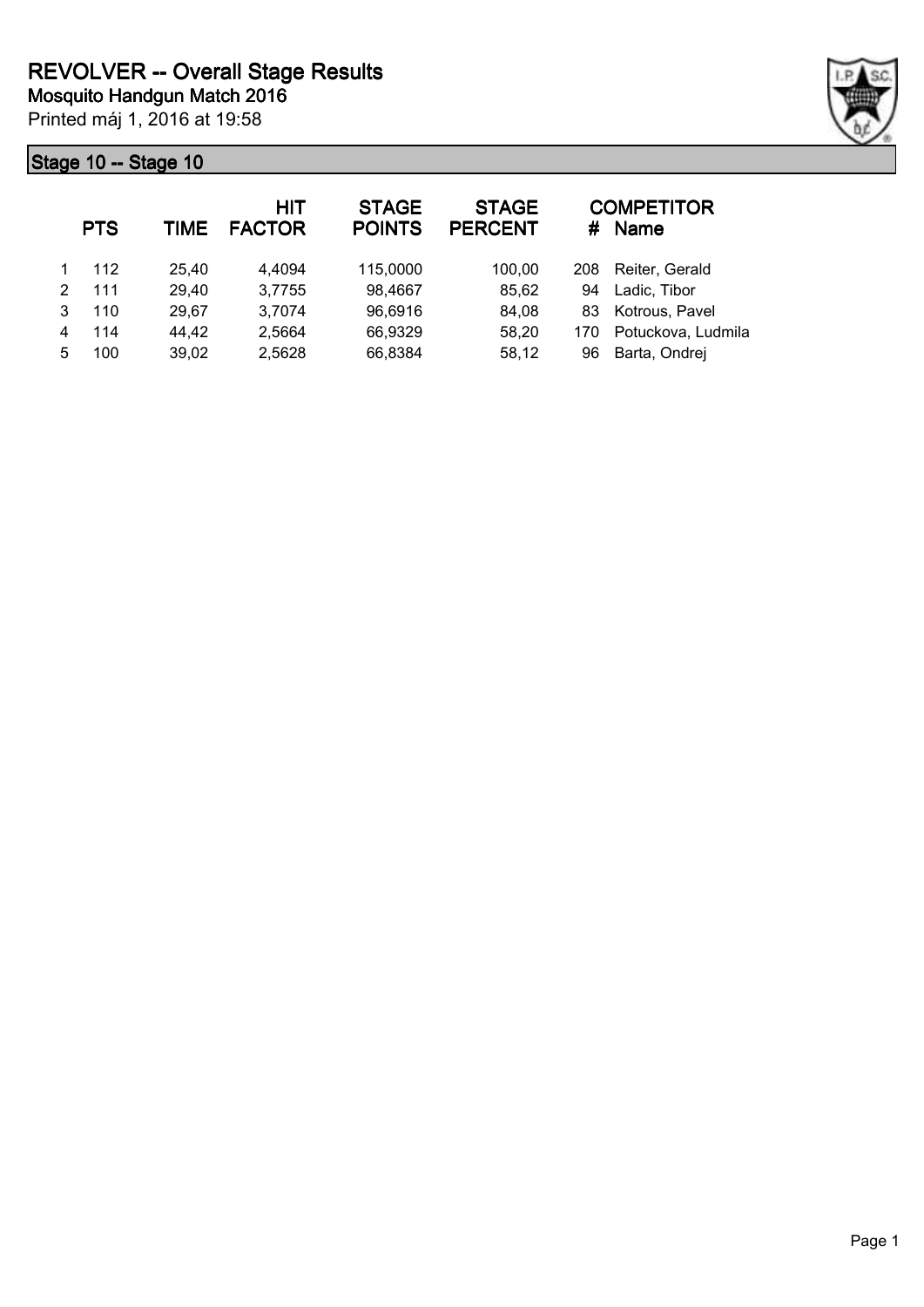# REVOLVER -- Overall Stage Results

## Mosquito Handgun Match 2016

Printed máj 1, 2016 at 19:58

### Stage 10 -- Stage 10

| | PTS | TIME | HIT FACTOR | STAGE POINTS | STAGE PERCENT | # | COMPETITOR Name |
|---|---|---|---|---|---|---|---|
| 1 | 112 | 25,40 | 4,4094 | 115,0000 | 100,00 | 208 | Reiter, Gerald |
| 2 | 111 | 29,40 | 3,7755 | 98,4667 | 85,62 | 94 | Ladic, Tibor |
| 3 | 110 | 29,67 | 3,7074 | 96,6916 | 84,08 | 83 | Kotrous, Pavel |
| 4 | 114 | 44,42 | 2,5664 | 66,9329 | 58,20 | 170 | Potuckova, Ludmila |
| 5 | 100 | 39,02 | 2,5628 | 66,8384 | 58,12 | 96 | Barta, Ondrej |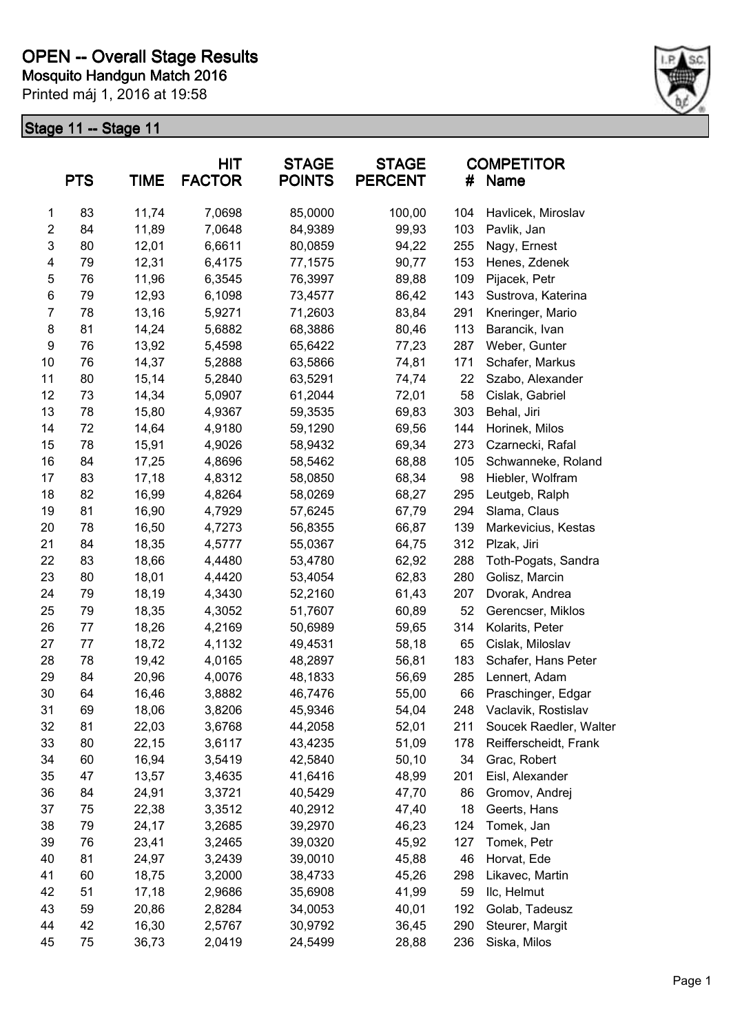# OPEN -- Overall Stage Results

**Mosquito Handgun Match 2016**

Printed máj 1, 2016 at 19:58

## Stage 11 -- Stage 11

| | PTS | TIME | HIT FACTOR | STAGE POINTS | STAGE PERCENT | # | COMPETITOR Name |
|---|---|---|---|---|---|---|---|
| 1 | 83 | 11,74 | 7,0698 | 85,0000 | 100,00 | 104 | Havlicek, Miroslav |
| 2 | 84 | 11,89 | 7,0648 | 84,9389 | 99,93 | 103 | Pavlik, Jan |
| 3 | 80 | 12,01 | 6,6611 | 80,0859 | 94,22 | 255 | Nagy, Ernest |
| 4 | 79 | 12,31 | 6,4175 | 77,1575 | 90,77 | 153 | Henes, Zdenek |
| 5 | 76 | 11,96 | 6,3545 | 76,3997 | 89,88 | 109 | Pijacek, Petr |
| 6 | 79 | 12,93 | 6,1098 | 73,4577 | 86,42 | 143 | Sustrova, Katerina |
| 7 | 78 | 13,16 | 5,9271 | 71,2603 | 83,84 | 291 | Kneringer, Mario |
| 8 | 81 | 14,24 | 5,6882 | 68,3886 | 80,46 | 113 | Barancik, Ivan |
| 9 | 76 | 13,92 | 5,4598 | 65,6422 | 77,23 | 287 | Weber, Gunter |
| 10 | 76 | 14,37 | 5,2888 | 63,5866 | 74,81 | 171 | Schafer, Markus |
| 11 | 80 | 15,14 | 5,2840 | 63,5291 | 74,74 | 22 | Szabo, Alexander |
| 12 | 73 | 14,34 | 5,0907 | 61,2044 | 72,01 | 58 | Cislak, Gabriel |
| 13 | 78 | 15,80 | 4,9367 | 59,3535 | 69,83 | 303 | Behal, Jiri |
| 14 | 72 | 14,64 | 4,9180 | 59,1290 | 69,56 | 144 | Horinek, Milos |
| 15 | 78 | 15,91 | 4,9026 | 58,9432 | 69,34 | 273 | Czarnecki, Rafal |
| 16 | 84 | 17,25 | 4,8696 | 58,5462 | 68,88 | 105 | Schwanneke, Roland |
| 17 | 83 | 17,18 | 4,8312 | 58,0850 | 68,34 | 98 | Hiebler, Wolfram |
| 18 | 82 | 16,99 | 4,8264 | 58,0269 | 68,27 | 295 | Leutgeb, Ralph |
| 19 | 81 | 16,90 | 4,7929 | 57,6245 | 67,79 | 294 | Slama, Claus |
| 20 | 78 | 16,50 | 4,7273 | 56,8355 | 66,87 | 139 | Markevicius, Kestas |
| 21 | 84 | 18,35 | 4,5777 | 55,0367 | 64,75 | 312 | Plzak, Jiri |
| 22 | 83 | 18,66 | 4,4480 | 53,4780 | 62,92 | 288 | Toth-Pogats, Sandra |
| 23 | 80 | 18,01 | 4,4420 | 53,4054 | 62,83 | 280 | Golisz, Marcin |
| 24 | 79 | 18,19 | 4,3430 | 52,2160 | 61,43 | 207 | Dvorak, Andrea |
| 25 | 79 | 18,35 | 4,3052 | 51,7607 | 60,89 | 52 | Gerencser, Miklos |
| 26 | 77 | 18,26 | 4,2169 | 50,6989 | 59,65 | 314 | Kolarits, Peter |
| 27 | 77 | 18,72 | 4,1132 | 49,4531 | 58,18 | 65 | Cislak, Miloslav |
| 28 | 78 | 19,42 | 4,0165 | 48,2897 | 56,81 | 183 | Schafer, Hans Peter |
| 29 | 84 | 20,96 | 4,0076 | 48,1833 | 56,69 | 285 | Lennert, Adam |
| 30 | 64 | 16,46 | 3,8882 | 46,7476 | 55,00 | 66 | Praschinger, Edgar |
| 31 | 69 | 18,06 | 3,8206 | 45,9346 | 54,04 | 248 | Vaclavik, Rostislav |
| 32 | 81 | 22,03 | 3,6768 | 44,2058 | 52,01 | 211 | Soucek Raedler, Walter |
| 33 | 80 | 22,15 | 3,6117 | 43,4235 | 51,09 | 178 | Reifferscheidt, Frank |
| 34 | 60 | 16,94 | 3,5419 | 42,5840 | 50,10 | 34 | Grac, Robert |
| 35 | 47 | 13,57 | 3,4635 | 41,6416 | 48,99 | 201 | Eisl, Alexander |
| 36 | 84 | 24,91 | 3,3721 | 40,5429 | 47,70 | 86 | Gromov, Andrej |
| 37 | 75 | 22,38 | 3,3512 | 40,2912 | 47,40 | 18 | Geerts, Hans |
| 38 | 79 | 24,17 | 3,2685 | 39,2970 | 46,23 | 124 | Tomek, Jan |
| 39 | 76 | 23,41 | 3,2465 | 39,0320 | 45,92 | 127 | Tomek, Petr |
| 40 | 81 | 24,97 | 3,2439 | 39,0010 | 45,88 | 46 | Horvat, Ede |
| 41 | 60 | 18,75 | 3,2000 | 38,4733 | 45,26 | 298 | Likavec, Martin |
| 42 | 51 | 17,18 | 2,9686 | 35,6908 | 41,99 | 59 | Ilc, Helmut |
| 43 | 59 | 20,86 | 2,8284 | 34,0053 | 40,01 | 192 | Golab, Tadeusz |
| 44 | 42 | 16,30 | 2,5767 | 30,9792 | 36,45 | 290 | Steurer, Margit |
| 45 | 75 | 36,73 | 2,0419 | 24,5499 | 28,88 | 236 | Siska, Milos |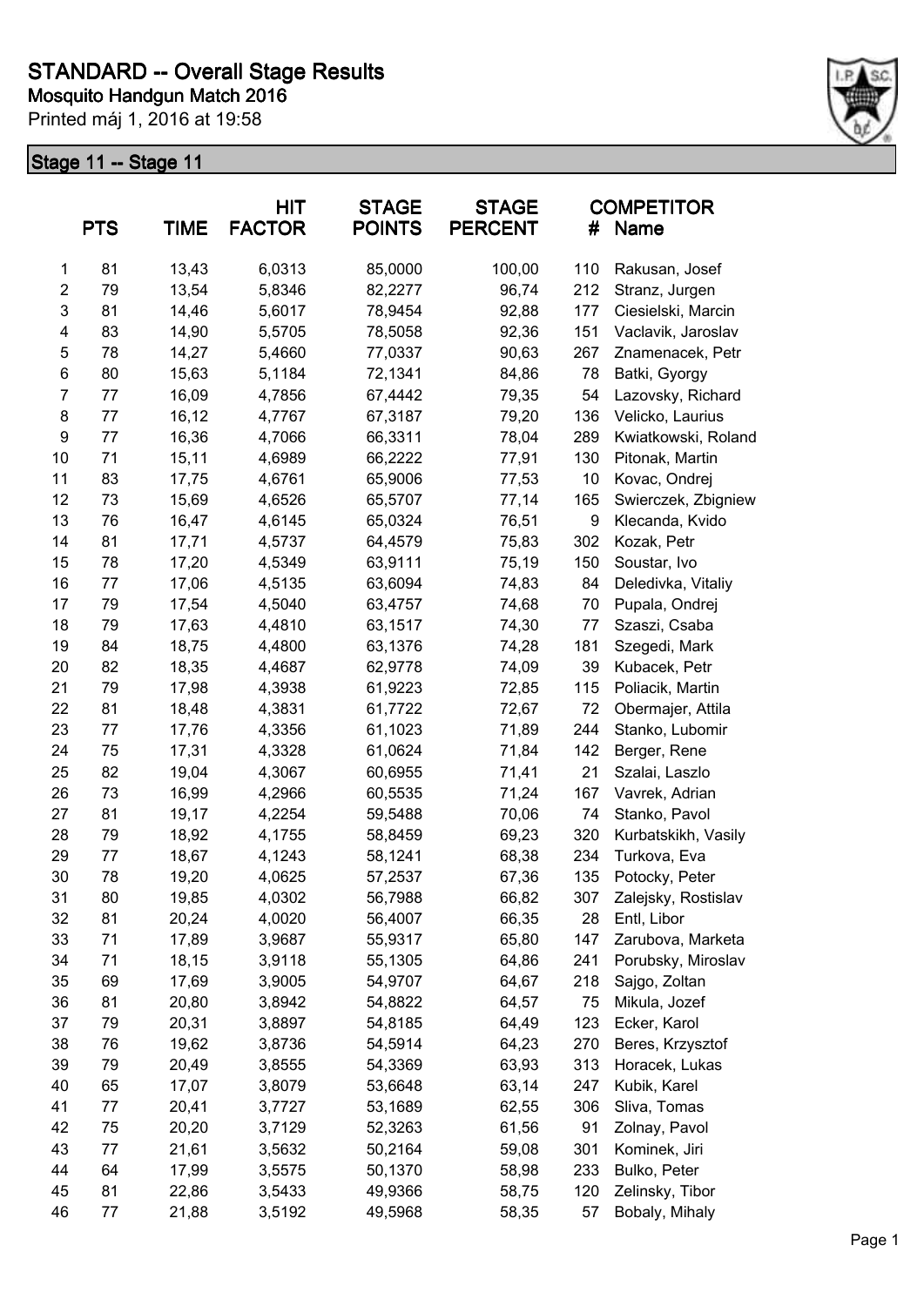# STANDARD -- Overall Stage Results

**Mosquito Handgun Match 2016**

Printed máj 1, 2016 at 19:58

## Stage 11 -- Stage 11

| | PTS | TIME | HIT FACTOR | STAGE POINTS | STAGE PERCENT | # | COMPETITOR Name |
|---|---|---|---|---|---|---|---|
| 1 | 81 | 13,43 | 6,0313 | 85,0000 | 100,00 | 110 | Rakusan, Josef |
| 2 | 79 | 13,54 | 5,8346 | 82,2277 | 96,74 | 212 | Stranz, Jurgen |
| 3 | 81 | 14,46 | 5,6017 | 78,9454 | 92,88 | 177 | Ciesielski, Marcin |
| 4 | 83 | 14,90 | 5,5705 | 78,5058 | 92,36 | 151 | Vaclavik, Jaroslav |
| 5 | 78 | 14,27 | 5,4660 | 77,0337 | 90,63 | 267 | Znamenacek, Petr |
| 6 | 80 | 15,63 | 5,1184 | 72,1341 | 84,86 | 78 | Batki, Gyorgy |
| 7 | 77 | 16,09 | 4,7856 | 67,4442 | 79,35 | 54 | Lazovsky, Richard |
| 8 | 77 | 16,12 | 4,7767 | 67,3187 | 79,20 | 136 | Velicko, Laurius |
| 9 | 77 | 16,36 | 4,7066 | 66,3311 | 78,04 | 289 | Kwiatkowski, Roland |
| 10 | 71 | 15,11 | 4,6989 | 66,2222 | 77,91 | 130 | Pitonak, Martin |
| 11 | 83 | 17,75 | 4,6761 | 65,9006 | 77,53 | 10 | Kovac, Ondrej |
| 12 | 73 | 15,69 | 4,6526 | 65,5707 | 77,14 | 165 | Swierczek, Zbigniew |
| 13 | 76 | 16,47 | 4,6145 | 65,0324 | 76,51 | 9 | Klecanda, Kvido |
| 14 | 81 | 17,71 | 4,5737 | 64,4579 | 75,83 | 302 | Kozak, Petr |
| 15 | 78 | 17,20 | 4,5349 | 63,9111 | 75,19 | 150 | Soustar, Ivo |
| 16 | 77 | 17,06 | 4,5135 | 63,6094 | 74,83 | 84 | Deledivka, Vitaliy |
| 17 | 79 | 17,54 | 4,5040 | 63,4757 | 74,68 | 70 | Pupala, Ondrej |
| 18 | 79 | 17,63 | 4,4810 | 63,1517 | 74,30 | 77 | Szaszi, Csaba |
| 19 | 84 | 18,75 | 4,4800 | 63,1376 | 74,28 | 181 | Szegedi, Mark |
| 20 | 82 | 18,35 | 4,4687 | 62,9778 | 74,09 | 39 | Kubacek, Petr |
| 21 | 79 | 17,98 | 4,3938 | 61,9223 | 72,85 | 115 | Poliacik, Martin |
| 22 | 81 | 18,48 | 4,3831 | 61,7722 | 72,67 | 72 | Obermajer, Attila |
| 23 | 77 | 17,76 | 4,3356 | 61,1023 | 71,89 | 244 | Stanko, Lubomir |
| 24 | 75 | 17,31 | 4,3328 | 61,0624 | 71,84 | 142 | Berger, Rene |
| 25 | 82 | 19,04 | 4,3067 | 60,6955 | 71,41 | 21 | Szalai, Laszlo |
| 26 | 73 | 16,99 | 4,2966 | 60,5535 | 71,24 | 167 | Vavrek, Adrian |
| 27 | 81 | 19,17 | 4,2254 | 59,5488 | 70,06 | 74 | Stanko, Pavol |
| 28 | 79 | 18,92 | 4,1755 | 58,8459 | 69,23 | 320 | Kurbatskikh, Vasily |
| 29 | 77 | 18,67 | 4,1243 | 58,1241 | 68,38 | 234 | Turkova, Eva |
| 30 | 78 | 19,20 | 4,0625 | 57,2537 | 67,36 | 135 | Potocky, Peter |
| 31 | 80 | 19,85 | 4,0302 | 56,7988 | 66,82 | 307 | Zalejsky, Rostislav |
| 32 | 81 | 20,24 | 4,0020 | 56,4007 | 66,35 | 28 | Entl, Libor |
| 33 | 71 | 17,89 | 3,9687 | 55,9317 | 65,80 | 147 | Zarubova, Marketa |
| 34 | 71 | 18,15 | 3,9118 | 55,1305 | 64,86 | 241 | Porubsky, Miroslav |
| 35 | 69 | 17,69 | 3,9005 | 54,9707 | 64,67 | 218 | Sajgo, Zoltan |
| 36 | 81 | 20,80 | 3,8942 | 54,8822 | 64,57 | 75 | Mikula, Jozef |
| 37 | 79 | 20,31 | 3,8897 | 54,8185 | 64,49 | 123 | Ecker, Karol |
| 38 | 76 | 19,62 | 3,8736 | 54,5914 | 64,23 | 270 | Beres, Krzysztof |
| 39 | 79 | 20,49 | 3,8555 | 54,3369 | 63,93 | 313 | Horacek, Lukas |
| 40 | 65 | 17,07 | 3,8079 | 53,6648 | 63,14 | 247 | Kubik, Karel |
| 41 | 77 | 20,41 | 3,7727 | 53,1689 | 62,55 | 306 | Sliva, Tomas |
| 42 | 75 | 20,20 | 3,7129 | 52,3263 | 61,56 | 91 | Zolnay, Pavol |
| 43 | 77 | 21,61 | 3,5632 | 50,2164 | 59,08 | 301 | Kominek, Jiri |
| 44 | 64 | 17,99 | 3,5575 | 50,1370 | 58,98 | 233 | Bulko, Peter |
| 45 | 81 | 22,86 | 3,5433 | 49,9366 | 58,75 | 120 | Zelinsky, Tibor |
| 46 | 77 | 21,88 | 3,5192 | 49,5968 | 58,35 | 57 | Bobaly, Mihaly |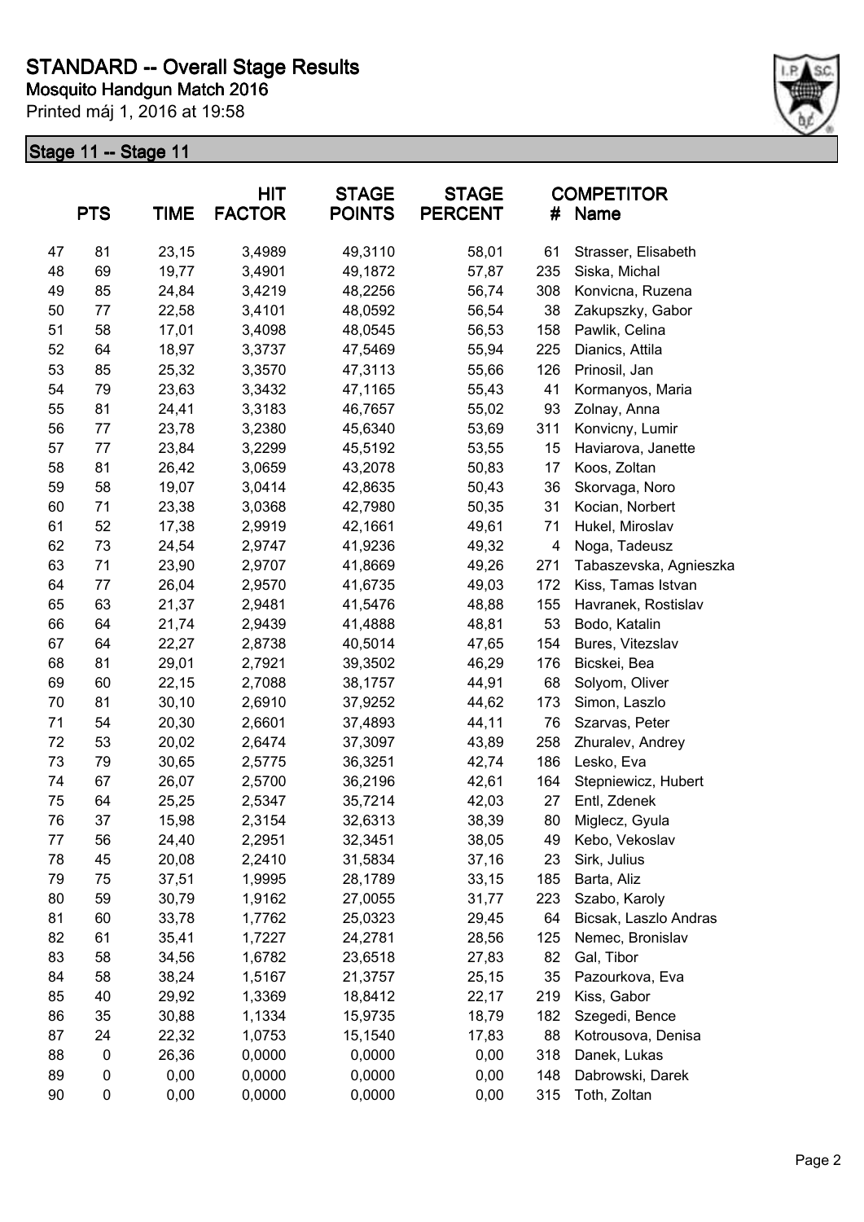# STANDARD -- Overall Stage Results

**Mosquito Handgun Match 2016**

Printed máj 1, 2016 at 19:58

## Stage 11 -- Stage 11

| | PTS | TIME | HIT FACTOR | STAGE POINTS | STAGE PERCENT | # | COMPETITOR Name |
|---|---|---|---|---|---|---|---|
| 47 | 81 | 23,15 | 3,4989 | 49,3110 | 58,01 | 61 | Strasser, Elisabeth |
| 48 | 69 | 19,77 | 3,4901 | 49,1872 | 57,87 | 235 | Siska, Michal |
| 49 | 85 | 24,84 | 3,4219 | 48,2256 | 56,74 | 308 | Konvicna, Ruzena |
| 50 | 77 | 22,58 | 3,4101 | 48,0592 | 56,54 | 38 | Zakupszky, Gabor |
| 51 | 58 | 17,01 | 3,4098 | 48,0545 | 56,53 | 158 | Pawlik, Celina |
| 52 | 64 | 18,97 | 3,3737 | 47,5469 | 55,94 | 225 | Dianics, Attila |
| 53 | 85 | 25,32 | 3,3570 | 47,3113 | 55,66 | 126 | Prinosil, Jan |
| 54 | 79 | 23,63 | 3,3432 | 47,1165 | 55,43 | 41 | Kormanyos, Maria |
| 55 | 81 | 24,41 | 3,3183 | 46,7657 | 55,02 | 93 | Zolnay, Anna |
| 56 | 77 | 23,78 | 3,2380 | 45,6340 | 53,69 | 311 | Konvicny, Lumir |
| 57 | 77 | 23,84 | 3,2299 | 45,5192 | 53,55 | 15 | Haviarova, Janette |
| 58 | 81 | 26,42 | 3,0659 | 43,2078 | 50,83 | 17 | Koos, Zoltan |
| 59 | 58 | 19,07 | 3,0414 | 42,8635 | 50,43 | 36 | Skorvaga, Noro |
| 60 | 71 | 23,38 | 3,0368 | 42,7980 | 50,35 | 31 | Kocian, Norbert |
| 61 | 52 | 17,38 | 2,9919 | 42,1661 | 49,61 | 71 | Hukel, Miroslav |
| 62 | 73 | 24,54 | 2,9747 | 41,9236 | 49,32 | 4 | Noga, Tadeusz |
| 63 | 71 | 23,90 | 2,9707 | 41,8669 | 49,26 | 271 | Tabaszevska, Agnieszka |
| 64 | 77 | 26,04 | 2,9570 | 41,6735 | 49,03 | 172 | Kiss, Tamas Istvan |
| 65 | 63 | 21,37 | 2,9481 | 41,5476 | 48,88 | 155 | Havranek, Rostislav |
| 66 | 64 | 21,74 | 2,9439 | 41,4888 | 48,81 | 53 | Bodo, Katalin |
| 67 | 64 | 22,27 | 2,8738 | 40,5014 | 47,65 | 154 | Bures, Vitezslav |
| 68 | 81 | 29,01 | 2,7921 | 39,3502 | 46,29 | 176 | Bicskei, Bea |
| 69 | 60 | 22,15 | 2,7088 | 38,1757 | 44,91 | 68 | Solyom, Oliver |
| 70 | 81 | 30,10 | 2,6910 | 37,9252 | 44,62 | 173 | Simon, Laszlo |
| 71 | 54 | 20,30 | 2,6601 | 37,4893 | 44,11 | 76 | Szarvas, Peter |
| 72 | 53 | 20,02 | 2,6474 | 37,3097 | 43,89 | 258 | Zhuralev, Andrey |
| 73 | 79 | 30,65 | 2,5775 | 36,3251 | 42,74 | 186 | Lesko, Eva |
| 74 | 67 | 26,07 | 2,5700 | 36,2196 | 42,61 | 164 | Stepniewicz, Hubert |
| 75 | 64 | 25,25 | 2,5347 | 35,7214 | 42,03 | 27 | Entl, Zdenek |
| 76 | 37 | 15,98 | 2,3154 | 32,6313 | 38,39 | 80 | Miglecz, Gyula |
| 77 | 56 | 24,40 | 2,2951 | 32,3451 | 38,05 | 49 | Kebo, Vekoslav |
| 78 | 45 | 20,08 | 2,2410 | 31,5834 | 37,16 | 23 | Sirk, Julius |
| 79 | 75 | 37,51 | 1,9995 | 28,1789 | 33,15 | 185 | Barta, Aliz |
| 80 | 59 | 30,79 | 1,9162 | 27,0055 | 31,77 | 223 | Szabo, Karoly |
| 81 | 60 | 33,78 | 1,7762 | 25,0323 | 29,45 | 64 | Bicsak, Laszlo Andras |
| 82 | 61 | 35,41 | 1,7227 | 24,2781 | 28,56 | 125 | Nemec, Bronislav |
| 83 | 58 | 34,56 | 1,6782 | 23,6518 | 27,83 | 82 | Gal, Tibor |
| 84 | 58 | 38,24 | 1,5167 | 21,3757 | 25,15 | 35 | Pazourkova, Eva |
| 85 | 40 | 29,92 | 1,3369 | 18,8412 | 22,17 | 219 | Kiss, Gabor |
| 86 | 35 | 30,88 | 1,1334 | 15,9735 | 18,79 | 182 | Szegedi, Bence |
| 87 | 24 | 22,32 | 1,0753 | 15,1540 | 17,83 | 88 | Kotrousova, Denisa |
| 88 | 0 | 26,36 | 0,0000 | 0,0000 | 0,00 | 318 | Danek, Lukas |
| 89 | 0 | 0,00 | 0,0000 | 0,0000 | 0,00 | 148 | Dabrowski, Darek |
| 90 | 0 | 0,00 | 0,0000 | 0,0000 | 0,00 | 315 | Toth, Zoltan |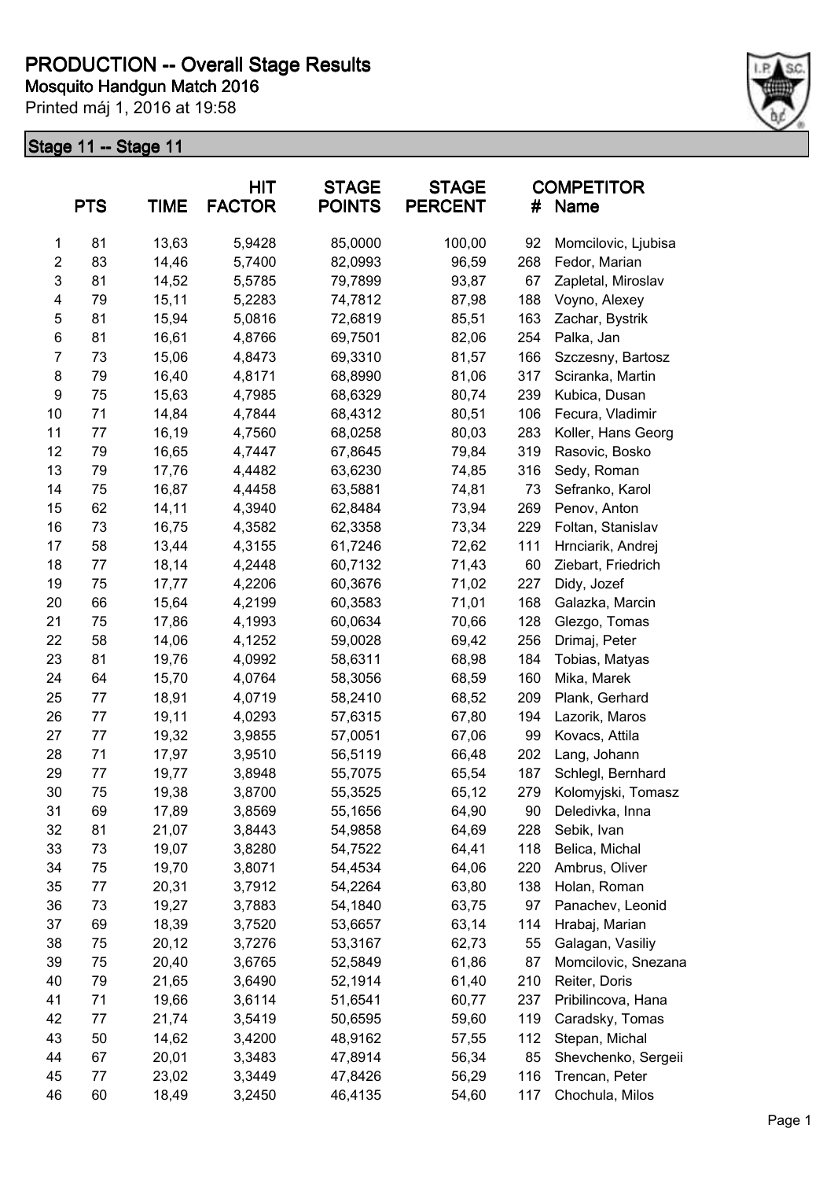# PRODUCTION -- Overall Stage Results

**Mosquito Handgun Match 2016**

Printed máj 1, 2016 at 19:58

## Stage 11 -- Stage 11

| | PTS | TIME | HIT FACTOR | STAGE POINTS | STAGE PERCENT | # | COMPETITOR Name |
|---|---|---|---|---|---|---|---|
| 1 | 81 | 13,63 | 5,9428 | 85,0000 | 100,00 | 92 | Momcilovic, Ljubisa |
| 2 | 83 | 14,46 | 5,7400 | 82,0993 | 96,59 | 268 | Fedor, Marian |
| 3 | 81 | 14,52 | 5,5785 | 79,7899 | 93,87 | 67 | Zapletal, Miroslav |
| 4 | 79 | 15,11 | 5,2283 | 74,7812 | 87,98 | 188 | Voyno, Alexey |
| 5 | 81 | 15,94 | 5,0816 | 72,6819 | 85,51 | 163 | Zachar, Bystrik |
| 6 | 81 | 16,61 | 4,8766 | 69,7501 | 82,06 | 254 | Palka, Jan |
| 7 | 73 | 15,06 | 4,8473 | 69,3310 | 81,57 | 166 | Szczesny, Bartosz |
| 8 | 79 | 16,40 | 4,8171 | 68,8990 | 81,06 | 317 | Sciranka, Martin |
| 9 | 75 | 15,63 | 4,7985 | 68,6329 | 80,74 | 239 | Kubica, Dusan |
| 10 | 71 | 14,84 | 4,7844 | 68,4312 | 80,51 | 106 | Fecura, Vladimir |
| 11 | 77 | 16,19 | 4,7560 | 68,0258 | 80,03 | 283 | Koller, Hans Georg |
| 12 | 79 | 16,65 | 4,7447 | 67,8645 | 79,84 | 319 | Rasovic, Bosko |
| 13 | 79 | 17,76 | 4,4482 | 63,6230 | 74,85 | 316 | Sedy, Roman |
| 14 | 75 | 16,87 | 4,4458 | 63,5881 | 74,81 | 73 | Sefranko, Karol |
| 15 | 62 | 14,11 | 4,3940 | 62,8484 | 73,94 | 269 | Penov, Anton |
| 16 | 73 | 16,75 | 4,3582 | 62,3358 | 73,34 | 229 | Foltan, Stanislav |
| 17 | 58 | 13,44 | 4,3155 | 61,7246 | 72,62 | 111 | Hrnciarik, Andrej |
| 18 | 77 | 18,14 | 4,2448 | 60,7132 | 71,43 | 60 | Ziebart, Friedrich |
| 19 | 75 | 17,77 | 4,2206 | 60,3676 | 71,02 | 227 | Didy, Jozef |
| 20 | 66 | 15,64 | 4,2199 | 60,3583 | 71,01 | 168 | Galazka, Marcin |
| 21 | 75 | 17,86 | 4,1993 | 60,0634 | 70,66 | 128 | Glezgo, Tomas |
| 22 | 58 | 14,06 | 4,1252 | 59,0028 | 69,42 | 256 | Drimaj, Peter |
| 23 | 81 | 19,76 | 4,0992 | 58,6311 | 68,98 | 184 | Tobias, Matyas |
| 24 | 64 | 15,70 | 4,0764 | 58,3056 | 68,59 | 160 | Mika, Marek |
| 25 | 77 | 18,91 | 4,0719 | 58,2410 | 68,52 | 209 | Plank, Gerhard |
| 26 | 77 | 19,11 | 4,0293 | 57,6315 | 67,80 | 194 | Lazorik, Maros |
| 27 | 77 | 19,32 | 3,9855 | 57,0051 | 67,06 | 99 | Kovacs, Attila |
| 28 | 71 | 17,97 | 3,9510 | 56,5119 | 66,48 | 202 | Lang, Johann |
| 29 | 77 | 19,77 | 3,8948 | 55,7075 | 65,54 | 187 | Schlegl, Bernhard |
| 30 | 75 | 19,38 | 3,8700 | 55,3525 | 65,12 | 279 | Kolomyjski, Tomasz |
| 31 | 69 | 17,89 | 3,8569 | 55,1656 | 64,90 | 90 | Deledivka, Inna |
| 32 | 81 | 21,07 | 3,8443 | 54,9858 | 64,69 | 228 | Sebik, Ivan |
| 33 | 73 | 19,07 | 3,8280 | 54,7522 | 64,41 | 118 | Belica, Michal |
| 34 | 75 | 19,70 | 3,8071 | 54,4534 | 64,06 | 220 | Ambrus, Oliver |
| 35 | 77 | 20,31 | 3,7912 | 54,2264 | 63,80 | 138 | Holan, Roman |
| 36 | 73 | 19,27 | 3,7883 | 54,1840 | 63,75 | 97 | Panachev, Leonid |
| 37 | 69 | 18,39 | 3,7520 | 53,6657 | 63,14 | 114 | Hrabaj, Marian |
| 38 | 75 | 20,12 | 3,7276 | 53,3167 | 62,73 | 55 | Galagan, Vasiliy |
| 39 | 75 | 20,40 | 3,6765 | 52,5849 | 61,86 | 87 | Momcilovic, Snezana |
| 40 | 79 | 21,65 | 3,6490 | 52,1914 | 61,40 | 210 | Reiter, Doris |
| 41 | 71 | 19,66 | 3,6114 | 51,6541 | 60,77 | 237 | Pribilincova, Hana |
| 42 | 77 | 21,74 | 3,5419 | 50,6595 | 59,60 | 119 | Caradsky, Tomas |
| 43 | 50 | 14,62 | 3,4200 | 48,9162 | 57,55 | 112 | Stepan, Michal |
| 44 | 67 | 20,01 | 3,3483 | 47,8914 | 56,34 | 85 | Shevchenko, Sergeii |
| 45 | 77 | 23,02 | 3,3449 | 47,8426 | 56,29 | 116 | Trencan, Peter |
| 46 | 60 | 18,49 | 3,2450 | 46,4135 | 54,60 | 117 | Chochula, Milos |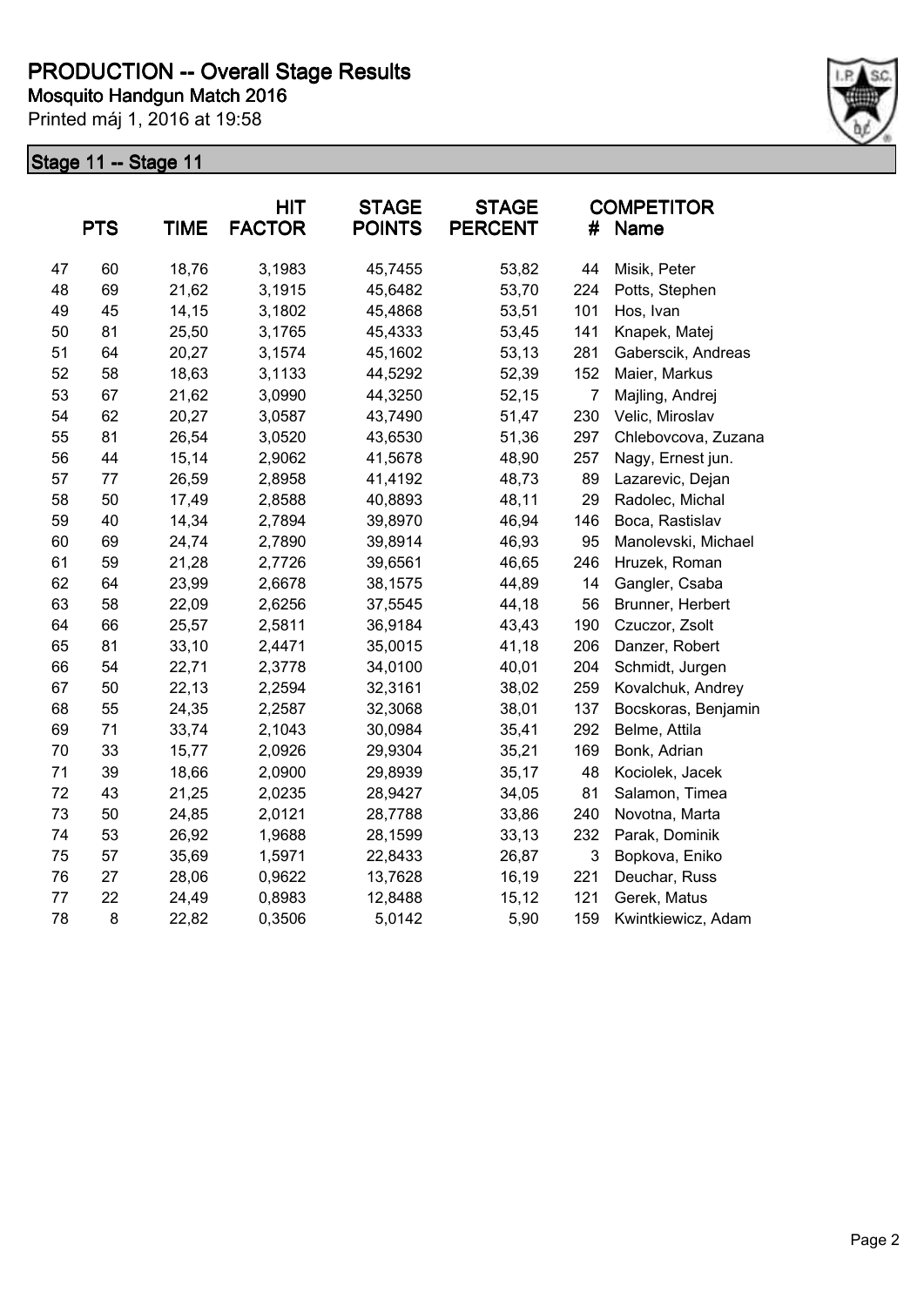# PRODUCTION -- Overall Stage Results

**Mosquito Handgun Match 2016**

Printed máj 1, 2016 at 19:58

## Stage 11 -- Stage 11

| | PTS | TIME | HIT FACTOR | STAGE POINTS | STAGE PERCENT | # | COMPETITOR Name |
|---|---|---|---|---|---|---|---|
| 47 | 60 | 18,76 | 3,1983 | 45,7455 | 53,82 | 44 | Misik, Peter |
| 48 | 69 | 21,62 | 3,1915 | 45,6482 | 53,70 | 224 | Potts, Stephen |
| 49 | 45 | 14,15 | 3,1802 | 45,4868 | 53,51 | 101 | Hos, Ivan |
| 50 | 81 | 25,50 | 3,1765 | 45,4333 | 53,45 | 141 | Knapek, Matej |
| 51 | 64 | 20,27 | 3,1574 | 45,1602 | 53,13 | 281 | Gaberscik, Andreas |
| 52 | 58 | 18,63 | 3,1133 | 44,5292 | 52,39 | 152 | Maier, Markus |
| 53 | 67 | 21,62 | 3,0990 | 44,3250 | 52,15 | 7 | Majling, Andrej |
| 54 | 62 | 20,27 | 3,0587 | 43,7490 | 51,47 | 230 | Velic, Miroslav |
| 55 | 81 | 26,54 | 3,0520 | 43,6530 | 51,36 | 297 | Chlebovcova, Zuzana |
| 56 | 44 | 15,14 | 2,9062 | 41,5678 | 48,90 | 257 | Nagy, Ernest jun. |
| 57 | 77 | 26,59 | 2,8958 | 41,4192 | 48,73 | 89 | Lazarevic, Dejan |
| 58 | 50 | 17,49 | 2,8588 | 40,8893 | 48,11 | 29 | Radolec, Michal |
| 59 | 40 | 14,34 | 2,7894 | 39,8970 | 46,94 | 146 | Boca, Rastislav |
| 60 | 69 | 24,74 | 2,7890 | 39,8914 | 46,93 | 95 | Manolevski, Michael |
| 61 | 59 | 21,28 | 2,7726 | 39,6561 | 46,65 | 246 | Hruzek, Roman |
| 62 | 64 | 23,99 | 2,6678 | 38,1575 | 44,89 | 14 | Gangler, Csaba |
| 63 | 58 | 22,09 | 2,6256 | 37,5545 | 44,18 | 56 | Brunner, Herbert |
| 64 | 66 | 25,57 | 2,5811 | 36,9184 | 43,43 | 190 | Czuczor, Zsolt |
| 65 | 81 | 33,10 | 2,4471 | 35,0015 | 41,18 | 206 | Danzer, Robert |
| 66 | 54 | 22,71 | 2,3778 | 34,0100 | 40,01 | 204 | Schmidt, Jurgen |
| 67 | 50 | 22,13 | 2,2594 | 32,3161 | 38,02 | 259 | Kovalchuk, Andrey |
| 68 | 55 | 24,35 | 2,2587 | 32,3068 | 38,01 | 137 | Bocskoras, Benjamin |
| 69 | 71 | 33,74 | 2,1043 | 30,0984 | 35,41 | 292 | Belme, Attila |
| 70 | 33 | 15,77 | 2,0926 | 29,9304 | 35,21 | 169 | Bonk, Adrian |
| 71 | 39 | 18,66 | 2,0900 | 29,8939 | 35,17 | 48 | Kociolek, Jacek |
| 72 | 43 | 21,25 | 2,0235 | 28,9427 | 34,05 | 81 | Salamon, Timea |
| 73 | 50 | 24,85 | 2,0121 | 28,7788 | 33,86 | 240 | Novotna, Marta |
| 74 | 53 | 26,92 | 1,9688 | 28,1599 | 33,13 | 232 | Parak, Dominik |
| 75 | 57 | 35,69 | 1,5971 | 22,8433 | 26,87 | 3 | Bopkova, Eniko |
| 76 | 27 | 28,06 | 0,9622 | 13,7628 | 16,19 | 221 | Deuchar, Russ |
| 77 | 22 | 24,49 | 0,8983 | 12,8488 | 15,12 | 121 | Gerek, Matus |
| 78 | 8 | 22,82 | 0,3506 | 5,0142 | 5,90 | 159 | Kwintkiewicz, Adam |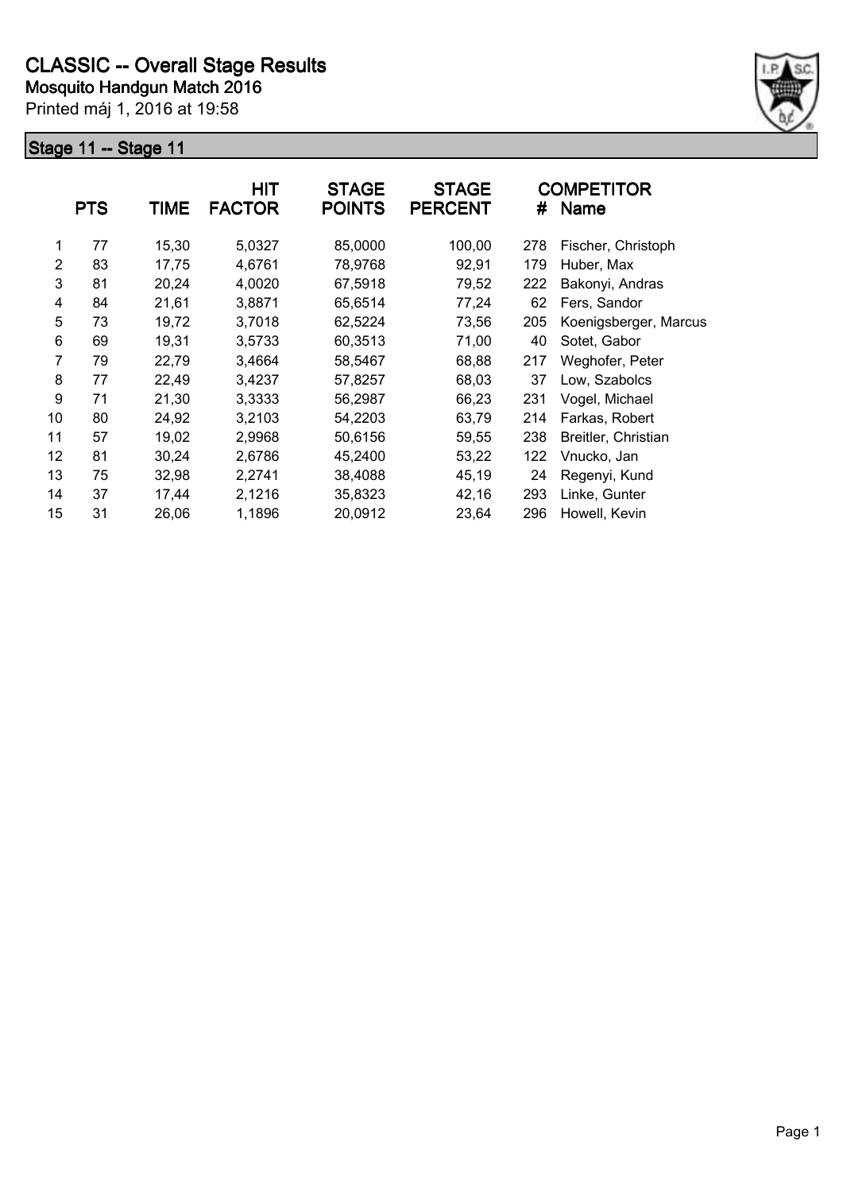# CLASSIC -- Overall Stage Results

**Mosquito Handgun Match 2016**

Printed máj 1, 2016 at 19:58

## Stage 11 -- Stage 11

| | PTS | TIME | HIT FACTOR | STAGE POINTS | STAGE PERCENT | # | COMPETITOR Name |
|---|---|---|---|---|---|---|---|
| 1 | 77 | 15,30 | 5,0327 | 85,0000 | 100,00 | 278 | Fischer, Christoph |
| 2 | 83 | 17,75 | 4,6761 | 78,9768 | 92,91 | 179 | Huber, Max |
| 3 | 81 | 20,24 | 4,0020 | 67,5918 | 79,52 | 222 | Bakonyi, Andras |
| 4 | 84 | 21,61 | 3,8871 | 65,6514 | 77,24 | 62 | Fers, Sandor |
| 5 | 73 | 19,72 | 3,7018 | 62,5224 | 73,56 | 205 | Koenigsberger, Marcus |
| 6 | 69 | 19,31 | 3,5733 | 60,3513 | 71,00 | 40 | Sotet, Gabor |
| 7 | 79 | 22,79 | 3,4664 | 58,5467 | 68,88 | 217 | Weghofer, Peter |
| 8 | 77 | 22,49 | 3,4237 | 57,8257 | 68,03 | 37 | Low, Szabolcs |
| 9 | 71 | 21,30 | 3,3333 | 56,2987 | 66,23 | 231 | Vogel, Michael |
| 10 | 80 | 24,92 | 3,2103 | 54,2203 | 63,79 | 214 | Farkas, Robert |
| 11 | 57 | 19,02 | 2,9968 | 50,6156 | 59,55 | 238 | Breitler, Christian |
| 12 | 81 | 30,24 | 2,6786 | 45,2400 | 53,22 | 122 | Vnucko, Jan |
| 13 | 75 | 32,98 | 2,2741 | 38,4088 | 45,19 | 24 | Regenyi, Kund |
| 14 | 37 | 17,44 | 2,1216 | 35,8323 | 42,16 | 293 | Linke, Gunter |
| 15 | 31 | 26,06 | 1,1896 | 20,0912 | 23,64 | 296 | Howell, Kevin |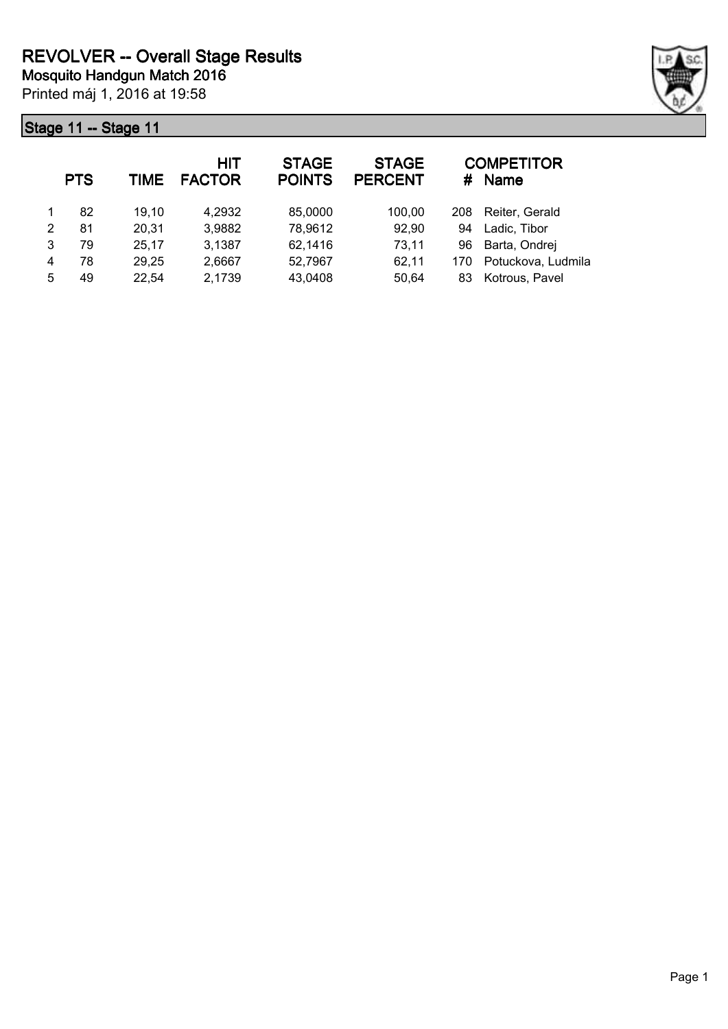# REVOLVER -- Overall Stage Results

## Mosquito Handgun Match 2016

Printed máj 1, 2016 at 19:58

### Stage 11 -- Stage 11

| | PTS | TIME | HIT FACTOR | STAGE POINTS | STAGE PERCENT | # | COMPETITOR Name |
|---|---|---|---|---|---|---|---|
| 1 | 82 | 19,10 | 4,2932 | 85,0000 | 100,00 | 208 | Reiter, Gerald |
| 2 | 81 | 20,31 | 3,9882 | 78,9612 | 92,90 | 94 | Ladic, Tibor |
| 3 | 79 | 25,17 | 3,1387 | 62,1416 | 73,11 | 96 | Barta, Ondrej |
| 4 | 78 | 29,25 | 2,6667 | 52,7967 | 62,11 | 170 | Potuckova, Ludmila |
| 5 | 49 | 22,54 | 2,1739 | 43,0408 | 50,64 | 83 | Kotrous, Pavel |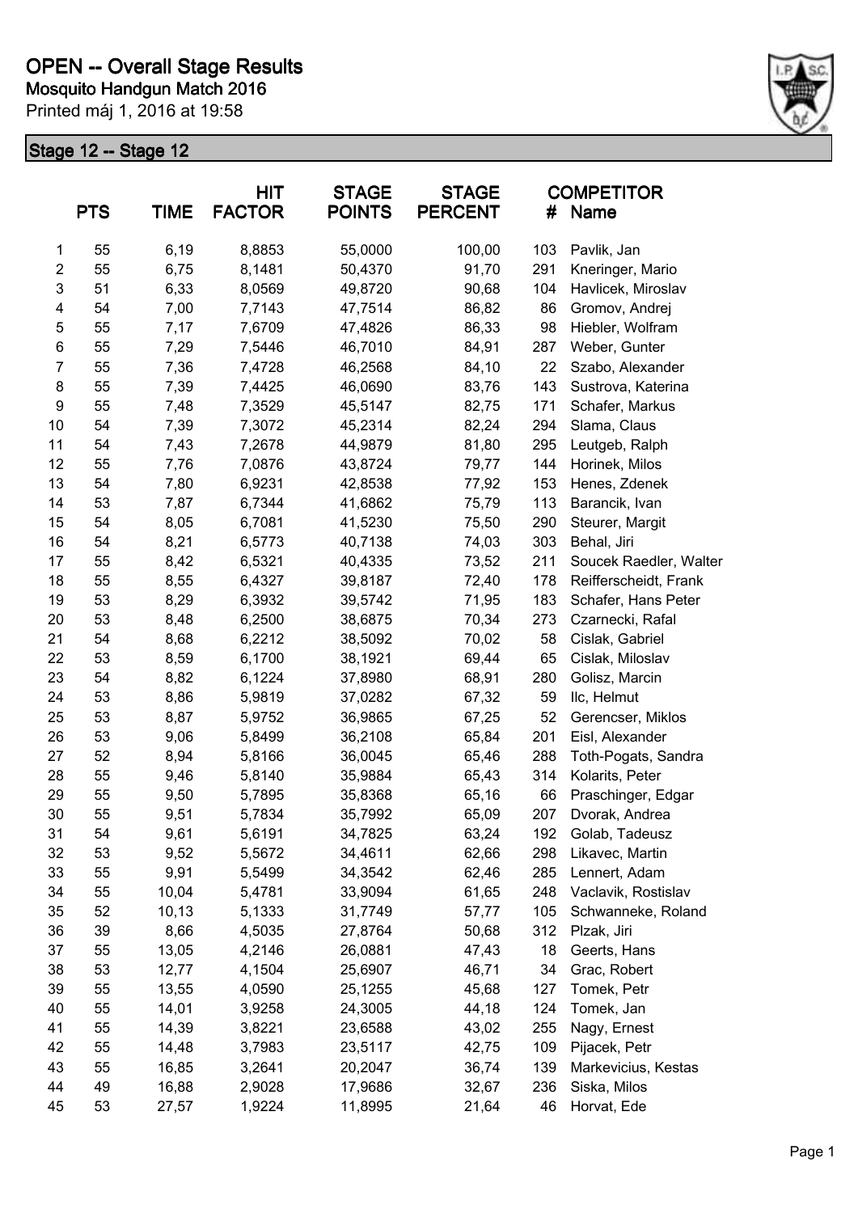# OPEN -- Overall Stage Results

## Mosquito Handgun Match 2016

Printed máj 1, 2016 at 19:58

### Stage 12 -- Stage 12

| | PTS | TIME | HIT FACTOR | STAGE POINTS | STAGE PERCENT | # | COMPETITOR Name |
|---|---|---|---|---|---|---|---|
| 1 | 55 | 6,19 | 8,8853 | 55,0000 | 100,00 | 103 | Pavlik, Jan |
| 2 | 55 | 6,75 | 8,1481 | 50,4370 | 91,70 | 291 | Kneringer, Mario |
| 3 | 51 | 6,33 | 8,0569 | 49,8720 | 90,68 | 104 | Havlicek, Miroslav |
| 4 | 54 | 7,00 | 7,7143 | 47,7514 | 86,82 | 86 | Gromov, Andrej |
| 5 | 55 | 7,17 | 7,6709 | 47,4826 | 86,33 | 98 | Hiebler, Wolfram |
| 6 | 55 | 7,29 | 7,5446 | 46,7010 | 84,91 | 287 | Weber, Gunter |
| 7 | 55 | 7,36 | 7,4728 | 46,2568 | 84,10 | 22 | Szabo, Alexander |
| 8 | 55 | 7,39 | 7,4425 | 46,0690 | 83,76 | 143 | Sustrova, Katerina |
| 9 | 55 | 7,48 | 7,3529 | 45,5147 | 82,75 | 171 | Schafer, Markus |
| 10 | 54 | 7,39 | 7,3072 | 45,2314 | 82,24 | 294 | Slama, Claus |
| 11 | 54 | 7,43 | 7,2678 | 44,9879 | 81,80 | 295 | Leutgeb, Ralph |
| 12 | 55 | 7,76 | 7,0876 | 43,8724 | 79,77 | 144 | Horinek, Milos |
| 13 | 54 | 7,80 | 6,9231 | 42,8538 | 77,92 | 153 | Henes, Zdenek |
| 14 | 53 | 7,87 | 6,7344 | 41,6862 | 75,79 | 113 | Barancik, Ivan |
| 15 | 54 | 8,05 | 6,7081 | 41,5230 | 75,50 | 290 | Steurer, Margit |
| 16 | 54 | 8,21 | 6,5773 | 40,7138 | 74,03 | 303 | Behal, Jiri |
| 17 | 55 | 8,42 | 6,5321 | 40,4335 | 73,52 | 211 | Soucek Raedler, Walter |
| 18 | 55 | 8,55 | 6,4327 | 39,8187 | 72,40 | 178 | Reifferscheidt, Frank |
| 19 | 53 | 8,29 | 6,3932 | 39,5742 | 71,95 | 183 | Schafer, Hans Peter |
| 20 | 53 | 8,48 | 6,2500 | 38,6875 | 70,34 | 273 | Czarnecki, Rafal |
| 21 | 54 | 8,68 | 6,2212 | 38,5092 | 70,02 | 58 | Cislak, Gabriel |
| 22 | 53 | 8,59 | 6,1700 | 38,1921 | 69,44 | 65 | Cislak, Miloslav |
| 23 | 54 | 8,82 | 6,1224 | 37,8980 | 68,91 | 280 | Golisz, Marcin |
| 24 | 53 | 8,86 | 5,9819 | 37,0282 | 67,32 | 59 | Ilc, Helmut |
| 25 | 53 | 8,87 | 5,9752 | 36,9865 | 67,25 | 52 | Gerencser, Miklos |
| 26 | 53 | 9,06 | 5,8499 | 36,2108 | 65,84 | 201 | Eisl, Alexander |
| 27 | 52 | 8,94 | 5,8166 | 36,0045 | 65,46 | 288 | Toth-Pogats, Sandra |
| 28 | 55 | 9,46 | 5,8140 | 35,9884 | 65,43 | 314 | Kolarits, Peter |
| 29 | 55 | 9,50 | 5,7895 | 35,8368 | 65,16 | 66 | Praschinger, Edgar |
| 30 | 55 | 9,51 | 5,7834 | 35,7992 | 65,09 | 207 | Dvorak, Andrea |
| 31 | 54 | 9,61 | 5,6191 | 34,7825 | 63,24 | 192 | Golab, Tadeusz |
| 32 | 53 | 9,52 | 5,5672 | 34,4611 | 62,66 | 298 | Likavec, Martin |
| 33 | 55 | 9,91 | 5,5499 | 34,3542 | 62,46 | 285 | Lennert, Adam |
| 34 | 55 | 10,04 | 5,4781 | 33,9094 | 61,65 | 248 | Vaclavik, Rostislav |
| 35 | 52 | 10,13 | 5,1333 | 31,7749 | 57,77 | 105 | Schwanneke, Roland |
| 36 | 39 | 8,66 | 4,5035 | 27,8764 | 50,68 | 312 | Plzak, Jiri |
| 37 | 55 | 13,05 | 4,2146 | 26,0881 | 47,43 | 18 | Geerts, Hans |
| 38 | 53 | 12,77 | 4,1504 | 25,6907 | 46,71 | 34 | Grac, Robert |
| 39 | 55 | 13,55 | 4,0590 | 25,1255 | 45,68 | 127 | Tomek, Petr |
| 40 | 55 | 14,01 | 3,9258 | 24,3005 | 44,18 | 124 | Tomek, Jan |
| 41 | 55 | 14,39 | 3,8221 | 23,6588 | 43,02 | 255 | Nagy, Ernest |
| 42 | 55 | 14,48 | 3,7983 | 23,5117 | 42,75 | 109 | Pijacek, Petr |
| 43 | 55 | 16,85 | 3,2641 | 20,2047 | 36,74 | 139 | Markevicius, Kestas |
| 44 | 49 | 16,88 | 2,9028 | 17,9686 | 32,67 | 236 | Siska, Milos |
| 45 | 53 | 27,57 | 1,9224 | 11,8995 | 21,64 | 46 | Horvat, Ede |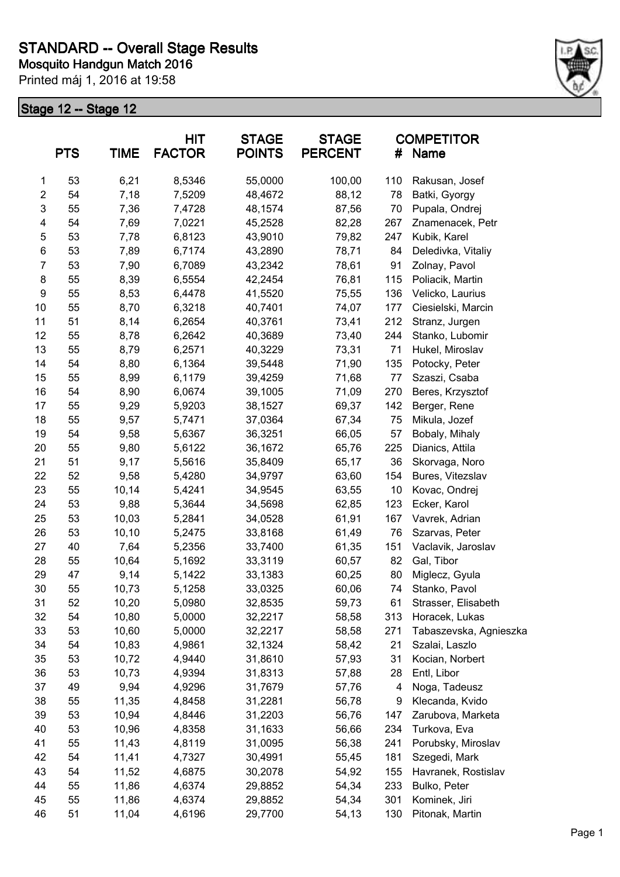# STANDARD -- Overall Stage Results

**Mosquito Handgun Match 2016**

Printed máj 1, 2016 at 19:58

## Stage 12 -- Stage 12

| | PTS | TIME | HIT FACTOR | STAGE POINTS | STAGE PERCENT | # | COMPETITOR Name |
|---|---|---|---|---|---|---|---|
| 1 | 53 | 6,21 | 8,5346 | 55,0000 | 100,00 | 110 | Rakusan, Josef |
| 2 | 54 | 7,18 | 7,5209 | 48,4672 | 88,12 | 78 | Batki, Gyorgy |
| 3 | 55 | 7,36 | 7,4728 | 48,1574 | 87,56 | 70 | Pupala, Ondrej |
| 4 | 54 | 7,69 | 7,0221 | 45,2528 | 82,28 | 267 | Znamenacek, Petr |
| 5 | 53 | 7,78 | 6,8123 | 43,9010 | 79,82 | 247 | Kubik, Karel |
| 6 | 53 | 7,89 | 6,7174 | 43,2890 | 78,71 | 84 | Deledivka, Vitaliy |
| 7 | 53 | 7,90 | 6,7089 | 43,2342 | 78,61 | 91 | Zolnay, Pavol |
| 8 | 55 | 8,39 | 6,5554 | 42,2454 | 76,81 | 115 | Poliacik, Martin |
| 9 | 55 | 8,53 | 6,4478 | 41,5520 | 75,55 | 136 | Velicko, Laurius |
| 10 | 55 | 8,70 | 6,3218 | 40,7401 | 74,07 | 177 | Ciesielski, Marcin |
| 11 | 51 | 8,14 | 6,2654 | 40,3761 | 73,41 | 212 | Stranz, Jurgen |
| 12 | 55 | 8,78 | 6,2642 | 40,3689 | 73,40 | 244 | Stanko, Lubomir |
| 13 | 55 | 8,79 | 6,2571 | 40,3229 | 73,31 | 71 | Hukel, Miroslav |
| 14 | 54 | 8,80 | 6,1364 | 39,5448 | 71,90 | 135 | Potocky, Peter |
| 15 | 55 | 8,99 | 6,1179 | 39,4259 | 71,68 | 77 | Szaszi, Csaba |
| 16 | 54 | 8,90 | 6,0674 | 39,1005 | 71,09 | 270 | Beres, Krzysztof |
| 17 | 55 | 9,29 | 5,9203 | 38,1527 | 69,37 | 142 | Berger, Rene |
| 18 | 55 | 9,57 | 5,7471 | 37,0364 | 67,34 | 75 | Mikula, Jozef |
| 19 | 54 | 9,58 | 5,6367 | 36,3251 | 66,05 | 57 | Bobaly, Mihaly |
| 20 | 55 | 9,80 | 5,6122 | 36,1672 | 65,76 | 225 | Dianics, Attila |
| 21 | 51 | 9,17 | 5,5616 | 35,8409 | 65,17 | 36 | Skorvaga, Noro |
| 22 | 52 | 9,58 | 5,4280 | 34,9797 | 63,60 | 154 | Bures, Vitezslav |
| 23 | 55 | 10,14 | 5,4241 | 34,9545 | 63,55 | 10 | Kovac, Ondrej |
| 24 | 53 | 9,88 | 5,3644 | 34,5698 | 62,85 | 123 | Ecker, Karol |
| 25 | 53 | 10,03 | 5,2841 | 34,0528 | 61,91 | 167 | Vavrek, Adrian |
| 26 | 53 | 10,10 | 5,2475 | 33,8168 | 61,49 | 76 | Szarvas, Peter |
| 27 | 40 | 7,64 | 5,2356 | 33,7400 | 61,35 | 151 | Vaclavik, Jaroslav |
| 28 | 55 | 10,64 | 5,1692 | 33,3119 | 60,57 | 82 | Gal, Tibor |
| 29 | 47 | 9,14 | 5,1422 | 33,1383 | 60,25 | 80 | Miglecz, Gyula |
| 30 | 55 | 10,73 | 5,1258 | 33,0325 | 60,06 | 74 | Stanko, Pavol |
| 31 | 52 | 10,20 | 5,0980 | 32,8535 | 59,73 | 61 | Strasser, Elisabeth |
| 32 | 54 | 10,80 | 5,0000 | 32,2217 | 58,58 | 313 | Horacek, Lukas |
| 33 | 53 | 10,60 | 5,0000 | 32,2217 | 58,58 | 271 | Tabaszevska, Agnieszka |
| 34 | 54 | 10,83 | 4,9861 | 32,1324 | 58,42 | 21 | Szalai, Laszlo |
| 35 | 53 | 10,72 | 4,9440 | 31,8610 | 57,93 | 31 | Kocian, Norbert |
| 36 | 53 | 10,73 | 4,9394 | 31,8313 | 57,88 | 28 | Entl, Libor |
| 37 | 49 | 9,94 | 4,9296 | 31,7679 | 57,76 | 4 | Noga, Tadeusz |
| 38 | 55 | 11,35 | 4,8458 | 31,2281 | 56,78 | 9 | Klecanda, Kvido |
| 39 | 53 | 10,94 | 4,8446 | 31,2203 | 56,76 | 147 | Zarubova, Marketa |
| 40 | 53 | 10,96 | 4,8358 | 31,1633 | 56,66 | 234 | Turkova, Eva |
| 41 | 55 | 11,43 | 4,8119 | 31,0095 | 56,38 | 241 | Porubsky, Miroslav |
| 42 | 54 | 11,41 | 4,7327 | 30,4991 | 55,45 | 181 | Szegedi, Mark |
| 43 | 54 | 11,52 | 4,6875 | 30,2078 | 54,92 | 155 | Havranek, Rostislav |
| 44 | 55 | 11,86 | 4,6374 | 29,8852 | 54,34 | 233 | Bulko, Peter |
| 45 | 55 | 11,86 | 4,6374 | 29,8852 | 54,34 | 301 | Kominek, Jiri |
| 46 | 51 | 11,04 | 4,6196 | 29,7700 | 54,13 | 130 | Pitonak, Martin |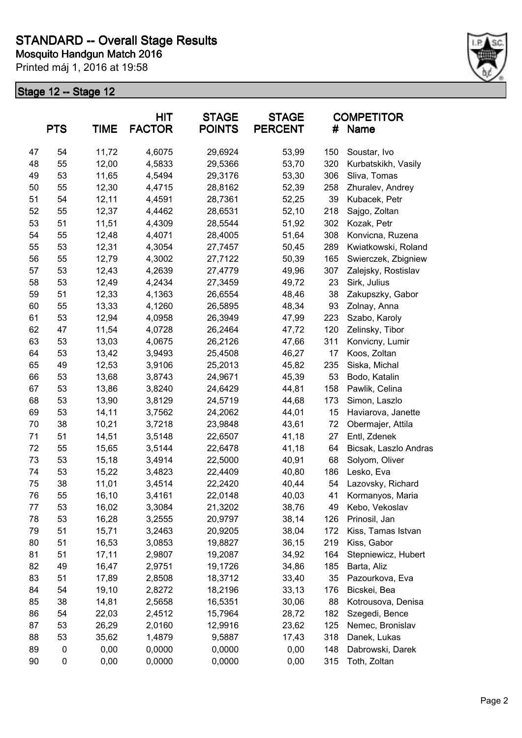# STANDARD -- Overall Stage Results

## Mosquito Handgun Match 2016

Printed máj 1, 2016 at 19:58

### Stage 12 -- Stage 12

| | PTS | TIME | HIT FACTOR | STAGE POINTS | STAGE PERCENT | # | COMPETITOR Name |
|---|---|---|---|---|---|---|---|
| 47 | 54 | 11,72 | 4,6075 | 29,6924 | 53,99 | 150 | Soustar, Ivo |
| 48 | 55 | 12,00 | 4,5833 | 29,5366 | 53,70 | 320 | Kurbatskikh, Vasily |
| 49 | 53 | 11,65 | 4,5494 | 29,3176 | 53,30 | 306 | Sliva, Tomas |
| 50 | 55 | 12,30 | 4,4715 | 28,8162 | 52,39 | 258 | Zhuralev, Andrey |
| 51 | 54 | 12,11 | 4,4591 | 28,7361 | 52,25 | 39 | Kubacek, Petr |
| 52 | 55 | 12,37 | 4,4462 | 28,6531 | 52,10 | 218 | Sajgo, Zoltan |
| 53 | 51 | 11,51 | 4,4309 | 28,5544 | 51,92 | 302 | Kozak, Petr |
| 54 | 55 | 12,48 | 4,4071 | 28,4005 | 51,64 | 308 | Konvicna, Ruzena |
| 55 | 53 | 12,31 | 4,3054 | 27,7457 | 50,45 | 289 | Kwiatkowski, Roland |
| 56 | 55 | 12,79 | 4,3002 | 27,7122 | 50,39 | 165 | Swierczek, Zbigniew |
| 57 | 53 | 12,43 | 4,2639 | 27,4779 | 49,96 | 307 | Zalejsky, Rostislav |
| 58 | 53 | 12,49 | 4,2434 | 27,3459 | 49,72 | 23 | Sirk, Julius |
| 59 | 51 | 12,33 | 4,1363 | 26,6554 | 48,46 | 38 | Zakupszky, Gabor |
| 60 | 55 | 13,33 | 4,1260 | 26,5895 | 48,34 | 93 | Zolnay, Anna |
| 61 | 53 | 12,94 | 4,0958 | 26,3949 | 47,99 | 223 | Szabo, Karoly |
| 62 | 47 | 11,54 | 4,0728 | 26,2464 | 47,72 | 120 | Zelinsky, Tibor |
| 63 | 53 | 13,03 | 4,0675 | 26,2126 | 47,66 | 311 | Konvicny, Lumir |
| 64 | 53 | 13,42 | 3,9493 | 25,4508 | 46,27 | 17 | Koos, Zoltan |
| 65 | 49 | 12,53 | 3,9106 | 25,2013 | 45,82 | 235 | Siska, Michal |
| 66 | 53 | 13,68 | 3,8743 | 24,9671 | 45,39 | 53 | Bodo, Katalin |
| 67 | 53 | 13,86 | 3,8240 | 24,6429 | 44,81 | 158 | Pawlik, Celina |
| 68 | 53 | 13,90 | 3,8129 | 24,5719 | 44,68 | 173 | Simon, Laszlo |
| 69 | 53 | 14,11 | 3,7562 | 24,2062 | 44,01 | 15 | Haviarova, Janette |
| 70 | 38 | 10,21 | 3,7218 | 23,9848 | 43,61 | 72 | Obermajer, Attila |
| 71 | 51 | 14,51 | 3,5148 | 22,6507 | 41,18 | 27 | Entl, Zdenek |
| 72 | 55 | 15,65 | 3,5144 | 22,6478 | 41,18 | 64 | Bicsak, Laszlo Andras |
| 73 | 53 | 15,18 | 3,4914 | 22,5000 | 40,91 | 68 | Solyom, Oliver |
| 74 | 53 | 15,22 | 3,4823 | 22,4409 | 40,80 | 186 | Lesko, Eva |
| 75 | 38 | 11,01 | 3,4514 | 22,2420 | 40,44 | 54 | Lazovsky, Richard |
| 76 | 55 | 16,10 | 3,4161 | 22,0148 | 40,03 | 41 | Kormanyos, Maria |
| 77 | 53 | 16,02 | 3,3084 | 21,3202 | 38,76 | 49 | Kebo, Vekoslav |
| 78 | 53 | 16,28 | 3,2555 | 20,9797 | 38,14 | 126 | Prinosil, Jan |
| 79 | 51 | 15,71 | 3,2463 | 20,9205 | 38,04 | 172 | Kiss, Tamas Istvan |
| 80 | 51 | 16,53 | 3,0853 | 19,8827 | 36,15 | 219 | Kiss, Gabor |
| 81 | 51 | 17,11 | 2,9807 | 19,2087 | 34,92 | 164 | Stepniewicz, Hubert |
| 82 | 49 | 16,47 | 2,9751 | 19,1726 | 34,86 | 185 | Barta, Aliz |
| 83 | 51 | 17,89 | 2,8508 | 18,3712 | 33,40 | 35 | Pazourkova, Eva |
| 84 | 54 | 19,10 | 2,8272 | 18,2196 | 33,13 | 176 | Bicskei, Bea |
| 85 | 38 | 14,81 | 2,5658 | 16,5351 | 30,06 | 88 | Kotrousova, Denisa |
| 86 | 54 | 22,03 | 2,4512 | 15,7964 | 28,72 | 182 | Szegedi, Bence |
| 87 | 53 | 26,29 | 2,0160 | 12,9916 | 23,62 | 125 | Nemec, Bronislav |
| 88 | 53 | 35,62 | 1,4879 | 9,5887 | 17,43 | 318 | Danek, Lukas |
| 89 | 0 | 0,00 | 0,0000 | 0,0000 | 0,00 | 148 | Dabrowski, Darek |
| 90 | 0 | 0,00 | 0,0000 | 0,0000 | 0,00 | 315 | Toth, Zoltan |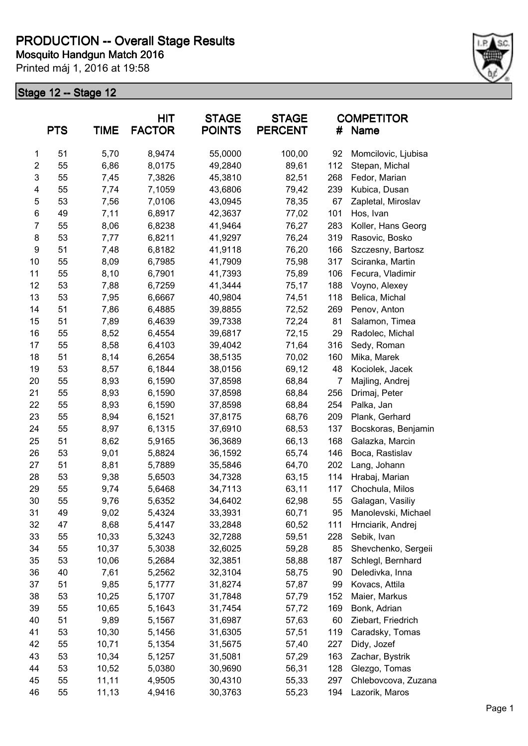# PRODUCTION -- Overall Stage Results

**Mosquito Handgun Match 2016**

Printed máj 1, 2016 at 19:58

## Stage 12 -- Stage 12

| | PTS | TIME | HIT FACTOR | STAGE POINTS | STAGE PERCENT | # | COMPETITOR Name |
|---|---|---|---|---|---|---|---|
| 1 | 51 | 5,70 | 8,9474 | 55,0000 | 100,00 | 92 | Momcilovic, Ljubisa |
| 2 | 55 | 6,86 | 8,0175 | 49,2840 | 89,61 | 112 | Stepan, Michal |
| 3 | 55 | 7,45 | 7,3826 | 45,3810 | 82,51 | 268 | Fedor, Marian |
| 4 | 55 | 7,74 | 7,1059 | 43,6806 | 79,42 | 239 | Kubica, Dusan |
| 5 | 53 | 7,56 | 7,0106 | 43,0945 | 78,35 | 67 | Zapletal, Miroslav |
| 6 | 49 | 7,11 | 6,8917 | 42,3637 | 77,02 | 101 | Hos, Ivan |
| 7 | 55 | 8,06 | 6,8238 | 41,9464 | 76,27 | 283 | Koller, Hans Georg |
| 8 | 53 | 7,77 | 6,8211 | 41,9297 | 76,24 | 319 | Rasovic, Bosko |
| 9 | 51 | 7,48 | 6,8182 | 41,9118 | 76,20 | 166 | Szczesny, Bartosz |
| 10 | 55 | 8,09 | 6,7985 | 41,7909 | 75,98 | 317 | Sciranka, Martin |
| 11 | 55 | 8,10 | 6,7901 | 41,7393 | 75,89 | 106 | Fecura, Vladimir |
| 12 | 53 | 7,88 | 6,7259 | 41,3444 | 75,17 | 188 | Voyno, Alexey |
| 13 | 53 | 7,95 | 6,6667 | 40,9804 | 74,51 | 118 | Belica, Michal |
| 14 | 51 | 7,86 | 6,4885 | 39,8855 | 72,52 | 269 | Penov, Anton |
| 15 | 51 | 7,89 | 6,4639 | 39,7338 | 72,24 | 81 | Salamon, Timea |
| 16 | 55 | 8,52 | 6,4554 | 39,6817 | 72,15 | 29 | Radolec, Michal |
| 17 | 55 | 8,58 | 6,4103 | 39,4042 | 71,64 | 316 | Sedy, Roman |
| 18 | 51 | 8,14 | 6,2654 | 38,5135 | 70,02 | 160 | Mika, Marek |
| 19 | 53 | 8,57 | 6,1844 | 38,0156 | 69,12 | 48 | Kociolek, Jacek |
| 20 | 55 | 8,93 | 6,1590 | 37,8598 | 68,84 | 7 | Majling, Andrej |
| 21 | 55 | 8,93 | 6,1590 | 37,8598 | 68,84 | 256 | Drimaj, Peter |
| 22 | 55 | 8,93 | 6,1590 | 37,8598 | 68,84 | 254 | Palka, Jan |
| 23 | 55 | 8,94 | 6,1521 | 37,8175 | 68,76 | 209 | Plank, Gerhard |
| 24 | 55 | 8,97 | 6,1315 | 37,6910 | 68,53 | 137 | Bocskoras, Benjamin |
| 25 | 51 | 8,62 | 5,9165 | 36,3689 | 66,13 | 168 | Galazka, Marcin |
| 26 | 53 | 9,01 | 5,8824 | 36,1592 | 65,74 | 146 | Boca, Rastislav |
| 27 | 51 | 8,81 | 5,7889 | 35,5846 | 64,70 | 202 | Lang, Johann |
| 28 | 53 | 9,38 | 5,6503 | 34,7328 | 63,15 | 114 | Hrabaj, Marian |
| 29 | 55 | 9,74 | 5,6468 | 34,7113 | 63,11 | 117 | Chochula, Milos |
| 30 | 55 | 9,76 | 5,6352 | 34,6402 | 62,98 | 55 | Galagan, Vasiliy |
| 31 | 49 | 9,02 | 5,4324 | 33,3931 | 60,71 | 95 | Manolevski, Michael |
| 32 | 47 | 8,68 | 5,4147 | 33,2848 | 60,52 | 111 | Hrnciarik, Andrej |
| 33 | 55 | 10,33 | 5,3243 | 32,7288 | 59,51 | 228 | Sebik, Ivan |
| 34 | 55 | 10,37 | 5,3038 | 32,6025 | 59,28 | 85 | Shevchenko, Sergeii |
| 35 | 53 | 10,06 | 5,2684 | 32,3851 | 58,88 | 187 | Schlegl, Bernhard |
| 36 | 40 | 7,61 | 5,2562 | 32,3104 | 58,75 | 90 | Deledivka, Inna |
| 37 | 51 | 9,85 | 5,1777 | 31,8274 | 57,87 | 99 | Kovacs, Attila |
| 38 | 53 | 10,25 | 5,1707 | 31,7848 | 57,79 | 152 | Maier, Markus |
| 39 | 55 | 10,65 | 5,1643 | 31,7454 | 57,72 | 169 | Bonk, Adrian |
| 40 | 51 | 9,89 | 5,1567 | 31,6987 | 57,63 | 60 | Ziebart, Friedrich |
| 41 | 53 | 10,30 | 5,1456 | 31,6305 | 57,51 | 119 | Caradsky, Tomas |
| 42 | 55 | 10,71 | 5,1354 | 31,5675 | 57,40 | 227 | Didy, Jozef |
| 43 | 53 | 10,34 | 5,1257 | 31,5081 | 57,29 | 163 | Zachar, Bystrik |
| 44 | 53 | 10,52 | 5,0380 | 30,9690 | 56,31 | 128 | Glezgo, Tomas |
| 45 | 55 | 11,11 | 4,9505 | 30,4310 | 55,33 | 297 | Chlebovcova, Zuzana |
| 46 | 55 | 11,13 | 4,9416 | 30,3763 | 55,23 | 194 | Lazorik, Maros |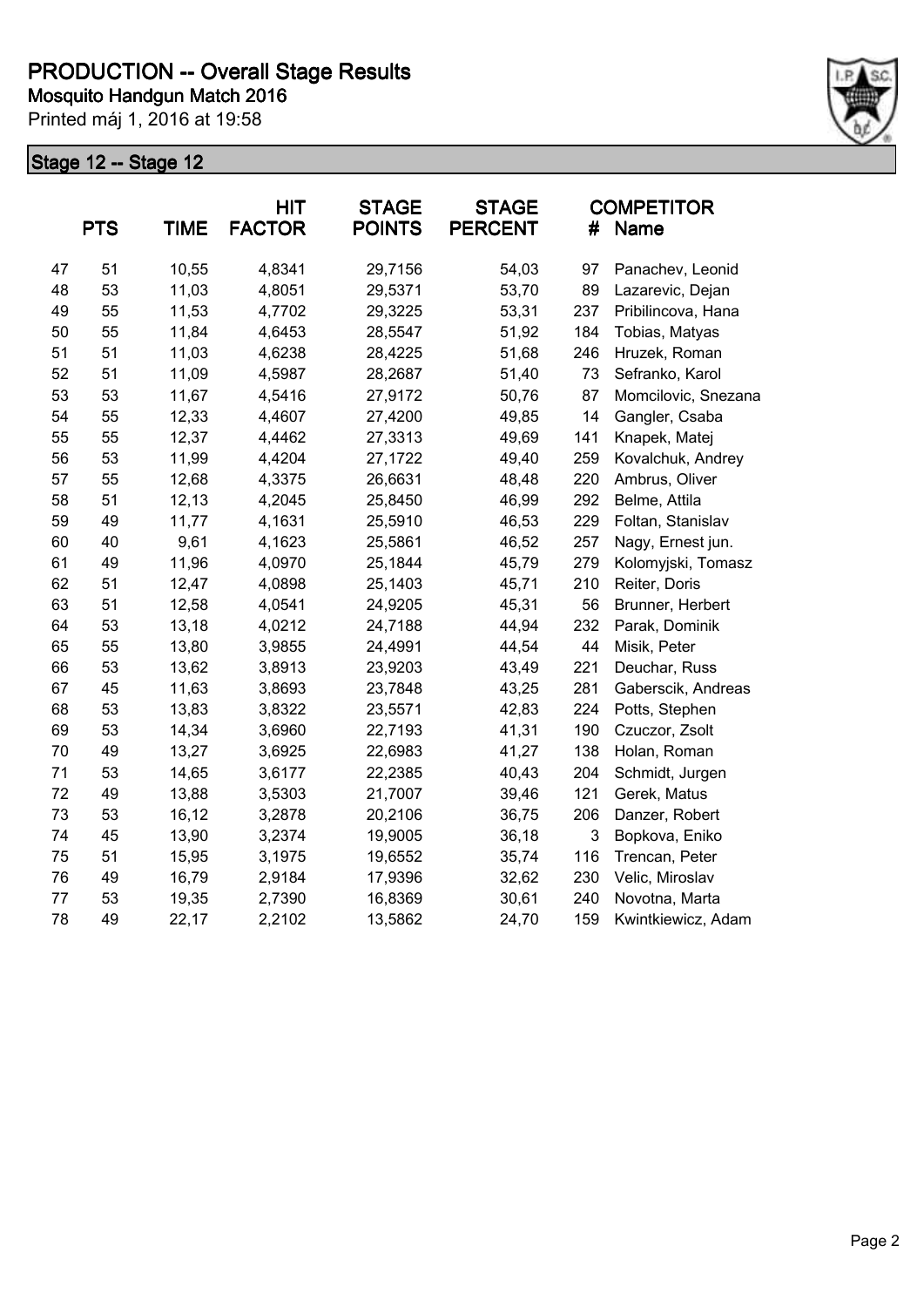# PRODUCTION -- Overall Stage Results

**Mosquito Handgun Match 2016**

Printed máj 1, 2016 at 19:58

## Stage 12 -- Stage 12

| | PTS | TIME | HIT FACTOR | STAGE POINTS | STAGE PERCENT | # | COMPETITOR Name |
|---|---|---|---|---|---|---|---|
| 47 | 51 | 10,55 | 4,8341 | 29,7156 | 54,03 | 97 | Panachev, Leonid |
| 48 | 53 | 11,03 | 4,8051 | 29,5371 | 53,70 | 89 | Lazarevic, Dejan |
| 49 | 55 | 11,53 | 4,7702 | 29,3225 | 53,31 | 237 | Pribilincova, Hana |
| 50 | 55 | 11,84 | 4,6453 | 28,5547 | 51,92 | 184 | Tobias, Matyas |
| 51 | 51 | 11,03 | 4,6238 | 28,4225 | 51,68 | 246 | Hruzek, Roman |
| 52 | 51 | 11,09 | 4,5987 | 28,2687 | 51,40 | 73 | Sefranko, Karol |
| 53 | 53 | 11,67 | 4,5416 | 27,9172 | 50,76 | 87 | Momcilovic, Snezana |
| 54 | 55 | 12,33 | 4,4607 | 27,4200 | 49,85 | 14 | Gangler, Csaba |
| 55 | 55 | 12,37 | 4,4462 | 27,3313 | 49,69 | 141 | Knapek, Matej |
| 56 | 53 | 11,99 | 4,4204 | 27,1722 | 49,40 | 259 | Kovalchuk, Andrey |
| 57 | 55 | 12,68 | 4,3375 | 26,6631 | 48,48 | 220 | Ambrus, Oliver |
| 58 | 51 | 12,13 | 4,2045 | 25,8450 | 46,99 | 292 | Belme, Attila |
| 59 | 49 | 11,77 | 4,1631 | 25,5910 | 46,53 | 229 | Foltan, Stanislav |
| 60 | 40 | 9,61 | 4,1623 | 25,5861 | 46,52 | 257 | Nagy, Ernest jun. |
| 61 | 49 | 11,96 | 4,0970 | 25,1844 | 45,79 | 279 | Kolomyjski, Tomasz |
| 62 | 51 | 12,47 | 4,0898 | 25,1403 | 45,71 | 210 | Reiter, Doris |
| 63 | 51 | 12,58 | 4,0541 | 24,9205 | 45,31 | 56 | Brunner, Herbert |
| 64 | 53 | 13,18 | 4,0212 | 24,7188 | 44,94 | 232 | Parak, Dominik |
| 65 | 55 | 13,80 | 3,9855 | 24,4991 | 44,54 | 44 | Misik, Peter |
| 66 | 53 | 13,62 | 3,8913 | 23,9203 | 43,49 | 221 | Deuchar, Russ |
| 67 | 45 | 11,63 | 3,8693 | 23,7848 | 43,25 | 281 | Gaberscik, Andreas |
| 68 | 53 | 13,83 | 3,8322 | 23,5571 | 42,83 | 224 | Potts, Stephen |
| 69 | 53 | 14,34 | 3,6960 | 22,7193 | 41,31 | 190 | Czuczor, Zsolt |
| 70 | 49 | 13,27 | 3,6925 | 22,6983 | 41,27 | 138 | Holan, Roman |
| 71 | 53 | 14,65 | 3,6177 | 22,2385 | 40,43 | 204 | Schmidt, Jurgen |
| 72 | 49 | 13,88 | 3,5303 | 21,7007 | 39,46 | 121 | Gerek, Matus |
| 73 | 53 | 16,12 | 3,2878 | 20,2106 | 36,75 | 206 | Danzer, Robert |
| 74 | 45 | 13,90 | 3,2374 | 19,9005 | 36,18 | 3 | Bopkova, Eniko |
| 75 | 51 | 15,95 | 3,1975 | 19,6552 | 35,74 | 116 | Trencan, Peter |
| 76 | 49 | 16,79 | 2,9184 | 17,9396 | 32,62 | 230 | Velic, Miroslav |
| 77 | 53 | 19,35 | 2,7390 | 16,8369 | 30,61 | 240 | Novotna, Marta |
| 78 | 49 | 22,17 | 2,2102 | 13,5862 | 24,70 | 159 | Kwintkiewicz, Adam |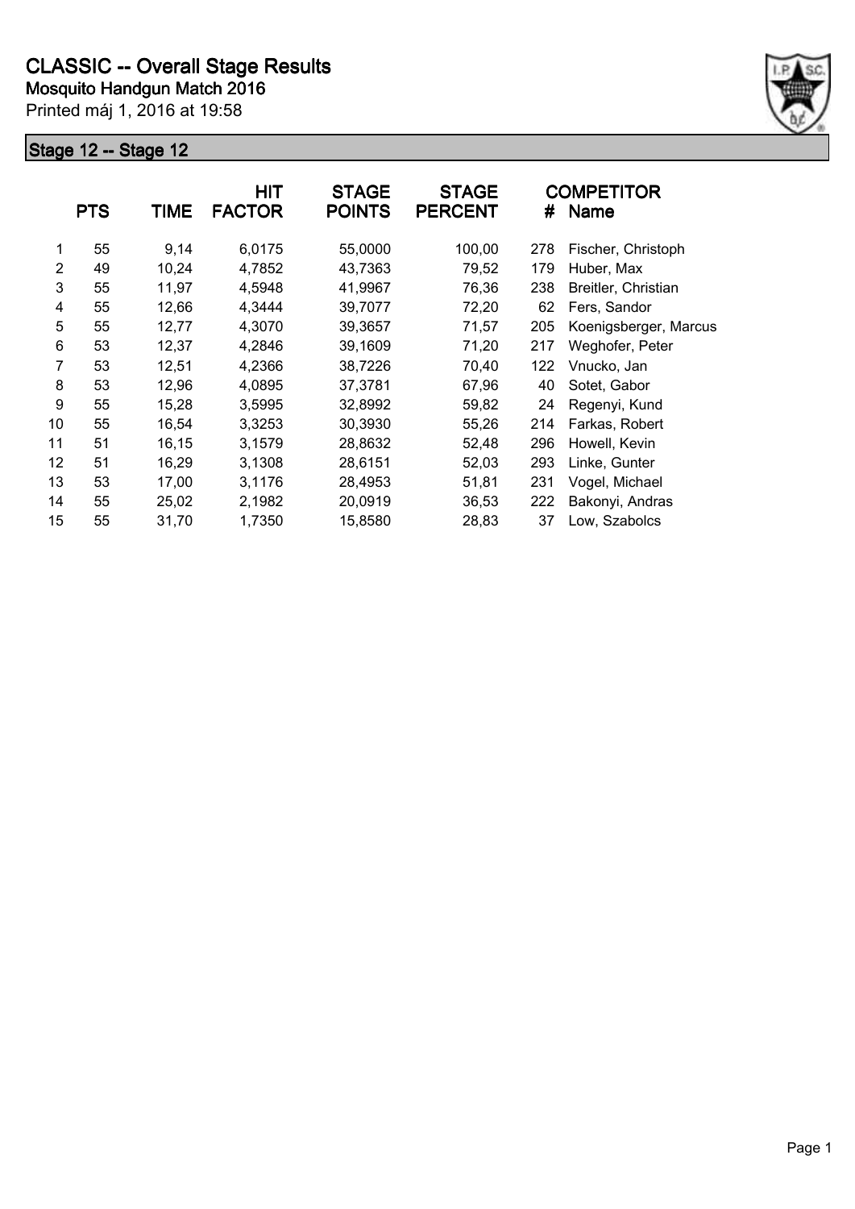# CLASSIC -- Overall Stage Results

**Mosquito Handgun Match 2016**

Printed máj 1, 2016 at 19:58

## Stage 12 -- Stage 12

| | PTS | TIME | HIT FACTOR | STAGE POINTS | STAGE PERCENT | # | COMPETITOR Name |
|---|---|---|---|---|---|---|---|
| 1 | 55 | 9,14 | 6,0175 | 55,0000 | 100,00 | 278 | Fischer, Christoph |
| 2 | 49 | 10,24 | 4,7852 | 43,7363 | 79,52 | 179 | Huber, Max |
| 3 | 55 | 11,97 | 4,5948 | 41,9967 | 76,36 | 238 | Breitler, Christian |
| 4 | 55 | 12,66 | 4,3444 | 39,7077 | 72,20 | 62 | Fers, Sandor |
| 5 | 55 | 12,77 | 4,3070 | 39,3657 | 71,57 | 205 | Koenigsberger, Marcus |
| 6 | 53 | 12,37 | 4,2846 | 39,1609 | 71,20 | 217 | Weghofer, Peter |
| 7 | 53 | 12,51 | 4,2366 | 38,7226 | 70,40 | 122 | Vnucko, Jan |
| 8 | 53 | 12,96 | 4,0895 | 37,3781 | 67,96 | 40 | Sotet, Gabor |
| 9 | 55 | 15,28 | 3,5995 | 32,8992 | 59,82 | 24 | Regenyi, Kund |
| 10 | 55 | 16,54 | 3,3253 | 30,3930 | 55,26 | 214 | Farkas, Robert |
| 11 | 51 | 16,15 | 3,1579 | 28,8632 | 52,48 | 296 | Howell, Kevin |
| 12 | 51 | 16,29 | 3,1308 | 28,6151 | 52,03 | 293 | Linke, Gunter |
| 13 | 53 | 17,00 | 3,1176 | 28,4953 | 51,81 | 231 | Vogel, Michael |
| 14 | 55 | 25,02 | 2,1982 | 20,0919 | 36,53 | 222 | Bakonyi, Andras |
| 15 | 55 | 31,70 | 1,7350 | 15,8580 | 28,83 | 37 | Low, Szabolcs |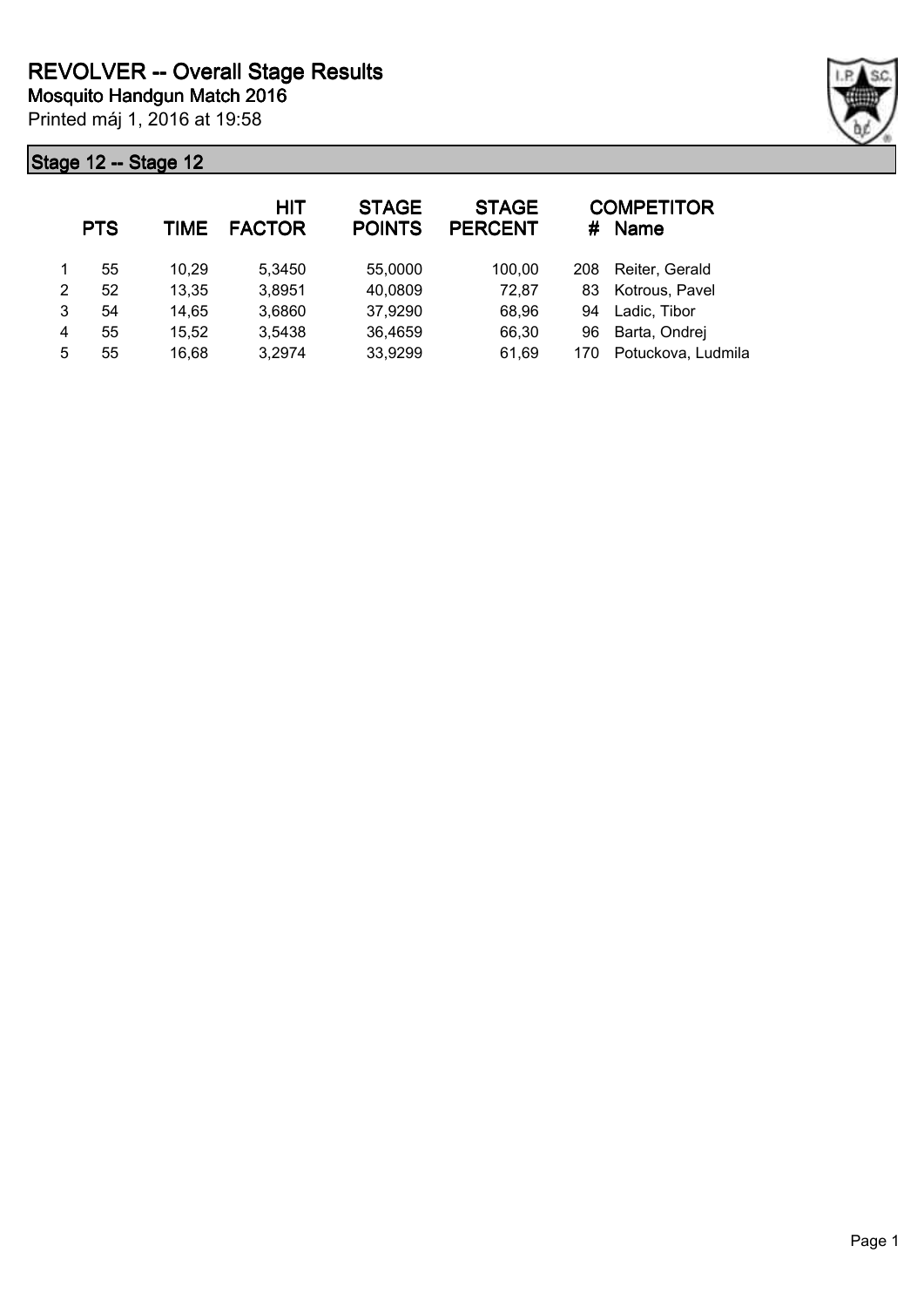# REVOLVER -- Overall Stage Results

**Mosquito Handgun Match 2016**

Printed máj 1, 2016 at 19:58

## Stage 12 -- Stage 12

| | PTS | TIME | HIT FACTOR | STAGE POINTS | STAGE PERCENT | # | COMPETITOR Name |
|---|---|---|---|---|---|---|---|
| 1 | 55 | 10,29 | 5,3450 | 55,0000 | 100,00 | 208 | Reiter, Gerald |
| 2 | 52 | 13,35 | 3,8951 | 40,0809 | 72,87 | 83 | Kotrous, Pavel |
| 3 | 54 | 14,65 | 3,6860 | 37,9290 | 68,96 | 94 | Ladic, Tibor |
| 4 | 55 | 15,52 | 3,5438 | 36,4659 | 66,30 | 96 | Barta, Ondrej |
| 5 | 55 | 16,68 | 3,2974 | 33,9299 | 61,69 | 170 | Potuckova, Ludmila |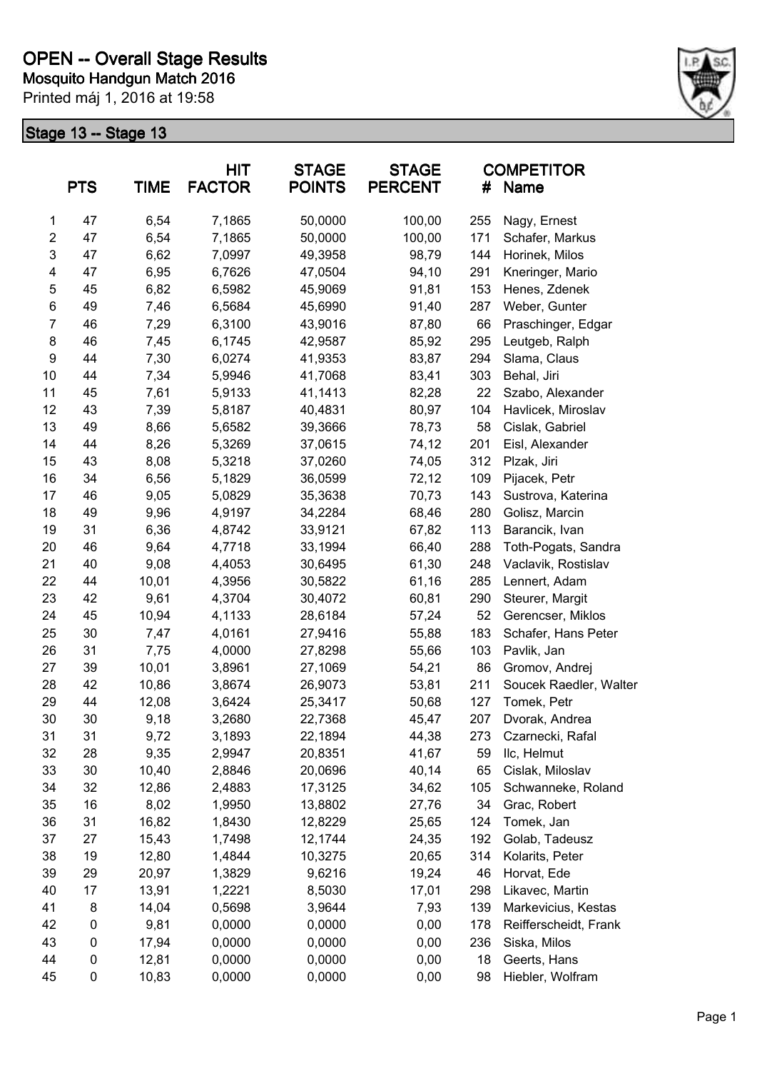# OPEN -- Overall Stage Results

**Mosquito Handgun Match 2016**

Printed máj 1, 2016 at 19:58

## Stage 13 -- Stage 13

| | PTS | TIME | HIT FACTOR | STAGE POINTS | STAGE PERCENT | # | COMPETITOR Name |
|---|---|---|---|---|---|---|---|
| 1 | 47 | 6,54 | 7,1865 | 50,0000 | 100,00 | 255 | Nagy, Ernest |
| 2 | 47 | 6,54 | 7,1865 | 50,0000 | 100,00 | 171 | Schafer, Markus |
| 3 | 47 | 6,62 | 7,0997 | 49,3958 | 98,79 | 144 | Horinek, Milos |
| 4 | 47 | 6,95 | 6,7626 | 47,0504 | 94,10 | 291 | Kneringer, Mario |
| 5 | 45 | 6,82 | 6,5982 | 45,9069 | 91,81 | 153 | Henes, Zdenek |
| 6 | 49 | 7,46 | 6,5684 | 45,6990 | 91,40 | 287 | Weber, Gunter |
| 7 | 46 | 7,29 | 6,3100 | 43,9016 | 87,80 | 66 | Praschinger, Edgar |
| 8 | 46 | 7,45 | 6,1745 | 42,9587 | 85,92 | 295 | Leutgeb, Ralph |
| 9 | 44 | 7,30 | 6,0274 | 41,9353 | 83,87 | 294 | Slama, Claus |
| 10 | 44 | 7,34 | 5,9946 | 41,7068 | 83,41 | 303 | Behal, Jiri |
| 11 | 45 | 7,61 | 5,9133 | 41,1413 | 82,28 | 22 | Szabo, Alexander |
| 12 | 43 | 7,39 | 5,8187 | 40,4831 | 80,97 | 104 | Havlicek, Miroslav |
| 13 | 49 | 8,66 | 5,6582 | 39,3666 | 78,73 | 58 | Cislak, Gabriel |
| 14 | 44 | 8,26 | 5,3269 | 37,0615 | 74,12 | 201 | Eisl, Alexander |
| 15 | 43 | 8,08 | 5,3218 | 37,0260 | 74,05 | 312 | Plzak, Jiri |
| 16 | 34 | 6,56 | 5,1829 | 36,0599 | 72,12 | 109 | Pijacek, Petr |
| 17 | 46 | 9,05 | 5,0829 | 35,3638 | 70,73 | 143 | Sustrova, Katerina |
| 18 | 49 | 9,96 | 4,9197 | 34,2284 | 68,46 | 280 | Golisz, Marcin |
| 19 | 31 | 6,36 | 4,8742 | 33,9121 | 67,82 | 113 | Barancik, Ivan |
| 20 | 46 | 9,64 | 4,7718 | 33,1994 | 66,40 | 288 | Toth-Pogats, Sandra |
| 21 | 40 | 9,08 | 4,4053 | 30,6495 | 61,30 | 248 | Vaclavik, Rostislav |
| 22 | 44 | 10,01 | 4,3956 | 30,5822 | 61,16 | 285 | Lennert, Adam |
| 23 | 42 | 9,61 | 4,3704 | 30,4072 | 60,81 | 290 | Steurer, Margit |
| 24 | 45 | 10,94 | 4,1133 | 28,6184 | 57,24 | 52 | Gerencser, Miklos |
| 25 | 30 | 7,47 | 4,0161 | 27,9416 | 55,88 | 183 | Schafer, Hans Peter |
| 26 | 31 | 7,75 | 4,0000 | 27,8298 | 55,66 | 103 | Pavlik, Jan |
| 27 | 39 | 10,01 | 3,8961 | 27,1069 | 54,21 | 86 | Gromov, Andrej |
| 28 | 42 | 10,86 | 3,8674 | 26,9073 | 53,81 | 211 | Soucek Raedler, Walter |
| 29 | 44 | 12,08 | 3,6424 | 25,3417 | 50,68 | 127 | Tomek, Petr |
| 30 | 30 | 9,18 | 3,2680 | 22,7368 | 45,47 | 207 | Dvorak, Andrea |
| 31 | 31 | 9,72 | 3,1893 | 22,1894 | 44,38 | 273 | Czarnecki, Rafal |
| 32 | 28 | 9,35 | 2,9947 | 20,8351 | 41,67 | 59 | Ilc, Helmut |
| 33 | 30 | 10,40 | 2,8846 | 20,0696 | 40,14 | 65 | Cislak, Miloslav |
| 34 | 32 | 12,86 | 2,4883 | 17,3125 | 34,62 | 105 | Schwanneke, Roland |
| 35 | 16 | 8,02 | 1,9950 | 13,8802 | 27,76 | 34 | Grac, Robert |
| 36 | 31 | 16,82 | 1,8430 | 12,8229 | 25,65 | 124 | Tomek, Jan |
| 37 | 27 | 15,43 | 1,7498 | 12,1744 | 24,35 | 192 | Golab, Tadeusz |
| 38 | 19 | 12,80 | 1,4844 | 10,3275 | 20,65 | 314 | Kolarits, Peter |
| 39 | 29 | 20,97 | 1,3829 | 9,6216 | 19,24 | 46 | Horvat, Ede |
| 40 | 17 | 13,91 | 1,2221 | 8,5030 | 17,01 | 298 | Likavec, Martin |
| 41 | 8 | 14,04 | 0,5698 | 3,9644 | 7,93 | 139 | Markevicius, Kestas |
| 42 | 0 | 9,81 | 0,0000 | 0,0000 | 0,00 | 178 | Reifferscheidt, Frank |
| 43 | 0 | 17,94 | 0,0000 | 0,0000 | 0,00 | 236 | Siska, Milos |
| 44 | 0 | 12,81 | 0,0000 | 0,0000 | 0,00 | 18 | Geerts, Hans |
| 45 | 0 | 10,83 | 0,0000 | 0,0000 | 0,00 | 98 | Hiebler, Wolfram |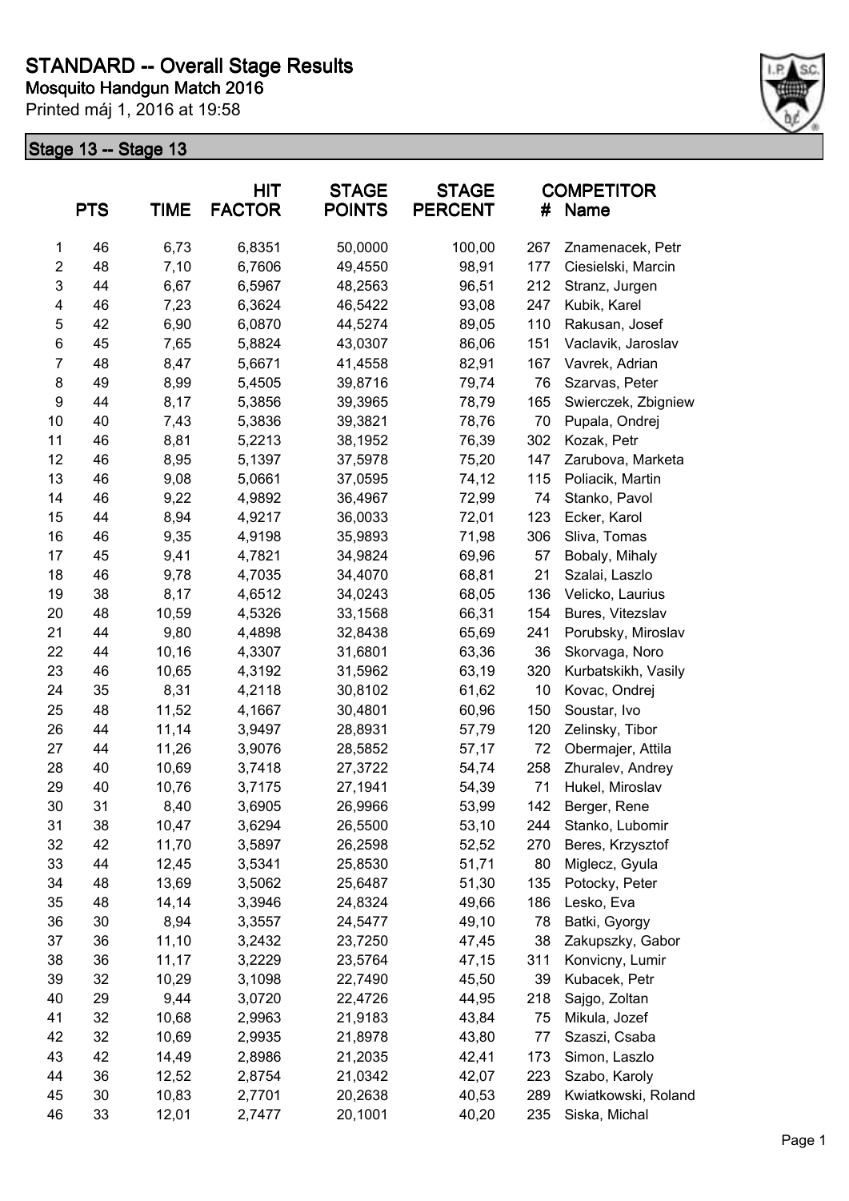# STANDARD -- Overall Stage Results

**Mosquito Handgun Match 2016**

Printed máj 1, 2016 at 19:58

## Stage 13 -- Stage 13

| | PTS | TIME | HIT FACTOR | STAGE POINTS | STAGE PERCENT | # | COMPETITOR Name |
|---|---|---|---|---|---|---|---|
| 1 | 46 | 6,73 | 6,8351 | 50,0000 | 100,00 | 267 | Znamenacek, Petr |
| 2 | 48 | 7,10 | 6,7606 | 49,4550 | 98,91 | 177 | Ciesielski, Marcin |
| 3 | 44 | 6,67 | 6,5967 | 48,2563 | 96,51 | 212 | Stranz, Jurgen |
| 4 | 46 | 7,23 | 6,3624 | 46,5422 | 93,08 | 247 | Kubik, Karel |
| 5 | 42 | 6,90 | 6,0870 | 44,5274 | 89,05 | 110 | Rakusan, Josef |
| 6 | 45 | 7,65 | 5,8824 | 43,0307 | 86,06 | 151 | Vaclavik, Jaroslav |
| 7 | 48 | 8,47 | 5,6671 | 41,4558 | 82,91 | 167 | Vavrek, Adrian |
| 8 | 49 | 8,99 | 5,4505 | 39,8716 | 79,74 | 76 | Szarvas, Peter |
| 9 | 44 | 8,17 | 5,3856 | 39,3965 | 78,79 | 165 | Swierczek, Zbigniew |
| 10 | 40 | 7,43 | 5,3836 | 39,3821 | 78,76 | 70 | Pupala, Ondrej |
| 11 | 46 | 8,81 | 5,2213 | 38,1952 | 76,39 | 302 | Kozak, Petr |
| 12 | 46 | 8,95 | 5,1397 | 37,5978 | 75,20 | 147 | Zarubova, Marketa |
| 13 | 46 | 9,08 | 5,0661 | 37,0595 | 74,12 | 115 | Poliacik, Martin |
| 14 | 46 | 9,22 | 4,9892 | 36,4967 | 72,99 | 74 | Stanko, Pavol |
| 15 | 44 | 8,94 | 4,9217 | 36,0033 | 72,01 | 123 | Ecker, Karol |
| 16 | 46 | 9,35 | 4,9198 | 35,9893 | 71,98 | 306 | Sliva, Tomas |
| 17 | 45 | 9,41 | 4,7821 | 34,9824 | 69,96 | 57 | Bobaly, Mihaly |
| 18 | 46 | 9,78 | 4,7035 | 34,4070 | 68,81 | 21 | Szalai, Laszlo |
| 19 | 38 | 8,17 | 4,6512 | 34,0243 | 68,05 | 136 | Velicko, Laurius |
| 20 | 48 | 10,59 | 4,5326 | 33,1568 | 66,31 | 154 | Bures, Vitezslav |
| 21 | 44 | 9,80 | 4,4898 | 32,8438 | 65,69 | 241 | Porubsky, Miroslav |
| 22 | 44 | 10,16 | 4,3307 | 31,6801 | 63,36 | 36 | Skorvaga, Noro |
| 23 | 46 | 10,65 | 4,3192 | 31,5962 | 63,19 | 320 | Kurbatskikh, Vasily |
| 24 | 35 | 8,31 | 4,2118 | 30,8102 | 61,62 | 10 | Kovac, Ondrej |
| 25 | 48 | 11,52 | 4,1667 | 30,4801 | 60,96 | 150 | Soustar, Ivo |
| 26 | 44 | 11,14 | 3,9497 | 28,8931 | 57,79 | 120 | Zelinsky, Tibor |
| 27 | 44 | 11,26 | 3,9076 | 28,5852 | 57,17 | 72 | Obermajer, Attila |
| 28 | 40 | 10,69 | 3,7418 | 27,3722 | 54,74 | 258 | Zhuralev, Andrey |
| 29 | 40 | 10,76 | 3,7175 | 27,1941 | 54,39 | 71 | Hukel, Miroslav |
| 30 | 31 | 8,40 | 3,6905 | 26,9966 | 53,99 | 142 | Berger, Rene |
| 31 | 38 | 10,47 | 3,6294 | 26,5500 | 53,10 | 244 | Stanko, Lubomir |
| 32 | 42 | 11,70 | 3,5897 | 26,2598 | 52,52 | 270 | Beres, Krzysztof |
| 33 | 44 | 12,45 | 3,5341 | 25,8530 | 51,71 | 80 | Miglecz, Gyula |
| 34 | 48 | 13,69 | 3,5062 | 25,6487 | 51,30 | 135 | Potocky, Peter |
| 35 | 48 | 14,14 | 3,3946 | 24,8324 | 49,66 | 186 | Lesko, Eva |
| 36 | 30 | 8,94 | 3,3557 | 24,5477 | 49,10 | 78 | Batki, Gyorgy |
| 37 | 36 | 11,10 | 3,2432 | 23,7250 | 47,45 | 38 | Zakupszky, Gabor |
| 38 | 36 | 11,17 | 3,2229 | 23,5764 | 47,15 | 311 | Konvicny, Lumir |
| 39 | 32 | 10,29 | 3,1098 | 22,7490 | 45,50 | 39 | Kubacek, Petr |
| 40 | 29 | 9,44 | 3,0720 | 22,4726 | 44,95 | 218 | Sajgo, Zoltan |
| 41 | 32 | 10,68 | 2,9963 | 21,9183 | 43,84 | 75 | Mikula, Jozef |
| 42 | 32 | 10,69 | 2,9935 | 21,8978 | 43,80 | 77 | Szaszi, Csaba |
| 43 | 42 | 14,49 | 2,8986 | 21,2035 | 42,41 | 173 | Simon, Laszlo |
| 44 | 36 | 12,52 | 2,8754 | 21,0342 | 42,07 | 223 | Szabo, Karoly |
| 45 | 30 | 10,83 | 2,7701 | 20,2638 | 40,53 | 289 | Kwiatkowski, Roland |
| 46 | 33 | 12,01 | 2,7477 | 20,1001 | 40,20 | 235 | Siska, Michal |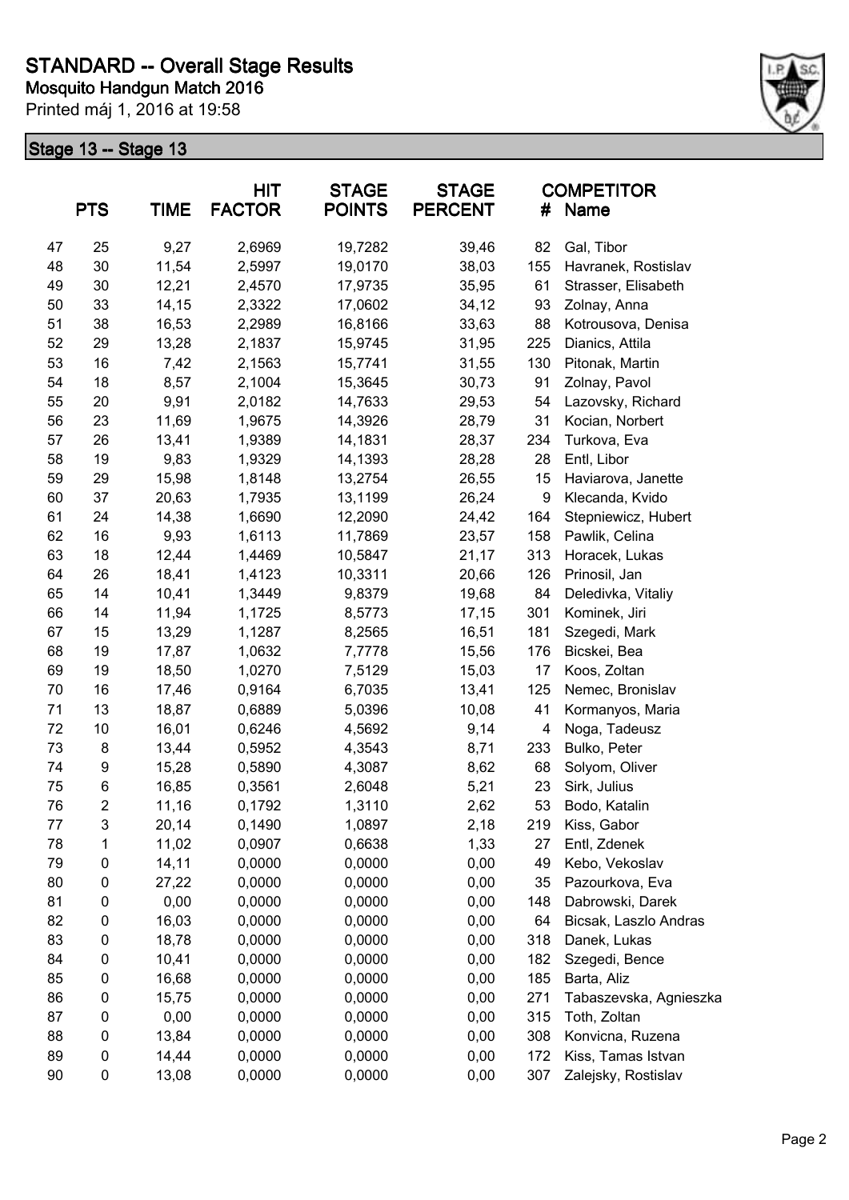# STANDARD -- Overall Stage Results

**Mosquito Handgun Match 2016**

Printed máj 1, 2016 at 19:58

## Stage 13 -- Stage 13

| | PTS | TIME | HIT FACTOR | STAGE POINTS | STAGE PERCENT | # | COMPETITOR Name |
|---|---|---|---|---|---|---|---|
| 47 | 25 | 9,27 | 2,6969 | 19,7282 | 39,46 | 82 | Gal, Tibor |
| 48 | 30 | 11,54 | 2,5997 | 19,0170 | 38,03 | 155 | Havranek, Rostislav |
| 49 | 30 | 12,21 | 2,4570 | 17,9735 | 35,95 | 61 | Strasser, Elisabeth |
| 50 | 33 | 14,15 | 2,3322 | 17,0602 | 34,12 | 93 | Zolnay, Anna |
| 51 | 38 | 16,53 | 2,2989 | 16,8166 | 33,63 | 88 | Kotrousova, Denisa |
| 52 | 29 | 13,28 | 2,1837 | 15,9745 | 31,95 | 225 | Dianics, Attila |
| 53 | 16 | 7,42 | 2,1563 | 15,7741 | 31,55 | 130 | Pitonak, Martin |
| 54 | 18 | 8,57 | 2,1004 | 15,3645 | 30,73 | 91 | Zolnay, Pavol |
| 55 | 20 | 9,91 | 2,0182 | 14,7633 | 29,53 | 54 | Lazovsky, Richard |
| 56 | 23 | 11,69 | 1,9675 | 14,3926 | 28,79 | 31 | Kocian, Norbert |
| 57 | 26 | 13,41 | 1,9389 | 14,1831 | 28,37 | 234 | Turkova, Eva |
| 58 | 19 | 9,83 | 1,9329 | 14,1393 | 28,28 | 28 | Entl, Libor |
| 59 | 29 | 15,98 | 1,8148 | 13,2754 | 26,55 | 15 | Haviarova, Janette |
| 60 | 37 | 20,63 | 1,7935 | 13,1199 | 26,24 | 9 | Klecanda, Kvido |
| 61 | 24 | 14,38 | 1,6690 | 12,2090 | 24,42 | 164 | Stepniewicz, Hubert |
| 62 | 16 | 9,93 | 1,6113 | 11,7869 | 23,57 | 158 | Pawlik, Celina |
| 63 | 18 | 12,44 | 1,4469 | 10,5847 | 21,17 | 313 | Horacek, Lukas |
| 64 | 26 | 18,41 | 1,4123 | 10,3311 | 20,66 | 126 | Prinosil, Jan |
| 65 | 14 | 10,41 | 1,3449 | 9,8379 | 19,68 | 84 | Deledivka, Vitaliy |
| 66 | 14 | 11,94 | 1,1725 | 8,5773 | 17,15 | 301 | Kominek, Jiri |
| 67 | 15 | 13,29 | 1,1287 | 8,2565 | 16,51 | 181 | Szegedi, Mark |
| 68 | 19 | 17,87 | 1,0632 | 7,7778 | 15,56 | 176 | Bicskei, Bea |
| 69 | 19 | 18,50 | 1,0270 | 7,5129 | 15,03 | 17 | Koos, Zoltan |
| 70 | 16 | 17,46 | 0,9164 | 6,7035 | 13,41 | 125 | Nemec, Bronislav |
| 71 | 13 | 18,87 | 0,6889 | 5,0396 | 10,08 | 41 | Kormanyos, Maria |
| 72 | 10 | 16,01 | 0,6246 | 4,5692 | 9,14 | 4 | Noga, Tadeusz |
| 73 | 8 | 13,44 | 0,5952 | 4,3543 | 8,71 | 233 | Bulko, Peter |
| 74 | 9 | 15,28 | 0,5890 | 4,3087 | 8,62 | 68 | Solyom, Oliver |
| 75 | 6 | 16,85 | 0,3561 | 2,6048 | 5,21 | 23 | Sirk, Julius |
| 76 | 2 | 11,16 | 0,1792 | 1,3110 | 2,62 | 53 | Bodo, Katalin |
| 77 | 3 | 20,14 | 0,1490 | 1,0897 | 2,18 | 219 | Kiss, Gabor |
| 78 | 1 | 11,02 | 0,0907 | 0,6638 | 1,33 | 27 | Entl, Zdenek |
| 79 | 0 | 14,11 | 0,0000 | 0,0000 | 0,00 | 49 | Kebo, Vekoslav |
| 80 | 0 | 27,22 | 0,0000 | 0,0000 | 0,00 | 35 | Pazourkova, Eva |
| 81 | 0 | 0,00 | 0,0000 | 0,0000 | 0,00 | 148 | Dabrowski, Darek |
| 82 | 0 | 16,03 | 0,0000 | 0,0000 | 0,00 | 64 | Bicsak, Laszlo Andras |
| 83 | 0 | 18,78 | 0,0000 | 0,0000 | 0,00 | 318 | Danek, Lukas |
| 84 | 0 | 10,41 | 0,0000 | 0,0000 | 0,00 | 182 | Szegedi, Bence |
| 85 | 0 | 16,68 | 0,0000 | 0,0000 | 0,00 | 185 | Barta, Aliz |
| 86 | 0 | 15,75 | 0,0000 | 0,0000 | 0,00 | 271 | Tabaszevska, Agnieszka |
| 87 | 0 | 0,00 | 0,0000 | 0,0000 | 0,00 | 315 | Toth, Zoltan |
| 88 | 0 | 13,84 | 0,0000 | 0,0000 | 0,00 | 308 | Konvicna, Ruzena |
| 89 | 0 | 14,44 | 0,0000 | 0,0000 | 0,00 | 172 | Kiss, Tamas Istvan |
| 90 | 0 | 13,08 | 0,0000 | 0,0000 | 0,00 | 307 | Zalejsky, Rostislav |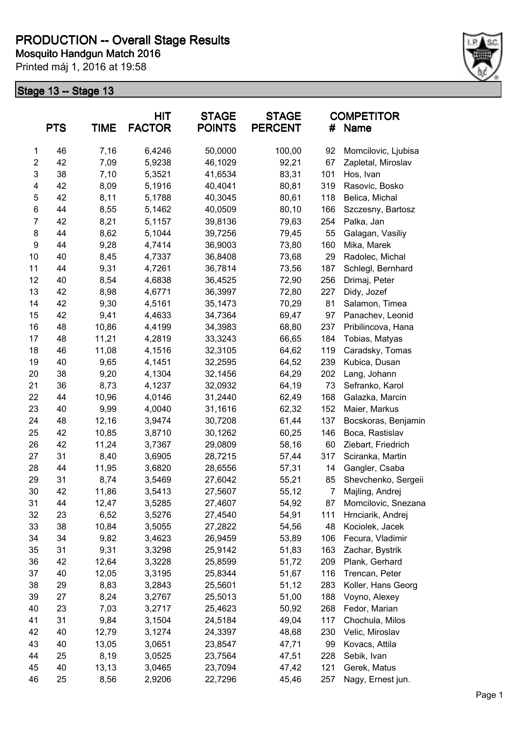# PRODUCTION -- Overall Stage Results

**Mosquito Handgun Match 2016**

Printed máj 1, 2016 at 19:58

## Stage 13 -- Stage 13

|  | PTS | TIME | HIT FACTOR | STAGE POINTS | STAGE PERCENT | # | COMPETITOR Name |
|---|---|---|---|---|---|---|---|
| 1 | 46 | 7,16 | 6,4246 | 50,0000 | 100,00 | 92 | Momcilovic, Ljubisa |
| 2 | 42 | 7,09 | 5,9238 | 46,1029 | 92,21 | 67 | Zapletal, Miroslav |
| 3 | 38 | 7,10 | 5,3521 | 41,6534 | 83,31 | 101 | Hos, Ivan |
| 4 | 42 | 8,09 | 5,1916 | 40,4041 | 80,81 | 319 | Rasovic, Bosko |
| 5 | 42 | 8,11 | 5,1788 | 40,3045 | 80,61 | 118 | Belica, Michal |
| 6 | 44 | 8,55 | 5,1462 | 40,0509 | 80,10 | 166 | Szczesny, Bartosz |
| 7 | 42 | 8,21 | 5,1157 | 39,8136 | 79,63 | 254 | Palka, Jan |
| 8 | 44 | 8,62 | 5,1044 | 39,7256 | 79,45 | 55 | Galagan, Vasiliy |
| 9 | 44 | 9,28 | 4,7414 | 36,9003 | 73,80 | 160 | Mika, Marek |
| 10 | 40 | 8,45 | 4,7337 | 36,8408 | 73,68 | 29 | Radolec, Michal |
| 11 | 44 | 9,31 | 4,7261 | 36,7814 | 73,56 | 187 | Schlegl, Bernhard |
| 12 | 40 | 8,54 | 4,6838 | 36,4525 | 72,90 | 256 | Drimaj, Peter |
| 13 | 42 | 8,98 | 4,6771 | 36,3997 | 72,80 | 227 | Didy, Jozef |
| 14 | 42 | 9,30 | 4,5161 | 35,1473 | 70,29 | 81 | Salamon, Timea |
| 15 | 42 | 9,41 | 4,4633 | 34,7364 | 69,47 | 97 | Panachev, Leonid |
| 16 | 48 | 10,86 | 4,4199 | 34,3983 | 68,80 | 237 | Pribilincova, Hana |
| 17 | 48 | 11,21 | 4,2819 | 33,3243 | 66,65 | 184 | Tobias, Matyas |
| 18 | 46 | 11,08 | 4,1516 | 32,3105 | 64,62 | 119 | Caradsky, Tomas |
| 19 | 40 | 9,65 | 4,1451 | 32,2595 | 64,52 | 239 | Kubica, Dusan |
| 20 | 38 | 9,20 | 4,1304 | 32,1456 | 64,29 | 202 | Lang, Johann |
| 21 | 36 | 8,73 | 4,1237 | 32,0932 | 64,19 | 73 | Sefranko, Karol |
| 22 | 44 | 10,96 | 4,0146 | 31,2440 | 62,49 | 168 | Galazka, Marcin |
| 23 | 40 | 9,99 | 4,0040 | 31,1616 | 62,32 | 152 | Maier, Markus |
| 24 | 48 | 12,16 | 3,9474 | 30,7208 | 61,44 | 137 | Bocskoras, Benjamin |
| 25 | 42 | 10,85 | 3,8710 | 30,1262 | 60,25 | 146 | Boca, Rastislav |
| 26 | 42 | 11,24 | 3,7367 | 29,0809 | 58,16 | 60 | Ziebart, Friedrich |
| 27 | 31 | 8,40 | 3,6905 | 28,7215 | 57,44 | 317 | Sciranka, Martin |
| 28 | 44 | 11,95 | 3,6820 | 28,6556 | 57,31 | 14 | Gangler, Csaba |
| 29 | 31 | 8,74 | 3,5469 | 27,6042 | 55,21 | 85 | Shevchenko, Sergeii |
| 30 | 42 | 11,86 | 3,5413 | 27,5607 | 55,12 | 7 | Majling, Andrej |
| 31 | 44 | 12,47 | 3,5285 | 27,4607 | 54,92 | 87 | Momcilovic, Snezana |
| 32 | 23 | 6,52 | 3,5276 | 27,4540 | 54,91 | 111 | Hrnciarik, Andrej |
| 33 | 38 | 10,84 | 3,5055 | 27,2822 | 54,56 | 48 | Kociolek, Jacek |
| 34 | 34 | 9,82 | 3,4623 | 26,9459 | 53,89 | 106 | Fecura, Vladimir |
| 35 | 31 | 9,31 | 3,3298 | 25,9142 | 51,83 | 163 | Zachar, Bystrik |
| 36 | 42 | 12,64 | 3,3228 | 25,8599 | 51,72 | 209 | Plank, Gerhard |
| 37 | 40 | 12,05 | 3,3195 | 25,8344 | 51,67 | 116 | Trencan, Peter |
| 38 | 29 | 8,83 | 3,2843 | 25,5601 | 51,12 | 283 | Koller, Hans Georg |
| 39 | 27 | 8,24 | 3,2767 | 25,5013 | 51,00 | 188 | Voyno, Alexey |
| 40 | 23 | 7,03 | 3,2717 | 25,4623 | 50,92 | 268 | Fedor, Marian |
| 41 | 31 | 9,84 | 3,1504 | 24,5184 | 49,04 | 117 | Chochula, Milos |
| 42 | 40 | 12,79 | 3,1274 | 24,3397 | 48,68 | 230 | Velic, Miroslav |
| 43 | 40 | 13,05 | 3,0651 | 23,8547 | 47,71 | 99 | Kovacs, Attila |
| 44 | 25 | 8,19 | 3,0525 | 23,7564 | 47,51 | 228 | Sebik, Ivan |
| 45 | 40 | 13,13 | 3,0465 | 23,7094 | 47,42 | 121 | Gerek, Matus |
| 46 | 25 | 8,56 | 2,9206 | 22,7296 | 45,46 | 257 | Nagy, Ernest jun. |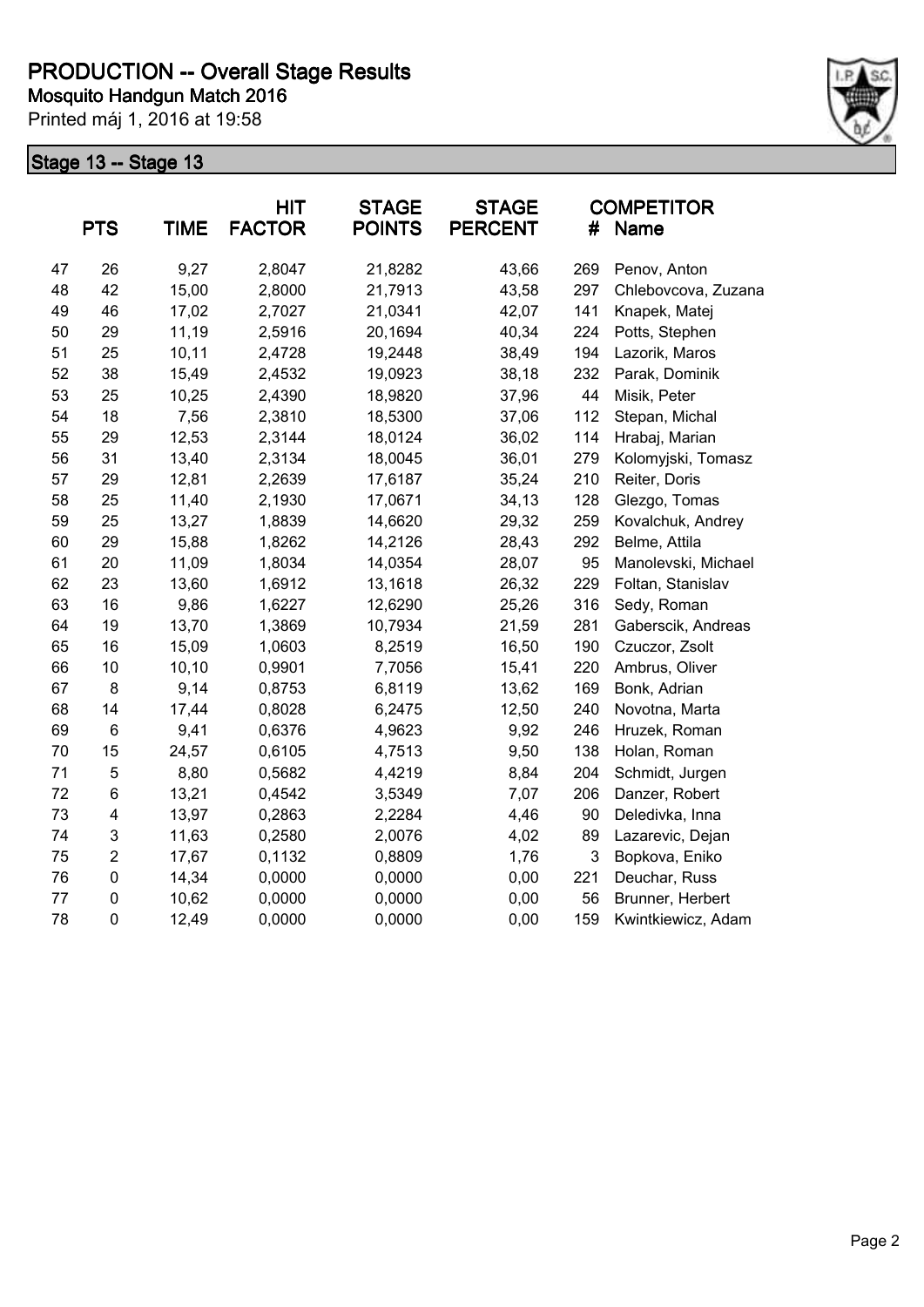# PRODUCTION -- Overall Stage Results

**Mosquito Handgun Match 2016**

Printed máj 1, 2016 at 19:58

## Stage 13 -- Stage 13

| | PTS | TIME | HIT FACTOR | STAGE POINTS | STAGE PERCENT | # | COMPETITOR Name |
|---|---|---|---|---|---|---|---|
| 47 | 26 | 9,27 | 2,8047 | 21,8282 | 43,66 | 269 | Penov, Anton |
| 48 | 42 | 15,00 | 2,8000 | 21,7913 | 43,58 | 297 | Chlebovcova, Zuzana |
| 49 | 46 | 17,02 | 2,7027 | 21,0341 | 42,07 | 141 | Knapek, Matej |
| 50 | 29 | 11,19 | 2,5916 | 20,1694 | 40,34 | 224 | Potts, Stephen |
| 51 | 25 | 10,11 | 2,4728 | 19,2448 | 38,49 | 194 | Lazorik, Maros |
| 52 | 38 | 15,49 | 2,4532 | 19,0923 | 38,18 | 232 | Parak, Dominik |
| 53 | 25 | 10,25 | 2,4390 | 18,9820 | 37,96 | 44 | Misik, Peter |
| 54 | 18 | 7,56 | 2,3810 | 18,5300 | 37,06 | 112 | Stepan, Michal |
| 55 | 29 | 12,53 | 2,3144 | 18,0124 | 36,02 | 114 | Hrabaj, Marian |
| 56 | 31 | 13,40 | 2,3134 | 18,0045 | 36,01 | 279 | Kolomyjski, Tomasz |
| 57 | 29 | 12,81 | 2,2639 | 17,6187 | 35,24 | 210 | Reiter, Doris |
| 58 | 25 | 11,40 | 2,1930 | 17,0671 | 34,13 | 128 | Glezgo, Tomas |
| 59 | 25 | 13,27 | 1,8839 | 14,6620 | 29,32 | 259 | Kovalchuk, Andrey |
| 60 | 29 | 15,88 | 1,8262 | 14,2126 | 28,43 | 292 | Belme, Attila |
| 61 | 20 | 11,09 | 1,8034 | 14,0354 | 28,07 | 95 | Manolevski, Michael |
| 62 | 23 | 13,60 | 1,6912 | 13,1618 | 26,32 | 229 | Foltan, Stanislav |
| 63 | 16 | 9,86 | 1,6227 | 12,6290 | 25,26 | 316 | Sedy, Roman |
| 64 | 19 | 13,70 | 1,3869 | 10,7934 | 21,59 | 281 | Gaberscik, Andreas |
| 65 | 16 | 15,09 | 1,0603 | 8,2519 | 16,50 | 190 | Czuczor, Zsolt |
| 66 | 10 | 10,10 | 0,9901 | 7,7056 | 15,41 | 220 | Ambrus, Oliver |
| 67 | 8 | 9,14 | 0,8753 | 6,8119 | 13,62 | 169 | Bonk, Adrian |
| 68 | 14 | 17,44 | 0,8028 | 6,2475 | 12,50 | 240 | Novotna, Marta |
| 69 | 6 | 9,41 | 0,6376 | 4,9623 | 9,92 | 246 | Hruzek, Roman |
| 70 | 15 | 24,57 | 0,6105 | 4,7513 | 9,50 | 138 | Holan, Roman |
| 71 | 5 | 8,80 | 0,5682 | 4,4219 | 8,84 | 204 | Schmidt, Jurgen |
| 72 | 6 | 13,21 | 0,4542 | 3,5349 | 7,07 | 206 | Danzer, Robert |
| 73 | 4 | 13,97 | 0,2863 | 2,2284 | 4,46 | 90 | Deledivka, Inna |
| 74 | 3 | 11,63 | 0,2580 | 2,0076 | 4,02 | 89 | Lazarevic, Dejan |
| 75 | 2 | 17,67 | 0,1132 | 0,8809 | 1,76 | 3 | Bopkova, Eniko |
| 76 | 0 | 14,34 | 0,0000 | 0,0000 | 0,00 | 221 | Deuchar, Russ |
| 77 | 0 | 10,62 | 0,0000 | 0,0000 | 0,00 | 56 | Brunner, Herbert |
| 78 | 0 | 12,49 | 0,0000 | 0,0000 | 0,00 | 159 | Kwintkiewicz, Adam |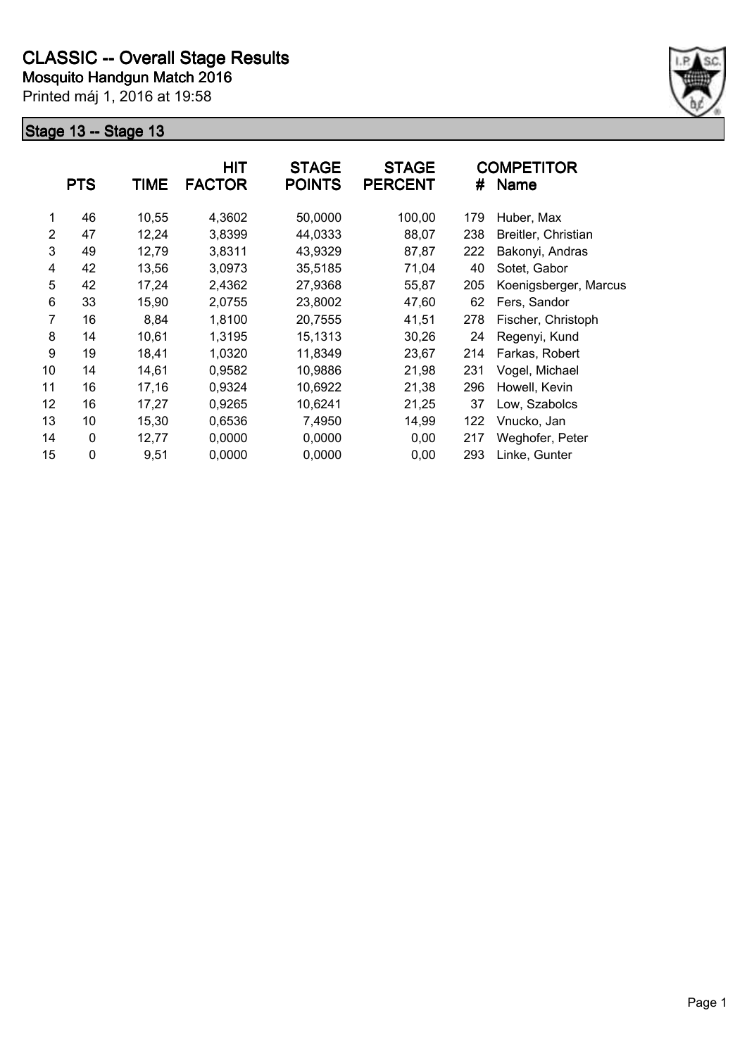# CLASSIC -- Overall Stage Results

**Mosquito Handgun Match 2016**

Printed máj 1, 2016 at 19:58

## Stage 13 -- Stage 13

| | PTS | TIME | HIT FACTOR | STAGE POINTS | STAGE PERCENT | # | COMPETITOR Name |
|---|---|---|---|---|---|---|---|
| 1 | 46 | 10,55 | 4,3602 | 50,0000 | 100,00 | 179 | Huber, Max |
| 2 | 47 | 12,24 | 3,8399 | 44,0333 | 88,07 | 238 | Breitler, Christian |
| 3 | 49 | 12,79 | 3,8311 | 43,9329 | 87,87 | 222 | Bakonyi, Andras |
| 4 | 42 | 13,56 | 3,0973 | 35,5185 | 71,04 | 40 | Sotet, Gabor |
| 5 | 42 | 17,24 | 2,4362 | 27,9368 | 55,87 | 205 | Koenigsberger, Marcus |
| 6 | 33 | 15,90 | 2,0755 | 23,8002 | 47,60 | 62 | Fers, Sandor |
| 7 | 16 | 8,84 | 1,8100 | 20,7555 | 41,51 | 278 | Fischer, Christoph |
| 8 | 14 | 10,61 | 1,3195 | 15,1313 | 30,26 | 24 | Regenyi, Kund |
| 9 | 19 | 18,41 | 1,0320 | 11,8349 | 23,67 | 214 | Farkas, Robert |
| 10 | 14 | 14,61 | 0,9582 | 10,9886 | 21,98 | 231 | Vogel, Michael |
| 11 | 16 | 17,16 | 0,9324 | 10,6922 | 21,38 | 296 | Howell, Kevin |
| 12 | 16 | 17,27 | 0,9265 | 10,6241 | 21,25 | 37 | Low, Szabolcs |
| 13 | 10 | 15,30 | 0,6536 | 7,4950 | 14,99 | 122 | Vnucko, Jan |
| 14 | 0 | 12,77 | 0,0000 | 0,0000 | 0,00 | 217 | Weghofer, Peter |
| 15 | 0 | 9,51 | 0,0000 | 0,0000 | 0,00 | 293 | Linke, Gunter |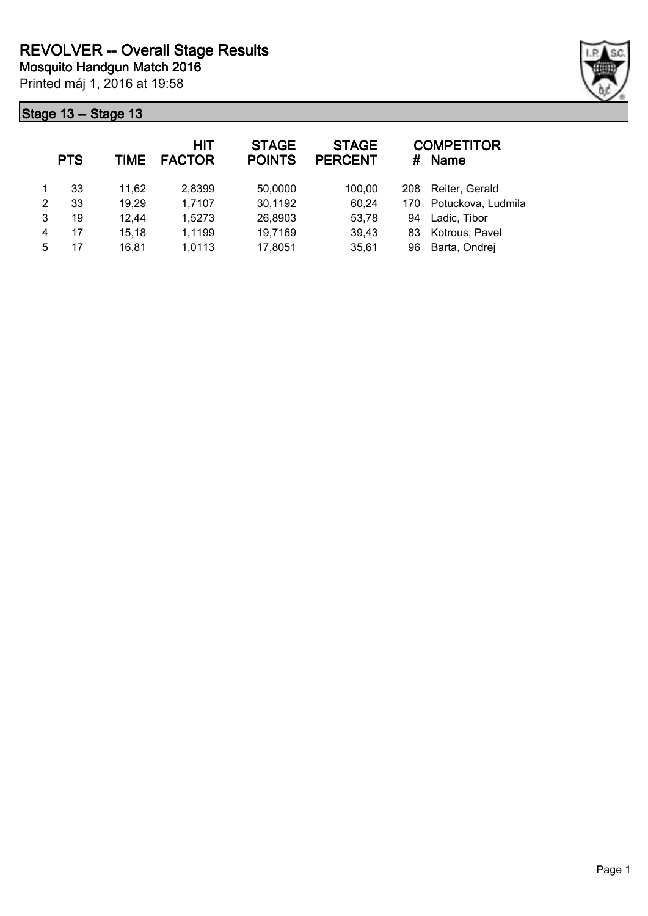# REVOLVER -- Overall Stage Results

**Mosquito Handgun Match 2016**

Printed máj 1, 2016 at 19:58

## Stage 13 -- Stage 13

| | PTS | TIME | HIT FACTOR | STAGE POINTS | STAGE PERCENT | # | COMPETITOR Name |
|---|---|---|---|---|---|---|---|
| 1 | 33 | 11,62 | 2,8399 | 50,0000 | 100,00 | 208 | Reiter, Gerald |
| 2 | 33 | 19,29 | 1,7107 | 30,1192 | 60,24 | 170 | Potuckova, Ludmila |
| 3 | 19 | 12,44 | 1,5273 | 26,8903 | 53,78 | 94 | Ladic, Tibor |
| 4 | 17 | 15,18 | 1,1199 | 19,7169 | 39,43 | 83 | Kotrous, Pavel |
| 5 | 17 | 16,81 | 1,0113 | 17,8051 | 35,61 | 96 | Barta, Ondrej |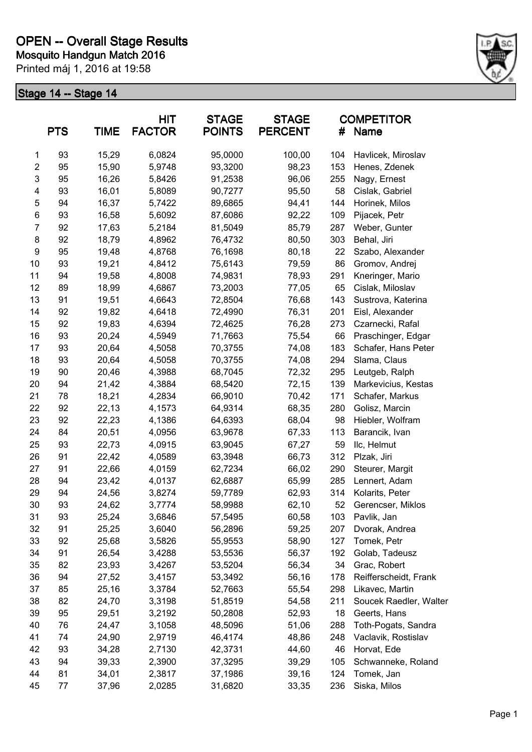# OPEN -- Overall Stage Results

**Mosquito Handgun Match 2016**

Printed máj 1, 2016 at 19:58

## Stage 14 -- Stage 14

| | PTS | TIME | HIT FACTOR | STAGE POINTS | STAGE PERCENT | # | COMPETITOR Name |
|---|---|---|---|---|---|---|---|
| 1 | 93 | 15,29 | 6,0824 | 95,0000 | 100,00 | 104 | Havlicek, Miroslav |
| 2 | 95 | 15,90 | 5,9748 | 93,3200 | 98,23 | 153 | Henes, Zdenek |
| 3 | 95 | 16,26 | 5,8426 | 91,2538 | 96,06 | 255 | Nagy, Ernest |
| 4 | 93 | 16,01 | 5,8089 | 90,7277 | 95,50 | 58 | Cislak, Gabriel |
| 5 | 94 | 16,37 | 5,7422 | 89,6865 | 94,41 | 144 | Horinek, Milos |
| 6 | 93 | 16,58 | 5,6092 | 87,6086 | 92,22 | 109 | Pijacek, Petr |
| 7 | 92 | 17,63 | 5,2184 | 81,5049 | 85,79 | 287 | Weber, Gunter |
| 8 | 92 | 18,79 | 4,8962 | 76,4732 | 80,50 | 303 | Behal, Jiri |
| 9 | 95 | 19,48 | 4,8768 | 76,1698 | 80,18 | 22 | Szabo, Alexander |
| 10 | 93 | 19,21 | 4,8412 | 75,6143 | 79,59 | 86 | Gromov, Andrej |
| 11 | 94 | 19,58 | 4,8008 | 74,9831 | 78,93 | 291 | Kneringer, Mario |
| 12 | 89 | 18,99 | 4,6867 | 73,2003 | 77,05 | 65 | Cislak, Miloslav |
| 13 | 91 | 19,51 | 4,6643 | 72,8504 | 76,68 | 143 | Sustrova, Katerina |
| 14 | 92 | 19,82 | 4,6418 | 72,4990 | 76,31 | 201 | Eisl, Alexander |
| 15 | 92 | 19,83 | 4,6394 | 72,4625 | 76,28 | 273 | Czarnecki, Rafal |
| 16 | 93 | 20,24 | 4,5949 | 71,7663 | 75,54 | 66 | Praschinger, Edgar |
| 17 | 93 | 20,64 | 4,5058 | 70,3755 | 74,08 | 183 | Schafer, Hans Peter |
| 18 | 93 | 20,64 | 4,5058 | 70,3755 | 74,08 | 294 | Slama, Claus |
| 19 | 90 | 20,46 | 4,3988 | 68,7045 | 72,32 | 295 | Leutgeb, Ralph |
| 20 | 94 | 21,42 | 4,3884 | 68,5420 | 72,15 | 139 | Markevicius, Kestas |
| 21 | 78 | 18,21 | 4,2834 | 66,9010 | 70,42 | 171 | Schafer, Markus |
| 22 | 92 | 22,13 | 4,1573 | 64,9314 | 68,35 | 280 | Golisz, Marcin |
| 23 | 92 | 22,23 | 4,1386 | 64,6393 | 68,04 | 98 | Hiebler, Wolfram |
| 24 | 84 | 20,51 | 4,0956 | 63,9678 | 67,33 | 113 | Barancik, Ivan |
| 25 | 93 | 22,73 | 4,0915 | 63,9045 | 67,27 | 59 | Ilc, Helmut |
| 26 | 91 | 22,42 | 4,0589 | 63,3948 | 66,73 | 312 | Plzak, Jiri |
| 27 | 91 | 22,66 | 4,0159 | 62,7234 | 66,02 | 290 | Steurer, Margit |
| 28 | 94 | 23,42 | 4,0137 | 62,6887 | 65,99 | 285 | Lennert, Adam |
| 29 | 94 | 24,56 | 3,8274 | 59,7789 | 62,93 | 314 | Kolarits, Peter |
| 30 | 93 | 24,62 | 3,7774 | 58,9988 | 62,10 | 52 | Gerencser, Miklos |
| 31 | 93 | 25,24 | 3,6846 | 57,5495 | 60,58 | 103 | Pavlik, Jan |
| 32 | 91 | 25,25 | 3,6040 | 56,2896 | 59,25 | 207 | Dvorak, Andrea |
| 33 | 92 | 25,68 | 3,5826 | 55,9553 | 58,90 | 127 | Tomek, Petr |
| 34 | 91 | 26,54 | 3,4288 | 53,5536 | 56,37 | 192 | Golab, Tadeusz |
| 35 | 82 | 23,93 | 3,4267 | 53,5204 | 56,34 | 34 | Grac, Robert |
| 36 | 94 | 27,52 | 3,4157 | 53,3492 | 56,16 | 178 | Reifferscheidt, Frank |
| 37 | 85 | 25,16 | 3,3784 | 52,7663 | 55,54 | 298 | Likavec, Martin |
| 38 | 82 | 24,70 | 3,3198 | 51,8519 | 54,58 | 211 | Soucek Raedler, Walter |
| 39 | 95 | 29,51 | 3,2192 | 50,2808 | 52,93 | 18 | Geerts, Hans |
| 40 | 76 | 24,47 | 3,1058 | 48,5096 | 51,06 | 288 | Toth-Pogats, Sandra |
| 41 | 74 | 24,90 | 2,9719 | 46,4174 | 48,86 | 248 | Vaclavik, Rostislav |
| 42 | 93 | 34,28 | 2,7130 | 42,3731 | 44,60 | 46 | Horvat, Ede |
| 43 | 94 | 39,33 | 2,3900 | 37,3295 | 39,29 | 105 | Schwanneke, Roland |
| 44 | 81 | 34,01 | 2,3817 | 37,1986 | 39,16 | 124 | Tomek, Jan |
| 45 | 77 | 37,96 | 2,0285 | 31,6820 | 33,35 | 236 | Siska, Milos |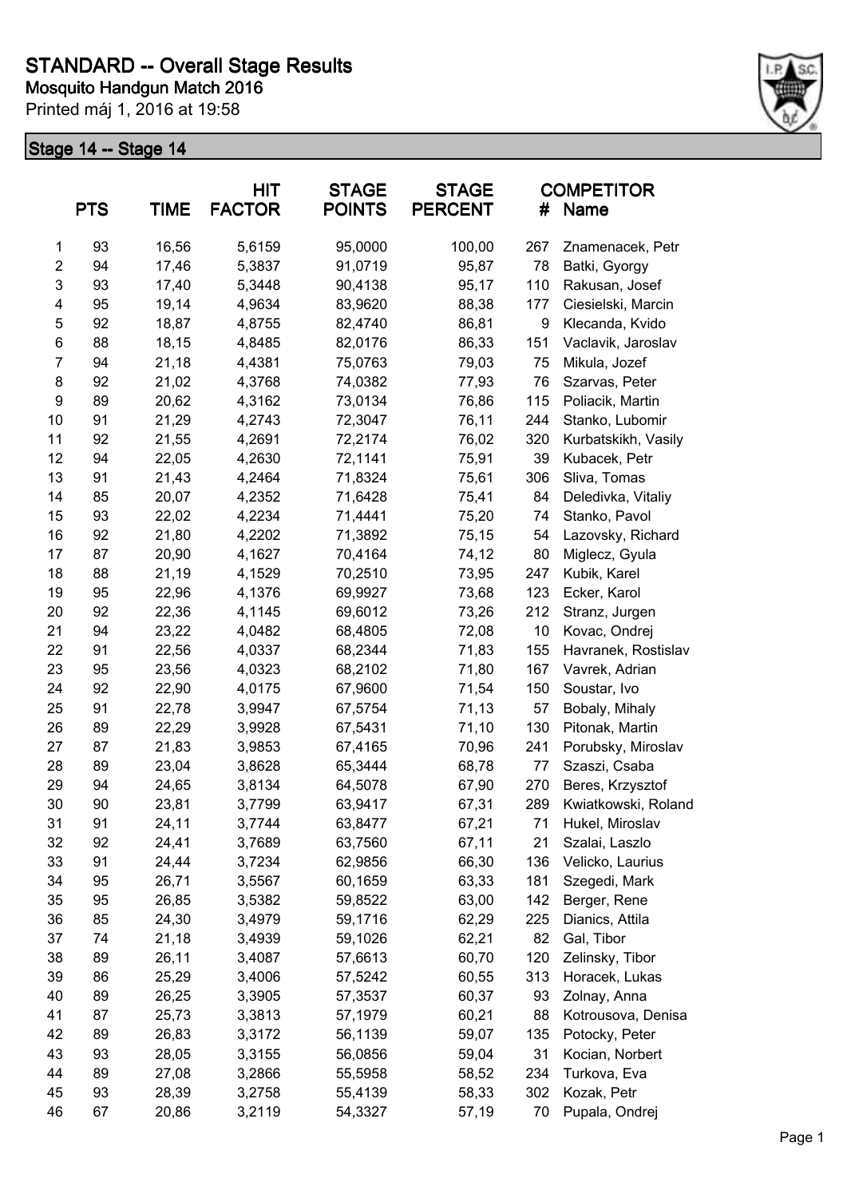# STANDARD -- Overall Stage Results

**Mosquito Handgun Match 2016**

Printed máj 1, 2016 at 19:58

## Stage 14 -- Stage 14

| | PTS | TIME | HIT FACTOR | STAGE POINTS | STAGE PERCENT | # | COMPETITOR Name |
|---|---|---|---|---|---|---|---|
| 1 | 93 | 16,56 | 5,6159 | 95,0000 | 100,00 | 267 | Znamenacek, Petr |
| 2 | 94 | 17,46 | 5,3837 | 91,0719 | 95,87 | 78 | Batki, Gyorgy |
| 3 | 93 | 17,40 | 5,3448 | 90,4138 | 95,17 | 110 | Rakusan, Josef |
| 4 | 95 | 19,14 | 4,9634 | 83,9620 | 88,38 | 177 | Ciesielski, Marcin |
| 5 | 92 | 18,87 | 4,8755 | 82,4740 | 86,81 | 9 | Klecanda, Kvido |
| 6 | 88 | 18,15 | 4,8485 | 82,0176 | 86,33 | 151 | Vaclavik, Jaroslav |
| 7 | 94 | 21,18 | 4,4381 | 75,0763 | 79,03 | 75 | Mikula, Jozef |
| 8 | 92 | 21,02 | 4,3768 | 74,0382 | 77,93 | 76 | Szarvas, Peter |
| 9 | 89 | 20,62 | 4,3162 | 73,0134 | 76,86 | 115 | Poliacik, Martin |
| 10 | 91 | 21,29 | 4,2743 | 72,3047 | 76,11 | 244 | Stanko, Lubomir |
| 11 | 92 | 21,55 | 4,2691 | 72,2174 | 76,02 | 320 | Kurbatskikh, Vasily |
| 12 | 94 | 22,05 | 4,2630 | 72,1141 | 75,91 | 39 | Kubacek, Petr |
| 13 | 91 | 21,43 | 4,2464 | 71,8324 | 75,61 | 306 | Sliva, Tomas |
| 14 | 85 | 20,07 | 4,2352 | 71,6428 | 75,41 | 84 | Deledivka, Vitaliy |
| 15 | 93 | 22,02 | 4,2234 | 71,4441 | 75,20 | 74 | Stanko, Pavol |
| 16 | 92 | 21,80 | 4,2202 | 71,3892 | 75,15 | 54 | Lazovsky, Richard |
| 17 | 87 | 20,90 | 4,1627 | 70,4164 | 74,12 | 80 | Miglecz, Gyula |
| 18 | 88 | 21,19 | 4,1529 | 70,2510 | 73,95 | 247 | Kubik, Karel |
| 19 | 95 | 22,96 | 4,1376 | 69,9927 | 73,68 | 123 | Ecker, Karol |
| 20 | 92 | 22,36 | 4,1145 | 69,6012 | 73,26 | 212 | Stranz, Jurgen |
| 21 | 94 | 23,22 | 4,0482 | 68,4805 | 72,08 | 10 | Kovac, Ondrej |
| 22 | 91 | 22,56 | 4,0337 | 68,2344 | 71,83 | 155 | Havranek, Rostislav |
| 23 | 95 | 23,56 | 4,0323 | 68,2102 | 71,80 | 167 | Vavrek, Adrian |
| 24 | 92 | 22,90 | 4,0175 | 67,9600 | 71,54 | 150 | Soustar, Ivo |
| 25 | 91 | 22,78 | 3,9947 | 67,5754 | 71,13 | 57 | Bobaly, Mihaly |
| 26 | 89 | 22,29 | 3,9928 | 67,5431 | 71,10 | 130 | Pitonak, Martin |
| 27 | 87 | 21,83 | 3,9853 | 67,4165 | 70,96 | 241 | Porubsky, Miroslav |
| 28 | 89 | 23,04 | 3,8628 | 65,3444 | 68,78 | 77 | Szaszi, Csaba |
| 29 | 94 | 24,65 | 3,8134 | 64,5078 | 67,90 | 270 | Beres, Krzysztof |
| 30 | 90 | 23,81 | 3,7799 | 63,9417 | 67,31 | 289 | Kwiatkowski, Roland |
| 31 | 91 | 24,11 | 3,7744 | 63,8477 | 67,21 | 71 | Hukel, Miroslav |
| 32 | 92 | 24,41 | 3,7689 | 63,7560 | 67,11 | 21 | Szalai, Laszlo |
| 33 | 91 | 24,44 | 3,7234 | 62,9856 | 66,30 | 136 | Velicko, Laurius |
| 34 | 95 | 26,71 | 3,5567 | 60,1659 | 63,33 | 181 | Szegedi, Mark |
| 35 | 95 | 26,85 | 3,5382 | 59,8522 | 63,00 | 142 | Berger, Rene |
| 36 | 85 | 24,30 | 3,4979 | 59,1716 | 62,29 | 225 | Dianics, Attila |
| 37 | 74 | 21,18 | 3,4939 | 59,1026 | 62,21 | 82 | Gal, Tibor |
| 38 | 89 | 26,11 | 3,4087 | 57,6613 | 60,70 | 120 | Zelinsky, Tibor |
| 39 | 86 | 25,29 | 3,4006 | 57,5242 | 60,55 | 313 | Horacek, Lukas |
| 40 | 89 | 26,25 | 3,3905 | 57,3537 | 60,37 | 93 | Zolnay, Anna |
| 41 | 87 | 25,73 | 3,3813 | 57,1979 | 60,21 | 88 | Kotrousova, Denisa |
| 42 | 89 | 26,83 | 3,3172 | 56,1139 | 59,07 | 135 | Potocky, Peter |
| 43 | 93 | 28,05 | 3,3155 | 56,0856 | 59,04 | 31 | Kocian, Norbert |
| 44 | 89 | 27,08 | 3,2866 | 55,5958 | 58,52 | 234 | Turkova, Eva |
| 45 | 93 | 28,39 | 3,2758 | 55,4139 | 58,33 | 302 | Kozak, Petr |
| 46 | 67 | 20,86 | 3,2119 | 54,3327 | 57,19 | 70 | Pupala, Ondrej |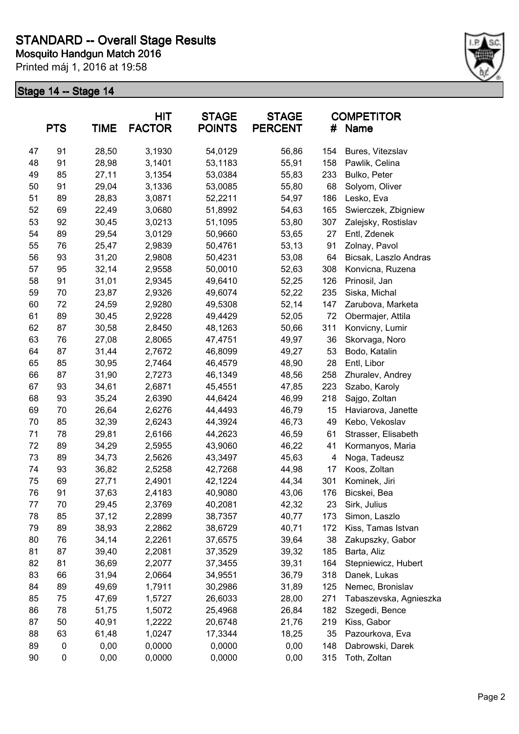# STANDARD -- Overall Stage Results

**Mosquito Handgun Match 2016**

Printed máj 1, 2016 at 19:58

## Stage 14 -- Stage 14

| | PTS | TIME | HIT FACTOR | STAGE POINTS | STAGE PERCENT | # | COMPETITOR Name |
|---|---|---|---|---|---|---|---|
| 47 | 91 | 28,50 | 3,1930 | 54,0129 | 56,86 | 154 | Bures, Vitezslav |
| 48 | 91 | 28,98 | 3,1401 | 53,1183 | 55,91 | 158 | Pawlik, Celina |
| 49 | 85 | 27,11 | 3,1354 | 53,0384 | 55,83 | 233 | Bulko, Peter |
| 50 | 91 | 29,04 | 3,1336 | 53,0085 | 55,80 | 68 | Solyom, Oliver |
| 51 | 89 | 28,83 | 3,0871 | 52,2211 | 54,97 | 186 | Lesko, Eva |
| 52 | 69 | 22,49 | 3,0680 | 51,8992 | 54,63 | 165 | Swierczek, Zbigniew |
| 53 | 92 | 30,45 | 3,0213 | 51,1095 | 53,80 | 307 | Zalejsky, Rostislav |
| 54 | 89 | 29,54 | 3,0129 | 50,9660 | 53,65 | 27 | Entl, Zdenek |
| 55 | 76 | 25,47 | 2,9839 | 50,4761 | 53,13 | 91 | Zolnay, Pavol |
| 56 | 93 | 31,20 | 2,9808 | 50,4231 | 53,08 | 64 | Bicsak, Laszlo Andras |
| 57 | 95 | 32,14 | 2,9558 | 50,0010 | 52,63 | 308 | Konvicna, Ruzena |
| 58 | 91 | 31,01 | 2,9345 | 49,6410 | 52,25 | 126 | Prinosil, Jan |
| 59 | 70 | 23,87 | 2,9326 | 49,6074 | 52,22 | 235 | Siska, Michal |
| 60 | 72 | 24,59 | 2,9280 | 49,5308 | 52,14 | 147 | Zarubova, Marketa |
| 61 | 89 | 30,45 | 2,9228 | 49,4429 | 52,05 | 72 | Obermajer, Attila |
| 62 | 87 | 30,58 | 2,8450 | 48,1263 | 50,66 | 311 | Konvicny, Lumir |
| 63 | 76 | 27,08 | 2,8065 | 47,4751 | 49,97 | 36 | Skorvaga, Noro |
| 64 | 87 | 31,44 | 2,7672 | 46,8099 | 49,27 | 53 | Bodo, Katalin |
| 65 | 85 | 30,95 | 2,7464 | 46,4579 | 48,90 | 28 | Entl, Libor |
| 66 | 87 | 31,90 | 2,7273 | 46,1349 | 48,56 | 258 | Zhuralev, Andrey |
| 67 | 93 | 34,61 | 2,6871 | 45,4551 | 47,85 | 223 | Szabo, Karoly |
| 68 | 93 | 35,24 | 2,6390 | 44,6424 | 46,99 | 218 | Sajgo, Zoltan |
| 69 | 70 | 26,64 | 2,6276 | 44,4493 | 46,79 | 15 | Haviarova, Janette |
| 70 | 85 | 32,39 | 2,6243 | 44,3924 | 46,73 | 49 | Kebo, Vekoslav |
| 71 | 78 | 29,81 | 2,6166 | 44,2623 | 46,59 | 61 | Strasser, Elisabeth |
| 72 | 89 | 34,29 | 2,5955 | 43,9060 | 46,22 | 41 | Kormanyos, Maria |
| 73 | 89 | 34,73 | 2,5626 | 43,3497 | 45,63 | 4 | Noga, Tadeusz |
| 74 | 93 | 36,82 | 2,5258 | 42,7268 | 44,98 | 17 | Koos, Zoltan |
| 75 | 69 | 27,71 | 2,4901 | 42,1224 | 44,34 | 301 | Kominek, Jiri |
| 76 | 91 | 37,63 | 2,4183 | 40,9080 | 43,06 | 176 | Bicskei, Bea |
| 77 | 70 | 29,45 | 2,3769 | 40,2081 | 42,32 | 23 | Sirk, Julius |
| 78 | 85 | 37,12 | 2,2899 | 38,7357 | 40,77 | 173 | Simon, Laszlo |
| 79 | 89 | 38,93 | 2,2862 | 38,6729 | 40,71 | 172 | Kiss, Tamas Istvan |
| 80 | 76 | 34,14 | 2,2261 | 37,6575 | 39,64 | 38 | Zakupszky, Gabor |
| 81 | 87 | 39,40 | 2,2081 | 37,3529 | 39,32 | 185 | Barta, Aliz |
| 82 | 81 | 36,69 | 2,2077 | 37,3455 | 39,31 | 164 | Stepniewicz, Hubert |
| 83 | 66 | 31,94 | 2,0664 | 34,9551 | 36,79 | 318 | Danek, Lukas |
| 84 | 89 | 49,69 | 1,7911 | 30,2986 | 31,89 | 125 | Nemec, Bronislav |
| 85 | 75 | 47,69 | 1,5727 | 26,6033 | 28,00 | 271 | Tabaszevska, Agnieszka |
| 86 | 78 | 51,75 | 1,5072 | 25,4968 | 26,84 | 182 | Szegedi, Bence |
| 87 | 50 | 40,91 | 1,2222 | 20,6748 | 21,76 | 219 | Kiss, Gabor |
| 88 | 63 | 61,48 | 1,0247 | 17,3344 | 18,25 | 35 | Pazourkova, Eva |
| 89 | 0 | 0,00 | 0,0000 | 0,0000 | 0,00 | 148 | Dabrowski, Darek |
| 90 | 0 | 0,00 | 0,0000 | 0,0000 | 0,00 | 315 | Toth, Zoltan |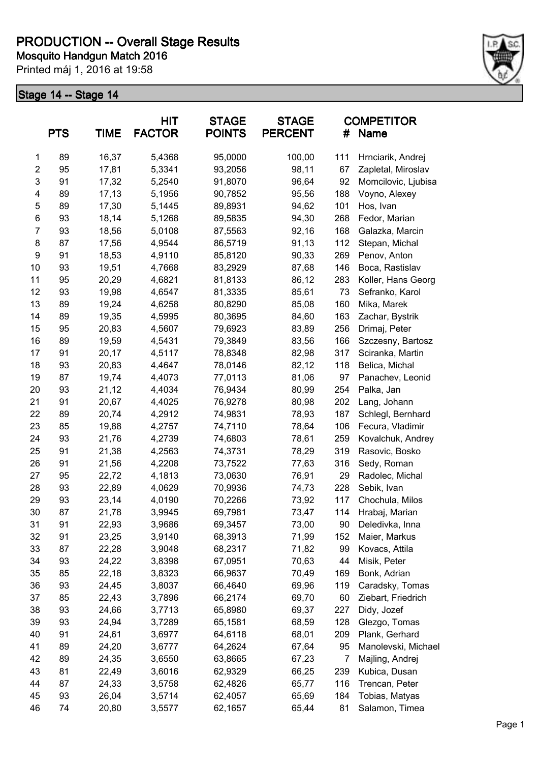# PRODUCTION -- Overall Stage Results

**Mosquito Handgun Match 2016**

Printed máj 1, 2016 at 19:58

## Stage 14 -- Stage 14

| | PTS | TIME | HIT FACTOR | STAGE POINTS | STAGE PERCENT | # | COMPETITOR Name |
|---|---|---|---|---|---|---|---|
| 1 | 89 | 16,37 | 5,4368 | 95,0000 | 100,00 | 111 | Hrnciarik, Andrej |
| 2 | 95 | 17,81 | 5,3341 | 93,2056 | 98,11 | 67 | Zapletal, Miroslav |
| 3 | 91 | 17,32 | 5,2540 | 91,8070 | 96,64 | 92 | Momcilovic, Ljubisa |
| 4 | 89 | 17,13 | 5,1956 | 90,7852 | 95,56 | 188 | Voyno, Alexey |
| 5 | 89 | 17,30 | 5,1445 | 89,8931 | 94,62 | 101 | Hos, Ivan |
| 6 | 93 | 18,14 | 5,1268 | 89,5835 | 94,30 | 268 | Fedor, Marian |
| 7 | 93 | 18,56 | 5,0108 | 87,5563 | 92,16 | 168 | Galazka, Marcin |
| 8 | 87 | 17,56 | 4,9544 | 86,5719 | 91,13 | 112 | Stepan, Michal |
| 9 | 91 | 18,53 | 4,9110 | 85,8120 | 90,33 | 269 | Penov, Anton |
| 10 | 93 | 19,51 | 4,7668 | 83,2929 | 87,68 | 146 | Boca, Rastislav |
| 11 | 95 | 20,29 | 4,6821 | 81,8133 | 86,12 | 283 | Koller, Hans Georg |
| 12 | 93 | 19,98 | 4,6547 | 81,3335 | 85,61 | 73 | Sefranko, Karol |
| 13 | 89 | 19,24 | 4,6258 | 80,8290 | 85,08 | 160 | Mika, Marek |
| 14 | 89 | 19,35 | 4,5995 | 80,3695 | 84,60 | 163 | Zachar, Bystrik |
| 15 | 95 | 20,83 | 4,5607 | 79,6923 | 83,89 | 256 | Drimaj, Peter |
| 16 | 89 | 19,59 | 4,5431 | 79,3849 | 83,56 | 166 | Szczesny, Bartosz |
| 17 | 91 | 20,17 | 4,5117 | 78,8348 | 82,98 | 317 | Sciranka, Martin |
| 18 | 93 | 20,83 | 4,4647 | 78,0146 | 82,12 | 118 | Belica, Michal |
| 19 | 87 | 19,74 | 4,4073 | 77,0113 | 81,06 | 97 | Panachev, Leonid |
| 20 | 93 | 21,12 | 4,4034 | 76,9434 | 80,99 | 254 | Palka, Jan |
| 21 | 91 | 20,67 | 4,4025 | 76,9278 | 80,98 | 202 | Lang, Johann |
| 22 | 89 | 20,74 | 4,2912 | 74,9831 | 78,93 | 187 | Schlegl, Bernhard |
| 23 | 85 | 19,88 | 4,2757 | 74,7110 | 78,64 | 106 | Fecura, Vladimir |
| 24 | 93 | 21,76 | 4,2739 | 74,6803 | 78,61 | 259 | Kovalchuk, Andrey |
| 25 | 91 | 21,38 | 4,2563 | 74,3731 | 78,29 | 319 | Rasovic, Bosko |
| 26 | 91 | 21,56 | 4,2208 | 73,7522 | 77,63 | 316 | Sedy, Roman |
| 27 | 95 | 22,72 | 4,1813 | 73,0630 | 76,91 | 29 | Radolec, Michal |
| 28 | 93 | 22,89 | 4,0629 | 70,9936 | 74,73 | 228 | Sebik, Ivan |
| 29 | 93 | 23,14 | 4,0190 | 70,2266 | 73,92 | 117 | Chochula, Milos |
| 30 | 87 | 21,78 | 3,9945 | 69,7981 | 73,47 | 114 | Hrabaj, Marian |
| 31 | 91 | 22,93 | 3,9686 | 69,3457 | 73,00 | 90 | Deledivka, Inna |
| 32 | 91 | 23,25 | 3,9140 | 68,3913 | 71,99 | 152 | Maier, Markus |
| 33 | 87 | 22,28 | 3,9048 | 68,2317 | 71,82 | 99 | Kovacs, Attila |
| 34 | 93 | 24,22 | 3,8398 | 67,0951 | 70,63 | 44 | Misik, Peter |
| 35 | 85 | 22,18 | 3,8323 | 66,9637 | 70,49 | 169 | Bonk, Adrian |
| 36 | 93 | 24,45 | 3,8037 | 66,4640 | 69,96 | 119 | Caradsky, Tomas |
| 37 | 85 | 22,43 | 3,7896 | 66,2174 | 69,70 | 60 | Ziebart, Friedrich |
| 38 | 93 | 24,66 | 3,7713 | 65,8980 | 69,37 | 227 | Didy, Jozef |
| 39 | 93 | 24,94 | 3,7289 | 65,1581 | 68,59 | 128 | Glezgo, Tomas |
| 40 | 91 | 24,61 | 3,6977 | 64,6118 | 68,01 | 209 | Plank, Gerhard |
| 41 | 89 | 24,20 | 3,6777 | 64,2624 | 67,64 | 95 | Manolevski, Michael |
| 42 | 89 | 24,35 | 3,6550 | 63,8665 | 67,23 | 7 | Majling, Andrej |
| 43 | 81 | 22,49 | 3,6016 | 62,9329 | 66,25 | 239 | Kubica, Dusan |
| 44 | 87 | 24,33 | 3,5758 | 62,4826 | 65,77 | 116 | Trencan, Peter |
| 45 | 93 | 26,04 | 3,5714 | 62,4057 | 65,69 | 184 | Tobias, Matyas |
| 46 | 74 | 20,80 | 3,5577 | 62,1657 | 65,44 | 81 | Salamon, Timea |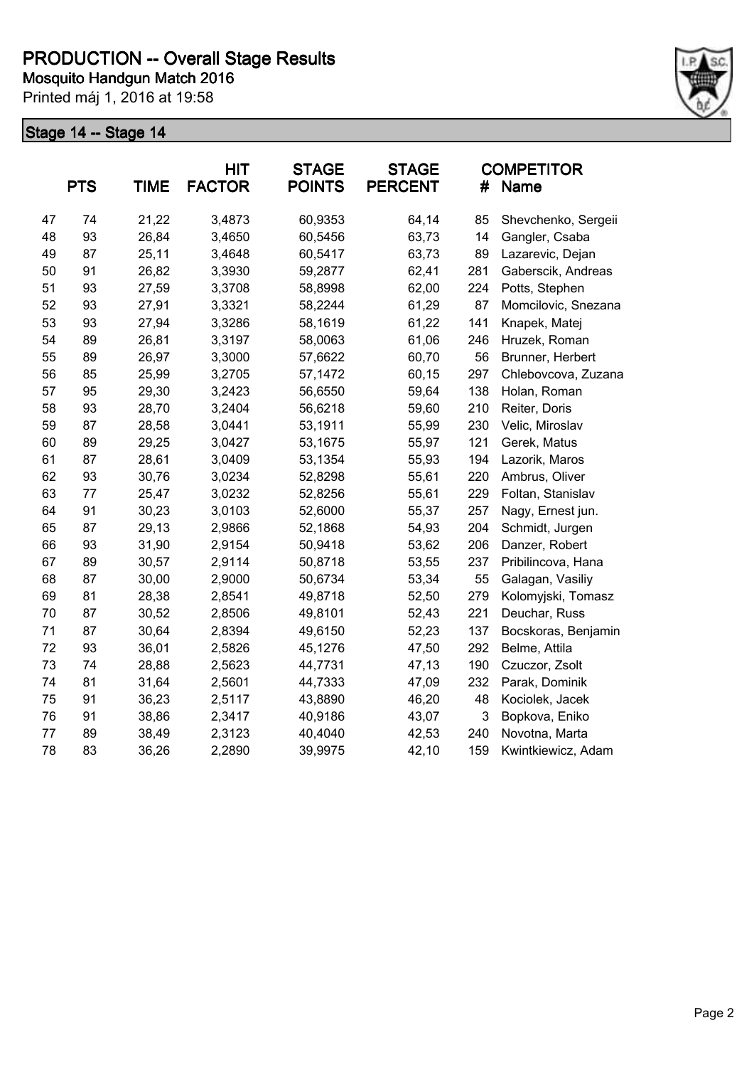# PRODUCTION -- Overall Stage Results

**Mosquito Handgun Match 2016**

Printed máj 1, 2016 at 19:58

## Stage 14 -- Stage 14

| | PTS | TIME | HIT FACTOR | STAGE POINTS | STAGE PERCENT | # | COMPETITOR Name |
|---|---|---|---|---|---|---|---|
| 47 | 74 | 21,22 | 3,4873 | 60,9353 | 64,14 | 85 | Shevchenko, Sergeii |
| 48 | 93 | 26,84 | 3,4650 | 60,5456 | 63,73 | 14 | Gangler, Csaba |
| 49 | 87 | 25,11 | 3,4648 | 60,5417 | 63,73 | 89 | Lazarevic, Dejan |
| 50 | 91 | 26,82 | 3,3930 | 59,2877 | 62,41 | 281 | Gaberscik, Andreas |
| 51 | 93 | 27,59 | 3,3708 | 58,8998 | 62,00 | 224 | Potts, Stephen |
| 52 | 93 | 27,91 | 3,3321 | 58,2244 | 61,29 | 87 | Momcilovic, Snezana |
| 53 | 93 | 27,94 | 3,3286 | 58,1619 | 61,22 | 141 | Knapek, Matej |
| 54 | 89 | 26,81 | 3,3197 | 58,0063 | 61,06 | 246 | Hruzek, Roman |
| 55 | 89 | 26,97 | 3,3000 | 57,6622 | 60,70 | 56 | Brunner, Herbert |
| 56 | 85 | 25,99 | 3,2705 | 57,1472 | 60,15 | 297 | Chlebovcova, Zuzana |
| 57 | 95 | 29,30 | 3,2423 | 56,6550 | 59,64 | 138 | Holan, Roman |
| 58 | 93 | 28,70 | 3,2404 | 56,6218 | 59,60 | 210 | Reiter, Doris |
| 59 | 87 | 28,58 | 3,0441 | 53,1911 | 55,99 | 230 | Velic, Miroslav |
| 60 | 89 | 29,25 | 3,0427 | 53,1675 | 55,97 | 121 | Gerek, Matus |
| 61 | 87 | 28,61 | 3,0409 | 53,1354 | 55,93 | 194 | Lazorik, Maros |
| 62 | 93 | 30,76 | 3,0234 | 52,8298 | 55,61 | 220 | Ambrus, Oliver |
| 63 | 77 | 25,47 | 3,0232 | 52,8256 | 55,61 | 229 | Foltan, Stanislav |
| 64 | 91 | 30,23 | 3,0103 | 52,6000 | 55,37 | 257 | Nagy, Ernest jun. |
| 65 | 87 | 29,13 | 2,9866 | 52,1868 | 54,93 | 204 | Schmidt, Jurgen |
| 66 | 93 | 31,90 | 2,9154 | 50,9418 | 53,62 | 206 | Danzer, Robert |
| 67 | 89 | 30,57 | 2,9114 | 50,8718 | 53,55 | 237 | Pribilincova, Hana |
| 68 | 87 | 30,00 | 2,9000 | 50,6734 | 53,34 | 55 | Galagan, Vasiliy |
| 69 | 81 | 28,38 | 2,8541 | 49,8718 | 52,50 | 279 | Kolomyjski, Tomasz |
| 70 | 87 | 30,52 | 2,8506 | 49,8101 | 52,43 | 221 | Deuchar, Russ |
| 71 | 87 | 30,64 | 2,8394 | 49,6150 | 52,23 | 137 | Bocskoras, Benjamin |
| 72 | 93 | 36,01 | 2,5826 | 45,1276 | 47,50 | 292 | Belme, Attila |
| 73 | 74 | 28,88 | 2,5623 | 44,7731 | 47,13 | 190 | Czuczor, Zsolt |
| 74 | 81 | 31,64 | 2,5601 | 44,7333 | 47,09 | 232 | Parak, Dominik |
| 75 | 91 | 36,23 | 2,5117 | 43,8890 | 46,20 | 48 | Kociolek, Jacek |
| 76 | 91 | 38,86 | 2,3417 | 40,9186 | 43,07 | 3 | Bopkova, Eniko |
| 77 | 89 | 38,49 | 2,3123 | 40,4040 | 42,53 | 240 | Novotna, Marta |
| 78 | 83 | 36,26 | 2,2890 | 39,9975 | 42,10 | 159 | Kwintkiewicz, Adam |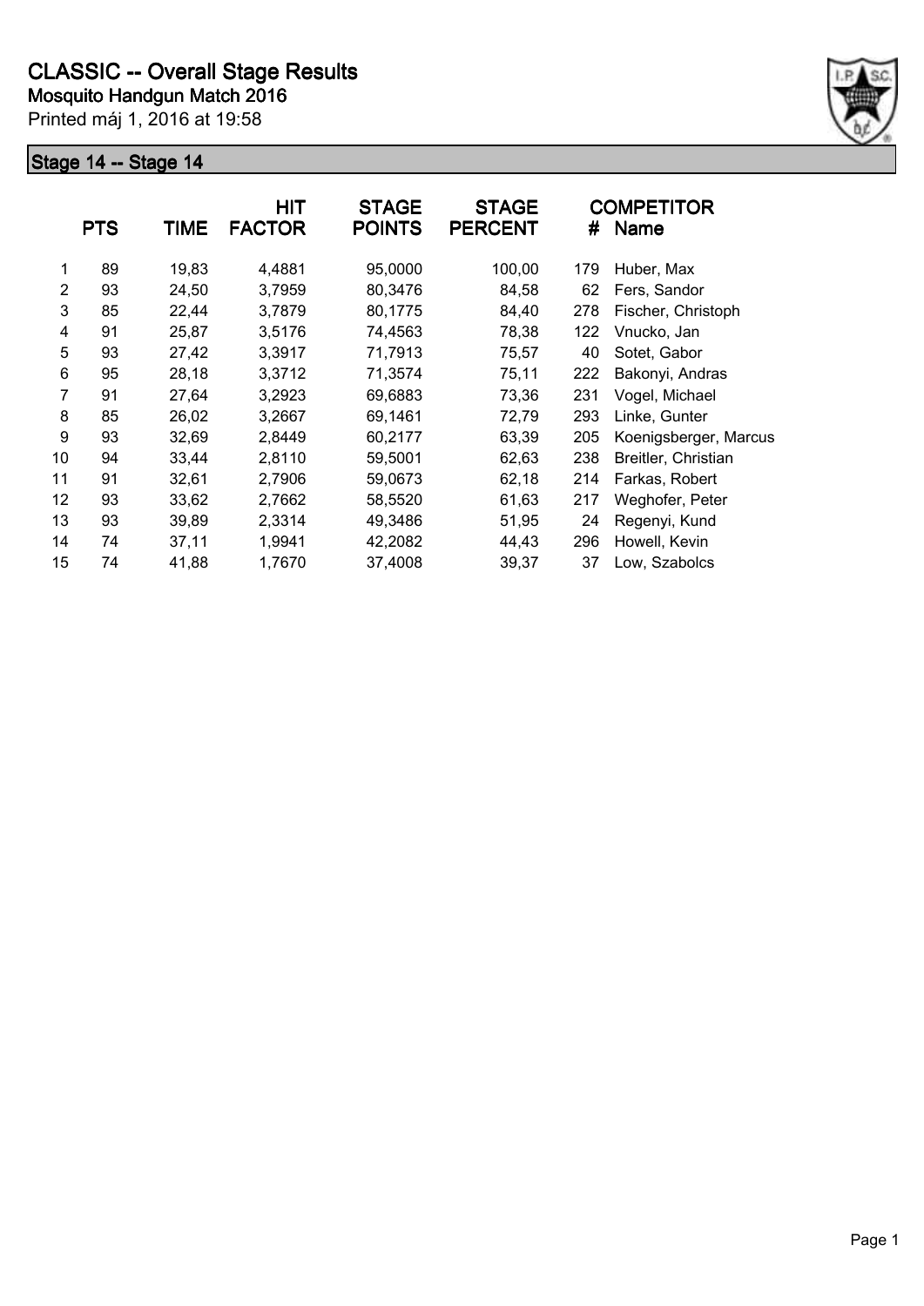# CLASSIC -- Overall Stage Results

**Mosquito Handgun Match 2016**

Printed máj 1, 2016 at 19:58

## Stage 14 -- Stage 14

| | PTS | TIME | HIT FACTOR | STAGE POINTS | STAGE PERCENT | # | COMPETITOR Name |
|---|---|---|---|---|---|---|---|
| 1 | 89 | 19,83 | 4,4881 | 95,0000 | 100,00 | 179 | Huber, Max |
| 2 | 93 | 24,50 | 3,7959 | 80,3476 | 84,58 | 62 | Fers, Sandor |
| 3 | 85 | 22,44 | 3,7879 | 80,1775 | 84,40 | 278 | Fischer, Christoph |
| 4 | 91 | 25,87 | 3,5176 | 74,4563 | 78,38 | 122 | Vnucko, Jan |
| 5 | 93 | 27,42 | 3,3917 | 71,7913 | 75,57 | 40 | Sotet, Gabor |
| 6 | 95 | 28,18 | 3,3712 | 71,3574 | 75,11 | 222 | Bakonyi, Andras |
| 7 | 91 | 27,64 | 3,2923 | 69,6883 | 73,36 | 231 | Vogel, Michael |
| 8 | 85 | 26,02 | 3,2667 | 69,1461 | 72,79 | 293 | Linke, Gunter |
| 9 | 93 | 32,69 | 2,8449 | 60,2177 | 63,39 | 205 | Koenigsberger, Marcus |
| 10 | 94 | 33,44 | 2,8110 | 59,5001 | 62,63 | 238 | Breitler, Christian |
| 11 | 91 | 32,61 | 2,7906 | 59,0673 | 62,18 | 214 | Farkas, Robert |
| 12 | 93 | 33,62 | 2,7662 | 58,5520 | 61,63 | 217 | Weghofer, Peter |
| 13 | 93 | 39,89 | 2,3314 | 49,3486 | 51,95 | 24 | Regenyi, Kund |
| 14 | 74 | 37,11 | 1,9941 | 42,2082 | 44,43 | 296 | Howell, Kevin |
| 15 | 74 | 41,88 | 1,7670 | 37,4008 | 39,37 | 37 | Low, Szabolcs |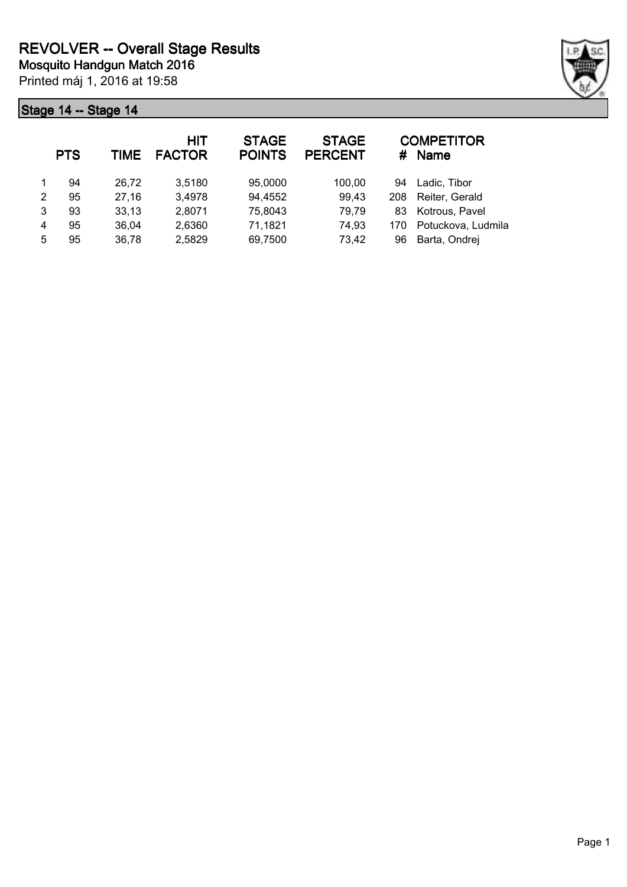# REVOLVER -- Overall Stage Results

## Mosquito Handgun Match 2016

Printed máj 1, 2016 at 19:58

### Stage 14 -- Stage 14

| | PTS | TIME | HIT FACTOR | STAGE POINTS | STAGE PERCENT | # | COMPETITOR Name |
|---|---|---|---|---|---|---|---|
| 1 | 94 | 26,72 | 3,5180 | 95,0000 | 100,00 | 94 | Ladic, Tibor |
| 2 | 95 | 27,16 | 3,4978 | 94,4552 | 99,43 | 208 | Reiter, Gerald |
| 3 | 93 | 33,13 | 2,8071 | 75,8043 | 79,79 | 83 | Kotrous, Pavel |
| 4 | 95 | 36,04 | 2,6360 | 71,1821 | 74,93 | 170 | Potuckova, Ludmila |
| 5 | 95 | 36,78 | 2,5829 | 69,7500 | 73,42 | 96 | Barta, Ondrej |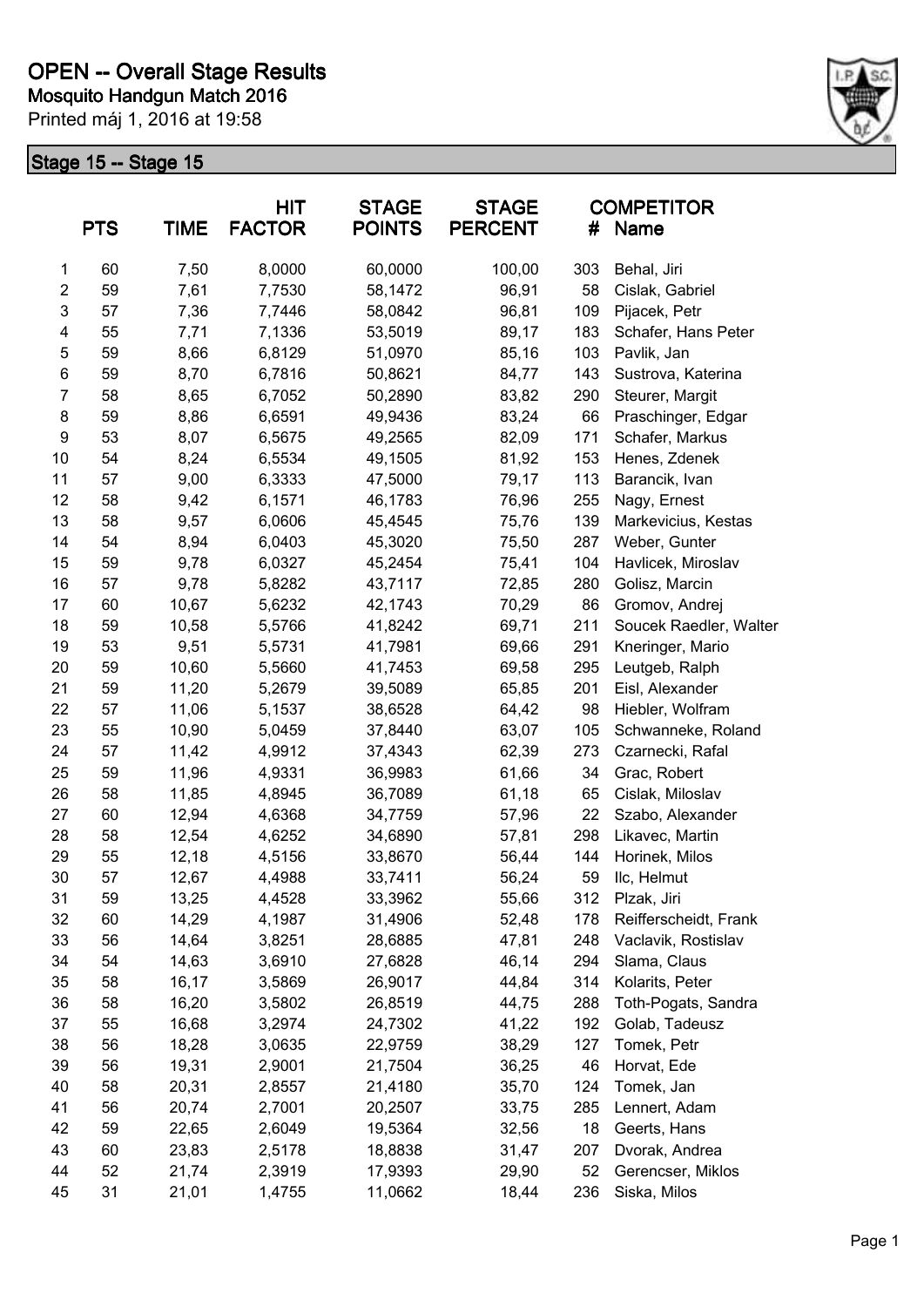# OPEN -- Overall Stage Results

**Mosquito Handgun Match 2016**

Printed máj 1, 2016 at 19:58

## Stage 15 -- Stage 15

| | PTS | TIME | HIT FACTOR | STAGE POINTS | STAGE PERCENT | # | COMPETITOR Name |
|---|---|---|---|---|---|---|---|
| 1 | 60 | 7,50 | 8,0000 | 60,0000 | 100,00 | 303 | Behal, Jiri |
| 2 | 59 | 7,61 | 7,7530 | 58,1472 | 96,91 | 58 | Cislak, Gabriel |
| 3 | 57 | 7,36 | 7,7446 | 58,0842 | 96,81 | 109 | Pijacek, Petr |
| 4 | 55 | 7,71 | 7,1336 | 53,5019 | 89,17 | 183 | Schafer, Hans Peter |
| 5 | 59 | 8,66 | 6,8129 | 51,0970 | 85,16 | 103 | Pavlik, Jan |
| 6 | 59 | 8,70 | 6,7816 | 50,8621 | 84,77 | 143 | Sustrova, Katerina |
| 7 | 58 | 8,65 | 6,7052 | 50,2890 | 83,82 | 290 | Steurer, Margit |
| 8 | 59 | 8,86 | 6,6591 | 49,9436 | 83,24 | 66 | Praschinger, Edgar |
| 9 | 53 | 8,07 | 6,5675 | 49,2565 | 82,09 | 171 | Schafer, Markus |
| 10 | 54 | 8,24 | 6,5534 | 49,1505 | 81,92 | 153 | Henes, Zdenek |
| 11 | 57 | 9,00 | 6,3333 | 47,5000 | 79,17 | 113 | Barancik, Ivan |
| 12 | 58 | 9,42 | 6,1571 | 46,1783 | 76,96 | 255 | Nagy, Ernest |
| 13 | 58 | 9,57 | 6,0606 | 45,4545 | 75,76 | 139 | Markevicius, Kestas |
| 14 | 54 | 8,94 | 6,0403 | 45,3020 | 75,50 | 287 | Weber, Gunter |
| 15 | 59 | 9,78 | 6,0327 | 45,2454 | 75,41 | 104 | Havlicek, Miroslav |
| 16 | 57 | 9,78 | 5,8282 | 43,7117 | 72,85 | 280 | Golisz, Marcin |
| 17 | 60 | 10,67 | 5,6232 | 42,1743 | 70,29 | 86 | Gromov, Andrej |
| 18 | 59 | 10,58 | 5,5766 | 41,8242 | 69,71 | 211 | Soucek Raedler, Walter |
| 19 | 53 | 9,51 | 5,5731 | 41,7981 | 69,66 | 291 | Kneringer, Mario |
| 20 | 59 | 10,60 | 5,5660 | 41,7453 | 69,58 | 295 | Leutgeb, Ralph |
| 21 | 59 | 11,20 | 5,2679 | 39,5089 | 65,85 | 201 | Eisl, Alexander |
| 22 | 57 | 11,06 | 5,1537 | 38,6528 | 64,42 | 98 | Hiebler, Wolfram |
| 23 | 55 | 10,90 | 5,0459 | 37,8440 | 63,07 | 105 | Schwanneke, Roland |
| 24 | 57 | 11,42 | 4,9912 | 37,4343 | 62,39 | 273 | Czarnecki, Rafal |
| 25 | 59 | 11,96 | 4,9331 | 36,9983 | 61,66 | 34 | Grac, Robert |
| 26 | 58 | 11,85 | 4,8945 | 36,7089 | 61,18 | 65 | Cislak, Miloslav |
| 27 | 60 | 12,94 | 4,6368 | 34,7759 | 57,96 | 22 | Szabo, Alexander |
| 28 | 58 | 12,54 | 4,6252 | 34,6890 | 57,81 | 298 | Likavec, Martin |
| 29 | 55 | 12,18 | 4,5156 | 33,8670 | 56,44 | 144 | Horinek, Milos |
| 30 | 57 | 12,67 | 4,4988 | 33,7411 | 56,24 | 59 | Ilc, Helmut |
| 31 | 59 | 13,25 | 4,4528 | 33,3962 | 55,66 | 312 | Plzak, Jiri |
| 32 | 60 | 14,29 | 4,1987 | 31,4906 | 52,48 | 178 | Reifferscheidt, Frank |
| 33 | 56 | 14,64 | 3,8251 | 28,6885 | 47,81 | 248 | Vaclavik, Rostislav |
| 34 | 54 | 14,63 | 3,6910 | 27,6828 | 46,14 | 294 | Slama, Claus |
| 35 | 58 | 16,17 | 3,5869 | 26,9017 | 44,84 | 314 | Kolarits, Peter |
| 36 | 58 | 16,20 | 3,5802 | 26,8519 | 44,75 | 288 | Toth-Pogats, Sandra |
| 37 | 55 | 16,68 | 3,2974 | 24,7302 | 41,22 | 192 | Golab, Tadeusz |
| 38 | 56 | 18,28 | 3,0635 | 22,9759 | 38,29 | 127 | Tomek, Petr |
| 39 | 56 | 19,31 | 2,9001 | 21,7504 | 36,25 | 46 | Horvat, Ede |
| 40 | 58 | 20,31 | 2,8557 | 21,4180 | 35,70 | 124 | Tomek, Jan |
| 41 | 56 | 20,74 | 2,7001 | 20,2507 | 33,75 | 285 | Lennert, Adam |
| 42 | 59 | 22,65 | 2,6049 | 19,5364 | 32,56 | 18 | Geerts, Hans |
| 43 | 60 | 23,83 | 2,5178 | 18,8838 | 31,47 | 207 | Dvorak, Andrea |
| 44 | 52 | 21,74 | 2,3919 | 17,9393 | 29,90 | 52 | Gerencser, Miklos |
| 45 | 31 | 21,01 | 1,4755 | 11,0662 | 18,44 | 236 | Siska, Milos |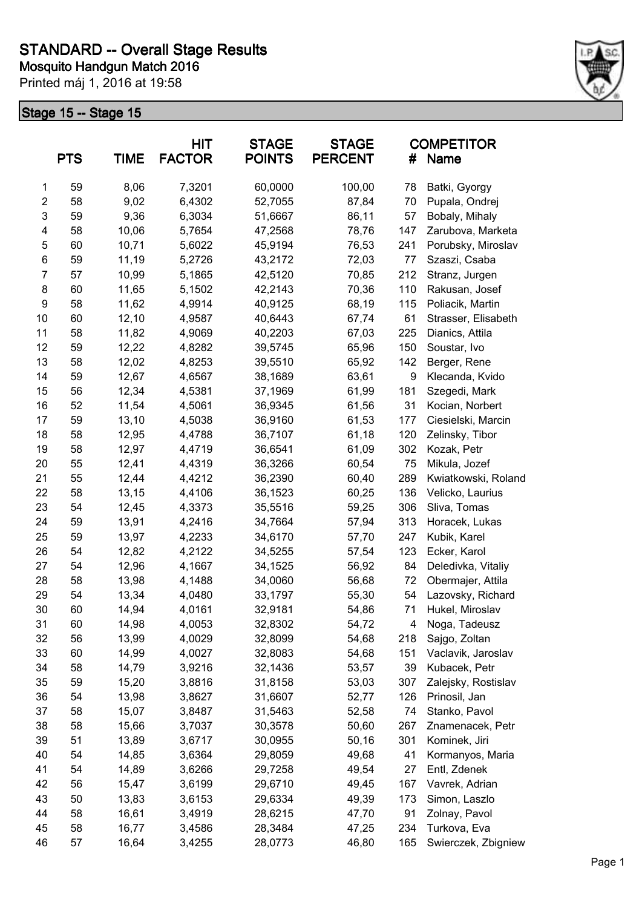# STANDARD -- Overall Stage Results

**Mosquito Handgun Match 2016**

Printed máj 1, 2016 at 19:58

## Stage 15 -- Stage 15

| | PTS | TIME | HIT FACTOR | STAGE POINTS | STAGE PERCENT | # | COMPETITOR Name |
|---|---|---|---|---|---|---|---|
| 1 | 59 | 8,06 | 7,3201 | 60,0000 | 100,00 | 78 | Batki, Gyorgy |
| 2 | 58 | 9,02 | 6,4302 | 52,7055 | 87,84 | 70 | Pupala, Ondrej |
| 3 | 59 | 9,36 | 6,3034 | 51,6667 | 86,11 | 57 | Bobaly, Mihaly |
| 4 | 58 | 10,06 | 5,7654 | 47,2568 | 78,76 | 147 | Zarubova, Marketa |
| 5 | 60 | 10,71 | 5,6022 | 45,9194 | 76,53 | 241 | Porubsky, Miroslav |
| 6 | 59 | 11,19 | 5,2726 | 43,2172 | 72,03 | 77 | Szaszi, Csaba |
| 7 | 57 | 10,99 | 5,1865 | 42,5120 | 70,85 | 212 | Stranz, Jurgen |
| 8 | 60 | 11,65 | 5,1502 | 42,2143 | 70,36 | 110 | Rakusan, Josef |
| 9 | 58 | 11,62 | 4,9914 | 40,9125 | 68,19 | 115 | Poliacik, Martin |
| 10 | 60 | 12,10 | 4,9587 | 40,6443 | 67,74 | 61 | Strasser, Elisabeth |
| 11 | 58 | 11,82 | 4,9069 | 40,2203 | 67,03 | 225 | Dianics, Attila |
| 12 | 59 | 12,22 | 4,8282 | 39,5745 | 65,96 | 150 | Soustar, Ivo |
| 13 | 58 | 12,02 | 4,8253 | 39,5510 | 65,92 | 142 | Berger, Rene |
| 14 | 59 | 12,67 | 4,6567 | 38,1689 | 63,61 | 9 | Klecanda, Kvido |
| 15 | 56 | 12,34 | 4,5381 | 37,1969 | 61,99 | 181 | Szegedi, Mark |
| 16 | 52 | 11,54 | 4,5061 | 36,9345 | 61,56 | 31 | Kocian, Norbert |
| 17 | 59 | 13,10 | 4,5038 | 36,9160 | 61,53 | 177 | Ciesielski, Marcin |
| 18 | 58 | 12,95 | 4,4788 | 36,7107 | 61,18 | 120 | Zelinsky, Tibor |
| 19 | 58 | 12,97 | 4,4719 | 36,6541 | 61,09 | 302 | Kozak, Petr |
| 20 | 55 | 12,41 | 4,4319 | 36,3266 | 60,54 | 75 | Mikula, Jozef |
| 21 | 55 | 12,44 | 4,4212 | 36,2390 | 60,40 | 289 | Kwiatkowski, Roland |
| 22 | 58 | 13,15 | 4,4106 | 36,1523 | 60,25 | 136 | Velicko, Laurius |
| 23 | 54 | 12,45 | 4,3373 | 35,5516 | 59,25 | 306 | Sliva, Tomas |
| 24 | 59 | 13,91 | 4,2416 | 34,7664 | 57,94 | 313 | Horacek, Lukas |
| 25 | 59 | 13,97 | 4,2233 | 34,6170 | 57,70 | 247 | Kubik, Karel |
| 26 | 54 | 12,82 | 4,2122 | 34,5255 | 57,54 | 123 | Ecker, Karol |
| 27 | 54 | 12,96 | 4,1667 | 34,1525 | 56,92 | 84 | Deledivka, Vitaliy |
| 28 | 58 | 13,98 | 4,1488 | 34,0060 | 56,68 | 72 | Obermajer, Attila |
| 29 | 54 | 13,34 | 4,0480 | 33,1797 | 55,30 | 54 | Lazovsky, Richard |
| 30 | 60 | 14,94 | 4,0161 | 32,9181 | 54,86 | 71 | Hukel, Miroslav |
| 31 | 60 | 14,98 | 4,0053 | 32,8302 | 54,72 | 4 | Noga, Tadeusz |
| 32 | 56 | 13,99 | 4,0029 | 32,8099 | 54,68 | 218 | Sajgo, Zoltan |
| 33 | 60 | 14,99 | 4,0027 | 32,8083 | 54,68 | 151 | Vaclavik, Jaroslav |
| 34 | 58 | 14,79 | 3,9216 | 32,1436 | 53,57 | 39 | Kubacek, Petr |
| 35 | 59 | 15,20 | 3,8816 | 31,8158 | 53,03 | 307 | Zalejsky, Rostislav |
| 36 | 54 | 13,98 | 3,8627 | 31,6607 | 52,77 | 126 | Prinosil, Jan |
| 37 | 58 | 15,07 | 3,8487 | 31,5463 | 52,58 | 74 | Stanko, Pavol |
| 38 | 58 | 15,66 | 3,7037 | 30,3578 | 50,60 | 267 | Znamenacek, Petr |
| 39 | 51 | 13,89 | 3,6717 | 30,0955 | 50,16 | 301 | Kominek, Jiri |
| 40 | 54 | 14,85 | 3,6364 | 29,8059 | 49,68 | 41 | Kormanyos, Maria |
| 41 | 54 | 14,89 | 3,6266 | 29,7258 | 49,54 | 27 | Entl, Zdenek |
| 42 | 56 | 15,47 | 3,6199 | 29,6710 | 49,45 | 167 | Vavrek, Adrian |
| 43 | 50 | 13,83 | 3,6153 | 29,6334 | 49,39 | 173 | Simon, Laszlo |
| 44 | 58 | 16,61 | 3,4919 | 28,6215 | 47,70 | 91 | Zolnay, Pavol |
| 45 | 58 | 16,77 | 3,4586 | 28,3484 | 47,25 | 234 | Turkova, Eva |
| 46 | 57 | 16,64 | 3,4255 | 28,0773 | 46,80 | 165 | Swierczek, Zbigniew |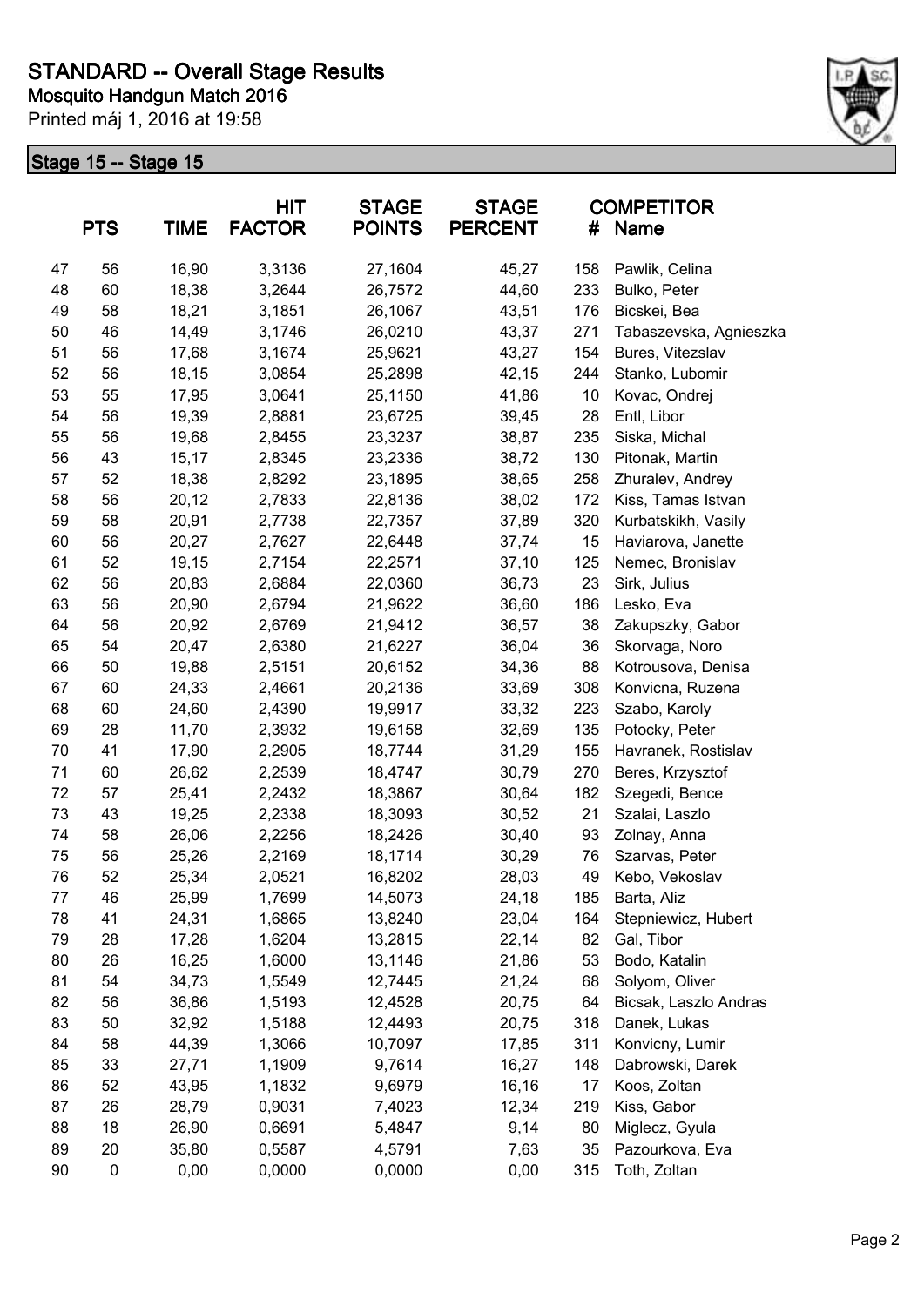# STANDARD -- Overall Stage Results

**Mosquito Handgun Match 2016**

Printed máj 1, 2016 at 19:58

## Stage 15 -- Stage 15

| | PTS | TIME | HIT FACTOR | STAGE POINTS | STAGE PERCENT | # | COMPETITOR Name |
|---|---|---|---|---|---|---|---|
| 47 | 56 | 16,90 | 3,3136 | 27,1604 | 45,27 | 158 | Pawlik, Celina |
| 48 | 60 | 18,38 | 3,2644 | 26,7572 | 44,60 | 233 | Bulko, Peter |
| 49 | 58 | 18,21 | 3,1851 | 26,1067 | 43,51 | 176 | Bicskei, Bea |
| 50 | 46 | 14,49 | 3,1746 | 26,0210 | 43,37 | 271 | Tabaszevska, Agnieszka |
| 51 | 56 | 17,68 | 3,1674 | 25,9621 | 43,27 | 154 | Bures, Vitezslav |
| 52 | 56 | 18,15 | 3,0854 | 25,2898 | 42,15 | 244 | Stanko, Lubomir |
| 53 | 55 | 17,95 | 3,0641 | 25,1150 | 41,86 | 10 | Kovac, Ondrej |
| 54 | 56 | 19,39 | 2,8881 | 23,6725 | 39,45 | 28 | Entl, Libor |
| 55 | 56 | 19,68 | 2,8455 | 23,3237 | 38,87 | 235 | Siska, Michal |
| 56 | 43 | 15,17 | 2,8345 | 23,2336 | 38,72 | 130 | Pitonak, Martin |
| 57 | 52 | 18,38 | 2,8292 | 23,1895 | 38,65 | 258 | Zhuralev, Andrey |
| 58 | 56 | 20,12 | 2,7833 | 22,8136 | 38,02 | 172 | Kiss, Tamas Istvan |
| 59 | 58 | 20,91 | 2,7738 | 22,7357 | 37,89 | 320 | Kurbatskikh, Vasily |
| 60 | 56 | 20,27 | 2,7627 | 22,6448 | 37,74 | 15 | Haviarova, Janette |
| 61 | 52 | 19,15 | 2,7154 | 22,2571 | 37,10 | 125 | Nemec, Bronislav |
| 62 | 56 | 20,83 | 2,6884 | 22,0360 | 36,73 | 23 | Sirk, Julius |
| 63 | 56 | 20,90 | 2,6794 | 21,9622 | 36,60 | 186 | Lesko, Eva |
| 64 | 56 | 20,92 | 2,6769 | 21,9412 | 36,57 | 38 | Zakupszky, Gabor |
| 65 | 54 | 20,47 | 2,6380 | 21,6227 | 36,04 | 36 | Skorvaga, Noro |
| 66 | 50 | 19,88 | 2,5151 | 20,6152 | 34,36 | 88 | Kotrousova, Denisa |
| 67 | 60 | 24,33 | 2,4661 | 20,2136 | 33,69 | 308 | Konvicna, Ruzena |
| 68 | 60 | 24,60 | 2,4390 | 19,9917 | 33,32 | 223 | Szabo, Karoly |
| 69 | 28 | 11,70 | 2,3932 | 19,6158 | 32,69 | 135 | Potocky, Peter |
| 70 | 41 | 17,90 | 2,2905 | 18,7744 | 31,29 | 155 | Havranek, Rostislav |
| 71 | 60 | 26,62 | 2,2539 | 18,4747 | 30,79 | 270 | Beres, Krzysztof |
| 72 | 57 | 25,41 | 2,2432 | 18,3867 | 30,64 | 182 | Szegedi, Bence |
| 73 | 43 | 19,25 | 2,2338 | 18,3093 | 30,52 | 21 | Szalai, Laszlo |
| 74 | 58 | 26,06 | 2,2256 | 18,2426 | 30,40 | 93 | Zolnay, Anna |
| 75 | 56 | 25,26 | 2,2169 | 18,1714 | 30,29 | 76 | Szarvas, Peter |
| 76 | 52 | 25,34 | 2,0521 | 16,8202 | 28,03 | 49 | Kebo, Vekoslav |
| 77 | 46 | 25,99 | 1,7699 | 14,5073 | 24,18 | 185 | Barta, Aliz |
| 78 | 41 | 24,31 | 1,6865 | 13,8240 | 23,04 | 164 | Stepniewicz, Hubert |
| 79 | 28 | 17,28 | 1,6204 | 13,2815 | 22,14 | 82 | Gal, Tibor |
| 80 | 26 | 16,25 | 1,6000 | 13,1146 | 21,86 | 53 | Bodo, Katalin |
| 81 | 54 | 34,73 | 1,5549 | 12,7445 | 21,24 | 68 | Solyom, Oliver |
| 82 | 56 | 36,86 | 1,5193 | 12,4528 | 20,75 | 64 | Bicsak, Laszlo Andras |
| 83 | 50 | 32,92 | 1,5188 | 12,4493 | 20,75 | 318 | Danek, Lukas |
| 84 | 58 | 44,39 | 1,3066 | 10,7097 | 17,85 | 311 | Konvicny, Lumir |
| 85 | 33 | 27,71 | 1,1909 | 9,7614 | 16,27 | 148 | Dabrowski, Darek |
| 86 | 52 | 43,95 | 1,1832 | 9,6979 | 16,16 | 17 | Koos, Zoltan |
| 87 | 26 | 28,79 | 0,9031 | 7,4023 | 12,34 | 219 | Kiss, Gabor |
| 88 | 18 | 26,90 | 0,6691 | 5,4847 | 9,14 | 80 | Miglecz, Gyula |
| 89 | 20 | 35,80 | 0,5587 | 4,5791 | 7,63 | 35 | Pazourkova, Eva |
| 90 | 0 | 0,00 | 0,0000 | 0,0000 | 0,00 | 315 | Toth, Zoltan |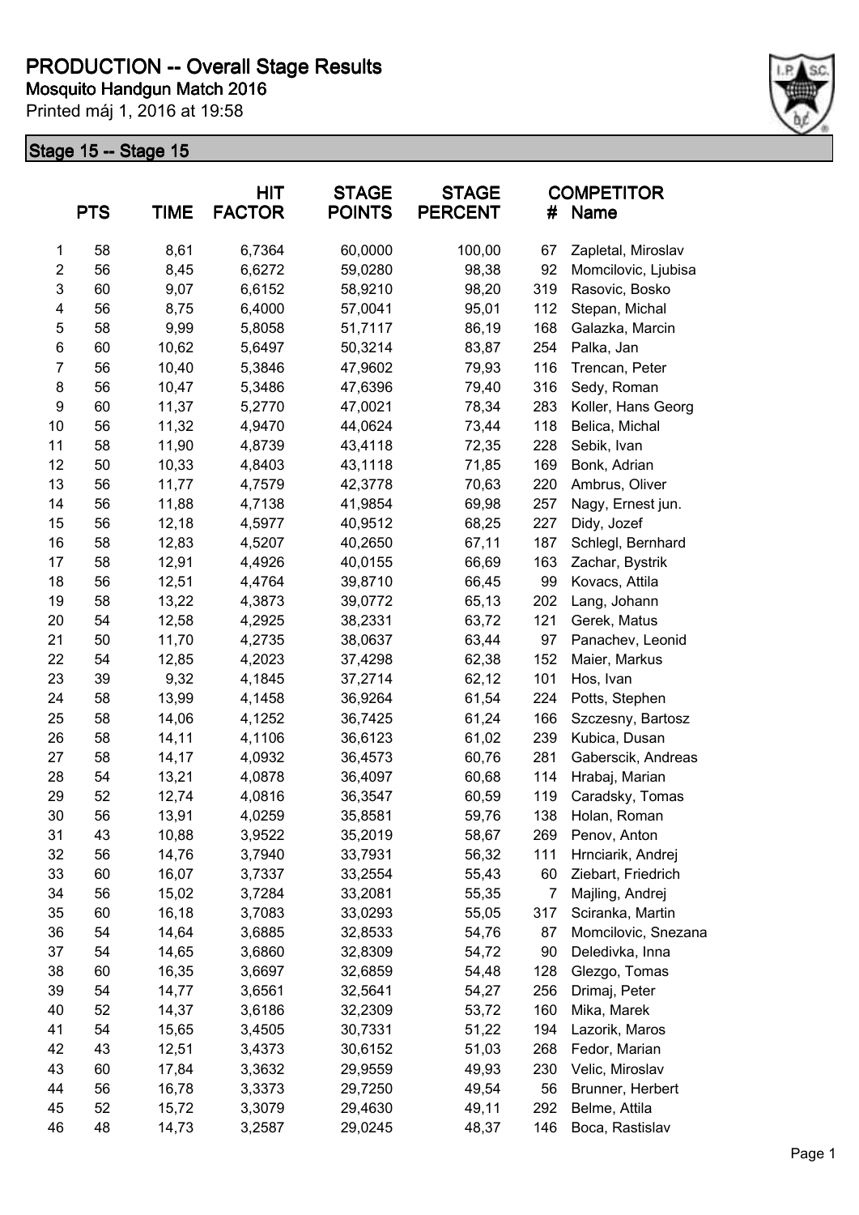# PRODUCTION -- Overall Stage Results

**Mosquito Handgun Match 2016**

Printed máj 1, 2016 at 19:58

## Stage 15 -- Stage 15

| | PTS | TIME | HIT FACTOR | STAGE POINTS | STAGE PERCENT | # | COMPETITOR Name |
|---|---|---|---|---|---|---|---|
| 1 | 58 | 8,61 | 6,7364 | 60,0000 | 100,00 | 67 | Zapletal, Miroslav |
| 2 | 56 | 8,45 | 6,6272 | 59,0280 | 98,38 | 92 | Momcilovic, Ljubisa |
| 3 | 60 | 9,07 | 6,6152 | 58,9210 | 98,20 | 319 | Rasovic, Bosko |
| 4 | 56 | 8,75 | 6,4000 | 57,0041 | 95,01 | 112 | Stepan, Michal |
| 5 | 58 | 9,99 | 5,8058 | 51,7117 | 86,19 | 168 | Galazka, Marcin |
| 6 | 60 | 10,62 | 5,6497 | 50,3214 | 83,87 | 254 | Palka, Jan |
| 7 | 56 | 10,40 | 5,3846 | 47,9602 | 79,93 | 116 | Trencan, Peter |
| 8 | 56 | 10,47 | 5,3486 | 47,6396 | 79,40 | 316 | Sedy, Roman |
| 9 | 60 | 11,37 | 5,2770 | 47,0021 | 78,34 | 283 | Koller, Hans Georg |
| 10 | 56 | 11,32 | 4,9470 | 44,0624 | 73,44 | 118 | Belica, Michal |
| 11 | 58 | 11,90 | 4,8739 | 43,4118 | 72,35 | 228 | Sebik, Ivan |
| 12 | 50 | 10,33 | 4,8403 | 43,1118 | 71,85 | 169 | Bonk, Adrian |
| 13 | 56 | 11,77 | 4,7579 | 42,3778 | 70,63 | 220 | Ambrus, Oliver |
| 14 | 56 | 11,88 | 4,7138 | 41,9854 | 69,98 | 257 | Nagy, Ernest jun. |
| 15 | 56 | 12,18 | 4,5977 | 40,9512 | 68,25 | 227 | Didy, Jozef |
| 16 | 58 | 12,83 | 4,5207 | 40,2650 | 67,11 | 187 | Schlegl, Bernhard |
| 17 | 58 | 12,91 | 4,4926 | 40,0155 | 66,69 | 163 | Zachar, Bystrik |
| 18 | 56 | 12,51 | 4,4764 | 39,8710 | 66,45 | 99 | Kovacs, Attila |
| 19 | 58 | 13,22 | 4,3873 | 39,0772 | 65,13 | 202 | Lang, Johann |
| 20 | 54 | 12,58 | 4,2925 | 38,2331 | 63,72 | 121 | Gerek, Matus |
| 21 | 50 | 11,70 | 4,2735 | 38,0637 | 63,44 | 97 | Panachev, Leonid |
| 22 | 54 | 12,85 | 4,2023 | 37,4298 | 62,38 | 152 | Maier, Markus |
| 23 | 39 | 9,32 | 4,1845 | 37,2714 | 62,12 | 101 | Hos, Ivan |
| 24 | 58 | 13,99 | 4,1458 | 36,9264 | 61,54 | 224 | Potts, Stephen |
| 25 | 58 | 14,06 | 4,1252 | 36,7425 | 61,24 | 166 | Szczesny, Bartosz |
| 26 | 58 | 14,11 | 4,1106 | 36,6123 | 61,02 | 239 | Kubica, Dusan |
| 27 | 58 | 14,17 | 4,0932 | 36,4573 | 60,76 | 281 | Gaberscik, Andreas |
| 28 | 54 | 13,21 | 4,0878 | 36,4097 | 60,68 | 114 | Hrabaj, Marian |
| 29 | 52 | 12,74 | 4,0816 | 36,3547 | 60,59 | 119 | Caradsky, Tomas |
| 30 | 56 | 13,91 | 4,0259 | 35,8581 | 59,76 | 138 | Holan, Roman |
| 31 | 43 | 10,88 | 3,9522 | 35,2019 | 58,67 | 269 | Penov, Anton |
| 32 | 56 | 14,76 | 3,7940 | 33,7931 | 56,32 | 111 | Hrnciarik, Andrej |
| 33 | 60 | 16,07 | 3,7337 | 33,2554 | 55,43 | 60 | Ziebart, Friedrich |
| 34 | 56 | 15,02 | 3,7284 | 33,2081 | 55,35 | 7 | Majling, Andrej |
| 35 | 60 | 16,18 | 3,7083 | 33,0293 | 55,05 | 317 | Sciranka, Martin |
| 36 | 54 | 14,64 | 3,6885 | 32,8533 | 54,76 | 87 | Momcilovic, Snezana |
| 37 | 54 | 14,65 | 3,6860 | 32,8309 | 54,72 | 90 | Deledivka, Inna |
| 38 | 60 | 16,35 | 3,6697 | 32,6859 | 54,48 | 128 | Glezgo, Tomas |
| 39 | 54 | 14,77 | 3,6561 | 32,5641 | 54,27 | 256 | Drimaj, Peter |
| 40 | 52 | 14,37 | 3,6186 | 32,2309 | 53,72 | 160 | Mika, Marek |
| 41 | 54 | 15,65 | 3,4505 | 30,7331 | 51,22 | 194 | Lazorik, Maros |
| 42 | 43 | 12,51 | 3,4373 | 30,6152 | 51,03 | 268 | Fedor, Marian |
| 43 | 60 | 17,84 | 3,3632 | 29,9559 | 49,93 | 230 | Velic, Miroslav |
| 44 | 56 | 16,78 | 3,3373 | 29,7250 | 49,54 | 56 | Brunner, Herbert |
| 45 | 52 | 15,72 | 3,3079 | 29,4630 | 49,11 | 292 | Belme, Attila |
| 46 | 48 | 14,73 | 3,2587 | 29,0245 | 48,37 | 146 | Boca, Rastislav |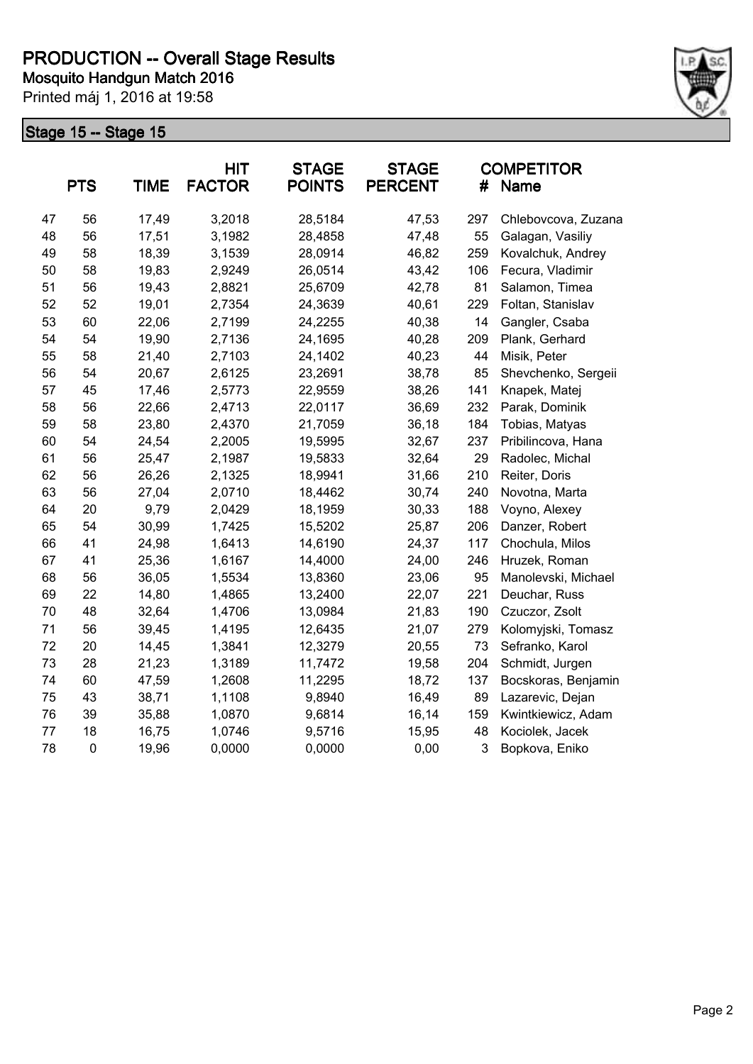# PRODUCTION -- Overall Stage Results

**Mosquito Handgun Match 2016**

Printed máj 1, 2016 at 19:58

## Stage 15 -- Stage 15

| | PTS | TIME | HIT FACTOR | STAGE POINTS | STAGE PERCENT | # | COMPETITOR Name |
|---|---|---|---|---|---|---|---|
| 47 | 56 | 17,49 | 3,2018 | 28,5184 | 47,53 | 297 | Chlebovcova, Zuzana |
| 48 | 56 | 17,51 | 3,1982 | 28,4858 | 47,48 | 55 | Galagan, Vasiliy |
| 49 | 58 | 18,39 | 3,1539 | 28,0914 | 46,82 | 259 | Kovalchuk, Andrey |
| 50 | 58 | 19,83 | 2,9249 | 26,0514 | 43,42 | 106 | Fecura, Vladimir |
| 51 | 56 | 19,43 | 2,8821 | 25,6709 | 42,78 | 81 | Salamon, Timea |
| 52 | 52 | 19,01 | 2,7354 | 24,3639 | 40,61 | 229 | Foltan, Stanislav |
| 53 | 60 | 22,06 | 2,7199 | 24,2255 | 40,38 | 14 | Gangler, Csaba |
| 54 | 54 | 19,90 | 2,7136 | 24,1695 | 40,28 | 209 | Plank, Gerhard |
| 55 | 58 | 21,40 | 2,7103 | 24,1402 | 40,23 | 44 | Misik, Peter |
| 56 | 54 | 20,67 | 2,6125 | 23,2691 | 38,78 | 85 | Shevchenko, Sergeii |
| 57 | 45 | 17,46 | 2,5773 | 22,9559 | 38,26 | 141 | Knapek, Matej |
| 58 | 56 | 22,66 | 2,4713 | 22,0117 | 36,69 | 232 | Parak, Dominik |
| 59 | 58 | 23,80 | 2,4370 | 21,7059 | 36,18 | 184 | Tobias, Matyas |
| 60 | 54 | 24,54 | 2,2005 | 19,5995 | 32,67 | 237 | Pribilincova, Hana |
| 61 | 56 | 25,47 | 2,1987 | 19,5833 | 32,64 | 29 | Radolec, Michal |
| 62 | 56 | 26,26 | 2,1325 | 18,9941 | 31,66 | 210 | Reiter, Doris |
| 63 | 56 | 27,04 | 2,0710 | 18,4462 | 30,74 | 240 | Novotna, Marta |
| 64 | 20 | 9,79 | 2,0429 | 18,1959 | 30,33 | 188 | Voyno, Alexey |
| 65 | 54 | 30,99 | 1,7425 | 15,5202 | 25,87 | 206 | Danzer, Robert |
| 66 | 41 | 24,98 | 1,6413 | 14,6190 | 24,37 | 117 | Chochula, Milos |
| 67 | 41 | 25,36 | 1,6167 | 14,4000 | 24,00 | 246 | Hruzek, Roman |
| 68 | 56 | 36,05 | 1,5534 | 13,8360 | 23,06 | 95 | Manolevski, Michael |
| 69 | 22 | 14,80 | 1,4865 | 13,2400 | 22,07 | 221 | Deuchar, Russ |
| 70 | 48 | 32,64 | 1,4706 | 13,0984 | 21,83 | 190 | Czuczor, Zsolt |
| 71 | 56 | 39,45 | 1,4195 | 12,6435 | 21,07 | 279 | Kolomyjski, Tomasz |
| 72 | 20 | 14,45 | 1,3841 | 12,3279 | 20,55 | 73 | Sefranko, Karol |
| 73 | 28 | 21,23 | 1,3189 | 11,7472 | 19,58 | 204 | Schmidt, Jurgen |
| 74 | 60 | 47,59 | 1,2608 | 11,2295 | 18,72 | 137 | Bocskoras, Benjamin |
| 75 | 43 | 38,71 | 1,1108 | 9,8940 | 16,49 | 89 | Lazarevic, Dejan |
| 76 | 39 | 35,88 | 1,0870 | 9,6814 | 16,14 | 159 | Kwintkiewicz, Adam |
| 77 | 18 | 16,75 | 1,0746 | 9,5716 | 15,95 | 48 | Kociolek, Jacek |
| 78 | 0 | 19,96 | 0,0000 | 0,0000 | 0,00 | 3 | Bopkova, Eniko |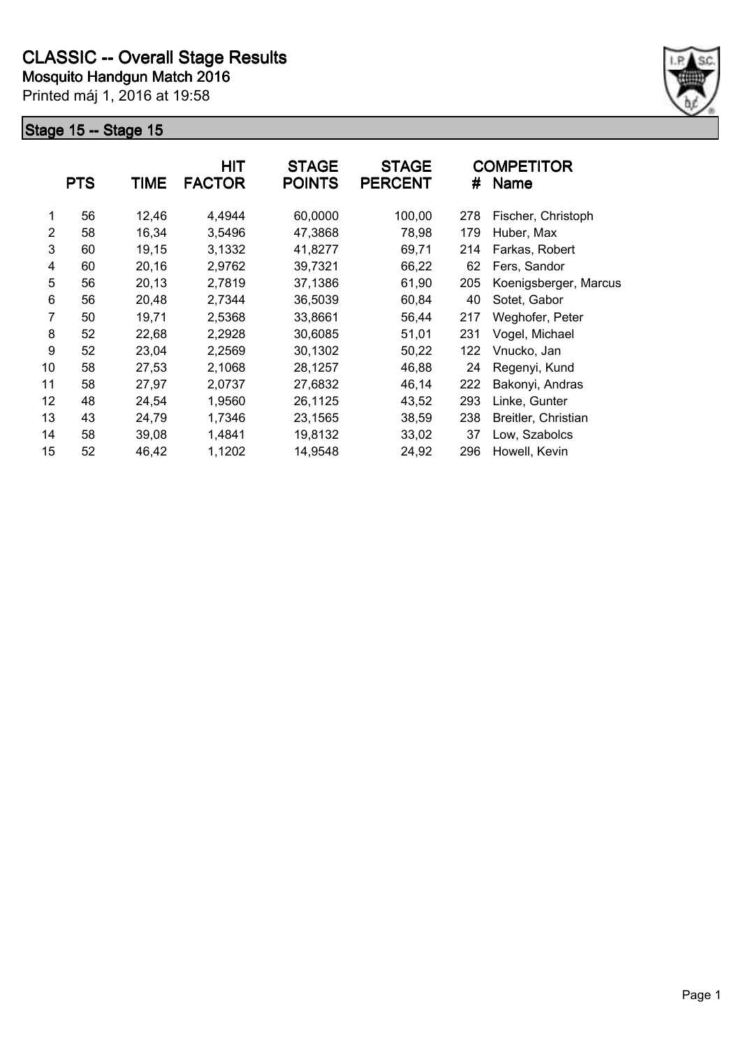# CLASSIC -- Overall Stage Results

**Mosquito Handgun Match 2016**

Printed máj 1, 2016 at 19:58

## Stage 15 -- Stage 15

| | PTS | TIME | HIT FACTOR | STAGE POINTS | STAGE PERCENT | # | COMPETITOR Name |
|---|---|---|---|---|---|---|---|
| 1 | 56 | 12,46 | 4,4944 | 60,0000 | 100,00 | 278 | Fischer, Christoph |
| 2 | 58 | 16,34 | 3,5496 | 47,3868 | 78,98 | 179 | Huber, Max |
| 3 | 60 | 19,15 | 3,1332 | 41,8277 | 69,71 | 214 | Farkas, Robert |
| 4 | 60 | 20,16 | 2,9762 | 39,7321 | 66,22 | 62 | Fers, Sandor |
| 5 | 56 | 20,13 | 2,7819 | 37,1386 | 61,90 | 205 | Koenigsberger, Marcus |
| 6 | 56 | 20,48 | 2,7344 | 36,5039 | 60,84 | 40 | Sotet, Gabor |
| 7 | 50 | 19,71 | 2,5368 | 33,8661 | 56,44 | 217 | Weghofer, Peter |
| 8 | 52 | 22,68 | 2,2928 | 30,6085 | 51,01 | 231 | Vogel, Michael |
| 9 | 52 | 23,04 | 2,2569 | 30,1302 | 50,22 | 122 | Vnucko, Jan |
| 10 | 58 | 27,53 | 2,1068 | 28,1257 | 46,88 | 24 | Regenyi, Kund |
| 11 | 58 | 27,97 | 2,0737 | 27,6832 | 46,14 | 222 | Bakonyi, Andras |
| 12 | 48 | 24,54 | 1,9560 | 26,1125 | 43,52 | 293 | Linke, Gunter |
| 13 | 43 | 24,79 | 1,7346 | 23,1565 | 38,59 | 238 | Breitler, Christian |
| 14 | 58 | 39,08 | 1,4841 | 19,8132 | 33,02 | 37 | Low, Szabolcs |
| 15 | 52 | 46,42 | 1,1202 | 14,9548 | 24,92 | 296 | Howell, Kevin |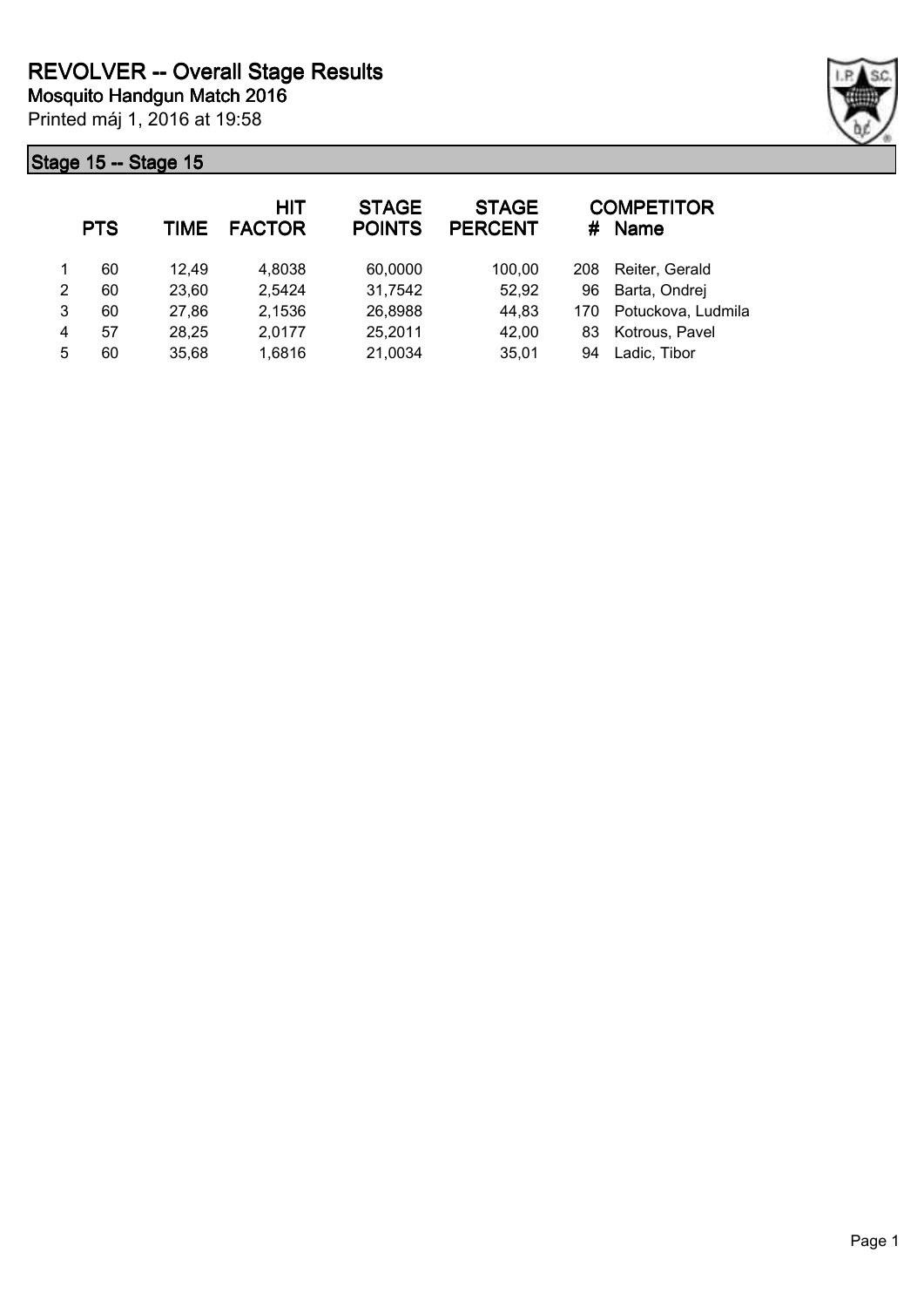# REVOLVER -- Overall Stage Results

**Mosquito Handgun Match 2016**

Printed máj 1, 2016 at 19:58

## Stage 15 -- Stage 15

| | PTS | TIME | HIT FACTOR | STAGE POINTS | STAGE PERCENT | # | COMPETITOR Name |
|---|---|---|---|---|---|---|---|
| 1 | 60 | 12,49 | 4,8038 | 60,0000 | 100,00 | 208 | Reiter, Gerald |
| 2 | 60 | 23,60 | 2,5424 | 31,7542 | 52,92 | 96 | Barta, Ondrej |
| 3 | 60 | 27,86 | 2,1536 | 26,8988 | 44,83 | 170 | Potuckova, Ludmila |
| 4 | 57 | 28,25 | 2,0177 | 25,2011 | 42,00 | 83 | Kotrous, Pavel |
| 5 | 60 | 35,68 | 1,6816 | 21,0034 | 35,01 | 94 | Ladic, Tibor |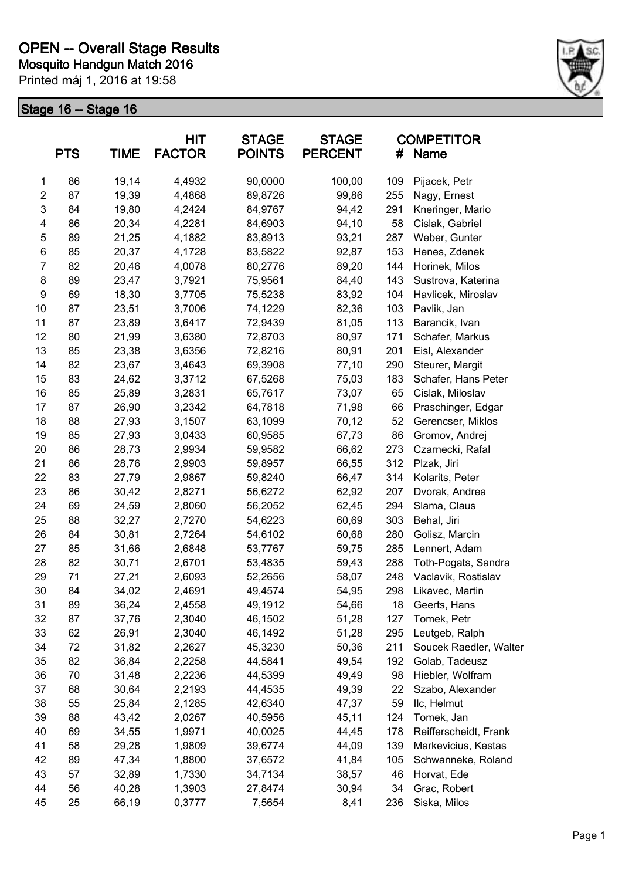# OPEN -- Overall Stage Results

**Mosquito Handgun Match 2016**

Printed máj 1, 2016 at 19:58

## Stage 16 -- Stage 16

| | PTS | TIME | HIT FACTOR | STAGE POINTS | STAGE PERCENT | # | COMPETITOR Name |
|---|---|---|---|---|---|---|---|
| 1 | 86 | 19,14 | 4,4932 | 90,0000 | 100,00 | 109 | Pijacek, Petr |
| 2 | 87 | 19,39 | 4,4868 | 89,8726 | 99,86 | 255 | Nagy, Ernest |
| 3 | 84 | 19,80 | 4,2424 | 84,9767 | 94,42 | 291 | Kneringer, Mario |
| 4 | 86 | 20,34 | 4,2281 | 84,6903 | 94,10 | 58 | Cislak, Gabriel |
| 5 | 89 | 21,25 | 4,1882 | 83,8913 | 93,21 | 287 | Weber, Gunter |
| 6 | 85 | 20,37 | 4,1728 | 83,5822 | 92,87 | 153 | Henes, Zdenek |
| 7 | 82 | 20,46 | 4,0078 | 80,2776 | 89,20 | 144 | Horinek, Milos |
| 8 | 89 | 23,47 | 3,7921 | 75,9561 | 84,40 | 143 | Sustrova, Katerina |
| 9 | 69 | 18,30 | 3,7705 | 75,5238 | 83,92 | 104 | Havlicek, Miroslav |
| 10 | 87 | 23,51 | 3,7006 | 74,1229 | 82,36 | 103 | Pavlik, Jan |
| 11 | 87 | 23,89 | 3,6417 | 72,9439 | 81,05 | 113 | Barancik, Ivan |
| 12 | 80 | 21,99 | 3,6380 | 72,8703 | 80,97 | 171 | Schafer, Markus |
| 13 | 85 | 23,38 | 3,6356 | 72,8216 | 80,91 | 201 | Eisl, Alexander |
| 14 | 82 | 23,67 | 3,4643 | 69,3908 | 77,10 | 290 | Steurer, Margit |
| 15 | 83 | 24,62 | 3,3712 | 67,5268 | 75,03 | 183 | Schafer, Hans Peter |
| 16 | 85 | 25,89 | 3,2831 | 65,7617 | 73,07 | 65 | Cislak, Miloslav |
| 17 | 87 | 26,90 | 3,2342 | 64,7818 | 71,98 | 66 | Praschinger, Edgar |
| 18 | 88 | 27,93 | 3,1507 | 63,1099 | 70,12 | 52 | Gerencser, Miklos |
| 19 | 85 | 27,93 | 3,0433 | 60,9585 | 67,73 | 86 | Gromov, Andrej |
| 20 | 86 | 28,73 | 2,9934 | 59,9582 | 66,62 | 273 | Czarnecki, Rafal |
| 21 | 86 | 28,76 | 2,9903 | 59,8957 | 66,55 | 312 | Plzak, Jiri |
| 22 | 83 | 27,79 | 2,9867 | 59,8240 | 66,47 | 314 | Kolarits, Peter |
| 23 | 86 | 30,42 | 2,8271 | 56,6272 | 62,92 | 207 | Dvorak, Andrea |
| 24 | 69 | 24,59 | 2,8060 | 56,2052 | 62,45 | 294 | Slama, Claus |
| 25 | 88 | 32,27 | 2,7270 | 54,6223 | 60,69 | 303 | Behal, Jiri |
| 26 | 84 | 30,81 | 2,7264 | 54,6102 | 60,68 | 280 | Golisz, Marcin |
| 27 | 85 | 31,66 | 2,6848 | 53,7767 | 59,75 | 285 | Lennert, Adam |
| 28 | 82 | 30,71 | 2,6701 | 53,4835 | 59,43 | 288 | Toth-Pogats, Sandra |
| 29 | 71 | 27,21 | 2,6093 | 52,2656 | 58,07 | 248 | Vaclavik, Rostislav |
| 30 | 84 | 34,02 | 2,4691 | 49,4574 | 54,95 | 298 | Likavec, Martin |
| 31 | 89 | 36,24 | 2,4558 | 49,1912 | 54,66 | 18 | Geerts, Hans |
| 32 | 87 | 37,76 | 2,3040 | 46,1502 | 51,28 | 127 | Tomek, Petr |
| 33 | 62 | 26,91 | 2,3040 | 46,1492 | 51,28 | 295 | Leutgeb, Ralph |
| 34 | 72 | 31,82 | 2,2627 | 45,3230 | 50,36 | 211 | Soucek Raedler, Walter |
| 35 | 82 | 36,84 | 2,2258 | 44,5841 | 49,54 | 192 | Golab, Tadeusz |
| 36 | 70 | 31,48 | 2,2236 | 44,5399 | 49,49 | 98 | Hiebler, Wolfram |
| 37 | 68 | 30,64 | 2,2193 | 44,4535 | 49,39 | 22 | Szabo, Alexander |
| 38 | 55 | 25,84 | 2,1285 | 42,6340 | 47,37 | 59 | Ilc, Helmut |
| 39 | 88 | 43,42 | 2,0267 | 40,5956 | 45,11 | 124 | Tomek, Jan |
| 40 | 69 | 34,55 | 1,9971 | 40,0025 | 44,45 | 178 | Reifferscheidt, Frank |
| 41 | 58 | 29,28 | 1,9809 | 39,6774 | 44,09 | 139 | Markevicius, Kestas |
| 42 | 89 | 47,34 | 1,8800 | 37,6572 | 41,84 | 105 | Schwanneke, Roland |
| 43 | 57 | 32,89 | 1,7330 | 34,7134 | 38,57 | 46 | Horvat, Ede |
| 44 | 56 | 40,28 | 1,3903 | 27,8474 | 30,94 | 34 | Grac, Robert |
| 45 | 25 | 66,19 | 0,3777 | 7,5654 | 8,41 | 236 | Siska, Milos |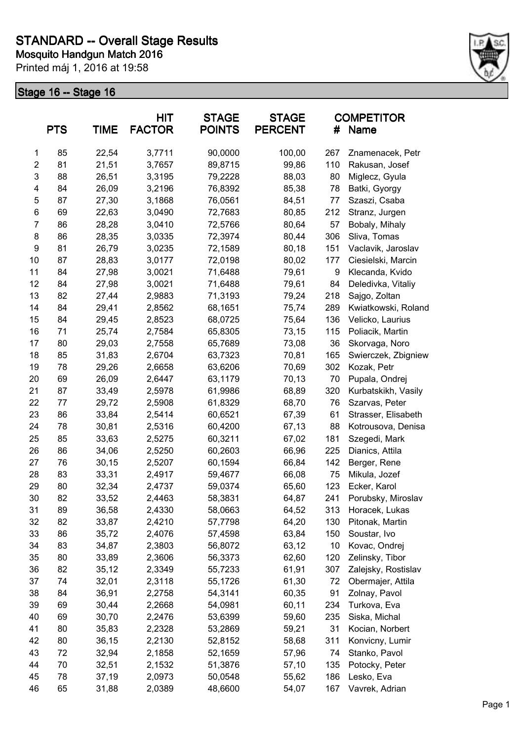# STANDARD -- Overall Stage Results

**Mosquito Handgun Match 2016**

Printed máj 1, 2016 at 19:58

## Stage 16 -- Stage 16

| | PTS | TIME | HIT FACTOR | STAGE POINTS | STAGE PERCENT | # | COMPETITOR Name |
|---|---|---|---|---|---|---|---|
| 1 | 85 | 22,54 | 3,7711 | 90,0000 | 100,00 | 267 | Znamenacek, Petr |
| 2 | 81 | 21,51 | 3,7657 | 89,8715 | 99,86 | 110 | Rakusan, Josef |
| 3 | 88 | 26,51 | 3,3195 | 79,2228 | 88,03 | 80 | Miglecz, Gyula |
| 4 | 84 | 26,09 | 3,2196 | 76,8392 | 85,38 | 78 | Batki, Gyorgy |
| 5 | 87 | 27,30 | 3,1868 | 76,0561 | 84,51 | 77 | Szaszi, Csaba |
| 6 | 69 | 22,63 | 3,0490 | 72,7683 | 80,85 | 212 | Stranz, Jurgen |
| 7 | 86 | 28,28 | 3,0410 | 72,5766 | 80,64 | 57 | Bobaly, Mihaly |
| 8 | 86 | 28,35 | 3,0335 | 72,3974 | 80,44 | 306 | Sliva, Tomas |
| 9 | 81 | 26,79 | 3,0235 | 72,1589 | 80,18 | 151 | Vaclavik, Jaroslav |
| 10 | 87 | 28,83 | 3,0177 | 72,0198 | 80,02 | 177 | Ciesielski, Marcin |
| 11 | 84 | 27,98 | 3,0021 | 71,6488 | 79,61 | 9 | Klecanda, Kvido |
| 12 | 84 | 27,98 | 3,0021 | 71,6488 | 79,61 | 84 | Deledivka, Vitaliy |
| 13 | 82 | 27,44 | 2,9883 | 71,3193 | 79,24 | 218 | Sajgo, Zoltan |
| 14 | 84 | 29,41 | 2,8562 | 68,1651 | 75,74 | 289 | Kwiatkowski, Roland |
| 15 | 84 | 29,45 | 2,8523 | 68,0725 | 75,64 | 136 | Velicko, Laurius |
| 16 | 71 | 25,74 | 2,7584 | 65,8305 | 73,15 | 115 | Poliacik, Martin |
| 17 | 80 | 29,03 | 2,7558 | 65,7689 | 73,08 | 36 | Skorvaga, Noro |
| 18 | 85 | 31,83 | 2,6704 | 63,7323 | 70,81 | 165 | Swierczek, Zbigniew |
| 19 | 78 | 29,26 | 2,6658 | 63,6206 | 70,69 | 302 | Kozak, Petr |
| 20 | 69 | 26,09 | 2,6447 | 63,1179 | 70,13 | 70 | Pupala, Ondrej |
| 21 | 87 | 33,49 | 2,5978 | 61,9986 | 68,89 | 320 | Kurbatskikh, Vasily |
| 22 | 77 | 29,72 | 2,5908 | 61,8329 | 68,70 | 76 | Szarvas, Peter |
| 23 | 86 | 33,84 | 2,5414 | 60,6521 | 67,39 | 61 | Strasser, Elisabeth |
| 24 | 78 | 30,81 | 2,5316 | 60,4200 | 67,13 | 88 | Kotrousova, Denisa |
| 25 | 85 | 33,63 | 2,5275 | 60,3211 | 67,02 | 181 | Szegedi, Mark |
| 26 | 86 | 34,06 | 2,5250 | 60,2603 | 66,96 | 225 | Dianics, Attila |
| 27 | 76 | 30,15 | 2,5207 | 60,1594 | 66,84 | 142 | Berger, Rene |
| 28 | 83 | 33,31 | 2,4917 | 59,4677 | 66,08 | 75 | Mikula, Jozef |
| 29 | 80 | 32,34 | 2,4737 | 59,0374 | 65,60 | 123 | Ecker, Karol |
| 30 | 82 | 33,52 | 2,4463 | 58,3831 | 64,87 | 241 | Porubsky, Miroslav |
| 31 | 89 | 36,58 | 2,4330 | 58,0663 | 64,52 | 313 | Horacek, Lukas |
| 32 | 82 | 33,87 | 2,4210 | 57,7798 | 64,20 | 130 | Pitonak, Martin |
| 33 | 86 | 35,72 | 2,4076 | 57,4598 | 63,84 | 150 | Soustar, Ivo |
| 34 | 83 | 34,87 | 2,3803 | 56,8072 | 63,12 | 10 | Kovac, Ondrej |
| 35 | 80 | 33,89 | 2,3606 | 56,3373 | 62,60 | 120 | Zelinsky, Tibor |
| 36 | 82 | 35,12 | 2,3349 | 55,7233 | 61,91 | 307 | Zalejsky, Rostislav |
| 37 | 74 | 32,01 | 2,3118 | 55,1726 | 61,30 | 72 | Obermajer, Attila |
| 38 | 84 | 36,91 | 2,2758 | 54,3141 | 60,35 | 91 | Zolnay, Pavol |
| 39 | 69 | 30,44 | 2,2668 | 54,0981 | 60,11 | 234 | Turkova, Eva |
| 40 | 69 | 30,70 | 2,2476 | 53,6399 | 59,60 | 235 | Siska, Michal |
| 41 | 80 | 35,83 | 2,2328 | 53,2869 | 59,21 | 31 | Kocian, Norbert |
| 42 | 80 | 36,15 | 2,2130 | 52,8152 | 58,68 | 311 | Konvicny, Lumir |
| 43 | 72 | 32,94 | 2,1858 | 52,1659 | 57,96 | 74 | Stanko, Pavol |
| 44 | 70 | 32,51 | 2,1532 | 51,3876 | 57,10 | 135 | Potocky, Peter |
| 45 | 78 | 37,19 | 2,0973 | 50,0548 | 55,62 | 186 | Lesko, Eva |
| 46 | 65 | 31,88 | 2,0389 | 48,6600 | 54,07 | 167 | Vavrek, Adrian |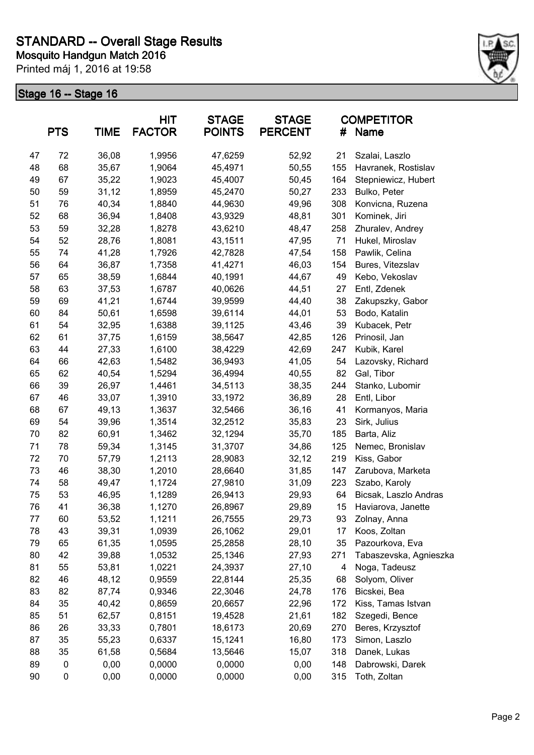# STANDARD -- Overall Stage Results

**Mosquito Handgun Match 2016**

Printed máj 1, 2016 at 19:58

## Stage 16 -- Stage 16

| | PTS | TIME | HIT FACTOR | STAGE POINTS | STAGE PERCENT | # | COMPETITOR Name |
|---|---|---|---|---|---|---|---|
| 47 | 72 | 36,08 | 1,9956 | 47,6259 | 52,92 | 21 | Szalai, Laszlo |
| 48 | 68 | 35,67 | 1,9064 | 45,4971 | 50,55 | 155 | Havranek, Rostislav |
| 49 | 67 | 35,22 | 1,9023 | 45,4007 | 50,45 | 164 | Stepniewicz, Hubert |
| 50 | 59 | 31,12 | 1,8959 | 45,2470 | 50,27 | 233 | Bulko, Peter |
| 51 | 76 | 40,34 | 1,8840 | 44,9630 | 49,96 | 308 | Konvicna, Ruzena |
| 52 | 68 | 36,94 | 1,8408 | 43,9329 | 48,81 | 301 | Kominek, Jiri |
| 53 | 59 | 32,28 | 1,8278 | 43,6210 | 48,47 | 258 | Zhuralev, Andrey |
| 54 | 52 | 28,76 | 1,8081 | 43,1511 | 47,95 | 71 | Hukel, Miroslav |
| 55 | 74 | 41,28 | 1,7926 | 42,7828 | 47,54 | 158 | Pawlik, Celina |
| 56 | 64 | 36,87 | 1,7358 | 41,4271 | 46,03 | 154 | Bures, Vitezslav |
| 57 | 65 | 38,59 | 1,6844 | 40,1991 | 44,67 | 49 | Kebo, Vekoslav |
| 58 | 63 | 37,53 | 1,6787 | 40,0626 | 44,51 | 27 | Entl, Zdenek |
| 59 | 69 | 41,21 | 1,6744 | 39,9599 | 44,40 | 38 | Zakupszky, Gabor |
| 60 | 84 | 50,61 | 1,6598 | 39,6114 | 44,01 | 53 | Bodo, Katalin |
| 61 | 54 | 32,95 | 1,6388 | 39,1125 | 43,46 | 39 | Kubacek, Petr |
| 62 | 61 | 37,75 | 1,6159 | 38,5647 | 42,85 | 126 | Prinosil, Jan |
| 63 | 44 | 27,33 | 1,6100 | 38,4229 | 42,69 | 247 | Kubik, Karel |
| 64 | 66 | 42,63 | 1,5482 | 36,9493 | 41,05 | 54 | Lazovsky, Richard |
| 65 | 62 | 40,54 | 1,5294 | 36,4994 | 40,55 | 82 | Gal, Tibor |
| 66 | 39 | 26,97 | 1,4461 | 34,5113 | 38,35 | 244 | Stanko, Lubomir |
| 67 | 46 | 33,07 | 1,3910 | 33,1972 | 36,89 | 28 | Entl, Libor |
| 68 | 67 | 49,13 | 1,3637 | 32,5466 | 36,16 | 41 | Kormanyos, Maria |
| 69 | 54 | 39,96 | 1,3514 | 32,2512 | 35,83 | 23 | Sirk, Julius |
| 70 | 82 | 60,91 | 1,3462 | 32,1294 | 35,70 | 185 | Barta, Aliz |
| 71 | 78 | 59,34 | 1,3145 | 31,3707 | 34,86 | 125 | Nemec, Bronislav |
| 72 | 70 | 57,79 | 1,2113 | 28,9083 | 32,12 | 219 | Kiss, Gabor |
| 73 | 46 | 38,30 | 1,2010 | 28,6640 | 31,85 | 147 | Zarubova, Marketa |
| 74 | 58 | 49,47 | 1,1724 | 27,9810 | 31,09 | 223 | Szabo, Karoly |
| 75 | 53 | 46,95 | 1,1289 | 26,9413 | 29,93 | 64 | Bicsak, Laszlo Andras |
| 76 | 41 | 36,38 | 1,1270 | 26,8967 | 29,89 | 15 | Haviarova, Janette |
| 77 | 60 | 53,52 | 1,1211 | 26,7555 | 29,73 | 93 | Zolnay, Anna |
| 78 | 43 | 39,31 | 1,0939 | 26,1062 | 29,01 | 17 | Koos, Zoltan |
| 79 | 65 | 61,35 | 1,0595 | 25,2858 | 28,10 | 35 | Pazourkova, Eva |
| 80 | 42 | 39,88 | 1,0532 | 25,1346 | 27,93 | 271 | Tabaszevska, Agnieszka |
| 81 | 55 | 53,81 | 1,0221 | 24,3937 | 27,10 | 4 | Noga, Tadeusz |
| 82 | 46 | 48,12 | 0,9559 | 22,8144 | 25,35 | 68 | Solyom, Oliver |
| 83 | 82 | 87,74 | 0,9346 | 22,3046 | 24,78 | 176 | Bicskei, Bea |
| 84 | 35 | 40,42 | 0,8659 | 20,6657 | 22,96 | 172 | Kiss, Tamas Istvan |
| 85 | 51 | 62,57 | 0,8151 | 19,4528 | 21,61 | 182 | Szegedi, Bence |
| 86 | 26 | 33,33 | 0,7801 | 18,6173 | 20,69 | 270 | Beres, Krzysztof |
| 87 | 35 | 55,23 | 0,6337 | 15,1241 | 16,80 | 173 | Simon, Laszlo |
| 88 | 35 | 61,58 | 0,5684 | 13,5646 | 15,07 | 318 | Danek, Lukas |
| 89 | 0 | 0,00 | 0,0000 | 0,0000 | 0,00 | 148 | Dabrowski, Darek |
| 90 | 0 | 0,00 | 0,0000 | 0,0000 | 0,00 | 315 | Toth, Zoltan |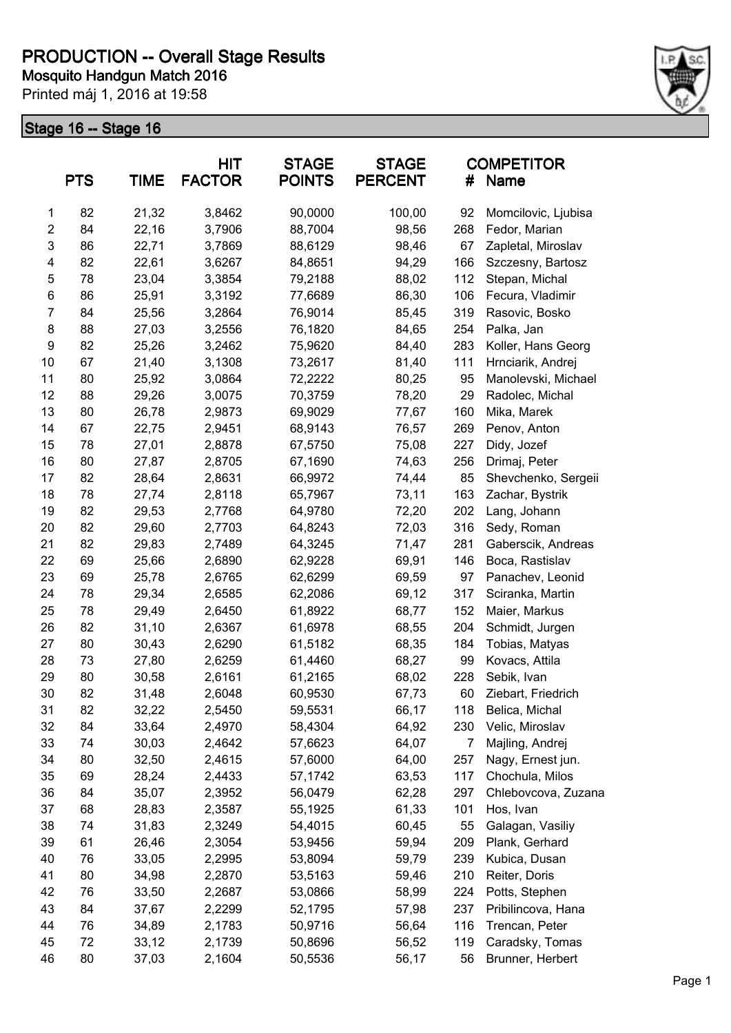# PRODUCTION -- Overall Stage Results

**Mosquito Handgun Match 2016**

Printed máj 1, 2016 at 19:58

## Stage 16 -- Stage 16

| | PTS | TIME | HIT FACTOR | STAGE POINTS | STAGE PERCENT | # | COMPETITOR Name |
|---|---|---|---|---|---|---|---|
| 1 | 82 | 21,32 | 3,8462 | 90,0000 | 100,00 | 92 | Momcilovic, Ljubisa |
| 2 | 84 | 22,16 | 3,7906 | 88,7004 | 98,56 | 268 | Fedor, Marian |
| 3 | 86 | 22,71 | 3,7869 | 88,6129 | 98,46 | 67 | Zapletal, Miroslav |
| 4 | 82 | 22,61 | 3,6267 | 84,8651 | 94,29 | 166 | Szczesny, Bartosz |
| 5 | 78 | 23,04 | 3,3854 | 79,2188 | 88,02 | 112 | Stepan, Michal |
| 6 | 86 | 25,91 | 3,3192 | 77,6689 | 86,30 | 106 | Fecura, Vladimir |
| 7 | 84 | 25,56 | 3,2864 | 76,9014 | 85,45 | 319 | Rasovic, Bosko |
| 8 | 88 | 27,03 | 3,2556 | 76,1820 | 84,65 | 254 | Palka, Jan |
| 9 | 82 | 25,26 | 3,2462 | 75,9620 | 84,40 | 283 | Koller, Hans Georg |
| 10 | 67 | 21,40 | 3,1308 | 73,2617 | 81,40 | 111 | Hrnciarik, Andrej |
| 11 | 80 | 25,92 | 3,0864 | 72,2222 | 80,25 | 95 | Manolevski, Michael |
| 12 | 88 | 29,26 | 3,0075 | 70,3759 | 78,20 | 29 | Radolec, Michal |
| 13 | 80 | 26,78 | 2,9873 | 69,9029 | 77,67 | 160 | Mika, Marek |
| 14 | 67 | 22,75 | 2,9451 | 68,9143 | 76,57 | 269 | Penov, Anton |
| 15 | 78 | 27,01 | 2,8878 | 67,5750 | 75,08 | 227 | Didy, Jozef |
| 16 | 80 | 27,87 | 2,8705 | 67,1690 | 74,63 | 256 | Drimaj, Peter |
| 17 | 82 | 28,64 | 2,8631 | 66,9972 | 74,44 | 85 | Shevchenko, Sergeii |
| 18 | 78 | 27,74 | 2,8118 | 65,7967 | 73,11 | 163 | Zachar, Bystrik |
| 19 | 82 | 29,53 | 2,7768 | 64,9780 | 72,20 | 202 | Lang, Johann |
| 20 | 82 | 29,60 | 2,7703 | 64,8243 | 72,03 | 316 | Sedy, Roman |
| 21 | 82 | 29,83 | 2,7489 | 64,3245 | 71,47 | 281 | Gaberscik, Andreas |
| 22 | 69 | 25,66 | 2,6890 | 62,9228 | 69,91 | 146 | Boca, Rastislav |
| 23 | 69 | 25,78 | 2,6765 | 62,6299 | 69,59 | 97 | Panachev, Leonid |
| 24 | 78 | 29,34 | 2,6585 | 62,2086 | 69,12 | 317 | Sciranka, Martin |
| 25 | 78 | 29,49 | 2,6450 | 61,8922 | 68,77 | 152 | Maier, Markus |
| 26 | 82 | 31,10 | 2,6367 | 61,6978 | 68,55 | 204 | Schmidt, Jurgen |
| 27 | 80 | 30,43 | 2,6290 | 61,5182 | 68,35 | 184 | Tobias, Matyas |
| 28 | 73 | 27,80 | 2,6259 | 61,4460 | 68,27 | 99 | Kovacs, Attila |
| 29 | 80 | 30,58 | 2,6161 | 61,2165 | 68,02 | 228 | Sebik, Ivan |
| 30 | 82 | 31,48 | 2,6048 | 60,9530 | 67,73 | 60 | Ziebart, Friedrich |
| 31 | 82 | 32,22 | 2,5450 | 59,5531 | 66,17 | 118 | Belica, Michal |
| 32 | 84 | 33,64 | 2,4970 | 58,4304 | 64,92 | 230 | Velic, Miroslav |
| 33 | 74 | 30,03 | 2,4642 | 57,6623 | 64,07 | 7 | Majling, Andrej |
| 34 | 80 | 32,50 | 2,4615 | 57,6000 | 64,00 | 257 | Nagy, Ernest jun. |
| 35 | 69 | 28,24 | 2,4433 | 57,1742 | 63,53 | 117 | Chochula, Milos |
| 36 | 84 | 35,07 | 2,3952 | 56,0479 | 62,28 | 297 | Chlebovcova, Zuzana |
| 37 | 68 | 28,83 | 2,3587 | 55,1925 | 61,33 | 101 | Hos, Ivan |
| 38 | 74 | 31,83 | 2,3249 | 54,4015 | 60,45 | 55 | Galagan, Vasiliy |
| 39 | 61 | 26,46 | 2,3054 | 53,9456 | 59,94 | 209 | Plank, Gerhard |
| 40 | 76 | 33,05 | 2,2995 | 53,8094 | 59,79 | 239 | Kubica, Dusan |
| 41 | 80 | 34,98 | 2,2870 | 53,5163 | 59,46 | 210 | Reiter, Doris |
| 42 | 76 | 33,50 | 2,2687 | 53,0866 | 58,99 | 224 | Potts, Stephen |
| 43 | 84 | 37,67 | 2,2299 | 52,1795 | 57,98 | 237 | Pribilincova, Hana |
| 44 | 76 | 34,89 | 2,1783 | 50,9716 | 56,64 | 116 | Trencan, Peter |
| 45 | 72 | 33,12 | 2,1739 | 50,8696 | 56,52 | 119 | Caradsky, Tomas |
| 46 | 80 | 37,03 | 2,1604 | 50,5536 | 56,17 | 56 | Brunner, Herbert |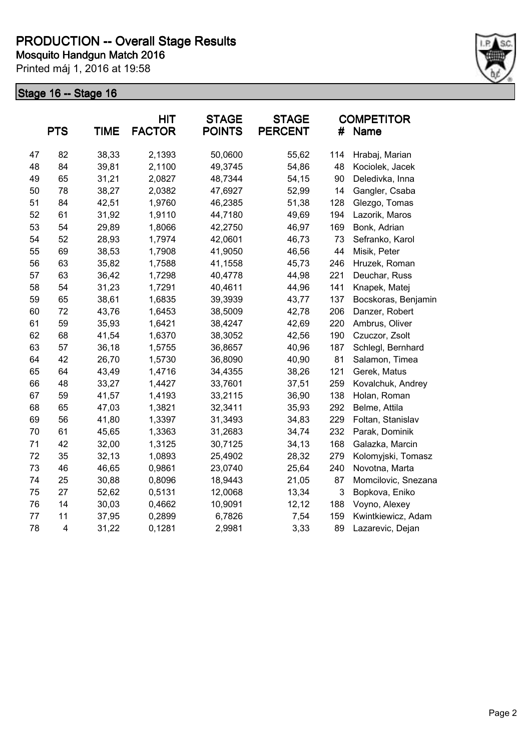# PRODUCTION -- Overall Stage Results

**Mosquito Handgun Match 2016**

Printed máj 1, 2016 at 19:58

## Stage 16 -- Stage 16

| | PTS | TIME | HIT FACTOR | STAGE POINTS | STAGE PERCENT | # | COMPETITOR Name |
|---|---|---|---|---|---|---|---|
| 47 | 82 | 38,33 | 2,1393 | 50,0600 | 55,62 | 114 | Hrabaj, Marian |
| 48 | 84 | 39,81 | 2,1100 | 49,3745 | 54,86 | 48 | Kociolek, Jacek |
| 49 | 65 | 31,21 | 2,0827 | 48,7344 | 54,15 | 90 | Deledivka, Inna |
| 50 | 78 | 38,27 | 2,0382 | 47,6927 | 52,99 | 14 | Gangler, Csaba |
| 51 | 84 | 42,51 | 1,9760 | 46,2385 | 51,38 | 128 | Glezgo, Tomas |
| 52 | 61 | 31,92 | 1,9110 | 44,7180 | 49,69 | 194 | Lazorik, Maros |
| 53 | 54 | 29,89 | 1,8066 | 42,2750 | 46,97 | 169 | Bonk, Adrian |
| 54 | 52 | 28,93 | 1,7974 | 42,0601 | 46,73 | 73 | Sefranko, Karol |
| 55 | 69 | 38,53 | 1,7908 | 41,9050 | 46,56 | 44 | Misik, Peter |
| 56 | 63 | 35,82 | 1,7588 | 41,1558 | 45,73 | 246 | Hruzek, Roman |
| 57 | 63 | 36,42 | 1,7298 | 40,4778 | 44,98 | 221 | Deuchar, Russ |
| 58 | 54 | 31,23 | 1,7291 | 40,4611 | 44,96 | 141 | Knapek, Matej |
| 59 | 65 | 38,61 | 1,6835 | 39,3939 | 43,77 | 137 | Bocskoras, Benjamin |
| 60 | 72 | 43,76 | 1,6453 | 38,5009 | 42,78 | 206 | Danzer, Robert |
| 61 | 59 | 35,93 | 1,6421 | 38,4247 | 42,69 | 220 | Ambrus, Oliver |
| 62 | 68 | 41,54 | 1,6370 | 38,3052 | 42,56 | 190 | Czuczor, Zsolt |
| 63 | 57 | 36,18 | 1,5755 | 36,8657 | 40,96 | 187 | Schlegl, Bernhard |
| 64 | 42 | 26,70 | 1,5730 | 36,8090 | 40,90 | 81 | Salamon, Timea |
| 65 | 64 | 43,49 | 1,4716 | 34,4355 | 38,26 | 121 | Gerek, Matus |
| 66 | 48 | 33,27 | 1,4427 | 33,7601 | 37,51 | 259 | Kovalchuk, Andrey |
| 67 | 59 | 41,57 | 1,4193 | 33,2115 | 36,90 | 138 | Holan, Roman |
| 68 | 65 | 47,03 | 1,3821 | 32,3411 | 35,93 | 292 | Belme, Attila |
| 69 | 56 | 41,80 | 1,3397 | 31,3493 | 34,83 | 229 | Foltan, Stanislav |
| 70 | 61 | 45,65 | 1,3363 | 31,2683 | 34,74 | 232 | Parak, Dominik |
| 71 | 42 | 32,00 | 1,3125 | 30,7125 | 34,13 | 168 | Galazka, Marcin |
| 72 | 35 | 32,13 | 1,0893 | 25,4902 | 28,32 | 279 | Kolomyjski, Tomasz |
| 73 | 46 | 46,65 | 0,9861 | 23,0740 | 25,64 | 240 | Novotna, Marta |
| 74 | 25 | 30,88 | 0,8096 | 18,9443 | 21,05 | 87 | Momcilovic, Snezana |
| 75 | 27 | 52,62 | 0,5131 | 12,0068 | 13,34 | 3 | Bopkova, Eniko |
| 76 | 14 | 30,03 | 0,4662 | 10,9091 | 12,12 | 188 | Voyno, Alexey |
| 77 | 11 | 37,95 | 0,2899 | 6,7826 | 7,54 | 159 | Kwintkiewicz, Adam |
| 78 | 4 | 31,22 | 0,1281 | 2,9981 | 3,33 | 89 | Lazarevic, Dejan |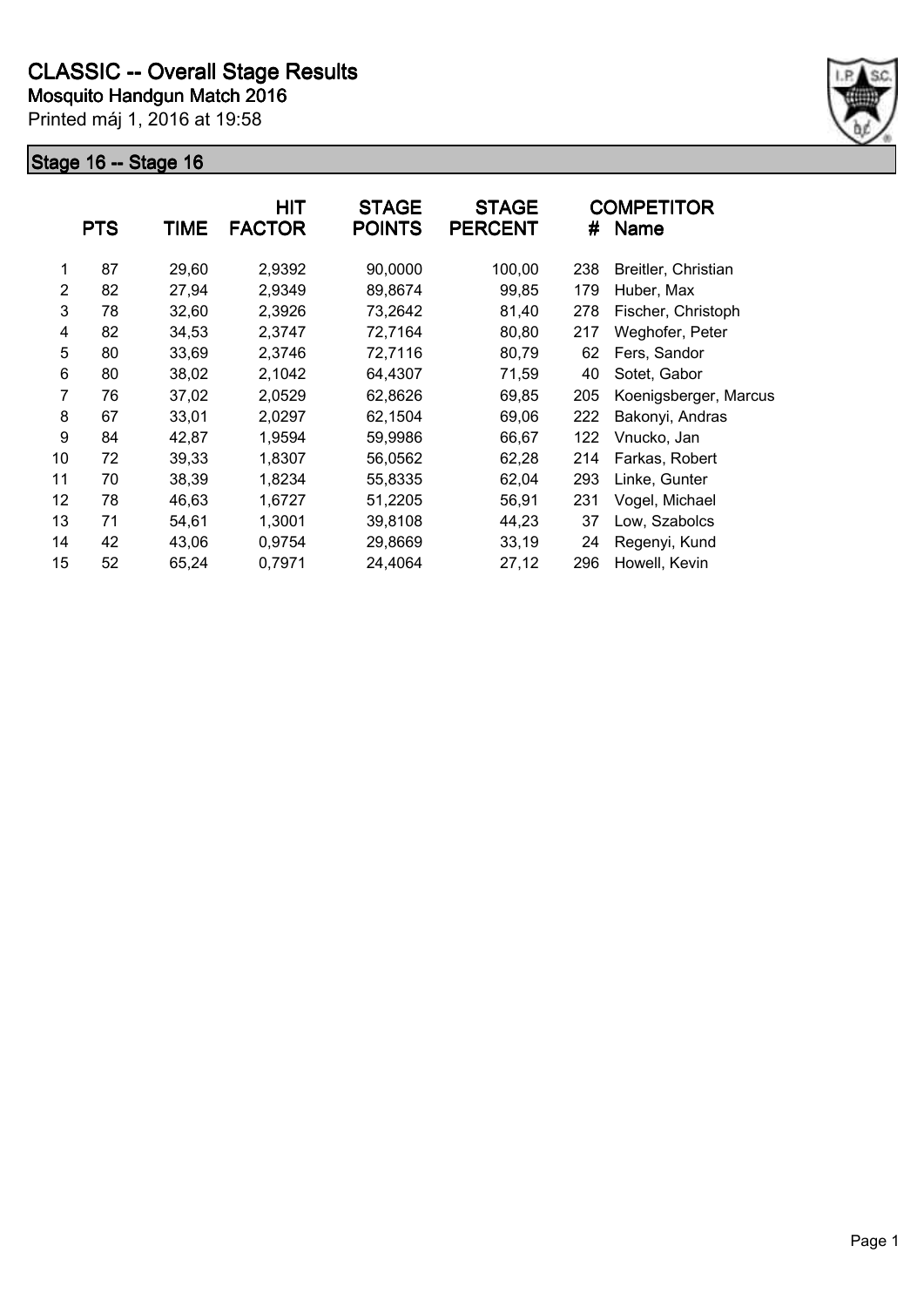# CLASSIC -- Overall Stage Results

**Mosquito Handgun Match 2016**

Printed máj 1, 2016 at 19:58

## Stage 16 -- Stage 16

| | PTS | TIME | HIT FACTOR | STAGE POINTS | STAGE PERCENT | # | COMPETITOR Name |
|---|---|---|---|---|---|---|---|
| 1 | 87 | 29,60 | 2,9392 | 90,0000 | 100,00 | 238 | Breitler, Christian |
| 2 | 82 | 27,94 | 2,9349 | 89,8674 | 99,85 | 179 | Huber, Max |
| 3 | 78 | 32,60 | 2,3926 | 73,2642 | 81,40 | 278 | Fischer, Christoph |
| 4 | 82 | 34,53 | 2,3747 | 72,7164 | 80,80 | 217 | Weghofer, Peter |
| 5 | 80 | 33,69 | 2,3746 | 72,7116 | 80,79 | 62 | Fers, Sandor |
| 6 | 80 | 38,02 | 2,1042 | 64,4307 | 71,59 | 40 | Sotet, Gabor |
| 7 | 76 | 37,02 | 2,0529 | 62,8626 | 69,85 | 205 | Koenigsberger, Marcus |
| 8 | 67 | 33,01 | 2,0297 | 62,1504 | 69,06 | 222 | Bakonyi, Andras |
| 9 | 84 | 42,87 | 1,9594 | 59,9986 | 66,67 | 122 | Vnucko, Jan |
| 10 | 72 | 39,33 | 1,8307 | 56,0562 | 62,28 | 214 | Farkas, Robert |
| 11 | 70 | 38,39 | 1,8234 | 55,8335 | 62,04 | 293 | Linke, Gunter |
| 12 | 78 | 46,63 | 1,6727 | 51,2205 | 56,91 | 231 | Vogel, Michael |
| 13 | 71 | 54,61 | 1,3001 | 39,8108 | 44,23 | 37 | Low, Szabolcs |
| 14 | 42 | 43,06 | 0,9754 | 29,8669 | 33,19 | 24 | Regenyi, Kund |
| 15 | 52 | 65,24 | 0,7971 | 24,4064 | 27,12 | 296 | Howell, Kevin |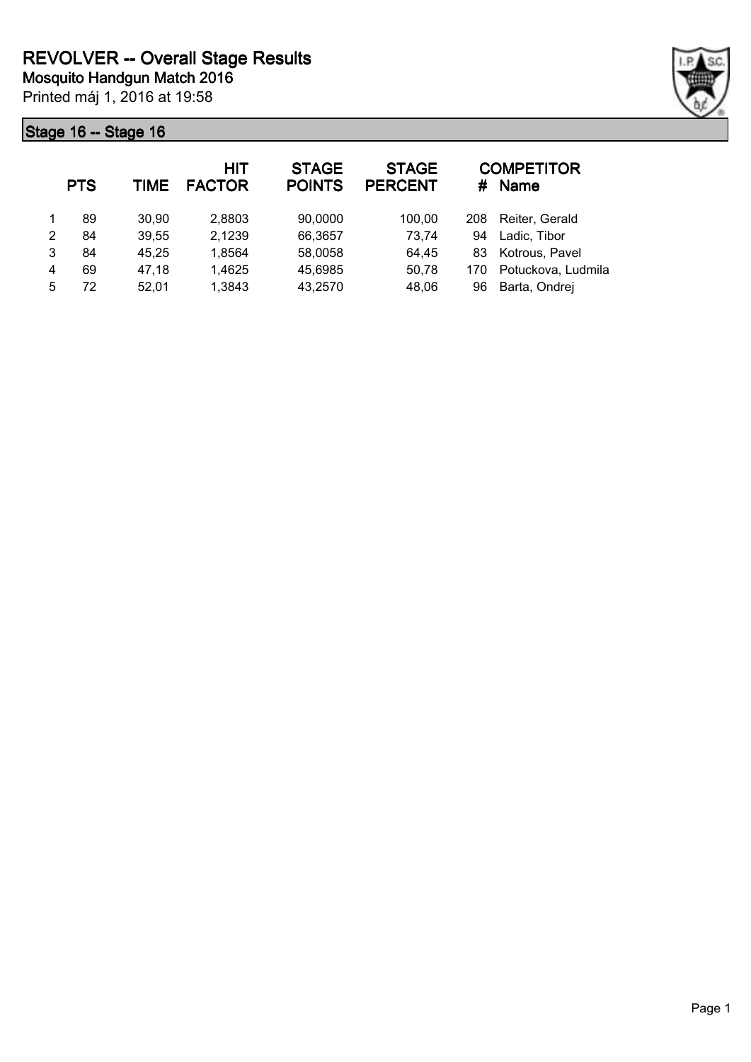# REVOLVER -- Overall Stage Results

**Mosquito Handgun Match 2016**

Printed máj 1, 2016 at 19:58

## Stage 16 -- Stage 16

| | PTS | TIME | HIT FACTOR | STAGE POINTS | STAGE PERCENT | # | COMPETITOR Name |
|---|---|---|---|---|---|---|---|
| 1 | 89 | 30,90 | 2,8803 | 90,0000 | 100,00 | 208 | Reiter, Gerald |
| 2 | 84 | 39,55 | 2,1239 | 66,3657 | 73,74 | 94 | Ladic, Tibor |
| 3 | 84 | 45,25 | 1,8564 | 58,0058 | 64,45 | 83 | Kotrous, Pavel |
| 4 | 69 | 47,18 | 1,4625 | 45,6985 | 50,78 | 170 | Potuckova, Ludmila |
| 5 | 72 | 52,01 | 1,3843 | 43,2570 | 48,06 | 96 | Barta, Ondrej |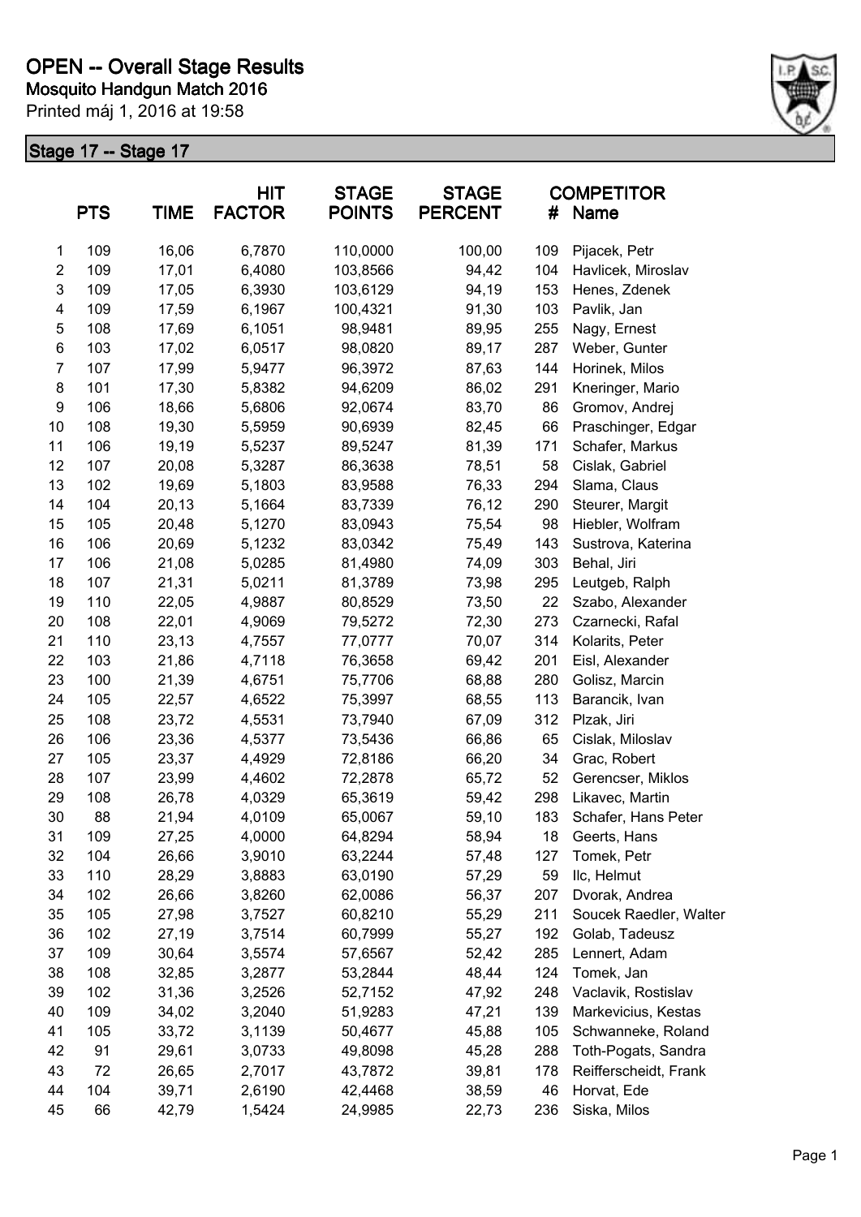# OPEN -- Overall Stage Results

**Mosquito Handgun Match 2016**

Printed máj 1, 2016 at 19:58

## Stage 17 -- Stage 17

| | PTS | TIME | HIT FACTOR | STAGE POINTS | STAGE PERCENT | # | COMPETITOR Name |
|---|---|---|---|---|---|---|---|
| 1 | 109 | 16,06 | 6,7870 | 110,0000 | 100,00 | 109 | Pijacek, Petr |
| 2 | 109 | 17,01 | 6,4080 | 103,8566 | 94,42 | 104 | Havlicek, Miroslav |
| 3 | 109 | 17,05 | 6,3930 | 103,6129 | 94,19 | 153 | Henes, Zdenek |
| 4 | 109 | 17,59 | 6,1967 | 100,4321 | 91,30 | 103 | Pavlik, Jan |
| 5 | 108 | 17,69 | 6,1051 | 98,9481 | 89,95 | 255 | Nagy, Ernest |
| 6 | 103 | 17,02 | 6,0517 | 98,0820 | 89,17 | 287 | Weber, Gunter |
| 7 | 107 | 17,99 | 5,9477 | 96,3972 | 87,63 | 144 | Horinek, Milos |
| 8 | 101 | 17,30 | 5,8382 | 94,6209 | 86,02 | 291 | Kneringer, Mario |
| 9 | 106 | 18,66 | 5,6806 | 92,0674 | 83,70 | 86 | Gromov, Andrej |
| 10 | 108 | 19,30 | 5,5959 | 90,6939 | 82,45 | 66 | Praschinger, Edgar |
| 11 | 106 | 19,19 | 5,5237 | 89,5247 | 81,39 | 171 | Schafer, Markus |
| 12 | 107 | 20,08 | 5,3287 | 86,3638 | 78,51 | 58 | Cislak, Gabriel |
| 13 | 102 | 19,69 | 5,1803 | 83,9588 | 76,33 | 294 | Slama, Claus |
| 14 | 104 | 20,13 | 5,1664 | 83,7339 | 76,12 | 290 | Steurer, Margit |
| 15 | 105 | 20,48 | 5,1270 | 83,0943 | 75,54 | 98 | Hiebler, Wolfram |
| 16 | 106 | 20,69 | 5,1232 | 83,0342 | 75,49 | 143 | Sustrova, Katerina |
| 17 | 106 | 21,08 | 5,0285 | 81,4980 | 74,09 | 303 | Behal, Jiri |
| 18 | 107 | 21,31 | 5,0211 | 81,3789 | 73,98 | 295 | Leutgeb, Ralph |
| 19 | 110 | 22,05 | 4,9887 | 80,8529 | 73,50 | 22 | Szabo, Alexander |
| 20 | 108 | 22,01 | 4,9069 | 79,5272 | 72,30 | 273 | Czarnecki, Rafal |
| 21 | 110 | 23,13 | 4,7557 | 77,0777 | 70,07 | 314 | Kolarits, Peter |
| 22 | 103 | 21,86 | 4,7118 | 76,3658 | 69,42 | 201 | Eisl, Alexander |
| 23 | 100 | 21,39 | 4,6751 | 75,7706 | 68,88 | 280 | Golisz, Marcin |
| 24 | 105 | 22,57 | 4,6522 | 75,3997 | 68,55 | 113 | Barancik, Ivan |
| 25 | 108 | 23,72 | 4,5531 | 73,7940 | 67,09 | 312 | Plzak, Jiri |
| 26 | 106 | 23,36 | 4,5377 | 73,5436 | 66,86 | 65 | Cislak, Miloslav |
| 27 | 105 | 23,37 | 4,4929 | 72,8186 | 66,20 | 34 | Grac, Robert |
| 28 | 107 | 23,99 | 4,4602 | 72,2878 | 65,72 | 52 | Gerencser, Miklos |
| 29 | 108 | 26,78 | 4,0329 | 65,3619 | 59,42 | 298 | Likavec, Martin |
| 30 | 88 | 21,94 | 4,0109 | 65,0067 | 59,10 | 183 | Schafer, Hans Peter |
| 31 | 109 | 27,25 | 4,0000 | 64,8294 | 58,94 | 18 | Geerts, Hans |
| 32 | 104 | 26,66 | 3,9010 | 63,2244 | 57,48 | 127 | Tomek, Petr |
| 33 | 110 | 28,29 | 3,8883 | 63,0190 | 57,29 | 59 | Ilc, Helmut |
| 34 | 102 | 26,66 | 3,8260 | 62,0086 | 56,37 | 207 | Dvorak, Andrea |
| 35 | 105 | 27,98 | 3,7527 | 60,8210 | 55,29 | 211 | Soucek Raedler, Walter |
| 36 | 102 | 27,19 | 3,7514 | 60,7999 | 55,27 | 192 | Golab, Tadeusz |
| 37 | 109 | 30,64 | 3,5574 | 57,6567 | 52,42 | 285 | Lennert, Adam |
| 38 | 108 | 32,85 | 3,2877 | 53,2844 | 48,44 | 124 | Tomek, Jan |
| 39 | 102 | 31,36 | 3,2526 | 52,7152 | 47,92 | 248 | Vaclavik, Rostislav |
| 40 | 109 | 34,02 | 3,2040 | 51,9283 | 47,21 | 139 | Markevicius, Kestas |
| 41 | 105 | 33,72 | 3,1139 | 50,4677 | 45,88 | 105 | Schwanneke, Roland |
| 42 | 91 | 29,61 | 3,0733 | 49,8098 | 45,28 | 288 | Toth-Pogats, Sandra |
| 43 | 72 | 26,65 | 2,7017 | 43,7872 | 39,81 | 178 | Reifferscheidt, Frank |
| 44 | 104 | 39,71 | 2,6190 | 42,4468 | 38,59 | 46 | Horvat, Ede |
| 45 | 66 | 42,79 | 1,5424 | 24,9985 | 22,73 | 236 | Siska, Milos |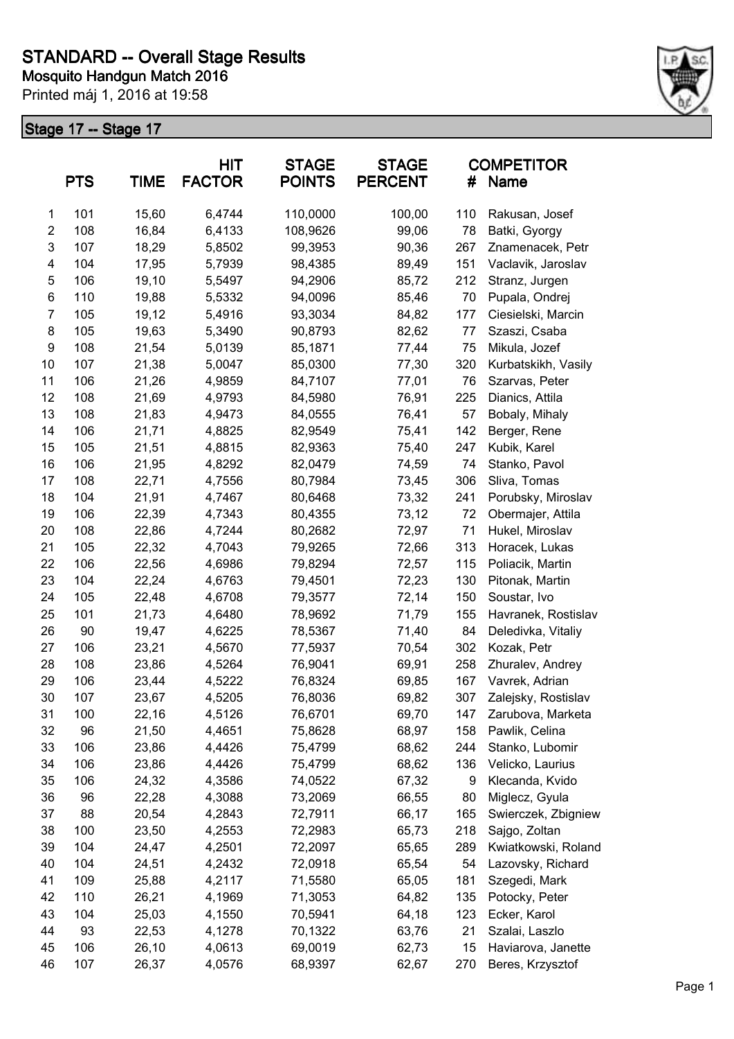# STANDARD -- Overall Stage Results

**Mosquito Handgun Match 2016**

Printed máj 1, 2016 at 19:58

## Stage 17 -- Stage 17

| | PTS | TIME | HIT FACTOR | STAGE POINTS | STAGE PERCENT | # | COMPETITOR Name |
|---|---|---|---|---|---|---|---|
| 1 | 101 | 15,60 | 6,4744 | 110,0000 | 100,00 | 110 | Rakusan, Josef |
| 2 | 108 | 16,84 | 6,4133 | 108,9626 | 99,06 | 78 | Batki, Gyorgy |
| 3 | 107 | 18,29 | 5,8502 | 99,3953 | 90,36 | 267 | Znamenacek, Petr |
| 4 | 104 | 17,95 | 5,7939 | 98,4385 | 89,49 | 151 | Vaclavik, Jaroslav |
| 5 | 106 | 19,10 | 5,5497 | 94,2906 | 85,72 | 212 | Stranz, Jurgen |
| 6 | 110 | 19,88 | 5,5332 | 94,0096 | 85,46 | 70 | Pupala, Ondrej |
| 7 | 105 | 19,12 | 5,4916 | 93,3034 | 84,82 | 177 | Ciesielski, Marcin |
| 8 | 105 | 19,63 | 5,3490 | 90,8793 | 82,62 | 77 | Szaszi, Csaba |
| 9 | 108 | 21,54 | 5,0139 | 85,1871 | 77,44 | 75 | Mikula, Jozef |
| 10 | 107 | 21,38 | 5,0047 | 85,0300 | 77,30 | 320 | Kurbatskikh, Vasily |
| 11 | 106 | 21,26 | 4,9859 | 84,7107 | 77,01 | 76 | Szarvas, Peter |
| 12 | 108 | 21,69 | 4,9793 | 84,5980 | 76,91 | 225 | Dianics, Attila |
| 13 | 108 | 21,83 | 4,9473 | 84,0555 | 76,41 | 57 | Bobaly, Mihaly |
| 14 | 106 | 21,71 | 4,8825 | 82,9549 | 75,41 | 142 | Berger, Rene |
| 15 | 105 | 21,51 | 4,8815 | 82,9363 | 75,40 | 247 | Kubik, Karel |
| 16 | 106 | 21,95 | 4,8292 | 82,0479 | 74,59 | 74 | Stanko, Pavol |
| 17 | 108 | 22,71 | 4,7556 | 80,7984 | 73,45 | 306 | Sliva, Tomas |
| 18 | 104 | 21,91 | 4,7467 | 80,6468 | 73,32 | 241 | Porubsky, Miroslav |
| 19 | 106 | 22,39 | 4,7343 | 80,4355 | 73,12 | 72 | Obermajer, Attila |
| 20 | 108 | 22,86 | 4,7244 | 80,2682 | 72,97 | 71 | Hukel, Miroslav |
| 21 | 105 | 22,32 | 4,7043 | 79,9265 | 72,66 | 313 | Horacek, Lukas |
| 22 | 106 | 22,56 | 4,6986 | 79,8294 | 72,57 | 115 | Poliacik, Martin |
| 23 | 104 | 22,24 | 4,6763 | 79,4501 | 72,23 | 130 | Pitonak, Martin |
| 24 | 105 | 22,48 | 4,6708 | 79,3577 | 72,14 | 150 | Soustar, Ivo |
| 25 | 101 | 21,73 | 4,6480 | 78,9692 | 71,79 | 155 | Havranek, Rostislav |
| 26 | 90 | 19,47 | 4,6225 | 78,5367 | 71,40 | 84 | Deledivka, Vitaliy |
| 27 | 106 | 23,21 | 4,5670 | 77,5937 | 70,54 | 302 | Kozak, Petr |
| 28 | 108 | 23,86 | 4,5264 | 76,9041 | 69,91 | 258 | Zhuralev, Andrey |
| 29 | 106 | 23,44 | 4,5222 | 76,8324 | 69,85 | 167 | Vavrek, Adrian |
| 30 | 107 | 23,67 | 4,5205 | 76,8036 | 69,82 | 307 | Zalejsky, Rostislav |
| 31 | 100 | 22,16 | 4,5126 | 76,6701 | 69,70 | 147 | Zarubova, Marketa |
| 32 | 96 | 21,50 | 4,4651 | 75,8628 | 68,97 | 158 | Pawlik, Celina |
| 33 | 106 | 23,86 | 4,4426 | 75,4799 | 68,62 | 244 | Stanko, Lubomir |
| 34 | 106 | 23,86 | 4,4426 | 75,4799 | 68,62 | 136 | Velicko, Laurius |
| 35 | 106 | 24,32 | 4,3586 | 74,0522 | 67,32 | 9 | Klecanda, Kvido |
| 36 | 96 | 22,28 | 4,3088 | 73,2069 | 66,55 | 80 | Miglecz, Gyula |
| 37 | 88 | 20,54 | 4,2843 | 72,7911 | 66,17 | 165 | Swierczek, Zbigniew |
| 38 | 100 | 23,50 | 4,2553 | 72,2983 | 65,73 | 218 | Sajgo, Zoltan |
| 39 | 104 | 24,47 | 4,2501 | 72,2097 | 65,65 | 289 | Kwiatkowski, Roland |
| 40 | 104 | 24,51 | 4,2432 | 72,0918 | 65,54 | 54 | Lazovsky, Richard |
| 41 | 109 | 25,88 | 4,2117 | 71,5580 | 65,05 | 181 | Szegedi, Mark |
| 42 | 110 | 26,21 | 4,1969 | 71,3053 | 64,82 | 135 | Potocky, Peter |
| 43 | 104 | 25,03 | 4,1550 | 70,5941 | 64,18 | 123 | Ecker, Karol |
| 44 | 93 | 22,53 | 4,1278 | 70,1322 | 63,76 | 21 | Szalai, Laszlo |
| 45 | 106 | 26,10 | 4,0613 | 69,0019 | 62,73 | 15 | Haviarova, Janette |
| 46 | 107 | 26,37 | 4,0576 | 68,9397 | 62,67 | 270 | Beres, Krzysztof |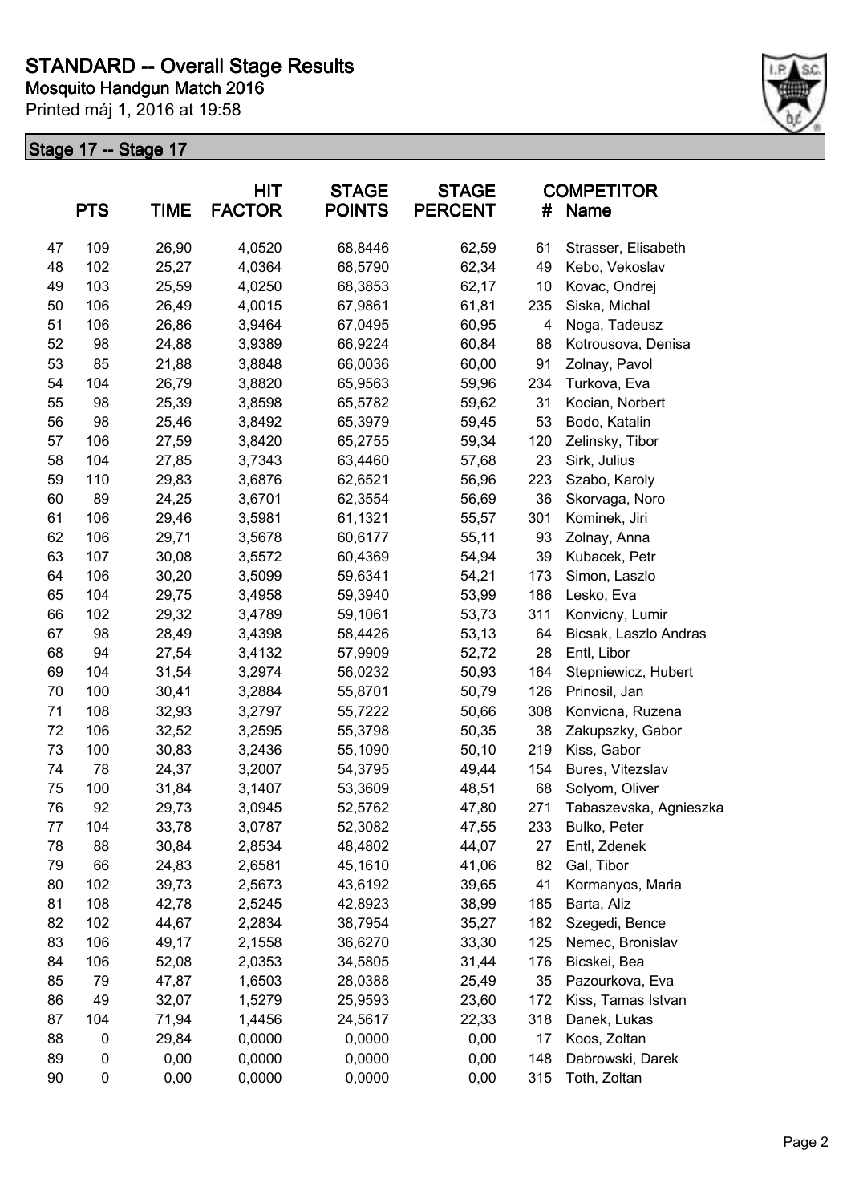# STANDARD -- Overall Stage Results

**Mosquito Handgun Match 2016**

Printed máj 1, 2016 at 19:58

## Stage 17 -- Stage 17

| | PTS | TIME | HIT FACTOR | STAGE POINTS | STAGE PERCENT | # | COMPETITOR Name |
|---|---|---|---|---|---|---|---|
| 47 | 109 | 26,90 | 4,0520 | 68,8446 | 62,59 | 61 | Strasser, Elisabeth |
| 48 | 102 | 25,27 | 4,0364 | 68,5790 | 62,34 | 49 | Kebo, Vekoslav |
| 49 | 103 | 25,59 | 4,0250 | 68,3853 | 62,17 | 10 | Kovac, Ondrej |
| 50 | 106 | 26,49 | 4,0015 | 67,9861 | 61,81 | 235 | Siska, Michal |
| 51 | 106 | 26,86 | 3,9464 | 67,0495 | 60,95 | 4 | Noga, Tadeusz |
| 52 | 98 | 24,88 | 3,9389 | 66,9224 | 60,84 | 88 | Kotrousova, Denisa |
| 53 | 85 | 21,88 | 3,8848 | 66,0036 | 60,00 | 91 | Zolnay, Pavol |
| 54 | 104 | 26,79 | 3,8820 | 65,9563 | 59,96 | 234 | Turkova, Eva |
| 55 | 98 | 25,39 | 3,8598 | 65,5782 | 59,62 | 31 | Kocian, Norbert |
| 56 | 98 | 25,46 | 3,8492 | 65,3979 | 59,45 | 53 | Bodo, Katalin |
| 57 | 106 | 27,59 | 3,8420 | 65,2755 | 59,34 | 120 | Zelinsky, Tibor |
| 58 | 104 | 27,85 | 3,7343 | 63,4460 | 57,68 | 23 | Sirk, Julius |
| 59 | 110 | 29,83 | 3,6876 | 62,6521 | 56,96 | 223 | Szabo, Karoly |
| 60 | 89 | 24,25 | 3,6701 | 62,3554 | 56,69 | 36 | Skorvaga, Noro |
| 61 | 106 | 29,46 | 3,5981 | 61,1321 | 55,57 | 301 | Kominek, Jiri |
| 62 | 106 | 29,71 | 3,5678 | 60,6177 | 55,11 | 93 | Zolnay, Anna |
| 63 | 107 | 30,08 | 3,5572 | 60,4369 | 54,94 | 39 | Kubacek, Petr |
| 64 | 106 | 30,20 | 3,5099 | 59,6341 | 54,21 | 173 | Simon, Laszlo |
| 65 | 104 | 29,75 | 3,4958 | 59,3940 | 53,99 | 186 | Lesko, Eva |
| 66 | 102 | 29,32 | 3,4789 | 59,1061 | 53,73 | 311 | Konvicny, Lumir |
| 67 | 98 | 28,49 | 3,4398 | 58,4426 | 53,13 | 64 | Bicsak, Laszlo Andras |
| 68 | 94 | 27,54 | 3,4132 | 57,9909 | 52,72 | 28 | Entl, Libor |
| 69 | 104 | 31,54 | 3,2974 | 56,0232 | 50,93 | 164 | Stepniewicz, Hubert |
| 70 | 100 | 30,41 | 3,2884 | 55,8701 | 50,79 | 126 | Prinosil, Jan |
| 71 | 108 | 32,93 | 3,2797 | 55,7222 | 50,66 | 308 | Konvicna, Ruzena |
| 72 | 106 | 32,52 | 3,2595 | 55,3798 | 50,35 | 38 | Zakupszky, Gabor |
| 73 | 100 | 30,83 | 3,2436 | 55,1090 | 50,10 | 219 | Kiss, Gabor |
| 74 | 78 | 24,37 | 3,2007 | 54,3795 | 49,44 | 154 | Bures, Vitezslav |
| 75 | 100 | 31,84 | 3,1407 | 53,3609 | 48,51 | 68 | Solyom, Oliver |
| 76 | 92 | 29,73 | 3,0945 | 52,5762 | 47,80 | 271 | Tabaszevska, Agnieszka |
| 77 | 104 | 33,78 | 3,0787 | 52,3082 | 47,55 | 233 | Bulko, Peter |
| 78 | 88 | 30,84 | 2,8534 | 48,4802 | 44,07 | 27 | Entl, Zdenek |
| 79 | 66 | 24,83 | 2,6581 | 45,1610 | 41,06 | 82 | Gal, Tibor |
| 80 | 102 | 39,73 | 2,5673 | 43,6192 | 39,65 | 41 | Kormanyos, Maria |
| 81 | 108 | 42,78 | 2,5245 | 42,8923 | 38,99 | 185 | Barta, Aliz |
| 82 | 102 | 44,67 | 2,2834 | 38,7954 | 35,27 | 182 | Szegedi, Bence |
| 83 | 106 | 49,17 | 2,1558 | 36,6270 | 33,30 | 125 | Nemec, Bronislav |
| 84 | 106 | 52,08 | 2,0353 | 34,5805 | 31,44 | 176 | Bicskei, Bea |
| 85 | 79 | 47,87 | 1,6503 | 28,0388 | 25,49 | 35 | Pazourkova, Eva |
| 86 | 49 | 32,07 | 1,5279 | 25,9593 | 23,60 | 172 | Kiss, Tamas Istvan |
| 87 | 104 | 71,94 | 1,4456 | 24,5617 | 22,33 | 318 | Danek, Lukas |
| 88 | 0 | 29,84 | 0,0000 | 0,0000 | 0,00 | 17 | Koos, Zoltan |
| 89 | 0 | 0,00 | 0,0000 | 0,0000 | 0,00 | 148 | Dabrowski, Darek |
| 90 | 0 | 0,00 | 0,0000 | 0,0000 | 0,00 | 315 | Toth, Zoltan |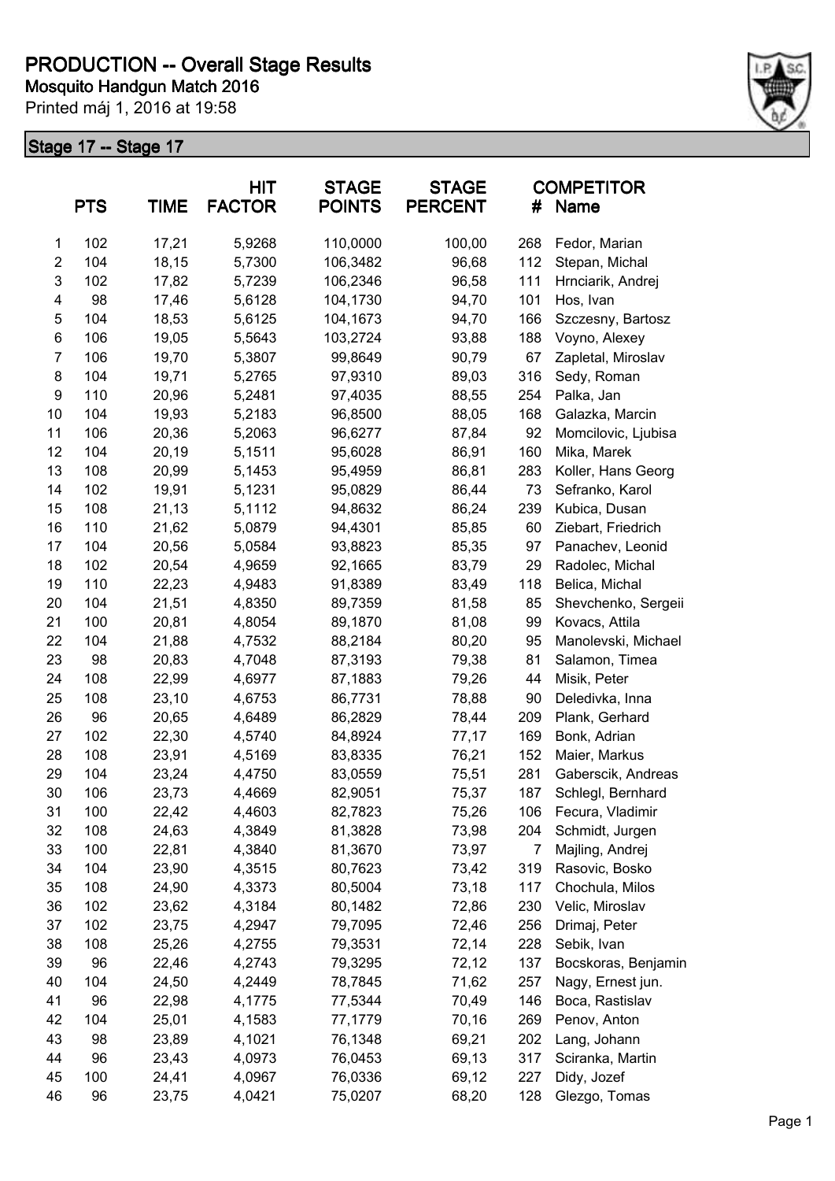# PRODUCTION -- Overall Stage Results

**Mosquito Handgun Match 2016**

Printed máj 1, 2016 at 19:58

## Stage 17 -- Stage 17

| | PTS | TIME | HIT FACTOR | STAGE POINTS | STAGE PERCENT | # | COMPETITOR Name |
|---|---|---|---|---|---|---|---|
| 1 | 102 | 17,21 | 5,9268 | 110,0000 | 100,00 | 268 | Fedor, Marian |
| 2 | 104 | 18,15 | 5,7300 | 106,3482 | 96,68 | 112 | Stepan, Michal |
| 3 | 102 | 17,82 | 5,7239 | 106,2346 | 96,58 | 111 | Hrnciarik, Andrej |
| 4 | 98 | 17,46 | 5,6128 | 104,1730 | 94,70 | 101 | Hos, Ivan |
| 5 | 104 | 18,53 | 5,6125 | 104,1673 | 94,70 | 166 | Szczesny, Bartosz |
| 6 | 106 | 19,05 | 5,5643 | 103,2724 | 93,88 | 188 | Voyno, Alexey |
| 7 | 106 | 19,70 | 5,3807 | 99,8649 | 90,79 | 67 | Zapletal, Miroslav |
| 8 | 104 | 19,71 | 5,2765 | 97,9310 | 89,03 | 316 | Sedy, Roman |
| 9 | 110 | 20,96 | 5,2481 | 97,4035 | 88,55 | 254 | Palka, Jan |
| 10 | 104 | 19,93 | 5,2183 | 96,8500 | 88,05 | 168 | Galazka, Marcin |
| 11 | 106 | 20,36 | 5,2063 | 96,6277 | 87,84 | 92 | Momcilovic, Ljubisa |
| 12 | 104 | 20,19 | 5,1511 | 95,6028 | 86,91 | 160 | Mika, Marek |
| 13 | 108 | 20,99 | 5,1453 | 95,4959 | 86,81 | 283 | Koller, Hans Georg |
| 14 | 102 | 19,91 | 5,1231 | 95,0829 | 86,44 | 73 | Sefranko, Karol |
| 15 | 108 | 21,13 | 5,1112 | 94,8632 | 86,24 | 239 | Kubica, Dusan |
| 16 | 110 | 21,62 | 5,0879 | 94,4301 | 85,85 | 60 | Ziebart, Friedrich |
| 17 | 104 | 20,56 | 5,0584 | 93,8823 | 85,35 | 97 | Panachev, Leonid |
| 18 | 102 | 20,54 | 4,9659 | 92,1665 | 83,79 | 29 | Radolec, Michal |
| 19 | 110 | 22,23 | 4,9483 | 91,8389 | 83,49 | 118 | Belica, Michal |
| 20 | 104 | 21,51 | 4,8350 | 89,7359 | 81,58 | 85 | Shevchenko, Sergeii |
| 21 | 100 | 20,81 | 4,8054 | 89,1870 | 81,08 | 99 | Kovacs, Attila |
| 22 | 104 | 21,88 | 4,7532 | 88,2184 | 80,20 | 95 | Manolevski, Michael |
| 23 | 98 | 20,83 | 4,7048 | 87,3193 | 79,38 | 81 | Salamon, Timea |
| 24 | 108 | 22,99 | 4,6977 | 87,1883 | 79,26 | 44 | Misik, Peter |
| 25 | 108 | 23,10 | 4,6753 | 86,7731 | 78,88 | 90 | Deledivka, Inna |
| 26 | 96 | 20,65 | 4,6489 | 86,2829 | 78,44 | 209 | Plank, Gerhard |
| 27 | 102 | 22,30 | 4,5740 | 84,8924 | 77,17 | 169 | Bonk, Adrian |
| 28 | 108 | 23,91 | 4,5169 | 83,8335 | 76,21 | 152 | Maier, Markus |
| 29 | 104 | 23,24 | 4,4750 | 83,0559 | 75,51 | 281 | Gaberscik, Andreas |
| 30 | 106 | 23,73 | 4,4669 | 82,9051 | 75,37 | 187 | Schlegl, Bernhard |
| 31 | 100 | 22,42 | 4,4603 | 82,7823 | 75,26 | 106 | Fecura, Vladimir |
| 32 | 108 | 24,63 | 4,3849 | 81,3828 | 73,98 | 204 | Schmidt, Jurgen |
| 33 | 100 | 22,81 | 4,3840 | 81,3670 | 73,97 | 7 | Majling, Andrej |
| 34 | 104 | 23,90 | 4,3515 | 80,7623 | 73,42 | 319 | Rasovic, Bosko |
| 35 | 108 | 24,90 | 4,3373 | 80,5004 | 73,18 | 117 | Chochula, Milos |
| 36 | 102 | 23,62 | 4,3184 | 80,1482 | 72,86 | 230 | Velic, Miroslav |
| 37 | 102 | 23,75 | 4,2947 | 79,7095 | 72,46 | 256 | Drimaj, Peter |
| 38 | 108 | 25,26 | 4,2755 | 79,3531 | 72,14 | 228 | Sebik, Ivan |
| 39 | 96 | 22,46 | 4,2743 | 79,3295 | 72,12 | 137 | Bocskoras, Benjamin |
| 40 | 104 | 24,50 | 4,2449 | 78,7845 | 71,62 | 257 | Nagy, Ernest jun. |
| 41 | 96 | 22,98 | 4,1775 | 77,5344 | 70,49 | 146 | Boca, Rastislav |
| 42 | 104 | 25,01 | 4,1583 | 77,1779 | 70,16 | 269 | Penov, Anton |
| 43 | 98 | 23,89 | 4,1021 | 76,1348 | 69,21 | 202 | Lang, Johann |
| 44 | 96 | 23,43 | 4,0973 | 76,0453 | 69,13 | 317 | Sciranka, Martin |
| 45 | 100 | 24,41 | 4,0967 | 76,0336 | 69,12 | 227 | Didy, Jozef |
| 46 | 96 | 23,75 | 4,0421 | 75,0207 | 68,20 | 128 | Glezgo, Tomas |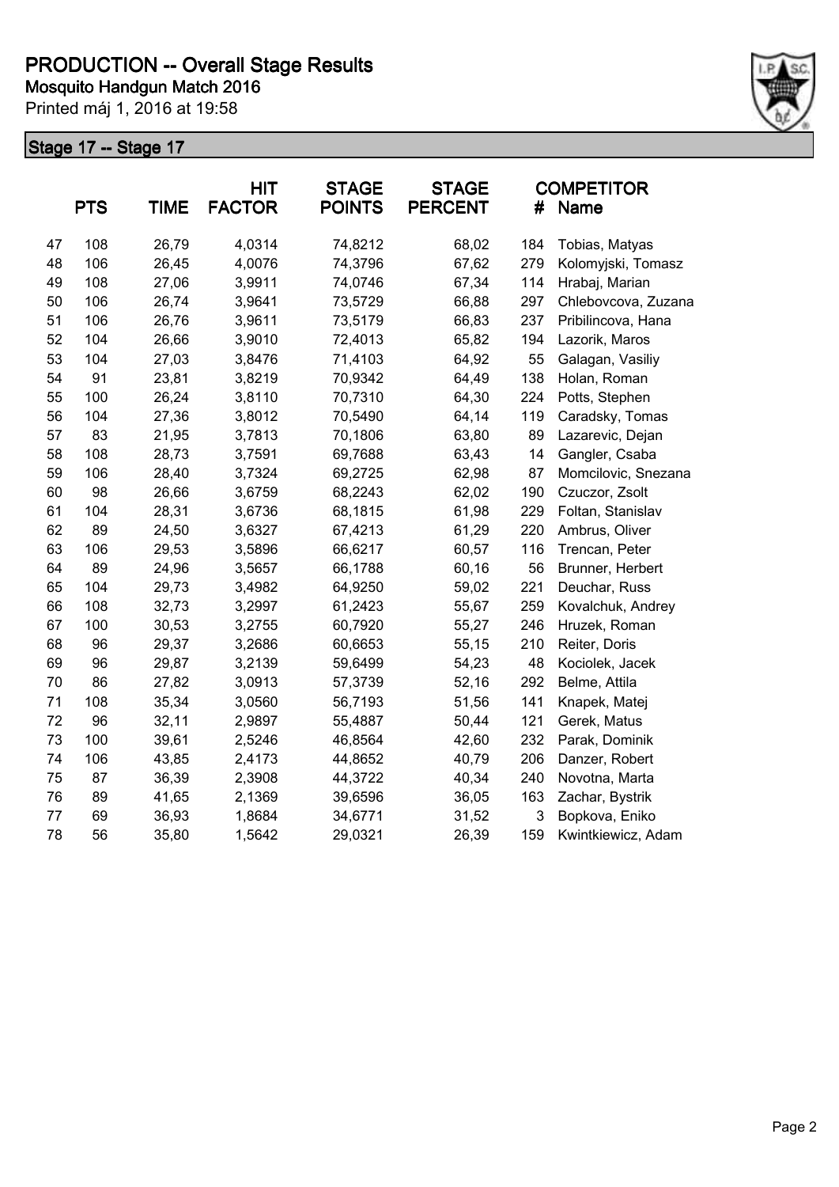# PRODUCTION -- Overall Stage Results

**Mosquito Handgun Match 2016**

Printed máj 1, 2016 at 19:58

## Stage 17 -- Stage 17

| | PTS | TIME | HIT FACTOR | STAGE POINTS | STAGE PERCENT | # | COMPETITOR Name |
|---|---|---|---|---|---|---|---|
| 47 | 108 | 26,79 | 4,0314 | 74,8212 | 68,02 | 184 | Tobias, Matyas |
| 48 | 106 | 26,45 | 4,0076 | 74,3796 | 67,62 | 279 | Kolomyjski, Tomasz |
| 49 | 108 | 27,06 | 3,9911 | 74,0746 | 67,34 | 114 | Hrabaj, Marian |
| 50 | 106 | 26,74 | 3,9641 | 73,5729 | 66,88 | 297 | Chlebovcova, Zuzana |
| 51 | 106 | 26,76 | 3,9611 | 73,5179 | 66,83 | 237 | Pribilincova, Hana |
| 52 | 104 | 26,66 | 3,9010 | 72,4013 | 65,82 | 194 | Lazorik, Maros |
| 53 | 104 | 27,03 | 3,8476 | 71,4103 | 64,92 | 55 | Galagan, Vasiliy |
| 54 | 91 | 23,81 | 3,8219 | 70,9342 | 64,49 | 138 | Holan, Roman |
| 55 | 100 | 26,24 | 3,8110 | 70,7310 | 64,30 | 224 | Potts, Stephen |
| 56 | 104 | 27,36 | 3,8012 | 70,5490 | 64,14 | 119 | Caradsky, Tomas |
| 57 | 83 | 21,95 | 3,7813 | 70,1806 | 63,80 | 89 | Lazarevic, Dejan |
| 58 | 108 | 28,73 | 3,7591 | 69,7688 | 63,43 | 14 | Gangler, Csaba |
| 59 | 106 | 28,40 | 3,7324 | 69,2725 | 62,98 | 87 | Momcilovic, Snezana |
| 60 | 98 | 26,66 | 3,6759 | 68,2243 | 62,02 | 190 | Czuczor, Zsolt |
| 61 | 104 | 28,31 | 3,6736 | 68,1815 | 61,98 | 229 | Foltan, Stanislav |
| 62 | 89 | 24,50 | 3,6327 | 67,4213 | 61,29 | 220 | Ambrus, Oliver |
| 63 | 106 | 29,53 | 3,5896 | 66,6217 | 60,57 | 116 | Trencan, Peter |
| 64 | 89 | 24,96 | 3,5657 | 66,1788 | 60,16 | 56 | Brunner, Herbert |
| 65 | 104 | 29,73 | 3,4982 | 64,9250 | 59,02 | 221 | Deuchar, Russ |
| 66 | 108 | 32,73 | 3,2997 | 61,2423 | 55,67 | 259 | Kovalchuk, Andrey |
| 67 | 100 | 30,53 | 3,2755 | 60,7920 | 55,27 | 246 | Hruzek, Roman |
| 68 | 96 | 29,37 | 3,2686 | 60,6653 | 55,15 | 210 | Reiter, Doris |
| 69 | 96 | 29,87 | 3,2139 | 59,6499 | 54,23 | 48 | Kociolek, Jacek |
| 70 | 86 | 27,82 | 3,0913 | 57,3739 | 52,16 | 292 | Belme, Attila |
| 71 | 108 | 35,34 | 3,0560 | 56,7193 | 51,56 | 141 | Knapek, Matej |
| 72 | 96 | 32,11 | 2,9897 | 55,4887 | 50,44 | 121 | Gerek, Matus |
| 73 | 100 | 39,61 | 2,5246 | 46,8564 | 42,60 | 232 | Parak, Dominik |
| 74 | 106 | 43,85 | 2,4173 | 44,8652 | 40,79 | 206 | Danzer, Robert |
| 75 | 87 | 36,39 | 2,3908 | 44,3722 | 40,34 | 240 | Novotna, Marta |
| 76 | 89 | 41,65 | 2,1369 | 39,6596 | 36,05 | 163 | Zachar, Bystrik |
| 77 | 69 | 36,93 | 1,8684 | 34,6771 | 31,52 | 3 | Bopkova, Eniko |
| 78 | 56 | 35,80 | 1,5642 | 29,0321 | 26,39 | 159 | Kwintkiewicz, Adam |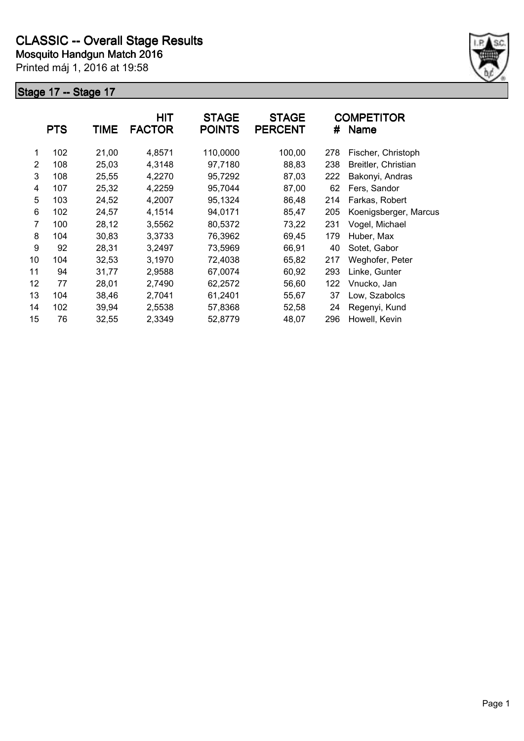# CLASSIC -- Overall Stage Results

**Mosquito Handgun Match 2016**

Printed máj 1, 2016 at 19:58

## Stage 17 -- Stage 17

| | PTS | TIME | HIT FACTOR | STAGE POINTS | STAGE PERCENT | # | COMPETITOR Name |
|---|---|---|---|---|---|---|---|
| 1 | 102 | 21,00 | 4,8571 | 110,0000 | 100,00 | 278 | Fischer, Christoph |
| 2 | 108 | 25,03 | 4,3148 | 97,7180 | 88,83 | 238 | Breitler, Christian |
| 3 | 108 | 25,55 | 4,2270 | 95,7292 | 87,03 | 222 | Bakonyi, Andras |
| 4 | 107 | 25,32 | 4,2259 | 95,7044 | 87,00 | 62 | Fers, Sandor |
| 5 | 103 | 24,52 | 4,2007 | 95,1324 | 86,48 | 214 | Farkas, Robert |
| 6 | 102 | 24,57 | 4,1514 | 94,0171 | 85,47 | 205 | Koenigsberger, Marcus |
| 7 | 100 | 28,12 | 3,5562 | 80,5372 | 73,22 | 231 | Vogel, Michael |
| 8 | 104 | 30,83 | 3,3733 | 76,3962 | 69,45 | 179 | Huber, Max |
| 9 | 92 | 28,31 | 3,2497 | 73,5969 | 66,91 | 40 | Sotet, Gabor |
| 10 | 104 | 32,53 | 3,1970 | 72,4038 | 65,82 | 217 | Weghofer, Peter |
| 11 | 94 | 31,77 | 2,9588 | 67,0074 | 60,92 | 293 | Linke, Gunter |
| 12 | 77 | 28,01 | 2,7490 | 62,2572 | 56,60 | 122 | Vnucko, Jan |
| 13 | 104 | 38,46 | 2,7041 | 61,2401 | 55,67 | 37 | Low, Szabolcs |
| 14 | 102 | 39,94 | 2,5538 | 57,8368 | 52,58 | 24 | Regenyi, Kund |
| 15 | 76 | 32,55 | 2,3349 | 52,8779 | 48,07 | 296 | Howell, Kevin |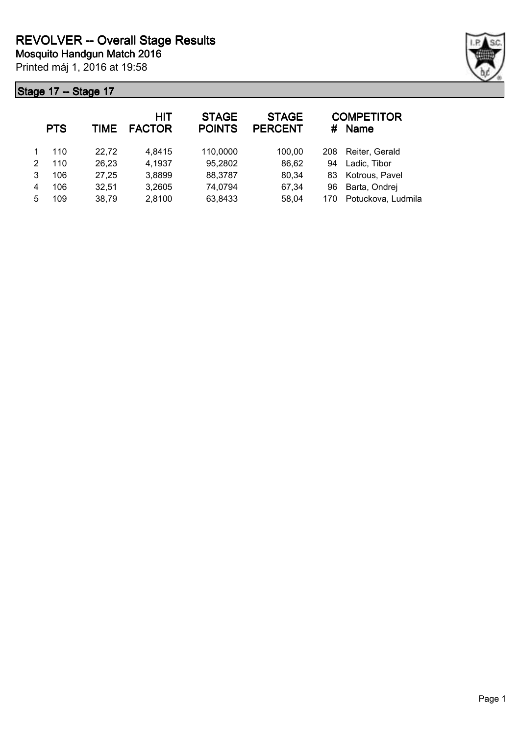# REVOLVER -- Overall Stage Results

**Mosquito Handgun Match 2016**

Printed máj 1, 2016 at 19:58

## Stage 17 -- Stage 17

| | PTS | TIME | HIT FACTOR | STAGE POINTS | STAGE PERCENT | # | COMPETITOR Name |
|---|---|---|---|---|---|---|---|
| 1 | 110 | 22,72 | 4,8415 | 110,0000 | 100,00 | 208 | Reiter, Gerald |
| 2 | 110 | 26,23 | 4,1937 | 95,2802 | 86,62 | 94 | Ladic, Tibor |
| 3 | 106 | 27,25 | 3,8899 | 88,3787 | 80,34 | 83 | Kotrous, Pavel |
| 4 | 106 | 32,51 | 3,2605 | 74,0794 | 67,34 | 96 | Barta, Ondrej |
| 5 | 109 | 38,79 | 2,8100 | 63,8433 | 58,04 | 170 | Potuckova, Ludmila |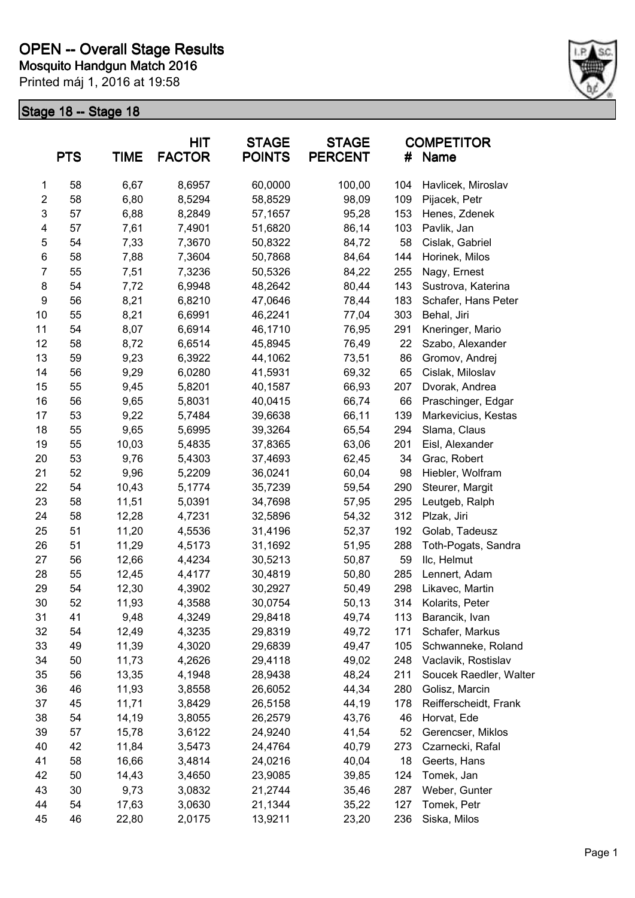# OPEN -- Overall Stage Results

**Mosquito Handgun Match 2016**

Printed máj 1, 2016 at 19:58

## Stage 18 -- Stage 18

| | PTS | TIME | HIT FACTOR | STAGE POINTS | STAGE PERCENT | # | COMPETITOR Name |
|---|---|---|---|---|---|---|---|
| 1 | 58 | 6,67 | 8,6957 | 60,0000 | 100,00 | 104 | Havlicek, Miroslav |
| 2 | 58 | 6,80 | 8,5294 | 58,8529 | 98,09 | 109 | Pijacek, Petr |
| 3 | 57 | 6,88 | 8,2849 | 57,1657 | 95,28 | 153 | Henes, Zdenek |
| 4 | 57 | 7,61 | 7,4901 | 51,6820 | 86,14 | 103 | Pavlik, Jan |
| 5 | 54 | 7,33 | 7,3670 | 50,8322 | 84,72 | 58 | Cislak, Gabriel |
| 6 | 58 | 7,88 | 7,3604 | 50,7868 | 84,64 | 144 | Horinek, Milos |
| 7 | 55 | 7,51 | 7,3236 | 50,5326 | 84,22 | 255 | Nagy, Ernest |
| 8 | 54 | 7,72 | 6,9948 | 48,2642 | 80,44 | 143 | Sustrova, Katerina |
| 9 | 56 | 8,21 | 6,8210 | 47,0646 | 78,44 | 183 | Schafer, Hans Peter |
| 10 | 55 | 8,21 | 6,6991 | 46,2241 | 77,04 | 303 | Behal, Jiri |
| 11 | 54 | 8,07 | 6,6914 | 46,1710 | 76,95 | 291 | Kneringer, Mario |
| 12 | 58 | 8,72 | 6,6514 | 45,8945 | 76,49 | 22 | Szabo, Alexander |
| 13 | 59 | 9,23 | 6,3922 | 44,1062 | 73,51 | 86 | Gromov, Andrej |
| 14 | 56 | 9,29 | 6,0280 | 41,5931 | 69,32 | 65 | Cislak, Miloslav |
| 15 | 55 | 9,45 | 5,8201 | 40,1587 | 66,93 | 207 | Dvorak, Andrea |
| 16 | 56 | 9,65 | 5,8031 | 40,0415 | 66,74 | 66 | Praschinger, Edgar |
| 17 | 53 | 9,22 | 5,7484 | 39,6638 | 66,11 | 139 | Markevicius, Kestas |
| 18 | 55 | 9,65 | 5,6995 | 39,3264 | 65,54 | 294 | Slama, Claus |
| 19 | 55 | 10,03 | 5,4835 | 37,8365 | 63,06 | 201 | Eisl, Alexander |
| 20 | 53 | 9,76 | 5,4303 | 37,4693 | 62,45 | 34 | Grac, Robert |
| 21 | 52 | 9,96 | 5,2209 | 36,0241 | 60,04 | 98 | Hiebler, Wolfram |
| 22 | 54 | 10,43 | 5,1774 | 35,7239 | 59,54 | 290 | Steurer, Margit |
| 23 | 58 | 11,51 | 5,0391 | 34,7698 | 57,95 | 295 | Leutgeb, Ralph |
| 24 | 58 | 12,28 | 4,7231 | 32,5896 | 54,32 | 312 | Plzak, Jiri |
| 25 | 51 | 11,20 | 4,5536 | 31,4196 | 52,37 | 192 | Golab, Tadeusz |
| 26 | 51 | 11,29 | 4,5173 | 31,1692 | 51,95 | 288 | Toth-Pogats, Sandra |
| 27 | 56 | 12,66 | 4,4234 | 30,5213 | 50,87 | 59 | Ilc, Helmut |
| 28 | 55 | 12,45 | 4,4177 | 30,4819 | 50,80 | 285 | Lennert, Adam |
| 29 | 54 | 12,30 | 4,3902 | 30,2927 | 50,49 | 298 | Likavec, Martin |
| 30 | 52 | 11,93 | 4,3588 | 30,0754 | 50,13 | 314 | Kolarits, Peter |
| 31 | 41 | 9,48 | 4,3249 | 29,8418 | 49,74 | 113 | Barancik, Ivan |
| 32 | 54 | 12,49 | 4,3235 | 29,8319 | 49,72 | 171 | Schafer, Markus |
| 33 | 49 | 11,39 | 4,3020 | 29,6839 | 49,47 | 105 | Schwanneke, Roland |
| 34 | 50 | 11,73 | 4,2626 | 29,4118 | 49,02 | 248 | Vaclavik, Rostislav |
| 35 | 56 | 13,35 | 4,1948 | 28,9438 | 48,24 | 211 | Soucek Raedler, Walter |
| 36 | 46 | 11,93 | 3,8558 | 26,6052 | 44,34 | 280 | Golisz, Marcin |
| 37 | 45 | 11,71 | 3,8429 | 26,5158 | 44,19 | 178 | Reifferscheidt, Frank |
| 38 | 54 | 14,19 | 3,8055 | 26,2579 | 43,76 | 46 | Horvat, Ede |
| 39 | 57 | 15,78 | 3,6122 | 24,9240 | 41,54 | 52 | Gerencser, Miklos |
| 40 | 42 | 11,84 | 3,5473 | 24,4764 | 40,79 | 273 | Czarnecki, Rafal |
| 41 | 58 | 16,66 | 3,4814 | 24,0216 | 40,04 | 18 | Geerts, Hans |
| 42 | 50 | 14,43 | 3,4650 | 23,9085 | 39,85 | 124 | Tomek, Jan |
| 43 | 30 | 9,73 | 3,0832 | 21,2744 | 35,46 | 287 | Weber, Gunter |
| 44 | 54 | 17,63 | 3,0630 | 21,1344 | 35,22 | 127 | Tomek, Petr |
| 45 | 46 | 22,80 | 2,0175 | 13,9211 | 23,20 | 236 | Siska, Milos |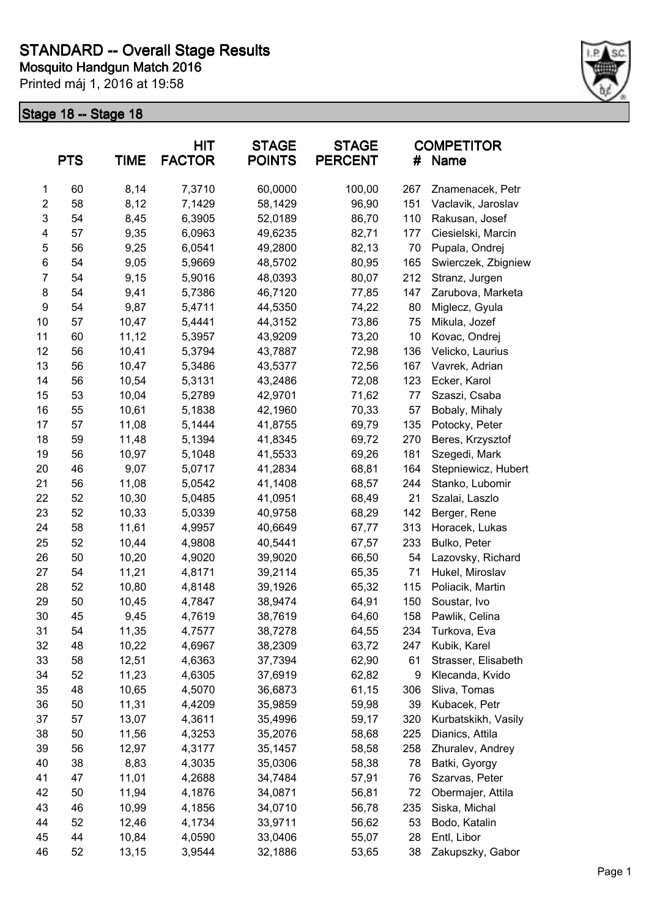# STANDARD -- Overall Stage Results

**Mosquito Handgun Match 2016**

Printed máj 1, 2016 at 19:58

## Stage 18 -- Stage 18

| | PTS | TIME | HIT FACTOR | STAGE POINTS | STAGE PERCENT | # | COMPETITOR Name |
|---|---|---|---|---|---|---|---|
| 1 | 60 | 8,14 | 7,3710 | 60,0000 | 100,00 | 267 | Znamenacek, Petr |
| 2 | 58 | 8,12 | 7,1429 | 58,1429 | 96,90 | 151 | Vaclavik, Jaroslav |
| 3 | 54 | 8,45 | 6,3905 | 52,0189 | 86,70 | 110 | Rakusan, Josef |
| 4 | 57 | 9,35 | 6,0963 | 49,6235 | 82,71 | 177 | Ciesielski, Marcin |
| 5 | 56 | 9,25 | 6,0541 | 49,2800 | 82,13 | 70 | Pupala, Ondrej |
| 6 | 54 | 9,05 | 5,9669 | 48,5702 | 80,95 | 165 | Swierczek, Zbigniew |
| 7 | 54 | 9,15 | 5,9016 | 48,0393 | 80,07 | 212 | Stranz, Jurgen |
| 8 | 54 | 9,41 | 5,7386 | 46,7120 | 77,85 | 147 | Zarubova, Marketa |
| 9 | 54 | 9,87 | 5,4711 | 44,5350 | 74,22 | 80 | Miglecz, Gyula |
| 10 | 57 | 10,47 | 5,4441 | 44,3152 | 73,86 | 75 | Mikula, Jozef |
| 11 | 60 | 11,12 | 5,3957 | 43,9209 | 73,20 | 10 | Kovac, Ondrej |
| 12 | 56 | 10,41 | 5,3794 | 43,7887 | 72,98 | 136 | Velicko, Laurius |
| 13 | 56 | 10,47 | 5,3486 | 43,5377 | 72,56 | 167 | Vavrek, Adrian |
| 14 | 56 | 10,54 | 5,3131 | 43,2486 | 72,08 | 123 | Ecker, Karol |
| 15 | 53 | 10,04 | 5,2789 | 42,9701 | 71,62 | 77 | Szaszi, Csaba |
| 16 | 55 | 10,61 | 5,1838 | 42,1960 | 70,33 | 57 | Bobaly, Mihaly |
| 17 | 57 | 11,08 | 5,1444 | 41,8755 | 69,79 | 135 | Potocky, Peter |
| 18 | 59 | 11,48 | 5,1394 | 41,8345 | 69,72 | 270 | Beres, Krzysztof |
| 19 | 56 | 10,97 | 5,1048 | 41,5533 | 69,26 | 181 | Szegedi, Mark |
| 20 | 46 | 9,07 | 5,0717 | 41,2834 | 68,81 | 164 | Stepniewicz, Hubert |
| 21 | 56 | 11,08 | 5,0542 | 41,1408 | 68,57 | 244 | Stanko, Lubomir |
| 22 | 52 | 10,30 | 5,0485 | 41,0951 | 68,49 | 21 | Szalai, Laszlo |
| 23 | 52 | 10,33 | 5,0339 | 40,9758 | 68,29 | 142 | Berger, Rene |
| 24 | 58 | 11,61 | 4,9957 | 40,6649 | 67,77 | 313 | Horacek, Lukas |
| 25 | 52 | 10,44 | 4,9808 | 40,5441 | 67,57 | 233 | Bulko, Peter |
| 26 | 50 | 10,20 | 4,9020 | 39,9020 | 66,50 | 54 | Lazovsky, Richard |
| 27 | 54 | 11,21 | 4,8171 | 39,2114 | 65,35 | 71 | Hukel, Miroslav |
| 28 | 52 | 10,80 | 4,8148 | 39,1926 | 65,32 | 115 | Poliacik, Martin |
| 29 | 50 | 10,45 | 4,7847 | 38,9474 | 64,91 | 150 | Soustar, Ivo |
| 30 | 45 | 9,45 | 4,7619 | 38,7619 | 64,60 | 158 | Pawlik, Celina |
| 31 | 54 | 11,35 | 4,7577 | 38,7278 | 64,55 | 234 | Turkova, Eva |
| 32 | 48 | 10,22 | 4,6967 | 38,2309 | 63,72 | 247 | Kubik, Karel |
| 33 | 58 | 12,51 | 4,6363 | 37,7394 | 62,90 | 61 | Strasser, Elisabeth |
| 34 | 52 | 11,23 | 4,6305 | 37,6919 | 62,82 | 9 | Klecanda, Kvido |
| 35 | 48 | 10,65 | 4,5070 | 36,6873 | 61,15 | 306 | Sliva, Tomas |
| 36 | 50 | 11,31 | 4,4209 | 35,9859 | 59,98 | 39 | Kubacek, Petr |
| 37 | 57 | 13,07 | 4,3611 | 35,4996 | 59,17 | 320 | Kurbatskikh, Vasily |
| 38 | 50 | 11,56 | 4,3253 | 35,2076 | 58,68 | 225 | Dianics, Attila |
| 39 | 56 | 12,97 | 4,3177 | 35,1457 | 58,58 | 258 | Zhuralev, Andrey |
| 40 | 38 | 8,83 | 4,3035 | 35,0306 | 58,38 | 78 | Batki, Gyorgy |
| 41 | 47 | 11,01 | 4,2688 | 34,7484 | 57,91 | 76 | Szarvas, Peter |
| 42 | 50 | 11,94 | 4,1876 | 34,0871 | 56,81 | 72 | Obermajer, Attila |
| 43 | 46 | 10,99 | 4,1856 | 34,0710 | 56,78 | 235 | Siska, Michal |
| 44 | 52 | 12,46 | 4,1734 | 33,9711 | 56,62 | 53 | Bodo, Katalin |
| 45 | 44 | 10,84 | 4,0590 | 33,0406 | 55,07 | 28 | Entl, Libor |
| 46 | 52 | 13,15 | 3,9544 | 32,1886 | 53,65 | 38 | Zakupszky, Gabor |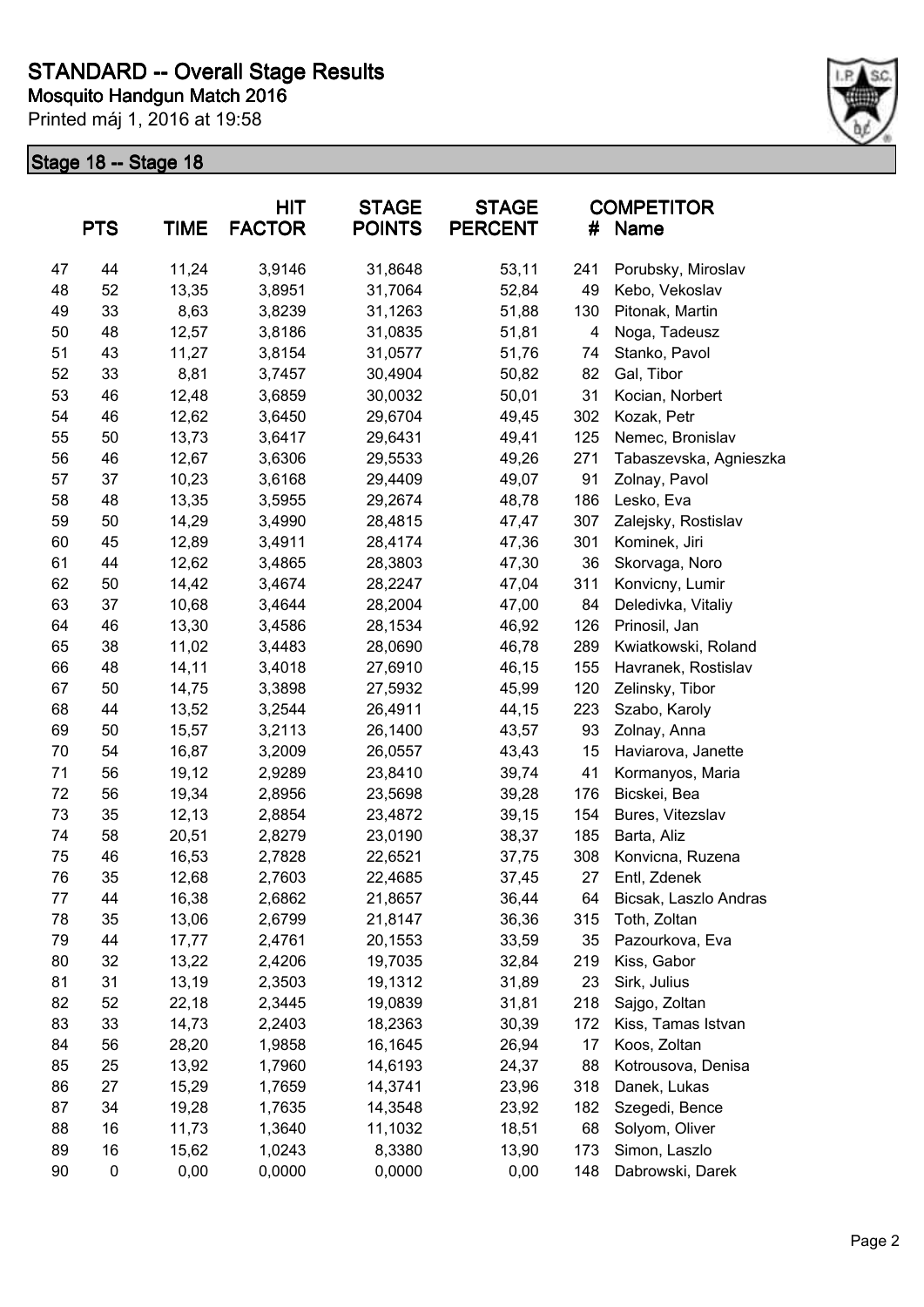# STANDARD -- Overall Stage Results

**Mosquito Handgun Match 2016**

Printed máj 1, 2016 at 19:58

## Stage 18 -- Stage 18

| | PTS | TIME | HIT FACTOR | STAGE POINTS | STAGE PERCENT | # | COMPETITOR Name |
|---|---|---|---|---|---|---|---|
| 47 | 44 | 11,24 | 3,9146 | 31,8648 | 53,11 | 241 | Porubsky, Miroslav |
| 48 | 52 | 13,35 | 3,8951 | 31,7064 | 52,84 | 49 | Kebo, Vekoslav |
| 49 | 33 | 8,63 | 3,8239 | 31,1263 | 51,88 | 130 | Pitonak, Martin |
| 50 | 48 | 12,57 | 3,8186 | 31,0835 | 51,81 | 4 | Noga, Tadeusz |
| 51 | 43 | 11,27 | 3,8154 | 31,0577 | 51,76 | 74 | Stanko, Pavol |
| 52 | 33 | 8,81 | 3,7457 | 30,4904 | 50,82 | 82 | Gal, Tibor |
| 53 | 46 | 12,48 | 3,6859 | 30,0032 | 50,01 | 31 | Kocian, Norbert |
| 54 | 46 | 12,62 | 3,6450 | 29,6704 | 49,45 | 302 | Kozak, Petr |
| 55 | 50 | 13,73 | 3,6417 | 29,6431 | 49,41 | 125 | Nemec, Bronislav |
| 56 | 46 | 12,67 | 3,6306 | 29,5533 | 49,26 | 271 | Tabaszevska, Agnieszka |
| 57 | 37 | 10,23 | 3,6168 | 29,4409 | 49,07 | 91 | Zolnay, Pavol |
| 58 | 48 | 13,35 | 3,5955 | 29,2674 | 48,78 | 186 | Lesko, Eva |
| 59 | 50 | 14,29 | 3,4990 | 28,4815 | 47,47 | 307 | Zalejsky, Rostislav |
| 60 | 45 | 12,89 | 3,4911 | 28,4174 | 47,36 | 301 | Kominek, Jiri |
| 61 | 44 | 12,62 | 3,4865 | 28,3803 | 47,30 | 36 | Skorvaga, Noro |
| 62 | 50 | 14,42 | 3,4674 | 28,2247 | 47,04 | 311 | Konvicny, Lumir |
| 63 | 37 | 10,68 | 3,4644 | 28,2004 | 47,00 | 84 | Deledivka, Vitaliy |
| 64 | 46 | 13,30 | 3,4586 | 28,1534 | 46,92 | 126 | Prinosil, Jan |
| 65 | 38 | 11,02 | 3,4483 | 28,0690 | 46,78 | 289 | Kwiatkowski, Roland |
| 66 | 48 | 14,11 | 3,4018 | 27,6910 | 46,15 | 155 | Havranek, Rostislav |
| 67 | 50 | 14,75 | 3,3898 | 27,5932 | 45,99 | 120 | Zelinsky, Tibor |
| 68 | 44 | 13,52 | 3,2544 | 26,4911 | 44,15 | 223 | Szabo, Karoly |
| 69 | 50 | 15,57 | 3,2113 | 26,1400 | 43,57 | 93 | Zolnay, Anna |
| 70 | 54 | 16,87 | 3,2009 | 26,0557 | 43,43 | 15 | Haviarova, Janette |
| 71 | 56 | 19,12 | 2,9289 | 23,8410 | 39,74 | 41 | Kormanyos, Maria |
| 72 | 56 | 19,34 | 2,8956 | 23,5698 | 39,28 | 176 | Bicskei, Bea |
| 73 | 35 | 12,13 | 2,8854 | 23,4872 | 39,15 | 154 | Bures, Vitezslav |
| 74 | 58 | 20,51 | 2,8279 | 23,0190 | 38,37 | 185 | Barta, Aliz |
| 75 | 46 | 16,53 | 2,7828 | 22,6521 | 37,75 | 308 | Konvicna, Ruzena |
| 76 | 35 | 12,68 | 2,7603 | 22,4685 | 37,45 | 27 | Entl, Zdenek |
| 77 | 44 | 16,38 | 2,6862 | 21,8657 | 36,44 | 64 | Bicsak, Laszlo Andras |
| 78 | 35 | 13,06 | 2,6799 | 21,8147 | 36,36 | 315 | Toth, Zoltan |
| 79 | 44 | 17,77 | 2,4761 | 20,1553 | 33,59 | 35 | Pazourkova, Eva |
| 80 | 32 | 13,22 | 2,4206 | 19,7035 | 32,84 | 219 | Kiss, Gabor |
| 81 | 31 | 13,19 | 2,3503 | 19,1312 | 31,89 | 23 | Sirk, Julius |
| 82 | 52 | 22,18 | 2,3445 | 19,0839 | 31,81 | 218 | Sajgo, Zoltan |
| 83 | 33 | 14,73 | 2,2403 | 18,2363 | 30,39 | 172 | Kiss, Tamas Istvan |
| 84 | 56 | 28,20 | 1,9858 | 16,1645 | 26,94 | 17 | Koos, Zoltan |
| 85 | 25 | 13,92 | 1,7960 | 14,6193 | 24,37 | 88 | Kotrousova, Denisa |
| 86 | 27 | 15,29 | 1,7659 | 14,3741 | 23,96 | 318 | Danek, Lukas |
| 87 | 34 | 19,28 | 1,7635 | 14,3548 | 23,92 | 182 | Szegedi, Bence |
| 88 | 16 | 11,73 | 1,3640 | 11,1032 | 18,51 | 68 | Solyom, Oliver |
| 89 | 16 | 15,62 | 1,0243 | 8,3380 | 13,90 | 173 | Simon, Laszlo |
| 90 | 0 | 0,00 | 0,0000 | 0,0000 | 0,00 | 148 | Dabrowski, Darek |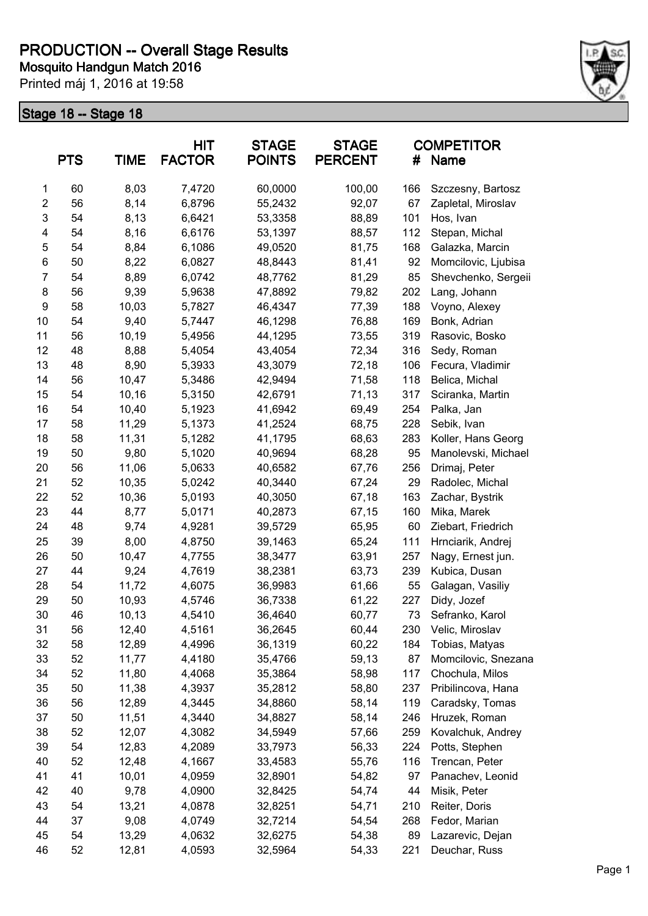# PRODUCTION -- Overall Stage Results

**Mosquito Handgun Match 2016**

Printed máj 1, 2016 at 19:58

## Stage 18 -- Stage 18

| | PTS | TIME | HIT FACTOR | STAGE POINTS | STAGE PERCENT | # | COMPETITOR Name |
|---|---|---|---|---|---|---|---|
| 1 | 60 | 8,03 | 7,4720 | 60,0000 | 100,00 | 166 | Szczesny, Bartosz |
| 2 | 56 | 8,14 | 6,8796 | 55,2432 | 92,07 | 67 | Zapletal, Miroslav |
| 3 | 54 | 8,13 | 6,6421 | 53,3358 | 88,89 | 101 | Hos, Ivan |
| 4 | 54 | 8,16 | 6,6176 | 53,1397 | 88,57 | 112 | Stepan, Michal |
| 5 | 54 | 8,84 | 6,1086 | 49,0520 | 81,75 | 168 | Galazka, Marcin |
| 6 | 50 | 8,22 | 6,0827 | 48,8443 | 81,41 | 92 | Momcilovic, Ljubisa |
| 7 | 54 | 8,89 | 6,0742 | 48,7762 | 81,29 | 85 | Shevchenko, Sergeii |
| 8 | 56 | 9,39 | 5,9638 | 47,8892 | 79,82 | 202 | Lang, Johann |
| 9 | 58 | 10,03 | 5,7827 | 46,4347 | 77,39 | 188 | Voyno, Alexey |
| 10 | 54 | 9,40 | 5,7447 | 46,1298 | 76,88 | 169 | Bonk, Adrian |
| 11 | 56 | 10,19 | 5,4956 | 44,1295 | 73,55 | 319 | Rasovic, Bosko |
| 12 | 48 | 8,88 | 5,4054 | 43,4054 | 72,34 | 316 | Sedy, Roman |
| 13 | 48 | 8,90 | 5,3933 | 43,3079 | 72,18 | 106 | Fecura, Vladimir |
| 14 | 56 | 10,47 | 5,3486 | 42,9494 | 71,58 | 118 | Belica, Michal |
| 15 | 54 | 10,16 | 5,3150 | 42,6791 | 71,13 | 317 | Sciranka, Martin |
| 16 | 54 | 10,40 | 5,1923 | 41,6942 | 69,49 | 254 | Palka, Jan |
| 17 | 58 | 11,29 | 5,1373 | 41,2524 | 68,75 | 228 | Sebik, Ivan |
| 18 | 58 | 11,31 | 5,1282 | 41,1795 | 68,63 | 283 | Koller, Hans Georg |
| 19 | 50 | 9,80 | 5,1020 | 40,9694 | 68,28 | 95 | Manolevski, Michael |
| 20 | 56 | 11,06 | 5,0633 | 40,6582 | 67,76 | 256 | Drimaj, Peter |
| 21 | 52 | 10,35 | 5,0242 | 40,3440 | 67,24 | 29 | Radolec, Michal |
| 22 | 52 | 10,36 | 5,0193 | 40,3050 | 67,18 | 163 | Zachar, Bystrik |
| 23 | 44 | 8,77 | 5,0171 | 40,2873 | 67,15 | 160 | Mika, Marek |
| 24 | 48 | 9,74 | 4,9281 | 39,5729 | 65,95 | 60 | Ziebart, Friedrich |
| 25 | 39 | 8,00 | 4,8750 | 39,1463 | 65,24 | 111 | Hrnciarik, Andrej |
| 26 | 50 | 10,47 | 4,7755 | 38,3477 | 63,91 | 257 | Nagy, Ernest jun. |
| 27 | 44 | 9,24 | 4,7619 | 38,2381 | 63,73 | 239 | Kubica, Dusan |
| 28 | 54 | 11,72 | 4,6075 | 36,9983 | 61,66 | 55 | Galagan, Vasiliy |
| 29 | 50 | 10,93 | 4,5746 | 36,7338 | 61,22 | 227 | Didy, Jozef |
| 30 | 46 | 10,13 | 4,5410 | 36,4640 | 60,77 | 73 | Sefranko, Karol |
| 31 | 56 | 12,40 | 4,5161 | 36,2645 | 60,44 | 230 | Velic, Miroslav |
| 32 | 58 | 12,89 | 4,4996 | 36,1319 | 60,22 | 184 | Tobias, Matyas |
| 33 | 52 | 11,77 | 4,4180 | 35,4766 | 59,13 | 87 | Momcilovic, Snezana |
| 34 | 52 | 11,80 | 4,4068 | 35,3864 | 58,98 | 117 | Chochula, Milos |
| 35 | 50 | 11,38 | 4,3937 | 35,2812 | 58,80 | 237 | Pribilincova, Hana |
| 36 | 56 | 12,89 | 4,3445 | 34,8860 | 58,14 | 119 | Caradsky, Tomas |
| 37 | 50 | 11,51 | 4,3440 | 34,8827 | 58,14 | 246 | Hruzek, Roman |
| 38 | 52 | 12,07 | 4,3082 | 34,5949 | 57,66 | 259 | Kovalchuk, Andrey |
| 39 | 54 | 12,83 | 4,2089 | 33,7973 | 56,33 | 224 | Potts, Stephen |
| 40 | 52 | 12,48 | 4,1667 | 33,4583 | 55,76 | 116 | Trencan, Peter |
| 41 | 41 | 10,01 | 4,0959 | 32,8901 | 54,82 | 97 | Panachev, Leonid |
| 42 | 40 | 9,78 | 4,0900 | 32,8425 | 54,74 | 44 | Misik, Peter |
| 43 | 54 | 13,21 | 4,0878 | 32,8251 | 54,71 | 210 | Reiter, Doris |
| 44 | 37 | 9,08 | 4,0749 | 32,7214 | 54,54 | 268 | Fedor, Marian |
| 45 | 54 | 13,29 | 4,0632 | 32,6275 | 54,38 | 89 | Lazarevic, Dejan |
| 46 | 52 | 12,81 | 4,0593 | 32,5964 | 54,33 | 221 | Deuchar, Russ |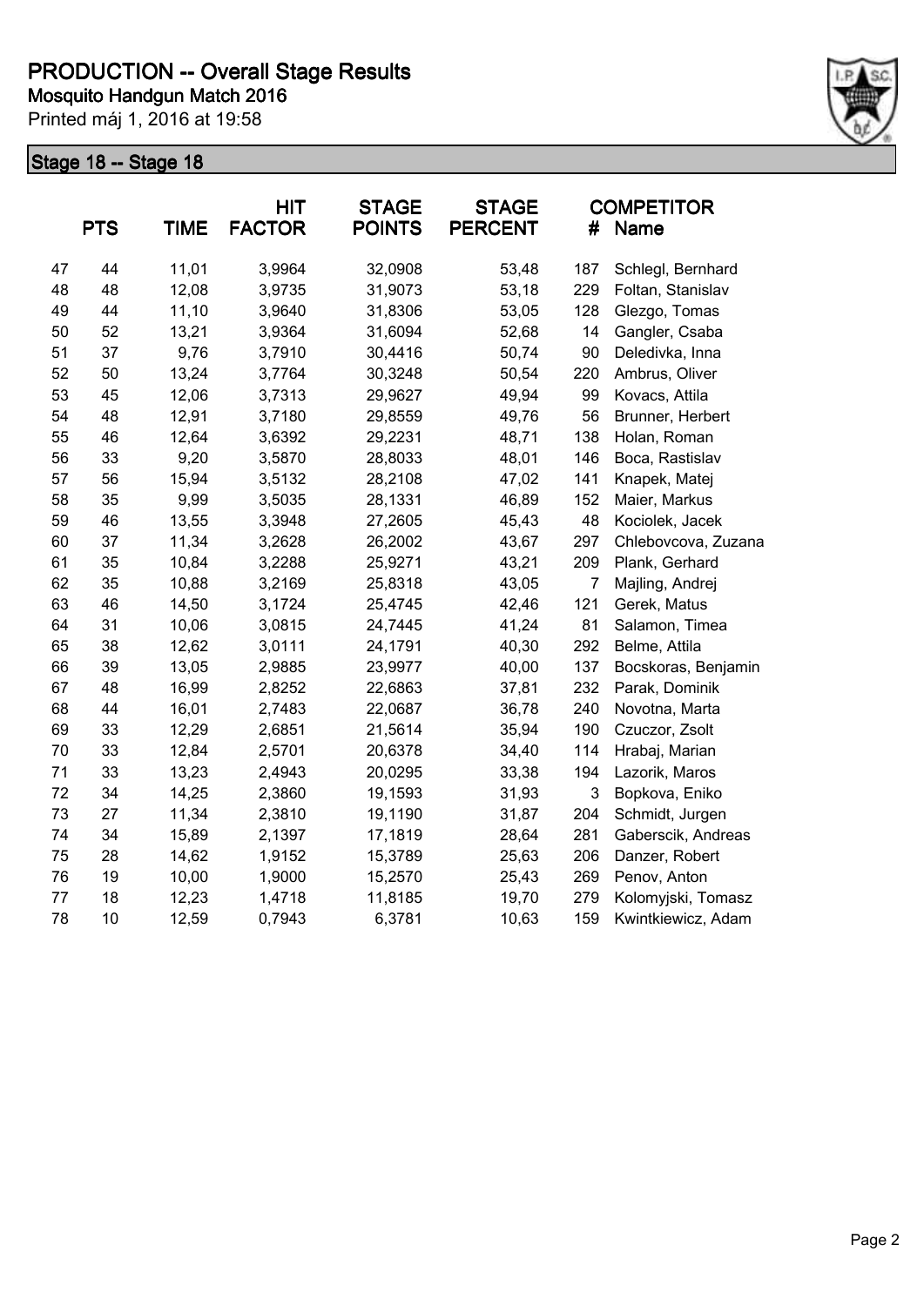# PRODUCTION -- Overall Stage Results

**Mosquito Handgun Match 2016**

Printed máj 1, 2016 at 19:58

## Stage 18 -- Stage 18

| | PTS | TIME | HIT FACTOR | STAGE POINTS | STAGE PERCENT | # | COMPETITOR Name |
|---|---|---|---|---|---|---|---|
| 47 | 44 | 11,01 | 3,9964 | 32,0908 | 53,48 | 187 | Schlegl, Bernhard |
| 48 | 48 | 12,08 | 3,9735 | 31,9073 | 53,18 | 229 | Foltan, Stanislav |
| 49 | 44 | 11,10 | 3,9640 | 31,8306 | 53,05 | 128 | Glezgo, Tomas |
| 50 | 52 | 13,21 | 3,9364 | 31,6094 | 52,68 | 14 | Gangler, Csaba |
| 51 | 37 | 9,76 | 3,7910 | 30,4416 | 50,74 | 90 | Deledivka, Inna |
| 52 | 50 | 13,24 | 3,7764 | 30,3248 | 50,54 | 220 | Ambrus, Oliver |
| 53 | 45 | 12,06 | 3,7313 | 29,9627 | 49,94 | 99 | Kovacs, Attila |
| 54 | 48 | 12,91 | 3,7180 | 29,8559 | 49,76 | 56 | Brunner, Herbert |
| 55 | 46 | 12,64 | 3,6392 | 29,2231 | 48,71 | 138 | Holan, Roman |
| 56 | 33 | 9,20 | 3,5870 | 28,8033 | 48,01 | 146 | Boca, Rastislav |
| 57 | 56 | 15,94 | 3,5132 | 28,2108 | 47,02 | 141 | Knapek, Matej |
| 58 | 35 | 9,99 | 3,5035 | 28,1331 | 46,89 | 152 | Maier, Markus |
| 59 | 46 | 13,55 | 3,3948 | 27,2605 | 45,43 | 48 | Kociolek, Jacek |
| 60 | 37 | 11,34 | 3,2628 | 26,2002 | 43,67 | 297 | Chlebovcova, Zuzana |
| 61 | 35 | 10,84 | 3,2288 | 25,9271 | 43,21 | 209 | Plank, Gerhard |
| 62 | 35 | 10,88 | 3,2169 | 25,8318 | 43,05 | 7 | Majling, Andrej |
| 63 | 46 | 14,50 | 3,1724 | 25,4745 | 42,46 | 121 | Gerek, Matus |
| 64 | 31 | 10,06 | 3,0815 | 24,7445 | 41,24 | 81 | Salamon, Timea |
| 65 | 38 | 12,62 | 3,0111 | 24,1791 | 40,30 | 292 | Belme, Attila |
| 66 | 39 | 13,05 | 2,9885 | 23,9977 | 40,00 | 137 | Bocskoras, Benjamin |
| 67 | 48 | 16,99 | 2,8252 | 22,6863 | 37,81 | 232 | Parak, Dominik |
| 68 | 44 | 16,01 | 2,7483 | 22,0687 | 36,78 | 240 | Novotna, Marta |
| 69 | 33 | 12,29 | 2,6851 | 21,5614 | 35,94 | 190 | Czuczor, Zsolt |
| 70 | 33 | 12,84 | 2,5701 | 20,6378 | 34,40 | 114 | Hrabaj, Marian |
| 71 | 33 | 13,23 | 2,4943 | 20,0295 | 33,38 | 194 | Lazorik, Maros |
| 72 | 34 | 14,25 | 2,3860 | 19,1593 | 31,93 | 3 | Bopkova, Eniko |
| 73 | 27 | 11,34 | 2,3810 | 19,1190 | 31,87 | 204 | Schmidt, Jurgen |
| 74 | 34 | 15,89 | 2,1397 | 17,1819 | 28,64 | 281 | Gaberscik, Andreas |
| 75 | 28 | 14,62 | 1,9152 | 15,3789 | 25,63 | 206 | Danzer, Robert |
| 76 | 19 | 10,00 | 1,9000 | 15,2570 | 25,43 | 269 | Penov, Anton |
| 77 | 18 | 12,23 | 1,4718 | 11,8185 | 19,70 | 279 | Kolomyjski, Tomasz |
| 78 | 10 | 12,59 | 0,7943 | 6,3781 | 10,63 | 159 | Kwintkiewicz, Adam |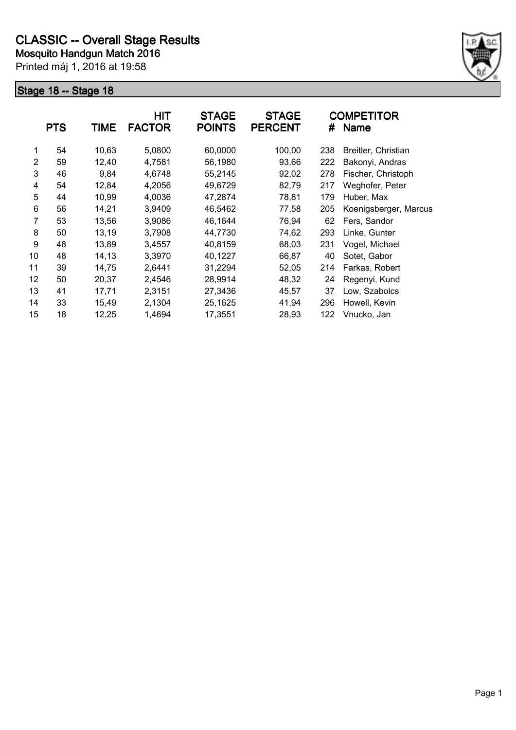# CLASSIC -- Overall Stage Results

**Mosquito Handgun Match 2016**

Printed máj 1, 2016 at 19:58

## Stage 18 -- Stage 18

| | PTS | TIME | HIT FACTOR | STAGE POINTS | STAGE PERCENT | # | COMPETITOR Name |
|---|---|---|---|---|---|---|---|
| 1 | 54 | 10,63 | 5,0800 | 60,0000 | 100,00 | 238 | Breitler, Christian |
| 2 | 59 | 12,40 | 4,7581 | 56,1980 | 93,66 | 222 | Bakonyi, Andras |
| 3 | 46 | 9,84 | 4,6748 | 55,2145 | 92,02 | 278 | Fischer, Christoph |
| 4 | 54 | 12,84 | 4,2056 | 49,6729 | 82,79 | 217 | Weghofer, Peter |
| 5 | 44 | 10,99 | 4,0036 | 47,2874 | 78,81 | 179 | Huber, Max |
| 6 | 56 | 14,21 | 3,9409 | 46,5462 | 77,58 | 205 | Koenigsberger, Marcus |
| 7 | 53 | 13,56 | 3,9086 | 46,1644 | 76,94 | 62 | Fers, Sandor |
| 8 | 50 | 13,19 | 3,7908 | 44,7730 | 74,62 | 293 | Linke, Gunter |
| 9 | 48 | 13,89 | 3,4557 | 40,8159 | 68,03 | 231 | Vogel, Michael |
| 10 | 48 | 14,13 | 3,3970 | 40,1227 | 66,87 | 40 | Sotet, Gabor |
| 11 | 39 | 14,75 | 2,6441 | 31,2294 | 52,05 | 214 | Farkas, Robert |
| 12 | 50 | 20,37 | 2,4546 | 28,9914 | 48,32 | 24 | Regenyi, Kund |
| 13 | 41 | 17,71 | 2,3151 | 27,3436 | 45,57 | 37 | Low, Szabolcs |
| 14 | 33 | 15,49 | 2,1304 | 25,1625 | 41,94 | 296 | Howell, Kevin |
| 15 | 18 | 12,25 | 1,4694 | 17,3551 | 28,93 | 122 | Vnucko, Jan |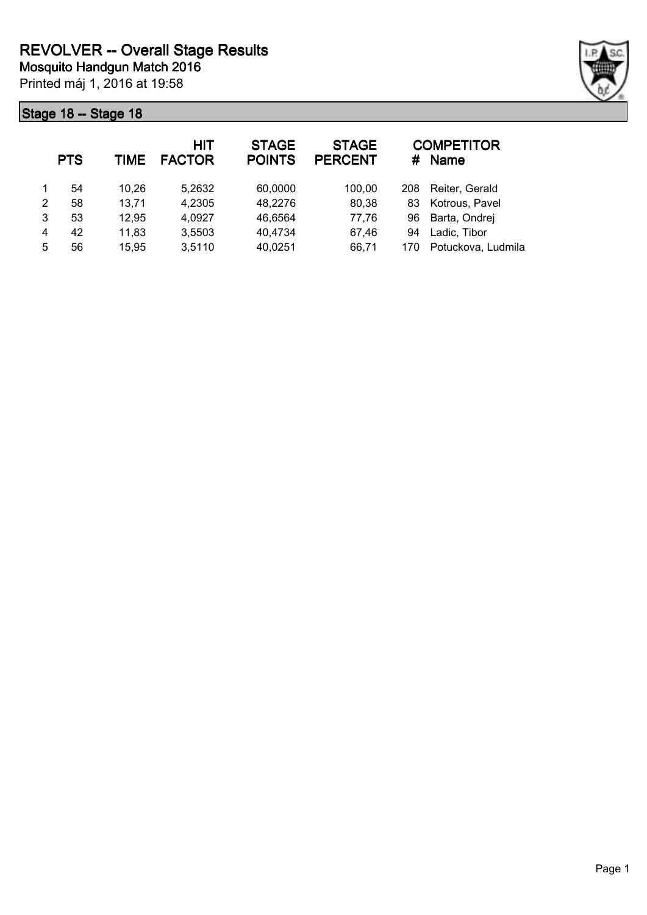# REVOLVER -- Overall Stage Results

**Mosquito Handgun Match 2016**

Printed máj 1, 2016 at 19:58

## Stage 18 -- Stage 18

| | PTS | TIME | HIT FACTOR | STAGE POINTS | STAGE PERCENT | # | COMPETITOR Name |
|---|---|---|---|---|---|---|---|
| 1 | 54 | 10,26 | 5,2632 | 60,0000 | 100,00 | 208 | Reiter, Gerald |
| 2 | 58 | 13,71 | 4,2305 | 48,2276 | 80,38 | 83 | Kotrous, Pavel |
| 3 | 53 | 12,95 | 4,0927 | 46,6564 | 77,76 | 96 | Barta, Ondrej |
| 4 | 42 | 11,83 | 3,5503 | 40,4734 | 67,46 | 94 | Ladic, Tibor |
| 5 | 56 | 15,95 | 3,5110 | 40,0251 | 66,71 | 170 | Potuckova, Ludmila |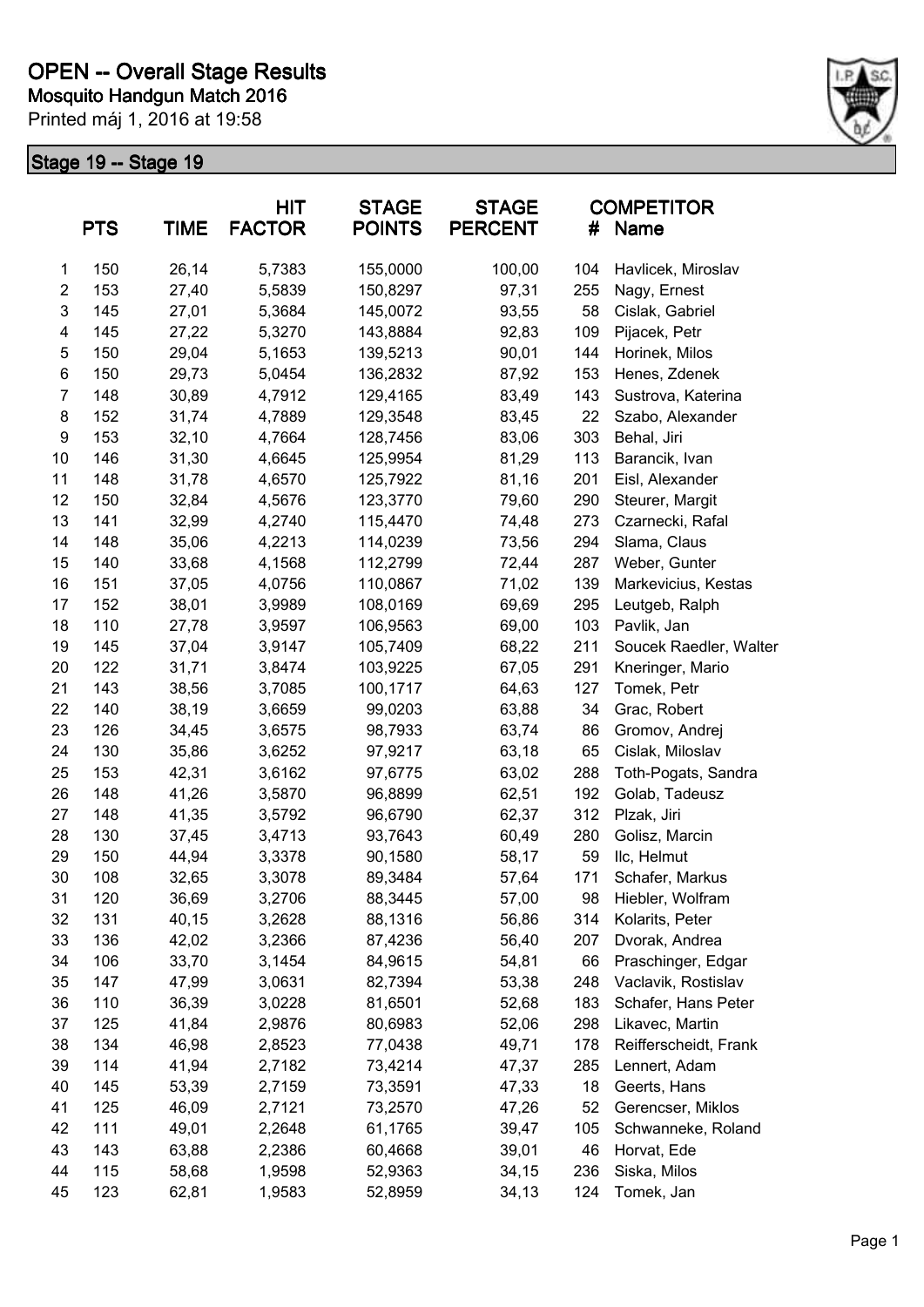# OPEN -- Overall Stage Results

**Mosquito Handgun Match 2016**

Printed máj 1, 2016 at 19:58

## Stage 19 -- Stage 19

| | PTS | TIME | HIT FACTOR | STAGE POINTS | STAGE PERCENT | # | COMPETITOR Name |
|---|---|---|---|---|---|---|---|
| 1 | 150 | 26,14 | 5,7383 | 155,0000 | 100,00 | 104 | Havlicek, Miroslav |
| 2 | 153 | 27,40 | 5,5839 | 150,8297 | 97,31 | 255 | Nagy, Ernest |
| 3 | 145 | 27,01 | 5,3684 | 145,0072 | 93,55 | 58 | Cislak, Gabriel |
| 4 | 145 | 27,22 | 5,3270 | 143,8884 | 92,83 | 109 | Pijacek, Petr |
| 5 | 150 | 29,04 | 5,1653 | 139,5213 | 90,01 | 144 | Horinek, Milos |
| 6 | 150 | 29,73 | 5,0454 | 136,2832 | 87,92 | 153 | Henes, Zdenek |
| 7 | 148 | 30,89 | 4,7912 | 129,4165 | 83,49 | 143 | Sustrova, Katerina |
| 8 | 152 | 31,74 | 4,7889 | 129,3548 | 83,45 | 22 | Szabo, Alexander |
| 9 | 153 | 32,10 | 4,7664 | 128,7456 | 83,06 | 303 | Behal, Jiri |
| 10 | 146 | 31,30 | 4,6645 | 125,9954 | 81,29 | 113 | Barancik, Ivan |
| 11 | 148 | 31,78 | 4,6570 | 125,7922 | 81,16 | 201 | Eisl, Alexander |
| 12 | 150 | 32,84 | 4,5676 | 123,3770 | 79,60 | 290 | Steurer, Margit |
| 13 | 141 | 32,99 | 4,2740 | 115,4470 | 74,48 | 273 | Czarnecki, Rafal |
| 14 | 148 | 35,06 | 4,2213 | 114,0239 | 73,56 | 294 | Slama, Claus |
| 15 | 140 | 33,68 | 4,1568 | 112,2799 | 72,44 | 287 | Weber, Gunter |
| 16 | 151 | 37,05 | 4,0756 | 110,0867 | 71,02 | 139 | Markevicius, Kestas |
| 17 | 152 | 38,01 | 3,9989 | 108,0169 | 69,69 | 295 | Leutgeb, Ralph |
| 18 | 110 | 27,78 | 3,9597 | 106,9563 | 69,00 | 103 | Pavlik, Jan |
| 19 | 145 | 37,04 | 3,9147 | 105,7409 | 68,22 | 211 | Soucek Raedler, Walter |
| 20 | 122 | 31,71 | 3,8474 | 103,9225 | 67,05 | 291 | Kneringer, Mario |
| 21 | 143 | 38,56 | 3,7085 | 100,1717 | 64,63 | 127 | Tomek, Petr |
| 22 | 140 | 38,19 | 3,6659 | 99,0203 | 63,88 | 34 | Grac, Robert |
| 23 | 126 | 34,45 | 3,6575 | 98,7933 | 63,74 | 86 | Gromov, Andrej |
| 24 | 130 | 35,86 | 3,6252 | 97,9217 | 63,18 | 65 | Cislak, Miloslav |
| 25 | 153 | 42,31 | 3,6162 | 97,6775 | 63,02 | 288 | Toth-Pogats, Sandra |
| 26 | 148 | 41,26 | 3,5870 | 96,8899 | 62,51 | 192 | Golab, Tadeusz |
| 27 | 148 | 41,35 | 3,5792 | 96,6790 | 62,37 | 312 | Plzak, Jiri |
| 28 | 130 | 37,45 | 3,4713 | 93,7643 | 60,49 | 280 | Golisz, Marcin |
| 29 | 150 | 44,94 | 3,3378 | 90,1580 | 58,17 | 59 | Ilc, Helmut |
| 30 | 108 | 32,65 | 3,3078 | 89,3484 | 57,64 | 171 | Schafer, Markus |
| 31 | 120 | 36,69 | 3,2706 | 88,3445 | 57,00 | 98 | Hiebler, Wolfram |
| 32 | 131 | 40,15 | 3,2628 | 88,1316 | 56,86 | 314 | Kolarits, Peter |
| 33 | 136 | 42,02 | 3,2366 | 87,4236 | 56,40 | 207 | Dvorak, Andrea |
| 34 | 106 | 33,70 | 3,1454 | 84,9615 | 54,81 | 66 | Praschinger, Edgar |
| 35 | 147 | 47,99 | 3,0631 | 82,7394 | 53,38 | 248 | Vaclavik, Rostislav |
| 36 | 110 | 36,39 | 3,0228 | 81,6501 | 52,68 | 183 | Schafer, Hans Peter |
| 37 | 125 | 41,84 | 2,9876 | 80,6983 | 52,06 | 298 | Likavec, Martin |
| 38 | 134 | 46,98 | 2,8523 | 77,0438 | 49,71 | 178 | Reifferscheidt, Frank |
| 39 | 114 | 41,94 | 2,7182 | 73,4214 | 47,37 | 285 | Lennert, Adam |
| 40 | 145 | 53,39 | 2,7159 | 73,3591 | 47,33 | 18 | Geerts, Hans |
| 41 | 125 | 46,09 | 2,7121 | 73,2570 | 47,26 | 52 | Gerencser, Miklos |
| 42 | 111 | 49,01 | 2,2648 | 61,1765 | 39,47 | 105 | Schwanneke, Roland |
| 43 | 143 | 63,88 | 2,2386 | 60,4668 | 39,01 | 46 | Horvat, Ede |
| 44 | 115 | 58,68 | 1,9598 | 52,9363 | 34,15 | 236 | Siska, Milos |
| 45 | 123 | 62,81 | 1,9583 | 52,8959 | 34,13 | 124 | Tomek, Jan |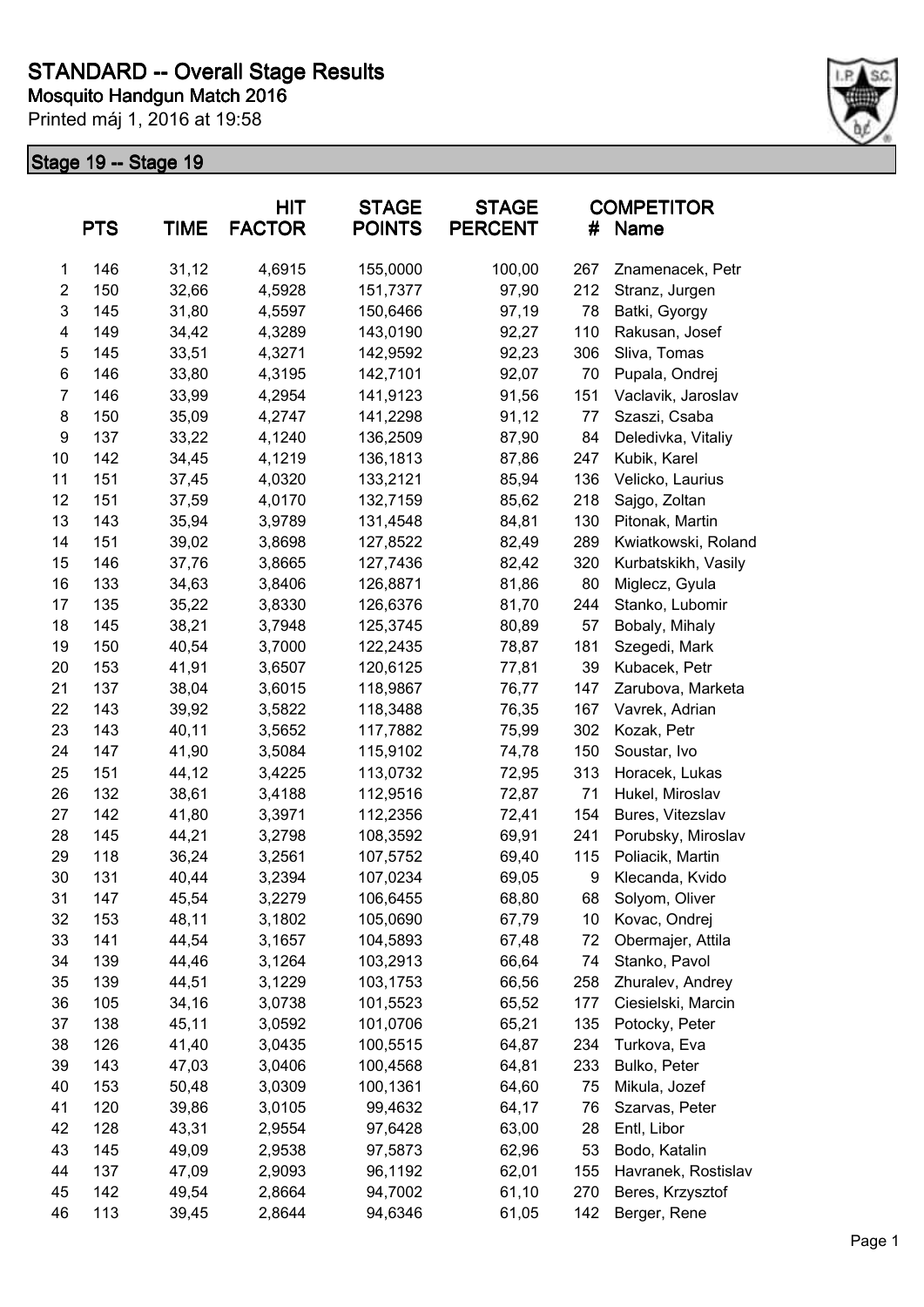# STANDARD -- Overall Stage Results

**Mosquito Handgun Match 2016**

Printed máj 1, 2016 at 19:58

## Stage 19 -- Stage 19

| | PTS | TIME | HIT FACTOR | STAGE POINTS | STAGE PERCENT | # | COMPETITOR Name |
|---|---|---|---|---|---|---|---|
| 1 | 146 | 31,12 | 4,6915 | 155,0000 | 100,00 | 267 | Znamenacek, Petr |
| 2 | 150 | 32,66 | 4,5928 | 151,7377 | 97,90 | 212 | Stranz, Jurgen |
| 3 | 145 | 31,80 | 4,5597 | 150,6466 | 97,19 | 78 | Batki, Gyorgy |
| 4 | 149 | 34,42 | 4,3289 | 143,0190 | 92,27 | 110 | Rakusan, Josef |
| 5 | 145 | 33,51 | 4,3271 | 142,9592 | 92,23 | 306 | Sliva, Tomas |
| 6 | 146 | 33,80 | 4,3195 | 142,7101 | 92,07 | 70 | Pupala, Ondrej |
| 7 | 146 | 33,99 | 4,2954 | 141,9123 | 91,56 | 151 | Vaclavik, Jaroslav |
| 8 | 150 | 35,09 | 4,2747 | 141,2298 | 91,12 | 77 | Szaszi, Csaba |
| 9 | 137 | 33,22 | 4,1240 | 136,2509 | 87,90 | 84 | Deledivka, Vitaliy |
| 10 | 142 | 34,45 | 4,1219 | 136,1813 | 87,86 | 247 | Kubik, Karel |
| 11 | 151 | 37,45 | 4,0320 | 133,2121 | 85,94 | 136 | Velicko, Laurius |
| 12 | 151 | 37,59 | 4,0170 | 132,7159 | 85,62 | 218 | Sajgo, Zoltan |
| 13 | 143 | 35,94 | 3,9789 | 131,4548 | 84,81 | 130 | Pitonak, Martin |
| 14 | 151 | 39,02 | 3,8698 | 127,8522 | 82,49 | 289 | Kwiatkowski, Roland |
| 15 | 146 | 37,76 | 3,8665 | 127,7436 | 82,42 | 320 | Kurbatskikh, Vasily |
| 16 | 133 | 34,63 | 3,8406 | 126,8871 | 81,86 | 80 | Miglecz, Gyula |
| 17 | 135 | 35,22 | 3,8330 | 126,6376 | 81,70 | 244 | Stanko, Lubomir |
| 18 | 145 | 38,21 | 3,7948 | 125,3745 | 80,89 | 57 | Bobaly, Mihaly |
| 19 | 150 | 40,54 | 3,7000 | 122,2435 | 78,87 | 181 | Szegedi, Mark |
| 20 | 153 | 41,91 | 3,6507 | 120,6125 | 77,81 | 39 | Kubacek, Petr |
| 21 | 137 | 38,04 | 3,6015 | 118,9867 | 76,77 | 147 | Zarubova, Marketa |
| 22 | 143 | 39,92 | 3,5822 | 118,3488 | 76,35 | 167 | Vavrek, Adrian |
| 23 | 143 | 40,11 | 3,5652 | 117,7882 | 75,99 | 302 | Kozak, Petr |
| 24 | 147 | 41,90 | 3,5084 | 115,9102 | 74,78 | 150 | Soustar, Ivo |
| 25 | 151 | 44,12 | 3,4225 | 113,0732 | 72,95 | 313 | Horacek, Lukas |
| 26 | 132 | 38,61 | 3,4188 | 112,9516 | 72,87 | 71 | Hukel, Miroslav |
| 27 | 142 | 41,80 | 3,3971 | 112,2356 | 72,41 | 154 | Bures, Vitezslav |
| 28 | 145 | 44,21 | 3,2798 | 108,3592 | 69,91 | 241 | Porubsky, Miroslav |
| 29 | 118 | 36,24 | 3,2561 | 107,5752 | 69,40 | 115 | Poliacik, Martin |
| 30 | 131 | 40,44 | 3,2394 | 107,0234 | 69,05 | 9 | Klecanda, Kvido |
| 31 | 147 | 45,54 | 3,2279 | 106,6455 | 68,80 | 68 | Solyom, Oliver |
| 32 | 153 | 48,11 | 3,1802 | 105,0690 | 67,79 | 10 | Kovac, Ondrej |
| 33 | 141 | 44,54 | 3,1657 | 104,5893 | 67,48 | 72 | Obermajer, Attila |
| 34 | 139 | 44,46 | 3,1264 | 103,2913 | 66,64 | 74 | Stanko, Pavol |
| 35 | 139 | 44,51 | 3,1229 | 103,1753 | 66,56 | 258 | Zhuralev, Andrey |
| 36 | 105 | 34,16 | 3,0738 | 101,5523 | 65,52 | 177 | Ciesielski, Marcin |
| 37 | 138 | 45,11 | 3,0592 | 101,0706 | 65,21 | 135 | Potocky, Peter |
| 38 | 126 | 41,40 | 3,0435 | 100,5515 | 64,87 | 234 | Turkova, Eva |
| 39 | 143 | 47,03 | 3,0406 | 100,4568 | 64,81 | 233 | Bulko, Peter |
| 40 | 153 | 50,48 | 3,0309 | 100,1361 | 64,60 | 75 | Mikula, Jozef |
| 41 | 120 | 39,86 | 3,0105 | 99,4632 | 64,17 | 76 | Szarvas, Peter |
| 42 | 128 | 43,31 | 2,9554 | 97,6428 | 63,00 | 28 | Entl, Libor |
| 43 | 145 | 49,09 | 2,9538 | 97,5873 | 62,96 | 53 | Bodo, Katalin |
| 44 | 137 | 47,09 | 2,9093 | 96,1192 | 62,01 | 155 | Havranek, Rostislav |
| 45 | 142 | 49,54 | 2,8664 | 94,7002 | 61,10 | 270 | Beres, Krzysztof |
| 46 | 113 | 39,45 | 2,8644 | 94,6346 | 61,05 | 142 | Berger, Rene |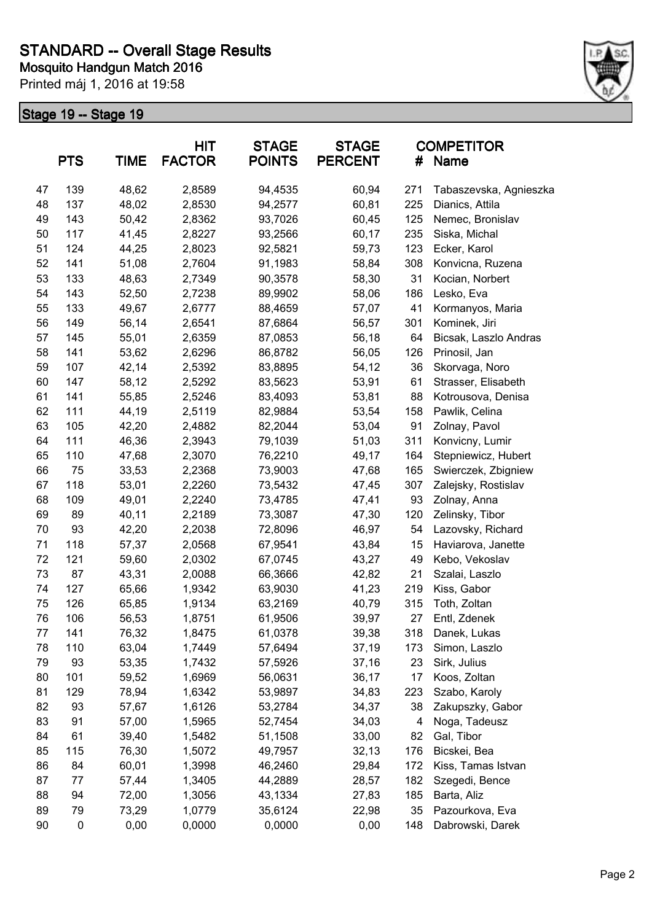# STANDARD -- Overall Stage Results

**Mosquito Handgun Match 2016**

Printed máj 1, 2016 at 19:58

## Stage 19 -- Stage 19

| | PTS | TIME | HIT FACTOR | STAGE POINTS | STAGE PERCENT | # | COMPETITOR Name |
|---|---|---|---|---|---|---|---|
| 47 | 139 | 48,62 | 2,8589 | 94,4535 | 60,94 | 271 | Tabaszevska, Agnieszka |
| 48 | 137 | 48,02 | 2,8530 | 94,2577 | 60,81 | 225 | Dianics, Attila |
| 49 | 143 | 50,42 | 2,8362 | 93,7026 | 60,45 | 125 | Nemec, Bronislav |
| 50 | 117 | 41,45 | 2,8227 | 93,2566 | 60,17 | 235 | Siska, Michal |
| 51 | 124 | 44,25 | 2,8023 | 92,5821 | 59,73 | 123 | Ecker, Karol |
| 52 | 141 | 51,08 | 2,7604 | 91,1983 | 58,84 | 308 | Konvicna, Ruzena |
| 53 | 133 | 48,63 | 2,7349 | 90,3578 | 58,30 | 31 | Kocian, Norbert |
| 54 | 143 | 52,50 | 2,7238 | 89,9902 | 58,06 | 186 | Lesko, Eva |
| 55 | 133 | 49,67 | 2,6777 | 88,4659 | 57,07 | 41 | Kormanyos, Maria |
| 56 | 149 | 56,14 | 2,6541 | 87,6864 | 56,57 | 301 | Kominek, Jiri |
| 57 | 145 | 55,01 | 2,6359 | 87,0853 | 56,18 | 64 | Bicsak, Laszlo Andras |
| 58 | 141 | 53,62 | 2,6296 | 86,8782 | 56,05 | 126 | Prinosil, Jan |
| 59 | 107 | 42,14 | 2,5392 | 83,8895 | 54,12 | 36 | Skorvaga, Noro |
| 60 | 147 | 58,12 | 2,5292 | 83,5623 | 53,91 | 61 | Strasser, Elisabeth |
| 61 | 141 | 55,85 | 2,5246 | 83,4093 | 53,81 | 88 | Kotrousova, Denisa |
| 62 | 111 | 44,19 | 2,5119 | 82,9884 | 53,54 | 158 | Pawlik, Celina |
| 63 | 105 | 42,20 | 2,4882 | 82,2044 | 53,04 | 91 | Zolnay, Pavol |
| 64 | 111 | 46,36 | 2,3943 | 79,1039 | 51,03 | 311 | Konvicny, Lumir |
| 65 | 110 | 47,68 | 2,3070 | 76,2210 | 49,17 | 164 | Stepniewicz, Hubert |
| 66 | 75 | 33,53 | 2,2368 | 73,9003 | 47,68 | 165 | Swierczek, Zbigniew |
| 67 | 118 | 53,01 | 2,2260 | 73,5432 | 47,45 | 307 | Zalejsky, Rostislav |
| 68 | 109 | 49,01 | 2,2240 | 73,4785 | 47,41 | 93 | Zolnay, Anna |
| 69 | 89 | 40,11 | 2,2189 | 73,3087 | 47,30 | 120 | Zelinsky, Tibor |
| 70 | 93 | 42,20 | 2,2038 | 72,8096 | 46,97 | 54 | Lazovsky, Richard |
| 71 | 118 | 57,37 | 2,0568 | 67,9541 | 43,84 | 15 | Haviarova, Janette |
| 72 | 121 | 59,60 | 2,0302 | 67,0745 | 43,27 | 49 | Kebo, Vekoslav |
| 73 | 87 | 43,31 | 2,0088 | 66,3666 | 42,82 | 21 | Szalai, Laszlo |
| 74 | 127 | 65,66 | 1,9342 | 63,9030 | 41,23 | 219 | Kiss, Gabor |
| 75 | 126 | 65,85 | 1,9134 | 63,2169 | 40,79 | 315 | Toth, Zoltan |
| 76 | 106 | 56,53 | 1,8751 | 61,9506 | 39,97 | 27 | Entl, Zdenek |
| 77 | 141 | 76,32 | 1,8475 | 61,0378 | 39,38 | 318 | Danek, Lukas |
| 78 | 110 | 63,04 | 1,7449 | 57,6494 | 37,19 | 173 | Simon, Laszlo |
| 79 | 93 | 53,35 | 1,7432 | 57,5926 | 37,16 | 23 | Sirk, Julius |
| 80 | 101 | 59,52 | 1,6969 | 56,0631 | 36,17 | 17 | Koos, Zoltan |
| 81 | 129 | 78,94 | 1,6342 | 53,9897 | 34,83 | 223 | Szabo, Karoly |
| 82 | 93 | 57,67 | 1,6126 | 53,2784 | 34,37 | 38 | Zakupszky, Gabor |
| 83 | 91 | 57,00 | 1,5965 | 52,7454 | 34,03 | 4 | Noga, Tadeusz |
| 84 | 61 | 39,40 | 1,5482 | 51,1508 | 33,00 | 82 | Gal, Tibor |
| 85 | 115 | 76,30 | 1,5072 | 49,7957 | 32,13 | 176 | Bicskei, Bea |
| 86 | 84 | 60,01 | 1,3998 | 46,2460 | 29,84 | 172 | Kiss, Tamas Istvan |
| 87 | 77 | 57,44 | 1,3405 | 44,2889 | 28,57 | 182 | Szegedi, Bence |
| 88 | 94 | 72,00 | 1,3056 | 43,1334 | 27,83 | 185 | Barta, Aliz |
| 89 | 79 | 73,29 | 1,0779 | 35,6124 | 22,98 | 35 | Pazourkova, Eva |
| 90 | 0 | 0,00 | 0,0000 | 0,0000 | 0,00 | 148 | Dabrowski, Darek |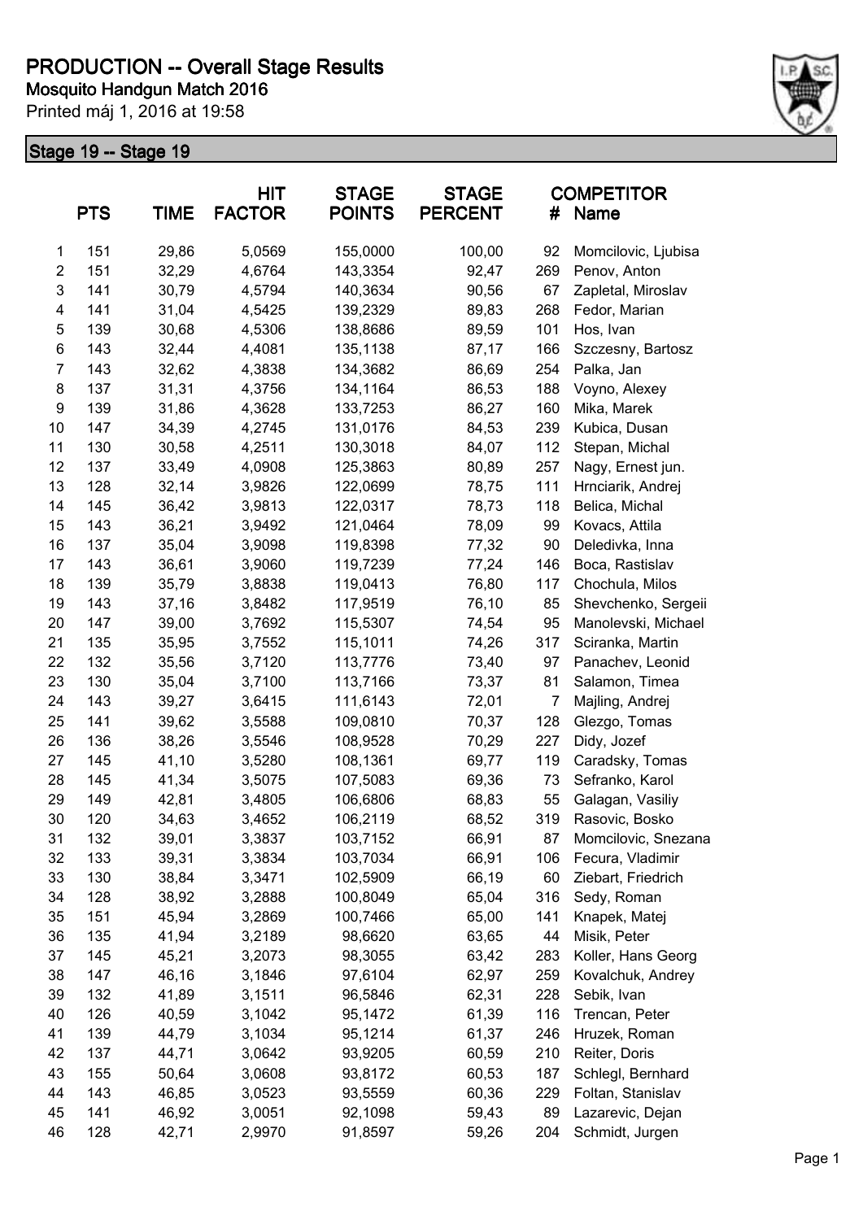# PRODUCTION -- Overall Stage Results

**Mosquito Handgun Match 2016**

Printed máj 1, 2016 at 19:58

## Stage 19 -- Stage 19

|  | PTS | TIME | HIT FACTOR | STAGE POINTS | STAGE PERCENT | # | COMPETITOR Name |
|---|---|---|---|---|---|---|---|
| 1 | 151 | 29,86 | 5,0569 | 155,0000 | 100,00 | 92 | Momcilovic, Ljubisa |
| 2 | 151 | 32,29 | 4,6764 | 143,3354 | 92,47 | 269 | Penov, Anton |
| 3 | 141 | 30,79 | 4,5794 | 140,3634 | 90,56 | 67 | Zapletal, Miroslav |
| 4 | 141 | 31,04 | 4,5425 | 139,2329 | 89,83 | 268 | Fedor, Marian |
| 5 | 139 | 30,68 | 4,5306 | 138,8686 | 89,59 | 101 | Hos, Ivan |
| 6 | 143 | 32,44 | 4,4081 | 135,1138 | 87,17 | 166 | Szczesny, Bartosz |
| 7 | 143 | 32,62 | 4,3838 | 134,3682 | 86,69 | 254 | Palka, Jan |
| 8 | 137 | 31,31 | 4,3756 | 134,1164 | 86,53 | 188 | Voyno, Alexey |
| 9 | 139 | 31,86 | 4,3628 | 133,7253 | 86,27 | 160 | Mika, Marek |
| 10 | 147 | 34,39 | 4,2745 | 131,0176 | 84,53 | 239 | Kubica, Dusan |
| 11 | 130 | 30,58 | 4,2511 | 130,3018 | 84,07 | 112 | Stepan, Michal |
| 12 | 137 | 33,49 | 4,0908 | 125,3863 | 80,89 | 257 | Nagy, Ernest jun. |
| 13 | 128 | 32,14 | 3,9826 | 122,0699 | 78,75 | 111 | Hrnciarik, Andrej |
| 14 | 145 | 36,42 | 3,9813 | 122,0317 | 78,73 | 118 | Belica, Michal |
| 15 | 143 | 36,21 | 3,9492 | 121,0464 | 78,09 | 99 | Kovacs, Attila |
| 16 | 137 | 35,04 | 3,9098 | 119,8398 | 77,32 | 90 | Deledivka, Inna |
| 17 | 143 | 36,61 | 3,9060 | 119,7239 | 77,24 | 146 | Boca, Rastislav |
| 18 | 139 | 35,79 | 3,8838 | 119,0413 | 76,80 | 117 | Chochula, Milos |
| 19 | 143 | 37,16 | 3,8482 | 117,9519 | 76,10 | 85 | Shevchenko, Sergeii |
| 20 | 147 | 39,00 | 3,7692 | 115,5307 | 74,54 | 95 | Manolevski, Michael |
| 21 | 135 | 35,95 | 3,7552 | 115,1011 | 74,26 | 317 | Sciranka, Martin |
| 22 | 132 | 35,56 | 3,7120 | 113,7776 | 73,40 | 97 | Panachev, Leonid |
| 23 | 130 | 35,04 | 3,7100 | 113,7166 | 73,37 | 81 | Salamon, Timea |
| 24 | 143 | 39,27 | 3,6415 | 111,6143 | 72,01 | 7 | Majling, Andrej |
| 25 | 141 | 39,62 | 3,5588 | 109,0810 | 70,37 | 128 | Glezgo, Tomas |
| 26 | 136 | 38,26 | 3,5546 | 108,9528 | 70,29 | 227 | Didy, Jozef |
| 27 | 145 | 41,10 | 3,5280 | 108,1361 | 69,77 | 119 | Caradsky, Tomas |
| 28 | 145 | 41,34 | 3,5075 | 107,5083 | 69,36 | 73 | Sefranko, Karol |
| 29 | 149 | 42,81 | 3,4805 | 106,6806 | 68,83 | 55 | Galagan, Vasiliy |
| 30 | 120 | 34,63 | 3,4652 | 106,2119 | 68,52 | 319 | Rasovic, Bosko |
| 31 | 132 | 39,01 | 3,3837 | 103,7152 | 66,91 | 87 | Momcilovic, Snezana |
| 32 | 133 | 39,31 | 3,3834 | 103,7034 | 66,91 | 106 | Fecura, Vladimir |
| 33 | 130 | 38,84 | 3,3471 | 102,5909 | 66,19 | 60 | Ziebart, Friedrich |
| 34 | 128 | 38,92 | 3,2888 | 100,8049 | 65,04 | 316 | Sedy, Roman |
| 35 | 151 | 45,94 | 3,2869 | 100,7466 | 65,00 | 141 | Knapek, Matej |
| 36 | 135 | 41,94 | 3,2189 | 98,6620 | 63,65 | 44 | Misik, Peter |
| 37 | 145 | 45,21 | 3,2073 | 98,3055 | 63,42 | 283 | Koller, Hans Georg |
| 38 | 147 | 46,16 | 3,1846 | 97,6104 | 62,97 | 259 | Kovalchuk, Andrey |
| 39 | 132 | 41,89 | 3,1511 | 96,5846 | 62,31 | 228 | Sebik, Ivan |
| 40 | 126 | 40,59 | 3,1042 | 95,1472 | 61,39 | 116 | Trencan, Peter |
| 41 | 139 | 44,79 | 3,1034 | 95,1214 | 61,37 | 246 | Hruzek, Roman |
| 42 | 137 | 44,71 | 3,0642 | 93,9205 | 60,59 | 210 | Reiter, Doris |
| 43 | 155 | 50,64 | 3,0608 | 93,8172 | 60,53 | 187 | Schlegl, Bernhard |
| 44 | 143 | 46,85 | 3,0523 | 93,5559 | 60,36 | 229 | Foltan, Stanislav |
| 45 | 141 | 46,92 | 3,0051 | 92,1098 | 59,43 | 89 | Lazarevic, Dejan |
| 46 | 128 | 42,71 | 2,9970 | 91,8597 | 59,26 | 204 | Schmidt, Jurgen |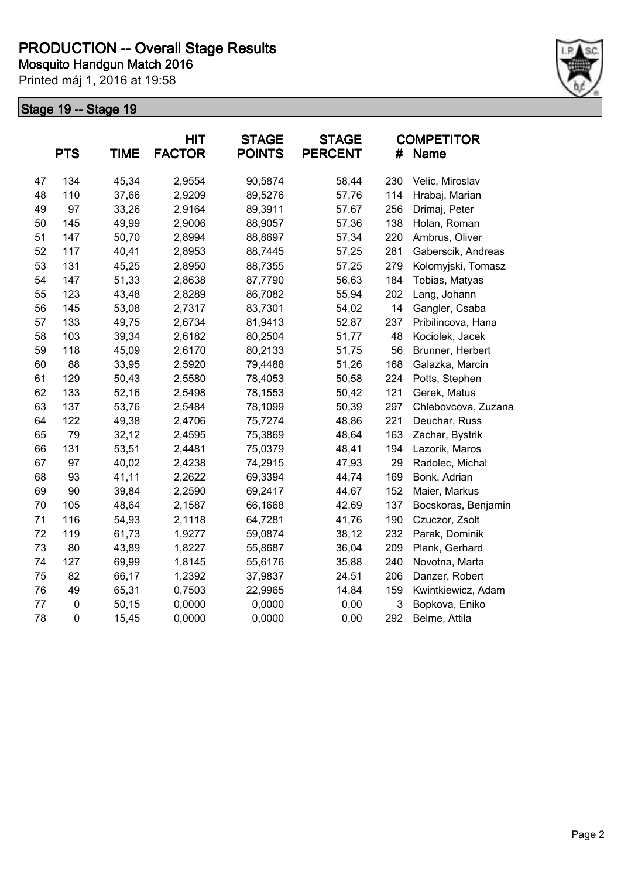# PRODUCTION -- Overall Stage Results

**Mosquito Handgun Match 2016**

Printed máj 1, 2016 at 19:58

## Stage 19 -- Stage 19

| | PTS | TIME | HIT FACTOR | STAGE POINTS | STAGE PERCENT | # | COMPETITOR Name |
|---|---|---|---|---|---|---|---|
| 47 | 134 | 45,34 | 2,9554 | 90,5874 | 58,44 | 230 | Velic, Miroslav |
| 48 | 110 | 37,66 | 2,9209 | 89,5276 | 57,76 | 114 | Hrabaj, Marian |
| 49 | 97 | 33,26 | 2,9164 | 89,3911 | 57,67 | 256 | Drimaj, Peter |
| 50 | 145 | 49,99 | 2,9006 | 88,9057 | 57,36 | 138 | Holan, Roman |
| 51 | 147 | 50,70 | 2,8994 | 88,8697 | 57,34 | 220 | Ambrus, Oliver |
| 52 | 117 | 40,41 | 2,8953 | 88,7445 | 57,25 | 281 | Gaberscik, Andreas |
| 53 | 131 | 45,25 | 2,8950 | 88,7355 | 57,25 | 279 | Kolomyjski, Tomasz |
| 54 | 147 | 51,33 | 2,8638 | 87,7790 | 56,63 | 184 | Tobias, Matyas |
| 55 | 123 | 43,48 | 2,8289 | 86,7082 | 55,94 | 202 | Lang, Johann |
| 56 | 145 | 53,08 | 2,7317 | 83,7301 | 54,02 | 14 | Gangler, Csaba |
| 57 | 133 | 49,75 | 2,6734 | 81,9413 | 52,87 | 237 | Pribilincova, Hana |
| 58 | 103 | 39,34 | 2,6182 | 80,2504 | 51,77 | 48 | Kociolek, Jacek |
| 59 | 118 | 45,09 | 2,6170 | 80,2133 | 51,75 | 56 | Brunner, Herbert |
| 60 | 88 | 33,95 | 2,5920 | 79,4488 | 51,26 | 168 | Galazka, Marcin |
| 61 | 129 | 50,43 | 2,5580 | 78,4053 | 50,58 | 224 | Potts, Stephen |
| 62 | 133 | 52,16 | 2,5498 | 78,1553 | 50,42 | 121 | Gerek, Matus |
| 63 | 137 | 53,76 | 2,5484 | 78,1099 | 50,39 | 297 | Chlebovcova, Zuzana |
| 64 | 122 | 49,38 | 2,4706 | 75,7274 | 48,86 | 221 | Deuchar, Russ |
| 65 | 79 | 32,12 | 2,4595 | 75,3869 | 48,64 | 163 | Zachar, Bystrik |
| 66 | 131 | 53,51 | 2,4481 | 75,0379 | 48,41 | 194 | Lazorik, Maros |
| 67 | 97 | 40,02 | 2,4238 | 74,2915 | 47,93 | 29 | Radolec, Michal |
| 68 | 93 | 41,11 | 2,2622 | 69,3394 | 44,74 | 169 | Bonk, Adrian |
| 69 | 90 | 39,84 | 2,2590 | 69,2417 | 44,67 | 152 | Maier, Markus |
| 70 | 105 | 48,64 | 2,1587 | 66,1668 | 42,69 | 137 | Bocskoras, Benjamin |
| 71 | 116 | 54,93 | 2,1118 | 64,7281 | 41,76 | 190 | Czuczor, Zsolt |
| 72 | 119 | 61,73 | 1,9277 | 59,0874 | 38,12 | 232 | Parak, Dominik |
| 73 | 80 | 43,89 | 1,8227 | 55,8687 | 36,04 | 209 | Plank, Gerhard |
| 74 | 127 | 69,99 | 1,8145 | 55,6176 | 35,88 | 240 | Novotna, Marta |
| 75 | 82 | 66,17 | 1,2392 | 37,9837 | 24,51 | 206 | Danzer, Robert |
| 76 | 49 | 65,31 | 0,7503 | 22,9965 | 14,84 | 159 | Kwintkiewicz, Adam |
| 77 | 0 | 50,15 | 0,0000 | 0,0000 | 0,00 | 3 | Bopkova, Eniko |
| 78 | 0 | 15,45 | 0,0000 | 0,0000 | 0,00 | 292 | Belme, Attila |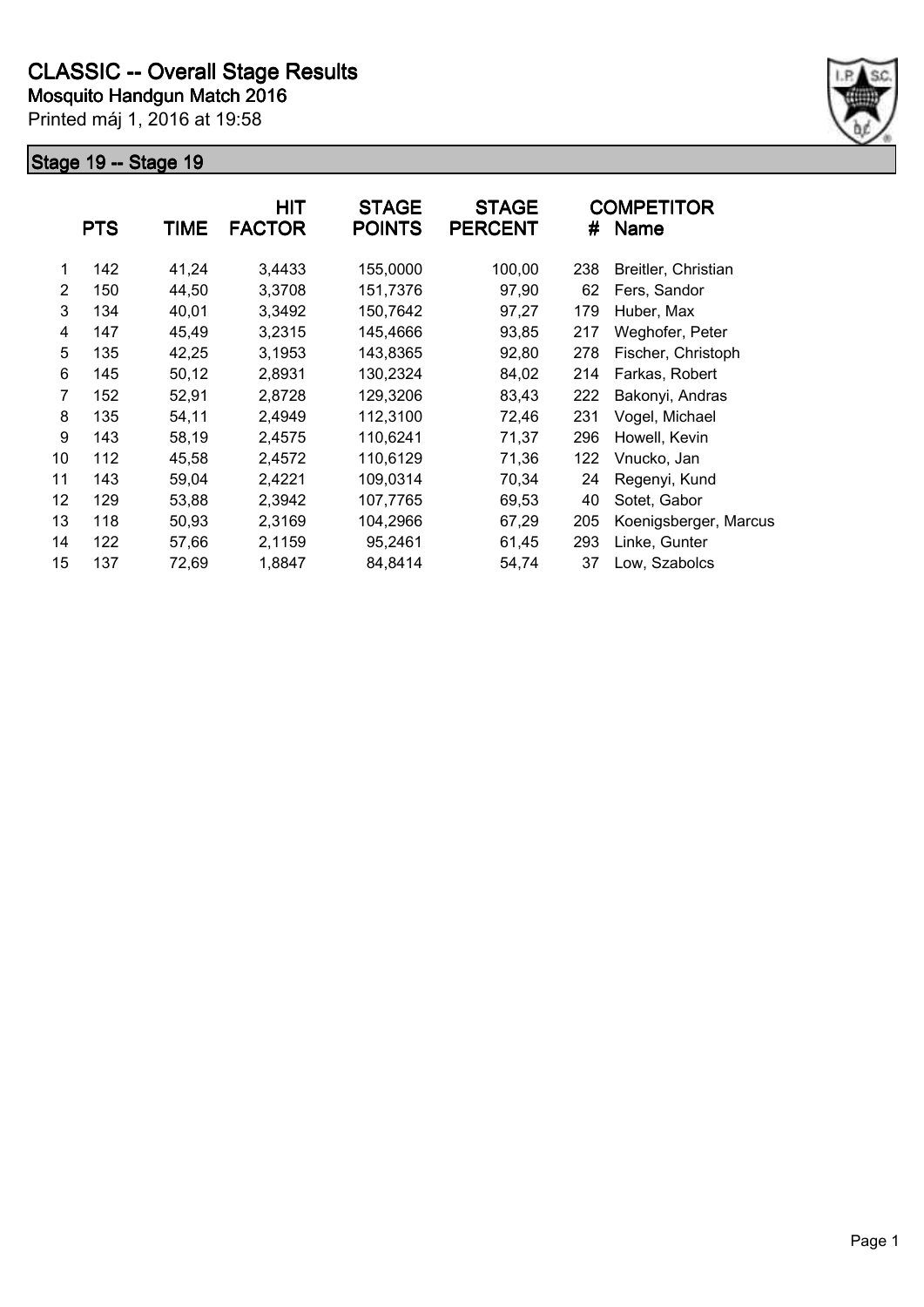# CLASSIC -- Overall Stage Results

**Mosquito Handgun Match 2016**

Printed máj 1, 2016 at 19:58

## Stage 19 -- Stage 19

| | PTS | TIME | HIT FACTOR | STAGE POINTS | STAGE PERCENT | # | COMPETITOR Name |
|---|---|---|---|---|---|---|---|
| 1 | 142 | 41,24 | 3,4433 | 155,0000 | 100,00 | 238 | Breitler, Christian |
| 2 | 150 | 44,50 | 3,3708 | 151,7376 | 97,90 | 62 | Fers, Sandor |
| 3 | 134 | 40,01 | 3,3492 | 150,7642 | 97,27 | 179 | Huber, Max |
| 4 | 147 | 45,49 | 3,2315 | 145,4666 | 93,85 | 217 | Weghofer, Peter |
| 5 | 135 | 42,25 | 3,1953 | 143,8365 | 92,80 | 278 | Fischer, Christoph |
| 6 | 145 | 50,12 | 2,8931 | 130,2324 | 84,02 | 214 | Farkas, Robert |
| 7 | 152 | 52,91 | 2,8728 | 129,3206 | 83,43 | 222 | Bakonyi, Andras |
| 8 | 135 | 54,11 | 2,4949 | 112,3100 | 72,46 | 231 | Vogel, Michael |
| 9 | 143 | 58,19 | 2,4575 | 110,6241 | 71,37 | 296 | Howell, Kevin |
| 10 | 112 | 45,58 | 2,4572 | 110,6129 | 71,36 | 122 | Vnucko, Jan |
| 11 | 143 | 59,04 | 2,4221 | 109,0314 | 70,34 | 24 | Regenyi, Kund |
| 12 | 129 | 53,88 | 2,3942 | 107,7765 | 69,53 | 40 | Sotet, Gabor |
| 13 | 118 | 50,93 | 2,3169 | 104,2966 | 67,29 | 205 | Koenigsberger, Marcus |
| 14 | 122 | 57,66 | 2,1159 | 95,2461 | 61,45 | 293 | Linke, Gunter |
| 15 | 137 | 72,69 | 1,8847 | 84,8414 | 54,74 | 37 | Low, Szabolcs |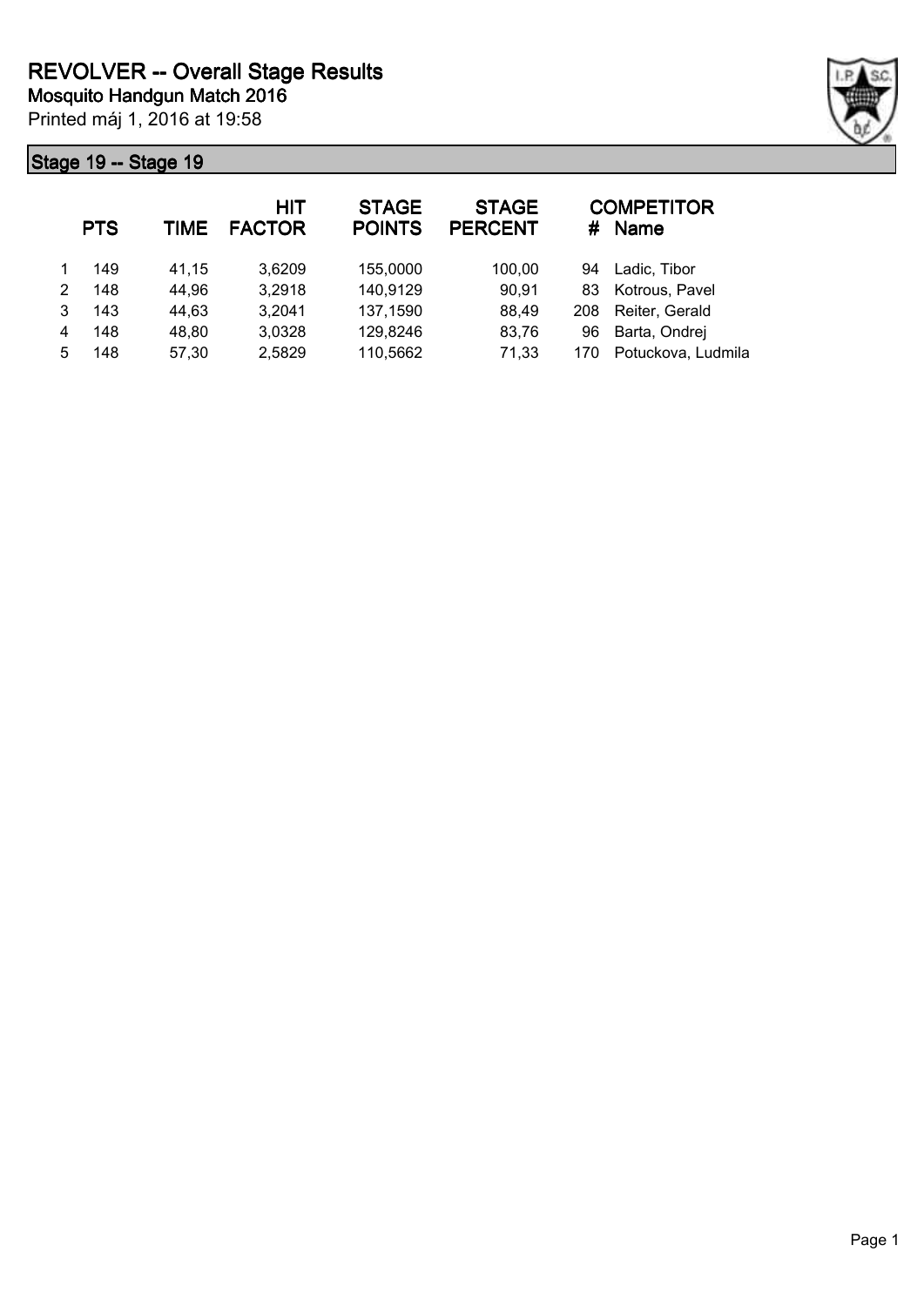# REVOLVER -- Overall Stage Results

**Mosquito Handgun Match 2016**

Printed máj 1, 2016 at 19:58

## Stage 19 -- Stage 19

| | PTS | TIME | HIT FACTOR | STAGE POINTS | STAGE PERCENT | # | COMPETITOR Name |
|---|---|---|---|---|---|---|---|
| 1 | 149 | 41,15 | 3,6209 | 155,0000 | 100,00 | 94 | Ladic, Tibor |
| 2 | 148 | 44,96 | 3,2918 | 140,9129 | 90,91 | 83 | Kotrous, Pavel |
| 3 | 143 | 44,63 | 3,2041 | 137,1590 | 88,49 | 208 | Reiter, Gerald |
| 4 | 148 | 48,80 | 3,0328 | 129,8246 | 83,76 | 96 | Barta, Ondrej |
| 5 | 148 | 57,30 | 2,5829 | 110,5662 | 71,33 | 170 | Potuckova, Ludmila |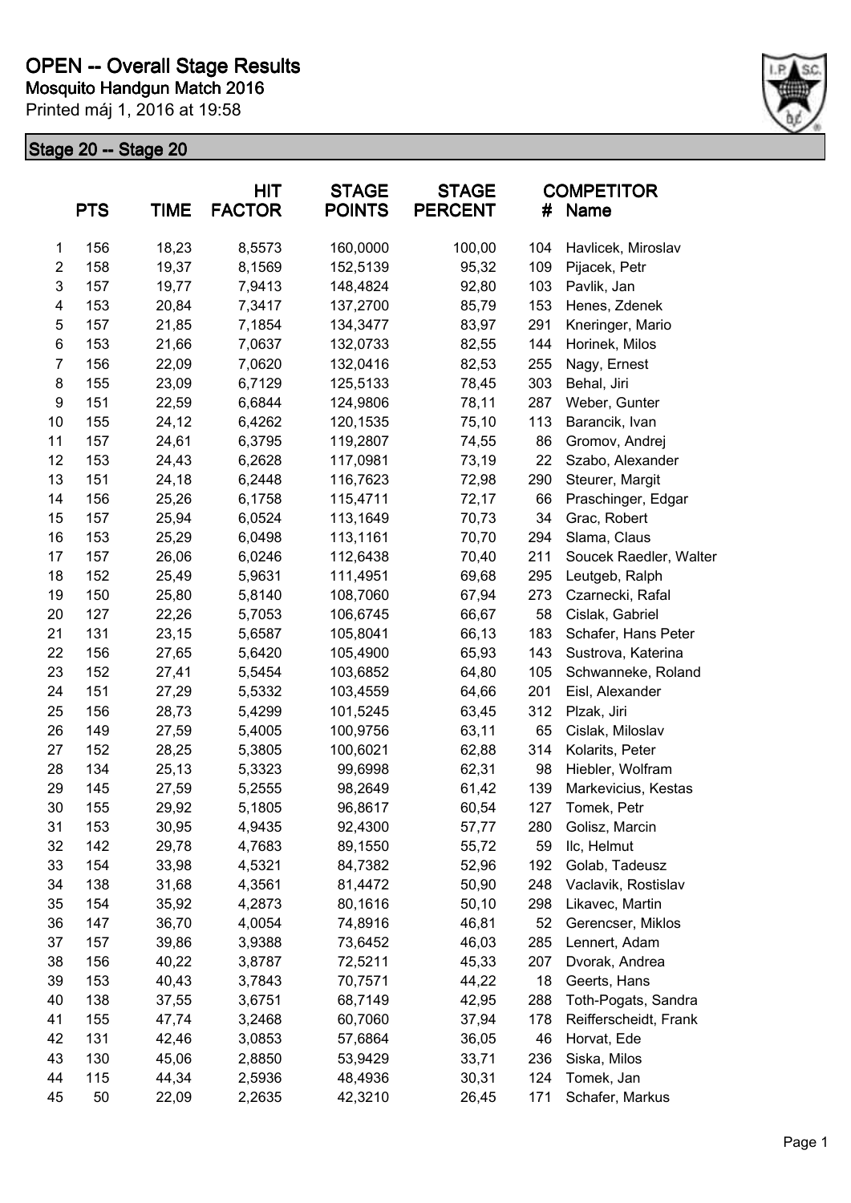# OPEN -- Overall Stage Results

**Mosquito Handgun Match 2016**

Printed máj 1, 2016 at 19:58

## Stage 20 -- Stage 20

| | PTS | TIME | HIT FACTOR | STAGE POINTS | STAGE PERCENT | # | COMPETITOR Name |
|---|---|---|---|---|---|---|---|
| 1 | 156 | 18,23 | 8,5573 | 160,0000 | 100,00 | 104 | Havlicek, Miroslav |
| 2 | 158 | 19,37 | 8,1569 | 152,5139 | 95,32 | 109 | Pijacek, Petr |
| 3 | 157 | 19,77 | 7,9413 | 148,4824 | 92,80 | 103 | Pavlik, Jan |
| 4 | 153 | 20,84 | 7,3417 | 137,2700 | 85,79 | 153 | Henes, Zdenek |
| 5 | 157 | 21,85 | 7,1854 | 134,3477 | 83,97 | 291 | Kneringer, Mario |
| 6 | 153 | 21,66 | 7,0637 | 132,0733 | 82,55 | 144 | Horinek, Milos |
| 7 | 156 | 22,09 | 7,0620 | 132,0416 | 82,53 | 255 | Nagy, Ernest |
| 8 | 155 | 23,09 | 6,7129 | 125,5133 | 78,45 | 303 | Behal, Jiri |
| 9 | 151 | 22,59 | 6,6844 | 124,9806 | 78,11 | 287 | Weber, Gunter |
| 10 | 155 | 24,12 | 6,4262 | 120,1535 | 75,10 | 113 | Barancik, Ivan |
| 11 | 157 | 24,61 | 6,3795 | 119,2807 | 74,55 | 86 | Gromov, Andrej |
| 12 | 153 | 24,43 | 6,2628 | 117,0981 | 73,19 | 22 | Szabo, Alexander |
| 13 | 151 | 24,18 | 6,2448 | 116,7623 | 72,98 | 290 | Steurer, Margit |
| 14 | 156 | 25,26 | 6,1758 | 115,4711 | 72,17 | 66 | Praschinger, Edgar |
| 15 | 157 | 25,94 | 6,0524 | 113,1649 | 70,73 | 34 | Grac, Robert |
| 16 | 153 | 25,29 | 6,0498 | 113,1161 | 70,70 | 294 | Slama, Claus |
| 17 | 157 | 26,06 | 6,0246 | 112,6438 | 70,40 | 211 | Soucek Raedler, Walter |
| 18 | 152 | 25,49 | 5,9631 | 111,4951 | 69,68 | 295 | Leutgeb, Ralph |
| 19 | 150 | 25,80 | 5,8140 | 108,7060 | 67,94 | 273 | Czarnecki, Rafal |
| 20 | 127 | 22,26 | 5,7053 | 106,6745 | 66,67 | 58 | Cislak, Gabriel |
| 21 | 131 | 23,15 | 5,6587 | 105,8041 | 66,13 | 183 | Schafer, Hans Peter |
| 22 | 156 | 27,65 | 5,6420 | 105,4900 | 65,93 | 143 | Sustrova, Katerina |
| 23 | 152 | 27,41 | 5,5454 | 103,6852 | 64,80 | 105 | Schwanneke, Roland |
| 24 | 151 | 27,29 | 5,5332 | 103,4559 | 64,66 | 201 | Eisl, Alexander |
| 25 | 156 | 28,73 | 5,4299 | 101,5245 | 63,45 | 312 | Plzak, Jiri |
| 26 | 149 | 27,59 | 5,4005 | 100,9756 | 63,11 | 65 | Cislak, Miloslav |
| 27 | 152 | 28,25 | 5,3805 | 100,6021 | 62,88 | 314 | Kolarits, Peter |
| 28 | 134 | 25,13 | 5,3323 | 99,6998 | 62,31 | 98 | Hiebler, Wolfram |
| 29 | 145 | 27,59 | 5,2555 | 98,2649 | 61,42 | 139 | Markevicius, Kestas |
| 30 | 155 | 29,92 | 5,1805 | 96,8617 | 60,54 | 127 | Tomek, Petr |
| 31 | 153 | 30,95 | 4,9435 | 92,4300 | 57,77 | 280 | Golisz, Marcin |
| 32 | 142 | 29,78 | 4,7683 | 89,1550 | 55,72 | 59 | Ilc, Helmut |
| 33 | 154 | 33,98 | 4,5321 | 84,7382 | 52,96 | 192 | Golab, Tadeusz |
| 34 | 138 | 31,68 | 4,3561 | 81,4472 | 50,90 | 248 | Vaclavik, Rostislav |
| 35 | 154 | 35,92 | 4,2873 | 80,1616 | 50,10 | 298 | Likavec, Martin |
| 36 | 147 | 36,70 | 4,0054 | 74,8916 | 46,81 | 52 | Gerencser, Miklos |
| 37 | 157 | 39,86 | 3,9388 | 73,6452 | 46,03 | 285 | Lennert, Adam |
| 38 | 156 | 40,22 | 3,8787 | 72,5211 | 45,33 | 207 | Dvorak, Andrea |
| 39 | 153 | 40,43 | 3,7843 | 70,7571 | 44,22 | 18 | Geerts, Hans |
| 40 | 138 | 37,55 | 3,6751 | 68,7149 | 42,95 | 288 | Toth-Pogats, Sandra |
| 41 | 155 | 47,74 | 3,2468 | 60,7060 | 37,94 | 178 | Reifferscheidt, Frank |
| 42 | 131 | 42,46 | 3,0853 | 57,6864 | 36,05 | 46 | Horvat, Ede |
| 43 | 130 | 45,06 | 2,8850 | 53,9429 | 33,71 | 236 | Siska, Milos |
| 44 | 115 | 44,34 | 2,5936 | 48,4936 | 30,31 | 124 | Tomek, Jan |
| 45 | 50 | 22,09 | 2,2635 | 42,3210 | 26,45 | 171 | Schafer, Markus |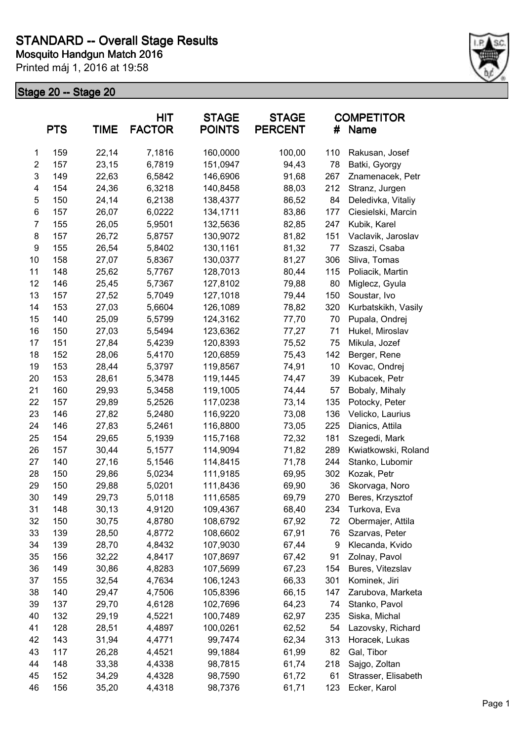# STANDARD -- Overall Stage Results

**Mosquito Handgun Match 2016**

Printed máj 1, 2016 at 19:58

## Stage 20 -- Stage 20

| | PTS | TIME | HIT FACTOR | STAGE POINTS | STAGE PERCENT | # | COMPETITOR Name |
|---|---|---|---|---|---|---|---|
| 1 | 159 | 22,14 | 7,1816 | 160,0000 | 100,00 | 110 | Rakusan, Josef |
| 2 | 157 | 23,15 | 6,7819 | 151,0947 | 94,43 | 78 | Batki, Gyorgy |
| 3 | 149 | 22,63 | 6,5842 | 146,6906 | 91,68 | 267 | Znamenacek, Petr |
| 4 | 154 | 24,36 | 6,3218 | 140,8458 | 88,03 | 212 | Stranz, Jurgen |
| 5 | 150 | 24,14 | 6,2138 | 138,4377 | 86,52 | 84 | Deledivka, Vitaliy |
| 6 | 157 | 26,07 | 6,0222 | 134,1711 | 83,86 | 177 | Ciesielski, Marcin |
| 7 | 155 | 26,05 | 5,9501 | 132,5636 | 82,85 | 247 | Kubik, Karel |
| 8 | 157 | 26,72 | 5,8757 | 130,9072 | 81,82 | 151 | Vaclavik, Jaroslav |
| 9 | 155 | 26,54 | 5,8402 | 130,1161 | 81,32 | 77 | Szaszi, Csaba |
| 10 | 158 | 27,07 | 5,8367 | 130,0377 | 81,27 | 306 | Sliva, Tomas |
| 11 | 148 | 25,62 | 5,7767 | 128,7013 | 80,44 | 115 | Poliacik, Martin |
| 12 | 146 | 25,45 | 5,7367 | 127,8102 | 79,88 | 80 | Miglecz, Gyula |
| 13 | 157 | 27,52 | 5,7049 | 127,1018 | 79,44 | 150 | Soustar, Ivo |
| 14 | 153 | 27,03 | 5,6604 | 126,1089 | 78,82 | 320 | Kurbatskikh, Vasily |
| 15 | 140 | 25,09 | 5,5799 | 124,3162 | 77,70 | 70 | Pupala, Ondrej |
| 16 | 150 | 27,03 | 5,5494 | 123,6362 | 77,27 | 71 | Hukel, Miroslav |
| 17 | 151 | 27,84 | 5,4239 | 120,8393 | 75,52 | 75 | Mikula, Jozef |
| 18 | 152 | 28,06 | 5,4170 | 120,6859 | 75,43 | 142 | Berger, Rene |
| 19 | 153 | 28,44 | 5,3797 | 119,8567 | 74,91 | 10 | Kovac, Ondrej |
| 20 | 153 | 28,61 | 5,3478 | 119,1445 | 74,47 | 39 | Kubacek, Petr |
| 21 | 160 | 29,93 | 5,3458 | 119,1005 | 74,44 | 57 | Bobaly, Mihaly |
| 22 | 157 | 29,89 | 5,2526 | 117,0238 | 73,14 | 135 | Potocky, Peter |
| 23 | 146 | 27,82 | 5,2480 | 116,9220 | 73,08 | 136 | Velicko, Laurius |
| 24 | 146 | 27,83 | 5,2461 | 116,8800 | 73,05 | 225 | Dianics, Attila |
| 25 | 154 | 29,65 | 5,1939 | 115,7168 | 72,32 | 181 | Szegedi, Mark |
| 26 | 157 | 30,44 | 5,1577 | 114,9094 | 71,82 | 289 | Kwiatkowski, Roland |
| 27 | 140 | 27,16 | 5,1546 | 114,8415 | 71,78 | 244 | Stanko, Lubomir |
| 28 | 150 | 29,86 | 5,0234 | 111,9185 | 69,95 | 302 | Kozak, Petr |
| 29 | 150 | 29,88 | 5,0201 | 111,8436 | 69,90 | 36 | Skorvaga, Noro |
| 30 | 149 | 29,73 | 5,0118 | 111,6585 | 69,79 | 270 | Beres, Krzysztof |
| 31 | 148 | 30,13 | 4,9120 | 109,4367 | 68,40 | 234 | Turkova, Eva |
| 32 | 150 | 30,75 | 4,8780 | 108,6792 | 67,92 | 72 | Obermajer, Attila |
| 33 | 139 | 28,50 | 4,8772 | 108,6602 | 67,91 | 76 | Szarvas, Peter |
| 34 | 139 | 28,70 | 4,8432 | 107,9030 | 67,44 | 9 | Klecanda, Kvido |
| 35 | 156 | 32,22 | 4,8417 | 107,8697 | 67,42 | 91 | Zolnay, Pavol |
| 36 | 149 | 30,86 | 4,8283 | 107,5699 | 67,23 | 154 | Bures, Vitezslav |
| 37 | 155 | 32,54 | 4,7634 | 106,1243 | 66,33 | 301 | Kominek, Jiri |
| 38 | 140 | 29,47 | 4,7506 | 105,8396 | 66,15 | 147 | Zarubova, Marketa |
| 39 | 137 | 29,70 | 4,6128 | 102,7696 | 64,23 | 74 | Stanko, Pavol |
| 40 | 132 | 29,19 | 4,5221 | 100,7489 | 62,97 | 235 | Siska, Michal |
| 41 | 128 | 28,51 | 4,4897 | 100,0261 | 62,52 | 54 | Lazovsky, Richard |
| 42 | 143 | 31,94 | 4,4771 | 99,7474 | 62,34 | 313 | Horacek, Lukas |
| 43 | 117 | 26,28 | 4,4521 | 99,1884 | 61,99 | 82 | Gal, Tibor |
| 44 | 148 | 33,38 | 4,4338 | 98,7815 | 61,74 | 218 | Sajgo, Zoltan |
| 45 | 152 | 34,29 | 4,4328 | 98,7590 | 61,72 | 61 | Strasser, Elisabeth |
| 46 | 156 | 35,20 | 4,4318 | 98,7376 | 61,71 | 123 | Ecker, Karol |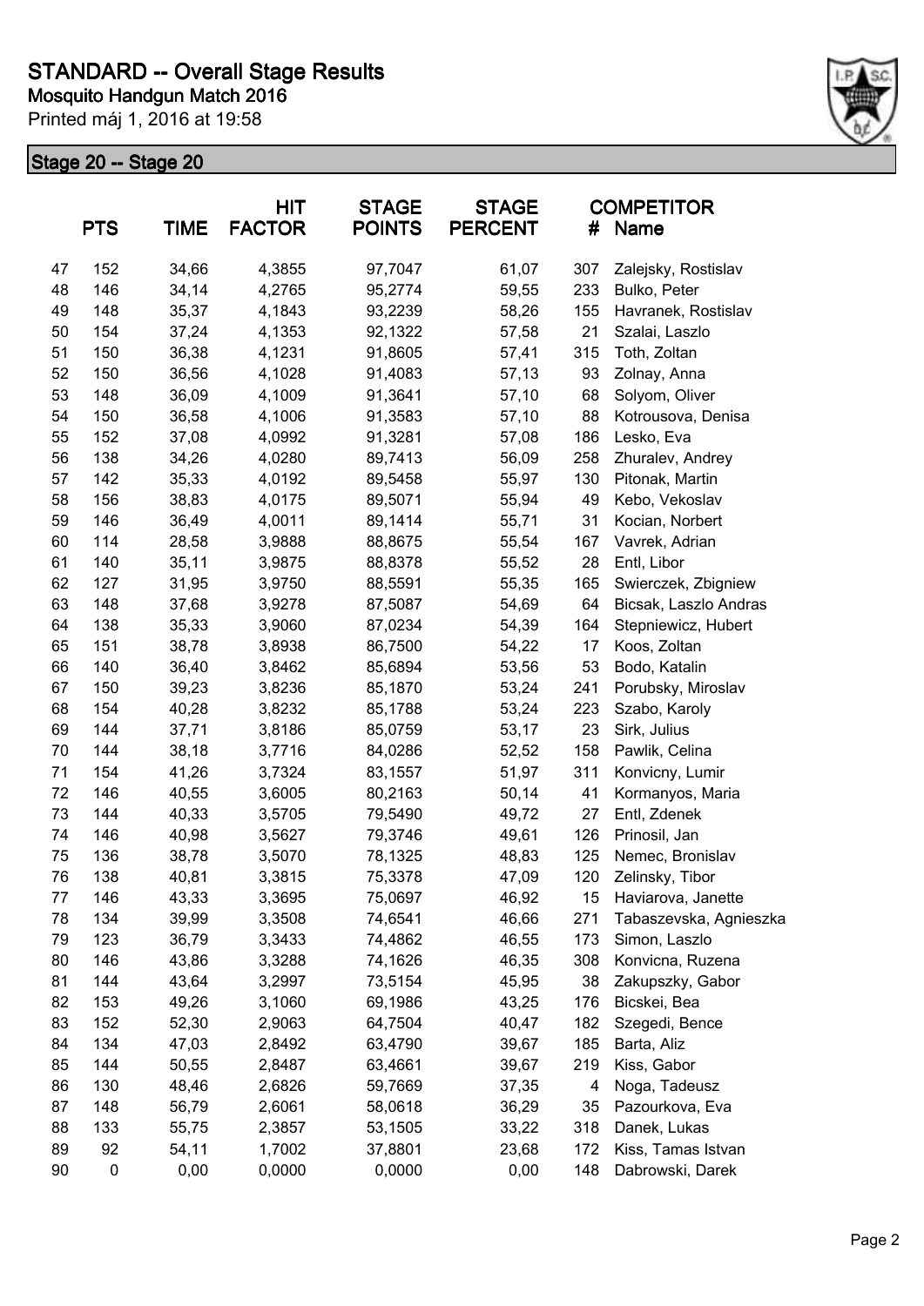# STANDARD -- Overall Stage Results

**Mosquito Handgun Match 2016**

Printed máj 1, 2016 at 19:58

## Stage 20 -- Stage 20

| | PTS | TIME | HIT FACTOR | STAGE POINTS | STAGE PERCENT | # | COMPETITOR Name |
|---|---|---|---|---|---|---|---|
| 47 | 152 | 34,66 | 4,3855 | 97,7047 | 61,07 | 307 | Zalejsky, Rostislav |
| 48 | 146 | 34,14 | 4,2765 | 95,2774 | 59,55 | 233 | Bulko, Peter |
| 49 | 148 | 35,37 | 4,1843 | 93,2239 | 58,26 | 155 | Havranek, Rostislav |
| 50 | 154 | 37,24 | 4,1353 | 92,1322 | 57,58 | 21 | Szalai, Laszlo |
| 51 | 150 | 36,38 | 4,1231 | 91,8605 | 57,41 | 315 | Toth, Zoltan |
| 52 | 150 | 36,56 | 4,1028 | 91,4083 | 57,13 | 93 | Zolnay, Anna |
| 53 | 148 | 36,09 | 4,1009 | 91,3641 | 57,10 | 68 | Solyom, Oliver |
| 54 | 150 | 36,58 | 4,1006 | 91,3583 | 57,10 | 88 | Kotrousova, Denisa |
| 55 | 152 | 37,08 | 4,0992 | 91,3281 | 57,08 | 186 | Lesko, Eva |
| 56 | 138 | 34,26 | 4,0280 | 89,7413 | 56,09 | 258 | Zhuralev, Andrey |
| 57 | 142 | 35,33 | 4,0192 | 89,5458 | 55,97 | 130 | Pitonak, Martin |
| 58 | 156 | 38,83 | 4,0175 | 89,5071 | 55,94 | 49 | Kebo, Vekoslav |
| 59 | 146 | 36,49 | 4,0011 | 89,1414 | 55,71 | 31 | Kocian, Norbert |
| 60 | 114 | 28,58 | 3,9888 | 88,8675 | 55,54 | 167 | Vavrek, Adrian |
| 61 | 140 | 35,11 | 3,9875 | 88,8378 | 55,52 | 28 | Entl, Libor |
| 62 | 127 | 31,95 | 3,9750 | 88,5591 | 55,35 | 165 | Swierczek, Zbigniew |
| 63 | 148 | 37,68 | 3,9278 | 87,5087 | 54,69 | 64 | Bicsak, Laszlo Andras |
| 64 | 138 | 35,33 | 3,9060 | 87,0234 | 54,39 | 164 | Stepniewicz, Hubert |
| 65 | 151 | 38,78 | 3,8938 | 86,7500 | 54,22 | 17 | Koos, Zoltan |
| 66 | 140 | 36,40 | 3,8462 | 85,6894 | 53,56 | 53 | Bodo, Katalin |
| 67 | 150 | 39,23 | 3,8236 | 85,1870 | 53,24 | 241 | Porubsky, Miroslav |
| 68 | 154 | 40,28 | 3,8232 | 85,1788 | 53,24 | 223 | Szabo, Karoly |
| 69 | 144 | 37,71 | 3,8186 | 85,0759 | 53,17 | 23 | Sirk, Julius |
| 70 | 144 | 38,18 | 3,7716 | 84,0286 | 52,52 | 158 | Pawlik, Celina |
| 71 | 154 | 41,26 | 3,7324 | 83,1557 | 51,97 | 311 | Konvicny, Lumir |
| 72 | 146 | 40,55 | 3,6005 | 80,2163 | 50,14 | 41 | Kormanyos, Maria |
| 73 | 144 | 40,33 | 3,5705 | 79,5490 | 49,72 | 27 | Entl, Zdenek |
| 74 | 146 | 40,98 | 3,5627 | 79,3746 | 49,61 | 126 | Prinosil, Jan |
| 75 | 136 | 38,78 | 3,5070 | 78,1325 | 48,83 | 125 | Nemec, Bronislav |
| 76 | 138 | 40,81 | 3,3815 | 75,3378 | 47,09 | 120 | Zelinsky, Tibor |
| 77 | 146 | 43,33 | 3,3695 | 75,0697 | 46,92 | 15 | Haviarova, Janette |
| 78 | 134 | 39,99 | 3,3508 | 74,6541 | 46,66 | 271 | Tabaszevska, Agnieszka |
| 79 | 123 | 36,79 | 3,3433 | 74,4862 | 46,55 | 173 | Simon, Laszlo |
| 80 | 146 | 43,86 | 3,3288 | 74,1626 | 46,35 | 308 | Konvicna, Ruzena |
| 81 | 144 | 43,64 | 3,2997 | 73,5154 | 45,95 | 38 | Zakupszky, Gabor |
| 82 | 153 | 49,26 | 3,1060 | 69,1986 | 43,25 | 176 | Bicskei, Bea |
| 83 | 152 | 52,30 | 2,9063 | 64,7504 | 40,47 | 182 | Szegedi, Bence |
| 84 | 134 | 47,03 | 2,8492 | 63,4790 | 39,67 | 185 | Barta, Aliz |
| 85 | 144 | 50,55 | 2,8487 | 63,4661 | 39,67 | 219 | Kiss, Gabor |
| 86 | 130 | 48,46 | 2,6826 | 59,7669 | 37,35 | 4 | Noga, Tadeusz |
| 87 | 148 | 56,79 | 2,6061 | 58,0618 | 36,29 | 35 | Pazourkova, Eva |
| 88 | 133 | 55,75 | 2,3857 | 53,1505 | 33,22 | 318 | Danek, Lukas |
| 89 | 92 | 54,11 | 1,7002 | 37,8801 | 23,68 | 172 | Kiss, Tamas Istvan |
| 90 | 0 | 0,00 | 0,0000 | 0,0000 | 0,00 | 148 | Dabrowski, Darek |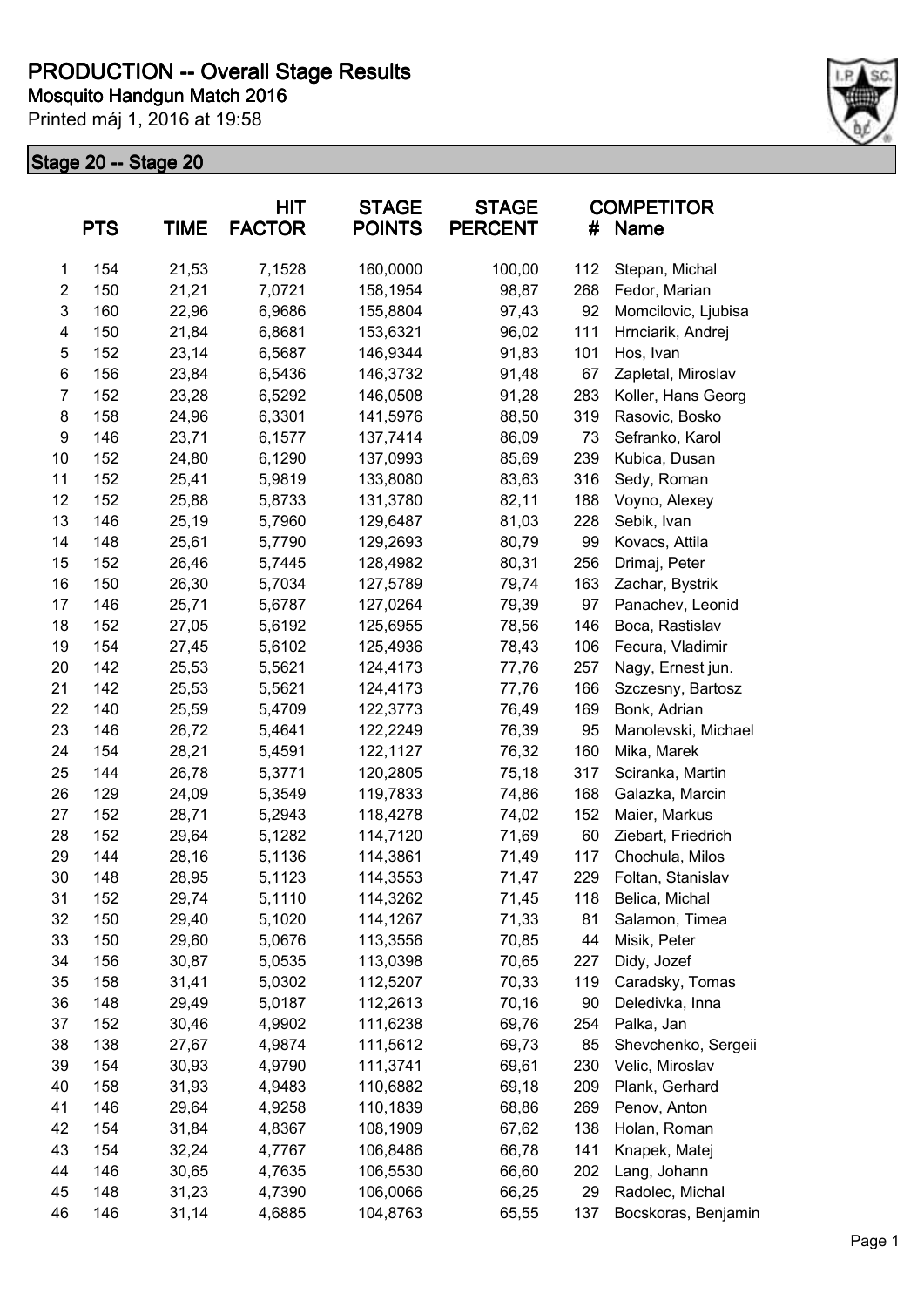# PRODUCTION -- Overall Stage Results

**Mosquito Handgun Match 2016**

Printed máj 1, 2016 at 19:58

## Stage 20 -- Stage 20

| | PTS | TIME | HIT FACTOR | STAGE POINTS | STAGE PERCENT | # | COMPETITOR Name |
|---|---|---|---|---|---|---|---|
| 1 | 154 | 21,53 | 7,1528 | 160,0000 | 100,00 | 112 | Stepan, Michal |
| 2 | 150 | 21,21 | 7,0721 | 158,1954 | 98,87 | 268 | Fedor, Marian |
| 3 | 160 | 22,96 | 6,9686 | 155,8804 | 97,43 | 92 | Momcilovic, Ljubisa |
| 4 | 150 | 21,84 | 6,8681 | 153,6321 | 96,02 | 111 | Hrnciarik, Andrej |
| 5 | 152 | 23,14 | 6,5687 | 146,9344 | 91,83 | 101 | Hos, Ivan |
| 6 | 156 | 23,84 | 6,5436 | 146,3732 | 91,48 | 67 | Zapletal, Miroslav |
| 7 | 152 | 23,28 | 6,5292 | 146,0508 | 91,28 | 283 | Koller, Hans Georg |
| 8 | 158 | 24,96 | 6,3301 | 141,5976 | 88,50 | 319 | Rasovic, Bosko |
| 9 | 146 | 23,71 | 6,1577 | 137,7414 | 86,09 | 73 | Sefranko, Karol |
| 10 | 152 | 24,80 | 6,1290 | 137,0993 | 85,69 | 239 | Kubica, Dusan |
| 11 | 152 | 25,41 | 5,9819 | 133,8080 | 83,63 | 316 | Sedy, Roman |
| 12 | 152 | 25,88 | 5,8733 | 131,3780 | 82,11 | 188 | Voyno, Alexey |
| 13 | 146 | 25,19 | 5,7960 | 129,6487 | 81,03 | 228 | Sebik, Ivan |
| 14 | 148 | 25,61 | 5,7790 | 129,2693 | 80,79 | 99 | Kovacs, Attila |
| 15 | 152 | 26,46 | 5,7445 | 128,4982 | 80,31 | 256 | Drimaj, Peter |
| 16 | 150 | 26,30 | 5,7034 | 127,5789 | 79,74 | 163 | Zachar, Bystrik |
| 17 | 146 | 25,71 | 5,6787 | 127,0264 | 79,39 | 97 | Panachev, Leonid |
| 18 | 152 | 27,05 | 5,6192 | 125,6955 | 78,56 | 146 | Boca, Rastislav |
| 19 | 154 | 27,45 | 5,6102 | 125,4936 | 78,43 | 106 | Fecura, Vladimir |
| 20 | 142 | 25,53 | 5,5621 | 124,4173 | 77,76 | 257 | Nagy, Ernest jun. |
| 21 | 142 | 25,53 | 5,5621 | 124,4173 | 77,76 | 166 | Szczesny, Bartosz |
| 22 | 140 | 25,59 | 5,4709 | 122,3773 | 76,49 | 169 | Bonk, Adrian |
| 23 | 146 | 26,72 | 5,4641 | 122,2249 | 76,39 | 95 | Manolevski, Michael |
| 24 | 154 | 28,21 | 5,4591 | 122,1127 | 76,32 | 160 | Mika, Marek |
| 25 | 144 | 26,78 | 5,3771 | 120,2805 | 75,18 | 317 | Sciranka, Martin |
| 26 | 129 | 24,09 | 5,3549 | 119,7833 | 74,86 | 168 | Galazka, Marcin |
| 27 | 152 | 28,71 | 5,2943 | 118,4278 | 74,02 | 152 | Maier, Markus |
| 28 | 152 | 29,64 | 5,1282 | 114,7120 | 71,69 | 60 | Ziebart, Friedrich |
| 29 | 144 | 28,16 | 5,1136 | 114,3861 | 71,49 | 117 | Chochula, Milos |
| 30 | 148 | 28,95 | 5,1123 | 114,3553 | 71,47 | 229 | Foltan, Stanislav |
| 31 | 152 | 29,74 | 5,1110 | 114,3262 | 71,45 | 118 | Belica, Michal |
| 32 | 150 | 29,40 | 5,1020 | 114,1267 | 71,33 | 81 | Salamon, Timea |
| 33 | 150 | 29,60 | 5,0676 | 113,3556 | 70,85 | 44 | Misik, Peter |
| 34 | 156 | 30,87 | 5,0535 | 113,0398 | 70,65 | 227 | Didy, Jozef |
| 35 | 158 | 31,41 | 5,0302 | 112,5207 | 70,33 | 119 | Caradsky, Tomas |
| 36 | 148 | 29,49 | 5,0187 | 112,2613 | 70,16 | 90 | Deledivka, Inna |
| 37 | 152 | 30,46 | 4,9902 | 111,6238 | 69,76 | 254 | Palka, Jan |
| 38 | 138 | 27,67 | 4,9874 | 111,5612 | 69,73 | 85 | Shevchenko, Sergeii |
| 39 | 154 | 30,93 | 4,9790 | 111,3741 | 69,61 | 230 | Velic, Miroslav |
| 40 | 158 | 31,93 | 4,9483 | 110,6882 | 69,18 | 209 | Plank, Gerhard |
| 41 | 146 | 29,64 | 4,9258 | 110,1839 | 68,86 | 269 | Penov, Anton |
| 42 | 154 | 31,84 | 4,8367 | 108,1909 | 67,62 | 138 | Holan, Roman |
| 43 | 154 | 32,24 | 4,7767 | 106,8486 | 66,78 | 141 | Knapek, Matej |
| 44 | 146 | 30,65 | 4,7635 | 106,5530 | 66,60 | 202 | Lang, Johann |
| 45 | 148 | 31,23 | 4,7390 | 106,0066 | 66,25 | 29 | Radolec, Michal |
| 46 | 146 | 31,14 | 4,6885 | 104,8763 | 65,55 | 137 | Bocskoras, Benjamin |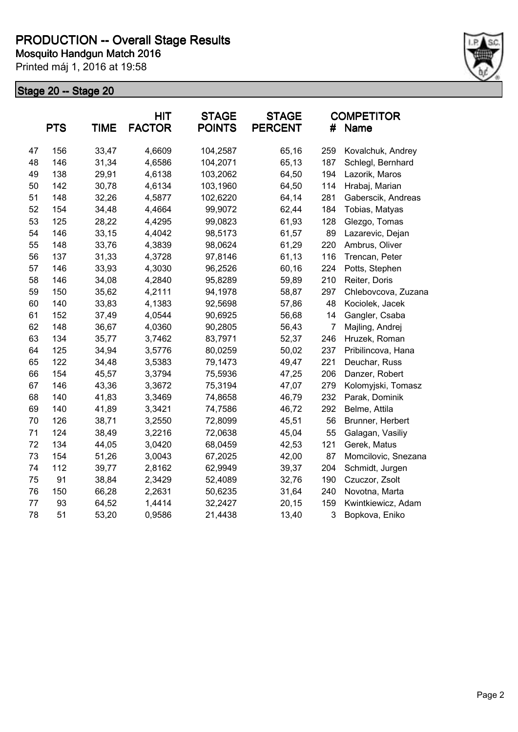# PRODUCTION -- Overall Stage Results

**Mosquito Handgun Match 2016**

Printed máj 1, 2016 at 19:58

## Stage 20 -- Stage 20

|  | PTS | TIME | HIT FACTOR | STAGE POINTS | STAGE PERCENT | # | COMPETITOR Name |
|---|---|---|---|---|---|---|---|
| 47 | 156 | 33,47 | 4,6609 | 104,2587 | 65,16 | 259 | Kovalchuk, Andrey |
| 48 | 146 | 31,34 | 4,6586 | 104,2071 | 65,13 | 187 | Schlegl, Bernhard |
| 49 | 138 | 29,91 | 4,6138 | 103,2062 | 64,50 | 194 | Lazorik, Maros |
| 50 | 142 | 30,78 | 4,6134 | 103,1960 | 64,50 | 114 | Hrabaj, Marian |
| 51 | 148 | 32,26 | 4,5877 | 102,6220 | 64,14 | 281 | Gaberscik, Andreas |
| 52 | 154 | 34,48 | 4,4664 | 99,9072 | 62,44 | 184 | Tobias, Matyas |
| 53 | 125 | 28,22 | 4,4295 | 99,0823 | 61,93 | 128 | Glezgo, Tomas |
| 54 | 146 | 33,15 | 4,4042 | 98,5173 | 61,57 | 89 | Lazarevic, Dejan |
| 55 | 148 | 33,76 | 4,3839 | 98,0624 | 61,29 | 220 | Ambrus, Oliver |
| 56 | 137 | 31,33 | 4,3728 | 97,8146 | 61,13 | 116 | Trencan, Peter |
| 57 | 146 | 33,93 | 4,3030 | 96,2526 | 60,16 | 224 | Potts, Stephen |
| 58 | 146 | 34,08 | 4,2840 | 95,8289 | 59,89 | 210 | Reiter, Doris |
| 59 | 150 | 35,62 | 4,2111 | 94,1978 | 58,87 | 297 | Chlebovcova, Zuzana |
| 60 | 140 | 33,83 | 4,1383 | 92,5698 | 57,86 | 48 | Kociolek, Jacek |
| 61 | 152 | 37,49 | 4,0544 | 90,6925 | 56,68 | 14 | Gangler, Csaba |
| 62 | 148 | 36,67 | 4,0360 | 90,2805 | 56,43 | 7 | Majling, Andrej |
| 63 | 134 | 35,77 | 3,7462 | 83,7971 | 52,37 | 246 | Hruzek, Roman |
| 64 | 125 | 34,94 | 3,5776 | 80,0259 | 50,02 | 237 | Pribilincova, Hana |
| 65 | 122 | 34,48 | 3,5383 | 79,1473 | 49,47 | 221 | Deuchar, Russ |
| 66 | 154 | 45,57 | 3,3794 | 75,5936 | 47,25 | 206 | Danzer, Robert |
| 67 | 146 | 43,36 | 3,3672 | 75,3194 | 47,07 | 279 | Kolomyjski, Tomasz |
| 68 | 140 | 41,83 | 3,3469 | 74,8658 | 46,79 | 232 | Parak, Dominik |
| 69 | 140 | 41,89 | 3,3421 | 74,7586 | 46,72 | 292 | Belme, Attila |
| 70 | 126 | 38,71 | 3,2550 | 72,8099 | 45,51 | 56 | Brunner, Herbert |
| 71 | 124 | 38,49 | 3,2216 | 72,0638 | 45,04 | 55 | Galagan, Vasiliy |
| 72 | 134 | 44,05 | 3,0420 | 68,0459 | 42,53 | 121 | Gerek, Matus |
| 73 | 154 | 51,26 | 3,0043 | 67,2025 | 42,00 | 87 | Momcilovic, Snezana |
| 74 | 112 | 39,77 | 2,8162 | 62,9949 | 39,37 | 204 | Schmidt, Jurgen |
| 75 | 91 | 38,84 | 2,3429 | 52,4089 | 32,76 | 190 | Czuczor, Zsolt |
| 76 | 150 | 66,28 | 2,2631 | 50,6235 | 31,64 | 240 | Novotna, Marta |
| 77 | 93 | 64,52 | 1,4414 | 32,2427 | 20,15 | 159 | Kwintkiewicz, Adam |
| 78 | 51 | 53,20 | 0,9586 | 21,4438 | 13,40 | 3 | Bopkova, Eniko |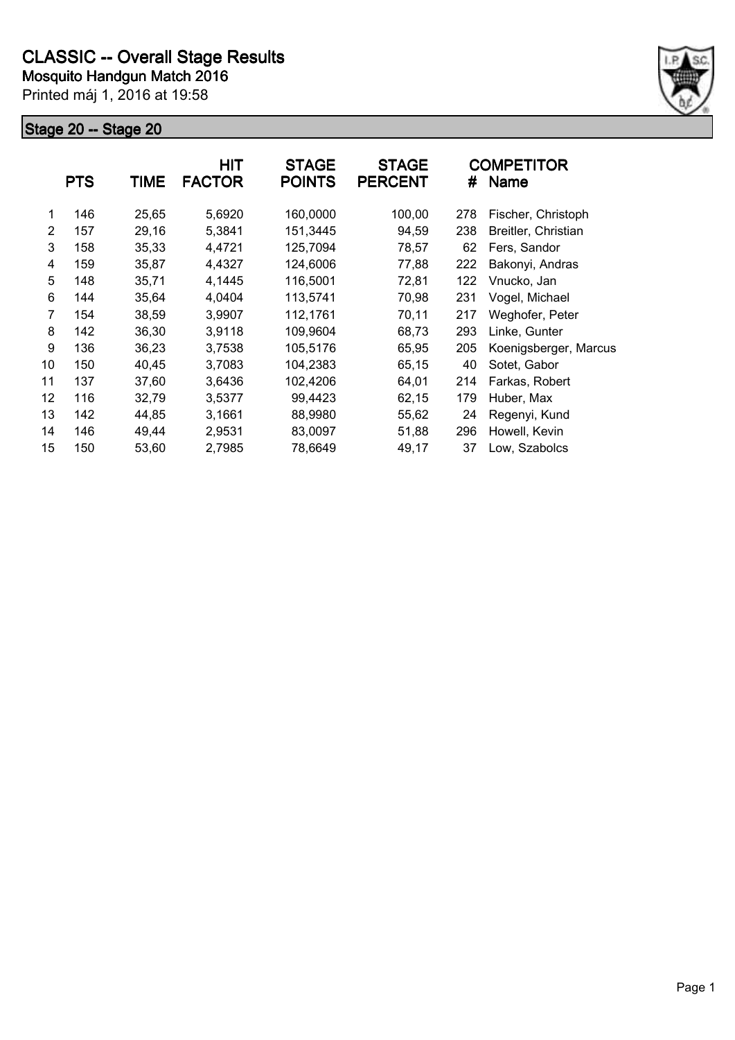# CLASSIC -- Overall Stage Results

**Mosquito Handgun Match 2016**

Printed máj 1, 2016 at 19:58

## Stage 20 -- Stage 20

| | PTS | TIME | HIT FACTOR | STAGE POINTS | STAGE PERCENT | # | COMPETITOR Name |
|---|---|---|---|---|---|---|---|
| 1 | 146 | 25,65 | 5,6920 | 160,0000 | 100,00 | 278 | Fischer, Christoph |
| 2 | 157 | 29,16 | 5,3841 | 151,3445 | 94,59 | 238 | Breitler, Christian |
| 3 | 158 | 35,33 | 4,4721 | 125,7094 | 78,57 | 62 | Fers, Sandor |
| 4 | 159 | 35,87 | 4,4327 | 124,6006 | 77,88 | 222 | Bakonyi, Andras |
| 5 | 148 | 35,71 | 4,1445 | 116,5001 | 72,81 | 122 | Vnucko, Jan |
| 6 | 144 | 35,64 | 4,0404 | 113,5741 | 70,98 | 231 | Vogel, Michael |
| 7 | 154 | 38,59 | 3,9907 | 112,1761 | 70,11 | 217 | Weghofer, Peter |
| 8 | 142 | 36,30 | 3,9118 | 109,9604 | 68,73 | 293 | Linke, Gunter |
| 9 | 136 | 36,23 | 3,7538 | 105,5176 | 65,95 | 205 | Koenigsberger, Marcus |
| 10 | 150 | 40,45 | 3,7083 | 104,2383 | 65,15 | 40 | Sotet, Gabor |
| 11 | 137 | 37,60 | 3,6436 | 102,4206 | 64,01 | 214 | Farkas, Robert |
| 12 | 116 | 32,79 | 3,5377 | 99,4423 | 62,15 | 179 | Huber, Max |
| 13 | 142 | 44,85 | 3,1661 | 88,9980 | 55,62 | 24 | Regenyi, Kund |
| 14 | 146 | 49,44 | 2,9531 | 83,0097 | 51,88 | 296 | Howell, Kevin |
| 15 | 150 | 53,60 | 2,7985 | 78,6649 | 49,17 | 37 | Low, Szabolcs |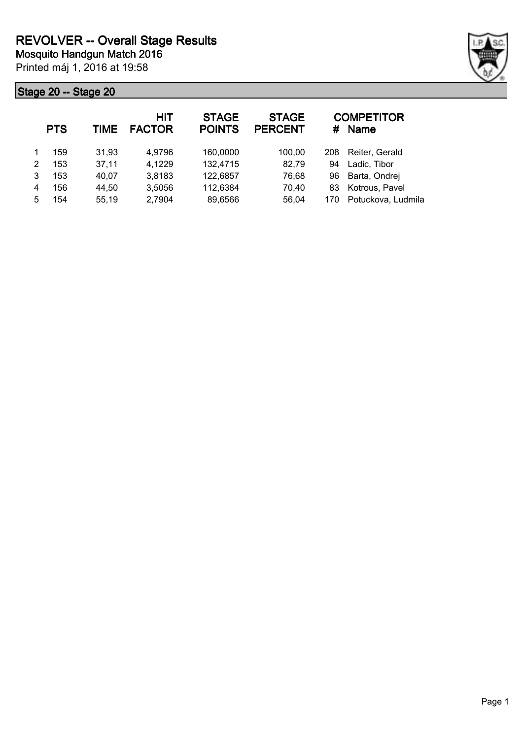# REVOLVER -- Overall Stage Results

**Mosquito Handgun Match 2016**

Printed máj 1, 2016 at 19:58

## Stage 20 -- Stage 20

| | PTS | TIME | HIT FACTOR | STAGE POINTS | STAGE PERCENT | # | COMPETITOR Name |
|---|---|---|---|---|---|---|---|
| 1 | 159 | 31,93 | 4,9796 | 160,0000 | 100,00 | 208 | Reiter, Gerald |
| 2 | 153 | 37,11 | 4,1229 | 132,4715 | 82,79 | 94 | Ladic, Tibor |
| 3 | 153 | 40,07 | 3,8183 | 122,6857 | 76,68 | 96 | Barta, Ondrej |
| 4 | 156 | 44,50 | 3,5056 | 112,6384 | 70,40 | 83 | Kotrous, Pavel |
| 5 | 154 | 55,19 | 2,7904 | 89,6566 | 56,04 | 170 | Potuckova, Ludmila |